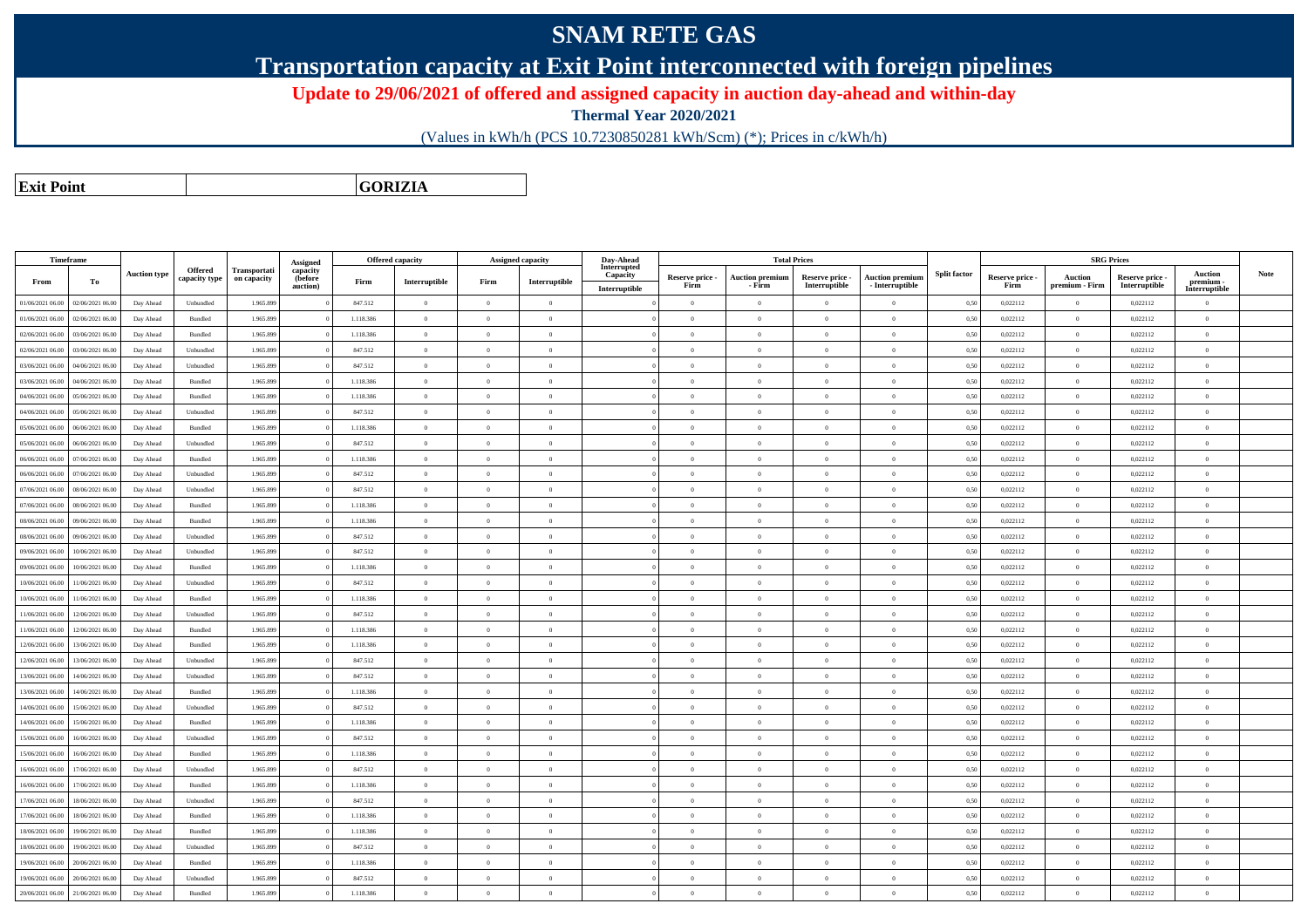# SNAM RETE GAS

## Transportation capacity at Exit Point interconnected with foreign pipelines

**Update to 29/06/2021 of offered and assigned capacity in auction day-ahead and within-day**

**Thermal Year 2020/2021**

(Values in kWh/h (PCS 10.7230850281 kWh/Scm) (*); Prices in c/kWh/h)

| **Exit Point** | | **GORIZIA** |
|---|---|---|

| Timeframe | | Auction type | Offered capacity type | Transportation capacity | Assigned capacity (before auction) | Offered capacity | | Assigned capacity | | Day-Ahead Interrupted Capacity | Total Prices | | | | Split factor | SRG Prices | | | | Note |
|---|---|---|---|---|---|---|---|---|---|---|---|---|---|---|---|---|---|---|---|---|
| From | To | | | | | Firm | Interruptible | Firm | Interruptible | Interruptible | Reserve price - Firm | Auction premium - Firm | Reserve price - Interruptible | Auction premium - Interruptible | | Reserve price - Firm | Auction premium - Firm | Reserve price - Interruptible | Auction premium - Interruptible | |
| 01/06/2021 06.00 | 02/06/2021 06.00 | Day Ahead | Unbundled | 1.965.899 | 0 | 847.512 | 0 | 0 | 0 | 0 | 0 | 0 | 0 | 0 | 0,50 | 0,022112 | 0 | 0,022112 | 0 | |
| 01/06/2021 06.00 | 02/06/2021 06.00 | Day Ahead | Bundled | 1.965.899 | 0 | 1.118.386 | 0 | 0 | 0 | 0 | 0 | 0 | 0 | 0 | 0,50 | 0,022112 | 0 | 0,022112 | 0 | |
| 02/06/2021 06.00 | 03/06/2021 06.00 | Day Ahead | Bundled | 1.965.899 | 0 | 1.118.386 | 0 | 0 | 0 | 0 | 0 | 0 | 0 | 0 | 0,50 | 0,022112 | 0 | 0,022112 | 0 | |
| 02/06/2021 06.00 | 03/06/2021 06.00 | Day Ahead | Unbundled | 1.965.899 | 0 | 847.512 | 0 | 0 | 0 | 0 | 0 | 0 | 0 | 0 | 0,50 | 0,022112 | 0 | 0,022112 | 0 | |
| 03/06/2021 06.00 | 04/06/2021 06.00 | Day Ahead | Unbundled | 1.965.899 | 0 | 847.512 | 0 | 0 | 0 | 0 | 0 | 0 | 0 | 0 | 0,50 | 0,022112 | 0 | 0,022112 | 0 | |
| 03/06/2021 06.00 | 04/06/2021 06.00 | Day Ahead | Bundled | 1.965.899 | 0 | 1.118.386 | 0 | 0 | 0 | 0 | 0 | 0 | 0 | 0 | 0,50 | 0,022112 | 0 | 0,022112 | 0 | |
| 04/06/2021 06.00 | 05/06/2021 06.00 | Day Ahead | Bundled | 1.965.899 | 0 | 1.118.386 | 0 | 0 | 0 | 0 | 0 | 0 | 0 | 0 | 0,50 | 0,022112 | 0 | 0,022112 | 0 | |
| 04/06/2021 06.00 | 05/06/2021 06.00 | Day Ahead | Unbundled | 1.965.899 | 0 | 847.512 | 0 | 0 | 0 | 0 | 0 | 0 | 0 | 0 | 0,50 | 0,022112 | 0 | 0,022112 | 0 | |
| 05/06/2021 06.00 | 06/06/2021 06.00 | Day Ahead | Bundled | 1.965.899 | 0 | 1.118.386 | 0 | 0 | 0 | 0 | 0 | 0 | 0 | 0 | 0,50 | 0,022112 | 0 | 0,022112 | 0 | |
| 05/06/2021 06.00 | 06/06/2021 06.00 | Day Ahead | Unbundled | 1.965.899 | 0 | 847.512 | 0 | 0 | 0 | 0 | 0 | 0 | 0 | 0 | 0,50 | 0,022112 | 0 | 0,022112 | 0 | |
| 06/06/2021 06.00 | 07/06/2021 06.00 | Day Ahead | Bundled | 1.965.899 | 0 | 1.118.386 | 0 | 0 | 0 | 0 | 0 | 0 | 0 | 0 | 0,50 | 0,022112 | 0 | 0,022112 | 0 | |
| 06/06/2021 06.00 | 07/06/2021 06.00 | Day Ahead | Unbundled | 1.965.899 | 0 | 847.512 | 0 | 0 | 0 | 0 | 0 | 0 | 0 | 0 | 0,50 | 0,022112 | 0 | 0,022112 | 0 | |
| 07/06/2021 06.00 | 08/06/2021 06.00 | Day Ahead | Unbundled | 1.965.899 | 0 | 847.512 | 0 | 0 | 0 | 0 | 0 | 0 | 0 | 0 | 0,50 | 0,022112 | 0 | 0,022112 | 0 | |
| 07/06/2021 06.00 | 08/06/2021 06.00 | Day Ahead | Bundled | 1.965.899 | 0 | 1.118.386 | 0 | 0 | 0 | 0 | 0 | 0 | 0 | 0 | 0,50 | 0,022112 | 0 | 0,022112 | 0 | |
| 08/06/2021 06.00 | 09/06/2021 06.00 | Day Ahead | Bundled | 1.965.899 | 0 | 1.118.386 | 0 | 0 | 0 | 0 | 0 | 0 | 0 | 0 | 0,50 | 0,022112 | 0 | 0,022112 | 0 | |
| 08/06/2021 06.00 | 09/06/2021 06.00 | Day Ahead | Unbundled | 1.965.899 | 0 | 847.512 | 0 | 0 | 0 | 0 | 0 | 0 | 0 | 0 | 0,50 | 0,022112 | 0 | 0,022112 | 0 | |
| 09/06/2021 06.00 | 10/06/2021 06.00 | Day Ahead | Unbundled | 1.965.899 | 0 | 847.512 | 0 | 0 | 0 | 0 | 0 | 0 | 0 | 0 | 0,50 | 0,022112 | 0 | 0,022112 | 0 | |
| 09/06/2021 06.00 | 10/06/2021 06.00 | Day Ahead | Bundled | 1.965.899 | 0 | 1.118.386 | 0 | 0 | 0 | 0 | 0 | 0 | 0 | 0 | 0,50 | 0,022112 | 0 | 0,022112 | 0 | |
| 10/06/2021 06.00 | 11/06/2021 06.00 | Day Ahead | Unbundled | 1.965.899 | 0 | 847.512 | 0 | 0 | 0 | 0 | 0 | 0 | 0 | 0 | 0,50 | 0,022112 | 0 | 0,022112 | 0 | |
| 10/06/2021 06.00 | 11/06/2021 06.00 | Day Ahead | Bundled | 1.965.899 | 0 | 1.118.386 | 0 | 0 | 0 | 0 | 0 | 0 | 0 | 0 | 0,50 | 0,022112 | 0 | 0,022112 | 0 | |
| 11/06/2021 06.00 | 12/06/2021 06.00 | Day Ahead | Unbundled | 1.965.899 | 0 | 847.512 | 0 | 0 | 0 | 0 | 0 | 0 | 0 | 0 | 0,50 | 0,022112 | 0 | 0,022112 | 0 | |
| 11/06/2021 06.00 | 12/06/2021 06.00 | Day Ahead | Bundled | 1.965.899 | 0 | 1.118.386 | 0 | 0 | 0 | 0 | 0 | 0 | 0 | 0 | 0,50 | 0,022112 | 0 | 0,022112 | 0 | |
| 12/06/2021 06.00 | 13/06/2021 06.00 | Day Ahead | Bundled | 1.965.899 | 0 | 1.118.386 | 0 | 0 | 0 | 0 | 0 | 0 | 0 | 0 | 0,50 | 0,022112 | 0 | 0,022112 | 0 | |
| 12/06/2021 06.00 | 13/06/2021 06.00 | Day Ahead | Unbundled | 1.965.899 | 0 | 847.512 | 0 | 0 | 0 | 0 | 0 | 0 | 0 | 0 | 0,50 | 0,022112 | 0 | 0,022112 | 0 | |
| 13/06/2021 06.00 | 14/06/2021 06.00 | Day Ahead | Unbundled | 1.965.899 | 0 | 847.512 | 0 | 0 | 0 | 0 | 0 | 0 | 0 | 0 | 0,50 | 0,022112 | 0 | 0,022112 | 0 | |
| 13/06/2021 06.00 | 14/06/2021 06.00 | Day Ahead | Bundled | 1.965.899 | 0 | 1.118.386 | 0 | 0 | 0 | 0 | 0 | 0 | 0 | 0 | 0,50 | 0,022112 | 0 | 0,022112 | 0 | |
| 14/06/2021 06.00 | 15/06/2021 06.00 | Day Ahead | Unbundled | 1.965.899 | 0 | 847.512 | 0 | 0 | 0 | 0 | 0 | 0 | 0 | 0 | 0,50 | 0,022112 | 0 | 0,022112 | 0 | |
| 14/06/2021 06.00 | 15/06/2021 06.00 | Day Ahead | Bundled | 1.965.899 | 0 | 1.118.386 | 0 | 0 | 0 | 0 | 0 | 0 | 0 | 0 | 0,50 | 0,022112 | 0 | 0,022112 | 0 | |
| 15/06/2021 06.00 | 16/06/2021 06.00 | Day Ahead | Unbundled | 1.965.899 | 0 | 847.512 | 0 | 0 | 0 | 0 | 0 | 0 | 0 | 0 | 0,50 | 0,022112 | 0 | 0,022112 | 0 | |
| 15/06/2021 06.00 | 16/06/2021 06.00 | Day Ahead | Bundled | 1.965.899 | 0 | 1.118.386 | 0 | 0 | 0 | 0 | 0 | 0 | 0 | 0 | 0,50 | 0,022112 | 0 | 0,022112 | 0 | |
| 16/06/2021 06.00 | 17/06/2021 06.00 | Day Ahead | Unbundled | 1.965.899 | 0 | 847.512 | 0 | 0 | 0 | 0 | 0 | 0 | 0 | 0 | 0,50 | 0,022112 | 0 | 0,022112 | 0 | |
| 16/06/2021 06.00 | 17/06/2021 06.00 | Day Ahead | Bundled | 1.965.899 | 0 | 1.118.386 | 0 | 0 | 0 | 0 | 0 | 0 | 0 | 0 | 0,50 | 0,022112 | 0 | 0,022112 | 0 | |
| 17/06/2021 06.00 | 18/06/2021 06.00 | Day Ahead | Unbundled | 1.965.899 | 0 | 847.512 | 0 | 0 | 0 | 0 | 0 | 0 | 0 | 0 | 0,50 | 0,022112 | 0 | 0,022112 | 0 | |
| 17/06/2021 06.00 | 18/06/2021 06.00 | Day Ahead | Bundled | 1.965.899 | 0 | 1.118.386 | 0 | 0 | 0 | 0 | 0 | 0 | 0 | 0 | 0,50 | 0,022112 | 0 | 0,022112 | 0 | |
| 18/06/2021 06.00 | 19/06/2021 06.00 | Day Ahead | Bundled | 1.965.899 | 0 | 1.118.386 | 0 | 0 | 0 | 0 | 0 | 0 | 0 | 0 | 0,50 | 0,022112 | 0 | 0,022112 | 0 | |
| 18/06/2021 06.00 | 19/06/2021 06.00 | Day Ahead | Unbundled | 1.965.899 | 0 | 847.512 | 0 | 0 | 0 | 0 | 0 | 0 | 0 | 0 | 0,50 | 0,022112 | 0 | 0,022112 | 0 | |
| 19/06/2021 06.00 | 20/06/2021 06.00 | Day Ahead | Bundled | 1.965.899 | 0 | 1.118.386 | 0 | 0 | 0 | 0 | 0 | 0 | 0 | 0 | 0,50 | 0,022112 | 0 | 0,022112 | 0 | |
| 19/06/2021 06.00 | 20/06/2021 06.00 | Day Ahead | Unbundled | 1.965.899 | 0 | 847.512 | 0 | 0 | 0 | 0 | 0 | 0 | 0 | 0 | 0,50 | 0,022112 | 0 | 0,022112 | 0 | |
| 20/06/2021 06.00 | 21/06/2021 06.00 | Day Ahead | Bundled | 1.965.899 | 0 | 1.118.386 | 0 | 0 | 0 | 0 | 0 | 0 | 0 | 0 | 0,50 | 0,022112 | 0 | 0,022112 | 0 | |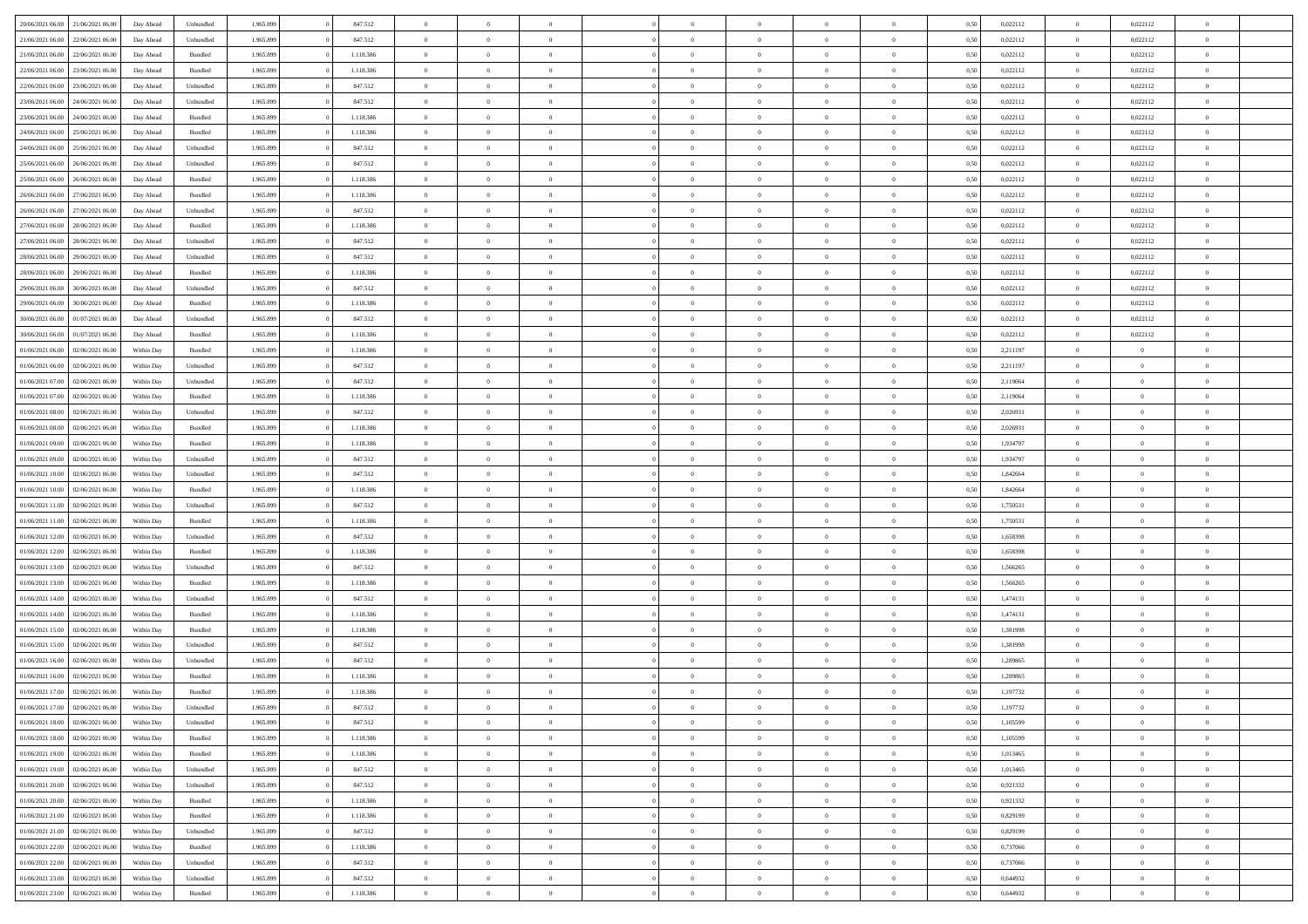| | | | | | | | | | | | | | | | | | | | | |
|---|---|---|---|---|---|---|---|---|---|---|---|---|---|---|---|---|---|---|---|---|
| 20/06/2021 06:00 | 21/06/2021 06:00 | Day Ahead | Unbundled | 1.965.899 | 0 | 847.512 | 0 | 0 | 0 | | 0 | 0 | 0 | 0 | 0,50 | 0,022112 | 0 | 0,022112 | 0 | |
| 21/06/2021 06:00 | 22/06/2021 06:00 | Day Ahead | Unbundled | 1.965.899 | 0 | 847.512 | 0 | 0 | 0 | | 0 | 0 | 0 | 0 | 0,50 | 0,022112 | 0 | 0,022112 | 0 | |
| 21/06/2021 06:00 | 22/06/2021 06:00 | Day Ahead | Bundled | 1.965.899 | 0 | 1.118.386 | 0 | 0 | 0 | | 0 | 0 | 0 | 0 | 0,50 | 0,022112 | 0 | 0,022112 | 0 | |
| 22/06/2021 06:00 | 23/06/2021 06:00 | Day Ahead | Bundled | 1.965.899 | 0 | 1.118.386 | 0 | 0 | 0 | | 0 | 0 | 0 | 0 | 0,50 | 0,022112 | 0 | 0,022112 | 0 | |
| 22/06/2021 06:00 | 23/06/2021 06:00 | Day Ahead | Unbundled | 1.965.899 | 0 | 847.512 | 0 | 0 | 0 | | 0 | 0 | 0 | 0 | 0,50 | 0,022112 | 0 | 0,022112 | 0 | |
| 23/06/2021 06:00 | 24/06/2021 06:00 | Day Ahead | Unbundled | 1.965.899 | 0 | 847.512 | 0 | 0 | 0 | | 0 | 0 | 0 | 0 | 0,50 | 0,022112 | 0 | 0,022112 | 0 | |
| 23/06/2021 06:00 | 24/06/2021 06:00 | Day Ahead | Bundled | 1.965.899 | 0 | 1.118.386 | 0 | 0 | 0 | | 0 | 0 | 0 | 0 | 0,50 | 0,022112 | 0 | 0,022112 | 0 | |
| 24/06/2021 06:00 | 25/06/2021 06:00 | Day Ahead | Bundled | 1.965.899 | 0 | 1.118.386 | 0 | 0 | 0 | | 0 | 0 | 0 | 0 | 0,50 | 0,022112 | 0 | 0,022112 | 0 | |
| 24/06/2021 06:00 | 25/06/2021 06:00 | Day Ahead | Unbundled | 1.965.899 | 0 | 847.512 | 0 | 0 | 0 | | 0 | 0 | 0 | 0 | 0,50 | 0,022112 | 0 | 0,022112 | 0 | |
| 25/06/2021 06:00 | 26/06/2021 06:00 | Day Ahead | Unbundled | 1.965.899 | 0 | 847.512 | 0 | 0 | 0 | | 0 | 0 | 0 | 0 | 0,50 | 0,022112 | 0 | 0,022112 | 0 | |
| 25/06/2021 06:00 | 26/06/2021 06:00 | Day Ahead | Bundled | 1.965.899 | 0 | 1.118.386 | 0 | 0 | 0 | | 0 | 0 | 0 | 0 | 0,50 | 0,022112 | 0 | 0,022112 | 0 | |
| 26/06/2021 06:00 | 27/06/2021 06:00 | Day Ahead | Bundled | 1.965.899 | 0 | 1.118.386 | 0 | 0 | 0 | | 0 | 0 | 0 | 0 | 0,50 | 0,022112 | 0 | 0,022112 | 0 | |
| 26/06/2021 06:00 | 27/06/2021 06:00 | Day Ahead | Unbundled | 1.965.899 | 0 | 847.512 | 0 | 0 | 0 | | 0 | 0 | 0 | 0 | 0,50 | 0,022112 | 0 | 0,022112 | 0 | |
| 27/06/2021 06:00 | 28/06/2021 06:00 | Day Ahead | Bundled | 1.965.899 | 0 | 1.118.386 | 0 | 0 | 0 | | 0 | 0 | 0 | 0 | 0,50 | 0,022112 | 0 | 0,022112 | 0 | |
| 27/06/2021 06:00 | 28/06/2021 06:00 | Day Ahead | Unbundled | 1.965.899 | 0 | 847.512 | 0 | 0 | 0 | | 0 | 0 | 0 | 0 | 0,50 | 0,022112 | 0 | 0,022112 | 0 | |
| 28/06/2021 06:00 | 29/06/2021 06:00 | Day Ahead | Unbundled | 1.965.899 | 0 | 847.512 | 0 | 0 | 0 | | 0 | 0 | 0 | 0 | 0,50 | 0,022112 | 0 | 0,022112 | 0 | |
| 28/06/2021 06:00 | 29/06/2021 06:00 | Day Ahead | Bundled | 1.965.899 | 0 | 1.118.386 | 0 | 0 | 0 | | 0 | 0 | 0 | 0 | 0,50 | 0,022112 | 0 | 0,022112 | 0 | |
| 29/06/2021 06:00 | 30/06/2021 06:00 | Day Ahead | Unbundled | 1.965.899 | 0 | 847.512 | 0 | 0 | 0 | | 0 | 0 | 0 | 0 | 0,50 | 0,022112 | 0 | 0,022112 | 0 | |
| 29/06/2021 06:00 | 30/06/2021 06:00 | Day Ahead | Bundled | 1.965.899 | 0 | 1.118.386 | 0 | 0 | 0 | | 0 | 0 | 0 | 0 | 0,50 | 0,022112 | 0 | 0,022112 | 0 | |
| 30/06/2021 06:00 | 01/07/2021 06:00 | Day Ahead | Unbundled | 1.965.899 | 0 | 847.512 | 0 | 0 | 0 | | 0 | 0 | 0 | 0 | 0,50 | 0,022112 | 0 | 0,022112 | 0 | |
| 30/06/2021 06:00 | 01/07/2021 06:00 | Day Ahead | Bundled | 1.965.899 | 0 | 1.118.386 | 0 | 0 | 0 | | 0 | 0 | 0 | 0 | 0,50 | 0,022112 | 0 | 0,022112 | 0 | |
| 01/06/2021 06:00 | 02/06/2021 06:00 | Within Day | Bundled | 1.965.899 | 0 | 1.118.386 | 0 | 0 | 0 | | 0 | 0 | 0 | 0 | 0,50 | 2,211197 | 0 | 0 | 0 | |
| 01/06/2021 06:00 | 02/06/2021 06:00 | Within Day | Unbundled | 1.965.899 | 0 | 847.512 | 0 | 0 | 0 | | 0 | 0 | 0 | 0 | 0,50 | 2,211197 | 0 | 0 | 0 | |
| 01/06/2021 07:00 | 02/06/2021 06:00 | Within Day | Unbundled | 1.965.899 | 0 | 847.512 | 0 | 0 | 0 | | 0 | 0 | 0 | 0 | 0,50 | 2,119064 | 0 | 0 | 0 | |
| 01/06/2021 07:00 | 02/06/2021 06:00 | Within Day | Bundled | 1.965.899 | 0 | 1.118.386 | 0 | 0 | 0 | | 0 | 0 | 0 | 0 | 0,50 | 2,119064 | 0 | 0 | 0 | |
| 01/06/2021 08:00 | 02/06/2021 06:00 | Within Day | Unbundled | 1.965.899 | 0 | 847.512 | 0 | 0 | 0 | | 0 | 0 | 0 | 0 | 0,50 | 2,026931 | 0 | 0 | 0 | |
| 01/06/2021 08:00 | 02/06/2021 06:00 | Within Day | Bundled | 1.965.899 | 0 | 1.118.386 | 0 | 0 | 0 | | 0 | 0 | 0 | 0 | 0,50 | 2,026931 | 0 | 0 | 0 | |
| 01/06/2021 09:00 | 02/06/2021 06:00 | Within Day | Bundled | 1.965.899 | 0 | 1.118.386 | 0 | 0 | 0 | | 0 | 0 | 0 | 0 | 0,50 | 1,934797 | 0 | 0 | 0 | |
| 01/06/2021 09:00 | 02/06/2021 06:00 | Within Day | Unbundled | 1.965.899 | 0 | 847.512 | 0 | 0 | 0 | | 0 | 0 | 0 | 0 | 0,50 | 1,934797 | 0 | 0 | 0 | |
| 01/06/2021 10:00 | 02/06/2021 06:00 | Within Day | Unbundled | 1.965.899 | 0 | 847.512 | 0 | 0 | 0 | | 0 | 0 | 0 | 0 | 0,50 | 1,842664 | 0 | 0 | 0 | |
| 01/06/2021 10:00 | 02/06/2021 06:00 | Within Day | Bundled | 1.965.899 | 0 | 1.118.386 | 0 | 0 | 0 | | 0 | 0 | 0 | 0 | 0,50 | 1,842664 | 0 | 0 | 0 | |
| 01/06/2021 11:00 | 02/06/2021 06:00 | Within Day | Unbundled | 1.965.899 | 0 | 847.512 | 0 | 0 | 0 | | 0 | 0 | 0 | 0 | 0,50 | 1,750531 | 0 | 0 | 0 | |
| 01/06/2021 11:00 | 02/06/2021 06:00 | Within Day | Bundled | 1.965.899 | 0 | 1.118.386 | 0 | 0 | 0 | | 0 | 0 | 0 | 0 | 0,50 | 1,750531 | 0 | 0 | 0 | |
| 01/06/2021 12:00 | 02/06/2021 06:00 | Within Day | Unbundled | 1.965.899 | 0 | 847.512 | 0 | 0 | 0 | | 0 | 0 | 0 | 0 | 0,50 | 1,658398 | 0 | 0 | 0 | |
| 01/06/2021 12:00 | 02/06/2021 06:00 | Within Day | Bundled | 1.965.899 | 0 | 1.118.386 | 0 | 0 | 0 | | 0 | 0 | 0 | 0 | 0,50 | 1,658398 | 0 | 0 | 0 | |
| 01/06/2021 13:00 | 02/06/2021 06:00 | Within Day | Unbundled | 1.965.899 | 0 | 847.512 | 0 | 0 | 0 | | 0 | 0 | 0 | 0 | 0,50 | 1,566265 | 0 | 0 | 0 | |
| 01/06/2021 13:00 | 02/06/2021 06:00 | Within Day | Bundled | 1.965.899 | 0 | 1.118.386 | 0 | 0 | 0 | | 0 | 0 | 0 | 0 | 0,50 | 1,566265 | 0 | 0 | 0 | |
| 01/06/2021 14:00 | 02/06/2021 06:00 | Within Day | Unbundled | 1.965.899 | 0 | 847.512 | 0 | 0 | 0 | | 0 | 0 | 0 | 0 | 0,50 | 1,474131 | 0 | 0 | 0 | |
| 01/06/2021 14:00 | 02/06/2021 06:00 | Within Day | Bundled | 1.965.899 | 0 | 1.118.386 | 0 | 0 | 0 | | 0 | 0 | 0 | 0 | 0,50 | 1,474131 | 0 | 0 | 0 | |
| 01/06/2021 15:00 | 02/06/2021 06:00 | Within Day | Bundled | 1.965.899 | 0 | 1.118.386 | 0 | 0 | 0 | | 0 | 0 | 0 | 0 | 0,50 | 1,381998 | 0 | 0 | 0 | |
| 01/06/2021 15:00 | 02/06/2021 06:00 | Within Day | Unbundled | 1.965.899 | 0 | 847.512 | 0 | 0 | 0 | | 0 | 0 | 0 | 0 | 0,50 | 1,381998 | 0 | 0 | 0 | |
| 01/06/2021 16:00 | 02/06/2021 06:00 | Within Day | Unbundled | 1.965.899 | 0 | 847.512 | 0 | 0 | 0 | | 0 | 0 | 0 | 0 | 0,50 | 1,289865 | 0 | 0 | 0 | |
| 01/06/2021 16:00 | 02/06/2021 06:00 | Within Day | Bundled | 1.965.899 | 0 | 1.118.386 | 0 | 0 | 0 | | 0 | 0 | 0 | 0 | 0,50 | 1,289865 | 0 | 0 | 0 | |
| 01/06/2021 17:00 | 02/06/2021 06:00 | Within Day | Bundled | 1.965.899 | 0 | 1.118.386 | 0 | 0 | 0 | | 0 | 0 | 0 | 0 | 0,50 | 1,197732 | 0 | 0 | 0 | |
| 01/06/2021 17:00 | 02/06/2021 06:00 | Within Day | Unbundled | 1.965.899 | 0 | 847.512 | 0 | 0 | 0 | | 0 | 0 | 0 | 0 | 0,50 | 1,197732 | 0 | 0 | 0 | |
| 01/06/2021 18:00 | 02/06/2021 06:00 | Within Day | Unbundled | 1.965.899 | 0 | 847.512 | 0 | 0 | 0 | | 0 | 0 | 0 | 0 | 0,50 | 1,105599 | 0 | 0 | 0 | |
| 01/06/2021 18:00 | 02/06/2021 06:00 | Within Day | Bundled | 1.965.899 | 0 | 1.118.386 | 0 | 0 | 0 | | 0 | 0 | 0 | 0 | 0,50 | 1,105599 | 0 | 0 | 0 | |
| 01/06/2021 19:00 | 02/06/2021 06:00 | Within Day | Bundled | 1.965.899 | 0 | 1.118.386 | 0 | 0 | 0 | | 0 | 0 | 0 | 0 | 0,50 | 1,013465 | 0 | 0 | 0 | |
| 01/06/2021 19:00 | 02/06/2021 06:00 | Within Day | Unbundled | 1.965.899 | 0 | 847.512 | 0 | 0 | 0 | | 0 | 0 | 0 | 0 | 0,50 | 1,013465 | 0 | 0 | 0 | |
| 01/06/2021 20:00 | 02/06/2021 06:00 | Within Day | Unbundled | 1.965.899 | 0 | 847.512 | 0 | 0 | 0 | | 0 | 0 | 0 | 0 | 0,50 | 0,921332 | 0 | 0 | 0 | |
| 01/06/2021 20:00 | 02/06/2021 06:00 | Within Day | Bundled | 1.965.899 | 0 | 1.118.386 | 0 | 0 | 0 | | 0 | 0 | 0 | 0 | 0,50 | 0,921332 | 0 | 0 | 0 | |
| 01/06/2021 21:00 | 02/06/2021 06:00 | Within Day | Bundled | 1.965.899 | 0 | 1.118.386 | 0 | 0 | 0 | | 0 | 0 | 0 | 0 | 0,50 | 0,829199 | 0 | 0 | 0 | |
| 01/06/2021 21:00 | 02/06/2021 06:00 | Within Day | Unbundled | 1.965.899 | 0 | 847.512 | 0 | 0 | 0 | | 0 | 0 | 0 | 0 | 0,50 | 0,829199 | 0 | 0 | 0 | |
| 01/06/2021 22:00 | 02/06/2021 06:00 | Within Day | Bundled | 1.965.899 | 0 | 1.118.386 | 0 | 0 | 0 | | 0 | 0 | 0 | 0 | 0,50 | 0,737066 | 0 | 0 | 0 | |
| 01/06/2021 22:00 | 02/06/2021 06:00 | Within Day | Unbundled | 1.965.899 | 0 | 847.512 | 0 | 0 | 0 | | 0 | 0 | 0 | 0 | 0,50 | 0,737066 | 0 | 0 | 0 | |
| 01/06/2021 23:00 | 02/06/2021 06:00 | Within Day | Unbundled | 1.965.899 | 0 | 847.512 | 0 | 0 | 0 | | 0 | 0 | 0 | 0 | 0,50 | 0,644932 | 0 | 0 | 0 | |
| 01/06/2021 23:00 | 02/06/2021 06:00 | Within Day | Bundled | 1.965.899 | 0 | 1.118.386 | 0 | 0 | 0 | | 0 | 0 | 0 | 0 | 0,50 | 0,644932 | 0 | 0 | 0 | |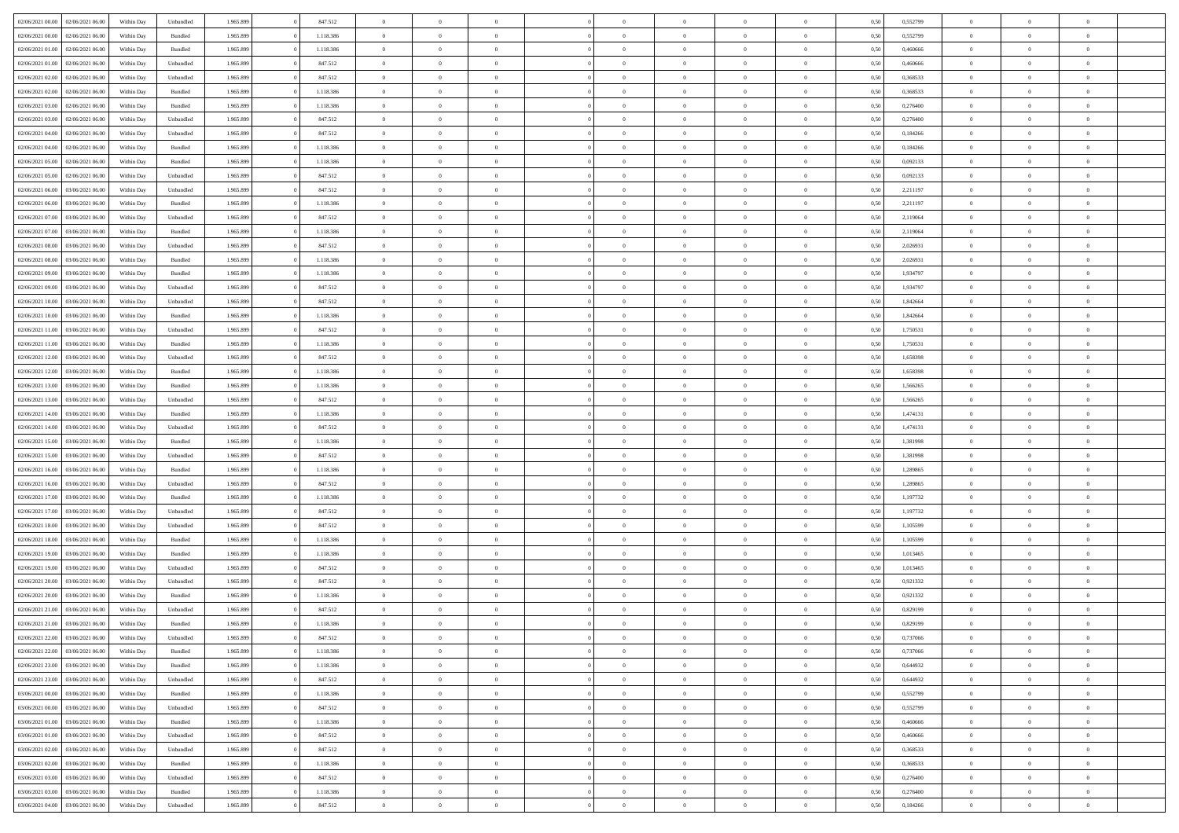| | | | | | | | | | | | | | | | | | | | | |
|---|---|---|---|---|---|---|---|---|---|---|---|---|---|---|---|---|---|---|---|---|
| 02/06/2021 00:00 | 02/06/2021 06:00 | Within Day | Unbundled | 1.965.899 | 0 | 847.512 | 0 | 0 | 0 | 0 | 0 | 0 | 0 | 0 | 0,50 | 0,552799 | 0 | 0 | 0 | |
| 02/06/2021 00:00 | 02/06/2021 06:00 | Within Day | Bundled | 1.965.899 | 0 | 1.118.386 | 0 | 0 | 0 | 0 | 0 | 0 | 0 | 0 | 0,50 | 0,552799 | 0 | 0 | 0 | |
| 02/06/2021 01:00 | 02/06/2021 06:00 | Within Day | Bundled | 1.965.899 | 0 | 1.118.386 | 0 | 0 | 0 | 0 | 0 | 0 | 0 | 0 | 0,50 | 0,460666 | 0 | 0 | 0 | |
| 02/06/2021 01:00 | 02/06/2021 06:00 | Within Day | Unbundled | 1.965.899 | 0 | 847.512 | 0 | 0 | 0 | 0 | 0 | 0 | 0 | 0 | 0,50 | 0,460666 | 0 | 0 | 0 | |
| 02/06/2021 02:00 | 02/06/2021 06:00 | Within Day | Unbundled | 1.965.899 | 0 | 847.512 | 0 | 0 | 0 | 0 | 0 | 0 | 0 | 0 | 0,50 | 0,368533 | 0 | 0 | 0 | |
| 02/06/2021 02:00 | 02/06/2021 06:00 | Within Day | Bundled | 1.965.899 | 0 | 1.118.386 | 0 | 0 | 0 | 0 | 0 | 0 | 0 | 0 | 0,50 | 0,368533 | 0 | 0 | 0 | |
| 02/06/2021 03:00 | 02/06/2021 06:00 | Within Day | Bundled | 1.965.899 | 0 | 1.118.386 | 0 | 0 | 0 | 0 | 0 | 0 | 0 | 0 | 0,50 | 0,276400 | 0 | 0 | 0 | |
| 02/06/2021 03:00 | 02/06/2021 06:00 | Within Day | Unbundled | 1.965.899 | 0 | 847.512 | 0 | 0 | 0 | 0 | 0 | 0 | 0 | 0 | 0,50 | 0,276400 | 0 | 0 | 0 | |
| 02/06/2021 04:00 | 02/06/2021 06:00 | Within Day | Unbundled | 1.965.899 | 0 | 847.512 | 0 | 0 | 0 | 0 | 0 | 0 | 0 | 0 | 0,50 | 0,184266 | 0 | 0 | 0 | |
| 02/06/2021 04:00 | 02/06/2021 06:00 | Within Day | Bundled | 1.965.899 | 0 | 1.118.386 | 0 | 0 | 0 | 0 | 0 | 0 | 0 | 0 | 0,50 | 0,184266 | 0 | 0 | 0 | |
| 02/06/2021 05:00 | 02/06/2021 06:00 | Within Day | Bundled | 1.965.899 | 0 | 1.118.386 | 0 | 0 | 0 | 0 | 0 | 0 | 0 | 0 | 0,50 | 0,092133 | 0 | 0 | 0 | |
| 02/06/2021 05:00 | 02/06/2021 06:00 | Within Day | Unbundled | 1.965.899 | 0 | 847.512 | 0 | 0 | 0 | 0 | 0 | 0 | 0 | 0 | 0,50 | 0,092133 | 0 | 0 | 0 | |
| 02/06/2021 06:00 | 03/06/2021 06:00 | Within Day | Unbundled | 1.965.899 | 0 | 847.512 | 0 | 0 | 0 | 0 | 0 | 0 | 0 | 0 | 0,50 | 2,211197 | 0 | 0 | 0 | |
| 02/06/2021 06:00 | 03/06/2021 06:00 | Within Day | Bundled | 1.965.899 | 0 | 1.118.386 | 0 | 0 | 0 | 0 | 0 | 0 | 0 | 0 | 0,50 | 2,211197 | 0 | 0 | 0 | |
| 02/06/2021 07:00 | 03/06/2021 06:00 | Within Day | Unbundled | 1.965.899 | 0 | 847.512 | 0 | 0 | 0 | 0 | 0 | 0 | 0 | 0 | 0,50 | 2,119064 | 0 | 0 | 0 | |
| 02/06/2021 07:00 | 03/06/2021 06:00 | Within Day | Bundled | 1.965.899 | 0 | 1.118.386 | 0 | 0 | 0 | 0 | 0 | 0 | 0 | 0 | 0,50 | 2,119064 | 0 | 0 | 0 | |
| 02/06/2021 08:00 | 03/06/2021 06:00 | Within Day | Unbundled | 1.965.899 | 0 | 847.512 | 0 | 0 | 0 | 0 | 0 | 0 | 0 | 0 | 0,50 | 2,026931 | 0 | 0 | 0 | |
| 02/06/2021 08:00 | 03/06/2021 06:00 | Within Day | Bundled | 1.965.899 | 0 | 1.118.386 | 0 | 0 | 0 | 0 | 0 | 0 | 0 | 0 | 0,50 | 2,026931 | 0 | 0 | 0 | |
| 02/06/2021 09:00 | 03/06/2021 06:00 | Within Day | Bundled | 1.965.899 | 0 | 1.118.386 | 0 | 0 | 0 | 0 | 0 | 0 | 0 | 0 | 0,50 | 1,934797 | 0 | 0 | 0 | |
| 02/06/2021 09:00 | 03/06/2021 06:00 | Within Day | Unbundled | 1.965.899 | 0 | 847.512 | 0 | 0 | 0 | 0 | 0 | 0 | 0 | 0 | 0,50 | 1,934797 | 0 | 0 | 0 | |
| 02/06/2021 10:00 | 03/06/2021 06:00 | Within Day | Unbundled | 1.965.899 | 0 | 847.512 | 0 | 0 | 0 | 0 | 0 | 0 | 0 | 0 | 0,50 | 1,842664 | 0 | 0 | 0 | |
| 02/06/2021 10:00 | 03/06/2021 06:00 | Within Day | Bundled | 1.965.899 | 0 | 1.118.386 | 0 | 0 | 0 | 0 | 0 | 0 | 0 | 0 | 0,50 | 1,842664 | 0 | 0 | 0 | |
| 02/06/2021 11:00 | 03/06/2021 06:00 | Within Day | Unbundled | 1.965.899 | 0 | 847.512 | 0 | 0 | 0 | 0 | 0 | 0 | 0 | 0 | 0,50 | 1,750531 | 0 | 0 | 0 | |
| 02/06/2021 11:00 | 03/06/2021 06:00 | Within Day | Bundled | 1.965.899 | 0 | 1.118.386 | 0 | 0 | 0 | 0 | 0 | 0 | 0 | 0 | 0,50 | 1,750531 | 0 | 0 | 0 | |
| 02/06/2021 12:00 | 03/06/2021 06:00 | Within Day | Unbundled | 1.965.899 | 0 | 847.512 | 0 | 0 | 0 | 0 | 0 | 0 | 0 | 0 | 0,50 | 1,658398 | 0 | 0 | 0 | |
| 02/06/2021 12:00 | 03/06/2021 06:00 | Within Day | Bundled | 1.965.899 | 0 | 1.118.386 | 0 | 0 | 0 | 0 | 0 | 0 | 0 | 0 | 0,50 | 1,658398 | 0 | 0 | 0 | |
| 02/06/2021 13:00 | 03/06/2021 06:00 | Within Day | Bundled | 1.965.899 | 0 | 1.118.386 | 0 | 0 | 0 | 0 | 0 | 0 | 0 | 0 | 0,50 | 1,566265 | 0 | 0 | 0 | |
| 02/06/2021 13:00 | 03/06/2021 06:00 | Within Day | Unbundled | 1.965.899 | 0 | 847.512 | 0 | 0 | 0 | 0 | 0 | 0 | 0 | 0 | 0,50 | 1,566265 | 0 | 0 | 0 | |
| 02/06/2021 14:00 | 03/06/2021 06:00 | Within Day | Bundled | 1.965.899 | 0 | 1.118.386 | 0 | 0 | 0 | 0 | 0 | 0 | 0 | 0 | 0,50 | 1,474131 | 0 | 0 | 0 | |
| 02/06/2021 14:00 | 03/06/2021 06:00 | Within Day | Unbundled | 1.965.899 | 0 | 847.512 | 0 | 0 | 0 | 0 | 0 | 0 | 0 | 0 | 0,50 | 1,474131 | 0 | 0 | 0 | |
| 02/06/2021 15:00 | 03/06/2021 06:00 | Within Day | Bundled | 1.965.899 | 0 | 1.118.386 | 0 | 0 | 0 | 0 | 0 | 0 | 0 | 0 | 0,50 | 1,381998 | 0 | 0 | 0 | |
| 02/06/2021 15:00 | 03/06/2021 06:00 | Within Day | Unbundled | 1.965.899 | 0 | 847.512 | 0 | 0 | 0 | 0 | 0 | 0 | 0 | 0 | 0,50 | 1,381998 | 0 | 0 | 0 | |
| 02/06/2021 16:00 | 03/06/2021 06:00 | Within Day | Bundled | 1.965.899 | 0 | 1.118.386 | 0 | 0 | 0 | 0 | 0 | 0 | 0 | 0 | 0,50 | 1,289865 | 0 | 0 | 0 | |
| 02/06/2021 16:00 | 03/06/2021 06:00 | Within Day | Unbundled | 1.965.899 | 0 | 847.512 | 0 | 0 | 0 | 0 | 0 | 0 | 0 | 0 | 0,50 | 1,289865 | 0 | 0 | 0 | |
| 02/06/2021 17:00 | 03/06/2021 06:00 | Within Day | Bundled | 1.965.899 | 0 | 1.118.386 | 0 | 0 | 0 | 0 | 0 | 0 | 0 | 0 | 0,50 | 1,197732 | 0 | 0 | 0 | |
| 02/06/2021 17:00 | 03/06/2021 06:00 | Within Day | Unbundled | 1.965.899 | 0 | 847.512 | 0 | 0 | 0 | 0 | 0 | 0 | 0 | 0 | 0,50 | 1,197732 | 0 | 0 | 0 | |
| 02/06/2021 18:00 | 03/06/2021 06:00 | Within Day | Unbundled | 1.965.899 | 0 | 847.512 | 0 | 0 | 0 | 0 | 0 | 0 | 0 | 0 | 0,50 | 1,105599 | 0 | 0 | 0 | |
| 02/06/2021 18:00 | 03/06/2021 06:00 | Within Day | Bundled | 1.965.899 | 0 | 1.118.386 | 0 | 0 | 0 | 0 | 0 | 0 | 0 | 0 | 0,50 | 1,105599 | 0 | 0 | 0 | |
| 02/06/2021 19:00 | 03/06/2021 06:00 | Within Day | Bundled | 1.965.899 | 0 | 1.118.386 | 0 | 0 | 0 | 0 | 0 | 0 | 0 | 0 | 0,50 | 1,013465 | 0 | 0 | 0 | |
| 02/06/2021 19:00 | 03/06/2021 06:00 | Within Day | Unbundled | 1.965.899 | 0 | 847.512 | 0 | 0 | 0 | 0 | 0 | 0 | 0 | 0 | 0,50 | 1,013465 | 0 | 0 | 0 | |
| 02/06/2021 20:00 | 03/06/2021 06:00 | Within Day | Unbundled | 1.965.899 | 0 | 847.512 | 0 | 0 | 0 | 0 | 0 | 0 | 0 | 0 | 0,50 | 0,921332 | 0 | 0 | 0 | |
| 02/06/2021 20:00 | 03/06/2021 06:00 | Within Day | Bundled | 1.965.899 | 0 | 1.118.386 | 0 | 0 | 0 | 0 | 0 | 0 | 0 | 0 | 0,50 | 0,921332 | 0 | 0 | 0 | |
| 02/06/2021 21:00 | 03/06/2021 06:00 | Within Day | Unbundled | 1.965.899 | 0 | 847.512 | 0 | 0 | 0 | 0 | 0 | 0 | 0 | 0 | 0,50 | 0,829199 | 0 | 0 | 0 | |
| 02/06/2021 21:00 | 03/06/2021 06:00 | Within Day | Bundled | 1.965.899 | 0 | 1.118.386 | 0 | 0 | 0 | 0 | 0 | 0 | 0 | 0 | 0,50 | 0,829199 | 0 | 0 | 0 | |
| 02/06/2021 22:00 | 03/06/2021 06:00 | Within Day | Unbundled | 1.965.899 | 0 | 847.512 | 0 | 0 | 0 | 0 | 0 | 0 | 0 | 0 | 0,50 | 0,737066 | 0 | 0 | 0 | |
| 02/06/2021 22:00 | 03/06/2021 06:00 | Within Day | Bundled | 1.965.899 | 0 | 1.118.386 | 0 | 0 | 0 | 0 | 0 | 0 | 0 | 0 | 0,50 | 0,737066 | 0 | 0 | 0 | |
| 02/06/2021 23:00 | 03/06/2021 06:00 | Within Day | Bundled | 1.965.899 | 0 | 1.118.386 | 0 | 0 | 0 | 0 | 0 | 0 | 0 | 0 | 0,50 | 0,644932 | 0 | 0 | 0 | |
| 02/06/2021 23:00 | 03/06/2021 06:00 | Within Day | Unbundled | 1.965.899 | 0 | 847.512 | 0 | 0 | 0 | 0 | 0 | 0 | 0 | 0 | 0,50 | 0,644932 | 0 | 0 | 0 | |
| 03/06/2021 00:00 | 03/06/2021 06:00 | Within Day | Bundled | 1.965.899 | 0 | 1.118.386 | 0 | 0 | 0 | 0 | 0 | 0 | 0 | 0 | 0,50 | 0,552799 | 0 | 0 | 0 | |
| 03/06/2021 00:00 | 03/06/2021 06:00 | Within Day | Unbundled | 1.965.899 | 0 | 847.512 | 0 | 0 | 0 | 0 | 0 | 0 | 0 | 0 | 0,50 | 0,552799 | 0 | 0 | 0 | |
| 03/06/2021 01:00 | 03/06/2021 06:00 | Within Day | Bundled | 1.965.899 | 0 | 1.118.386 | 0 | 0 | 0 | 0 | 0 | 0 | 0 | 0 | 0,50 | 0,460666 | 0 | 0 | 0 | |
| 03/06/2021 01:00 | 03/06/2021 06:00 | Within Day | Unbundled | 1.965.899 | 0 | 847.512 | 0 | 0 | 0 | 0 | 0 | 0 | 0 | 0 | 0,50 | 0,460666 | 0 | 0 | 0 | |
| 03/06/2021 02:00 | 03/06/2021 06:00 | Within Day | Unbundled | 1.965.899 | 0 | 847.512 | 0 | 0 | 0 | 0 | 0 | 0 | 0 | 0 | 0,50 | 0,368533 | 0 | 0 | 0 | |
| 03/06/2021 02:00 | 03/06/2021 06:00 | Within Day | Bundled | 1.965.899 | 0 | 1.118.386 | 0 | 0 | 0 | 0 | 0 | 0 | 0 | 0 | 0,50 | 0,368533 | 0 | 0 | 0 | |
| 03/06/2021 03:00 | 03/06/2021 06:00 | Within Day | Unbundled | 1.965.899 | 0 | 847.512 | 0 | 0 | 0 | 0 | 0 | 0 | 0 | 0 | 0,50 | 0,276400 | 0 | 0 | 0 | |
| 03/06/2021 03:00 | 03/06/2021 06:00 | Within Day | Bundled | 1.965.899 | 0 | 1.118.386 | 0 | 0 | 0 | 0 | 0 | 0 | 0 | 0 | 0,50 | 0,276400 | 0 | 0 | 0 | |
| 03/06/2021 04:00 | 03/06/2021 06:00 | Within Day | Unbundled | 1.965.899 | 0 | 847.512 | 0 | 0 | 0 | 0 | 0 | 0 | 0 | 0 | 0,50 | 0,184266 | 0 | 0 | 0 | |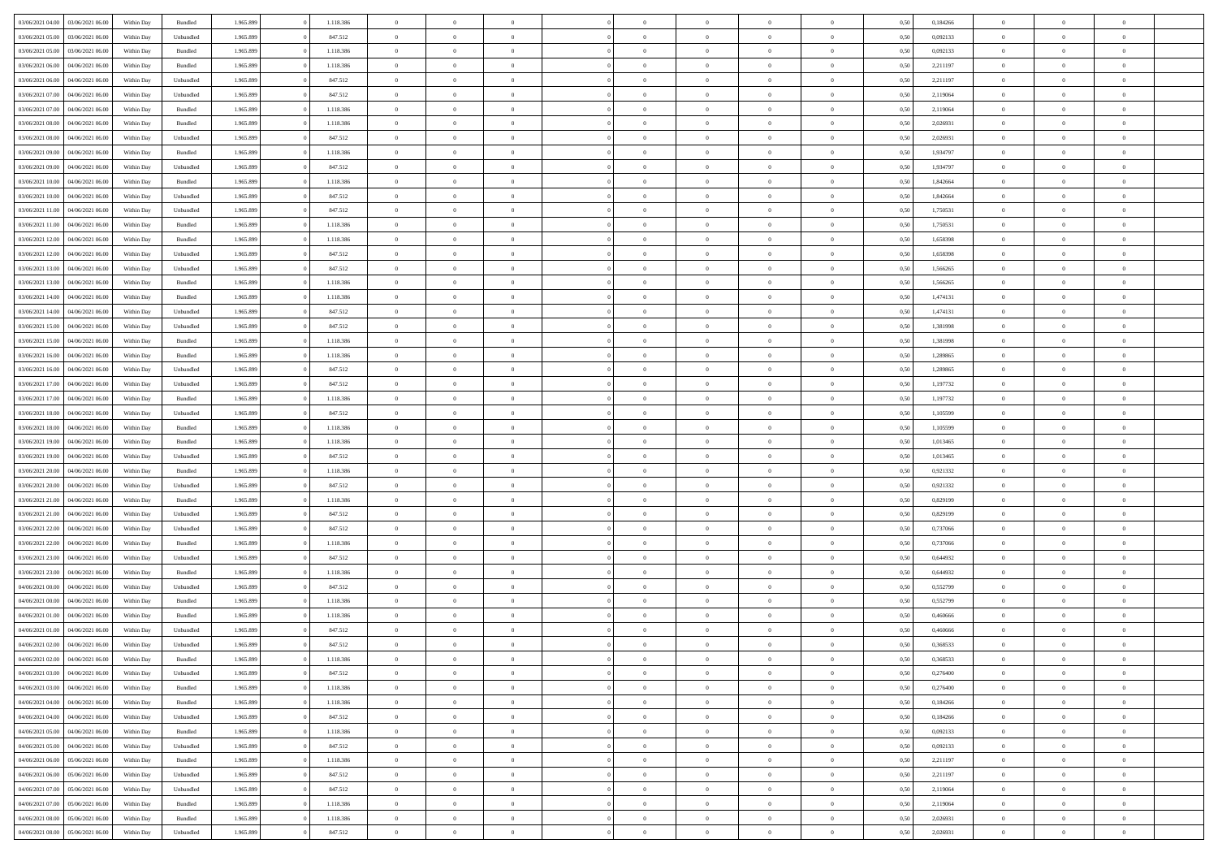| | | | | | | | | | | | | | | | | | | | | | |
|---|---|---|---|---|---|---|---|---|---|---|---|---|---|---|---|---|---|---|---|---|---|
| 03/06/2021 04:00 | 03/06/2021 06:00 | Within Day | Bundled | 1.965.899 | 0 | 1.118.386 | 0 | 0 | 0 | | 0 | 0 | 0 | 0 | 0,50 | 0,184266 | 0 | 0 | 0 | |
| 03/06/2021 05:00 | 03/06/2021 06:00 | Within Day | Unbundled | 1.965.899 | 0 | 847.512 | 0 | 0 | 0 | | 0 | 0 | 0 | 0 | 0,50 | 0,092133 | 0 | 0 | 0 | |
| 03/06/2021 05:00 | 03/06/2021 06:00 | Within Day | Bundled | 1.965.899 | 0 | 1.118.386 | 0 | 0 | 0 | | 0 | 0 | 0 | 0 | 0,50 | 0,092133 | 0 | 0 | 0 | |
| 03/06/2021 06:00 | 04/06/2021 06:00 | Within Day | Bundled | 1.965.899 | 0 | 1.118.386 | 0 | 0 | 0 | | 0 | 0 | 0 | 0 | 0,50 | 2,211197 | 0 | 0 | 0 | |
| 03/06/2021 06:00 | 04/06/2021 06:00 | Within Day | Unbundled | 1.965.899 | 0 | 847.512 | 0 | 0 | 0 | | 0 | 0 | 0 | 0 | 0,50 | 2,211197 | 0 | 0 | 0 | |
| 03/06/2021 07:00 | 04/06/2021 06:00 | Within Day | Unbundled | 1.965.899 | 0 | 847.512 | 0 | 0 | 0 | | 0 | 0 | 0 | 0 | 0,50 | 2,119064 | 0 | 0 | 0 | |
| 03/06/2021 07:00 | 04/06/2021 06:00 | Within Day | Bundled | 1.965.899 | 0 | 1.118.386 | 0 | 0 | 0 | | 0 | 0 | 0 | 0 | 0,50 | 2,119064 | 0 | 0 | 0 | |
| 03/06/2021 08:00 | 04/06/2021 06:00 | Within Day | Bundled | 1.965.899 | 0 | 1.118.386 | 0 | 0 | 0 | | 0 | 0 | 0 | 0 | 0,50 | 2,026931 | 0 | 0 | 0 | |
| 03/06/2021 08:00 | 04/06/2021 06:00 | Within Day | Unbundled | 1.965.899 | 0 | 847.512 | 0 | 0 | 0 | | 0 | 0 | 0 | 0 | 0,50 | 2,026931 | 0 | 0 | 0 | |
| 03/06/2021 09:00 | 04/06/2021 06:00 | Within Day | Bundled | 1.965.899 | 0 | 1.118.386 | 0 | 0 | 0 | | 0 | 0 | 0 | 0 | 0,50 | 1,934797 | 0 | 0 | 0 | |
| 03/06/2021 09:00 | 04/06/2021 06:00 | Within Day | Unbundled | 1.965.899 | 0 | 847.512 | 0 | 0 | 0 | | 0 | 0 | 0 | 0 | 0,50 | 1,934797 | 0 | 0 | 0 | |
| 03/06/2021 10:00 | 04/06/2021 06:00 | Within Day | Bundled | 1.965.899 | 0 | 1.118.386 | 0 | 0 | 0 | | 0 | 0 | 0 | 0 | 0,50 | 1,842664 | 0 | 0 | 0 | |
| 03/06/2021 10:00 | 04/06/2021 06:00 | Within Day | Unbundled | 1.965.899 | 0 | 847.512 | 0 | 0 | 0 | | 0 | 0 | 0 | 0 | 0,50 | 1,842664 | 0 | 0 | 0 | |
| 03/06/2021 11:00 | 04/06/2021 06:00 | Within Day | Unbundled | 1.965.899 | 0 | 847.512 | 0 | 0 | 0 | | 0 | 0 | 0 | 0 | 0,50 | 1,750531 | 0 | 0 | 0 | |
| 03/06/2021 11:00 | 04/06/2021 06:00 | Within Day | Bundled | 1.965.899 | 0 | 1.118.386 | 0 | 0 | 0 | | 0 | 0 | 0 | 0 | 0,50 | 1,750531 | 0 | 0 | 0 | |
| 03/06/2021 12:00 | 04/06/2021 06:00 | Within Day | Bundled | 1.965.899 | 0 | 1.118.386 | 0 | 0 | 0 | | 0 | 0 | 0 | 0 | 0,50 | 1,658398 | 0 | 0 | 0 | |
| 03/06/2021 12:00 | 04/06/2021 06:00 | Within Day | Unbundled | 1.965.899 | 0 | 847.512 | 0 | 0 | 0 | | 0 | 0 | 0 | 0 | 0,50 | 1,658398 | 0 | 0 | 0 | |
| 03/06/2021 13:00 | 04/06/2021 06:00 | Within Day | Unbundled | 1.965.899 | 0 | 847.512 | 0 | 0 | 0 | | 0 | 0 | 0 | 0 | 0,50 | 1,566265 | 0 | 0 | 0 | |
| 03/06/2021 13:00 | 04/06/2021 06:00 | Within Day | Bundled | 1.965.899 | 0 | 1.118.386 | 0 | 0 | 0 | | 0 | 0 | 0 | 0 | 0,50 | 1,566265 | 0 | 0 | 0 | |
| 03/06/2021 14:00 | 04/06/2021 06:00 | Within Day | Bundled | 1.965.899 | 0 | 1.118.386 | 0 | 0 | 0 | | 0 | 0 | 0 | 0 | 0,50 | 1,474131 | 0 | 0 | 0 | |
| 03/06/2021 14:00 | 04/06/2021 06:00 | Within Day | Unbundled | 1.965.899 | 0 | 847.512 | 0 | 0 | 0 | | 0 | 0 | 0 | 0 | 0,50 | 1,474131 | 0 | 0 | 0 | |
| 03/06/2021 15:00 | 04/06/2021 06:00 | Within Day | Unbundled | 1.965.899 | 0 | 847.512 | 0 | 0 | 0 | | 0 | 0 | 0 | 0 | 0,50 | 1,381998 | 0 | 0 | 0 | |
| 03/06/2021 15:00 | 04/06/2021 06:00 | Within Day | Bundled | 1.965.899 | 0 | 1.118.386 | 0 | 0 | 0 | | 0 | 0 | 0 | 0 | 0,50 | 1,381998 | 0 | 0 | 0 | |
| 03/06/2021 16:00 | 04/06/2021 06:00 | Within Day | Bundled | 1.965.899 | 0 | 1.118.386 | 0 | 0 | 0 | | 0 | 0 | 0 | 0 | 0,50 | 1,289865 | 0 | 0 | 0 | |
| 03/06/2021 16:00 | 04/06/2021 06:00 | Within Day | Unbundled | 1.965.899 | 0 | 847.512 | 0 | 0 | 0 | | 0 | 0 | 0 | 0 | 0,50 | 1,289865 | 0 | 0 | 0 | |
| 03/06/2021 17:00 | 04/06/2021 06:00 | Within Day | Unbundled | 1.965.899 | 0 | 847.512 | 0 | 0 | 0 | | 0 | 0 | 0 | 0 | 0,50 | 1,197732 | 0 | 0 | 0 | |
| 03/06/2021 17:00 | 04/06/2021 06:00 | Within Day | Bundled | 1.965.899 | 0 | 1.118.386 | 0 | 0 | 0 | | 0 | 0 | 0 | 0 | 0,50 | 1,197732 | 0 | 0 | 0 | |
| 03/06/2021 18:00 | 04/06/2021 06:00 | Within Day | Unbundled | 1.965.899 | 0 | 847.512 | 0 | 0 | 0 | | 0 | 0 | 0 | 0 | 0,50 | 1,105599 | 0 | 0 | 0 | |
| 03/06/2021 18:00 | 04/06/2021 06:00 | Within Day | Bundled | 1.965.899 | 0 | 1.118.386 | 0 | 0 | 0 | | 0 | 0 | 0 | 0 | 0,50 | 1,105599 | 0 | 0 | 0 | |
| 03/06/2021 19:00 | 04/06/2021 06:00 | Within Day | Bundled | 1.965.899 | 0 | 1.118.386 | 0 | 0 | 0 | | 0 | 0 | 0 | 0 | 0,50 | 1,013465 | 0 | 0 | 0 | |
| 03/06/2021 19:00 | 04/06/2021 06:00 | Within Day | Unbundled | 1.965.899 | 0 | 847.512 | 0 | 0 | 0 | | 0 | 0 | 0 | 0 | 0,50 | 1,013465 | 0 | 0 | 0 | |
| 03/06/2021 20:00 | 04/06/2021 06:00 | Within Day | Bundled | 1.965.899 | 0 | 1.118.386 | 0 | 0 | 0 | | 0 | 0 | 0 | 0 | 0,50 | 0,921332 | 0 | 0 | 0 | |
| 03/06/2021 20:00 | 04/06/2021 06:00 | Within Day | Unbundled | 1.965.899 | 0 | 847.512 | 0 | 0 | 0 | | 0 | 0 | 0 | 0 | 0,50 | 0,921332 | 0 | 0 | 0 | |
| 03/06/2021 21:00 | 04/06/2021 06:00 | Within Day | Bundled | 1.965.899 | 0 | 1.118.386 | 0 | 0 | 0 | | 0 | 0 | 0 | 0 | 0,50 | 0,829199 | 0 | 0 | 0 | |
| 03/06/2021 21:00 | 04/06/2021 06:00 | Within Day | Unbundled | 1.965.899 | 0 | 847.512 | 0 | 0 | 0 | | 0 | 0 | 0 | 0 | 0,50 | 0,829199 | 0 | 0 | 0 | |
| 03/06/2021 22:00 | 04/06/2021 06:00 | Within Day | Unbundled | 1.965.899 | 0 | 847.512 | 0 | 0 | 0 | | 0 | 0 | 0 | 0 | 0,50 | 0,737066 | 0 | 0 | 0 | |
| 03/06/2021 22:00 | 04/06/2021 06:00 | Within Day | Bundled | 1.965.899 | 0 | 1.118.386 | 0 | 0 | 0 | | 0 | 0 | 0 | 0 | 0,50 | 0,737066 | 0 | 0 | 0 | |
| 03/06/2021 23:00 | 04/06/2021 06:00 | Within Day | Unbundled | 1.965.899 | 0 | 847.512 | 0 | 0 | 0 | | 0 | 0 | 0 | 0 | 0,50 | 0,644932 | 0 | 0 | 0 | |
| 03/06/2021 23:00 | 04/06/2021 06:00 | Within Day | Bundled | 1.965.899 | 0 | 1.118.386 | 0 | 0 | 0 | | 0 | 0 | 0 | 0 | 0,50 | 0,644932 | 0 | 0 | 0 | |
| 04/06/2021 00:00 | 04/06/2021 06:00 | Within Day | Unbundled | 1.965.899 | 0 | 847.512 | 0 | 0 | 0 | | 0 | 0 | 0 | 0 | 0,50 | 0,552799 | 0 | 0 | 0 | |
| 04/06/2021 00:00 | 04/06/2021 06:00 | Within Day | Bundled | 1.965.899 | 0 | 1.118.386 | 0 | 0 | 0 | | 0 | 0 | 0 | 0 | 0,50 | 0,552799 | 0 | 0 | 0 | |
| 04/06/2021 01:00 | 04/06/2021 06:00 | Within Day | Bundled | 1.965.899 | 0 | 1.118.386 | 0 | 0 | 0 | | 0 | 0 | 0 | 0 | 0,50 | 0,460666 | 0 | 0 | 0 | |
| 04/06/2021 01:00 | 04/06/2021 06:00 | Within Day | Unbundled | 1.965.899 | 0 | 847.512 | 0 | 0 | 0 | | 0 | 0 | 0 | 0 | 0,50 | 0,460666 | 0 | 0 | 0 | |
| 04/06/2021 02:00 | 04/06/2021 06:00 | Within Day | Unbundled | 1.965.899 | 0 | 847.512 | 0 | 0 | 0 | | 0 | 0 | 0 | 0 | 0,50 | 0,368533 | 0 | 0 | 0 | |
| 04/06/2021 02:00 | 04/06/2021 06:00 | Within Day | Bundled | 1.965.899 | 0 | 1.118.386 | 0 | 0 | 0 | | 0 | 0 | 0 | 0 | 0,50 | 0,368533 | 0 | 0 | 0 | |
| 04/06/2021 03:00 | 04/06/2021 06:00 | Within Day | Unbundled | 1.965.899 | 0 | 847.512 | 0 | 0 | 0 | | 0 | 0 | 0 | 0 | 0,50 | 0,276400 | 0 | 0 | 0 | |
| 04/06/2021 03:00 | 04/06/2021 06:00 | Within Day | Bundled | 1.965.899 | 0 | 1.118.386 | 0 | 0 | 0 | | 0 | 0 | 0 | 0 | 0,50 | 0,276400 | 0 | 0 | 0 | |
| 04/06/2021 04:00 | 04/06/2021 06:00 | Within Day | Bundled | 1.965.899 | 0 | 1.118.386 | 0 | 0 | 0 | | 0 | 0 | 0 | 0 | 0,50 | 0,184266 | 0 | 0 | 0 | |
| 04/06/2021 04:00 | 04/06/2021 06:00 | Within Day | Unbundled | 1.965.899 | 0 | 847.512 | 0 | 0 | 0 | | 0 | 0 | 0 | 0 | 0,50 | 0,184266 | 0 | 0 | 0 | |
| 04/06/2021 05:00 | 04/06/2021 06:00 | Within Day | Bundled | 1.965.899 | 0 | 1.118.386 | 0 | 0 | 0 | | 0 | 0 | 0 | 0 | 0,50 | 0,092133 | 0 | 0 | 0 | |
| 04/06/2021 05:00 | 04/06/2021 06:00 | Within Day | Unbundled | 1.965.899 | 0 | 847.512 | 0 | 0 | 0 | | 0 | 0 | 0 | 0 | 0,50 | 0,092133 | 0 | 0 | 0 | |
| 04/06/2021 06:00 | 05/06/2021 06:00 | Within Day | Bundled | 1.965.899 | 0 | 1.118.386 | 0 | 0 | 0 | | 0 | 0 | 0 | 0 | 0,50 | 2,211197 | 0 | 0 | 0 | |
| 04/06/2021 06:00 | 05/06/2021 06:00 | Within Day | Unbundled | 1.965.899 | 0 | 847.512 | 0 | 0 | 0 | | 0 | 0 | 0 | 0 | 0,50 | 2,211197 | 0 | 0 | 0 | |
| 04/06/2021 07:00 | 05/06/2021 06:00 | Within Day | Unbundled | 1.965.899 | 0 | 847.512 | 0 | 0 | 0 | | 0 | 0 | 0 | 0 | 0,50 | 2,119064 | 0 | 0 | 0 | |
| 04/06/2021 07:00 | 05/06/2021 06:00 | Within Day | Bundled | 1.965.899 | 0 | 1.118.386 | 0 | 0 | 0 | | 0 | 0 | 0 | 0 | 0,50 | 2,119064 | 0 | 0 | 0 | |
| 04/06/2021 08:00 | 05/06/2021 06:00 | Within Day | Bundled | 1.965.899 | 0 | 1.118.386 | 0 | 0 | 0 | | 0 | 0 | 0 | 0 | 0,50 | 2,026931 | 0 | 0 | 0 | |
| 04/06/2021 08:00 | 05/06/2021 06:00 | Within Day | Unbundled | 1.965.899 | 0 | 847.512 | 0 | 0 | 0 | | 0 | 0 | 0 | 0 | 0,50 | 2,026931 | 0 | 0 | 0 | |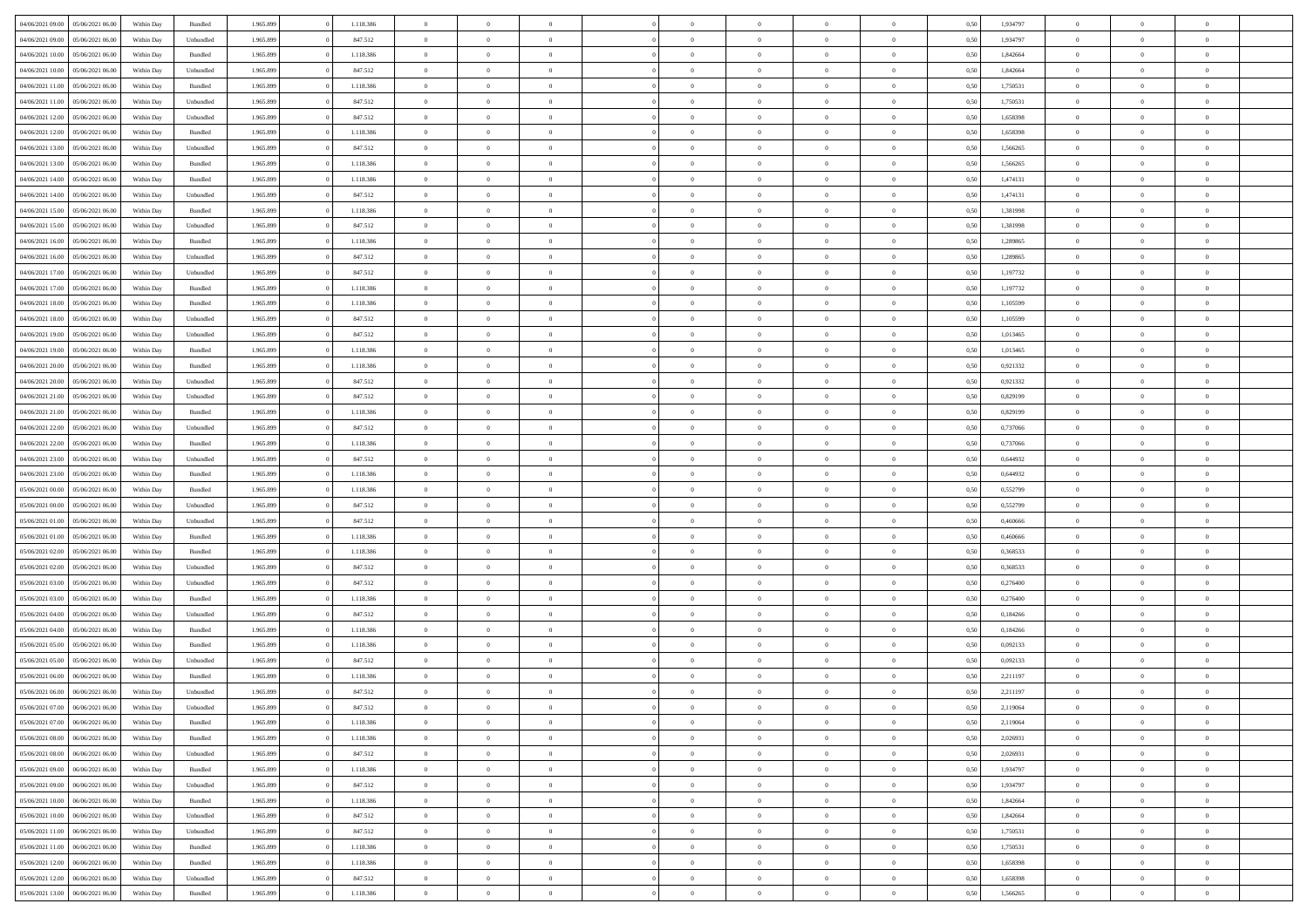| 04/06/2021 09:00 | 05/06/2021 06:00 | Within Day | Bundled | 1.965.899 | 0 | 1.118.386 | 0 | 0 | 0 | | 0 | 0 | 0 | 0 | 0,50 | 1,934797 | 0 | 0 | 0 | |
|---|---|---|---|---|---|---|---|---|---|---|---|---|---|---|---|---|---|---|---|---|
| 04/06/2021 09:00 | 05/06/2021 06:00 | Within Day | Unbundled | 1.965.899 | 0 | 847.512 | 0 | 0 | 0 | | 0 | 0 | 0 | 0 | 0,50 | 1,934797 | 0 | 0 | 0 | |
| 04/06/2021 10:00 | 05/06/2021 06:00 | Within Day | Bundled | 1.965.899 | 0 | 1.118.386 | 0 | 0 | 0 | | 0 | 0 | 0 | 0 | 0,50 | 1,842664 | 0 | 0 | 0 | |
| 04/06/2021 10:00 | 05/06/2021 06:00 | Within Day | Unbundled | 1.965.899 | 0 | 847.512 | 0 | 0 | 0 | | 0 | 0 | 0 | 0 | 0,50 | 1,842664 | 0 | 0 | 0 | |
| 04/06/2021 11:00 | 05/06/2021 06:00 | Within Day | Bundled | 1.965.899 | 0 | 1.118.386 | 0 | 0 | 0 | | 0 | 0 | 0 | 0 | 0,50 | 1,750531 | 0 | 0 | 0 | |
| 04/06/2021 11:00 | 05/06/2021 06:00 | Within Day | Unbundled | 1.965.899 | 0 | 847.512 | 0 | 0 | 0 | | 0 | 0 | 0 | 0 | 0,50 | 1,750531 | 0 | 0 | 0 | |
| 04/06/2021 12:00 | 05/06/2021 06:00 | Within Day | Unbundled | 1.965.899 | 0 | 847.512 | 0 | 0 | 0 | | 0 | 0 | 0 | 0 | 0,50 | 1,658398 | 0 | 0 | 0 | |
| 04/06/2021 12:00 | 05/06/2021 06:00 | Within Day | Bundled | 1.965.899 | 0 | 1.118.386 | 0 | 0 | 0 | | 0 | 0 | 0 | 0 | 0,50 | 1,658398 | 0 | 0 | 0 | |
| 04/06/2021 13:00 | 05/06/2021 06:00 | Within Day | Unbundled | 1.965.899 | 0 | 847.512 | 0 | 0 | 0 | | 0 | 0 | 0 | 0 | 0,50 | 1,566265 | 0 | 0 | 0 | |
| 04/06/2021 13:00 | 05/06/2021 06:00 | Within Day | Bundled | 1.965.899 | 0 | 1.118.386 | 0 | 0 | 0 | | 0 | 0 | 0 | 0 | 0,50 | 1,566265 | 0 | 0 | 0 | |
| 04/06/2021 14:00 | 05/06/2021 06:00 | Within Day | Bundled | 1.965.899 | 0 | 1.118.386 | 0 | 0 | 0 | | 0 | 0 | 0 | 0 | 0,50 | 1,474131 | 0 | 0 | 0 | |
| 04/06/2021 14:00 | 05/06/2021 06:00 | Within Day | Unbundled | 1.965.899 | 0 | 847.512 | 0 | 0 | 0 | | 0 | 0 | 0 | 0 | 0,50 | 1,474131 | 0 | 0 | 0 | |
| 04/06/2021 15:00 | 05/06/2021 06:00 | Within Day | Bundled | 1.965.899 | 0 | 1.118.386 | 0 | 0 | 0 | | 0 | 0 | 0 | 0 | 0,50 | 1,381998 | 0 | 0 | 0 | |
| 04/06/2021 15:00 | 05/06/2021 06:00 | Within Day | Unbundled | 1.965.899 | 0 | 847.512 | 0 | 0 | 0 | | 0 | 0 | 0 | 0 | 0,50 | 1,381998 | 0 | 0 | 0 | |
| 04/06/2021 16:00 | 05/06/2021 06:00 | Within Day | Bundled | 1.965.899 | 0 | 1.118.386 | 0 | 0 | 0 | | 0 | 0 | 0 | 0 | 0,50 | 1,289865 | 0 | 0 | 0 | |
| 04/06/2021 16:00 | 05/06/2021 06:00 | Within Day | Unbundled | 1.965.899 | 0 | 847.512 | 0 | 0 | 0 | | 0 | 0 | 0 | 0 | 0,50 | 1,289865 | 0 | 0 | 0 | |
| 04/06/2021 17:00 | 05/06/2021 06:00 | Within Day | Unbundled | 1.965.899 | 0 | 847.512 | 0 | 0 | 0 | | 0 | 0 | 0 | 0 | 0,50 | 1,197732 | 0 | 0 | 0 | |
| 04/06/2021 17:00 | 05/06/2021 06:00 | Within Day | Bundled | 1.965.899 | 0 | 1.118.386 | 0 | 0 | 0 | | 0 | 0 | 0 | 0 | 0,50 | 1,197732 | 0 | 0 | 0 | |
| 04/06/2021 18:00 | 05/06/2021 06:00 | Within Day | Bundled | 1.965.899 | 0 | 1.118.386 | 0 | 0 | 0 | | 0 | 0 | 0 | 0 | 0,50 | 1,105599 | 0 | 0 | 0 | |
| 04/06/2021 18:00 | 05/06/2021 06:00 | Within Day | Unbundled | 1.965.899 | 0 | 847.512 | 0 | 0 | 0 | | 0 | 0 | 0 | 0 | 0,50 | 1,105599 | 0 | 0 | 0 | |
| 04/06/2021 19:00 | 05/06/2021 06:00 | Within Day | Unbundled | 1.965.899 | 0 | 847.512 | 0 | 0 | 0 | | 0 | 0 | 0 | 0 | 0,50 | 1,013465 | 0 | 0 | 0 | |
| 04/06/2021 19:00 | 05/06/2021 06:00 | Within Day | Bundled | 1.965.899 | 0 | 1.118.386 | 0 | 0 | 0 | | 0 | 0 | 0 | 0 | 0,50 | 1,013465 | 0 | 0 | 0 | |
| 04/06/2021 20:00 | 05/06/2021 06:00 | Within Day | Bundled | 1.965.899 | 0 | 1.118.386 | 0 | 0 | 0 | | 0 | 0 | 0 | 0 | 0,50 | 0,921332 | 0 | 0 | 0 | |
| 04/06/2021 20:00 | 05/06/2021 06:00 | Within Day | Unbundled | 1.965.899 | 0 | 847.512 | 0 | 0 | 0 | | 0 | 0 | 0 | 0 | 0,50 | 0,921332 | 0 | 0 | 0 | |
| 04/06/2021 21:00 | 05/06/2021 06:00 | Within Day | Unbundled | 1.965.899 | 0 | 847.512 | 0 | 0 | 0 | | 0 | 0 | 0 | 0 | 0,50 | 0,829199 | 0 | 0 | 0 | |
| 04/06/2021 21:00 | 05/06/2021 06:00 | Within Day | Bundled | 1.965.899 | 0 | 1.118.386 | 0 | 0 | 0 | | 0 | 0 | 0 | 0 | 0,50 | 0,829199 | 0 | 0 | 0 | |
| 04/06/2021 22:00 | 05/06/2021 06:00 | Within Day | Unbundled | 1.965.899 | 0 | 847.512 | 0 | 0 | 0 | | 0 | 0 | 0 | 0 | 0,50 | 0,737066 | 0 | 0 | 0 | |
| 04/06/2021 22:00 | 05/06/2021 06:00 | Within Day | Bundled | 1.965.899 | 0 | 1.118.386 | 0 | 0 | 0 | | 0 | 0 | 0 | 0 | 0,50 | 0,737066 | 0 | 0 | 0 | |
| 04/06/2021 23:00 | 05/06/2021 06:00 | Within Day | Unbundled | 1.965.899 | 0 | 847.512 | 0 | 0 | 0 | | 0 | 0 | 0 | 0 | 0,50 | 0,644932 | 0 | 0 | 0 | |
| 04/06/2021 23:00 | 05/06/2021 06:00 | Within Day | Bundled | 1.965.899 | 0 | 1.118.386 | 0 | 0 | 0 | | 0 | 0 | 0 | 0 | 0,50 | 0,644932 | 0 | 0 | 0 | |
| 05/06/2021 00:00 | 05/06/2021 06:00 | Within Day | Bundled | 1.965.899 | 0 | 1.118.386 | 0 | 0 | 0 | | 0 | 0 | 0 | 0 | 0,50 | 0,552799 | 0 | 0 | 0 | |
| 05/06/2021 00:00 | 05/06/2021 06:00 | Within Day | Unbundled | 1.965.899 | 0 | 847.512 | 0 | 0 | 0 | | 0 | 0 | 0 | 0 | 0,50 | 0,552799 | 0 | 0 | 0 | |
| 05/06/2021 01:00 | 05/06/2021 06:00 | Within Day | Unbundled | 1.965.899 | 0 | 847.512 | 0 | 0 | 0 | | 0 | 0 | 0 | 0 | 0,50 | 0,460666 | 0 | 0 | 0 | |
| 05/06/2021 01:00 | 05/06/2021 06:00 | Within Day | Bundled | 1.965.899 | 0 | 1.118.386 | 0 | 0 | 0 | | 0 | 0 | 0 | 0 | 0,50 | 0,460666 | 0 | 0 | 0 | |
| 05/06/2021 02:00 | 05/06/2021 06:00 | Within Day | Bundled | 1.965.899 | 0 | 1.118.386 | 0 | 0 | 0 | | 0 | 0 | 0 | 0 | 0,50 | 0,368533 | 0 | 0 | 0 | |
| 05/06/2021 02:00 | 05/06/2021 06:00 | Within Day | Unbundled | 1.965.899 | 0 | 847.512 | 0 | 0 | 0 | | 0 | 0 | 0 | 0 | 0,50 | 0,368533 | 0 | 0 | 0 | |
| 05/06/2021 03:00 | 05/06/2021 06:00 | Within Day | Unbundled | 1.965.899 | 0 | 847.512 | 0 | 0 | 0 | | 0 | 0 | 0 | 0 | 0,50 | 0,276400 | 0 | 0 | 0 | |
| 05/06/2021 03:00 | 05/06/2021 06:00 | Within Day | Bundled | 1.965.899 | 0 | 1.118.386 | 0 | 0 | 0 | | 0 | 0 | 0 | 0 | 0,50 | 0,276400 | 0 | 0 | 0 | |
| 05/06/2021 04:00 | 05/06/2021 06:00 | Within Day | Unbundled | 1.965.899 | 0 | 847.512 | 0 | 0 | 0 | | 0 | 0 | 0 | 0 | 0,50 | 0,184266 | 0 | 0 | 0 | |
| 05/06/2021 04:00 | 05/06/2021 06:00 | Within Day | Bundled | 1.965.899 | 0 | 1.118.386 | 0 | 0 | 0 | | 0 | 0 | 0 | 0 | 0,50 | 0,184266 | 0 | 0 | 0 | |
| 05/06/2021 05:00 | 05/06/2021 06:00 | Within Day | Bundled | 1.965.899 | 0 | 1.118.386 | 0 | 0 | 0 | | 0 | 0 | 0 | 0 | 0,50 | 0,092133 | 0 | 0 | 0 | |
| 05/06/2021 05:00 | 05/06/2021 06:00 | Within Day | Unbundled | 1.965.899 | 0 | 847.512 | 0 | 0 | 0 | | 0 | 0 | 0 | 0 | 0,50 | 0,092133 | 0 | 0 | 0 | |
| 05/06/2021 06:00 | 06/06/2021 06:00 | Within Day | Bundled | 1.965.899 | 0 | 1.118.386 | 0 | 0 | 0 | | 0 | 0 | 0 | 0 | 0,50 | 2,211197 | 0 | 0 | 0 | |
| 05/06/2021 06:00 | 06/06/2021 06:00 | Within Day | Unbundled | 1.965.899 | 0 | 847.512 | 0 | 0 | 0 | | 0 | 0 | 0 | 0 | 0,50 | 2,211197 | 0 | 0 | 0 | |
| 05/06/2021 07:00 | 06/06/2021 06:00 | Within Day | Unbundled | 1.965.899 | 0 | 847.512 | 0 | 0 | 0 | | 0 | 0 | 0 | 0 | 0,50 | 2,119064 | 0 | 0 | 0 | |
| 05/06/2021 07:00 | 06/06/2021 06:00 | Within Day | Bundled | 1.965.899 | 0 | 1.118.386 | 0 | 0 | 0 | | 0 | 0 | 0 | 0 | 0,50 | 2,119064 | 0 | 0 | 0 | |
| 05/06/2021 08:00 | 06/06/2021 06:00 | Within Day | Bundled | 1.965.899 | 0 | 1.118.386 | 0 | 0 | 0 | | 0 | 0 | 0 | 0 | 0,50 | 2,026931 | 0 | 0 | 0 | |
| 05/06/2021 08:00 | 06/06/2021 06:00 | Within Day | Unbundled | 1.965.899 | 0 | 847.512 | 0 | 0 | 0 | | 0 | 0 | 0 | 0 | 0,50 | 2,026931 | 0 | 0 | 0 | |
| 05/06/2021 09:00 | 06/06/2021 06:00 | Within Day | Bundled | 1.965.899 | 0 | 1.118.386 | 0 | 0 | 0 | | 0 | 0 | 0 | 0 | 0,50 | 1,934797 | 0 | 0 | 0 | |
| 05/06/2021 09:00 | 06/06/2021 06:00 | Within Day | Unbundled | 1.965.899 | 0 | 847.512 | 0 | 0 | 0 | | 0 | 0 | 0 | 0 | 0,50 | 1,934797 | 0 | 0 | 0 | |
| 05/06/2021 10:00 | 06/06/2021 06:00 | Within Day | Bundled | 1.965.899 | 0 | 1.118.386 | 0 | 0 | 0 | | 0 | 0 | 0 | 0 | 0,50 | 1,842664 | 0 | 0 | 0 | |
| 05/06/2021 10:00 | 06/06/2021 06:00 | Within Day | Unbundled | 1.965.899 | 0 | 847.512 | 0 | 0 | 0 | | 0 | 0 | 0 | 0 | 0,50 | 1,842664 | 0 | 0 | 0 | |
| 05/06/2021 11:00 | 06/06/2021 06:00 | Within Day | Unbundled | 1.965.899 | 0 | 847.512 | 0 | 0 | 0 | | 0 | 0 | 0 | 0 | 0,50 | 1,750531 | 0 | 0 | 0 | |
| 05/06/2021 11:00 | 06/06/2021 06:00 | Within Day | Bundled | 1.965.899 | 0 | 1.118.386 | 0 | 0 | 0 | | 0 | 0 | 0 | 0 | 0,50 | 1,750531 | 0 | 0 | 0 | |
| 05/06/2021 12:00 | 06/06/2021 06:00 | Within Day | Bundled | 1.965.899 | 0 | 1.118.386 | 0 | 0 | 0 | | 0 | 0 | 0 | 0 | 0,50 | 1,658398 | 0 | 0 | 0 | |
| 05/06/2021 12:00 | 06/06/2021 06:00 | Within Day | Unbundled | 1.965.899 | 0 | 847.512 | 0 | 0 | 0 | | 0 | 0 | 0 | 0 | 0,50 | 1,658398 | 0 | 0 | 0 | |
| 05/06/2021 13:00 | 06/06/2021 06:00 | Within Day | Bundled | 1.965.899 | 0 | 1.118.386 | 0 | 0 | 0 | | 0 | 0 | 0 | 0 | 0,50 | 1,566265 | 0 | 0 | 0 | |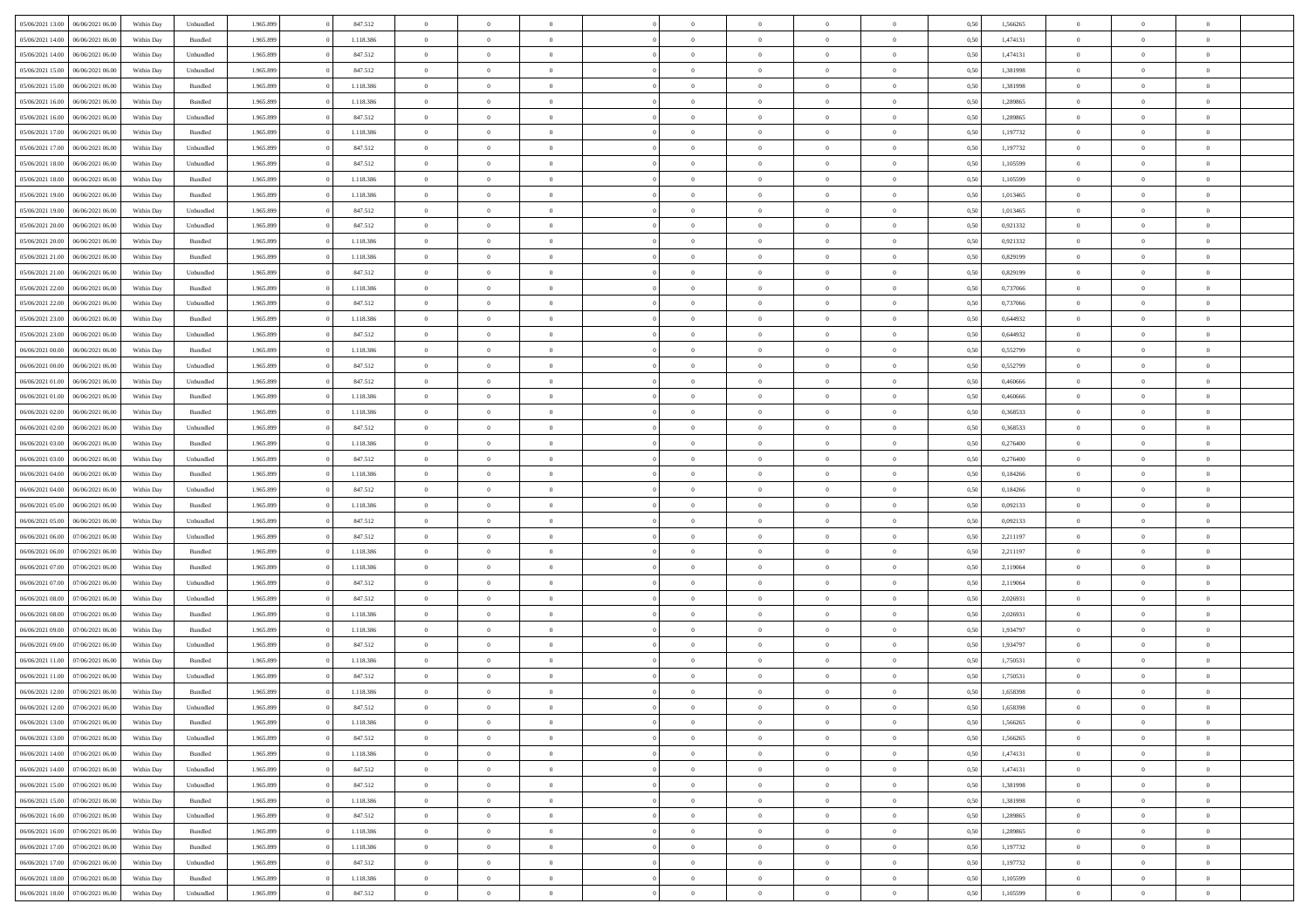| | | | | | | | | | | | | | | | | | | | | |
|---|---|---|---|---|---|---|---|---|---|---|---|---|---|---|---|---|---|---|---|---|
| 05/06/2021 13:00 | 06/06/2021 06:00 | Within Day | Unbundled | 1.965.899 | 0 | 847.512 | 0 | 0 | 0 | | 0 | 0 | 0 | 0 | 0,50 | 1,566265 | 0 | 0 | 0 | |
| 05/06/2021 14:00 | 06/06/2021 06:00 | Within Day | Bundled | 1.965.899 | 0 | 1.118.386 | 0 | 0 | 0 | | 0 | 0 | 0 | 0 | 0,50 | 1,474131 | 0 | 0 | 0 | |
| 05/06/2021 14:00 | 06/06/2021 06:00 | Within Day | Unbundled | 1.965.899 | 0 | 847.512 | 0 | 0 | 0 | | 0 | 0 | 0 | 0 | 0,50 | 1,474131 | 0 | 0 | 0 | |
| 05/06/2021 15:00 | 06/06/2021 06:00 | Within Day | Unbundled | 1.965.899 | 0 | 847.512 | 0 | 0 | 0 | | 0 | 0 | 0 | 0 | 0,50 | 1,381998 | 0 | 0 | 0 | |
| 05/06/2021 15:00 | 06/06/2021 06:00 | Within Day | Bundled | 1.965.899 | 0 | 1.118.386 | 0 | 0 | 0 | | 0 | 0 | 0 | 0 | 0,50 | 1,381998 | 0 | 0 | 0 | |
| 05/06/2021 16:00 | 06/06/2021 06:00 | Within Day | Bundled | 1.965.899 | 0 | 1.118.386 | 0 | 0 | 0 | | 0 | 0 | 0 | 0 | 0,50 | 1,289865 | 0 | 0 | 0 | |
| 05/06/2021 16:00 | 06/06/2021 06:00 | Within Day | Unbundled | 1.965.899 | 0 | 847.512 | 0 | 0 | 0 | | 0 | 0 | 0 | 0 | 0,50 | 1,289865 | 0 | 0 | 0 | |
| 05/06/2021 17:00 | 06/06/2021 06:00 | Within Day | Bundled | 1.965.899 | 0 | 1.118.386 | 0 | 0 | 0 | | 0 | 0 | 0 | 0 | 0,50 | 1,197732 | 0 | 0 | 0 | |
| 05/06/2021 17:00 | 06/06/2021 06:00 | Within Day | Unbundled | 1.965.899 | 0 | 847.512 | 0 | 0 | 0 | | 0 | 0 | 0 | 0 | 0,50 | 1,197732 | 0 | 0 | 0 | |
| 05/06/2021 18:00 | 06/06/2021 06:00 | Within Day | Unbundled | 1.965.899 | 0 | 847.512 | 0 | 0 | 0 | | 0 | 0 | 0 | 0 | 0,50 | 1,105599 | 0 | 0 | 0 | |
| 05/06/2021 18:00 | 06/06/2021 06:00 | Within Day | Bundled | 1.965.899 | 0 | 1.118.386 | 0 | 0 | 0 | | 0 | 0 | 0 | 0 | 0,50 | 1,105599 | 0 | 0 | 0 | |
| 05/06/2021 19:00 | 06/06/2021 06:00 | Within Day | Bundled | 1.965.899 | 0 | 1.118.386 | 0 | 0 | 0 | | 0 | 0 | 0 | 0 | 0,50 | 1,013465 | 0 | 0 | 0 | |
| 05/06/2021 19:00 | 06/06/2021 06:00 | Within Day | Unbundled | 1.965.899 | 0 | 847.512 | 0 | 0 | 0 | | 0 | 0 | 0 | 0 | 0,50 | 1,013465 | 0 | 0 | 0 | |
| 05/06/2021 20:00 | 06/06/2021 06:00 | Within Day | Unbundled | 1.965.899 | 0 | 847.512 | 0 | 0 | 0 | | 0 | 0 | 0 | 0 | 0,50 | 0,921332 | 0 | 0 | 0 | |
| 05/06/2021 20:00 | 06/06/2021 06:00 | Within Day | Bundled | 1.965.899 | 0 | 1.118.386 | 0 | 0 | 0 | | 0 | 0 | 0 | 0 | 0,50 | 0,921332 | 0 | 0 | 0 | |
| 05/06/2021 21:00 | 06/06/2021 06:00 | Within Day | Bundled | 1.965.899 | 0 | 1.118.386 | 0 | 0 | 0 | | 0 | 0 | 0 | 0 | 0,50 | 0,829199 | 0 | 0 | 0 | |
| 05/06/2021 21:00 | 06/06/2021 06:00 | Within Day | Unbundled | 1.965.899 | 0 | 847.512 | 0 | 0 | 0 | | 0 | 0 | 0 | 0 | 0,50 | 0,829199 | 0 | 0 | 0 | |
| 05/06/2021 22:00 | 06/06/2021 06:00 | Within Day | Bundled | 1.965.899 | 0 | 1.118.386 | 0 | 0 | 0 | | 0 | 0 | 0 | 0 | 0,50 | 0,737066 | 0 | 0 | 0 | |
| 05/06/2021 22:00 | 06/06/2021 06:00 | Within Day | Unbundled | 1.965.899 | 0 | 847.512 | 0 | 0 | 0 | | 0 | 0 | 0 | 0 | 0,50 | 0,737066 | 0 | 0 | 0 | |
| 05/06/2021 23:00 | 06/06/2021 06:00 | Within Day | Bundled | 1.965.899 | 0 | 1.118.386 | 0 | 0 | 0 | | 0 | 0 | 0 | 0 | 0,50 | 0,644932 | 0 | 0 | 0 | |
| 05/06/2021 23:00 | 06/06/2021 06:00 | Within Day | Unbundled | 1.965.899 | 0 | 847.512 | 0 | 0 | 0 | | 0 | 0 | 0 | 0 | 0,50 | 0,644932 | 0 | 0 | 0 | |
| 06/06/2021 00:00 | 06/06/2021 06:00 | Within Day | Bundled | 1.965.899 | 0 | 1.118.386 | 0 | 0 | 0 | | 0 | 0 | 0 | 0 | 0,50 | 0,552799 | 0 | 0 | 0 | |
| 06/06/2021 00:00 | 06/06/2021 06:00 | Within Day | Unbundled | 1.965.899 | 0 | 847.512 | 0 | 0 | 0 | | 0 | 0 | 0 | 0 | 0,50 | 0,552799 | 0 | 0 | 0 | |
| 06/06/2021 01:00 | 06/06/2021 06:00 | Within Day | Unbundled | 1.965.899 | 0 | 847.512 | 0 | 0 | 0 | | 0 | 0 | 0 | 0 | 0,50 | 0,460666 | 0 | 0 | 0 | |
| 06/06/2021 01:00 | 06/06/2021 06:00 | Within Day | Bundled | 1.965.899 | 0 | 1.118.386 | 0 | 0 | 0 | | 0 | 0 | 0 | 0 | 0,50 | 0,460666 | 0 | 0 | 0 | |
| 06/06/2021 02:00 | 06/06/2021 06:00 | Within Day | Bundled | 1.965.899 | 0 | 1.118.386 | 0 | 0 | 0 | | 0 | 0 | 0 | 0 | 0,50 | 0,368533 | 0 | 0 | 0 | |
| 06/06/2021 02:00 | 06/06/2021 06:00 | Within Day | Unbundled | 1.965.899 | 0 | 847.512 | 0 | 0 | 0 | | 0 | 0 | 0 | 0 | 0,50 | 0,368533 | 0 | 0 | 0 | |
| 06/06/2021 03:00 | 06/06/2021 06:00 | Within Day | Bundled | 1.965.899 | 0 | 1.118.386 | 0 | 0 | 0 | | 0 | 0 | 0 | 0 | 0,50 | 0,276400 | 0 | 0 | 0 | |
| 06/06/2021 03:00 | 06/06/2021 06:00 | Within Day | Unbundled | 1.965.899 | 0 | 847.512 | 0 | 0 | 0 | | 0 | 0 | 0 | 0 | 0,50 | 0,276400 | 0 | 0 | 0 | |
| 06/06/2021 04:00 | 06/06/2021 06:00 | Within Day | Bundled | 1.965.899 | 0 | 1.118.386 | 0 | 0 | 0 | | 0 | 0 | 0 | 0 | 0,50 | 0,184266 | 0 | 0 | 0 | |
| 06/06/2021 04:00 | 06/06/2021 06:00 | Within Day | Unbundled | 1.965.899 | 0 | 847.512 | 0 | 0 | 0 | | 0 | 0 | 0 | 0 | 0,50 | 0,184266 | 0 | 0 | 0 | |
| 06/06/2021 05:00 | 06/06/2021 06:00 | Within Day | Bundled | 1.965.899 | 0 | 1.118.386 | 0 | 0 | 0 | | 0 | 0 | 0 | 0 | 0,50 | 0,092133 | 0 | 0 | 0 | |
| 06/06/2021 05:00 | 06/06/2021 06:00 | Within Day | Unbundled | 1.965.899 | 0 | 847.512 | 0 | 0 | 0 | | 0 | 0 | 0 | 0 | 0,50 | 0,092133 | 0 | 0 | 0 | |
| 06/06/2021 06:00 | 07/06/2021 06:00 | Within Day | Unbundled | 1.965.899 | 0 | 847.512 | 0 | 0 | 0 | | 0 | 0 | 0 | 0 | 0,50 | 2,211197 | 0 | 0 | 0 | |
| 06/06/2021 06:00 | 07/06/2021 06:00 | Within Day | Bundled | 1.965.899 | 0 | 1.118.386 | 0 | 0 | 0 | | 0 | 0 | 0 | 0 | 0,50 | 2,211197 | 0 | 0 | 0 | |
| 06/06/2021 07:00 | 07/06/2021 06:00 | Within Day | Bundled | 1.965.899 | 0 | 1.118.386 | 0 | 0 | 0 | | 0 | 0 | 0 | 0 | 0,50 | 2,119064 | 0 | 0 | 0 | |
| 06/06/2021 07:00 | 07/06/2021 06:00 | Within Day | Unbundled | 1.965.899 | 0 | 847.512 | 0 | 0 | 0 | | 0 | 0 | 0 | 0 | 0,50 | 2,119064 | 0 | 0 | 0 | |
| 06/06/2021 08:00 | 07/06/2021 06:00 | Within Day | Unbundled | 1.965.899 | 0 | 847.512 | 0 | 0 | 0 | | 0 | 0 | 0 | 0 | 0,50 | 2,026931 | 0 | 0 | 0 | |
| 06/06/2021 08:00 | 07/06/2021 06:00 | Within Day | Bundled | 1.965.899 | 0 | 1.118.386 | 0 | 0 | 0 | | 0 | 0 | 0 | 0 | 0,50 | 2,026931 | 0 | 0 | 0 | |
| 06/06/2021 09:00 | 07/06/2021 06:00 | Within Day | Bundled | 1.965.899 | 0 | 1.118.386 | 0 | 0 | 0 | | 0 | 0 | 0 | 0 | 0,50 | 1,934797 | 0 | 0 | 0 | |
| 06/06/2021 09:00 | 07/06/2021 06:00 | Within Day | Unbundled | 1.965.899 | 0 | 847.512 | 0 | 0 | 0 | | 0 | 0 | 0 | 0 | 0,50 | 1,934797 | 0 | 0 | 0 | |
| 06/06/2021 11:00 | 07/06/2021 06:00 | Within Day | Bundled | 1.965.899 | 0 | 1.118.386 | 0 | 0 | 0 | | 0 | 0 | 0 | 0 | 0,50 | 1,750531 | 0 | 0 | 0 | |
| 06/06/2021 11:00 | 07/06/2021 06:00 | Within Day | Unbundled | 1.965.899 | 0 | 847.512 | 0 | 0 | 0 | | 0 | 0 | 0 | 0 | 0,50 | 1,750531 | 0 | 0 | 0 | |
| 06/06/2021 12:00 | 07/06/2021 06:00 | Within Day | Bundled | 1.965.899 | 0 | 1.118.386 | 0 | 0 | 0 | | 0 | 0 | 0 | 0 | 0,50 | 1,658398 | 0 | 0 | 0 | |
| 06/06/2021 12:00 | 07/06/2021 06:00 | Within Day | Unbundled | 1.965.899 | 0 | 847.512 | 0 | 0 | 0 | | 0 | 0 | 0 | 0 | 0,50 | 1,658398 | 0 | 0 | 0 | |
| 06/06/2021 13:00 | 07/06/2021 06:00 | Within Day | Bundled | 1.965.899 | 0 | 1.118.386 | 0 | 0 | 0 | | 0 | 0 | 0 | 0 | 0,50 | 1,566265 | 0 | 0 | 0 | |
| 06/06/2021 13:00 | 07/06/2021 06:00 | Within Day | Unbundled | 1.965.899 | 0 | 847.512 | 0 | 0 | 0 | | 0 | 0 | 0 | 0 | 0,50 | 1,566265 | 0 | 0 | 0 | |
| 06/06/2021 14:00 | 07/06/2021 06:00 | Within Day | Bundled | 1.965.899 | 0 | 1.118.386 | 0 | 0 | 0 | | 0 | 0 | 0 | 0 | 0,50 | 1,474131 | 0 | 0 | 0 | |
| 06/06/2021 14:00 | 07/06/2021 06:00 | Within Day | Unbundled | 1.965.899 | 0 | 847.512 | 0 | 0 | 0 | | 0 | 0 | 0 | 0 | 0,50 | 1,474131 | 0 | 0 | 0 | |
| 06/06/2021 15:00 | 07/06/2021 06:00 | Within Day | Unbundled | 1.965.899 | 0 | 847.512 | 0 | 0 | 0 | | 0 | 0 | 0 | 0 | 0,50 | 1,381998 | 0 | 0 | 0 | |
| 06/06/2021 15:00 | 07/06/2021 06:00 | Within Day | Bundled | 1.965.899 | 0 | 1.118.386 | 0 | 0 | 0 | | 0 | 0 | 0 | 0 | 0,50 | 1,381998 | 0 | 0 | 0 | |
| 06/06/2021 16:00 | 07/06/2021 06:00 | Within Day | Unbundled | 1.965.899 | 0 | 847.512 | 0 | 0 | 0 | | 0 | 0 | 0 | 0 | 0,50 | 1,289865 | 0 | 0 | 0 | |
| 06/06/2021 16:00 | 07/06/2021 06:00 | Within Day | Bundled | 1.965.899 | 0 | 1.118.386 | 0 | 0 | 0 | | 0 | 0 | 0 | 0 | 0,50 | 1,289865 | 0 | 0 | 0 | |
| 06/06/2021 17:00 | 07/06/2021 06:00 | Within Day | Bundled | 1.965.899 | 0 | 1.118.386 | 0 | 0 | 0 | | 0 | 0 | 0 | 0 | 0,50 | 1,197732 | 0 | 0 | 0 | |
| 06/06/2021 17:00 | 07/06/2021 06:00 | Within Day | Unbundled | 1.965.899 | 0 | 847.512 | 0 | 0 | 0 | | 0 | 0 | 0 | 0 | 0,50 | 1,197732 | 0 | 0 | 0 | |
| 06/06/2021 18:00 | 07/06/2021 06:00 | Within Day | Bundled | 1.965.899 | 0 | 1.118.386 | 0 | 0 | 0 | | 0 | 0 | 0 | 0 | 0,50 | 1,105599 | 0 | 0 | 0 | |
| 06/06/2021 18:00 | 07/06/2021 06:00 | Within Day | Unbundled | 1.965.899 | 0 | 847.512 | 0 | 0 | 0 | | 0 | 0 | 0 | 0 | 0,50 | 1,105599 | 0 | 0 | 0 | |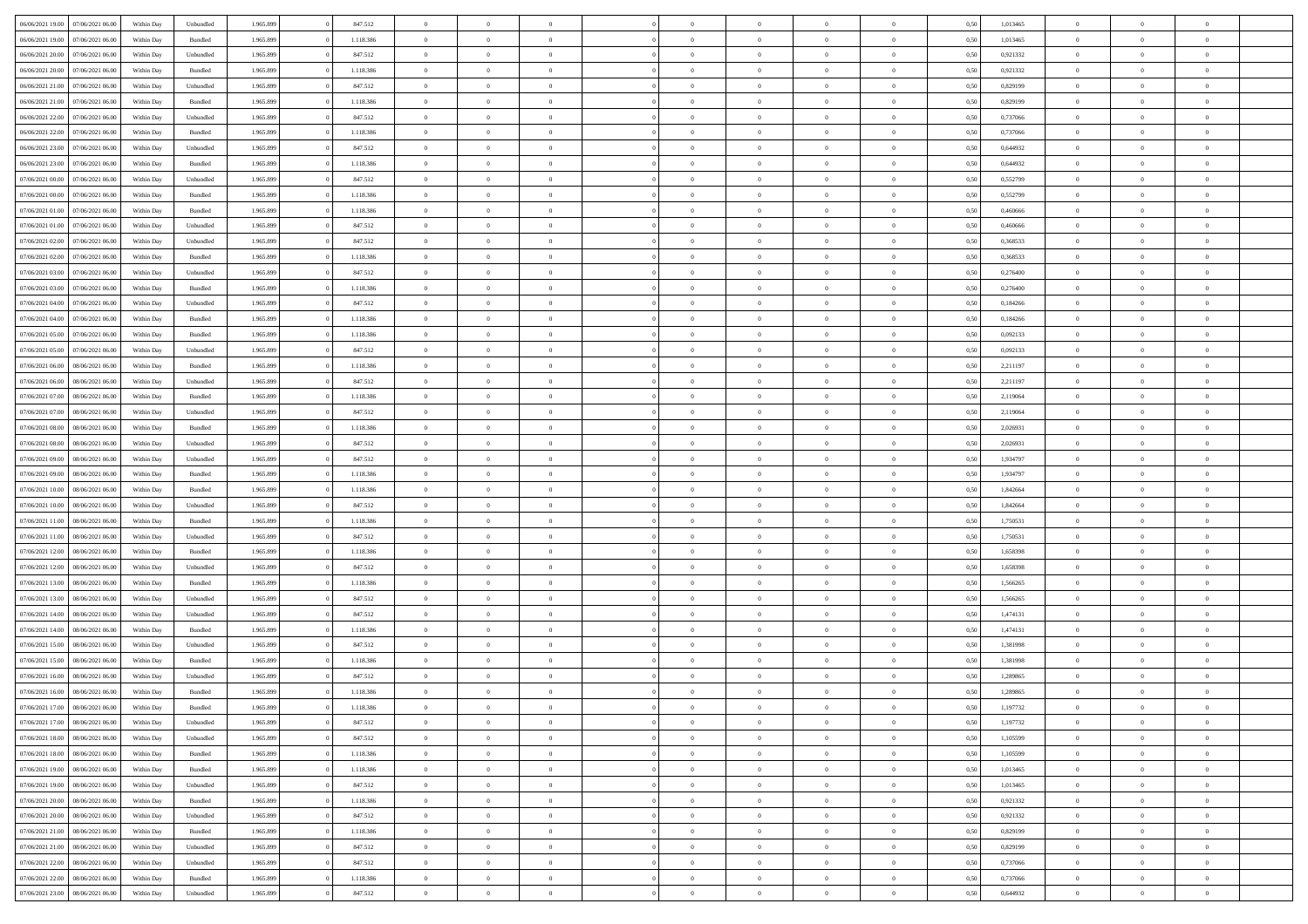| | | | | | | | | | | | | | | | | | | | | | |
|---|---|---|---|---|---|---|---|---|---|---|---|---|---|---|---|---|---|---|---|---|---|
| 06/06/2021 19:00 | 07/06/2021 06:00 | Within Day | Unbundled | 1.965.899 | 0 | 847.512 | 0 | 0 | 0 | | 0 | 0 | 0 | 0 | 0 | 0,50 | 1,013465 | 0 | 0 | 0 | |
| 06/06/2021 19:00 | 07/06/2021 06:00 | Within Day | Bundled | 1.965.899 | 0 | 1.118.386 | 0 | 0 | 0 | | 0 | 0 | 0 | 0 | 0 | 0,50 | 1,013465 | 0 | 0 | 0 | |
| 06/06/2021 20:00 | 07/06/2021 06:00 | Within Day | Unbundled | 1.965.899 | 0 | 847.512 | 0 | 0 | 0 | | 0 | 0 | 0 | 0 | 0 | 0,50 | 0,921332 | 0 | 0 | 0 | |
| 06/06/2021 20:00 | 07/06/2021 06:00 | Within Day | Bundled | 1.965.899 | 0 | 1.118.386 | 0 | 0 | 0 | | 0 | 0 | 0 | 0 | 0 | 0,50 | 0,921332 | 0 | 0 | 0 | |
| 06/06/2021 21:00 | 07/06/2021 06:00 | Within Day | Unbundled | 1.965.899 | 0 | 847.512 | 0 | 0 | 0 | | 0 | 0 | 0 | 0 | 0 | 0,50 | 0,829199 | 0 | 0 | 0 | |
| 06/06/2021 21:00 | 07/06/2021 06:00 | Within Day | Bundled | 1.965.899 | 0 | 1.118.386 | 0 | 0 | 0 | | 0 | 0 | 0 | 0 | 0 | 0,50 | 0,829199 | 0 | 0 | 0 | |
| 06/06/2021 22:00 | 07/06/2021 06:00 | Within Day | Unbundled | 1.965.899 | 0 | 847.512 | 0 | 0 | 0 | | 0 | 0 | 0 | 0 | 0 | 0,50 | 0,737066 | 0 | 0 | 0 | |
| 06/06/2021 22:00 | 07/06/2021 06:00 | Within Day | Bundled | 1.965.899 | 0 | 1.118.386 | 0 | 0 | 0 | | 0 | 0 | 0 | 0 | 0 | 0,50 | 0,737066 | 0 | 0 | 0 | |
| 06/06/2021 23:00 | 07/06/2021 06:00 | Within Day | Unbundled | 1.965.899 | 0 | 847.512 | 0 | 0 | 0 | | 0 | 0 | 0 | 0 | 0 | 0,50 | 0,644932 | 0 | 0 | 0 | |
| 06/06/2021 23:00 | 07/06/2021 06:00 | Within Day | Bundled | 1.965.899 | 0 | 1.118.386 | 0 | 0 | 0 | | 0 | 0 | 0 | 0 | 0 | 0,50 | 0,644932 | 0 | 0 | 0 | |
| 07/06/2021 00:00 | 07/06/2021 06:00 | Within Day | Unbundled | 1.965.899 | 0 | 847.512 | 0 | 0 | 0 | | 0 | 0 | 0 | 0 | 0 | 0,50 | 0,552799 | 0 | 0 | 0 | |
| 07/06/2021 00:00 | 07/06/2021 06:00 | Within Day | Bundled | 1.965.899 | 0 | 1.118.386 | 0 | 0 | 0 | | 0 | 0 | 0 | 0 | 0 | 0,50 | 0,552799 | 0 | 0 | 0 | |
| 07/06/2021 01:00 | 07/06/2021 06:00 | Within Day | Bundled | 1.965.899 | 0 | 1.118.386 | 0 | 0 | 0 | | 0 | 0 | 0 | 0 | 0 | 0,50 | 0,460666 | 0 | 0 | 0 | |
| 07/06/2021 01:00 | 07/06/2021 06:00 | Within Day | Unbundled | 1.965.899 | 0 | 847.512 | 0 | 0 | 0 | | 0 | 0 | 0 | 0 | 0 | 0,50 | 0,460666 | 0 | 0 | 0 | |
| 07/06/2021 02:00 | 07/06/2021 06:00 | Within Day | Unbundled | 1.965.899 | 0 | 847.512 | 0 | 0 | 0 | | 0 | 0 | 0 | 0 | 0 | 0,50 | 0,368533 | 0 | 0 | 0 | |
| 07/06/2021 02:00 | 07/06/2021 06:00 | Within Day | Bundled | 1.965.899 | 0 | 1.118.386 | 0 | 0 | 0 | | 0 | 0 | 0 | 0 | 0 | 0,50 | 0,368533 | 0 | 0 | 0 | |
| 07/06/2021 03:00 | 07/06/2021 06:00 | Within Day | Unbundled | 1.965.899 | 0 | 847.512 | 0 | 0 | 0 | | 0 | 0 | 0 | 0 | 0 | 0,50 | 0,276400 | 0 | 0 | 0 | |
| 07/06/2021 03:00 | 07/06/2021 06:00 | Within Day | Bundled | 1.965.899 | 0 | 1.118.386 | 0 | 0 | 0 | | 0 | 0 | 0 | 0 | 0 | 0,50 | 0,276400 | 0 | 0 | 0 | |
| 07/06/2021 04:00 | 07/06/2021 06:00 | Within Day | Unbundled | 1.965.899 | 0 | 847.512 | 0 | 0 | 0 | | 0 | 0 | 0 | 0 | 0 | 0,50 | 0,184266 | 0 | 0 | 0 | |
| 07/06/2021 04:00 | 07/06/2021 06:00 | Within Day | Bundled | 1.965.899 | 0 | 1.118.386 | 0 | 0 | 0 | | 0 | 0 | 0 | 0 | 0 | 0,50 | 0,184266 | 0 | 0 | 0 | |
| 07/06/2021 05:00 | 07/06/2021 06:00 | Within Day | Bundled | 1.965.899 | 0 | 1.118.386 | 0 | 0 | 0 | | 0 | 0 | 0 | 0 | 0 | 0,50 | 0,092133 | 0 | 0 | 0 | |
| 07/06/2021 05:00 | 07/06/2021 06:00 | Within Day | Unbundled | 1.965.899 | 0 | 847.512 | 0 | 0 | 0 | | 0 | 0 | 0 | 0 | 0 | 0,50 | 0,092133 | 0 | 0 | 0 | |
| 07/06/2021 06:00 | 08/06/2021 06:00 | Within Day | Bundled | 1.965.899 | 0 | 1.118.386 | 0 | 0 | 0 | | 0 | 0 | 0 | 0 | 0 | 0,50 | 2,211197 | 0 | 0 | 0 | |
| 07/06/2021 06:00 | 08/06/2021 06:00 | Within Day | Unbundled | 1.965.899 | 0 | 847.512 | 0 | 0 | 0 | | 0 | 0 | 0 | 0 | 0 | 0,50 | 2,211197 | 0 | 0 | 0 | |
| 07/06/2021 07:00 | 08/06/2021 06:00 | Within Day | Bundled | 1.965.899 | 0 | 1.118.386 | 0 | 0 | 0 | | 0 | 0 | 0 | 0 | 0 | 0,50 | 2,119064 | 0 | 0 | 0 | |
| 07/06/2021 07:00 | 08/06/2021 06:00 | Within Day | Unbundled | 1.965.899 | 0 | 847.512 | 0 | 0 | 0 | | 0 | 0 | 0 | 0 | 0 | 0,50 | 2,119064 | 0 | 0 | 0 | |
| 07/06/2021 08:00 | 08/06/2021 06:00 | Within Day | Bundled | 1.965.899 | 0 | 1.118.386 | 0 | 0 | 0 | | 0 | 0 | 0 | 0 | 0 | 0,50 | 2,026931 | 0 | 0 | 0 | |
| 07/06/2021 08:00 | 08/06/2021 06:00 | Within Day | Unbundled | 1.965.899 | 0 | 847.512 | 0 | 0 | 0 | | 0 | 0 | 0 | 0 | 0 | 0,50 | 2,026931 | 0 | 0 | 0 | |
| 07/06/2021 09:00 | 08/06/2021 06:00 | Within Day | Unbundled | 1.965.899 | 0 | 847.512 | 0 | 0 | 0 | | 0 | 0 | 0 | 0 | 0 | 0,50 | 1,934797 | 0 | 0 | 0 | |
| 07/06/2021 09:00 | 08/06/2021 06:00 | Within Day | Bundled | 1.965.899 | 0 | 1.118.386 | 0 | 0 | 0 | | 0 | 0 | 0 | 0 | 0 | 0,50 | 1,934797 | 0 | 0 | 0 | |
| 07/06/2021 10:00 | 08/06/2021 06:00 | Within Day | Bundled | 1.965.899 | 0 | 1.118.386 | 0 | 0 | 0 | | 0 | 0 | 0 | 0 | 0 | 0,50 | 1,842664 | 0 | 0 | 0 | |
| 07/06/2021 10:00 | 08/06/2021 06:00 | Within Day | Unbundled | 1.965.899 | 0 | 847.512 | 0 | 0 | 0 | | 0 | 0 | 0 | 0 | 0 | 0,50 | 1,842664 | 0 | 0 | 0 | |
| 07/06/2021 11:00 | 08/06/2021 06:00 | Within Day | Bundled | 1.965.899 | 0 | 1.118.386 | 0 | 0 | 0 | | 0 | 0 | 0 | 0 | 0 | 0,50 | 1,750531 | 0 | 0 | 0 | |
| 07/06/2021 11:00 | 08/06/2021 06:00 | Within Day | Unbundled | 1.965.899 | 0 | 847.512 | 0 | 0 | 0 | | 0 | 0 | 0 | 0 | 0 | 0,50 | 1,750531 | 0 | 0 | 0 | |
| 07/06/2021 12:00 | 08/06/2021 06:00 | Within Day | Bundled | 1.965.899 | 0 | 1.118.386 | 0 | 0 | 0 | | 0 | 0 | 0 | 0 | 0 | 0,50 | 1,658398 | 0 | 0 | 0 | |
| 07/06/2021 12:00 | 08/06/2021 06:00 | Within Day | Unbundled | 1.965.899 | 0 | 847.512 | 0 | 0 | 0 | | 0 | 0 | 0 | 0 | 0 | 0,50 | 1,658398 | 0 | 0 | 0 | |
| 07/06/2021 13:00 | 08/06/2021 06:00 | Within Day | Bundled | 1.965.899 | 0 | 1.118.386 | 0 | 0 | 0 | | 0 | 0 | 0 | 0 | 0 | 0,50 | 1,566265 | 0 | 0 | 0 | |
| 07/06/2021 13:00 | 08/06/2021 06:00 | Within Day | Unbundled | 1.965.899 | 0 | 847.512 | 0 | 0 | 0 | | 0 | 0 | 0 | 0 | 0 | 0,50 | 1,566265 | 0 | 0 | 0 | |
| 07/06/2021 14:00 | 08/06/2021 06:00 | Within Day | Unbundled | 1.965.899 | 0 | 847.512 | 0 | 0 | 0 | | 0 | 0 | 0 | 0 | 0 | 0,50 | 1,474131 | 0 | 0 | 0 | |
| 07/06/2021 14:00 | 08/06/2021 06:00 | Within Day | Bundled | 1.965.899 | 0 | 1.118.386 | 0 | 0 | 0 | | 0 | 0 | 0 | 0 | 0 | 0,50 | 1,474131 | 0 | 0 | 0 | |
| 07/06/2021 15:00 | 08/06/2021 06:00 | Within Day | Unbundled | 1.965.899 | 0 | 847.512 | 0 | 0 | 0 | | 0 | 0 | 0 | 0 | 0 | 0,50 | 1,381998 | 0 | 0 | 0 | |
| 07/06/2021 15:00 | 08/06/2021 06:00 | Within Day | Bundled | 1.965.899 | 0 | 1.118.386 | 0 | 0 | 0 | | 0 | 0 | 0 | 0 | 0 | 0,50 | 1,381998 | 0 | 0 | 0 | |
| 07/06/2021 16:00 | 08/06/2021 06:00 | Within Day | Unbundled | 1.965.899 | 0 | 847.512 | 0 | 0 | 0 | | 0 | 0 | 0 | 0 | 0 | 0,50 | 1,289865 | 0 | 0 | 0 | |
| 07/06/2021 16:00 | 08/06/2021 06:00 | Within Day | Bundled | 1.965.899 | 0 | 1.118.386 | 0 | 0 | 0 | | 0 | 0 | 0 | 0 | 0 | 0,50 | 1,289865 | 0 | 0 | 0 | |
| 07/06/2021 17:00 | 08/06/2021 06:00 | Within Day | Bundled | 1.965.899 | 0 | 1.118.386 | 0 | 0 | 0 | | 0 | 0 | 0 | 0 | 0 | 0,50 | 1,197732 | 0 | 0 | 0 | |
| 07/06/2021 17:00 | 08/06/2021 06:00 | Within Day | Unbundled | 1.965.899 | 0 | 847.512 | 0 | 0 | 0 | | 0 | 0 | 0 | 0 | 0 | 0,50 | 1,197732 | 0 | 0 | 0 | |
| 07/06/2021 18:00 | 08/06/2021 06:00 | Within Day | Unbundled | 1.965.899 | 0 | 847.512 | 0 | 0 | 0 | | 0 | 0 | 0 | 0 | 0 | 0,50 | 1,105599 | 0 | 0 | 0 | |
| 07/06/2021 18:00 | 08/06/2021 06:00 | Within Day | Bundled | 1.965.899 | 0 | 1.118.386 | 0 | 0 | 0 | | 0 | 0 | 0 | 0 | 0 | 0,50 | 1,105599 | 0 | 0 | 0 | |
| 07/06/2021 19:00 | 08/06/2021 06:00 | Within Day | Bundled | 1.965.899 | 0 | 1.118.386 | 0 | 0 | 0 | | 0 | 0 | 0 | 0 | 0 | 0,50 | 1,013465 | 0 | 0 | 0 | |
| 07/06/2021 19:00 | 08/06/2021 06:00 | Within Day | Unbundled | 1.965.899 | 0 | 847.512 | 0 | 0 | 0 | | 0 | 0 | 0 | 0 | 0 | 0,50 | 1,013465 | 0 | 0 | 0 | |
| 07/06/2021 20:00 | 08/06/2021 06:00 | Within Day | Bundled | 1.965.899 | 0 | 1.118.386 | 0 | 0 | 0 | | 0 | 0 | 0 | 0 | 0 | 0,50 | 0,921332 | 0 | 0 | 0 | |
| 07/06/2021 20:00 | 08/06/2021 06:00 | Within Day | Unbundled | 1.965.899 | 0 | 847.512 | 0 | 0 | 0 | | 0 | 0 | 0 | 0 | 0 | 0,50 | 0,921332 | 0 | 0 | 0 | |
| 07/06/2021 21:00 | 08/06/2021 06:00 | Within Day | Bundled | 1.965.899 | 0 | 1.118.386 | 0 | 0 | 0 | | 0 | 0 | 0 | 0 | 0 | 0,50 | 0,829199 | 0 | 0 | 0 | |
| 07/06/2021 21:00 | 08/06/2021 06:00 | Within Day | Unbundled | 1.965.899 | 0 | 847.512 | 0 | 0 | 0 | | 0 | 0 | 0 | 0 | 0 | 0,50 | 0,829199 | 0 | 0 | 0 | |
| 07/06/2021 22:00 | 08/06/2021 06:00 | Within Day | Unbundled | 1.965.899 | 0 | 847.512 | 0 | 0 | 0 | | 0 | 0 | 0 | 0 | 0 | 0,50 | 0,737066 | 0 | 0 | 0 | |
| 07/06/2021 22:00 | 08/06/2021 06:00 | Within Day | Bundled | 1.965.899 | 0 | 1.118.386 | 0 | 0 | 0 | | 0 | 0 | 0 | 0 | 0 | 0,50 | 0,737066 | 0 | 0 | 0 | |
| 07/06/2021 23:00 | 08/06/2021 06:00 | Within Day | Unbundled | 1.965.899 | 0 | 847.512 | 0 | 0 | 0 | | 0 | 0 | 0 | 0 | 0 | 0,50 | 0,644932 | 0 | 0 | 0 | |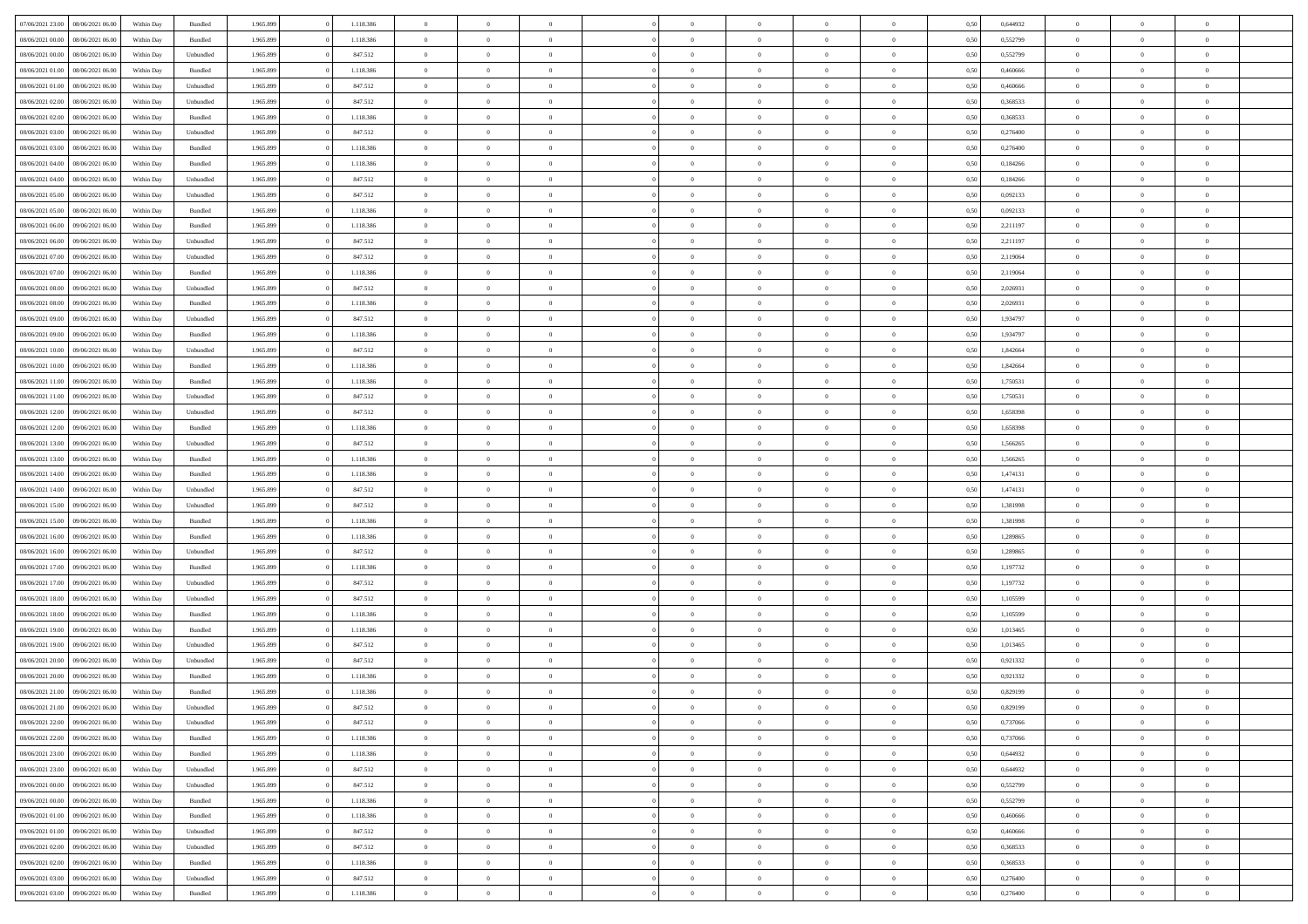| | | | | | | | | | | | | | | | | | | | | |
|---|---|---|---|---|---|---|---|---|---|---|---|---|---|---|---|---|---|---|---|---|
| 07/06/2021 23.00 | 08/06/2021 06.00 | Within Day | Bundled | 1.965.899 | 0 | 1.118.386 | 0 | 0 | 0 | | 0 | 0 | 0 | 0 | 0,50 | 0,644932 | 0 | 0 | 0 | |
| 08/06/2021 00.00 | 08/06/2021 06.00 | Within Day | Bundled | 1.965.899 | 0 | 1.118.386 | 0 | 0 | 0 | | 0 | 0 | 0 | 0 | 0,50 | 0,552799 | 0 | 0 | 0 | |
| 08/06/2021 00.00 | 08/06/2021 06.00 | Within Day | Unbundled | 1.965.899 | 0 | 847.512 | 0 | 0 | 0 | | 0 | 0 | 0 | 0 | 0,50 | 0,552799 | 0 | 0 | 0 | |
| 08/06/2021 01.00 | 08/06/2021 06.00 | Within Day | Bundled | 1.965.899 | 0 | 1.118.386 | 0 | 0 | 0 | | 0 | 0 | 0 | 0 | 0,50 | 0,460666 | 0 | 0 | 0 | |
| 08/06/2021 01.00 | 08/06/2021 06.00 | Within Day | Unbundled | 1.965.899 | 0 | 847.512 | 0 | 0 | 0 | | 0 | 0 | 0 | 0 | 0,50 | 0,460666 | 0 | 0 | 0 | |
| 08/06/2021 02.00 | 08/06/2021 06.00 | Within Day | Unbundled | 1.965.899 | 0 | 847.512 | 0 | 0 | 0 | | 0 | 0 | 0 | 0 | 0,50 | 0,368533 | 0 | 0 | 0 | |
| 08/06/2021 02.00 | 08/06/2021 06.00 | Within Day | Bundled | 1.965.899 | 0 | 1.118.386 | 0 | 0 | 0 | | 0 | 0 | 0 | 0 | 0,50 | 0,368533 | 0 | 0 | 0 | |
| 08/06/2021 03.00 | 08/06/2021 06.00 | Within Day | Unbundled | 1.965.899 | 0 | 847.512 | 0 | 0 | 0 | | 0 | 0 | 0 | 0 | 0,50 | 0,276400 | 0 | 0 | 0 | |
| 08/06/2021 03.00 | 08/06/2021 06.00 | Within Day | Bundled | 1.965.899 | 0 | 1.118.386 | 0 | 0 | 0 | | 0 | 0 | 0 | 0 | 0,50 | 0,276400 | 0 | 0 | 0 | |
| 08/06/2021 04.00 | 08/06/2021 06.00 | Within Day | Bundled | 1.965.899 | 0 | 1.118.386 | 0 | 0 | 0 | | 0 | 0 | 0 | 0 | 0,50 | 0,184266 | 0 | 0 | 0 | |
| 08/06/2021 04.00 | 08/06/2021 06.00 | Within Day | Unbundled | 1.965.899 | 0 | 847.512 | 0 | 0 | 0 | | 0 | 0 | 0 | 0 | 0,50 | 0,184266 | 0 | 0 | 0 | |
| 08/06/2021 05.00 | 08/06/2021 06.00 | Within Day | Unbundled | 1.965.899 | 0 | 847.512 | 0 | 0 | 0 | | 0 | 0 | 0 | 0 | 0,50 | 0,092133 | 0 | 0 | 0 | |
| 08/06/2021 05.00 | 08/06/2021 06.00 | Within Day | Bundled | 1.965.899 | 0 | 1.118.386 | 0 | 0 | 0 | | 0 | 0 | 0 | 0 | 0,50 | 0,092133 | 0 | 0 | 0 | |
| 08/06/2021 06.00 | 09/06/2021 06.00 | Within Day | Bundled | 1.965.899 | 0 | 1.118.386 | 0 | 0 | 0 | | 0 | 0 | 0 | 0 | 0,50 | 2,211197 | 0 | 0 | 0 | |
| 08/06/2021 06.00 | 09/06/2021 06.00 | Within Day | Unbundled | 1.965.899 | 0 | 847.512 | 0 | 0 | 0 | | 0 | 0 | 0 | 0 | 0,50 | 2,211197 | 0 | 0 | 0 | |
| 08/06/2021 07.00 | 09/06/2021 06.00 | Within Day | Unbundled | 1.965.899 | 0 | 847.512 | 0 | 0 | 0 | | 0 | 0 | 0 | 0 | 0,50 | 2,119064 | 0 | 0 | 0 | |
| 08/06/2021 07.00 | 09/06/2021 06.00 | Within Day | Bundled | 1.965.899 | 0 | 1.118.386 | 0 | 0 | 0 | | 0 | 0 | 0 | 0 | 0,50 | 2,119064 | 0 | 0 | 0 | |
| 08/06/2021 08.00 | 09/06/2021 06.00 | Within Day | Unbundled | 1.965.899 | 0 | 847.512 | 0 | 0 | 0 | | 0 | 0 | 0 | 0 | 0,50 | 2,026931 | 0 | 0 | 0 | |
| 08/06/2021 08.00 | 09/06/2021 06.00 | Within Day | Bundled | 1.965.899 | 0 | 1.118.386 | 0 | 0 | 0 | | 0 | 0 | 0 | 0 | 0,50 | 2,026931 | 0 | 0 | 0 | |
| 08/06/2021 09.00 | 09/06/2021 06.00 | Within Day | Unbundled | 1.965.899 | 0 | 847.512 | 0 | 0 | 0 | | 0 | 0 | 0 | 0 | 0,50 | 1,934797 | 0 | 0 | 0 | |
| 08/06/2021 09.00 | 09/06/2021 06.00 | Within Day | Bundled | 1.965.899 | 0 | 1.118.386 | 0 | 0 | 0 | | 0 | 0 | 0 | 0 | 0,50 | 1,934797 | 0 | 0 | 0 | |
| 08/06/2021 10.00 | 09/06/2021 06.00 | Within Day | Unbundled | 1.965.899 | 0 | 847.512 | 0 | 0 | 0 | | 0 | 0 | 0 | 0 | 0,50 | 1,842664 | 0 | 0 | 0 | |
| 08/06/2021 10.00 | 09/06/2021 06.00 | Within Day | Bundled | 1.965.899 | 0 | 1.118.386 | 0 | 0 | 0 | | 0 | 0 | 0 | 0 | 0,50 | 1,842664 | 0 | 0 | 0 | |
| 08/06/2021 11.00 | 09/06/2021 06.00 | Within Day | Bundled | 1.965.899 | 0 | 1.118.386 | 0 | 0 | 0 | | 0 | 0 | 0 | 0 | 0,50 | 1,750531 | 0 | 0 | 0 | |
| 08/06/2021 11.00 | 09/06/2021 06.00 | Within Day | Unbundled | 1.965.899 | 0 | 847.512 | 0 | 0 | 0 | | 0 | 0 | 0 | 0 | 0,50 | 1,750531 | 0 | 0 | 0 | |
| 08/06/2021 12.00 | 09/06/2021 06.00 | Within Day | Unbundled | 1.965.899 | 0 | 847.512 | 0 | 0 | 0 | | 0 | 0 | 0 | 0 | 0,50 | 1,658398 | 0 | 0 | 0 | |
| 08/06/2021 12.00 | 09/06/2021 06.00 | Within Day | Bundled | 1.965.899 | 0 | 1.118.386 | 0 | 0 | 0 | | 0 | 0 | 0 | 0 | 0,50 | 1,658398 | 0 | 0 | 0 | |
| 08/06/2021 13.00 | 09/06/2021 06.00 | Within Day | Unbundled | 1.965.899 | 0 | 847.512 | 0 | 0 | 0 | | 0 | 0 | 0 | 0 | 0,50 | 1,566265 | 0 | 0 | 0 | |
| 08/06/2021 13.00 | 09/06/2021 06.00 | Within Day | Bundled | 1.965.899 | 0 | 1.118.386 | 0 | 0 | 0 | | 0 | 0 | 0 | 0 | 0,50 | 1,566265 | 0 | 0 | 0 | |
| 08/06/2021 14.00 | 09/06/2021 06.00 | Within Day | Bundled | 1.965.899 | 0 | 1.118.386 | 0 | 0 | 0 | | 0 | 0 | 0 | 0 | 0,50 | 1,474131 | 0 | 0 | 0 | |
| 08/06/2021 14.00 | 09/06/2021 06.00 | Within Day | Unbundled | 1.965.899 | 0 | 847.512 | 0 | 0 | 0 | | 0 | 0 | 0 | 0 | 0,50 | 1,474131 | 0 | 0 | 0 | |
| 08/06/2021 15.00 | 09/06/2021 06.00 | Within Day | Unbundled | 1.965.899 | 0 | 847.512 | 0 | 0 | 0 | | 0 | 0 | 0 | 0 | 0,50 | 1,381998 | 0 | 0 | 0 | |
| 08/06/2021 15.00 | 09/06/2021 06.00 | Within Day | Bundled | 1.965.899 | 0 | 1.118.386 | 0 | 0 | 0 | | 0 | 0 | 0 | 0 | 0,50 | 1,381998 | 0 | 0 | 0 | |
| 08/06/2021 16.00 | 09/06/2021 06.00 | Within Day | Bundled | 1.965.899 | 0 | 1.118.386 | 0 | 0 | 0 | | 0 | 0 | 0 | 0 | 0,50 | 1,289865 | 0 | 0 | 0 | |
| 08/06/2021 16.00 | 09/06/2021 06.00 | Within Day | Unbundled | 1.965.899 | 0 | 847.512 | 0 | 0 | 0 | | 0 | 0 | 0 | 0 | 0,50 | 1,289865 | 0 | 0 | 0 | |
| 08/06/2021 17.00 | 09/06/2021 06.00 | Within Day | Bundled | 1.965.899 | 0 | 1.118.386 | 0 | 0 | 0 | | 0 | 0 | 0 | 0 | 0,50 | 1,197732 | 0 | 0 | 0 | |
| 08/06/2021 17.00 | 09/06/2021 06.00 | Within Day | Unbundled | 1.965.899 | 0 | 847.512 | 0 | 0 | 0 | | 0 | 0 | 0 | 0 | 0,50 | 1,197732 | 0 | 0 | 0 | |
| 08/06/2021 18.00 | 09/06/2021 06.00 | Within Day | Unbundled | 1.965.899 | 0 | 847.512 | 0 | 0 | 0 | | 0 | 0 | 0 | 0 | 0,50 | 1,105599 | 0 | 0 | 0 | |
| 08/06/2021 18.00 | 09/06/2021 06.00 | Within Day | Bundled | 1.965.899 | 0 | 1.118.386 | 0 | 0 | 0 | | 0 | 0 | 0 | 0 | 0,50 | 1,105599 | 0 | 0 | 0 | |
| 08/06/2021 19.00 | 09/06/2021 06.00 | Within Day | Bundled | 1.965.899 | 0 | 1.118.386 | 0 | 0 | 0 | | 0 | 0 | 0 | 0 | 0,50 | 1,013465 | 0 | 0 | 0 | |
| 08/06/2021 19.00 | 09/06/2021 06.00 | Within Day | Unbundled | 1.965.899 | 0 | 847.512 | 0 | 0 | 0 | | 0 | 0 | 0 | 0 | 0,50 | 1,013465 | 0 | 0 | 0 | |
| 08/06/2021 20.00 | 09/06/2021 06.00 | Within Day | Unbundled | 1.965.899 | 0 | 847.512 | 0 | 0 | 0 | | 0 | 0 | 0 | 0 | 0,50 | 0,921332 | 0 | 0 | 0 | |
| 08/06/2021 20.00 | 09/06/2021 06.00 | Within Day | Bundled | 1.965.899 | 0 | 1.118.386 | 0 | 0 | 0 | | 0 | 0 | 0 | 0 | 0,50 | 0,921332 | 0 | 0 | 0 | |
| 08/06/2021 21.00 | 09/06/2021 06.00 | Within Day | Bundled | 1.965.899 | 0 | 1.118.386 | 0 | 0 | 0 | | 0 | 0 | 0 | 0 | 0,50 | 0,829199 | 0 | 0 | 0 | |
| 08/06/2021 21.00 | 09/06/2021 06.00 | Within Day | Unbundled | 1.965.899 | 0 | 847.512 | 0 | 0 | 0 | | 0 | 0 | 0 | 0 | 0,50 | 0,829199 | 0 | 0 | 0 | |
| 08/06/2021 22.00 | 09/06/2021 06.00 | Within Day | Unbundled | 1.965.899 | 0 | 847.512 | 0 | 0 | 0 | | 0 | 0 | 0 | 0 | 0,50 | 0,737066 | 0 | 0 | 0 | |
| 08/06/2021 22.00 | 09/06/2021 06.00 | Within Day | Bundled | 1.965.899 | 0 | 1.118.386 | 0 | 0 | 0 | | 0 | 0 | 0 | 0 | 0,50 | 0,737066 | 0 | 0 | 0 | |
| 08/06/2021 23.00 | 09/06/2021 06.00 | Within Day | Bundled | 1.965.899 | 0 | 1.118.386 | 0 | 0 | 0 | | 0 | 0 | 0 | 0 | 0,50 | 0,644932 | 0 | 0 | 0 | |
| 08/06/2021 23.00 | 09/06/2021 06.00 | Within Day | Unbundled | 1.965.899 | 0 | 847.512 | 0 | 0 | 0 | | 0 | 0 | 0 | 0 | 0,50 | 0,644932 | 0 | 0 | 0 | |
| 09/06/2021 00.00 | 09/06/2021 06.00 | Within Day | Unbundled | 1.965.899 | 0 | 847.512 | 0 | 0 | 0 | | 0 | 0 | 0 | 0 | 0,50 | 0,552799 | 0 | 0 | 0 | |
| 09/06/2021 00.00 | 09/06/2021 06.00 | Within Day | Bundled | 1.965.899 | 0 | 1.118.386 | 0 | 0 | 0 | | 0 | 0 | 0 | 0 | 0,50 | 0,552799 | 0 | 0 | 0 | |
| 09/06/2021 01.00 | 09/06/2021 06.00 | Within Day | Bundled | 1.965.899 | 0 | 1.118.386 | 0 | 0 | 0 | | 0 | 0 | 0 | 0 | 0,50 | 0,460666 | 0 | 0 | 0 | |
| 09/06/2021 01.00 | 09/06/2021 06.00 | Within Day | Unbundled | 1.965.899 | 0 | 847.512 | 0 | 0 | 0 | | 0 | 0 | 0 | 0 | 0,50 | 0,460666 | 0 | 0 | 0 | |
| 09/06/2021 02.00 | 09/06/2021 06.00 | Within Day | Unbundled | 1.965.899 | 0 | 847.512 | 0 | 0 | 0 | | 0 | 0 | 0 | 0 | 0,50 | 0,368533 | 0 | 0 | 0 | |
| 09/06/2021 02.00 | 09/06/2021 06.00 | Within Day | Bundled | 1.965.899 | 0 | 1.118.386 | 0 | 0 | 0 | | 0 | 0 | 0 | 0 | 0,50 | 0,368533 | 0 | 0 | 0 | |
| 09/06/2021 03.00 | 09/06/2021 06.00 | Within Day | Unbundled | 1.965.899 | 0 | 847.512 | 0 | 0 | 0 | | 0 | 0 | 0 | 0 | 0,50 | 0,276400 | 0 | 0 | 0 | |
| 09/06/2021 03.00 | 09/06/2021 06.00 | Within Day | Bundled | 1.965.899 | 0 | 1.118.386 | 0 | 0 | 0 | | 0 | 0 | 0 | 0 | 0,50 | 0,276400 | 0 | 0 | 0 | |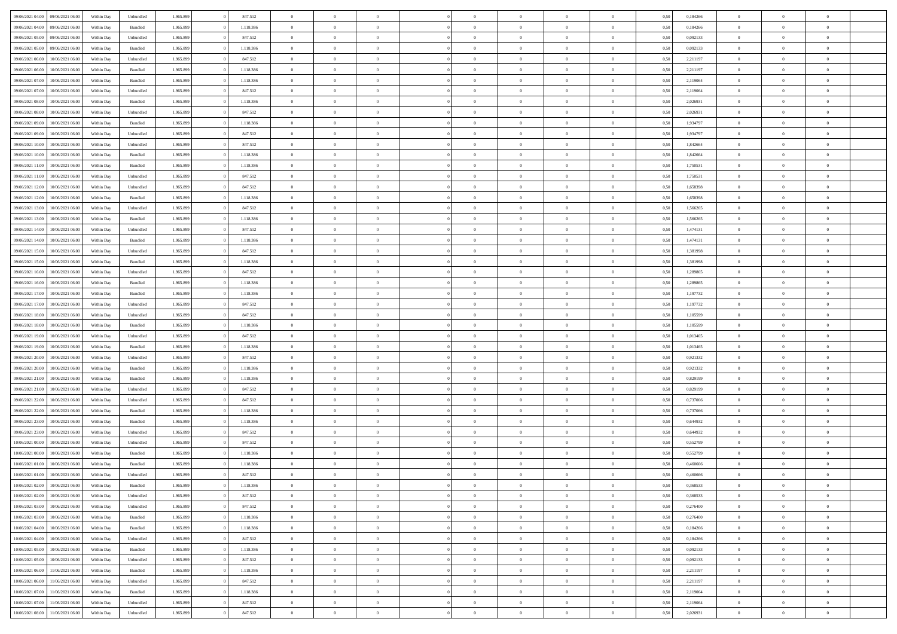| | | | | | | | | | | | | | | | | | | | | | |
|---|---|---|---|---|---|---|---|---|---|---|---|---|---|---|---|---|---|---|---|---|---|
| 09/06/2021 04:00 | 09/06/2021 06:00 | Within Day | Unbundled | 1.965.899 | 0 | 847.512 | 0 | 0 | 0 | | 0 | 0 | 0 | 0 | 0 | 0,50 | 0,184266 | 0 | 0 | 0 | |
| 09/06/2021 04:00 | 09/06/2021 06:00 | Within Day | Bundled | 1.965.899 | 0 | 1.118.386 | 0 | 0 | 0 | | 0 | 0 | 0 | 0 | 0 | 0,50 | 0,184266 | 0 | 0 | 0 | |
| 09/06/2021 05:00 | 09/06/2021 06:00 | Within Day | Unbundled | 1.965.899 | 0 | 847.512 | 0 | 0 | 0 | | 0 | 0 | 0 | 0 | 0 | 0,50 | 0,092133 | 0 | 0 | 0 | |
| 09/06/2021 05:00 | 09/06/2021 06:00 | Within Day | Bundled | 1.965.899 | 0 | 1.118.386 | 0 | 0 | 0 | | 0 | 0 | 0 | 0 | 0 | 0,50 | 0,092133 | 0 | 0 | 0 | |
| 09/06/2021 06:00 | 10/06/2021 06:00 | Within Day | Unbundled | 1.965.899 | 0 | 847.512 | 0 | 0 | 0 | | 0 | 0 | 0 | 0 | 0 | 0,50 | 2,211197 | 0 | 0 | 0 | |
| 09/06/2021 06:00 | 10/06/2021 06:00 | Within Day | Bundled | 1.965.899 | 0 | 1.118.386 | 0 | 0 | 0 | | 0 | 0 | 0 | 0 | 0 | 0,50 | 2,211197 | 0 | 0 | 0 | |
| 09/06/2021 07:00 | 10/06/2021 06:00 | Within Day | Bundled | 1.965.899 | 0 | 1.118.386 | 0 | 0 | 0 | | 0 | 0 | 0 | 0 | 0 | 0,50 | 2,119064 | 0 | 0 | 0 | |
| 09/06/2021 07:00 | 10/06/2021 06:00 | Within Day | Unbundled | 1.965.899 | 0 | 847.512 | 0 | 0 | 0 | | 0 | 0 | 0 | 0 | 0 | 0,50 | 2,119064 | 0 | 0 | 0 | |
| 09/06/2021 08:00 | 10/06/2021 06:00 | Within Day | Bundled | 1.965.899 | 0 | 1.118.386 | 0 | 0 | 0 | | 0 | 0 | 0 | 0 | 0 | 0,50 | 2,026931 | 0 | 0 | 0 | |
| 09/06/2021 08:00 | 10/06/2021 06:00 | Within Day | Unbundled | 1.965.899 | 0 | 847.512 | 0 | 0 | 0 | | 0 | 0 | 0 | 0 | 0 | 0,50 | 2,026931 | 0 | 0 | 0 | |
| 09/06/2021 09:00 | 10/06/2021 06:00 | Within Day | Bundled | 1.965.899 | 0 | 1.118.386 | 0 | 0 | 0 | | 0 | 0 | 0 | 0 | 0 | 0,50 | 1,934797 | 0 | 0 | 0 | |
| 09/06/2021 09:00 | 10/06/2021 06:00 | Within Day | Unbundled | 1.965.899 | 0 | 847.512 | 0 | 0 | 0 | | 0 | 0 | 0 | 0 | 0 | 0,50 | 1,934797 | 0 | 0 | 0 | |
| 09/06/2021 10:00 | 10/06/2021 06:00 | Within Day | Unbundled | 1.965.899 | 0 | 847.512 | 0 | 0 | 0 | | 0 | 0 | 0 | 0 | 0 | 0,50 | 1,842664 | 0 | 0 | 0 | |
| 09/06/2021 10:00 | 10/06/2021 06:00 | Within Day | Bundled | 1.965.899 | 0 | 1.118.386 | 0 | 0 | 0 | | 0 | 0 | 0 | 0 | 0 | 0,50 | 1,842664 | 0 | 0 | 0 | |
| 09/06/2021 11:00 | 10/06/2021 06:00 | Within Day | Bundled | 1.965.899 | 0 | 1.118.386 | 0 | 0 | 0 | | 0 | 0 | 0 | 0 | 0 | 0,50 | 1,750531 | 0 | 0 | 0 | |
| 09/06/2021 11:00 | 10/06/2021 06:00 | Within Day | Unbundled | 1.965.899 | 0 | 847.512 | 0 | 0 | 0 | | 0 | 0 | 0 | 0 | 0 | 0,50 | 1,750531 | 0 | 0 | 0 | |
| 09/06/2021 12:00 | 10/06/2021 06:00 | Within Day | Unbundled | 1.965.899 | 0 | 847.512 | 0 | 0 | 0 | | 0 | 0 | 0 | 0 | 0 | 0,50 | 1,658398 | 0 | 0 | 0 | |
| 09/06/2021 12:00 | 10/06/2021 06:00 | Within Day | Bundled | 1.965.899 | 0 | 1.118.386 | 0 | 0 | 0 | | 0 | 0 | 0 | 0 | 0 | 0,50 | 1,658398 | 0 | 0 | 0 | |
| 09/06/2021 13:00 | 10/06/2021 06:00 | Within Day | Unbundled | 1.965.899 | 0 | 847.512 | 0 | 0 | 0 | | 0 | 0 | 0 | 0 | 0 | 0,50 | 1,566265 | 0 | 0 | 0 | |
| 09/06/2021 13:00 | 10/06/2021 06:00 | Within Day | Bundled | 1.965.899 | 0 | 1.118.386 | 0 | 0 | 0 | | 0 | 0 | 0 | 0 | 0 | 0,50 | 1,566265 | 0 | 0 | 0 | |
| 09/06/2021 14:00 | 10/06/2021 06:00 | Within Day | Unbundled | 1.965.899 | 0 | 847.512 | 0 | 0 | 0 | | 0 | 0 | 0 | 0 | 0 | 0,50 | 1,474131 | 0 | 0 | 0 | |
| 09/06/2021 14:00 | 10/06/2021 06:00 | Within Day | Bundled | 1.965.899 | 0 | 1.118.386 | 0 | 0 | 0 | | 0 | 0 | 0 | 0 | 0 | 0,50 | 1,474131 | 0 | 0 | 0 | |
| 09/06/2021 15:00 | 10/06/2021 06:00 | Within Day | Unbundled | 1.965.899 | 0 | 847.512 | 0 | 0 | 0 | | 0 | 0 | 0 | 0 | 0 | 0,50 | 1,381998 | 0 | 0 | 0 | |
| 09/06/2021 15:00 | 10/06/2021 06:00 | Within Day | Bundled | 1.965.899 | 0 | 1.118.386 | 0 | 0 | 0 | | 0 | 0 | 0 | 0 | 0 | 0,50 | 1,381998 | 0 | 0 | 0 | |
| 09/06/2021 16:00 | 10/06/2021 06:00 | Within Day | Unbundled | 1.965.899 | 0 | 847.512 | 0 | 0 | 0 | | 0 | 0 | 0 | 0 | 0 | 0,50 | 1,289865 | 0 | 0 | 0 | |
| 09/06/2021 16:00 | 10/06/2021 06:00 | Within Day | Bundled | 1.965.899 | 0 | 1.118.386 | 0 | 0 | 0 | | 0 | 0 | 0 | 0 | 0 | 0,50 | 1,289865 | 0 | 0 | 0 | |
| 09/06/2021 17:00 | 10/06/2021 06:00 | Within Day | Bundled | 1.965.899 | 0 | 1.118.386 | 0 | 0 | 0 | | 0 | 0 | 0 | 0 | 0 | 0,50 | 1,197732 | 0 | 0 | 0 | |
| 09/06/2021 17:00 | 10/06/2021 06:00 | Within Day | Unbundled | 1.965.899 | 0 | 847.512 | 0 | 0 | 0 | | 0 | 0 | 0 | 0 | 0 | 0,50 | 1,197732 | 0 | 0 | 0 | |
| 09/06/2021 18:00 | 10/06/2021 06:00 | Within Day | Unbundled | 1.965.899 | 0 | 847.512 | 0 | 0 | 0 | | 0 | 0 | 0 | 0 | 0 | 0,50 | 1,105599 | 0 | 0 | 0 | |
| 09/06/2021 18:00 | 10/06/2021 06:00 | Within Day | Bundled | 1.965.899 | 0 | 1.118.386 | 0 | 0 | 0 | | 0 | 0 | 0 | 0 | 0 | 0,50 | 1,105599 | 0 | 0 | 0 | |
| 09/06/2021 19:00 | 10/06/2021 06:00 | Within Day | Unbundled | 1.965.899 | 0 | 847.512 | 0 | 0 | 0 | | 0 | 0 | 0 | 0 | 0 | 0,50 | 1,013465 | 0 | 0 | 0 | |
| 09/06/2021 19:00 | 10/06/2021 06:00 | Within Day | Bundled | 1.965.899 | 0 | 1.118.386 | 0 | 0 | 0 | | 0 | 0 | 0 | 0 | 0 | 0,50 | 1,013465 | 0 | 0 | 0 | |
| 09/06/2021 20:00 | 10/06/2021 06:00 | Within Day | Unbundled | 1.965.899 | 0 | 847.512 | 0 | 0 | 0 | | 0 | 0 | 0 | 0 | 0 | 0,50 | 0,921332 | 0 | 0 | 0 | |
| 09/06/2021 20:00 | 10/06/2021 06:00 | Within Day | Bundled | 1.965.899 | 0 | 1.118.386 | 0 | 0 | 0 | | 0 | 0 | 0 | 0 | 0 | 0,50 | 0,921332 | 0 | 0 | 0 | |
| 09/06/2021 21:00 | 10/06/2021 06:00 | Within Day | Bundled | 1.965.899 | 0 | 1.118.386 | 0 | 0 | 0 | | 0 | 0 | 0 | 0 | 0 | 0,50 | 0,829199 | 0 | 0 | 0 | |
| 09/06/2021 21:00 | 10/06/2021 06:00 | Within Day | Unbundled | 1.965.899 | 0 | 847.512 | 0 | 0 | 0 | | 0 | 0 | 0 | 0 | 0 | 0,50 | 0,829199 | 0 | 0 | 0 | |
| 09/06/2021 22:00 | 10/06/2021 06:00 | Within Day | Unbundled | 1.965.899 | 0 | 847.512 | 0 | 0 | 0 | | 0 | 0 | 0 | 0 | 0 | 0,50 | 0,737066 | 0 | 0 | 0 | |
| 09/06/2021 22:00 | 10/06/2021 06:00 | Within Day | Bundled | 1.965.899 | 0 | 1.118.386 | 0 | 0 | 0 | | 0 | 0 | 0 | 0 | 0 | 0,50 | 0,737066 | 0 | 0 | 0 | |
| 09/06/2021 23:00 | 10/06/2021 06:00 | Within Day | Bundled | 1.965.899 | 0 | 1.118.386 | 0 | 0 | 0 | | 0 | 0 | 0 | 0 | 0 | 0,50 | 0,644932 | 0 | 0 | 0 | |
| 09/06/2021 23:00 | 10/06/2021 06:00 | Within Day | Unbundled | 1.965.899 | 0 | 847.512 | 0 | 0 | 0 | | 0 | 0 | 0 | 0 | 0 | 0,50 | 0,644932 | 0 | 0 | 0 | |
| 10/06/2021 00:00 | 10/06/2021 06:00 | Within Day | Unbundled | 1.965.899 | 0 | 847.512 | 0 | 0 | 0 | | 0 | 0 | 0 | 0 | 0 | 0,50 | 0,552799 | 0 | 0 | 0 | |
| 10/06/2021 00:00 | 10/06/2021 06:00 | Within Day | Bundled | 1.965.899 | 0 | 1.118.386 | 0 | 0 | 0 | | 0 | 0 | 0 | 0 | 0 | 0,50 | 0,552799 | 0 | 0 | 0 | |
| 10/06/2021 01:00 | 10/06/2021 06:00 | Within Day | Bundled | 1.965.899 | 0 | 1.118.386 | 0 | 0 | 0 | | 0 | 0 | 0 | 0 | 0 | 0,50 | 0,460666 | 0 | 0 | 0 | |
| 10/06/2021 01:00 | 10/06/2021 06:00 | Within Day | Unbundled | 1.965.899 | 0 | 847.512 | 0 | 0 | 0 | | 0 | 0 | 0 | 0 | 0 | 0,50 | 0,460666 | 0 | 0 | 0 | |
| 10/06/2021 02:00 | 10/06/2021 06:00 | Within Day | Bundled | 1.965.899 | 0 | 1.118.386 | 0 | 0 | 0 | | 0 | 0 | 0 | 0 | 0 | 0,50 | 0,368533 | 0 | 0 | 0 | |
| 10/06/2021 02:00 | 10/06/2021 06:00 | Within Day | Unbundled | 1.965.899 | 0 | 847.512 | 0 | 0 | 0 | | 0 | 0 | 0 | 0 | 0 | 0,50 | 0,368533 | 0 | 0 | 0 | |
| 10/06/2021 03:00 | 10/06/2021 06:00 | Within Day | Unbundled | 1.965.899 | 0 | 847.512 | 0 | 0 | 0 | | 0 | 0 | 0 | 0 | 0 | 0,50 | 0,276400 | 0 | 0 | 0 | |
| 10/06/2021 03:00 | 10/06/2021 06:00 | Within Day | Bundled | 1.965.899 | 0 | 1.118.386 | 0 | 0 | 0 | | 0 | 0 | 0 | 0 | 0 | 0,50 | 0,276400 | 0 | 0 | 0 | |
| 10/06/2021 04:00 | 10/06/2021 06:00 | Within Day | Bundled | 1.965.899 | 0 | 1.118.386 | 0 | 0 | 0 | | 0 | 0 | 0 | 0 | 0 | 0,50 | 0,184266 | 0 | 0 | 0 | |
| 10/06/2021 04:00 | 10/06/2021 06:00 | Within Day | Unbundled | 1.965.899 | 0 | 847.512 | 0 | 0 | 0 | | 0 | 0 | 0 | 0 | 0 | 0,50 | 0,184266 | 0 | 0 | 0 | |
| 10/06/2021 05:00 | 10/06/2021 06:00 | Within Day | Bundled | 1.965.899 | 0 | 1.118.386 | 0 | 0 | 0 | | 0 | 0 | 0 | 0 | 0 | 0,50 | 0,092133 | 0 | 0 | 0 | |
| 10/06/2021 05:00 | 10/06/2021 06:00 | Within Day | Unbundled | 1.965.899 | 0 | 847.512 | 0 | 0 | 0 | | 0 | 0 | 0 | 0 | 0 | 0,50 | 0,092133 | 0 | 0 | 0 | |
| 10/06/2021 06:00 | 11/06/2021 06:00 | Within Day | Bundled | 1.965.899 | 0 | 1.118.386 | 0 | 0 | 0 | | 0 | 0 | 0 | 0 | 0 | 0,50 | 2,211197 | 0 | 0 | 0 | |
| 10/06/2021 06:00 | 11/06/2021 06:00 | Within Day | Unbundled | 1.965.899 | 0 | 847.512 | 0 | 0 | 0 | | 0 | 0 | 0 | 0 | 0 | 0,50 | 2,211197 | 0 | 0 | 0 | |
| 10/06/2021 07:00 | 11/06/2021 06:00 | Within Day | Bundled | 1.965.899 | 0 | 1.118.386 | 0 | 0 | 0 | | 0 | 0 | 0 | 0 | 0 | 0,50 | 2,119064 | 0 | 0 | 0 | |
| 10/06/2021 07:00 | 11/06/2021 06:00 | Within Day | Unbundled | 1.965.899 | 0 | 847.512 | 0 | 0 | 0 | | 0 | 0 | 0 | 0 | 0 | 0,50 | 2,119064 | 0 | 0 | 0 | |
| 10/06/2021 08:00 | 11/06/2021 06:00 | Within Day | Unbundled | 1.965.899 | 0 | 847.512 | 0 | 0 | 0 | | 0 | 0 | 0 | 0 | 0 | 0,50 | 2,026931 | 0 | 0 | 0 | |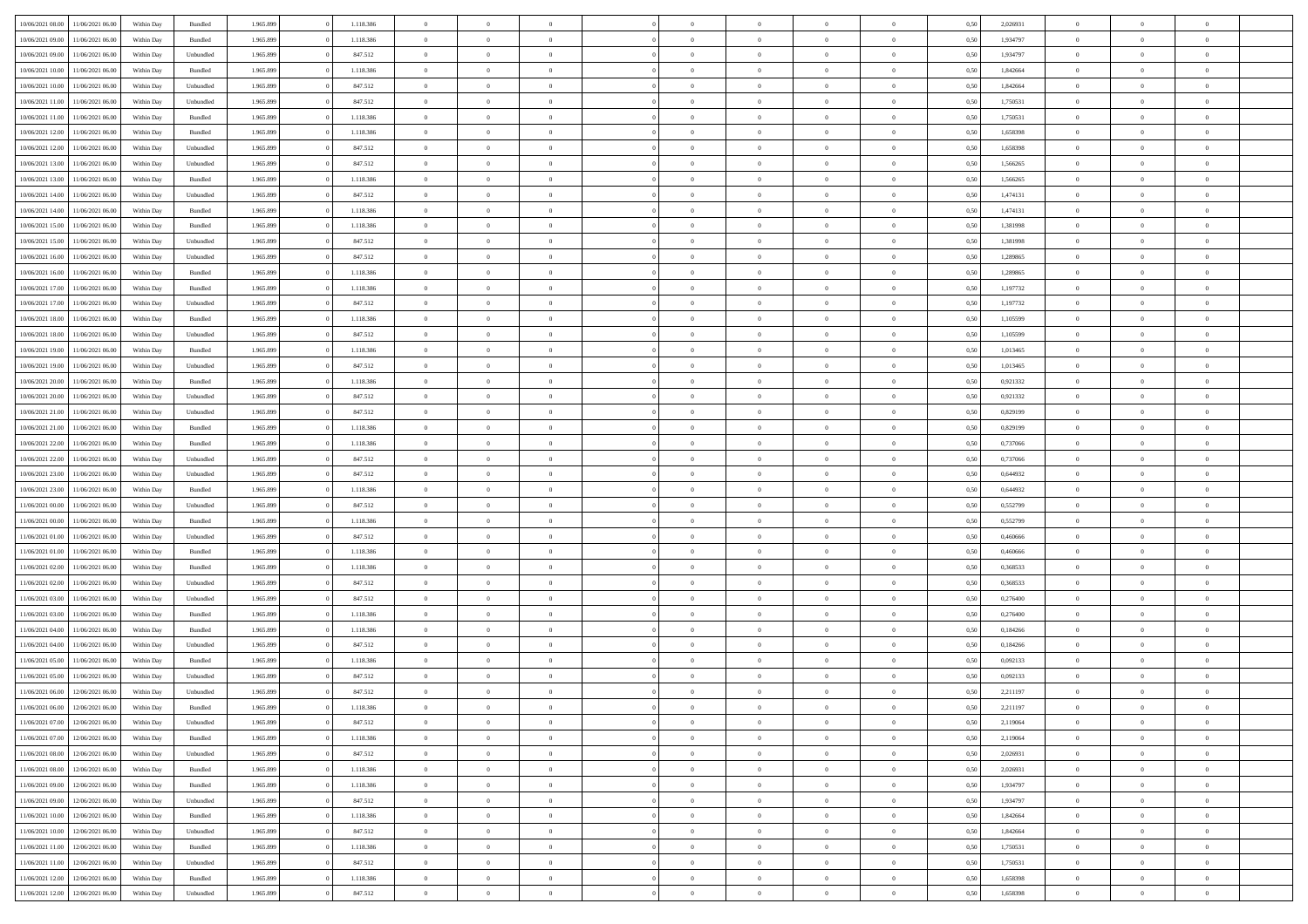| 10/06/2021 08:00 | 11/06/2021 06:00 | Within Day | Bundled | 1.965.899 | 0 | 1.118.386 | 0 | 0 | 0 | | 0 | 0 | 0 | 0 | 0,50 | 2,026931 | 0 | 0 | 0 | |
|---|---|---|---|---|---|---|---|---|---|---|---|---|---|---|---|---|---|---|---|---|
| 10/06/2021 09:00 | 11/06/2021 06:00 | Within Day | Bundled | 1.965.899 | 0 | 1.118.386 | 0 | 0 | 0 | | 0 | 0 | 0 | 0 | 0,50 | 1,934797 | 0 | 0 | 0 | |
| 10/06/2021 09:00 | 11/06/2021 06:00 | Within Day | Unbundled | 1.965.899 | 0 | 847.512 | 0 | 0 | 0 | | 0 | 0 | 0 | 0 | 0,50 | 1,934797 | 0 | 0 | 0 | |
| 10/06/2021 10:00 | 11/06/2021 06:00 | Within Day | Bundled | 1.965.899 | 0 | 1.118.386 | 0 | 0 | 0 | | 0 | 0 | 0 | 0 | 0,50 | 1,842664 | 0 | 0 | 0 | |
| 10/06/2021 10:00 | 11/06/2021 06:00 | Within Day | Unbundled | 1.965.899 | 0 | 847.512 | 0 | 0 | 0 | | 0 | 0 | 0 | 0 | 0,50 | 1,842664 | 0 | 0 | 0 | |
| 10/06/2021 11:00 | 11/06/2021 06:00 | Within Day | Unbundled | 1.965.899 | 0 | 847.512 | 0 | 0 | 0 | | 0 | 0 | 0 | 0 | 0,50 | 1,750531 | 0 | 0 | 0 | |
| 10/06/2021 11:00 | 11/06/2021 06:00 | Within Day | Bundled | 1.965.899 | 0 | 1.118.386 | 0 | 0 | 0 | | 0 | 0 | 0 | 0 | 0,50 | 1,750531 | 0 | 0 | 0 | |
| 10/06/2021 12:00 | 11/06/2021 06:00 | Within Day | Bundled | 1.965.899 | 0 | 1.118.386 | 0 | 0 | 0 | | 0 | 0 | 0 | 0 | 0,50 | 1,658398 | 0 | 0 | 0 | |
| 10/06/2021 12:00 | 11/06/2021 06:00 | Within Day | Unbundled | 1.965.899 | 0 | 847.512 | 0 | 0 | 0 | | 0 | 0 | 0 | 0 | 0,50 | 1,658398 | 0 | 0 | 0 | |
| 10/06/2021 13:00 | 11/06/2021 06:00 | Within Day | Unbundled | 1.965.899 | 0 | 847.512 | 0 | 0 | 0 | | 0 | 0 | 0 | 0 | 0,50 | 1,566265 | 0 | 0 | 0 | |
| 10/06/2021 13:00 | 11/06/2021 06:00 | Within Day | Bundled | 1.965.899 | 0 | 1.118.386 | 0 | 0 | 0 | | 0 | 0 | 0 | 0 | 0,50 | 1,566265 | 0 | 0 | 0 | |
| 10/06/2021 14:00 | 11/06/2021 06:00 | Within Day | Unbundled | 1.965.899 | 0 | 847.512 | 0 | 0 | 0 | | 0 | 0 | 0 | 0 | 0,50 | 1,474131 | 0 | 0 | 0 | |
| 10/06/2021 14:00 | 11/06/2021 06:00 | Within Day | Bundled | 1.965.899 | 0 | 1.118.386 | 0 | 0 | 0 | | 0 | 0 | 0 | 0 | 0,50 | 1,474131 | 0 | 0 | 0 | |
| 10/06/2021 15:00 | 11/06/2021 06:00 | Within Day | Bundled | 1.965.899 | 0 | 1.118.386 | 0 | 0 | 0 | | 0 | 0 | 0 | 0 | 0,50 | 1,381998 | 0 | 0 | 0 | |
| 10/06/2021 15:00 | 11/06/2021 06:00 | Within Day | Unbundled | 1.965.899 | 0 | 847.512 | 0 | 0 | 0 | | 0 | 0 | 0 | 0 | 0,50 | 1,381998 | 0 | 0 | 0 | |
| 10/06/2021 16:00 | 11/06/2021 06:00 | Within Day | Unbundled | 1.965.899 | 0 | 847.512 | 0 | 0 | 0 | | 0 | 0 | 0 | 0 | 0,50 | 1,289865 | 0 | 0 | 0 | |
| 10/06/2021 16:00 | 11/06/2021 06:00 | Within Day | Bundled | 1.965.899 | 0 | 1.118.386 | 0 | 0 | 0 | | 0 | 0 | 0 | 0 | 0,50 | 1,289865 | 0 | 0 | 0 | |
| 10/06/2021 17:00 | 11/06/2021 06:00 | Within Day | Bundled | 1.965.899 | 0 | 1.118.386 | 0 | 0 | 0 | | 0 | 0 | 0 | 0 | 0,50 | 1,197732 | 0 | 0 | 0 | |
| 10/06/2021 17:00 | 11/06/2021 06:00 | Within Day | Unbundled | 1.965.899 | 0 | 847.512 | 0 | 0 | 0 | | 0 | 0 | 0 | 0 | 0,50 | 1,197732 | 0 | 0 | 0 | |
| 10/06/2021 18:00 | 11/06/2021 06:00 | Within Day | Bundled | 1.965.899 | 0 | 1.118.386 | 0 | 0 | 0 | | 0 | 0 | 0 | 0 | 0,50 | 1,105599 | 0 | 0 | 0 | |
| 10/06/2021 18:00 | 11/06/2021 06:00 | Within Day | Unbundled | 1.965.899 | 0 | 847.512 | 0 | 0 | 0 | | 0 | 0 | 0 | 0 | 0,50 | 1,105599 | 0 | 0 | 0 | |
| 10/06/2021 19:00 | 11/06/2021 06:00 | Within Day | Bundled | 1.965.899 | 0 | 1.118.386 | 0 | 0 | 0 | | 0 | 0 | 0 | 0 | 0,50 | 1,013465 | 0 | 0 | 0 | |
| 10/06/2021 19:00 | 11/06/2021 06:00 | Within Day | Unbundled | 1.965.899 | 0 | 847.512 | 0 | 0 | 0 | | 0 | 0 | 0 | 0 | 0,50 | 1,013465 | 0 | 0 | 0 | |
| 10/06/2021 20:00 | 11/06/2021 06:00 | Within Day | Bundled | 1.965.899 | 0 | 1.118.386 | 0 | 0 | 0 | | 0 | 0 | 0 | 0 | 0,50 | 0,921332 | 0 | 0 | 0 | |
| 10/06/2021 20:00 | 11/06/2021 06:00 | Within Day | Unbundled | 1.965.899 | 0 | 847.512 | 0 | 0 | 0 | | 0 | 0 | 0 | 0 | 0,50 | 0,921332 | 0 | 0 | 0 | |
| 10/06/2021 21:00 | 11/06/2021 06:00 | Within Day | Unbundled | 1.965.899 | 0 | 847.512 | 0 | 0 | 0 | | 0 | 0 | 0 | 0 | 0,50 | 0,829199 | 0 | 0 | 0 | |
| 10/06/2021 21:00 | 11/06/2021 06:00 | Within Day | Bundled | 1.965.899 | 0 | 1.118.386 | 0 | 0 | 0 | | 0 | 0 | 0 | 0 | 0,50 | 0,829199 | 0 | 0 | 0 | |
| 10/06/2021 22:00 | 11/06/2021 06:00 | Within Day | Bundled | 1.965.899 | 0 | 1.118.386 | 0 | 0 | 0 | | 0 | 0 | 0 | 0 | 0,50 | 0,737066 | 0 | 0 | 0 | |
| 10/06/2021 22:00 | 11/06/2021 06:00 | Within Day | Unbundled | 1.965.899 | 0 | 847.512 | 0 | 0 | 0 | | 0 | 0 | 0 | 0 | 0,50 | 0,737066 | 0 | 0 | 0 | |
| 10/06/2021 23:00 | 11/06/2021 06:00 | Within Day | Unbundled | 1.965.899 | 0 | 847.512 | 0 | 0 | 0 | | 0 | 0 | 0 | 0 | 0,50 | 0,644932 | 0 | 0 | 0 | |
| 10/06/2021 23:00 | 11/06/2021 06:00 | Within Day | Bundled | 1.965.899 | 0 | 1.118.386 | 0 | 0 | 0 | | 0 | 0 | 0 | 0 | 0,50 | 0,644932 | 0 | 0 | 0 | |
| 11/06/2021 00:00 | 11/06/2021 06:00 | Within Day | Unbundled | 1.965.899 | 0 | 847.512 | 0 | 0 | 0 | | 0 | 0 | 0 | 0 | 0,50 | 0,552799 | 0 | 0 | 0 | |
| 11/06/2021 00:00 | 11/06/2021 06:00 | Within Day | Bundled | 1.965.899 | 0 | 1.118.386 | 0 | 0 | 0 | | 0 | 0 | 0 | 0 | 0,50 | 0,552799 | 0 | 0 | 0 | |
| 11/06/2021 01:00 | 11/06/2021 06:00 | Within Day | Unbundled | 1.965.899 | 0 | 847.512 | 0 | 0 | 0 | | 0 | 0 | 0 | 0 | 0,50 | 0,460666 | 0 | 0 | 0 | |
| 11/06/2021 01:00 | 11/06/2021 06:00 | Within Day | Bundled | 1.965.899 | 0 | 1.118.386 | 0 | 0 | 0 | | 0 | 0 | 0 | 0 | 0,50 | 0,460666 | 0 | 0 | 0 | |
| 11/06/2021 02:00 | 11/06/2021 06:00 | Within Day | Bundled | 1.965.899 | 0 | 1.118.386 | 0 | 0 | 0 | | 0 | 0 | 0 | 0 | 0,50 | 0,368533 | 0 | 0 | 0 | |
| 11/06/2021 02:00 | 11/06/2021 06:00 | Within Day | Unbundled | 1.965.899 | 0 | 847.512 | 0 | 0 | 0 | | 0 | 0 | 0 | 0 | 0,50 | 0,368533 | 0 | 0 | 0 | |
| 11/06/2021 03:00 | 11/06/2021 06:00 | Within Day | Unbundled | 1.965.899 | 0 | 847.512 | 0 | 0 | 0 | | 0 | 0 | 0 | 0 | 0,50 | 0,276400 | 0 | 0 | 0 | |
| 11/06/2021 03:00 | 11/06/2021 06:00 | Within Day | Bundled | 1.965.899 | 0 | 1.118.386 | 0 | 0 | 0 | | 0 | 0 | 0 | 0 | 0,50 | 0,276400 | 0 | 0 | 0 | |
| 11/06/2021 04:00 | 11/06/2021 06:00 | Within Day | Bundled | 1.965.899 | 0 | 1.118.386 | 0 | 0 | 0 | | 0 | 0 | 0 | 0 | 0,50 | 0,184266 | 0 | 0 | 0 | |
| 11/06/2021 04:00 | 11/06/2021 06:00 | Within Day | Unbundled | 1.965.899 | 0 | 847.512 | 0 | 0 | 0 | | 0 | 0 | 0 | 0 | 0,50 | 0,184266 | 0 | 0 | 0 | |
| 11/06/2021 05:00 | 11/06/2021 06:00 | Within Day | Bundled | 1.965.899 | 0 | 1.118.386 | 0 | 0 | 0 | | 0 | 0 | 0 | 0 | 0,50 | 0,092133 | 0 | 0 | 0 | |
| 11/06/2021 05:00 | 11/06/2021 06:00 | Within Day | Unbundled | 1.965.899 | 0 | 847.512 | 0 | 0 | 0 | | 0 | 0 | 0 | 0 | 0,50 | 0,092133 | 0 | 0 | 0 | |
| 11/06/2021 06:00 | 12/06/2021 06:00 | Within Day | Unbundled | 1.965.899 | 0 | 847.512 | 0 | 0 | 0 | | 0 | 0 | 0 | 0 | 0,50 | 2,211197 | 0 | 0 | 0 | |
| 11/06/2021 06:00 | 12/06/2021 06:00 | Within Day | Bundled | 1.965.899 | 0 | 1.118.386 | 0 | 0 | 0 | | 0 | 0 | 0 | 0 | 0,50 | 2,211197 | 0 | 0 | 0 | |
| 11/06/2021 07:00 | 12/06/2021 06:00 | Within Day | Unbundled | 1.965.899 | 0 | 847.512 | 0 | 0 | 0 | | 0 | 0 | 0 | 0 | 0,50 | 2,119064 | 0 | 0 | 0 | |
| 11/06/2021 07:00 | 12/06/2021 06:00 | Within Day | Bundled | 1.965.899 | 0 | 1.118.386 | 0 | 0 | 0 | | 0 | 0 | 0 | 0 | 0,50 | 2,119064 | 0 | 0 | 0 | |
| 11/06/2021 08:00 | 12/06/2021 06:00 | Within Day | Unbundled | 1.965.899 | 0 | 847.512 | 0 | 0 | 0 | | 0 | 0 | 0 | 0 | 0,50 | 2,026931 | 0 | 0 | 0 | |
| 11/06/2021 08:00 | 12/06/2021 06:00 | Within Day | Bundled | 1.965.899 | 0 | 1.118.386 | 0 | 0 | 0 | | 0 | 0 | 0 | 0 | 0,50 | 2,026931 | 0 | 0 | 0 | |
| 11/06/2021 09:00 | 12/06/2021 06:00 | Within Day | Bundled | 1.965.899 | 0 | 1.118.386 | 0 | 0 | 0 | | 0 | 0 | 0 | 0 | 0,50 | 1,934797 | 0 | 0 | 0 | |
| 11/06/2021 09:00 | 12/06/2021 06:00 | Within Day | Unbundled | 1.965.899 | 0 | 847.512 | 0 | 0 | 0 | | 0 | 0 | 0 | 0 | 0,50 | 1,934797 | 0 | 0 | 0 | |
| 11/06/2021 10:00 | 12/06/2021 06:00 | Within Day | Bundled | 1.965.899 | 0 | 1.118.386 | 0 | 0 | 0 | | 0 | 0 | 0 | 0 | 0,50 | 1,842664 | 0 | 0 | 0 | |
| 11/06/2021 10:00 | 12/06/2021 06:00 | Within Day | Unbundled | 1.965.899 | 0 | 847.512 | 0 | 0 | 0 | | 0 | 0 | 0 | 0 | 0,50 | 1,842664 | 0 | 0 | 0 | |
| 11/06/2021 11:00 | 12/06/2021 06:00 | Within Day | Bundled | 1.965.899 | 0 | 1.118.386 | 0 | 0 | 0 | | 0 | 0 | 0 | 0 | 0,50 | 1,750531 | 0 | 0 | 0 | |
| 11/06/2021 11:00 | 12/06/2021 06:00 | Within Day | Unbundled | 1.965.899 | 0 | 847.512 | 0 | 0 | 0 | | 0 | 0 | 0 | 0 | 0,50 | 1,750531 | 0 | 0 | 0 | |
| 11/06/2021 12:00 | 12/06/2021 06:00 | Within Day | Bundled | 1.965.899 | 0 | 1.118.386 | 0 | 0 | 0 | | 0 | 0 | 0 | 0 | 0,50 | 1,658398 | 0 | 0 | 0 | |
| 11/06/2021 12:00 | 12/06/2021 06:00 | Within Day | Unbundled | 1.965.899 | 0 | 847.512 | 0 | 0 | 0 | | 0 | 0 | 0 | 0 | 0,50 | 1,658398 | 0 | 0 | 0 | |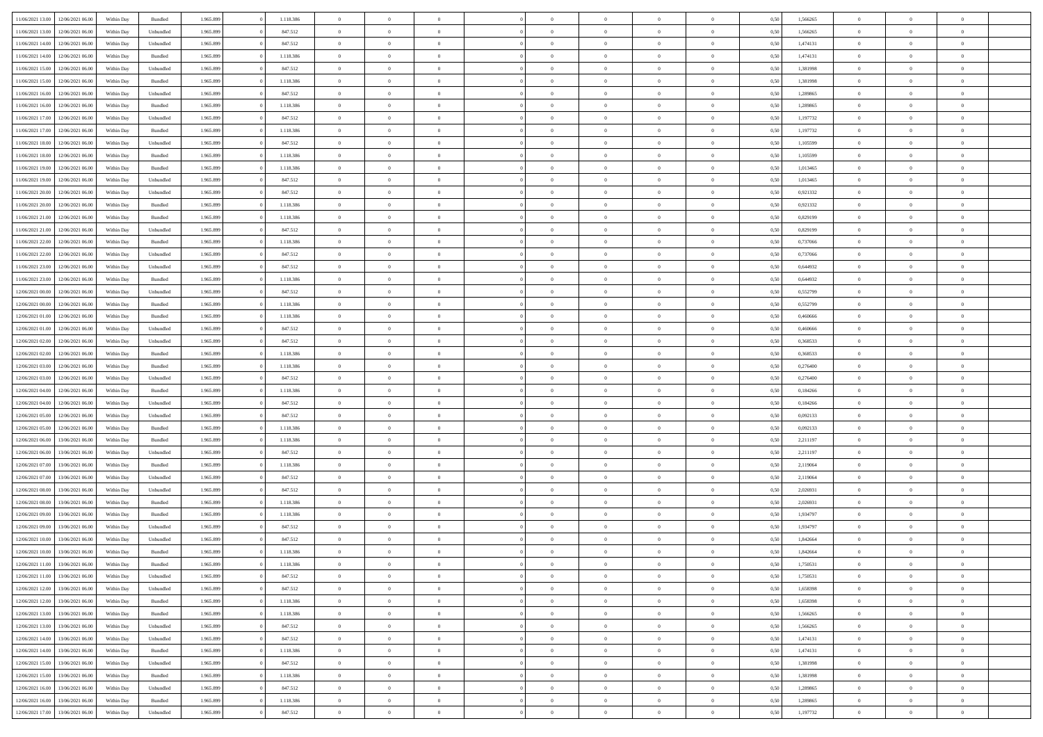| | | | | | | | | | | | | | | | | | | | | |
|---|---|---|---|---|---|---|---|---|---|---|---|---|---|---|---|---|---|---|---|---|
| 11/06/2021 13:00 | 12/06/2021 06:00 | Within Day | Bundled | 1.965.899 | 0 | 1.118.386 | 0 | 0 | 0 | | 0 | 0 | 0 | 0 | 0,50 | 1,566265 | 0 | 0 | 0 | |
| 11/06/2021 13:00 | 12/06/2021 06:00 | Within Day | Unbundled | 1.965.899 | 0 | 847.512 | 0 | 0 | 0 | | 0 | 0 | 0 | 0 | 0,50 | 1,566265 | 0 | 0 | 0 | |
| 11/06/2021 14:00 | 12/06/2021 06:00 | Within Day | Unbundled | 1.965.899 | 0 | 847.512 | 0 | 0 | 0 | | 0 | 0 | 0 | 0 | 0,50 | 1,474131 | 0 | 0 | 0 | |
| 11/06/2021 14:00 | 12/06/2021 06:00 | Within Day | Bundled | 1.965.899 | 0 | 1.118.386 | 0 | 0 | 0 | | 0 | 0 | 0 | 0 | 0,50 | 1,474131 | 0 | 0 | 0 | |
| 11/06/2021 15:00 | 12/06/2021 06:00 | Within Day | Unbundled | 1.965.899 | 0 | 847.512 | 0 | 0 | 0 | | 0 | 0 | 0 | 0 | 0,50 | 1,381998 | 0 | 0 | 0 | |
| 11/06/2021 15:00 | 12/06/2021 06:00 | Within Day | Bundled | 1.965.899 | 0 | 1.118.386 | 0 | 0 | 0 | | 0 | 0 | 0 | 0 | 0,50 | 1,381998 | 0 | 0 | 0 | |
| 11/06/2021 16:00 | 12/06/2021 06:00 | Within Day | Unbundled | 1.965.899 | 0 | 847.512 | 0 | 0 | 0 | | 0 | 0 | 0 | 0 | 0,50 | 1,289865 | 0 | 0 | 0 | |
| 11/06/2021 16:00 | 12/06/2021 06:00 | Within Day | Bundled | 1.965.899 | 0 | 1.118.386 | 0 | 0 | 0 | | 0 | 0 | 0 | 0 | 0,50 | 1,289865 | 0 | 0 | 0 | |
| 11/06/2021 17:00 | 12/06/2021 06:00 | Within Day | Unbundled | 1.965.899 | 0 | 847.512 | 0 | 0 | 0 | | 0 | 0 | 0 | 0 | 0,50 | 1,197732 | 0 | 0 | 0 | |
| 11/06/2021 17:00 | 12/06/2021 06:00 | Within Day | Bundled | 1.965.899 | 0 | 1.118.386 | 0 | 0 | 0 | | 0 | 0 | 0 | 0 | 0,50 | 1,197732 | 0 | 0 | 0 | |
| 11/06/2021 18:00 | 12/06/2021 06:00 | Within Day | Unbundled | 1.965.899 | 0 | 847.512 | 0 | 0 | 0 | | 0 | 0 | 0 | 0 | 0,50 | 1,105599 | 0 | 0 | 0 | |
| 11/06/2021 18:00 | 12/06/2021 06:00 | Within Day | Bundled | 1.965.899 | 0 | 1.118.386 | 0 | 0 | 0 | | 0 | 0 | 0 | 0 | 0,50 | 1,105599 | 0 | 0 | 0 | |
| 11/06/2021 19:00 | 12/06/2021 06:00 | Within Day | Bundled | 1.965.899 | 0 | 1.118.386 | 0 | 0 | 0 | | 0 | 0 | 0 | 0 | 0,50 | 1,013465 | 0 | 0 | 0 | |
| 11/06/2021 19:00 | 12/06/2021 06:00 | Within Day | Unbundled | 1.965.899 | 0 | 847.512 | 0 | 0 | 0 | | 0 | 0 | 0 | 0 | 0,50 | 1,013465 | 0 | 0 | 0 | |
| 11/06/2021 20:00 | 12/06/2021 06:00 | Within Day | Unbundled | 1.965.899 | 0 | 847.512 | 0 | 0 | 0 | | 0 | 0 | 0 | 0 | 0,50 | 0,921332 | 0 | 0 | 0 | |
| 11/06/2021 20:00 | 12/06/2021 06:00 | Within Day | Bundled | 1.965.899 | 0 | 1.118.386 | 0 | 0 | 0 | | 0 | 0 | 0 | 0 | 0,50 | 0,921332 | 0 | 0 | 0 | |
| 11/06/2021 21:00 | 12/06/2021 06:00 | Within Day | Bundled | 1.965.899 | 0 | 1.118.386 | 0 | 0 | 0 | | 0 | 0 | 0 | 0 | 0,50 | 0,829199 | 0 | 0 | 0 | |
| 11/06/2021 21:00 | 12/06/2021 06:00 | Within Day | Unbundled | 1.965.899 | 0 | 847.512 | 0 | 0 | 0 | | 0 | 0 | 0 | 0 | 0,50 | 0,829199 | 0 | 0 | 0 | |
| 11/06/2021 22:00 | 12/06/2021 06:00 | Within Day | Bundled | 1.965.899 | 0 | 1.118.386 | 0 | 0 | 0 | | 0 | 0 | 0 | 0 | 0,50 | 0,737066 | 0 | 0 | 0 | |
| 11/06/2021 22:00 | 12/06/2021 06:00 | Within Day | Unbundled | 1.965.899 | 0 | 847.512 | 0 | 0 | 0 | | 0 | 0 | 0 | 0 | 0,50 | 0,737066 | 0 | 0 | 0 | |
| 11/06/2021 23:00 | 12/06/2021 06:00 | Within Day | Unbundled | 1.965.899 | 0 | 847.512 | 0 | 0 | 0 | | 0 | 0 | 0 | 0 | 0,50 | 0,644932 | 0 | 0 | 0 | |
| 11/06/2021 23:00 | 12/06/2021 06:00 | Within Day | Bundled | 1.965.899 | 0 | 1.118.386 | 0 | 0 | 0 | | 0 | 0 | 0 | 0 | 0,50 | 0,644932 | 0 | 0 | 0 | |
| 12/06/2021 00:00 | 12/06/2021 06:00 | Within Day | Unbundled | 1.965.899 | 0 | 847.512 | 0 | 0 | 0 | | 0 | 0 | 0 | 0 | 0,50 | 0,552799 | 0 | 0 | 0 | |
| 12/06/2021 00:00 | 12/06/2021 06:00 | Within Day | Bundled | 1.965.899 | 0 | 1.118.386 | 0 | 0 | 0 | | 0 | 0 | 0 | 0 | 0,50 | 0,552799 | 0 | 0 | 0 | |
| 12/06/2021 01:00 | 12/06/2021 06:00 | Within Day | Bundled | 1.965.899 | 0 | 1.118.386 | 0 | 0 | 0 | | 0 | 0 | 0 | 0 | 0,50 | 0,460666 | 0 | 0 | 0 | |
| 12/06/2021 01:00 | 12/06/2021 06:00 | Within Day | Unbundled | 1.965.899 | 0 | 847.512 | 0 | 0 | 0 | | 0 | 0 | 0 | 0 | 0,50 | 0,460666 | 0 | 0 | 0 | |
| 12/06/2021 02:00 | 12/06/2021 06:00 | Within Day | Unbundled | 1.965.899 | 0 | 847.512 | 0 | 0 | 0 | | 0 | 0 | 0 | 0 | 0,50 | 0,368533 | 0 | 0 | 0 | |
| 12/06/2021 02:00 | 12/06/2021 06:00 | Within Day | Bundled | 1.965.899 | 0 | 1.118.386 | 0 | 0 | 0 | | 0 | 0 | 0 | 0 | 0,50 | 0,368533 | 0 | 0 | 0 | |
| 12/06/2021 03:00 | 12/06/2021 06:00 | Within Day | Bundled | 1.965.899 | 0 | 1.118.386 | 0 | 0 | 0 | | 0 | 0 | 0 | 0 | 0,50 | 0,276400 | 0 | 0 | 0 | |
| 12/06/2021 03:00 | 12/06/2021 06:00 | Within Day | Unbundled | 1.965.899 | 0 | 847.512 | 0 | 0 | 0 | | 0 | 0 | 0 | 0 | 0,50 | 0,276400 | 0 | 0 | 0 | |
| 12/06/2021 04:00 | 12/06/2021 06:00 | Within Day | Bundled | 1.965.899 | 0 | 1.118.386 | 0 | 0 | 0 | | 0 | 0 | 0 | 0 | 0,50 | 0,184266 | 0 | 0 | 0 | |
| 12/06/2021 04:00 | 12/06/2021 06:00 | Within Day | Unbundled | 1.965.899 | 0 | 847.512 | 0 | 0 | 0 | | 0 | 0 | 0 | 0 | 0,50 | 0,184266 | 0 | 0 | 0 | |
| 12/06/2021 05:00 | 12/06/2021 06:00 | Within Day | Unbundled | 1.965.899 | 0 | 847.512 | 0 | 0 | 0 | | 0 | 0 | 0 | 0 | 0,50 | 0,092133 | 0 | 0 | 0 | |
| 12/06/2021 05:00 | 12/06/2021 06:00 | Within Day | Bundled | 1.965.899 | 0 | 1.118.386 | 0 | 0 | 0 | | 0 | 0 | 0 | 0 | 0,50 | 0,092133 | 0 | 0 | 0 | |
| 12/06/2021 06:00 | 13/06/2021 06:00 | Within Day | Bundled | 1.965.899 | 0 | 1.118.386 | 0 | 0 | 0 | | 0 | 0 | 0 | 0 | 0,50 | 2,211197 | 0 | 0 | 0 | |
| 12/06/2021 06:00 | 13/06/2021 06:00 | Within Day | Unbundled | 1.965.899 | 0 | 847.512 | 0 | 0 | 0 | | 0 | 0 | 0 | 0 | 0,50 | 2,211197 | 0 | 0 | 0 | |
| 12/06/2021 07:00 | 13/06/2021 06:00 | Within Day | Bundled | 1.965.899 | 0 | 1.118.386 | 0 | 0 | 0 | | 0 | 0 | 0 | 0 | 0,50 | 2,119064 | 0 | 0 | 0 | |
| 12/06/2021 07:00 | 13/06/2021 06:00 | Within Day | Unbundled | 1.965.899 | 0 | 847.512 | 0 | 0 | 0 | | 0 | 0 | 0 | 0 | 0,50 | 2,119064 | 0 | 0 | 0 | |
| 12/06/2021 08:00 | 13/06/2021 06:00 | Within Day | Unbundled | 1.965.899 | 0 | 847.512 | 0 | 0 | 0 | | 0 | 0 | 0 | 0 | 0,50 | 2,026931 | 0 | 0 | 0 | |
| 12/06/2021 08:00 | 13/06/2021 06:00 | Within Day | Bundled | 1.965.899 | 0 | 1.118.386 | 0 | 0 | 0 | | 0 | 0 | 0 | 0 | 0,50 | 2,026931 | 0 | 0 | 0 | |
| 12/06/2021 09:00 | 13/06/2021 06:00 | Within Day | Bundled | 1.965.899 | 0 | 1.118.386 | 0 | 0 | 0 | | 0 | 0 | 0 | 0 | 0,50 | 1,934797 | 0 | 0 | 0 | |
| 12/06/2021 09:00 | 13/06/2021 06:00 | Within Day | Unbundled | 1.965.899 | 0 | 847.512 | 0 | 0 | 0 | | 0 | 0 | 0 | 0 | 0,50 | 1,934797 | 0 | 0 | 0 | |
| 12/06/2021 10:00 | 13/06/2021 06:00 | Within Day | Unbundled | 1.965.899 | 0 | 847.512 | 0 | 0 | 0 | | 0 | 0 | 0 | 0 | 0,50 | 1,842664 | 0 | 0 | 0 | |
| 12/06/2021 10:00 | 13/06/2021 06:00 | Within Day | Bundled | 1.965.899 | 0 | 1.118.386 | 0 | 0 | 0 | | 0 | 0 | 0 | 0 | 0,50 | 1,842664 | 0 | 0 | 0 | |
| 12/06/2021 11:00 | 13/06/2021 06:00 | Within Day | Bundled | 1.965.899 | 0 | 1.118.386 | 0 | 0 | 0 | | 0 | 0 | 0 | 0 | 0,50 | 1,750531 | 0 | 0 | 0 | |
| 12/06/2021 11:00 | 13/06/2021 06:00 | Within Day | Unbundled | 1.965.899 | 0 | 847.512 | 0 | 0 | 0 | | 0 | 0 | 0 | 0 | 0,50 | 1,750531 | 0 | 0 | 0 | |
| 12/06/2021 12:00 | 13/06/2021 06:00 | Within Day | Unbundled | 1.965.899 | 0 | 847.512 | 0 | 0 | 0 | | 0 | 0 | 0 | 0 | 0,50 | 1,658398 | 0 | 0 | 0 | |
| 12/06/2021 12:00 | 13/06/2021 06:00 | Within Day | Bundled | 1.965.899 | 0 | 1.118.386 | 0 | 0 | 0 | | 0 | 0 | 0 | 0 | 0,50 | 1,658398 | 0 | 0 | 0 | |
| 12/06/2021 13:00 | 13/06/2021 06:00 | Within Day | Bundled | 1.965.899 | 0 | 1.118.386 | 0 | 0 | 0 | | 0 | 0 | 0 | 0 | 0,50 | 1,566265 | 0 | 0 | 0 | |
| 12/06/2021 13:00 | 13/06/2021 06:00 | Within Day | Unbundled | 1.965.899 | 0 | 847.512 | 0 | 0 | 0 | | 0 | 0 | 0 | 0 | 0,50 | 1,566265 | 0 | 0 | 0 | |
| 12/06/2021 14:00 | 13/06/2021 06:00 | Within Day | Unbundled | 1.965.899 | 0 | 847.512 | 0 | 0 | 0 | | 0 | 0 | 0 | 0 | 0,50 | 1,474131 | 0 | 0 | 0 | |
| 12/06/2021 14:00 | 13/06/2021 06:00 | Within Day | Bundled | 1.965.899 | 0 | 1.118.386 | 0 | 0 | 0 | | 0 | 0 | 0 | 0 | 0,50 | 1,474131 | 0 | 0 | 0 | |
| 12/06/2021 15:00 | 13/06/2021 06:00 | Within Day | Unbundled | 1.965.899 | 0 | 847.512 | 0 | 0 | 0 | | 0 | 0 | 0 | 0 | 0,50 | 1,381998 | 0 | 0 | 0 | |
| 12/06/2021 15:00 | 13/06/2021 06:00 | Within Day | Bundled | 1.965.899 | 0 | 1.118.386 | 0 | 0 | 0 | | 0 | 0 | 0 | 0 | 0,50 | 1,381998 | 0 | 0 | 0 | |
| 12/06/2021 16:00 | 13/06/2021 06:00 | Within Day | Unbundled | 1.965.899 | 0 | 847.512 | 0 | 0 | 0 | | 0 | 0 | 0 | 0 | 0,50 | 1,289865 | 0 | 0 | 0 | |
| 12/06/2021 16:00 | 13/06/2021 06:00 | Within Day | Bundled | 1.965.899 | 0 | 1.118.386 | 0 | 0 | 0 | | 0 | 0 | 0 | 0 | 0,50 | 1,289865 | 0 | 0 | 0 | |
| 12/06/2021 17:00 | 13/06/2021 06:00 | Within Day | Unbundled | 1.965.899 | 0 | 847.512 | 0 | 0 | 0 | | 0 | 0 | 0 | 0 | 0,50 | 1,197732 | 0 | 0 | 0 | |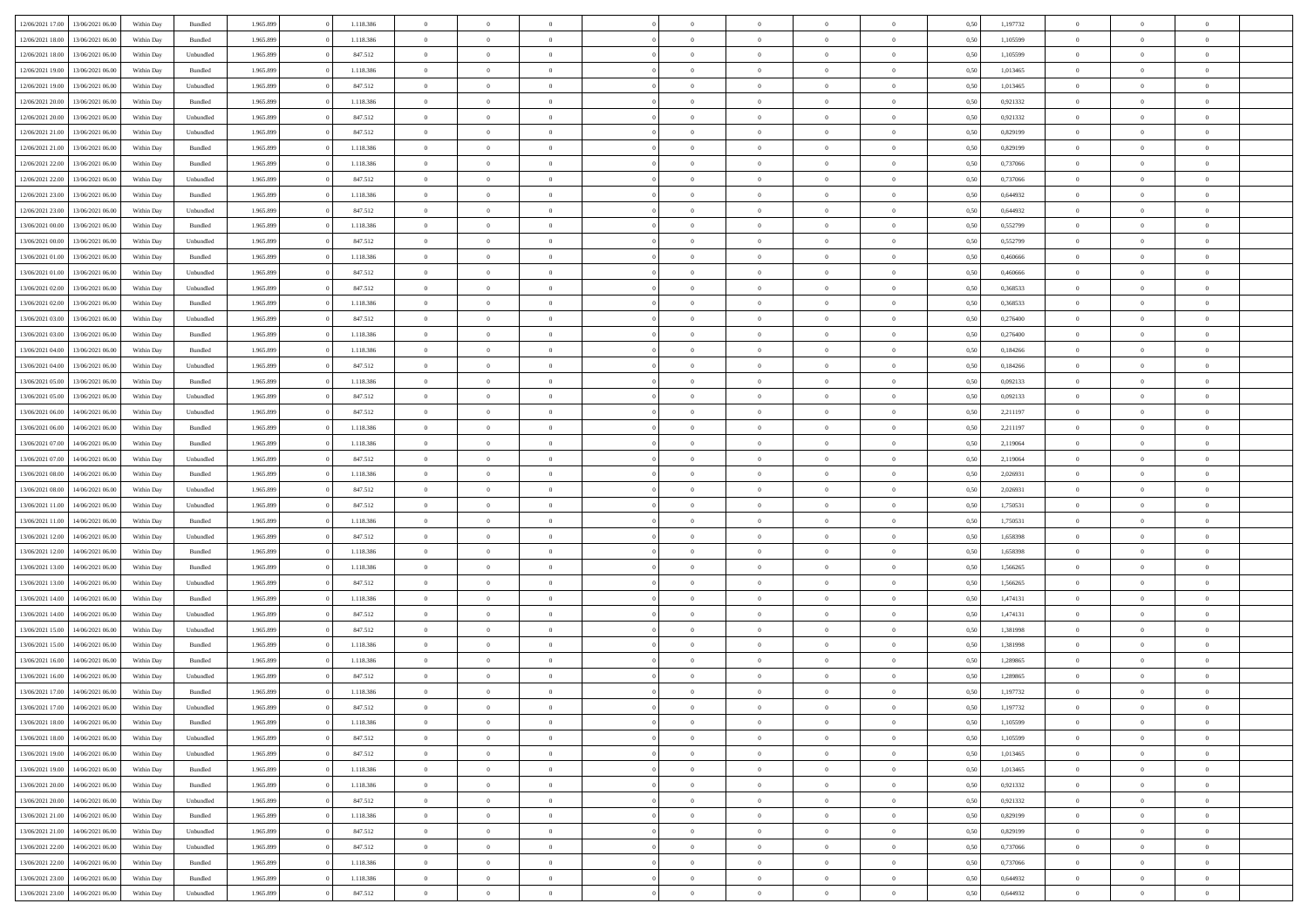| | | | | | | | | | | | | | | | | | | | | | |
|---|---|---|---|---|---|---|---|---|---|---|---|---|---|---|---|---|---|---|---|---|---|
| 12/06/2021 17:00 | 13/06/2021 06:00 | Within Day | Bundled | 1.965.899 | 0 | 1.118.386 | 0 | 0 | 0 | | 0 | 0 | 0 | 0 | 0,50 | 1,197732 | 0 | 0 | 0 | |
| 12/06/2021 18:00 | 13/06/2021 06:00 | Within Day | Bundled | 1.965.899 | 0 | 1.118.386 | 0 | 0 | 0 | | 0 | 0 | 0 | 0 | 0,50 | 1,105599 | 0 | 0 | 0 | |
| 12/06/2021 18:00 | 13/06/2021 06:00 | Within Day | Unbundled | 1.965.899 | 0 | 847.512 | 0 | 0 | 0 | | 0 | 0 | 0 | 0 | 0,50 | 1,105599 | 0 | 0 | 0 | |
| 12/06/2021 19:00 | 13/06/2021 06:00 | Within Day | Bundled | 1.965.899 | 0 | 1.118.386 | 0 | 0 | 0 | | 0 | 0 | 0 | 0 | 0,50 | 1,013465 | 0 | 0 | 0 | |
| 12/06/2021 19:00 | 13/06/2021 06:00 | Within Day | Unbundled | 1.965.899 | 0 | 847.512 | 0 | 0 | 0 | | 0 | 0 | 0 | 0 | 0,50 | 1,013465 | 0 | 0 | 0 | |
| 12/06/2021 20:00 | 13/06/2021 06:00 | Within Day | Bundled | 1.965.899 | 0 | 1.118.386 | 0 | 0 | 0 | | 0 | 0 | 0 | 0 | 0,50 | 0,921332 | 0 | 0 | 0 | |
| 12/06/2021 20:00 | 13/06/2021 06:00 | Within Day | Unbundled | 1.965.899 | 0 | 847.512 | 0 | 0 | 0 | | 0 | 0 | 0 | 0 | 0,50 | 0,921332 | 0 | 0 | 0 | |
| 12/06/2021 21:00 | 13/06/2021 06:00 | Within Day | Unbundled | 1.965.899 | 0 | 847.512 | 0 | 0 | 0 | | 0 | 0 | 0 | 0 | 0,50 | 0,829199 | 0 | 0 | 0 | |
| 12/06/2021 21:00 | 13/06/2021 06:00 | Within Day | Bundled | 1.965.899 | 0 | 1.118.386 | 0 | 0 | 0 | | 0 | 0 | 0 | 0 | 0,50 | 0,829199 | 0 | 0 | 0 | |
| 12/06/2021 22:00 | 13/06/2021 06:00 | Within Day | Bundled | 1.965.899 | 0 | 1.118.386 | 0 | 0 | 0 | | 0 | 0 | 0 | 0 | 0,50 | 0,737066 | 0 | 0 | 0 | |
| 12/06/2021 22:00 | 13/06/2021 06:00 | Within Day | Unbundled | 1.965.899 | 0 | 847.512 | 0 | 0 | 0 | | 0 | 0 | 0 | 0 | 0,50 | 0,737066 | 0 | 0 | 0 | |
| 12/06/2021 23:00 | 13/06/2021 06:00 | Within Day | Bundled | 1.965.899 | 0 | 1.118.386 | 0 | 0 | 0 | | 0 | 0 | 0 | 0 | 0,50 | 0,644932 | 0 | 0 | 0 | |
| 12/06/2021 23:00 | 13/06/2021 06:00 | Within Day | Unbundled | 1.965.899 | 0 | 847.512 | 0 | 0 | 0 | | 0 | 0 | 0 | 0 | 0,50 | 0,644932 | 0 | 0 | 0 | |
| 13/06/2021 00:00 | 13/06/2021 06:00 | Within Day | Bundled | 1.965.899 | 0 | 1.118.386 | 0 | 0 | 0 | | 0 | 0 | 0 | 0 | 0,50 | 0,552799 | 0 | 0 | 0 | |
| 13/06/2021 00:00 | 13/06/2021 06:00 | Within Day | Unbundled | 1.965.899 | 0 | 847.512 | 0 | 0 | 0 | | 0 | 0 | 0 | 0 | 0,50 | 0,552799 | 0 | 0 | 0 | |
| 13/06/2021 01:00 | 13/06/2021 06:00 | Within Day | Bundled | 1.965.899 | 0 | 1.118.386 | 0 | 0 | 0 | | 0 | 0 | 0 | 0 | 0,50 | 0,460666 | 0 | 0 | 0 | |
| 13/06/2021 01:00 | 13/06/2021 06:00 | Within Day | Unbundled | 1.965.899 | 0 | 847.512 | 0 | 0 | 0 | | 0 | 0 | 0 | 0 | 0,50 | 0,460666 | 0 | 0 | 0 | |
| 13/06/2021 02:00 | 13/06/2021 06:00 | Within Day | Unbundled | 1.965.899 | 0 | 847.512 | 0 | 0 | 0 | | 0 | 0 | 0 | 0 | 0,50 | 0,368533 | 0 | 0 | 0 | |
| 13/06/2021 02:00 | 13/06/2021 06:00 | Within Day | Bundled | 1.965.899 | 0 | 1.118.386 | 0 | 0 | 0 | | 0 | 0 | 0 | 0 | 0,50 | 0,368533 | 0 | 0 | 0 | |
| 13/06/2021 03:00 | 13/06/2021 06:00 | Within Day | Unbundled | 1.965.899 | 0 | 847.512 | 0 | 0 | 0 | | 0 | 0 | 0 | 0 | 0,50 | 0,276400 | 0 | 0 | 0 | |
| 13/06/2021 03:00 | 13/06/2021 06:00 | Within Day | Bundled | 1.965.899 | 0 | 1.118.386 | 0 | 0 | 0 | | 0 | 0 | 0 | 0 | 0,50 | 0,276400 | 0 | 0 | 0 | |
| 13/06/2021 04:00 | 13/06/2021 06:00 | Within Day | Bundled | 1.965.899 | 0 | 1.118.386 | 0 | 0 | 0 | | 0 | 0 | 0 | 0 | 0,50 | 0,184266 | 0 | 0 | 0 | |
| 13/06/2021 04:00 | 13/06/2021 06:00 | Within Day | Unbundled | 1.965.899 | 0 | 847.512 | 0 | 0 | 0 | | 0 | 0 | 0 | 0 | 0,50 | 0,184266 | 0 | 0 | 0 | |
| 13/06/2021 05:00 | 13/06/2021 06:00 | Within Day | Bundled | 1.965.899 | 0 | 1.118.386 | 0 | 0 | 0 | | 0 | 0 | 0 | 0 | 0,50 | 0,092133 | 0 | 0 | 0 | |
| 13/06/2021 05:00 | 13/06/2021 06:00 | Within Day | Unbundled | 1.965.899 | 0 | 847.512 | 0 | 0 | 0 | | 0 | 0 | 0 | 0 | 0,50 | 0,092133 | 0 | 0 | 0 | |
| 13/06/2021 06:00 | 14/06/2021 06:00 | Within Day | Unbundled | 1.965.899 | 0 | 847.512 | 0 | 0 | 0 | | 0 | 0 | 0 | 0 | 0,50 | 2,211197 | 0 | 0 | 0 | |
| 13/06/2021 06:00 | 14/06/2021 06:00 | Within Day | Bundled | 1.965.899 | 0 | 1.118.386 | 0 | 0 | 0 | | 0 | 0 | 0 | 0 | 0,50 | 2,211197 | 0 | 0 | 0 | |
| 13/06/2021 07:00 | 14/06/2021 06:00 | Within Day | Bundled | 1.965.899 | 0 | 1.118.386 | 0 | 0 | 0 | | 0 | 0 | 0 | 0 | 0,50 | 2,119064 | 0 | 0 | 0 | |
| 13/06/2021 07:00 | 14/06/2021 06:00 | Within Day | Unbundled | 1.965.899 | 0 | 847.512 | 0 | 0 | 0 | | 0 | 0 | 0 | 0 | 0,50 | 2,119064 | 0 | 0 | 0 | |
| 13/06/2021 08:00 | 14/06/2021 06:00 | Within Day | Bundled | 1.965.899 | 0 | 1.118.386 | 0 | 0 | 0 | | 0 | 0 | 0 | 0 | 0,50 | 2,026931 | 0 | 0 | 0 | |
| 13/06/2021 08:00 | 14/06/2021 06:00 | Within Day | Unbundled | 1.965.899 | 0 | 847.512 | 0 | 0 | 0 | | 0 | 0 | 0 | 0 | 0,50 | 2,026931 | 0 | 0 | 0 | |
| 13/06/2021 11:00 | 14/06/2021 06:00 | Within Day | Unbundled | 1.965.899 | 0 | 847.512 | 0 | 0 | 0 | | 0 | 0 | 0 | 0 | 0,50 | 1,750531 | 0 | 0 | 0 | |
| 13/06/2021 11:00 | 14/06/2021 06:00 | Within Day | Bundled | 1.965.899 | 0 | 1.118.386 | 0 | 0 | 0 | | 0 | 0 | 0 | 0 | 0,50 | 1,750531 | 0 | 0 | 0 | |
| 13/06/2021 12:00 | 14/06/2021 06:00 | Within Day | Unbundled | 1.965.899 | 0 | 847.512 | 0 | 0 | 0 | | 0 | 0 | 0 | 0 | 0,50 | 1,658398 | 0 | 0 | 0 | |
| 13/06/2021 12:00 | 14/06/2021 06:00 | Within Day | Bundled | 1.965.899 | 0 | 1.118.386 | 0 | 0 | 0 | | 0 | 0 | 0 | 0 | 0,50 | 1,658398 | 0 | 0 | 0 | |
| 13/06/2021 13:00 | 14/06/2021 06:00 | Within Day | Bundled | 1.965.899 | 0 | 1.118.386 | 0 | 0 | 0 | | 0 | 0 | 0 | 0 | 0,50 | 1,566265 | 0 | 0 | 0 | |
| 13/06/2021 13:00 | 14/06/2021 06:00 | Within Day | Unbundled | 1.965.899 | 0 | 847.512 | 0 | 0 | 0 | | 0 | 0 | 0 | 0 | 0,50 | 1,566265 | 0 | 0 | 0 | |
| 13/06/2021 14:00 | 14/06/2021 06:00 | Within Day | Bundled | 1.965.899 | 0 | 1.118.386 | 0 | 0 | 0 | | 0 | 0 | 0 | 0 | 0,50 | 1,474131 | 0 | 0 | 0 | |
| 13/06/2021 14:00 | 14/06/2021 06:00 | Within Day | Unbundled | 1.965.899 | 0 | 847.512 | 0 | 0 | 0 | | 0 | 0 | 0 | 0 | 0,50 | 1,474131 | 0 | 0 | 0 | |
| 13/06/2021 15:00 | 14/06/2021 06:00 | Within Day | Unbundled | 1.965.899 | 0 | 847.512 | 0 | 0 | 0 | | 0 | 0 | 0 | 0 | 0,50 | 1,381998 | 0 | 0 | 0 | |
| 13/06/2021 15:00 | 14/06/2021 06:00 | Within Day | Bundled | 1.965.899 | 0 | 1.118.386 | 0 | 0 | 0 | | 0 | 0 | 0 | 0 | 0,50 | 1,381998 | 0 | 0 | 0 | |
| 13/06/2021 16:00 | 14/06/2021 06:00 | Within Day | Bundled | 1.965.899 | 0 | 1.118.386 | 0 | 0 | 0 | | 0 | 0 | 0 | 0 | 0,50 | 1,289865 | 0 | 0 | 0 | |
| 13/06/2021 16:00 | 14/06/2021 06:00 | Within Day | Unbundled | 1.965.899 | 0 | 847.512 | 0 | 0 | 0 | | 0 | 0 | 0 | 0 | 0,50 | 1,289865 | 0 | 0 | 0 | |
| 13/06/2021 17:00 | 14/06/2021 06:00 | Within Day | Bundled | 1.965.899 | 0 | 1.118.386 | 0 | 0 | 0 | | 0 | 0 | 0 | 0 | 0,50 | 1,197732 | 0 | 0 | 0 | |
| 13/06/2021 17:00 | 14/06/2021 06:00 | Within Day | Unbundled | 1.965.899 | 0 | 847.512 | 0 | 0 | 0 | | 0 | 0 | 0 | 0 | 0,50 | 1,197732 | 0 | 0 | 0 | |
| 13/06/2021 18:00 | 14/06/2021 06:00 | Within Day | Bundled | 1.965.899 | 0 | 1.118.386 | 0 | 0 | 0 | | 0 | 0 | 0 | 0 | 0,50 | 1,105599 | 0 | 0 | 0 | |
| 13/06/2021 18:00 | 14/06/2021 06:00 | Within Day | Unbundled | 1.965.899 | 0 | 847.512 | 0 | 0 | 0 | | 0 | 0 | 0 | 0 | 0,50 | 1,105599 | 0 | 0 | 0 | |
| 13/06/2021 19:00 | 14/06/2021 06:00 | Within Day | Unbundled | 1.965.899 | 0 | 847.512 | 0 | 0 | 0 | | 0 | 0 | 0 | 0 | 0,50 | 1,013465 | 0 | 0 | 0 | |
| 13/06/2021 19:00 | 14/06/2021 06:00 | Within Day | Bundled | 1.965.899 | 0 | 1.118.386 | 0 | 0 | 0 | | 0 | 0 | 0 | 0 | 0,50 | 1,013465 | 0 | 0 | 0 | |
| 13/06/2021 20:00 | 14/06/2021 06:00 | Within Day | Bundled | 1.965.899 | 0 | 1.118.386 | 0 | 0 | 0 | | 0 | 0 | 0 | 0 | 0,50 | 0,921332 | 0 | 0 | 0 | |
| 13/06/2021 20:00 | 14/06/2021 06:00 | Within Day | Unbundled | 1.965.899 | 0 | 847.512 | 0 | 0 | 0 | | 0 | 0 | 0 | 0 | 0,50 | 0,921332 | 0 | 0 | 0 | |
| 13/06/2021 21:00 | 14/06/2021 06:00 | Within Day | Bundled | 1.965.899 | 0 | 1.118.386 | 0 | 0 | 0 | | 0 | 0 | 0 | 0 | 0,50 | 0,829199 | 0 | 0 | 0 | |
| 13/06/2021 21:00 | 14/06/2021 06:00 | Within Day | Unbundled | 1.965.899 | 0 | 847.512 | 0 | 0 | 0 | | 0 | 0 | 0 | 0 | 0,50 | 0,829199 | 0 | 0 | 0 | |
| 13/06/2021 22:00 | 14/06/2021 06:00 | Within Day | Unbundled | 1.965.899 | 0 | 847.512 | 0 | 0 | 0 | | 0 | 0 | 0 | 0 | 0,50 | 0,737066 | 0 | 0 | 0 | |
| 13/06/2021 22:00 | 14/06/2021 06:00 | Within Day | Bundled | 1.965.899 | 0 | 1.118.386 | 0 | 0 | 0 | | 0 | 0 | 0 | 0 | 0,50 | 0,737066 | 0 | 0 | 0 | |
| 13/06/2021 23:00 | 14/06/2021 06:00 | Within Day | Bundled | 1.965.899 | 0 | 1.118.386 | 0 | 0 | 0 | | 0 | 0 | 0 | 0 | 0,50 | 0,644932 | 0 | 0 | 0 | |
| 13/06/2021 23:00 | 14/06/2021 06:00 | Within Day | Unbundled | 1.965.899 | 0 | 847.512 | 0 | 0 | 0 | | 0 | 0 | 0 | 0 | 0,50 | 0,644932 | 0 | 0 | 0 | |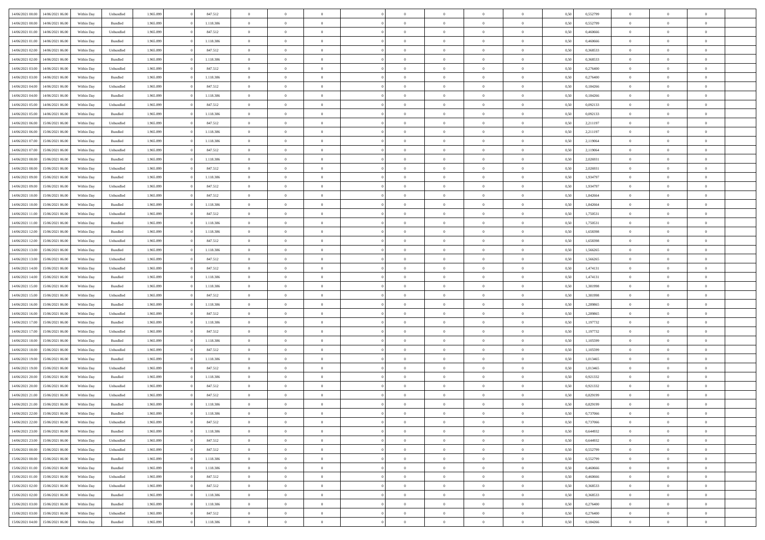| | | | | | | | | | | | | | | | | | | | | | |
|---|---|---|---|---|---|---|---|---|---|---|---|---|---|---|---|---|---|---|---|---|---|
| 14/06/2021 00.00 | 14/06/2021 06.00 | Within Day | Unbundled | 1.965.899 | 0 | 847.512 | 0 | 0 | 0 | | 0 | 0 | 0 | 0 | 0,50 | 0,552799 | 0 | 0 | 0 | |
| 14/06/2021 00.00 | 14/06/2021 06.00 | Within Day | Bundled | 1.965.899 | 0 | 1.118.386 | 0 | 0 | 0 | | 0 | 0 | 0 | 0 | 0,50 | 0,552799 | 0 | 0 | 0 | |
| 14/06/2021 01.00 | 14/06/2021 06.00 | Within Day | Unbundled | 1.965.899 | 0 | 847.512 | 0 | 0 | 0 | | 0 | 0 | 0 | 0 | 0,50 | 0,460666 | 0 | 0 | 0 | |
| 14/06/2021 01.00 | 14/06/2021 06.00 | Within Day | Bundled | 1.965.899 | 0 | 1.118.386 | 0 | 0 | 0 | | 0 | 0 | 0 | 0 | 0,50 | 0,460666 | 0 | 0 | 0 | |
| 14/06/2021 02.00 | 14/06/2021 06.00 | Within Day | Unbundled | 1.965.899 | 0 | 847.512 | 0 | 0 | 0 | | 0 | 0 | 0 | 0 | 0,50 | 0,368533 | 0 | 0 | 0 | |
| 14/06/2021 02.00 | 14/06/2021 06.00 | Within Day | Bundled | 1.965.899 | 0 | 1.118.386 | 0 | 0 | 0 | | 0 | 0 | 0 | 0 | 0,50 | 0,368533 | 0 | 0 | 0 | |
| 14/06/2021 03.00 | 14/06/2021 06.00 | Within Day | Unbundled | 1.965.899 | 0 | 847.512 | 0 | 0 | 0 | | 0 | 0 | 0 | 0 | 0,50 | 0,276400 | 0 | 0 | 0 | |
| 14/06/2021 03.00 | 14/06/2021 06.00 | Within Day | Bundled | 1.965.899 | 0 | 1.118.386 | 0 | 0 | 0 | | 0 | 0 | 0 | 0 | 0,50 | 0,276400 | 0 | 0 | 0 | |
| 14/06/2021 04.00 | 14/06/2021 06.00 | Within Day | Unbundled | 1.965.899 | 0 | 847.512 | 0 | 0 | 0 | | 0 | 0 | 0 | 0 | 0,50 | 0,184266 | 0 | 0 | 0 | |
| 14/06/2021 04.00 | 14/06/2021 06.00 | Within Day | Bundled | 1.965.899 | 0 | 1.118.386 | 0 | 0 | 0 | | 0 | 0 | 0 | 0 | 0,50 | 0,184266 | 0 | 0 | 0 | |
| 14/06/2021 05.00 | 14/06/2021 06.00 | Within Day | Unbundled | 1.965.899 | 0 | 847.512 | 0 | 0 | 0 | | 0 | 0 | 0 | 0 | 0,50 | 0,092133 | 0 | 0 | 0 | |
| 14/06/2021 05.00 | 14/06/2021 06.00 | Within Day | Bundled | 1.965.899 | 0 | 1.118.386 | 0 | 0 | 0 | | 0 | 0 | 0 | 0 | 0,50 | 0,092133 | 0 | 0 | 0 | |
| 14/06/2021 06.00 | 15/06/2021 06.00 | Within Day | Unbundled | 1.965.899 | 0 | 847.512 | 0 | 0 | 0 | | 0 | 0 | 0 | 0 | 0,50 | 2,211197 | 0 | 0 | 0 | |
| 14/06/2021 06.00 | 15/06/2021 06.00 | Within Day | Bundled | 1.965.899 | 0 | 1.118.386 | 0 | 0 | 0 | | 0 | 0 | 0 | 0 | 0,50 | 2,211197 | 0 | 0 | 0 | |
| 14/06/2021 07.00 | 15/06/2021 06.00 | Within Day | Bundled | 1.965.899 | 0 | 1.118.386 | 0 | 0 | 0 | | 0 | 0 | 0 | 0 | 0,50 | 2,119064 | 0 | 0 | 0 | |
| 14/06/2021 07.00 | 15/06/2021 06.00 | Within Day | Unbundled | 1.965.899 | 0 | 847.512 | 0 | 0 | 0 | | 0 | 0 | 0 | 0 | 0,50 | 2,119064 | 0 | 0 | 0 | |
| 14/06/2021 08.00 | 15/06/2021 06.00 | Within Day | Bundled | 1.965.899 | 0 | 1.118.386 | 0 | 0 | 0 | | 0 | 0 | 0 | 0 | 0,50 | 2,026931 | 0 | 0 | 0 | |
| 14/06/2021 08.00 | 15/06/2021 06.00 | Within Day | Unbundled | 1.965.899 | 0 | 847.512 | 0 | 0 | 0 | | 0 | 0 | 0 | 0 | 0,50 | 2,026931 | 0 | 0 | 0 | |
| 14/06/2021 09.00 | 15/06/2021 06.00 | Within Day | Bundled | 1.965.899 | 0 | 1.118.386 | 0 | 0 | 0 | | 0 | 0 | 0 | 0 | 0,50 | 1,934797 | 0 | 0 | 0 | |
| 14/06/2021 09.00 | 15/06/2021 06.00 | Within Day | Unbundled | 1.965.899 | 0 | 847.512 | 0 | 0 | 0 | | 0 | 0 | 0 | 0 | 0,50 | 1,934797 | 0 | 0 | 0 | |
| 14/06/2021 10.00 | 15/06/2021 06.00 | Within Day | Unbundled | 1.965.899 | 0 | 847.512 | 0 | 0 | 0 | | 0 | 0 | 0 | 0 | 0,50 | 1,842664 | 0 | 0 | 0 | |
| 14/06/2021 10.00 | 15/06/2021 06.00 | Within Day | Bundled | 1.965.899 | 0 | 1.118.386 | 0 | 0 | 0 | | 0 | 0 | 0 | 0 | 0,50 | 1,842664 | 0 | 0 | 0 | |
| 14/06/2021 11.00 | 15/06/2021 06.00 | Within Day | Unbundled | 1.965.899 | 0 | 847.512 | 0 | 0 | 0 | | 0 | 0 | 0 | 0 | 0,50 | 1,750531 | 0 | 0 | 0 | |
| 14/06/2021 11.00 | 15/06/2021 06.00 | Within Day | Bundled | 1.965.899 | 0 | 1.118.386 | 0 | 0 | 0 | | 0 | 0 | 0 | 0 | 0,50 | 1,750531 | 0 | 0 | 0 | |
| 14/06/2021 12.00 | 15/06/2021 06.00 | Within Day | Bundled | 1.965.899 | 0 | 1.118.386 | 0 | 0 | 0 | | 0 | 0 | 0 | 0 | 0,50 | 1,658398 | 0 | 0 | 0 | |
| 14/06/2021 12.00 | 15/06/2021 06.00 | Within Day | Unbundled | 1.965.899 | 0 | 847.512 | 0 | 0 | 0 | | 0 | 0 | 0 | 0 | 0,50 | 1,658398 | 0 | 0 | 0 | |
| 14/06/2021 13.00 | 15/06/2021 06.00 | Within Day | Bundled | 1.965.899 | 0 | 1.118.386 | 0 | 0 | 0 | | 0 | 0 | 0 | 0 | 0,50 | 1,566265 | 0 | 0 | 0 | |
| 14/06/2021 13.00 | 15/06/2021 06.00 | Within Day | Unbundled | 1.965.899 | 0 | 847.512 | 0 | 0 | 0 | | 0 | 0 | 0 | 0 | 0,50 | 1,566265 | 0 | 0 | 0 | |
| 14/06/2021 14.00 | 15/06/2021 06.00 | Within Day | Unbundled | 1.965.899 | 0 | 847.512 | 0 | 0 | 0 | | 0 | 0 | 0 | 0 | 0,50 | 1,474131 | 0 | 0 | 0 | |
| 14/06/2021 14.00 | 15/06/2021 06.00 | Within Day | Bundled | 1.965.899 | 0 | 1.118.386 | 0 | 0 | 0 | | 0 | 0 | 0 | 0 | 0,50 | 1,474131 | 0 | 0 | 0 | |
| 14/06/2021 15.00 | 15/06/2021 06.00 | Within Day | Bundled | 1.965.899 | 0 | 1.118.386 | 0 | 0 | 0 | | 0 | 0 | 0 | 0 | 0,50 | 1,381998 | 0 | 0 | 0 | |
| 14/06/2021 15.00 | 15/06/2021 06.00 | Within Day | Unbundled | 1.965.899 | 0 | 847.512 | 0 | 0 | 0 | | 0 | 0 | 0 | 0 | 0,50 | 1,381998 | 0 | 0 | 0 | |
| 14/06/2021 16.00 | 15/06/2021 06.00 | Within Day | Bundled | 1.965.899 | 0 | 1.118.386 | 0 | 0 | 0 | | 0 | 0 | 0 | 0 | 0,50 | 1,289865 | 0 | 0 | 0 | |
| 14/06/2021 16.00 | 15/06/2021 06.00 | Within Day | Unbundled | 1.965.899 | 0 | 847.512 | 0 | 0 | 0 | | 0 | 0 | 0 | 0 | 0,50 | 1,289865 | 0 | 0 | 0 | |
| 14/06/2021 17.00 | 15/06/2021 06.00 | Within Day | Bundled | 1.965.899 | 0 | 1.118.386 | 0 | 0 | 0 | | 0 | 0 | 0 | 0 | 0,50 | 1,197732 | 0 | 0 | 0 | |
| 14/06/2021 17.00 | 15/06/2021 06.00 | Within Day | Unbundled | 1.965.899 | 0 | 847.512 | 0 | 0 | 0 | | 0 | 0 | 0 | 0 | 0,50 | 1,197732 | 0 | 0 | 0 | |
| 14/06/2021 18.00 | 15/06/2021 06.00 | Within Day | Bundled | 1.965.899 | 0 | 1.118.386 | 0 | 0 | 0 | | 0 | 0 | 0 | 0 | 0,50 | 1,105599 | 0 | 0 | 0 | |
| 14/06/2021 18.00 | 15/06/2021 06.00 | Within Day | Unbundled | 1.965.899 | 0 | 847.512 | 0 | 0 | 0 | | 0 | 0 | 0 | 0 | 0,50 | 1,105599 | 0 | 0 | 0 | |
| 14/06/2021 19.00 | 15/06/2021 06.00 | Within Day | Bundled | 1.965.899 | 0 | 1.118.386 | 0 | 0 | 0 | | 0 | 0 | 0 | 0 | 0,50 | 1,013465 | 0 | 0 | 0 | |
| 14/06/2021 19.00 | 15/06/2021 06.00 | Within Day | Unbundled | 1.965.899 | 0 | 847.512 | 0 | 0 | 0 | | 0 | 0 | 0 | 0 | 0,50 | 1,013465 | 0 | 0 | 0 | |
| 14/06/2021 20.00 | 15/06/2021 06.00 | Within Day | Bundled | 1.965.899 | 0 | 1.118.386 | 0 | 0 | 0 | | 0 | 0 | 0 | 0 | 0,50 | 0,921332 | 0 | 0 | 0 | |
| 14/06/2021 20.00 | 15/06/2021 06.00 | Within Day | Unbundled | 1.965.899 | 0 | 847.512 | 0 | 0 | 0 | | 0 | 0 | 0 | 0 | 0,50 | 0,921332 | 0 | 0 | 0 | |
| 14/06/2021 21.00 | 15/06/2021 06.00 | Within Day | Unbundled | 1.965.899 | 0 | 847.512 | 0 | 0 | 0 | | 0 | 0 | 0 | 0 | 0,50 | 0,829199 | 0 | 0 | 0 | |
| 14/06/2021 21.00 | 15/06/2021 06.00 | Within Day | Bundled | 1.965.899 | 0 | 1.118.386 | 0 | 0 | 0 | | 0 | 0 | 0 | 0 | 0,50 | 0,829199 | 0 | 0 | 0 | |
| 14/06/2021 22.00 | 15/06/2021 06.00 | Within Day | Bundled | 1.965.899 | 0 | 1.118.386 | 0 | 0 | 0 | | 0 | 0 | 0 | 0 | 0,50 | 0,737066 | 0 | 0 | 0 | |
| 14/06/2021 22.00 | 15/06/2021 06.00 | Within Day | Unbundled | 1.965.899 | 0 | 847.512 | 0 | 0 | 0 | | 0 | 0 | 0 | 0 | 0,50 | 0,737066 | 0 | 0 | 0 | |
| 14/06/2021 23.00 | 15/06/2021 06.00 | Within Day | Bundled | 1.965.899 | 0 | 1.118.386 | 0 | 0 | 0 | | 0 | 0 | 0 | 0 | 0,50 | 0,644932 | 0 | 0 | 0 | |
| 14/06/2021 23.00 | 15/06/2021 06.00 | Within Day | Unbundled | 1.965.899 | 0 | 847.512 | 0 | 0 | 0 | | 0 | 0 | 0 | 0 | 0,50 | 0,644932 | 0 | 0 | 0 | |
| 15/06/2021 00.00 | 15/06/2021 06.00 | Within Day | Unbundled | 1.965.899 | 0 | 847.512 | 0 | 0 | 0 | | 0 | 0 | 0 | 0 | 0,50 | 0,552799 | 0 | 0 | 0 | |
| 15/06/2021 00.00 | 15/06/2021 06.00 | Within Day | Bundled | 1.965.899 | 0 | 1.118.386 | 0 | 0 | 0 | | 0 | 0 | 0 | 0 | 0,50 | 0,552799 | 0 | 0 | 0 | |
| 15/06/2021 01.00 | 15/06/2021 06.00 | Within Day | Bundled | 1.965.899 | 0 | 1.118.386 | 0 | 0 | 0 | | 0 | 0 | 0 | 0 | 0,50 | 0,460666 | 0 | 0 | 0 | |
| 15/06/2021 01.00 | 15/06/2021 06.00 | Within Day | Unbundled | 1.965.899 | 0 | 847.512 | 0 | 0 | 0 | | 0 | 0 | 0 | 0 | 0,50 | 0,460666 | 0 | 0 | 0 | |
| 15/06/2021 02.00 | 15/06/2021 06.00 | Within Day | Unbundled | 1.965.899 | 0 | 847.512 | 0 | 0 | 0 | | 0 | 0 | 0 | 0 | 0,50 | 0,368533 | 0 | 0 | 0 | |
| 15/06/2021 02.00 | 15/06/2021 06.00 | Within Day | Bundled | 1.965.899 | 0 | 1.118.386 | 0 | 0 | 0 | | 0 | 0 | 0 | 0 | 0,50 | 0,368533 | 0 | 0 | 0 | |
| 15/06/2021 03.00 | 15/06/2021 06.00 | Within Day | Bundled | 1.965.899 | 0 | 1.118.386 | 0 | 0 | 0 | | 0 | 0 | 0 | 0 | 0,50 | 0,276400 | 0 | 0 | 0 | |
| 15/06/2021 03.00 | 15/06/2021 06.00 | Within Day | Unbundled | 1.965.899 | 0 | 847.512 | 0 | 0 | 0 | | 0 | 0 | 0 | 0 | 0,50 | 0,276400 | 0 | 0 | 0 | |
| 15/06/2021 04.00 | 15/06/2021 06.00 | Within Day | Bundled | 1.965.899 | 0 | 1.118.386 | 0 | 0 | 0 | | 0 | 0 | 0 | 0 | 0,50 | 0,184266 | 0 | 0 | 0 | |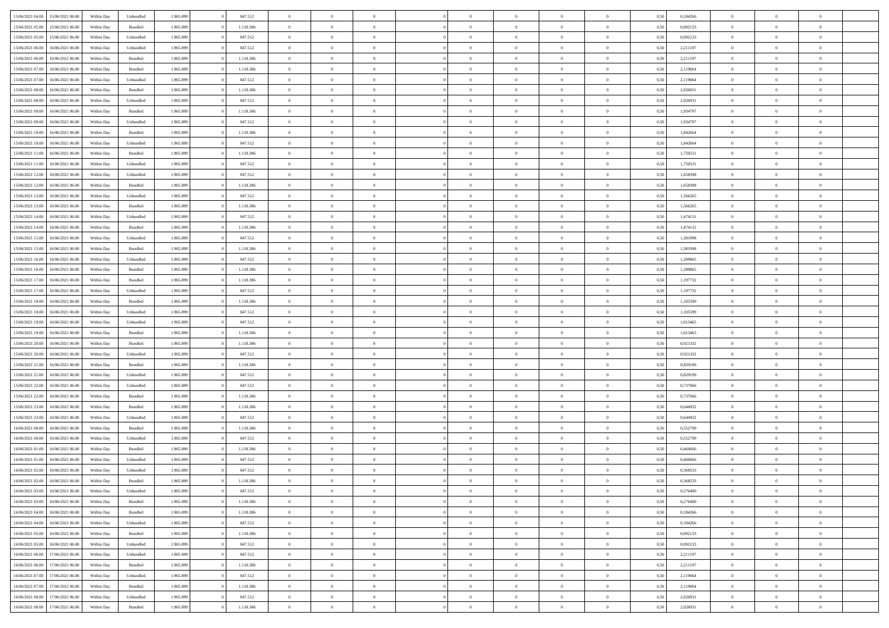| | | | | | | | | | | | | | | | | | | | | | |
|---|---|---|---|---|---|---|---|---|---|---|---|---|---|---|---|---|---|---|---|---|---|
| 15/06/2021 04:00 | 15/06/2021 06:00 | Within Day | Unbundled | 1.965.899 | 0 | 847.512 | 0 | 0 | 0 | | 0 | 0 | 0 | 0 | 0 | 0,50 | 0,184266 | 0 | 0 | 0 | |
| 15/06/2021 05:00 | 15/06/2021 06:00 | Within Day | Bundled | 1.965.899 | 0 | 1.118.386 | 0 | 0 | 0 | | 0 | 0 | 0 | 0 | 0 | 0,50 | 0,092133 | 0 | 0 | 0 | |
| 15/06/2021 05:00 | 15/06/2021 06:00 | Within Day | Unbundled | 1.965.899 | 0 | 847.512 | 0 | 0 | 0 | | 0 | 0 | 0 | 0 | 0 | 0,50 | 0,092133 | 0 | 0 | 0 | |
| 15/06/2021 06:00 | 16/06/2021 06:00 | Within Day | Unbundled | 1.965.899 | 0 | 847.512 | 0 | 0 | 0 | | 0 | 0 | 0 | 0 | 0 | 0,50 | 2,211197 | 0 | 0 | 0 | |
| 15/06/2021 06:00 | 16/06/2021 06:00 | Within Day | Bundled | 1.965.899 | 0 | 1.118.386 | 0 | 0 | 0 | | 0 | 0 | 0 | 0 | 0 | 0,50 | 2,211197 | 0 | 0 | 0 | |
| 15/06/2021 07:00 | 16/06/2021 06:00 | Within Day | Bundled | 1.965.899 | 0 | 1.118.386 | 0 | 0 | 0 | | 0 | 0 | 0 | 0 | 0 | 0,50 | 2,119064 | 0 | 0 | 0 | |
| 15/06/2021 07:00 | 16/06/2021 06:00 | Within Day | Unbundled | 1.965.899 | 0 | 847.512 | 0 | 0 | 0 | | 0 | 0 | 0 | 0 | 0 | 0,50 | 2,119064 | 0 | 0 | 0 | |
| 15/06/2021 08:00 | 16/06/2021 06:00 | Within Day | Bundled | 1.965.899 | 0 | 1.118.386 | 0 | 0 | 0 | | 0 | 0 | 0 | 0 | 0 | 0,50 | 2,026931 | 0 | 0 | 0 | |
| 15/06/2021 08:00 | 16/06/2021 06:00 | Within Day | Unbundled | 1.965.899 | 0 | 847.512 | 0 | 0 | 0 | | 0 | 0 | 0 | 0 | 0 | 0,50 | 2,026931 | 0 | 0 | 0 | |
| 15/06/2021 09:00 | 16/06/2021 06:00 | Within Day | Bundled | 1.965.899 | 0 | 1.118.386 | 0 | 0 | 0 | | 0 | 0 | 0 | 0 | 0 | 0,50 | 1,934797 | 0 | 0 | 0 | |
| 15/06/2021 09:00 | 16/06/2021 06:00 | Within Day | Unbundled | 1.965.899 | 0 | 847.512 | 0 | 0 | 0 | | 0 | 0 | 0 | 0 | 0 | 0,50 | 1,934797 | 0 | 0 | 0 | |
| 15/06/2021 10:00 | 16/06/2021 06:00 | Within Day | Bundled | 1.965.899 | 0 | 1.118.386 | 0 | 0 | 0 | | 0 | 0 | 0 | 0 | 0 | 0,50 | 1,842664 | 0 | 0 | 0 | |
| 15/06/2021 10:00 | 16/06/2021 06:00 | Within Day | Unbundled | 1.965.899 | 0 | 847.512 | 0 | 0 | 0 | | 0 | 0 | 0 | 0 | 0 | 0,50 | 1,842664 | 0 | 0 | 0 | |
| 15/06/2021 11:00 | 16/06/2021 06:00 | Within Day | Bundled | 1.965.899 | 0 | 1.118.386 | 0 | 0 | 0 | | 0 | 0 | 0 | 0 | 0 | 0,50 | 1,750531 | 0 | 0 | 0 | |
| 15/06/2021 11:00 | 16/06/2021 06:00 | Within Day | Unbundled | 1.965.899 | 0 | 847.512 | 0 | 0 | 0 | | 0 | 0 | 0 | 0 | 0 | 0,50 | 1,750531 | 0 | 0 | 0 | |
| 15/06/2021 12:00 | 16/06/2021 06:00 | Within Day | Unbundled | 1.965.899 | 0 | 847.512 | 0 | 0 | 0 | | 0 | 0 | 0 | 0 | 0 | 0,50 | 1,658398 | 0 | 0 | 0 | |
| 15/06/2021 12:00 | 16/06/2021 06:00 | Within Day | Bundled | 1.965.899 | 0 | 1.118.386 | 0 | 0 | 0 | | 0 | 0 | 0 | 0 | 0 | 0,50 | 1,658398 | 0 | 0 | 0 | |
| 15/06/2021 13:00 | 16/06/2021 06:00 | Within Day | Unbundled | 1.965.899 | 0 | 847.512 | 0 | 0 | 0 | | 0 | 0 | 0 | 0 | 0 | 0,50 | 1,566265 | 0 | 0 | 0 | |
| 15/06/2021 13:00 | 16/06/2021 06:00 | Within Day | Bundled | 1.965.899 | 0 | 1.118.386 | 0 | 0 | 0 | | 0 | 0 | 0 | 0 | 0 | 0,50 | 1,566265 | 0 | 0 | 0 | |
| 15/06/2021 14:00 | 16/06/2021 06:00 | Within Day | Unbundled | 1.965.899 | 0 | 847.512 | 0 | 0 | 0 | | 0 | 0 | 0 | 0 | 0 | 0,50 | 1,474131 | 0 | 0 | 0 | |
| 15/06/2021 14:00 | 16/06/2021 06:00 | Within Day | Bundled | 1.965.899 | 0 | 1.118.386 | 0 | 0 | 0 | | 0 | 0 | 0 | 0 | 0 | 0,50 | 1,474131 | 0 | 0 | 0 | |
| 15/06/2021 15:00 | 16/06/2021 06:00 | Within Day | Unbundled | 1.965.899 | 0 | 847.512 | 0 | 0 | 0 | | 0 | 0 | 0 | 0 | 0 | 0,50 | 1,381998 | 0 | 0 | 0 | |
| 15/06/2021 15:00 | 16/06/2021 06:00 | Within Day | Bundled | 1.965.899 | 0 | 1.118.386 | 0 | 0 | 0 | | 0 | 0 | 0 | 0 | 0 | 0,50 | 1,381998 | 0 | 0 | 0 | |
| 15/06/2021 16:00 | 16/06/2021 06:00 | Within Day | Unbundled | 1.965.899 | 0 | 847.512 | 0 | 0 | 0 | | 0 | 0 | 0 | 0 | 0 | 0,50 | 1,289865 | 0 | 0 | 0 | |
| 15/06/2021 16:00 | 16/06/2021 06:00 | Within Day | Bundled | 1.965.899 | 0 | 1.118.386 | 0 | 0 | 0 | | 0 | 0 | 0 | 0 | 0 | 0,50 | 1,289865 | 0 | 0 | 0 | |
| 15/06/2021 17:00 | 16/06/2021 06:00 | Within Day | Bundled | 1.965.899 | 0 | 1.118.386 | 0 | 0 | 0 | | 0 | 0 | 0 | 0 | 0 | 0,50 | 1,197732 | 0 | 0 | 0 | |
| 15/06/2021 17:00 | 16/06/2021 06:00 | Within Day | Unbundled | 1.965.899 | 0 | 847.512 | 0 | 0 | 0 | | 0 | 0 | 0 | 0 | 0 | 0,50 | 1,197732 | 0 | 0 | 0 | |
| 15/06/2021 18:00 | 16/06/2021 06:00 | Within Day | Bundled | 1.965.899 | 0 | 1.118.386 | 0 | 0 | 0 | | 0 | 0 | 0 | 0 | 0 | 0,50 | 1,105599 | 0 | 0 | 0 | |
| 15/06/2021 18:00 | 16/06/2021 06:00 | Within Day | Unbundled | 1.965.899 | 0 | 847.512 | 0 | 0 | 0 | | 0 | 0 | 0 | 0 | 0 | 0,50 | 1,105599 | 0 | 0 | 0 | |
| 15/06/2021 19:00 | 16/06/2021 06:00 | Within Day | Unbundled | 1.965.899 | 0 | 847.512 | 0 | 0 | 0 | | 0 | 0 | 0 | 0 | 0 | 0,50 | 1,013465 | 0 | 0 | 0 | |
| 15/06/2021 19:00 | 16/06/2021 06:00 | Within Day | Bundled | 1.965.899 | 0 | 1.118.386 | 0 | 0 | 0 | | 0 | 0 | 0 | 0 | 0 | 0,50 | 1,013465 | 0 | 0 | 0 | |
| 15/06/2021 20:00 | 16/06/2021 06:00 | Within Day | Bundled | 1.965.899 | 0 | 1.118.386 | 0 | 0 | 0 | | 0 | 0 | 0 | 0 | 0 | 0,50 | 0,921332 | 0 | 0 | 0 | |
| 15/06/2021 20:00 | 16/06/2021 06:00 | Within Day | Unbundled | 1.965.899 | 0 | 847.512 | 0 | 0 | 0 | | 0 | 0 | 0 | 0 | 0 | 0,50 | 0,921332 | 0 | 0 | 0 | |
| 15/06/2021 21:00 | 16/06/2021 06:00 | Within Day | Bundled | 1.965.899 | 0 | 1.118.386 | 0 | 0 | 0 | | 0 | 0 | 0 | 0 | 0 | 0,50 | 0,829199 | 0 | 0 | 0 | |
| 15/06/2021 21:00 | 16/06/2021 06:00 | Within Day | Unbundled | 1.965.899 | 0 | 847.512 | 0 | 0 | 0 | | 0 | 0 | 0 | 0 | 0 | 0,50 | 0,829199 | 0 | 0 | 0 | |
| 15/06/2021 22:00 | 16/06/2021 06:00 | Within Day | Unbundled | 1.965.899 | 0 | 847.512 | 0 | 0 | 0 | | 0 | 0 | 0 | 0 | 0 | 0,50 | 0,737066 | 0 | 0 | 0 | |
| 15/06/2021 22:00 | 16/06/2021 06:00 | Within Day | Bundled | 1.965.899 | 0 | 1.118.386 | 0 | 0 | 0 | | 0 | 0 | 0 | 0 | 0 | 0,50 | 0,737066 | 0 | 0 | 0 | |
| 15/06/2021 23:00 | 16/06/2021 06:00 | Within Day | Bundled | 1.965.899 | 0 | 1.118.386 | 0 | 0 | 0 | | 0 | 0 | 0 | 0 | 0 | 0,50 | 0,644932 | 0 | 0 | 0 | |
| 15/06/2021 23:00 | 16/06/2021 06:00 | Within Day | Unbundled | 1.965.899 | 0 | 847.512 | 0 | 0 | 0 | | 0 | 0 | 0 | 0 | 0 | 0,50 | 0,644932 | 0 | 0 | 0 | |
| 16/06/2021 00:00 | 16/06/2021 06:00 | Within Day | Bundled | 1.965.899 | 0 | 1.118.386 | 0 | 0 | 0 | | 0 | 0 | 0 | 0 | 0 | 0,50 | 0,552799 | 0 | 0 | 0 | |
| 16/06/2021 00:00 | 16/06/2021 06:00 | Within Day | Unbundled | 1.965.899 | 0 | 847.512 | 0 | 0 | 0 | | 0 | 0 | 0 | 0 | 0 | 0,50 | 0,552799 | 0 | 0 | 0 | |
| 16/06/2021 01:00 | 16/06/2021 06:00 | Within Day | Bundled | 1.965.899 | 0 | 1.118.386 | 0 | 0 | 0 | | 0 | 0 | 0 | 0 | 0 | 0,50 | 0,460666 | 0 | 0 | 0 | |
| 16/06/2021 01:00 | 16/06/2021 06:00 | Within Day | Unbundled | 1.965.899 | 0 | 847.512 | 0 | 0 | 0 | | 0 | 0 | 0 | 0 | 0 | 0,50 | 0,460666 | 0 | 0 | 0 | |
| 16/06/2021 02:00 | 16/06/2021 06:00 | Within Day | Unbundled | 1.965.899 | 0 | 847.512 | 0 | 0 | 0 | | 0 | 0 | 0 | 0 | 0 | 0,50 | 0,368533 | 0 | 0 | 0 | |
| 16/06/2021 02:00 | 16/06/2021 06:00 | Within Day | Bundled | 1.965.899 | 0 | 1.118.386 | 0 | 0 | 0 | | 0 | 0 | 0 | 0 | 0 | 0,50 | 0,368533 | 0 | 0 | 0 | |
| 16/06/2021 03:00 | 16/06/2021 06:00 | Within Day | Unbundled | 1.965.899 | 0 | 847.512 | 0 | 0 | 0 | | 0 | 0 | 0 | 0 | 0 | 0,50 | 0,276400 | 0 | 0 | 0 | |
| 16/06/2021 03:00 | 16/06/2021 06:00 | Within Day | Bundled | 1.965.899 | 0 | 1.118.386 | 0 | 0 | 0 | | 0 | 0 | 0 | 0 | 0 | 0,50 | 0,276400 | 0 | 0 | 0 | |
| 16/06/2021 04:00 | 16/06/2021 06:00 | Within Day | Bundled | 1.965.899 | 0 | 1.118.386 | 0 | 0 | 0 | | 0 | 0 | 0 | 0 | 0 | 0,50 | 0,184266 | 0 | 0 | 0 | |
| 16/06/2021 04:00 | 16/06/2021 06:00 | Within Day | Unbundled | 1.965.899 | 0 | 847.512 | 0 | 0 | 0 | | 0 | 0 | 0 | 0 | 0 | 0,50 | 0,184266 | 0 | 0 | 0 | |
| 16/06/2021 05:00 | 16/06/2021 06:00 | Within Day | Bundled | 1.965.899 | 0 | 1.118.386 | 0 | 0 | 0 | | 0 | 0 | 0 | 0 | 0 | 0,50 | 0,092133 | 0 | 0 | 0 | |
| 16/06/2021 05:00 | 16/06/2021 06:00 | Within Day | Unbundled | 1.965.899 | 0 | 847.512 | 0 | 0 | 0 | | 0 | 0 | 0 | 0 | 0 | 0,50 | 0,092133 | 0 | 0 | 0 | |
| 16/06/2021 06:00 | 17/06/2021 06:00 | Within Day | Unbundled | 1.965.899 | 0 | 847.512 | 0 | 0 | 0 | | 0 | 0 | 0 | 0 | 0 | 0,50 | 2,211197 | 0 | 0 | 0 | |
| 16/06/2021 06:00 | 17/06/2021 06:00 | Within Day | Bundled | 1.965.899 | 0 | 1.118.386 | 0 | 0 | 0 | | 0 | 0 | 0 | 0 | 0 | 0,50 | 2,211197 | 0 | 0 | 0 | |
| 16/06/2021 07:00 | 17/06/2021 06:00 | Within Day | Unbundled | 1.965.899 | 0 | 847.512 | 0 | 0 | 0 | | 0 | 0 | 0 | 0 | 0 | 0,50 | 2,119064 | 0 | 0 | 0 | |
| 16/06/2021 07:00 | 17/06/2021 06:00 | Within Day | Bundled | 1.965.899 | 0 | 1.118.386 | 0 | 0 | 0 | | 0 | 0 | 0 | 0 | 0 | 0,50 | 2,119064 | 0 | 0 | 0 | |
| 16/06/2021 08:00 | 17/06/2021 06:00 | Within Day | Unbundled | 1.965.899 | 0 | 847.512 | 0 | 0 | 0 | | 0 | 0 | 0 | 0 | 0 | 0,50 | 2,026931 | 0 | 0 | 0 | |
| 16/06/2021 08:00 | 17/06/2021 06:00 | Within Day | Bundled | 1.965.899 | 0 | 1.118.386 | 0 | 0 | 0 | | 0 | 0 | 0 | 0 | 0 | 0,50 | 2,026931 | 0 | 0 | 0 | |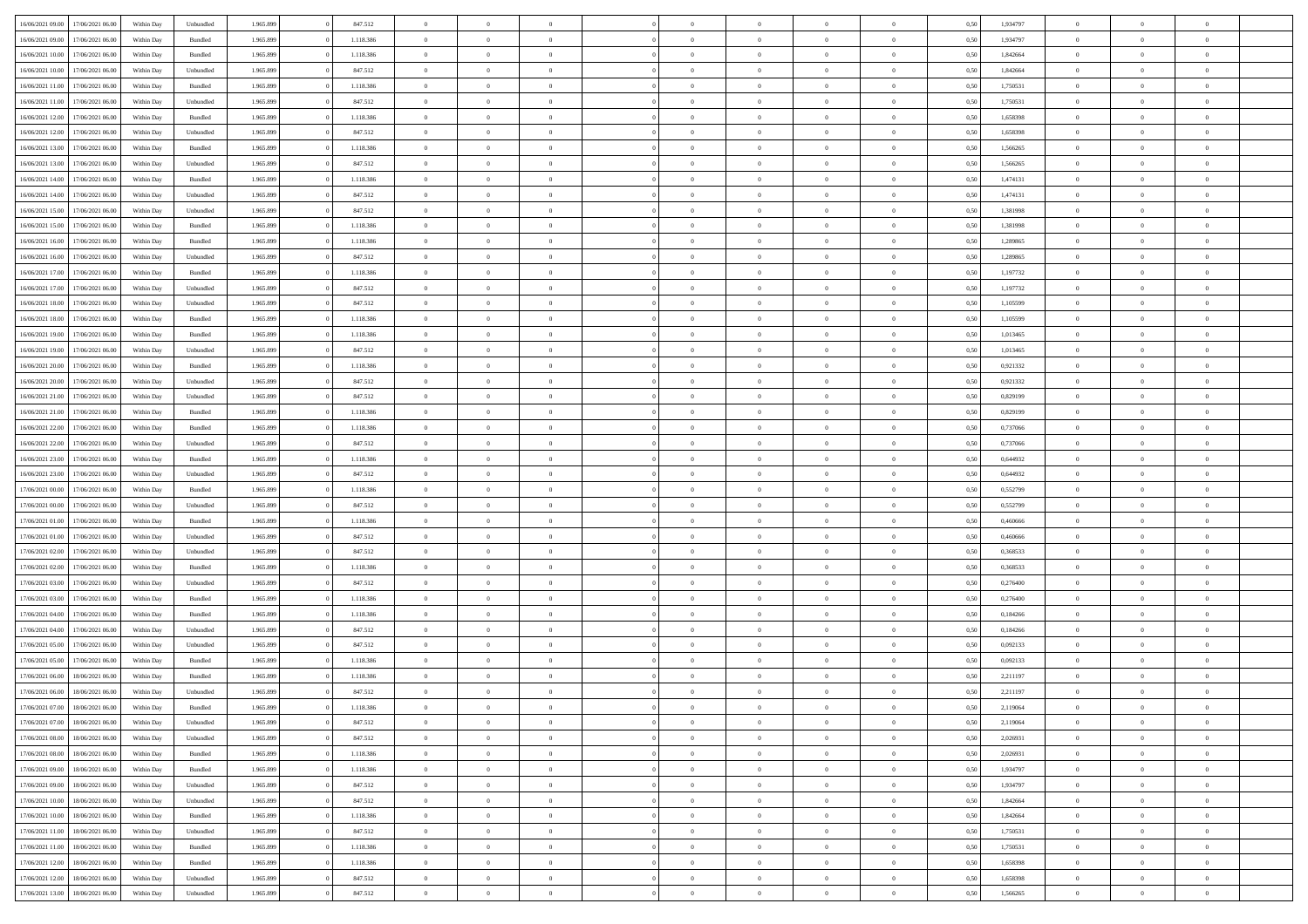| | | | | | | | | | | | | | | | | | | | | |
|---|---|---|---|---|---|---|---|---|---|---|---|---|---|---|---|---|---|---|---|---|
| 16/06/2021 09:00 | 17/06/2021 06:00 | Within Day | Unbundled | 1.965.899 | 0 | 847.512 | 0 | 0 | 0 | | 0 | 0 | 0 | 0 | 0,50 | 1,934797 | 0 | 0 | 0 | |
| 16/06/2021 09:00 | 17/06/2021 06:00 | Within Day | Bundled | 1.965.899 | 0 | 1.118.386 | 0 | 0 | 0 | | 0 | 0 | 0 | 0 | 0,50 | 1,934797 | 0 | 0 | 0 | |
| 16/06/2021 10:00 | 17/06/2021 06:00 | Within Day | Bundled | 1.965.899 | 0 | 1.118.386 | 0 | 0 | 0 | | 0 | 0 | 0 | 0 | 0,50 | 1,842664 | 0 | 0 | 0 | |
| 16/06/2021 10:00 | 17/06/2021 06:00 | Within Day | Unbundled | 1.965.899 | 0 | 847.512 | 0 | 0 | 0 | | 0 | 0 | 0 | 0 | 0,50 | 1,842664 | 0 | 0 | 0 | |
| 16/06/2021 11:00 | 17/06/2021 06:00 | Within Day | Bundled | 1.965.899 | 0 | 1.118.386 | 0 | 0 | 0 | | 0 | 0 | 0 | 0 | 0,50 | 1,750531 | 0 | 0 | 0 | |
| 16/06/2021 11:00 | 17/06/2021 06:00 | Within Day | Unbundled | 1.965.899 | 0 | 847.512 | 0 | 0 | 0 | | 0 | 0 | 0 | 0 | 0,50 | 1,750531 | 0 | 0 | 0 | |
| 16/06/2021 12:00 | 17/06/2021 06:00 | Within Day | Bundled | 1.965.899 | 0 | 1.118.386 | 0 | 0 | 0 | | 0 | 0 | 0 | 0 | 0,50 | 1,658398 | 0 | 0 | 0 | |
| 16/06/2021 12:00 | 17/06/2021 06:00 | Within Day | Unbundled | 1.965.899 | 0 | 847.512 | 0 | 0 | 0 | | 0 | 0 | 0 | 0 | 0,50 | 1,658398 | 0 | 0 | 0 | |
| 16/06/2021 13:00 | 17/06/2021 06:00 | Within Day | Bundled | 1.965.899 | 0 | 1.118.386 | 0 | 0 | 0 | | 0 | 0 | 0 | 0 | 0,50 | 1,566265 | 0 | 0 | 0 | |
| 16/06/2021 13:00 | 17/06/2021 06:00 | Within Day | Unbundled | 1.965.899 | 0 | 847.512 | 0 | 0 | 0 | | 0 | 0 | 0 | 0 | 0,50 | 1,566265 | 0 | 0 | 0 | |
| 16/06/2021 14:00 | 17/06/2021 06:00 | Within Day | Bundled | 1.965.899 | 0 | 1.118.386 | 0 | 0 | 0 | | 0 | 0 | 0 | 0 | 0,50 | 1,474131 | 0 | 0 | 0 | |
| 16/06/2021 14:00 | 17/06/2021 06:00 | Within Day | Unbundled | 1.965.899 | 0 | 847.512 | 0 | 0 | 0 | | 0 | 0 | 0 | 0 | 0,50 | 1,474131 | 0 | 0 | 0 | |
| 16/06/2021 15:00 | 17/06/2021 06:00 | Within Day | Unbundled | 1.965.899 | 0 | 847.512 | 0 | 0 | 0 | | 0 | 0 | 0 | 0 | 0,50 | 1,381998 | 0 | 0 | 0 | |
| 16/06/2021 15:00 | 17/06/2021 06:00 | Within Day | Bundled | 1.965.899 | 0 | 1.118.386 | 0 | 0 | 0 | | 0 | 0 | 0 | 0 | 0,50 | 1,381998 | 0 | 0 | 0 | |
| 16/06/2021 16:00 | 17/06/2021 06:00 | Within Day | Bundled | 1.965.899 | 0 | 1.118.386 | 0 | 0 | 0 | | 0 | 0 | 0 | 0 | 0,50 | 1,289865 | 0 | 0 | 0 | |
| 16/06/2021 16:00 | 17/06/2021 06:00 | Within Day | Unbundled | 1.965.899 | 0 | 847.512 | 0 | 0 | 0 | | 0 | 0 | 0 | 0 | 0,50 | 1,289865 | 0 | 0 | 0 | |
| 16/06/2021 17:00 | 17/06/2021 06:00 | Within Day | Bundled | 1.965.899 | 0 | 1.118.386 | 0 | 0 | 0 | | 0 | 0 | 0 | 0 | 0,50 | 1,197732 | 0 | 0 | 0 | |
| 16/06/2021 17:00 | 17/06/2021 06:00 | Within Day | Unbundled | 1.965.899 | 0 | 847.512 | 0 | 0 | 0 | | 0 | 0 | 0 | 0 | 0,50 | 1,197732 | 0 | 0 | 0 | |
| 16/06/2021 18:00 | 17/06/2021 06:00 | Within Day | Unbundled | 1.965.899 | 0 | 847.512 | 0 | 0 | 0 | | 0 | 0 | 0 | 0 | 0,50 | 1,105599 | 0 | 0 | 0 | |
| 16/06/2021 18:00 | 17/06/2021 06:00 | Within Day | Bundled | 1.965.899 | 0 | 1.118.386 | 0 | 0 | 0 | | 0 | 0 | 0 | 0 | 0,50 | 1,105599 | 0 | 0 | 0 | |
| 16/06/2021 19:00 | 17/06/2021 06:00 | Within Day | Bundled | 1.965.899 | 0 | 1.118.386 | 0 | 0 | 0 | | 0 | 0 | 0 | 0 | 0,50 | 1,013465 | 0 | 0 | 0 | |
| 16/06/2021 19:00 | 17/06/2021 06:00 | Within Day | Unbundled | 1.965.899 | 0 | 847.512 | 0 | 0 | 0 | | 0 | 0 | 0 | 0 | 0,50 | 1,013465 | 0 | 0 | 0 | |
| 16/06/2021 20:00 | 17/06/2021 06:00 | Within Day | Bundled | 1.965.899 | 0 | 1.118.386 | 0 | 0 | 0 | | 0 | 0 | 0 | 0 | 0,50 | 0,921332 | 0 | 0 | 0 | |
| 16/06/2021 20:00 | 17/06/2021 06:00 | Within Day | Unbundled | 1.965.899 | 0 | 847.512 | 0 | 0 | 0 | | 0 | 0 | 0 | 0 | 0,50 | 0,921332 | 0 | 0 | 0 | |
| 16/06/2021 21:00 | 17/06/2021 06:00 | Within Day | Unbundled | 1.965.899 | 0 | 847.512 | 0 | 0 | 0 | | 0 | 0 | 0 | 0 | 0,50 | 0,829199 | 0 | 0 | 0 | |
| 16/06/2021 21:00 | 17/06/2021 06:00 | Within Day | Bundled | 1.965.899 | 0 | 1.118.386 | 0 | 0 | 0 | | 0 | 0 | 0 | 0 | 0,50 | 0,829199 | 0 | 0 | 0 | |
| 16/06/2021 22:00 | 17/06/2021 06:00 | Within Day | Bundled | 1.965.899 | 0 | 1.118.386 | 0 | 0 | 0 | | 0 | 0 | 0 | 0 | 0,50 | 0,737066 | 0 | 0 | 0 | |
| 16/06/2021 22:00 | 17/06/2021 06:00 | Within Day | Unbundled | 1.965.899 | 0 | 847.512 | 0 | 0 | 0 | | 0 | 0 | 0 | 0 | 0,50 | 0,737066 | 0 | 0 | 0 | |
| 16/06/2021 23:00 | 17/06/2021 06:00 | Within Day | Bundled | 1.965.899 | 0 | 1.118.386 | 0 | 0 | 0 | | 0 | 0 | 0 | 0 | 0,50 | 0,644932 | 0 | 0 | 0 | |
| 16/06/2021 23:00 | 17/06/2021 06:00 | Within Day | Unbundled | 1.965.899 | 0 | 847.512 | 0 | 0 | 0 | | 0 | 0 | 0 | 0 | 0,50 | 0,644932 | 0 | 0 | 0 | |
| 17/06/2021 00:00 | 17/06/2021 06:00 | Within Day | Bundled | 1.965.899 | 0 | 1.118.386 | 0 | 0 | 0 | | 0 | 0 | 0 | 0 | 0,50 | 0,552799 | 0 | 0 | 0 | |
| 17/06/2021 00:00 | 17/06/2021 06:00 | Within Day | Unbundled | 1.965.899 | 0 | 847.512 | 0 | 0 | 0 | | 0 | 0 | 0 | 0 | 0,50 | 0,552799 | 0 | 0 | 0 | |
| 17/06/2021 01:00 | 17/06/2021 06:00 | Within Day | Bundled | 1.965.899 | 0 | 1.118.386 | 0 | 0 | 0 | | 0 | 0 | 0 | 0 | 0,50 | 0,460666 | 0 | 0 | 0 | |
| 17/06/2021 01:00 | 17/06/2021 06:00 | Within Day | Unbundled | 1.965.899 | 0 | 847.512 | 0 | 0 | 0 | | 0 | 0 | 0 | 0 | 0,50 | 0,460666 | 0 | 0 | 0 | |
| 17/06/2021 02:00 | 17/06/2021 06:00 | Within Day | Unbundled | 1.965.899 | 0 | 847.512 | 0 | 0 | 0 | | 0 | 0 | 0 | 0 | 0,50 | 0,368533 | 0 | 0 | 0 | |
| 17/06/2021 02:00 | 17/06/2021 06:00 | Within Day | Bundled | 1.965.899 | 0 | 1.118.386 | 0 | 0 | 0 | | 0 | 0 | 0 | 0 | 0,50 | 0,368533 | 0 | 0 | 0 | |
| 17/06/2021 03:00 | 17/06/2021 06:00 | Within Day | Unbundled | 1.965.899 | 0 | 847.512 | 0 | 0 | 0 | | 0 | 0 | 0 | 0 | 0,50 | 0,276400 | 0 | 0 | 0 | |
| 17/06/2021 03:00 | 17/06/2021 06:00 | Within Day | Bundled | 1.965.899 | 0 | 1.118.386 | 0 | 0 | 0 | | 0 | 0 | 0 | 0 | 0,50 | 0,276400 | 0 | 0 | 0 | |
| 17/06/2021 04:00 | 17/06/2021 06:00 | Within Day | Bundled | 1.965.899 | 0 | 1.118.386 | 0 | 0 | 0 | | 0 | 0 | 0 | 0 | 0,50 | 0,184266 | 0 | 0 | 0 | |
| 17/06/2021 04:00 | 17/06/2021 06:00 | Within Day | Unbundled | 1.965.899 | 0 | 847.512 | 0 | 0 | 0 | | 0 | 0 | 0 | 0 | 0,50 | 0,184266 | 0 | 0 | 0 | |
| 17/06/2021 05:00 | 17/06/2021 06:00 | Within Day | Unbundled | 1.965.899 | 0 | 847.512 | 0 | 0 | 0 | | 0 | 0 | 0 | 0 | 0,50 | 0,092133 | 0 | 0 | 0 | |
| 17/06/2021 05:00 | 17/06/2021 06:00 | Within Day | Bundled | 1.965.899 | 0 | 1.118.386 | 0 | 0 | 0 | | 0 | 0 | 0 | 0 | 0,50 | 0,092133 | 0 | 0 | 0 | |
| 17/06/2021 06:00 | 18/06/2021 06:00 | Within Day | Bundled | 1.965.899 | 0 | 1.118.386 | 0 | 0 | 0 | | 0 | 0 | 0 | 0 | 0,50 | 2,211197 | 0 | 0 | 0 | |
| 17/06/2021 06:00 | 18/06/2021 06:00 | Within Day | Unbundled | 1.965.899 | 0 | 847.512 | 0 | 0 | 0 | | 0 | 0 | 0 | 0 | 0,50 | 2,211197 | 0 | 0 | 0 | |
| 17/06/2021 07:00 | 18/06/2021 06:00 | Within Day | Bundled | 1.965.899 | 0 | 1.118.386 | 0 | 0 | 0 | | 0 | 0 | 0 | 0 | 0,50 | 2,119064 | 0 | 0 | 0 | |
| 17/06/2021 07:00 | 18/06/2021 06:00 | Within Day | Unbundled | 1.965.899 | 0 | 847.512 | 0 | 0 | 0 | | 0 | 0 | 0 | 0 | 0,50 | 2,119064 | 0 | 0 | 0 | |
| 17/06/2021 08:00 | 18/06/2021 06:00 | Within Day | Unbundled | 1.965.899 | 0 | 847.512 | 0 | 0 | 0 | | 0 | 0 | 0 | 0 | 0,50 | 2,026931 | 0 | 0 | 0 | |
| 17/06/2021 08:00 | 18/06/2021 06:00 | Within Day | Bundled | 1.965.899 | 0 | 1.118.386 | 0 | 0 | 0 | | 0 | 0 | 0 | 0 | 0,50 | 2,026931 | 0 | 0 | 0 | |
| 17/06/2021 09:00 | 18/06/2021 06:00 | Within Day | Bundled | 1.965.899 | 0 | 1.118.386 | 0 | 0 | 0 | | 0 | 0 | 0 | 0 | 0,50 | 1,934797 | 0 | 0 | 0 | |
| 17/06/2021 09:00 | 18/06/2021 06:00 | Within Day | Unbundled | 1.965.899 | 0 | 847.512 | 0 | 0 | 0 | | 0 | 0 | 0 | 0 | 0,50 | 1,934797 | 0 | 0 | 0 | |
| 17/06/2021 10:00 | 18/06/2021 06:00 | Within Day | Unbundled | 1.965.899 | 0 | 847.512 | 0 | 0 | 0 | | 0 | 0 | 0 | 0 | 0,50 | 1,842664 | 0 | 0 | 0 | |
| 17/06/2021 10:00 | 18/06/2021 06:00 | Within Day | Bundled | 1.965.899 | 0 | 1.118.386 | 0 | 0 | 0 | | 0 | 0 | 0 | 0 | 0,50 | 1,842664 | 0 | 0 | 0 | |
| 17/06/2021 11:00 | 18/06/2021 06:00 | Within Day | Unbundled | 1.965.899 | 0 | 847.512 | 0 | 0 | 0 | | 0 | 0 | 0 | 0 | 0,50 | 1,750531 | 0 | 0 | 0 | |
| 17/06/2021 11:00 | 18/06/2021 06:00 | Within Day | Bundled | 1.965.899 | 0 | 1.118.386 | 0 | 0 | 0 | | 0 | 0 | 0 | 0 | 0,50 | 1,750531 | 0 | 0 | 0 | |
| 17/06/2021 12:00 | 18/06/2021 06:00 | Within Day | Bundled | 1.965.899 | 0 | 1.118.386 | 0 | 0 | 0 | | 0 | 0 | 0 | 0 | 0,50 | 1,658398 | 0 | 0 | 0 | |
| 17/06/2021 12:00 | 18/06/2021 06:00 | Within Day | Unbundled | 1.965.899 | 0 | 847.512 | 0 | 0 | 0 | | 0 | 0 | 0 | 0 | 0,50 | 1,658398 | 0 | 0 | 0 | |
| 17/06/2021 13:00 | 18/06/2021 06:00 | Within Day | Unbundled | 1.965.899 | 0 | 847.512 | 0 | 0 | 0 | | 0 | 0 | 0 | 0 | 0,50 | 1,566265 | 0 | 0 | 0 | |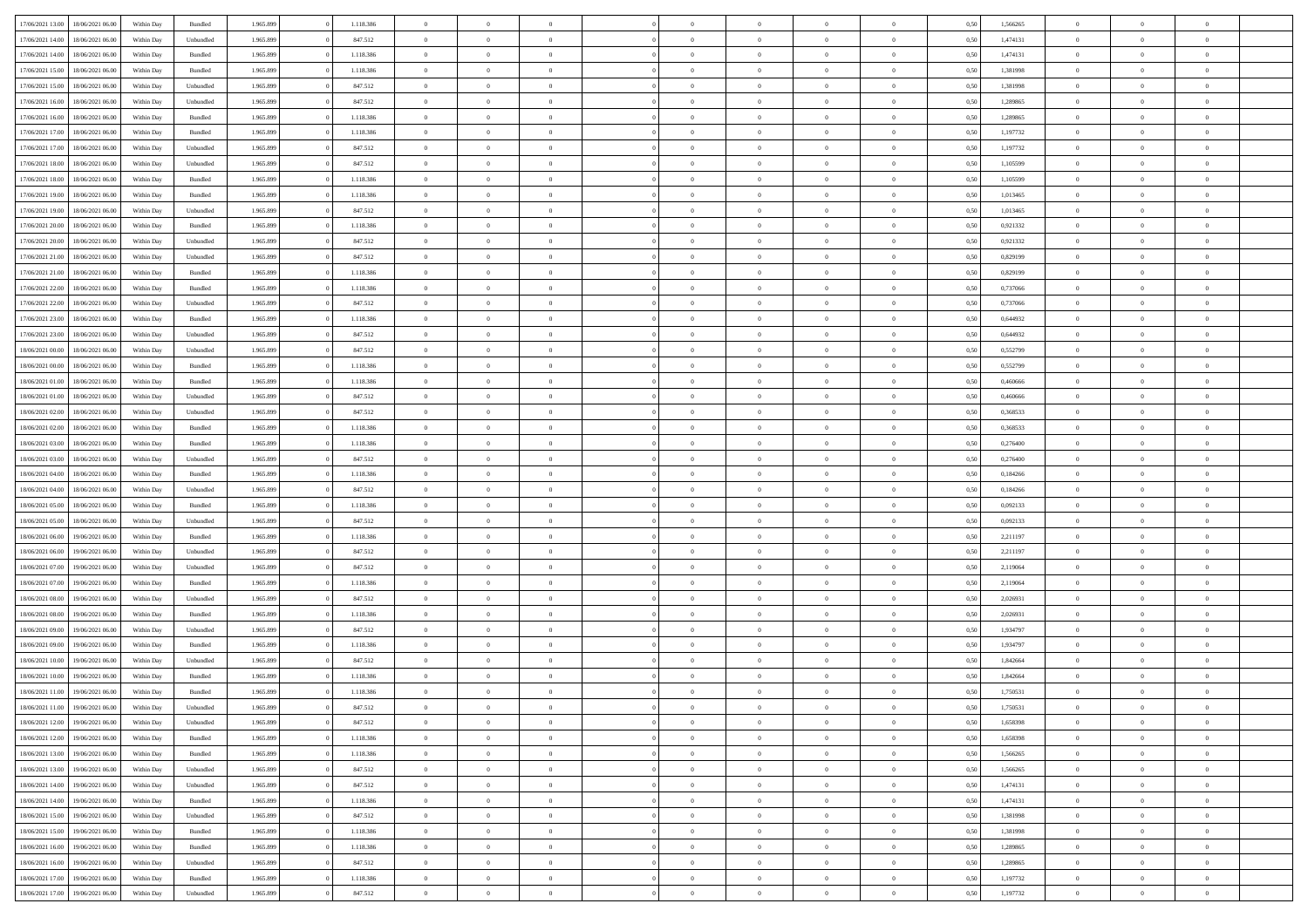| | | | | | | | | | | | | | | | | | | | | | |
|---|---|---|---|---|---|---|---|---|---|---|---|---|---|---|---|---|---|---|---|---|---|
| 17/06/2021 13:00 | 18/06/2021 06:00 | Within Day | Bundled | 1.965.899 | 0 | 1.118.386 | 0 | 0 | 0 | | 0 | 0 | 0 | 0 | 0 | 0,50 | 1,566265 | 0 | 0 | 0 | |
| 17/06/2021 14:00 | 18/06/2021 06:00 | Within Day | Unbundled | 1.965.899 | 0 | 847.512 | 0 | 0 | 0 | | 0 | 0 | 0 | 0 | 0 | 0,50 | 1,474131 | 0 | 0 | 0 | |
| 17/06/2021 14:00 | 18/06/2021 06:00 | Within Day | Bundled | 1.965.899 | 0 | 1.118.386 | 0 | 0 | 0 | | 0 | 0 | 0 | 0 | 0 | 0,50 | 1,474131 | 0 | 0 | 0 | |
| 17/06/2021 15:00 | 18/06/2021 06:00 | Within Day | Bundled | 1.965.899 | 0 | 1.118.386 | 0 | 0 | 0 | | 0 | 0 | 0 | 0 | 0 | 0,50 | 1,381998 | 0 | 0 | 0 | |
| 17/06/2021 15:00 | 18/06/2021 06:00 | Within Day | Unbundled | 1.965.899 | 0 | 847.512 | 0 | 0 | 0 | | 0 | 0 | 0 | 0 | 0 | 0,50 | 1,381998 | 0 | 0 | 0 | |
| 17/06/2021 16:00 | 18/06/2021 06:00 | Within Day | Unbundled | 1.965.899 | 0 | 847.512 | 0 | 0 | 0 | | 0 | 0 | 0 | 0 | 0 | 0,50 | 1,289865 | 0 | 0 | 0 | |
| 17/06/2021 16:00 | 18/06/2021 06:00 | Within Day | Bundled | 1.965.899 | 0 | 1.118.386 | 0 | 0 | 0 | | 0 | 0 | 0 | 0 | 0 | 0,50 | 1,289865 | 0 | 0 | 0 | |
| 17/06/2021 17:00 | 18/06/2021 06:00 | Within Day | Bundled | 1.965.899 | 0 | 1.118.386 | 0 | 0 | 0 | | 0 | 0 | 0 | 0 | 0 | 0,50 | 1,197732 | 0 | 0 | 0 | |
| 17/06/2021 17:00 | 18/06/2021 06:00 | Within Day | Unbundled | 1.965.899 | 0 | 847.512 | 0 | 0 | 0 | | 0 | 0 | 0 | 0 | 0 | 0,50 | 1,197732 | 0 | 0 | 0 | |
| 17/06/2021 18:00 | 18/06/2021 06:00 | Within Day | Unbundled | 1.965.899 | 0 | 847.512 | 0 | 0 | 0 | | 0 | 0 | 0 | 0 | 0 | 0,50 | 1,105599 | 0 | 0 | 0 | |
| 17/06/2021 18:00 | 18/06/2021 06:00 | Within Day | Bundled | 1.965.899 | 0 | 1.118.386 | 0 | 0 | 0 | | 0 | 0 | 0 | 0 | 0 | 0,50 | 1,105599 | 0 | 0 | 0 | |
| 17/06/2021 19:00 | 18/06/2021 06:00 | Within Day | Bundled | 1.965.899 | 0 | 1.118.386 | 0 | 0 | 0 | | 0 | 0 | 0 | 0 | 0 | 0,50 | 1,013465 | 0 | 0 | 0 | |
| 17/06/2021 19:00 | 18/06/2021 06:00 | Within Day | Unbundled | 1.965.899 | 0 | 847.512 | 0 | 0 | 0 | | 0 | 0 | 0 | 0 | 0 | 0,50 | 1,013465 | 0 | 0 | 0 | |
| 17/06/2021 20:00 | 18/06/2021 06:00 | Within Day | Bundled | 1.965.899 | 0 | 1.118.386 | 0 | 0 | 0 | | 0 | 0 | 0 | 0 | 0 | 0,50 | 0,921332 | 0 | 0 | 0 | |
| 17/06/2021 20:00 | 18/06/2021 06:00 | Within Day | Unbundled | 1.965.899 | 0 | 847.512 | 0 | 0 | 0 | | 0 | 0 | 0 | 0 | 0 | 0,50 | 0,921332 | 0 | 0 | 0 | |
| 17/06/2021 21:00 | 18/06/2021 06:00 | Within Day | Unbundled | 1.965.899 | 0 | 847.512 | 0 | 0 | 0 | | 0 | 0 | 0 | 0 | 0 | 0,50 | 0,829199 | 0 | 0 | 0 | |
| 17/06/2021 21:00 | 18/06/2021 06:00 | Within Day | Bundled | 1.965.899 | 0 | 1.118.386 | 0 | 0 | 0 | | 0 | 0 | 0 | 0 | 0 | 0,50 | 0,829199 | 0 | 0 | 0 | |
| 17/06/2021 22:00 | 18/06/2021 06:00 | Within Day | Bundled | 1.965.899 | 0 | 1.118.386 | 0 | 0 | 0 | | 0 | 0 | 0 | 0 | 0 | 0,50 | 0,737066 | 0 | 0 | 0 | |
| 17/06/2021 22:00 | 18/06/2021 06:00 | Within Day | Unbundled | 1.965.899 | 0 | 847.512 | 0 | 0 | 0 | | 0 | 0 | 0 | 0 | 0 | 0,50 | 0,737066 | 0 | 0 | 0 | |
| 17/06/2021 23:00 | 18/06/2021 06:00 | Within Day | Bundled | 1.965.899 | 0 | 1.118.386 | 0 | 0 | 0 | | 0 | 0 | 0 | 0 | 0 | 0,50 | 0,644932 | 0 | 0 | 0 | |
| 17/06/2021 23:00 | 18/06/2021 06:00 | Within Day | Unbundled | 1.965.899 | 0 | 847.512 | 0 | 0 | 0 | | 0 | 0 | 0 | 0 | 0 | 0,50 | 0,644932 | 0 | 0 | 0 | |
| 18/06/2021 00:00 | 18/06/2021 06:00 | Within Day | Unbundled | 1.965.899 | 0 | 847.512 | 0 | 0 | 0 | | 0 | 0 | 0 | 0 | 0 | 0,50 | 0,552799 | 0 | 0 | 0 | |
| 18/06/2021 00:00 | 18/06/2021 06:00 | Within Day | Bundled | 1.965.899 | 0 | 1.118.386 | 0 | 0 | 0 | | 0 | 0 | 0 | 0 | 0 | 0,50 | 0,552799 | 0 | 0 | 0 | |
| 18/06/2021 01:00 | 18/06/2021 06:00 | Within Day | Bundled | 1.965.899 | 0 | 1.118.386 | 0 | 0 | 0 | | 0 | 0 | 0 | 0 | 0 | 0,50 | 0,460666 | 0 | 0 | 0 | |
| 18/06/2021 01:00 | 18/06/2021 06:00 | Within Day | Unbundled | 1.965.899 | 0 | 847.512 | 0 | 0 | 0 | | 0 | 0 | 0 | 0 | 0 | 0,50 | 0,460666 | 0 | 0 | 0 | |
| 18/06/2021 02:00 | 18/06/2021 06:00 | Within Day | Unbundled | 1.965.899 | 0 | 847.512 | 0 | 0 | 0 | | 0 | 0 | 0 | 0 | 0 | 0,50 | 0,368533 | 0 | 0 | 0 | |
| 18/06/2021 02:00 | 18/06/2021 06:00 | Within Day | Bundled | 1.965.899 | 0 | 1.118.386 | 0 | 0 | 0 | | 0 | 0 | 0 | 0 | 0 | 0,50 | 0,368533 | 0 | 0 | 0 | |
| 18/06/2021 03:00 | 18/06/2021 06:00 | Within Day | Bundled | 1.965.899 | 0 | 1.118.386 | 0 | 0 | 0 | | 0 | 0 | 0 | 0 | 0 | 0,50 | 0,276400 | 0 | 0 | 0 | |
| 18/06/2021 03:00 | 18/06/2021 06:00 | Within Day | Unbundled | 1.965.899 | 0 | 847.512 | 0 | 0 | 0 | | 0 | 0 | 0 | 0 | 0 | 0,50 | 0,276400 | 0 | 0 | 0 | |
| 18/06/2021 04:00 | 18/06/2021 06:00 | Within Day | Bundled | 1.965.899 | 0 | 1.118.386 | 0 | 0 | 0 | | 0 | 0 | 0 | 0 | 0 | 0,50 | 0,184266 | 0 | 0 | 0 | |
| 18/06/2021 04:00 | 18/06/2021 06:00 | Within Day | Unbundled | 1.965.899 | 0 | 847.512 | 0 | 0 | 0 | | 0 | 0 | 0 | 0 | 0 | 0,50 | 0,184266 | 0 | 0 | 0 | |
| 18/06/2021 05:00 | 18/06/2021 06:00 | Within Day | Bundled | 1.965.899 | 0 | 1.118.386 | 0 | 0 | 0 | | 0 | 0 | 0 | 0 | 0 | 0,50 | 0,092133 | 0 | 0 | 0 | |
| 18/06/2021 05:00 | 18/06/2021 06:00 | Within Day | Unbundled | 1.965.899 | 0 | 847.512 | 0 | 0 | 0 | | 0 | 0 | 0 | 0 | 0 | 0,50 | 0,092133 | 0 | 0 | 0 | |
| 18/06/2021 06:00 | 19/06/2021 06:00 | Within Day | Bundled | 1.965.899 | 0 | 1.118.386 | 0 | 0 | 0 | | 0 | 0 | 0 | 0 | 0 | 0,50 | 2,211197 | 0 | 0 | 0 | |
| 18/06/2021 06:00 | 19/06/2021 06:00 | Within Day | Unbundled | 1.965.899 | 0 | 847.512 | 0 | 0 | 0 | | 0 | 0 | 0 | 0 | 0 | 0,50 | 2,211197 | 0 | 0 | 0 | |
| 18/06/2021 07:00 | 19/06/2021 06:00 | Within Day | Unbundled | 1.965.899 | 0 | 847.512 | 0 | 0 | 0 | | 0 | 0 | 0 | 0 | 0 | 0,50 | 2,119064 | 0 | 0 | 0 | |
| 18/06/2021 07:00 | 19/06/2021 06:00 | Within Day | Bundled | 1.965.899 | 0 | 1.118.386 | 0 | 0 | 0 | | 0 | 0 | 0 | 0 | 0 | 0,50 | 2,119064 | 0 | 0 | 0 | |
| 18/06/2021 08:00 | 19/06/2021 06:00 | Within Day | Unbundled | 1.965.899 | 0 | 847.512 | 0 | 0 | 0 | | 0 | 0 | 0 | 0 | 0 | 0,50 | 2,026931 | 0 | 0 | 0 | |
| 18/06/2021 08:00 | 19/06/2021 06:00 | Within Day | Bundled | 1.965.899 | 0 | 1.118.386 | 0 | 0 | 0 | | 0 | 0 | 0 | 0 | 0 | 0,50 | 2,026931 | 0 | 0 | 0 | |
| 18/06/2021 09:00 | 19/06/2021 06:00 | Within Day | Unbundled | 1.965.899 | 0 | 847.512 | 0 | 0 | 0 | | 0 | 0 | 0 | 0 | 0 | 0,50 | 1,934797 | 0 | 0 | 0 | |
| 18/06/2021 09:00 | 19/06/2021 06:00 | Within Day | Bundled | 1.965.899 | 0 | 1.118.386 | 0 | 0 | 0 | | 0 | 0 | 0 | 0 | 0 | 0,50 | 1,934797 | 0 | 0 | 0 | |
| 18/06/2021 10:00 | 19/06/2021 06:00 | Within Day | Unbundled | 1.965.899 | 0 | 847.512 | 0 | 0 | 0 | | 0 | 0 | 0 | 0 | 0 | 0,50 | 1,842664 | 0 | 0 | 0 | |
| 18/06/2021 10:00 | 19/06/2021 06:00 | Within Day | Bundled | 1.965.899 | 0 | 1.118.386 | 0 | 0 | 0 | | 0 | 0 | 0 | 0 | 0 | 0,50 | 1,842664 | 0 | 0 | 0 | |
| 18/06/2021 11:00 | 19/06/2021 06:00 | Within Day | Bundled | 1.965.899 | 0 | 1.118.386 | 0 | 0 | 0 | | 0 | 0 | 0 | 0 | 0 | 0,50 | 1,750531 | 0 | 0 | 0 | |
| 18/06/2021 11:00 | 19/06/2021 06:00 | Within Day | Unbundled | 1.965.899 | 0 | 847.512 | 0 | 0 | 0 | | 0 | 0 | 0 | 0 | 0 | 0,50 | 1,750531 | 0 | 0 | 0 | |
| 18/06/2021 12:00 | 19/06/2021 06:00 | Within Day | Unbundled | 1.965.899 | 0 | 847.512 | 0 | 0 | 0 | | 0 | 0 | 0 | 0 | 0 | 0,50 | 1,658398 | 0 | 0 | 0 | |
| 18/06/2021 12:00 | 19/06/2021 06:00 | Within Day | Bundled | 1.965.899 | 0 | 1.118.386 | 0 | 0 | 0 | | 0 | 0 | 0 | 0 | 0 | 0,50 | 1,658398 | 0 | 0 | 0 | |
| 18/06/2021 13:00 | 19/06/2021 06:00 | Within Day | Bundled | 1.965.899 | 0 | 1.118.386 | 0 | 0 | 0 | | 0 | 0 | 0 | 0 | 0 | 0,50 | 1,566265 | 0 | 0 | 0 | |
| 18/06/2021 13:00 | 19/06/2021 06:00 | Within Day | Unbundled | 1.965.899 | 0 | 847.512 | 0 | 0 | 0 | | 0 | 0 | 0 | 0 | 0 | 0,50 | 1,566265 | 0 | 0 | 0 | |
| 18/06/2021 14:00 | 19/06/2021 06:00 | Within Day | Unbundled | 1.965.899 | 0 | 847.512 | 0 | 0 | 0 | | 0 | 0 | 0 | 0 | 0 | 0,50 | 1,474131 | 0 | 0 | 0 | |
| 18/06/2021 14:00 | 19/06/2021 06:00 | Within Day | Bundled | 1.965.899 | 0 | 1.118.386 | 0 | 0 | 0 | | 0 | 0 | 0 | 0 | 0 | 0,50 | 1,474131 | 0 | 0 | 0 | |
| 18/06/2021 15:00 | 19/06/2021 06:00 | Within Day | Unbundled | 1.965.899 | 0 | 847.512 | 0 | 0 | 0 | | 0 | 0 | 0 | 0 | 0 | 0,50 | 1,381998 | 0 | 0 | 0 | |
| 18/06/2021 15:00 | 19/06/2021 06:00 | Within Day | Bundled | 1.965.899 | 0 | 1.118.386 | 0 | 0 | 0 | | 0 | 0 | 0 | 0 | 0 | 0,50 | 1,381998 | 0 | 0 | 0 | |
| 18/06/2021 16:00 | 19/06/2021 06:00 | Within Day | Bundled | 1.965.899 | 0 | 1.118.386 | 0 | 0 | 0 | | 0 | 0 | 0 | 0 | 0 | 0,50 | 1,289865 | 0 | 0 | 0 | |
| 18/06/2021 16:00 | 19/06/2021 06:00 | Within Day | Unbundled | 1.965.899 | 0 | 847.512 | 0 | 0 | 0 | | 0 | 0 | 0 | 0 | 0 | 0,50 | 1,289865 | 0 | 0 | 0 | |
| 18/06/2021 17:00 | 19/06/2021 06:00 | Within Day | Bundled | 1.965.899 | 0 | 1.118.386 | 0 | 0 | 0 | | 0 | 0 | 0 | 0 | 0 | 0,50 | 1,197732 | 0 | 0 | 0 | |
| 18/06/2021 17:00 | 19/06/2021 06:00 | Within Day | Unbundled | 1.965.899 | 0 | 847.512 | 0 | 0 | 0 | | 0 | 0 | 0 | 0 | 0 | 0,50 | 1,197732 | 0 | 0 | 0 | |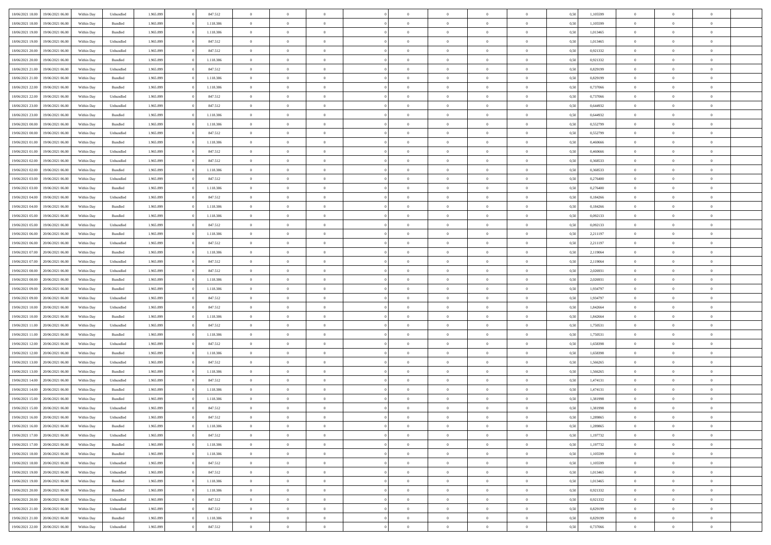| 18/06/2021 18:00 | 19/06/2021 06:00 | Within Day | Unbundled | 1.965.899 | 0 | 847.512 | 0 | 0 | 0 | | 0 | 0 | 0 | 0 | 0,50 | 1,105599 | 0 | 0 | 0 | |
|---|---|---|---|---|---|---|---|---|---|---|---|---|---|---|---|---|---|---|---|---|
| 18/06/2021 18:00 | 19/06/2021 06:00 | Within Day | Bundled | 1.965.899 | 0 | 1.118.386 | 0 | 0 | 0 | | 0 | 0 | 0 | 0 | 0,50 | 1,105599 | 0 | 0 | 0 | |
| 18/06/2021 19:00 | 19/06/2021 06:00 | Within Day | Bundled | 1.965.899 | 0 | 1.118.386 | 0 | 0 | 0 | | 0 | 0 | 0 | 0 | 0,50 | 1,013465 | 0 | 0 | 0 | |
| 18/06/2021 19:00 | 19/06/2021 06:00 | Within Day | Unbundled | 1.965.899 | 0 | 847.512 | 0 | 0 | 0 | | 0 | 0 | 0 | 0 | 0,50 | 1,013465 | 0 | 0 | 0 | |
| 18/06/2021 20:00 | 19/06/2021 06:00 | Within Day | Unbundled | 1.965.899 | 0 | 847.512 | 0 | 0 | 0 | | 0 | 0 | 0 | 0 | 0,50 | 0,921332 | 0 | 0 | 0 | |
| 18/06/2021 20:00 | 19/06/2021 06:00 | Within Day | Bundled | 1.965.899 | 0 | 1.118.386 | 0 | 0 | 0 | | 0 | 0 | 0 | 0 | 0,50 | 0,921332 | 0 | 0 | 0 | |
| 18/06/2021 21:00 | 19/06/2021 06:00 | Within Day | Unbundled | 1.965.899 | 0 | 847.512 | 0 | 0 | 0 | | 0 | 0 | 0 | 0 | 0,50 | 0,829199 | 0 | 0 | 0 | |
| 18/06/2021 21:00 | 19/06/2021 06:00 | Within Day | Bundled | 1.965.899 | 0 | 1.118.386 | 0 | 0 | 0 | | 0 | 0 | 0 | 0 | 0,50 | 0,829199 | 0 | 0 | 0 | |
| 18/06/2021 22:00 | 19/06/2021 06:00 | Within Day | Bundled | 1.965.899 | 0 | 1.118.386 | 0 | 0 | 0 | | 0 | 0 | 0 | 0 | 0,50 | 0,737066 | 0 | 0 | 0 | |
| 18/06/2021 22:00 | 19/06/2021 06:00 | Within Day | Unbundled | 1.965.899 | 0 | 847.512 | 0 | 0 | 0 | | 0 | 0 | 0 | 0 | 0,50 | 0,737066 | 0 | 0 | 0 | |
| 18/06/2021 23:00 | 19/06/2021 06:00 | Within Day | Unbundled | 1.965.899 | 0 | 847.512 | 0 | 0 | 0 | | 0 | 0 | 0 | 0 | 0,50 | 0,644932 | 0 | 0 | 0 | |
| 18/06/2021 23:00 | 19/06/2021 06:00 | Within Day | Bundled | 1.965.899 | 0 | 1.118.386 | 0 | 0 | 0 | | 0 | 0 | 0 | 0 | 0,50 | 0,644932 | 0 | 0 | 0 | |
| 19/06/2021 00:00 | 19/06/2021 06:00 | Within Day | Bundled | 1.965.899 | 0 | 1.118.386 | 0 | 0 | 0 | | 0 | 0 | 0 | 0 | 0,50 | 0,552799 | 0 | 0 | 0 | |
| 19/06/2021 00:00 | 19/06/2021 06:00 | Within Day | Unbundled | 1.965.899 | 0 | 847.512 | 0 | 0 | 0 | | 0 | 0 | 0 | 0 | 0,50 | 0,552799 | 0 | 0 | 0 | |
| 19/06/2021 01:00 | 19/06/2021 06:00 | Within Day | Bundled | 1.965.899 | 0 | 1.118.386 | 0 | 0 | 0 | | 0 | 0 | 0 | 0 | 0,50 | 0,460666 | 0 | 0 | 0 | |
| 19/06/2021 01:00 | 19/06/2021 06:00 | Within Day | Unbundled | 1.965.899 | 0 | 847.512 | 0 | 0 | 0 | | 0 | 0 | 0 | 0 | 0,50 | 0,460666 | 0 | 0 | 0 | |
| 19/06/2021 02:00 | 19/06/2021 06:00 | Within Day | Unbundled | 1.965.899 | 0 | 847.512 | 0 | 0 | 0 | | 0 | 0 | 0 | 0 | 0,50 | 0,368533 | 0 | 0 | 0 | |
| 19/06/2021 02:00 | 19/06/2021 06:00 | Within Day | Bundled | 1.965.899 | 0 | 1.118.386 | 0 | 0 | 0 | | 0 | 0 | 0 | 0 | 0,50 | 0,368533 | 0 | 0 | 0 | |
| 19/06/2021 03:00 | 19/06/2021 06:00 | Within Day | Unbundled | 1.965.899 | 0 | 847.512 | 0 | 0 | 0 | | 0 | 0 | 0 | 0 | 0,50 | 0,276400 | 0 | 0 | 0 | |
| 19/06/2021 03:00 | 19/06/2021 06:00 | Within Day | Bundled | 1.965.899 | 0 | 1.118.386 | 0 | 0 | 0 | | 0 | 0 | 0 | 0 | 0,50 | 0,276400 | 0 | 0 | 0 | |
| 19/06/2021 04:00 | 19/06/2021 06:00 | Within Day | Unbundled | 1.965.899 | 0 | 847.512 | 0 | 0 | 0 | | 0 | 0 | 0 | 0 | 0,50 | 0,184266 | 0 | 0 | 0 | |
| 19/06/2021 04:00 | 19/06/2021 06:00 | Within Day | Bundled | 1.965.899 | 0 | 1.118.386 | 0 | 0 | 0 | | 0 | 0 | 0 | 0 | 0,50 | 0,184266 | 0 | 0 | 0 | |
| 19/06/2021 05:00 | 19/06/2021 06:00 | Within Day | Bundled | 1.965.899 | 0 | 1.118.386 | 0 | 0 | 0 | | 0 | 0 | 0 | 0 | 0,50 | 0,092133 | 0 | 0 | 0 | |
| 19/06/2021 05:00 | 19/06/2021 06:00 | Within Day | Unbundled | 1.965.899 | 0 | 847.512 | 0 | 0 | 0 | | 0 | 0 | 0 | 0 | 0,50 | 0,092133 | 0 | 0 | 0 | |
| 19/06/2021 06:00 | 20/06/2021 06:00 | Within Day | Bundled | 1.965.899 | 0 | 1.118.386 | 0 | 0 | 0 | | 0 | 0 | 0 | 0 | 0,50 | 2,211197 | 0 | 0 | 0 | |
| 19/06/2021 06:00 | 20/06/2021 06:00 | Within Day | Unbundled | 1.965.899 | 0 | 847.512 | 0 | 0 | 0 | | 0 | 0 | 0 | 0 | 0,50 | 2,211197 | 0 | 0 | 0 | |
| 19/06/2021 07:00 | 20/06/2021 06:00 | Within Day | Bundled | 1.965.899 | 0 | 1.118.386 | 0 | 0 | 0 | | 0 | 0 | 0 | 0 | 0,50 | 2,119064 | 0 | 0 | 0 | |
| 19/06/2021 07:00 | 20/06/2021 06:00 | Within Day | Unbundled | 1.965.899 | 0 | 847.512 | 0 | 0 | 0 | | 0 | 0 | 0 | 0 | 0,50 | 2,119064 | 0 | 0 | 0 | |
| 19/06/2021 08:00 | 20/06/2021 06:00 | Within Day | Unbundled | 1.965.899 | 0 | 847.512 | 0 | 0 | 0 | | 0 | 0 | 0 | 0 | 0,50 | 2,026931 | 0 | 0 | 0 | |
| 19/06/2021 08:00 | 20/06/2021 06:00 | Within Day | Bundled | 1.965.899 | 0 | 1.118.386 | 0 | 0 | 0 | | 0 | 0 | 0 | 0 | 0,50 | 2,026931 | 0 | 0 | 0 | |
| 19/06/2021 09:00 | 20/06/2021 06:00 | Within Day | Bundled | 1.965.899 | 0 | 1.118.386 | 0 | 0 | 0 | | 0 | 0 | 0 | 0 | 0,50 | 1,934797 | 0 | 0 | 0 | |
| 19/06/2021 09:00 | 20/06/2021 06:00 | Within Day | Unbundled | 1.965.899 | 0 | 847.512 | 0 | 0 | 0 | | 0 | 0 | 0 | 0 | 0,50 | 1,934797 | 0 | 0 | 0 | |
| 19/06/2021 10:00 | 20/06/2021 06:00 | Within Day | Unbundled | 1.965.899 | 0 | 847.512 | 0 | 0 | 0 | | 0 | 0 | 0 | 0 | 0,50 | 1,842664 | 0 | 0 | 0 | |
| 19/06/2021 10:00 | 20/06/2021 06:00 | Within Day | Bundled | 1.965.899 | 0 | 1.118.386 | 0 | 0 | 0 | | 0 | 0 | 0 | 0 | 0,50 | 1,842664 | 0 | 0 | 0 | |
| 19/06/2021 11:00 | 20/06/2021 06:00 | Within Day | Unbundled | 1.965.899 | 0 | 847.512 | 0 | 0 | 0 | | 0 | 0 | 0 | 0 | 0,50 | 1,750531 | 0 | 0 | 0 | |
| 19/06/2021 11:00 | 20/06/2021 06:00 | Within Day | Bundled | 1.965.899 | 0 | 1.118.386 | 0 | 0 | 0 | | 0 | 0 | 0 | 0 | 0,50 | 1,750531 | 0 | 0 | 0 | |
| 19/06/2021 12:00 | 20/06/2021 06:00 | Within Day | Unbundled | 1.965.899 | 0 | 847.512 | 0 | 0 | 0 | | 0 | 0 | 0 | 0 | 0,50 | 1,658398 | 0 | 0 | 0 | |
| 19/06/2021 12:00 | 20/06/2021 06:00 | Within Day | Bundled | 1.965.899 | 0 | 1.118.386 | 0 | 0 | 0 | | 0 | 0 | 0 | 0 | 0,50 | 1,658398 | 0 | 0 | 0 | |
| 19/06/2021 13:00 | 20/06/2021 06:00 | Within Day | Unbundled | 1.965.899 | 0 | 847.512 | 0 | 0 | 0 | | 0 | 0 | 0 | 0 | 0,50 | 1,566265 | 0 | 0 | 0 | |
| 19/06/2021 13:00 | 20/06/2021 06:00 | Within Day | Bundled | 1.965.899 | 0 | 1.118.386 | 0 | 0 | 0 | | 0 | 0 | 0 | 0 | 0,50 | 1,566265 | 0 | 0 | 0 | |
| 19/06/2021 14:00 | 20/06/2021 06:00 | Within Day | Unbundled | 1.965.899 | 0 | 847.512 | 0 | 0 | 0 | | 0 | 0 | 0 | 0 | 0,50 | 1,474131 | 0 | 0 | 0 | |
| 19/06/2021 14:00 | 20/06/2021 06:00 | Within Day | Bundled | 1.965.899 | 0 | 1.118.386 | 0 | 0 | 0 | | 0 | 0 | 0 | 0 | 0,50 | 1,474131 | 0 | 0 | 0 | |
| 19/06/2021 15:00 | 20/06/2021 06:00 | Within Day | Bundled | 1.965.899 | 0 | 1.118.386 | 0 | 0 | 0 | | 0 | 0 | 0 | 0 | 0,50 | 1,381998 | 0 | 0 | 0 | |
| 19/06/2021 15:00 | 20/06/2021 06:00 | Within Day | Unbundled | 1.965.899 | 0 | 847.512 | 0 | 0 | 0 | | 0 | 0 | 0 | 0 | 0,50 | 1,381998 | 0 | 0 | 0 | |
| 19/06/2021 16:00 | 20/06/2021 06:00 | Within Day | Unbundled | 1.965.899 | 0 | 847.512 | 0 | 0 | 0 | | 0 | 0 | 0 | 0 | 0,50 | 1,289865 | 0 | 0 | 0 | |
| 19/06/2021 16:00 | 20/06/2021 06:00 | Within Day | Bundled | 1.965.899 | 0 | 1.118.386 | 0 | 0 | 0 | | 0 | 0 | 0 | 0 | 0,50 | 1,289865 | 0 | 0 | 0 | |
| 19/06/2021 17:00 | 20/06/2021 06:00 | Within Day | Unbundled | 1.965.899 | 0 | 847.512 | 0 | 0 | 0 | | 0 | 0 | 0 | 0 | 0,50 | 1,197732 | 0 | 0 | 0 | |
| 19/06/2021 17:00 | 20/06/2021 06:00 | Within Day | Bundled | 1.965.899 | 0 | 1.118.386 | 0 | 0 | 0 | | 0 | 0 | 0 | 0 | 0,50 | 1,197732 | 0 | 0 | 0 | |
| 19/06/2021 18:00 | 20/06/2021 06:00 | Within Day | Bundled | 1.965.899 | 0 | 1.118.386 | 0 | 0 | 0 | | 0 | 0 | 0 | 0 | 0,50 | 1,105599 | 0 | 0 | 0 | |
| 19/06/2021 18:00 | 20/06/2021 06:00 | Within Day | Unbundled | 1.965.899 | 0 | 847.512 | 0 | 0 | 0 | | 0 | 0 | 0 | 0 | 0,50 | 1,105599 | 0 | 0 | 0 | |
| 19/06/2021 19:00 | 20/06/2021 06:00 | Within Day | Unbundled | 1.965.899 | 0 | 847.512 | 0 | 0 | 0 | | 0 | 0 | 0 | 0 | 0,50 | 1,013465 | 0 | 0 | 0 | |
| 19/06/2021 19:00 | 20/06/2021 06:00 | Within Day | Bundled | 1.965.899 | 0 | 1.118.386 | 0 | 0 | 0 | | 0 | 0 | 0 | 0 | 0,50 | 1,013465 | 0 | 0 | 0 | |
| 19/06/2021 20:00 | 20/06/2021 06:00 | Within Day | Bundled | 1.965.899 | 0 | 1.118.386 | 0 | 0 | 0 | | 0 | 0 | 0 | 0 | 0,50 | 0,921332 | 0 | 0 | 0 | |
| 19/06/2021 20:00 | 20/06/2021 06:00 | Within Day | Unbundled | 1.965.899 | 0 | 847.512 | 0 | 0 | 0 | | 0 | 0 | 0 | 0 | 0,50 | 0,921332 | 0 | 0 | 0 | |
| 19/06/2021 21:00 | 20/06/2021 06:00 | Within Day | Unbundled | 1.965.899 | 0 | 847.512 | 0 | 0 | 0 | | 0 | 0 | 0 | 0 | 0,50 | 0,829199 | 0 | 0 | 0 | |
| 19/06/2021 21:00 | 20/06/2021 06:00 | Within Day | Bundled | 1.965.899 | 0 | 1.118.386 | 0 | 0 | 0 | | 0 | 0 | 0 | 0 | 0,50 | 0,829199 | 0 | 0 | 0 | |
| 19/06/2021 22:00 | 20/06/2021 06:00 | Within Day | Unbundled | 1.965.899 | 0 | 847.512 | 0 | 0 | 0 | | 0 | 0 | 0 | 0 | 0,50 | 0,737066 | 0 | 0 | 0 | |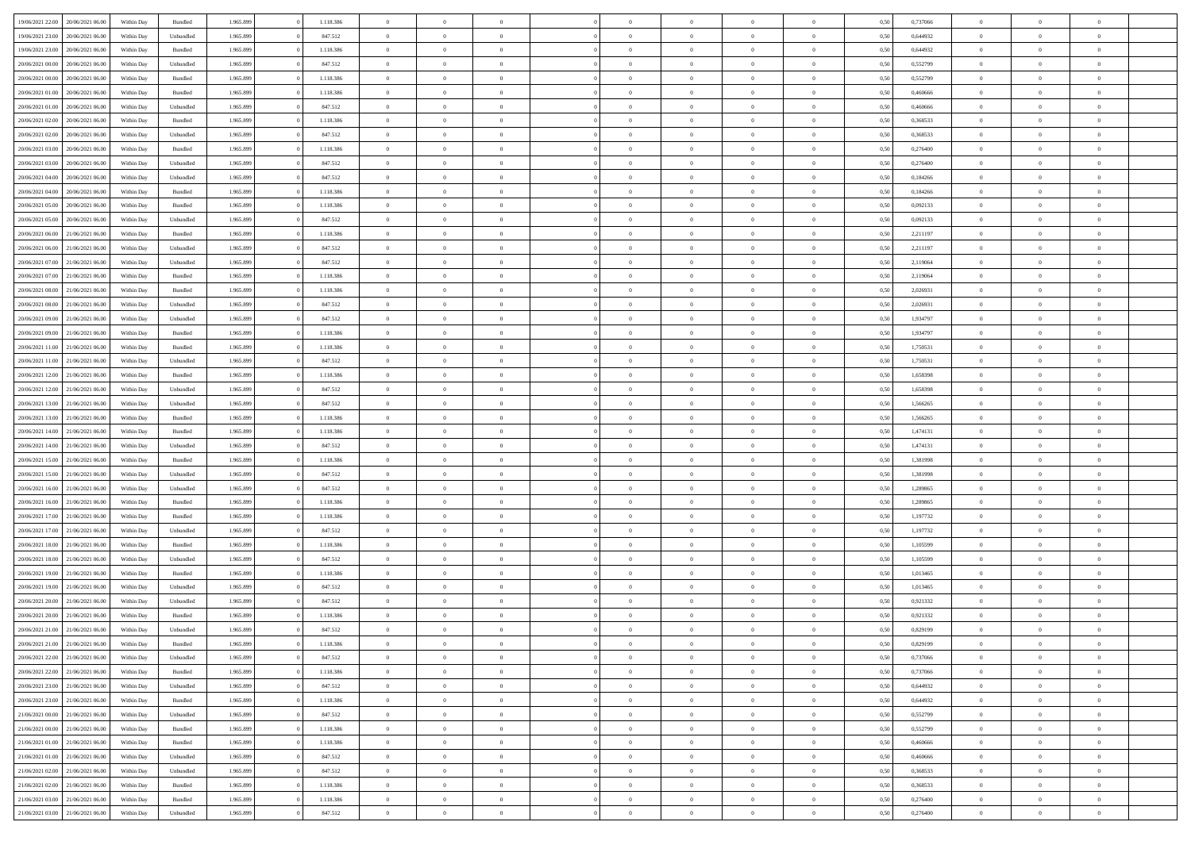| | | | | | | | | | | | | | | | | | | | | |
|---|---|---|---|---|---|---|---|---|---|---|---|---|---|---|---|---|---|---|---|---|
| 19/06/2021 22:00 | 20/06/2021 06:00 | Within Day | Bundled | 1.965.899 | 0 | 1.118.386 | 0 | 0 | 0 | | 0 | 0 | 0 | 0 | 0,50 | 0,737066 | 0 | 0 | 0 | |
| 19/06/2021 23:00 | 20/06/2021 06:00 | Within Day | Unbundled | 1.965.899 | 0 | 847.512 | 0 | 0 | 0 | | 0 | 0 | 0 | 0 | 0,50 | 0,644932 | 0 | 0 | 0 | |
| 19/06/2021 23:00 | 20/06/2021 06:00 | Within Day | Bundled | 1.965.899 | 0 | 1.118.386 | 0 | 0 | 0 | | 0 | 0 | 0 | 0 | 0,50 | 0,644932 | 0 | 0 | 0 | |
| 20/06/2021 00:00 | 20/06/2021 06:00 | Within Day | Unbundled | 1.965.899 | 0 | 847.512 | 0 | 0 | 0 | | 0 | 0 | 0 | 0 | 0,50 | 0,552799 | 0 | 0 | 0 | |
| 20/06/2021 00:00 | 20/06/2021 06:00 | Within Day | Bundled | 1.965.899 | 0 | 1.118.386 | 0 | 0 | 0 | | 0 | 0 | 0 | 0 | 0,50 | 0,552799 | 0 | 0 | 0 | |
| 20/06/2021 01:00 | 20/06/2021 06:00 | Within Day | Bundled | 1.965.899 | 0 | 1.118.386 | 0 | 0 | 0 | | 0 | 0 | 0 | 0 | 0,50 | 0,460666 | 0 | 0 | 0 | |
| 20/06/2021 01:00 | 20/06/2021 06:00 | Within Day | Unbundled | 1.965.899 | 0 | 847.512 | 0 | 0 | 0 | | 0 | 0 | 0 | 0 | 0,50 | 0,460666 | 0 | 0 | 0 | |
| 20/06/2021 02:00 | 20/06/2021 06:00 | Within Day | Bundled | 1.965.899 | 0 | 1.118.386 | 0 | 0 | 0 | | 0 | 0 | 0 | 0 | 0,50 | 0,368533 | 0 | 0 | 0 | |
| 20/06/2021 02:00 | 20/06/2021 06:00 | Within Day | Unbundled | 1.965.899 | 0 | 847.512 | 0 | 0 | 0 | | 0 | 0 | 0 | 0 | 0,50 | 0,368533 | 0 | 0 | 0 | |
| 20/06/2021 03:00 | 20/06/2021 06:00 | Within Day | Bundled | 1.965.899 | 0 | 1.118.386 | 0 | 0 | 0 | | 0 | 0 | 0 | 0 | 0,50 | 0,276400 | 0 | 0 | 0 | |
| 20/06/2021 03:00 | 20/06/2021 06:00 | Within Day | Unbundled | 1.965.899 | 0 | 847.512 | 0 | 0 | 0 | | 0 | 0 | 0 | 0 | 0,50 | 0,276400 | 0 | 0 | 0 | |
| 20/06/2021 04:00 | 20/06/2021 06:00 | Within Day | Unbundled | 1.965.899 | 0 | 847.512 | 0 | 0 | 0 | | 0 | 0 | 0 | 0 | 0,50 | 0,184266 | 0 | 0 | 0 | |
| 20/06/2021 04:00 | 20/06/2021 06:00 | Within Day | Bundled | 1.965.899 | 0 | 1.118.386 | 0 | 0 | 0 | | 0 | 0 | 0 | 0 | 0,50 | 0,184266 | 0 | 0 | 0 | |
| 20/06/2021 05:00 | 20/06/2021 06:00 | Within Day | Bundled | 1.965.899 | 0 | 1.118.386 | 0 | 0 | 0 | | 0 | 0 | 0 | 0 | 0,50 | 0,092133 | 0 | 0 | 0 | |
| 20/06/2021 05:00 | 20/06/2021 06:00 | Within Day | Unbundled | 1.965.899 | 0 | 847.512 | 0 | 0 | 0 | | 0 | 0 | 0 | 0 | 0,50 | 0,092133 | 0 | 0 | 0 | |
| 20/06/2021 06:00 | 21/06/2021 06:00 | Within Day | Bundled | 1.965.899 | 0 | 1.118.386 | 0 | 0 | 0 | | 0 | 0 | 0 | 0 | 0,50 | 2,211197 | 0 | 0 | 0 | |
| 20/06/2021 06:00 | 21/06/2021 06:00 | Within Day | Unbundled | 1.965.899 | 0 | 847.512 | 0 | 0 | 0 | | 0 | 0 | 0 | 0 | 0,50 | 2,211197 | 0 | 0 | 0 | |
| 20/06/2021 07:00 | 21/06/2021 06:00 | Within Day | Unbundled | 1.965.899 | 0 | 847.512 | 0 | 0 | 0 | | 0 | 0 | 0 | 0 | 0,50 | 2,119064 | 0 | 0 | 0 | |
| 20/06/2021 07:00 | 21/06/2021 06:00 | Within Day | Bundled | 1.965.899 | 0 | 1.118.386 | 0 | 0 | 0 | | 0 | 0 | 0 | 0 | 0,50 | 2,119064 | 0 | 0 | 0 | |
| 20/06/2021 08:00 | 21/06/2021 06:00 | Within Day | Bundled | 1.965.899 | 0 | 1.118.386 | 0 | 0 | 0 | | 0 | 0 | 0 | 0 | 0,50 | 2,026931 | 0 | 0 | 0 | |
| 20/06/2021 08:00 | 21/06/2021 06:00 | Within Day | Unbundled | 1.965.899 | 0 | 847.512 | 0 | 0 | 0 | | 0 | 0 | 0 | 0 | 0,50 | 2,026931 | 0 | 0 | 0 | |
| 20/06/2021 09:00 | 21/06/2021 06:00 | Within Day | Unbundled | 1.965.899 | 0 | 847.512 | 0 | 0 | 0 | | 0 | 0 | 0 | 0 | 0,50 | 1,934797 | 0 | 0 | 0 | |
| 20/06/2021 09:00 | 21/06/2021 06:00 | Within Day | Bundled | 1.965.899 | 0 | 1.118.386 | 0 | 0 | 0 | | 0 | 0 | 0 | 0 | 0,50 | 1,934797 | 0 | 0 | 0 | |
| 20/06/2021 11:00 | 21/06/2021 06:00 | Within Day | Bundled | 1.965.899 | 0 | 1.118.386 | 0 | 0 | 0 | | 0 | 0 | 0 | 0 | 0,50 | 1,750531 | 0 | 0 | 0 | |
| 20/06/2021 11:00 | 21/06/2021 06:00 | Within Day | Unbundled | 1.965.899 | 0 | 847.512 | 0 | 0 | 0 | | 0 | 0 | 0 | 0 | 0,50 | 1,750531 | 0 | 0 | 0 | |
| 20/06/2021 12:00 | 21/06/2021 06:00 | Within Day | Bundled | 1.965.899 | 0 | 1.118.386 | 0 | 0 | 0 | | 0 | 0 | 0 | 0 | 0,50 | 1,658398 | 0 | 0 | 0 | |
| 20/06/2021 12:00 | 21/06/2021 06:00 | Within Day | Unbundled | 1.965.899 | 0 | 847.512 | 0 | 0 | 0 | | 0 | 0 | 0 | 0 | 0,50 | 1,658398 | 0 | 0 | 0 | |
| 20/06/2021 13:00 | 21/06/2021 06:00 | Within Day | Unbundled | 1.965.899 | 0 | 847.512 | 0 | 0 | 0 | | 0 | 0 | 0 | 0 | 0,50 | 1,566265 | 0 | 0 | 0 | |
| 20/06/2021 13:00 | 21/06/2021 06:00 | Within Day | Bundled | 1.965.899 | 0 | 1.118.386 | 0 | 0 | 0 | | 0 | 0 | 0 | 0 | 0,50 | 1,566265 | 0 | 0 | 0 | |
| 20/06/2021 14:00 | 21/06/2021 06:00 | Within Day | Bundled | 1.965.899 | 0 | 1.118.386 | 0 | 0 | 0 | | 0 | 0 | 0 | 0 | 0,50 | 1,474131 | 0 | 0 | 0 | |
| 20/06/2021 14:00 | 21/06/2021 06:00 | Within Day | Unbundled | 1.965.899 | 0 | 847.512 | 0 | 0 | 0 | | 0 | 0 | 0 | 0 | 0,50 | 1,474131 | 0 | 0 | 0 | |
| 20/06/2021 15:00 | 21/06/2021 06:00 | Within Day | Bundled | 1.965.899 | 0 | 1.118.386 | 0 | 0 | 0 | | 0 | 0 | 0 | 0 | 0,50 | 1,381998 | 0 | 0 | 0 | |
| 20/06/2021 15:00 | 21/06/2021 06:00 | Within Day | Unbundled | 1.965.899 | 0 | 847.512 | 0 | 0 | 0 | | 0 | 0 | 0 | 0 | 0,50 | 1,381998 | 0 | 0 | 0 | |
| 20/06/2021 16:00 | 21/06/2021 06:00 | Within Day | Unbundled | 1.965.899 | 0 | 847.512 | 0 | 0 | 0 | | 0 | 0 | 0 | 0 | 0,50 | 1,289865 | 0 | 0 | 0 | |
| 20/06/2021 16:00 | 21/06/2021 06:00 | Within Day | Bundled | 1.965.899 | 0 | 1.118.386 | 0 | 0 | 0 | | 0 | 0 | 0 | 0 | 0,50 | 1,289865 | 0 | 0 | 0 | |
| 20/06/2021 17:00 | 21/06/2021 06:00 | Within Day | Bundled | 1.965.899 | 0 | 1.118.386 | 0 | 0 | 0 | | 0 | 0 | 0 | 0 | 0,50 | 1,197732 | 0 | 0 | 0 | |
| 20/06/2021 17:00 | 21/06/2021 06:00 | Within Day | Unbundled | 1.965.899 | 0 | 847.512 | 0 | 0 | 0 | | 0 | 0 | 0 | 0 | 0,50 | 1,197732 | 0 | 0 | 0 | |
| 20/06/2021 18:00 | 21/06/2021 06:00 | Within Day | Bundled | 1.965.899 | 0 | 1.118.386 | 0 | 0 | 0 | | 0 | 0 | 0 | 0 | 0,50 | 1,105599 | 0 | 0 | 0 | |
| 20/06/2021 18:00 | 21/06/2021 06:00 | Within Day | Unbundled | 1.965.899 | 0 | 847.512 | 0 | 0 | 0 | | 0 | 0 | 0 | 0 | 0,50 | 1,105599 | 0 | 0 | 0 | |
| 20/06/2021 19:00 | 21/06/2021 06:00 | Within Day | Bundled | 1.965.899 | 0 | 1.118.386 | 0 | 0 | 0 | | 0 | 0 | 0 | 0 | 0,50 | 1,013465 | 0 | 0 | 0 | |
| 20/06/2021 19:00 | 21/06/2021 06:00 | Within Day | Unbundled | 1.965.899 | 0 | 847.512 | 0 | 0 | 0 | | 0 | 0 | 0 | 0 | 0,50 | 1,013465 | 0 | 0 | 0 | |
| 20/06/2021 20:00 | 21/06/2021 06:00 | Within Day | Unbundled | 1.965.899 | 0 | 847.512 | 0 | 0 | 0 | | 0 | 0 | 0 | 0 | 0,50 | 0,921332 | 0 | 0 | 0 | |
| 20/06/2021 20:00 | 21/06/2021 06:00 | Within Day | Bundled | 1.965.899 | 0 | 1.118.386 | 0 | 0 | 0 | | 0 | 0 | 0 | 0 | 0,50 | 0,921332 | 0 | 0 | 0 | |
| 20/06/2021 21:00 | 21/06/2021 06:00 | Within Day | Unbundled | 1.965.899 | 0 | 847.512 | 0 | 0 | 0 | | 0 | 0 | 0 | 0 | 0,50 | 0,829199 | 0 | 0 | 0 | |
| 20/06/2021 21:00 | 21/06/2021 06:00 | Within Day | Bundled | 1.965.899 | 0 | 1.118.386 | 0 | 0 | 0 | | 0 | 0 | 0 | 0 | 0,50 | 0,829199 | 0 | 0 | 0 | |
| 20/06/2021 22:00 | 21/06/2021 06:00 | Within Day | Unbundled | 1.965.899 | 0 | 847.512 | 0 | 0 | 0 | | 0 | 0 | 0 | 0 | 0,50 | 0,737066 | 0 | 0 | 0 | |
| 20/06/2021 22:00 | 21/06/2021 06:00 | Within Day | Bundled | 1.965.899 | 0 | 1.118.386 | 0 | 0 | 0 | | 0 | 0 | 0 | 0 | 0,50 | 0,737066 | 0 | 0 | 0 | |
| 20/06/2021 23:00 | 21/06/2021 06:00 | Within Day | Unbundled | 1.965.899 | 0 | 847.512 | 0 | 0 | 0 | | 0 | 0 | 0 | 0 | 0,50 | 0,644932 | 0 | 0 | 0 | |
| 20/06/2021 23:00 | 21/06/2021 06:00 | Within Day | Bundled | 1.965.899 | 0 | 1.118.386 | 0 | 0 | 0 | | 0 | 0 | 0 | 0 | 0,50 | 0,644932 | 0 | 0 | 0 | |
| 21/06/2021 00:00 | 21/06/2021 06:00 | Within Day | Unbundled | 1.965.899 | 0 | 847.512 | 0 | 0 | 0 | | 0 | 0 | 0 | 0 | 0,50 | 0,552799 | 0 | 0 | 0 | |
| 21/06/2021 00:00 | 21/06/2021 06:00 | Within Day | Bundled | 1.965.899 | 0 | 1.118.386 | 0 | 0 | 0 | | 0 | 0 | 0 | 0 | 0,50 | 0,552799 | 0 | 0 | 0 | |
| 21/06/2021 01:00 | 21/06/2021 06:00 | Within Day | Bundled | 1.965.899 | 0 | 1.118.386 | 0 | 0 | 0 | | 0 | 0 | 0 | 0 | 0,50 | 0,460666 | 0 | 0 | 0 | |
| 21/06/2021 01:00 | 21/06/2021 06:00 | Within Day | Unbundled | 1.965.899 | 0 | 847.512 | 0 | 0 | 0 | | 0 | 0 | 0 | 0 | 0,50 | 0,460666 | 0 | 0 | 0 | |
| 21/06/2021 02:00 | 21/06/2021 06:00 | Within Day | Unbundled | 1.965.899 | 0 | 847.512 | 0 | 0 | 0 | | 0 | 0 | 0 | 0 | 0,50 | 0,368533 | 0 | 0 | 0 | |
| 21/06/2021 02:00 | 21/06/2021 06:00 | Within Day | Bundled | 1.965.899 | 0 | 1.118.386 | 0 | 0 | 0 | | 0 | 0 | 0 | 0 | 0,50 | 0,368533 | 0 | 0 | 0 | |
| 21/06/2021 03:00 | 21/06/2021 06:00 | Within Day | Bundled | 1.965.899 | 0 | 1.118.386 | 0 | 0 | 0 | | 0 | 0 | 0 | 0 | 0,50 | 0,276400 | 0 | 0 | 0 | |
| 21/06/2021 03:00 | 21/06/2021 06:00 | Within Day | Unbundled | 1.965.899 | 0 | 847.512 | 0 | 0 | 0 | | 0 | 0 | 0 | 0 | 0,50 | 0,276400 | 0 | 0 | 0 | |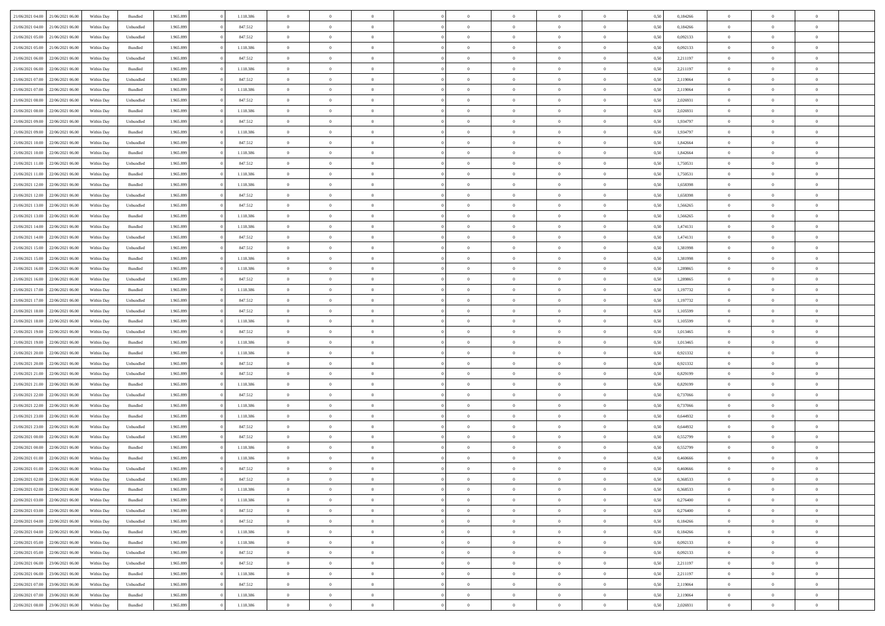| | | | | | | | | | | | | | | | | | | | | | |
|---|---|---|---|---|---|---|---|---|---|---|---|---|---|---|---|---|---|---|---|---|---|
| 21/06/2021 04:00 | 21/06/2021 06:00 | Within Day | Bundled | 1.965.899 | 0 | 1.118.386 | 0 | 0 | 0 | | 0 | 0 | 0 | 0 | 0 | 0,50 | 0,184266 | 0 | 0 | 0 | |
| 21/06/2021 04:00 | 21/06/2021 06:00 | Within Day | Unbundled | 1.965.899 | 0 | 847.512 | 0 | 0 | 0 | | 0 | 0 | 0 | 0 | 0 | 0,50 | 0,184266 | 0 | 0 | 0 | |
| 21/06/2021 05:00 | 21/06/2021 06:00 | Within Day | Unbundled | 1.965.899 | 0 | 847.512 | 0 | 0 | 0 | | 0 | 0 | 0 | 0 | 0 | 0,50 | 0,092133 | 0 | 0 | 0 | |
| 21/06/2021 05:00 | 21/06/2021 06:00 | Within Day | Bundled | 1.965.899 | 0 | 1.118.386 | 0 | 0 | 0 | | 0 | 0 | 0 | 0 | 0 | 0,50 | 0,092133 | 0 | 0 | 0 | |
| 21/06/2021 06:00 | 22/06/2021 06:00 | Within Day | Unbundled | 1.965.899 | 0 | 847.512 | 0 | 0 | 0 | | 0 | 0 | 0 | 0 | 0 | 0,50 | 2,211197 | 0 | 0 | 0 | |
| 21/06/2021 06:00 | 22/06/2021 06:00 | Within Day | Bundled | 1.965.899 | 0 | 1.118.386 | 0 | 0 | 0 | | 0 | 0 | 0 | 0 | 0 | 0,50 | 2,211197 | 0 | 0 | 0 | |
| 21/06/2021 07:00 | 22/06/2021 06:00 | Within Day | Unbundled | 1.965.899 | 0 | 847.512 | 0 | 0 | 0 | | 0 | 0 | 0 | 0 | 0 | 0,50 | 2,119064 | 0 | 0 | 0 | |
| 21/06/2021 07:00 | 22/06/2021 06:00 | Within Day | Bundled | 1.965.899 | 0 | 1.118.386 | 0 | 0 | 0 | | 0 | 0 | 0 | 0 | 0 | 0,50 | 2,119064 | 0 | 0 | 0 | |
| 21/06/2021 08:00 | 22/06/2021 06:00 | Within Day | Unbundled | 1.965.899 | 0 | 847.512 | 0 | 0 | 0 | | 0 | 0 | 0 | 0 | 0 | 0,50 | 2,026931 | 0 | 0 | 0 | |
| 21/06/2021 08:00 | 22/06/2021 06:00 | Within Day | Bundled | 1.965.899 | 0 | 1.118.386 | 0 | 0 | 0 | | 0 | 0 | 0 | 0 | 0 | 0,50 | 2,026931 | 0 | 0 | 0 | |
| 21/06/2021 09:00 | 22/06/2021 06:00 | Within Day | Unbundled | 1.965.899 | 0 | 847.512 | 0 | 0 | 0 | | 0 | 0 | 0 | 0 | 0 | 0,50 | 1,934797 | 0 | 0 | 0 | |
| 21/06/2021 09:00 | 22/06/2021 06:00 | Within Day | Bundled | 1.965.899 | 0 | 1.118.386 | 0 | 0 | 0 | | 0 | 0 | 0 | 0 | 0 | 0,50 | 1,934797 | 0 | 0 | 0 | |
| 21/06/2021 10:00 | 22/06/2021 06:00 | Within Day | Unbundled | 1.965.899 | 0 | 847.512 | 0 | 0 | 0 | | 0 | 0 | 0 | 0 | 0 | 0,50 | 1,842664 | 0 | 0 | 0 | |
| 21/06/2021 10:00 | 22/06/2021 06:00 | Within Day | Bundled | 1.965.899 | 0 | 1.118.386 | 0 | 0 | 0 | | 0 | 0 | 0 | 0 | 0 | 0,50 | 1,842664 | 0 | 0 | 0 | |
| 21/06/2021 11:00 | 22/06/2021 06:00 | Within Day | Unbundled | 1.965.899 | 0 | 847.512 | 0 | 0 | 0 | | 0 | 0 | 0 | 0 | 0 | 0,50 | 1,750531 | 0 | 0 | 0 | |
| 21/06/2021 11:00 | 22/06/2021 06:00 | Within Day | Bundled | 1.965.899 | 0 | 1.118.386 | 0 | 0 | 0 | | 0 | 0 | 0 | 0 | 0 | 0,50 | 1,750531 | 0 | 0 | 0 | |
| 21/06/2021 12:00 | 22/06/2021 06:00 | Within Day | Bundled | 1.965.899 | 0 | 1.118.386 | 0 | 0 | 0 | | 0 | 0 | 0 | 0 | 0 | 0,50 | 1,658398 | 0 | 0 | 0 | |
| 21/06/2021 12:00 | 22/06/2021 06:00 | Within Day | Unbundled | 1.965.899 | 0 | 847.512 | 0 | 0 | 0 | | 0 | 0 | 0 | 0 | 0 | 0,50 | 1,658398 | 0 | 0 | 0 | |
| 21/06/2021 13:00 | 22/06/2021 06:00 | Within Day | Unbundled | 1.965.899 | 0 | 847.512 | 0 | 0 | 0 | | 0 | 0 | 0 | 0 | 0 | 0,50 | 1,566265 | 0 | 0 | 0 | |
| 21/06/2021 13:00 | 22/06/2021 06:00 | Within Day | Bundled | 1.965.899 | 0 | 1.118.386 | 0 | 0 | 0 | | 0 | 0 | 0 | 0 | 0 | 0,50 | 1,566265 | 0 | 0 | 0 | |
| 21/06/2021 14:00 | 22/06/2021 06:00 | Within Day | Bundled | 1.965.899 | 0 | 1.118.386 | 0 | 0 | 0 | | 0 | 0 | 0 | 0 | 0 | 0,50 | 1,474131 | 0 | 0 | 0 | |
| 21/06/2021 14:00 | 22/06/2021 06:00 | Within Day | Unbundled | 1.965.899 | 0 | 847.512 | 0 | 0 | 0 | | 0 | 0 | 0 | 0 | 0 | 0,50 | 1,474131 | 0 | 0 | 0 | |
| 21/06/2021 15:00 | 22/06/2021 06:00 | Within Day | Unbundled | 1.965.899 | 0 | 847.512 | 0 | 0 | 0 | | 0 | 0 | 0 | 0 | 0 | 0,50 | 1,381998 | 0 | 0 | 0 | |
| 21/06/2021 15:00 | 22/06/2021 06:00 | Within Day | Bundled | 1.965.899 | 0 | 1.118.386 | 0 | 0 | 0 | | 0 | 0 | 0 | 0 | 0 | 0,50 | 1,381998 | 0 | 0 | 0 | |
| 21/06/2021 16:00 | 22/06/2021 06:00 | Within Day | Bundled | 1.965.899 | 0 | 1.118.386 | 0 | 0 | 0 | | 0 | 0 | 0 | 0 | 0 | 0,50 | 1,289865 | 0 | 0 | 0 | |
| 21/06/2021 16:00 | 22/06/2021 06:00 | Within Day | Unbundled | 1.965.899 | 0 | 847.512 | 0 | 0 | 0 | | 0 | 0 | 0 | 0 | 0 | 0,50 | 1,289865 | 0 | 0 | 0 | |
| 21/06/2021 17:00 | 22/06/2021 06:00 | Within Day | Bundled | 1.965.899 | 0 | 1.118.386 | 0 | 0 | 0 | | 0 | 0 | 0 | 0 | 0 | 0,50 | 1,197732 | 0 | 0 | 0 | |
| 21/06/2021 17:00 | 22/06/2021 06:00 | Within Day | Unbundled | 1.965.899 | 0 | 847.512 | 0 | 0 | 0 | | 0 | 0 | 0 | 0 | 0 | 0,50 | 1,197732 | 0 | 0 | 0 | |
| 21/06/2021 18:00 | 22/06/2021 06:00 | Within Day | Unbundled | 1.965.899 | 0 | 847.512 | 0 | 0 | 0 | | 0 | 0 | 0 | 0 | 0 | 0,50 | 1,105599 | 0 | 0 | 0 | |
| 21/06/2021 18:00 | 22/06/2021 06:00 | Within Day | Bundled | 1.965.899 | 0 | 1.118.386 | 0 | 0 | 0 | | 0 | 0 | 0 | 0 | 0 | 0,50 | 1,105599 | 0 | 0 | 0 | |
| 21/06/2021 19:00 | 22/06/2021 06:00 | Within Day | Unbundled | 1.965.899 | 0 | 847.512 | 0 | 0 | 0 | | 0 | 0 | 0 | 0 | 0 | 0,50 | 1,013465 | 0 | 0 | 0 | |
| 21/06/2021 19:00 | 22/06/2021 06:00 | Within Day | Bundled | 1.965.899 | 0 | 1.118.386 | 0 | 0 | 0 | | 0 | 0 | 0 | 0 | 0 | 0,50 | 1,013465 | 0 | 0 | 0 | |
| 21/06/2021 20:00 | 22/06/2021 06:00 | Within Day | Bundled | 1.965.899 | 0 | 1.118.386 | 0 | 0 | 0 | | 0 | 0 | 0 | 0 | 0 | 0,50 | 0,921332 | 0 | 0 | 0 | |
| 21/06/2021 20:00 | 22/06/2021 06:00 | Within Day | Unbundled | 1.965.899 | 0 | 847.512 | 0 | 0 | 0 | | 0 | 0 | 0 | 0 | 0 | 0,50 | 0,921332 | 0 | 0 | 0 | |
| 21/06/2021 21:00 | 22/06/2021 06:00 | Within Day | Unbundled | 1.965.899 | 0 | 847.512 | 0 | 0 | 0 | | 0 | 0 | 0 | 0 | 0 | 0,50 | 0,829199 | 0 | 0 | 0 | |
| 21/06/2021 21:00 | 22/06/2021 06:00 | Within Day | Bundled | 1.965.899 | 0 | 1.118.386 | 0 | 0 | 0 | | 0 | 0 | 0 | 0 | 0 | 0,50 | 0,829199 | 0 | 0 | 0 | |
| 21/06/2021 22:00 | 22/06/2021 06:00 | Within Day | Unbundled | 1.965.899 | 0 | 847.512 | 0 | 0 | 0 | | 0 | 0 | 0 | 0 | 0 | 0,50 | 0,737066 | 0 | 0 | 0 | |
| 21/06/2021 22:00 | 22/06/2021 06:00 | Within Day | Bundled | 1.965.899 | 0 | 1.118.386 | 0 | 0 | 0 | | 0 | 0 | 0 | 0 | 0 | 0,50 | 0,737066 | 0 | 0 | 0 | |
| 21/06/2021 23:00 | 22/06/2021 06:00 | Within Day | Bundled | 1.965.899 | 0 | 1.118.386 | 0 | 0 | 0 | | 0 | 0 | 0 | 0 | 0 | 0,50 | 0,644932 | 0 | 0 | 0 | |
| 21/06/2021 23:00 | 22/06/2021 06:00 | Within Day | Unbundled | 1.965.899 | 0 | 847.512 | 0 | 0 | 0 | | 0 | 0 | 0 | 0 | 0 | 0,50 | 0,644932 | 0 | 0 | 0 | |
| 22/06/2021 00:00 | 22/06/2021 06:00 | Within Day | Unbundled | 1.965.899 | 0 | 847.512 | 0 | 0 | 0 | | 0 | 0 | 0 | 0 | 0 | 0,50 | 0,552799 | 0 | 0 | 0 | |
| 22/06/2021 00:00 | 22/06/2021 06:00 | Within Day | Bundled | 1.965.899 | 0 | 1.118.386 | 0 | 0 | 0 | | 0 | 0 | 0 | 0 | 0 | 0,50 | 0,552799 | 0 | 0 | 0 | |
| 22/06/2021 01:00 | 22/06/2021 06:00 | Within Day | Bundled | 1.965.899 | 0 | 1.118.386 | 0 | 0 | 0 | | 0 | 0 | 0 | 0 | 0 | 0,50 | 0,460666 | 0 | 0 | 0 | |
| 22/06/2021 01:00 | 22/06/2021 06:00 | Within Day | Unbundled | 1.965.899 | 0 | 847.512 | 0 | 0 | 0 | | 0 | 0 | 0 | 0 | 0 | 0,50 | 0,460666 | 0 | 0 | 0 | |
| 22/06/2021 02:00 | 22/06/2021 06:00 | Within Day | Unbundled | 1.965.899 | 0 | 847.512 | 0 | 0 | 0 | | 0 | 0 | 0 | 0 | 0 | 0,50 | 0,368533 | 0 | 0 | 0 | |
| 22/06/2021 02:00 | 22/06/2021 06:00 | Within Day | Bundled | 1.965.899 | 0 | 1.118.386 | 0 | 0 | 0 | | 0 | 0 | 0 | 0 | 0 | 0,50 | 0,368533 | 0 | 0 | 0 | |
| 22/06/2021 03:00 | 22/06/2021 06:00 | Within Day | Bundled | 1.965.899 | 0 | 1.118.386 | 0 | 0 | 0 | | 0 | 0 | 0 | 0 | 0 | 0,50 | 0,276400 | 0 | 0 | 0 | |
| 22/06/2021 03:00 | 22/06/2021 06:00 | Within Day | Unbundled | 1.965.899 | 0 | 847.512 | 0 | 0 | 0 | | 0 | 0 | 0 | 0 | 0 | 0,50 | 0,276400 | 0 | 0 | 0 | |
| 22/06/2021 04:00 | 22/06/2021 06:00 | Within Day | Unbundled | 1.965.899 | 0 | 847.512 | 0 | 0 | 0 | | 0 | 0 | 0 | 0 | 0 | 0,50 | 0,184266 | 0 | 0 | 0 | |
| 22/06/2021 04:00 | 22/06/2021 06:00 | Within Day | Bundled | 1.965.899 | 0 | 1.118.386 | 0 | 0 | 0 | | 0 | 0 | 0 | 0 | 0 | 0,50 | 0,184266 | 0 | 0 | 0 | |
| 22/06/2021 05:00 | 22/06/2021 06:00 | Within Day | Bundled | 1.965.899 | 0 | 1.118.386 | 0 | 0 | 0 | | 0 | 0 | 0 | 0 | 0 | 0,50 | 0,092133 | 0 | 0 | 0 | |
| 22/06/2021 05:00 | 22/06/2021 06:00 | Within Day | Unbundled | 1.965.899 | 0 | 847.512 | 0 | 0 | 0 | | 0 | 0 | 0 | 0 | 0 | 0,50 | 0,092133 | 0 | 0 | 0 | |
| 22/06/2021 06:00 | 23/06/2021 06:00 | Within Day | Unbundled | 1.965.899 | 0 | 847.512 | 0 | 0 | 0 | | 0 | 0 | 0 | 0 | 0 | 0,50 | 2,211197 | 0 | 0 | 0 | |
| 22/06/2021 06:00 | 23/06/2021 06:00 | Within Day | Bundled | 1.965.899 | 0 | 1.118.386 | 0 | 0 | 0 | | 0 | 0 | 0 | 0 | 0 | 0,50 | 2,211197 | 0 | 0 | 0 | |
| 22/06/2021 07:00 | 23/06/2021 06:00 | Within Day | Unbundled | 1.965.899 | 0 | 847.512 | 0 | 0 | 0 | | 0 | 0 | 0 | 0 | 0 | 0,50 | 2,119064 | 0 | 0 | 0 | |
| 22/06/2021 07:00 | 23/06/2021 06:00 | Within Day | Bundled | 1.965.899 | 0 | 1.118.386 | 0 | 0 | 0 | | 0 | 0 | 0 | 0 | 0 | 0,50 | 2,119064 | 0 | 0 | 0 | |
| 22/06/2021 08:00 | 23/06/2021 06:00 | Within Day | Bundled | 1.965.899 | 0 | 1.118.386 | 0 | 0 | 0 | | 0 | 0 | 0 | 0 | 0 | 0,50 | 2,026931 | 0 | 0 | 0 | |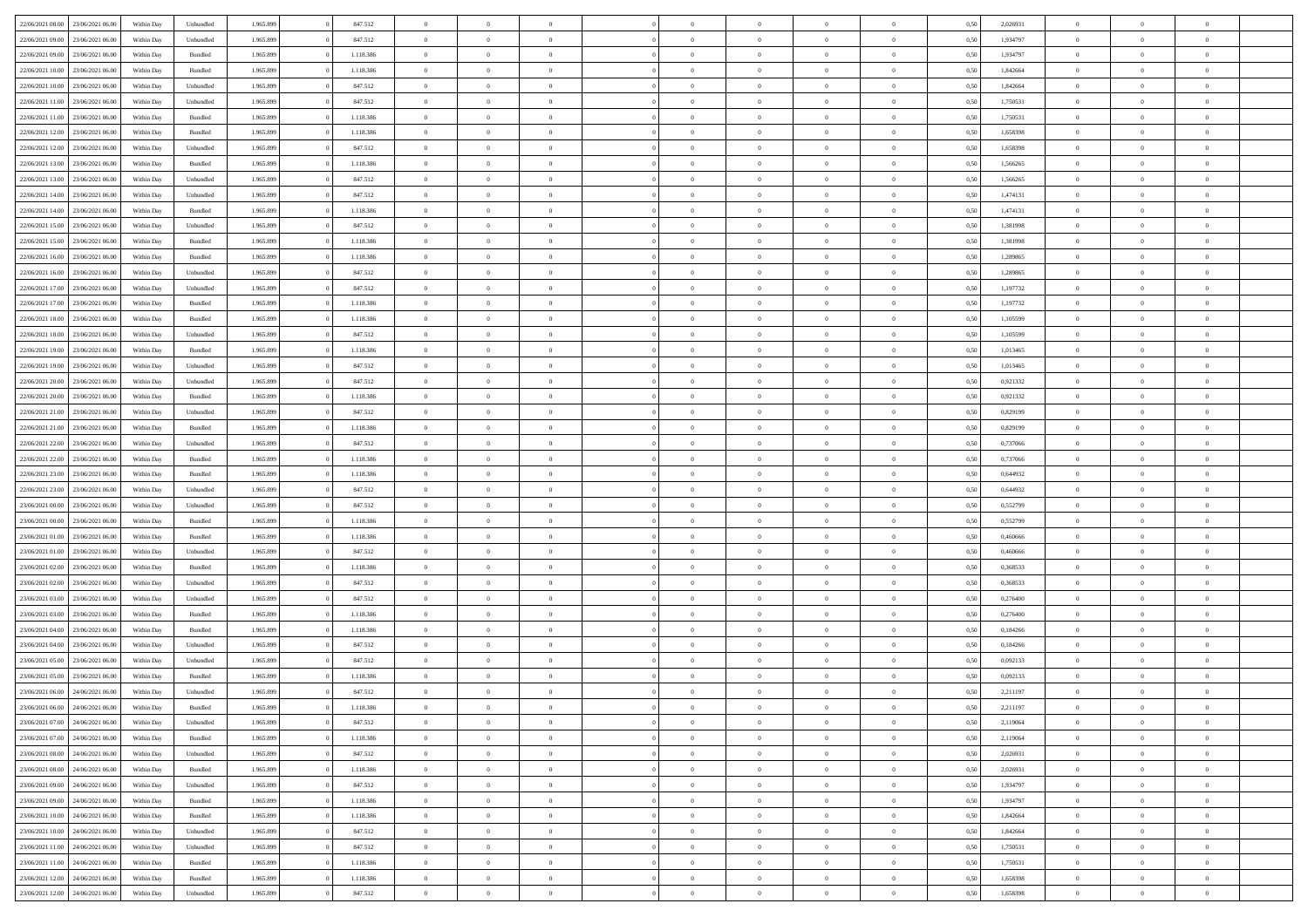| | | | | | | | | | | | | | | | | | | | | | |
|---|---|---|---|---|---|---|---|---|---|---|---|---|---|---|---|---|---|---|---|---|---|
| 22/06/2021 08:00 | 23/06/2021 06:00 | Within Day | Unbundled | 1.965.899 | 0 | 847.512 | 0 | 0 | 0 | | 0 | 0 | 0 | 0 | 0 | 0,50 | 2,026931 | 0 | 0 | 0 | |
| 22/06/2021 09:00 | 23/06/2021 06:00 | Within Day | Unbundled | 1.965.899 | 0 | 847.512 | 0 | 0 | 0 | | 0 | 0 | 0 | 0 | 0 | 0,50 | 1,934797 | 0 | 0 | 0 | |
| 22/06/2021 09:00 | 23/06/2021 06:00 | Within Day | Bundled | 1.965.899 | 0 | 1.118.386 | 0 | 0 | 0 | | 0 | 0 | 0 | 0 | 0 | 0,50 | 1,934797 | 0 | 0 | 0 | |
| 22/06/2021 10:00 | 23/06/2021 06:00 | Within Day | Bundled | 1.965.899 | 0 | 1.118.386 | 0 | 0 | 0 | | 0 | 0 | 0 | 0 | 0 | 0,50 | 1,842664 | 0 | 0 | 0 | |
| 22/06/2021 10:00 | 23/06/2021 06:00 | Within Day | Unbundled | 1.965.899 | 0 | 847.512 | 0 | 0 | 0 | | 0 | 0 | 0 | 0 | 0 | 0,50 | 1,842664 | 0 | 0 | 0 | |
| 22/06/2021 11:00 | 23/06/2021 06:00 | Within Day | Unbundled | 1.965.899 | 0 | 847.512 | 0 | 0 | 0 | | 0 | 0 | 0 | 0 | 0 | 0,50 | 1,750531 | 0 | 0 | 0 | |
| 22/06/2021 11:00 | 23/06/2021 06:00 | Within Day | Bundled | 1.965.899 | 0 | 1.118.386 | 0 | 0 | 0 | | 0 | 0 | 0 | 0 | 0 | 0,50 | 1,750531 | 0 | 0 | 0 | |
| 22/06/2021 12:00 | 23/06/2021 06:00 | Within Day | Bundled | 1.965.899 | 0 | 1.118.386 | 0 | 0 | 0 | | 0 | 0 | 0 | 0 | 0 | 0,50 | 1,658398 | 0 | 0 | 0 | |
| 22/06/2021 12:00 | 23/06/2021 06:00 | Within Day | Unbundled | 1.965.899 | 0 | 847.512 | 0 | 0 | 0 | | 0 | 0 | 0 | 0 | 0 | 0,50 | 1,658398 | 0 | 0 | 0 | |
| 22/06/2021 13:00 | 23/06/2021 06:00 | Within Day | Bundled | 1.965.899 | 0 | 1.118.386 | 0 | 0 | 0 | | 0 | 0 | 0 | 0 | 0 | 0,50 | 1,566265 | 0 | 0 | 0 | |
| 22/06/2021 13:00 | 23/06/2021 06:00 | Within Day | Unbundled | 1.965.899 | 0 | 847.512 | 0 | 0 | 0 | | 0 | 0 | 0 | 0 | 0 | 0,50 | 1,566265 | 0 | 0 | 0 | |
| 22/06/2021 14:00 | 23/06/2021 06:00 | Within Day | Unbundled | 1.965.899 | 0 | 847.512 | 0 | 0 | 0 | | 0 | 0 | 0 | 0 | 0 | 0,50 | 1,474131 | 0 | 0 | 0 | |
| 22/06/2021 14:00 | 23/06/2021 06:00 | Within Day | Bundled | 1.965.899 | 0 | 1.118.386 | 0 | 0 | 0 | | 0 | 0 | 0 | 0 | 0 | 0,50 | 1,474131 | 0 | 0 | 0 | |
| 22/06/2021 15:00 | 23/06/2021 06:00 | Within Day | Unbundled | 1.965.899 | 0 | 847.512 | 0 | 0 | 0 | | 0 | 0 | 0 | 0 | 0 | 0,50 | 1,381998 | 0 | 0 | 0 | |
| 22/06/2021 15:00 | 23/06/2021 06:00 | Within Day | Bundled | 1.965.899 | 0 | 1.118.386 | 0 | 0 | 0 | | 0 | 0 | 0 | 0 | 0 | 0,50 | 1,381998 | 0 | 0 | 0 | |
| 22/06/2021 16:00 | 23/06/2021 06:00 | Within Day | Bundled | 1.965.899 | 0 | 1.118.386 | 0 | 0 | 0 | | 0 | 0 | 0 | 0 | 0 | 0,50 | 1,289865 | 0 | 0 | 0 | |
| 22/06/2021 16:00 | 23/06/2021 06:00 | Within Day | Unbundled | 1.965.899 | 0 | 847.512 | 0 | 0 | 0 | | 0 | 0 | 0 | 0 | 0 | 0,50 | 1,289865 | 0 | 0 | 0 | |
| 22/06/2021 17:00 | 23/06/2021 06:00 | Within Day | Unbundled | 1.965.899 | 0 | 847.512 | 0 | 0 | 0 | | 0 | 0 | 0 | 0 | 0 | 0,50 | 1,197732 | 0 | 0 | 0 | |
| 22/06/2021 17:00 | 23/06/2021 06:00 | Within Day | Bundled | 1.965.899 | 0 | 1.118.386 | 0 | 0 | 0 | | 0 | 0 | 0 | 0 | 0 | 0,50 | 1,197732 | 0 | 0 | 0 | |
| 22/06/2021 18:00 | 23/06/2021 06:00 | Within Day | Bundled | 1.965.899 | 0 | 1.118.386 | 0 | 0 | 0 | | 0 | 0 | 0 | 0 | 0 | 0,50 | 1,105599 | 0 | 0 | 0 | |
| 22/06/2021 18:00 | 23/06/2021 06:00 | Within Day | Unbundled | 1.965.899 | 0 | 847.512 | 0 | 0 | 0 | | 0 | 0 | 0 | 0 | 0 | 0,50 | 1,105599 | 0 | 0 | 0 | |
| 22/06/2021 19:00 | 23/06/2021 06:00 | Within Day | Bundled | 1.965.899 | 0 | 1.118.386 | 0 | 0 | 0 | | 0 | 0 | 0 | 0 | 0 | 0,50 | 1,013465 | 0 | 0 | 0 | |
| 22/06/2021 19:00 | 23/06/2021 06:00 | Within Day | Unbundled | 1.965.899 | 0 | 847.512 | 0 | 0 | 0 | | 0 | 0 | 0 | 0 | 0 | 0,50 | 1,013465 | 0 | 0 | 0 | |
| 22/06/2021 20:00 | 23/06/2021 06:00 | Within Day | Unbundled | 1.965.899 | 0 | 847.512 | 0 | 0 | 0 | | 0 | 0 | 0 | 0 | 0 | 0,50 | 0,921332 | 0 | 0 | 0 | |
| 22/06/2021 20:00 | 23/06/2021 06:00 | Within Day | Bundled | 1.965.899 | 0 | 1.118.386 | 0 | 0 | 0 | | 0 | 0 | 0 | 0 | 0 | 0,50 | 0,921332 | 0 | 0 | 0 | |
| 22/06/2021 21:00 | 23/06/2021 06:00 | Within Day | Unbundled | 1.965.899 | 0 | 847.512 | 0 | 0 | 0 | | 0 | 0 | 0 | 0 | 0 | 0,50 | 0,829199 | 0 | 0 | 0 | |
| 22/06/2021 21:00 | 23/06/2021 06:00 | Within Day | Bundled | 1.965.899 | 0 | 1.118.386 | 0 | 0 | 0 | | 0 | 0 | 0 | 0 | 0 | 0,50 | 0,829199 | 0 | 0 | 0 | |
| 22/06/2021 22:00 | 23/06/2021 06:00 | Within Day | Unbundled | 1.965.899 | 0 | 847.512 | 0 | 0 | 0 | | 0 | 0 | 0 | 0 | 0 | 0,50 | 0,737066 | 0 | 0 | 0 | |
| 22/06/2021 22:00 | 23/06/2021 06:00 | Within Day | Bundled | 1.965.899 | 0 | 1.118.386 | 0 | 0 | 0 | | 0 | 0 | 0 | 0 | 0 | 0,50 | 0,737066 | 0 | 0 | 0 | |
| 22/06/2021 23:00 | 23/06/2021 06:00 | Within Day | Bundled | 1.965.899 | 0 | 1.118.386 | 0 | 0 | 0 | | 0 | 0 | 0 | 0 | 0 | 0,50 | 0,644932 | 0 | 0 | 0 | |
| 22/06/2021 23:00 | 23/06/2021 06:00 | Within Day | Unbundled | 1.965.899 | 0 | 847.512 | 0 | 0 | 0 | | 0 | 0 | 0 | 0 | 0 | 0,50 | 0,644932 | 0 | 0 | 0 | |
| 23/06/2021 00:00 | 23/06/2021 06:00 | Within Day | Unbundled | 1.965.899 | 0 | 847.512 | 0 | 0 | 0 | | 0 | 0 | 0 | 0 | 0 | 0,50 | 0,552799 | 0 | 0 | 0 | |
| 23/06/2021 00:00 | 23/06/2021 06:00 | Within Day | Bundled | 1.965.899 | 0 | 1.118.386 | 0 | 0 | 0 | | 0 | 0 | 0 | 0 | 0 | 0,50 | 0,552799 | 0 | 0 | 0 | |
| 23/06/2021 01:00 | 23/06/2021 06:00 | Within Day | Bundled | 1.965.899 | 0 | 1.118.386 | 0 | 0 | 0 | | 0 | 0 | 0 | 0 | 0 | 0,50 | 0,460666 | 0 | 0 | 0 | |
| 23/06/2021 01:00 | 23/06/2021 06:00 | Within Day | Unbundled | 1.965.899 | 0 | 847.512 | 0 | 0 | 0 | | 0 | 0 | 0 | 0 | 0 | 0,50 | 0,460666 | 0 | 0 | 0 | |
| 23/06/2021 02:00 | 23/06/2021 06:00 | Within Day | Bundled | 1.965.899 | 0 | 1.118.386 | 0 | 0 | 0 | | 0 | 0 | 0 | 0 | 0 | 0,50 | 0,368533 | 0 | 0 | 0 | |
| 23/06/2021 02:00 | 23/06/2021 06:00 | Within Day | Unbundled | 1.965.899 | 0 | 847.512 | 0 | 0 | 0 | | 0 | 0 | 0 | 0 | 0 | 0,50 | 0,368533 | 0 | 0 | 0 | |
| 23/06/2021 03:00 | 23/06/2021 06:00 | Within Day | Unbundled | 1.965.899 | 0 | 847.512 | 0 | 0 | 0 | | 0 | 0 | 0 | 0 | 0 | 0,50 | 0,276400 | 0 | 0 | 0 | |
| 23/06/2021 03:00 | 23/06/2021 06:00 | Within Day | Bundled | 1.965.899 | 0 | 1.118.386 | 0 | 0 | 0 | | 0 | 0 | 0 | 0 | 0 | 0,50 | 0,276400 | 0 | 0 | 0 | |
| 23/06/2021 04:00 | 23/06/2021 06:00 | Within Day | Bundled | 1.965.899 | 0 | 1.118.386 | 0 | 0 | 0 | | 0 | 0 | 0 | 0 | 0 | 0,50 | 0,184266 | 0 | 0 | 0 | |
| 23/06/2021 04:00 | 23/06/2021 06:00 | Within Day | Unbundled | 1.965.899 | 0 | 847.512 | 0 | 0 | 0 | | 0 | 0 | 0 | 0 | 0 | 0,50 | 0,184266 | 0 | 0 | 0 | |
| 23/06/2021 05:00 | 23/06/2021 06:00 | Within Day | Unbundled | 1.965.899 | 0 | 847.512 | 0 | 0 | 0 | | 0 | 0 | 0 | 0 | 0 | 0,50 | 0,092133 | 0 | 0 | 0 | |
| 23/06/2021 05:00 | 23/06/2021 06:00 | Within Day | Bundled | 1.965.899 | 0 | 1.118.386 | 0 | 0 | 0 | | 0 | 0 | 0 | 0 | 0 | 0,50 | 0,092133 | 0 | 0 | 0 | |
| 23/06/2021 06:00 | 24/06/2021 06:00 | Within Day | Unbundled | 1.965.899 | 0 | 847.512 | 0 | 0 | 0 | | 0 | 0 | 0 | 0 | 0 | 0,50 | 2,211197 | 0 | 0 | 0 | |
| 23/06/2021 06:00 | 24/06/2021 06:00 | Within Day | Bundled | 1.965.899 | 0 | 1.118.386 | 0 | 0 | 0 | | 0 | 0 | 0 | 0 | 0 | 0,50 | 2,211197 | 0 | 0 | 0 | |
| 23/06/2021 07:00 | 24/06/2021 06:00 | Within Day | Unbundled | 1.965.899 | 0 | 847.512 | 0 | 0 | 0 | | 0 | 0 | 0 | 0 | 0 | 0,50 | 2,119064 | 0 | 0 | 0 | |
| 23/06/2021 07:00 | 24/06/2021 06:00 | Within Day | Bundled | 1.965.899 | 0 | 1.118.386 | 0 | 0 | 0 | | 0 | 0 | 0 | 0 | 0 | 0,50 | 2,119064 | 0 | 0 | 0 | |
| 23/06/2021 08:00 | 24/06/2021 06:00 | Within Day | Unbundled | 1.965.899 | 0 | 847.512 | 0 | 0 | 0 | | 0 | 0 | 0 | 0 | 0 | 0,50 | 2,026931 | 0 | 0 | 0 | |
| 23/06/2021 08:00 | 24/06/2021 06:00 | Within Day | Bundled | 1.965.899 | 0 | 1.118.386 | 0 | 0 | 0 | | 0 | 0 | 0 | 0 | 0 | 0,50 | 2,026931 | 0 | 0 | 0 | |
| 23/06/2021 09:00 | 24/06/2021 06:00 | Within Day | Unbundled | 1.965.899 | 0 | 847.512 | 0 | 0 | 0 | | 0 | 0 | 0 | 0 | 0 | 0,50 | 1,934797 | 0 | 0 | 0 | |
| 23/06/2021 09:00 | 24/06/2021 06:00 | Within Day | Bundled | 1.965.899 | 0 | 1.118.386 | 0 | 0 | 0 | | 0 | 0 | 0 | 0 | 0 | 0,50 | 1,934797 | 0 | 0 | 0 | |
| 23/06/2021 10:00 | 24/06/2021 06:00 | Within Day | Bundled | 1.965.899 | 0 | 1.118.386 | 0 | 0 | 0 | | 0 | 0 | 0 | 0 | 0 | 0,50 | 1,842664 | 0 | 0 | 0 | |
| 23/06/2021 10:00 | 24/06/2021 06:00 | Within Day | Unbundled | 1.965.899 | 0 | 847.512 | 0 | 0 | 0 | | 0 | 0 | 0 | 0 | 0 | 0,50 | 1,842664 | 0 | 0 | 0 | |
| 23/06/2021 11:00 | 24/06/2021 06:00 | Within Day | Unbundled | 1.965.899 | 0 | 847.512 | 0 | 0 | 0 | | 0 | 0 | 0 | 0 | 0 | 0,50 | 1,750531 | 0 | 0 | 0 | |
| 23/06/2021 11:00 | 24/06/2021 06:00 | Within Day | Bundled | 1.965.899 | 0 | 1.118.386 | 0 | 0 | 0 | | 0 | 0 | 0 | 0 | 0 | 0,50 | 1,750531 | 0 | 0 | 0 | |
| 23/06/2021 12:00 | 24/06/2021 06:00 | Within Day | Bundled | 1.965.899 | 0 | 1.118.386 | 0 | 0 | 0 | | 0 | 0 | 0 | 0 | 0 | 0,50 | 1,658398 | 0 | 0 | 0 | |
| 23/06/2021 12:00 | 24/06/2021 06:00 | Within Day | Unbundled | 1.965.899 | 0 | 847.512 | 0 | 0 | 0 | | 0 | 0 | 0 | 0 | 0 | 0,50 | 1,658398 | 0 | 0 | 0 | |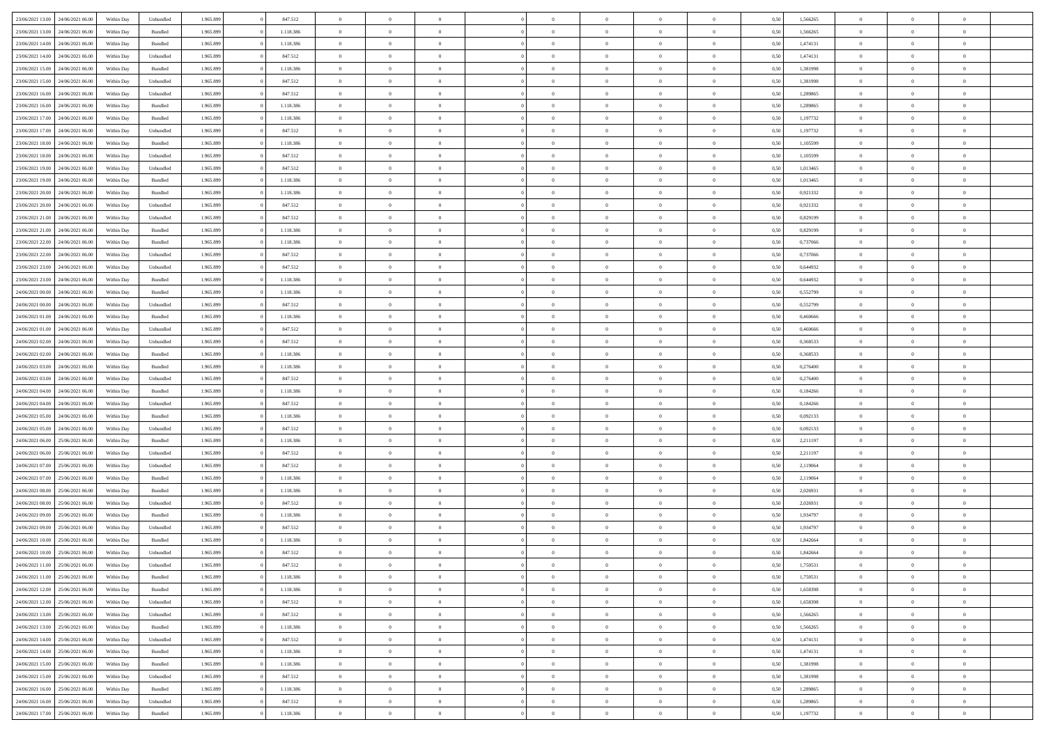| 23/06/2021 13:00 | 24/06/2021 06:00 | Within Day | Unbundled | 1.965.899 | 0 | 847.512 | 0 | 0 | 0 | | 0 | 0 | 0 | 0 | 0,50 | 1,566265 | 0 | 0 | 0 | |
|---|---|---|---|---|---|---|---|---|---|---|---|---|---|---|---|---|---|---|---|---|
| 23/06/2021 13:00 | 24/06/2021 06:00 | Within Day | Bundled | 1.965.899 | 0 | 1.118.386 | 0 | 0 | 0 | | 0 | 0 | 0 | 0 | 0,50 | 1,566265 | 0 | 0 | 0 | |
| 23/06/2021 14:00 | 24/06/2021 06:00 | Within Day | Bundled | 1.965.899 | 0 | 1.118.386 | 0 | 0 | 0 | | 0 | 0 | 0 | 0 | 0,50 | 1,474131 | 0 | 0 | 0 | |
| 23/06/2021 14:00 | 24/06/2021 06:00 | Within Day | Unbundled | 1.965.899 | 0 | 847.512 | 0 | 0 | 0 | | 0 | 0 | 0 | 0 | 0,50 | 1,474131 | 0 | 0 | 0 | |
| 23/06/2021 15:00 | 24/06/2021 06:00 | Within Day | Bundled | 1.965.899 | 0 | 1.118.386 | 0 | 0 | 0 | | 0 | 0 | 0 | 0 | 0,50 | 1,381998 | 0 | 0 | 0 | |
| 23/06/2021 15:00 | 24/06/2021 06:00 | Within Day | Unbundled | 1.965.899 | 0 | 847.512 | 0 | 0 | 0 | | 0 | 0 | 0 | 0 | 0,50 | 1,381998 | 0 | 0 | 0 | |
| 23/06/2021 16:00 | 24/06/2021 06:00 | Within Day | Unbundled | 1.965.899 | 0 | 847.512 | 0 | 0 | 0 | | 0 | 0 | 0 | 0 | 0,50 | 1,289865 | 0 | 0 | 0 | |
| 23/06/2021 16:00 | 24/06/2021 06:00 | Within Day | Bundled | 1.965.899 | 0 | 1.118.386 | 0 | 0 | 0 | | 0 | 0 | 0 | 0 | 0,50 | 1,289865 | 0 | 0 | 0 | |
| 23/06/2021 17:00 | 24/06/2021 06:00 | Within Day | Bundled | 1.965.899 | 0 | 1.118.386 | 0 | 0 | 0 | | 0 | 0 | 0 | 0 | 0,50 | 1,197732 | 0 | 0 | 0 | |
| 23/06/2021 17:00 | 24/06/2021 06:00 | Within Day | Unbundled | 1.965.899 | 0 | 847.512 | 0 | 0 | 0 | | 0 | 0 | 0 | 0 | 0,50 | 1,197732 | 0 | 0 | 0 | |
| 23/06/2021 18:00 | 24/06/2021 06:00 | Within Day | Bundled | 1.965.899 | 0 | 1.118.386 | 0 | 0 | 0 | | 0 | 0 | 0 | 0 | 0,50 | 1,105599 | 0 | 0 | 0 | |
| 23/06/2021 18:00 | 24/06/2021 06:00 | Within Day | Unbundled | 1.965.899 | 0 | 847.512 | 0 | 0 | 0 | | 0 | 0 | 0 | 0 | 0,50 | 1,105599 | 0 | 0 | 0 | |
| 23/06/2021 19:00 | 24/06/2021 06:00 | Within Day | Unbundled | 1.965.899 | 0 | 847.512 | 0 | 0 | 0 | | 0 | 0 | 0 | 0 | 0,50 | 1,013465 | 0 | 0 | 0 | |
| 23/06/2021 19:00 | 24/06/2021 06:00 | Within Day | Bundled | 1.965.899 | 0 | 1.118.386 | 0 | 0 | 0 | | 0 | 0 | 0 | 0 | 0,50 | 1,013465 | 0 | 0 | 0 | |
| 23/06/2021 20:00 | 24/06/2021 06:00 | Within Day | Bundled | 1.965.899 | 0 | 1.118.386 | 0 | 0 | 0 | | 0 | 0 | 0 | 0 | 0,50 | 0,921332 | 0 | 0 | 0 | |
| 23/06/2021 20:00 | 24/06/2021 06:00 | Within Day | Unbundled | 1.965.899 | 0 | 847.512 | 0 | 0 | 0 | | 0 | 0 | 0 | 0 | 0,50 | 0,921332 | 0 | 0 | 0 | |
| 23/06/2021 21:00 | 24/06/2021 06:00 | Within Day | Unbundled | 1.965.899 | 0 | 847.512 | 0 | 0 | 0 | | 0 | 0 | 0 | 0 | 0,50 | 0,829199 | 0 | 0 | 0 | |
| 23/06/2021 21:00 | 24/06/2021 06:00 | Within Day | Bundled | 1.965.899 | 0 | 1.118.386 | 0 | 0 | 0 | | 0 | 0 | 0 | 0 | 0,50 | 0,829199 | 0 | 0 | 0 | |
| 23/06/2021 22:00 | 24/06/2021 06:00 | Within Day | Bundled | 1.965.899 | 0 | 1.118.386 | 0 | 0 | 0 | | 0 | 0 | 0 | 0 | 0,50 | 0,737066 | 0 | 0 | 0 | |
| 23/06/2021 22:00 | 24/06/2021 06:00 | Within Day | Unbundled | 1.965.899 | 0 | 847.512 | 0 | 0 | 0 | | 0 | 0 | 0 | 0 | 0,50 | 0,737066 | 0 | 0 | 0 | |
| 23/06/2021 23:00 | 24/06/2021 06:00 | Within Day | Unbundled | 1.965.899 | 0 | 847.512 | 0 | 0 | 0 | | 0 | 0 | 0 | 0 | 0,50 | 0,644932 | 0 | 0 | 0 | |
| 23/06/2021 23:00 | 24/06/2021 06:00 | Within Day | Bundled | 1.965.899 | 0 | 1.118.386 | 0 | 0 | 0 | | 0 | 0 | 0 | 0 | 0,50 | 0,644932 | 0 | 0 | 0 | |
| 24/06/2021 00:00 | 24/06/2021 06:00 | Within Day | Bundled | 1.965.899 | 0 | 1.118.386 | 0 | 0 | 0 | | 0 | 0 | 0 | 0 | 0,50 | 0,552799 | 0 | 0 | 0 | |
| 24/06/2021 00:00 | 24/06/2021 06:00 | Within Day | Unbundled | 1.965.899 | 0 | 847.512 | 0 | 0 | 0 | | 0 | 0 | 0 | 0 | 0,50 | 0,552799 | 0 | 0 | 0 | |
| 24/06/2021 01:00 | 24/06/2021 06:00 | Within Day | Bundled | 1.965.899 | 0 | 1.118.386 | 0 | 0 | 0 | | 0 | 0 | 0 | 0 | 0,50 | 0,460666 | 0 | 0 | 0 | |
| 24/06/2021 01:00 | 24/06/2021 06:00 | Within Day | Unbundled | 1.965.899 | 0 | 847.512 | 0 | 0 | 0 | | 0 | 0 | 0 | 0 | 0,50 | 0,460666 | 0 | 0 | 0 | |
| 24/06/2021 02:00 | 24/06/2021 06:00 | Within Day | Unbundled | 1.965.899 | 0 | 847.512 | 0 | 0 | 0 | | 0 | 0 | 0 | 0 | 0,50 | 0,368533 | 0 | 0 | 0 | |
| 24/06/2021 02:00 | 24/06/2021 06:00 | Within Day | Bundled | 1.965.899 | 0 | 1.118.386 | 0 | 0 | 0 | | 0 | 0 | 0 | 0 | 0,50 | 0,368533 | 0 | 0 | 0 | |
| 24/06/2021 03:00 | 24/06/2021 06:00 | Within Day | Bundled | 1.965.899 | 0 | 1.118.386 | 0 | 0 | 0 | | 0 | 0 | 0 | 0 | 0,50 | 0,276400 | 0 | 0 | 0 | |
| 24/06/2021 03:00 | 24/06/2021 06:00 | Within Day | Unbundled | 1.965.899 | 0 | 847.512 | 0 | 0 | 0 | | 0 | 0 | 0 | 0 | 0,50 | 0,276400 | 0 | 0 | 0 | |
| 24/06/2021 04:00 | 24/06/2021 06:00 | Within Day | Bundled | 1.965.899 | 0 | 1.118.386 | 0 | 0 | 0 | | 0 | 0 | 0 | 0 | 0,50 | 0,184266 | 0 | 0 | 0 | |
| 24/06/2021 04:00 | 24/06/2021 06:00 | Within Day | Unbundled | 1.965.899 | 0 | 847.512 | 0 | 0 | 0 | | 0 | 0 | 0 | 0 | 0,50 | 0,184266 | 0 | 0 | 0 | |
| 24/06/2021 05:00 | 24/06/2021 06:00 | Within Day | Bundled | 1.965.899 | 0 | 1.118.386 | 0 | 0 | 0 | | 0 | 0 | 0 | 0 | 0,50 | 0,092133 | 0 | 0 | 0 | |
| 24/06/2021 05:00 | 24/06/2021 06:00 | Within Day | Unbundled | 1.965.899 | 0 | 847.512 | 0 | 0 | 0 | | 0 | 0 | 0 | 0 | 0,50 | 0,092133 | 0 | 0 | 0 | |
| 24/06/2021 06:00 | 25/06/2021 06:00 | Within Day | Bundled | 1.965.899 | 0 | 1.118.386 | 0 | 0 | 0 | | 0 | 0 | 0 | 0 | 0,50 | 2,211197 | 0 | 0 | 0 | |
| 24/06/2021 06:00 | 25/06/2021 06:00 | Within Day | Unbundled | 1.965.899 | 0 | 847.512 | 0 | 0 | 0 | | 0 | 0 | 0 | 0 | 0,50 | 2,211197 | 0 | 0 | 0 | |
| 24/06/2021 07:00 | 25/06/2021 06:00 | Within Day | Unbundled | 1.965.899 | 0 | 847.512 | 0 | 0 | 0 | | 0 | 0 | 0 | 0 | 0,50 | 2,119064 | 0 | 0 | 0 | |
| 24/06/2021 07:00 | 25/06/2021 06:00 | Within Day | Bundled | 1.965.899 | 0 | 1.118.386 | 0 | 0 | 0 | | 0 | 0 | 0 | 0 | 0,50 | 2,119064 | 0 | 0 | 0 | |
| 24/06/2021 08:00 | 25/06/2021 06:00 | Within Day | Bundled | 1.965.899 | 0 | 1.118.386 | 0 | 0 | 0 | | 0 | 0 | 0 | 0 | 0,50 | 2,026931 | 0 | 0 | 0 | |
| 24/06/2021 08:00 | 25/06/2021 06:00 | Within Day | Unbundled | 1.965.899 | 0 | 847.512 | 0 | 0 | 0 | | 0 | 0 | 0 | 0 | 0,50 | 2,026931 | 0 | 0 | 0 | |
| 24/06/2021 09:00 | 25/06/2021 06:00 | Within Day | Bundled | 1.965.899 | 0 | 1.118.386 | 0 | 0 | 0 | | 0 | 0 | 0 | 0 | 0,50 | 1,934797 | 0 | 0 | 0 | |
| 24/06/2021 09:00 | 25/06/2021 06:00 | Within Day | Unbundled | 1.965.899 | 0 | 847.512 | 0 | 0 | 0 | | 0 | 0 | 0 | 0 | 0,50 | 1,934797 | 0 | 0 | 0 | |
| 24/06/2021 10:00 | 25/06/2021 06:00 | Within Day | Bundled | 1.965.899 | 0 | 1.118.386 | 0 | 0 | 0 | | 0 | 0 | 0 | 0 | 0,50 | 1,842664 | 0 | 0 | 0 | |
| 24/06/2021 10:00 | 25/06/2021 06:00 | Within Day | Unbundled | 1.965.899 | 0 | 847.512 | 0 | 0 | 0 | | 0 | 0 | 0 | 0 | 0,50 | 1,842664 | 0 | 0 | 0 | |
| 24/06/2021 11:00 | 25/06/2021 06:00 | Within Day | Unbundled | 1.965.899 | 0 | 847.512 | 0 | 0 | 0 | | 0 | 0 | 0 | 0 | 0,50 | 1,750531 | 0 | 0 | 0 | |
| 24/06/2021 11:00 | 25/06/2021 06:00 | Within Day | Bundled | 1.965.899 | 0 | 1.118.386 | 0 | 0 | 0 | | 0 | 0 | 0 | 0 | 0,50 | 1,750531 | 0 | 0 | 0 | |
| 24/06/2021 12:00 | 25/06/2021 06:00 | Within Day | Bundled | 1.965.899 | 0 | 1.118.386 | 0 | 0 | 0 | | 0 | 0 | 0 | 0 | 0,50 | 1,658398 | 0 | 0 | 0 | |
| 24/06/2021 12:00 | 25/06/2021 06:00 | Within Day | Unbundled | 1.965.899 | 0 | 847.512 | 0 | 0 | 0 | | 0 | 0 | 0 | 0 | 0,50 | 1,658398 | 0 | 0 | 0 | |
| 24/06/2021 13:00 | 25/06/2021 06:00 | Within Day | Unbundled | 1.965.899 | 0 | 847.512 | 0 | 0 | 0 | | 0 | 0 | 0 | 0 | 0,50 | 1,566265 | 0 | 0 | 0 | |
| 24/06/2021 13:00 | 25/06/2021 06:00 | Within Day | Bundled | 1.965.899 | 0 | 1.118.386 | 0 | 0 | 0 | | 0 | 0 | 0 | 0 | 0,50 | 1,566265 | 0 | 0 | 0 | |
| 24/06/2021 14:00 | 25/06/2021 06:00 | Within Day | Unbundled | 1.965.899 | 0 | 847.512 | 0 | 0 | 0 | | 0 | 0 | 0 | 0 | 0,50 | 1,474131 | 0 | 0 | 0 | |
| 24/06/2021 14:00 | 25/06/2021 06:00 | Within Day | Bundled | 1.965.899 | 0 | 1.118.386 | 0 | 0 | 0 | | 0 | 0 | 0 | 0 | 0,50 | 1,474131 | 0 | 0 | 0 | |
| 24/06/2021 15:00 | 25/06/2021 06:00 | Within Day | Bundled | 1.965.899 | 0 | 1.118.386 | 0 | 0 | 0 | | 0 | 0 | 0 | 0 | 0,50 | 1,381998 | 0 | 0 | 0 | |
| 24/06/2021 15:00 | 25/06/2021 06:00 | Within Day | Unbundled | 1.965.899 | 0 | 847.512 | 0 | 0 | 0 | | 0 | 0 | 0 | 0 | 0,50 | 1,381998 | 0 | 0 | 0 | |
| 24/06/2021 16:00 | 25/06/2021 06:00 | Within Day | Bundled | 1.965.899 | 0 | 1.118.386 | 0 | 0 | 0 | | 0 | 0 | 0 | 0 | 0,50 | 1,289865 | 0 | 0 | 0 | |
| 24/06/2021 16:00 | 25/06/2021 06:00 | Within Day | Unbundled | 1.965.899 | 0 | 847.512 | 0 | 0 | 0 | | 0 | 0 | 0 | 0 | 0,50 | 1,289865 | 0 | 0 | 0 | |
| 24/06/2021 17:00 | 25/06/2021 06:00 | Within Day | Bundled | 1.965.899 | 0 | 1.118.386 | 0 | 0 | 0 | | 0 | 0 | 0 | 0 | 0,50 | 1,197732 | 0 | 0 | 0 | |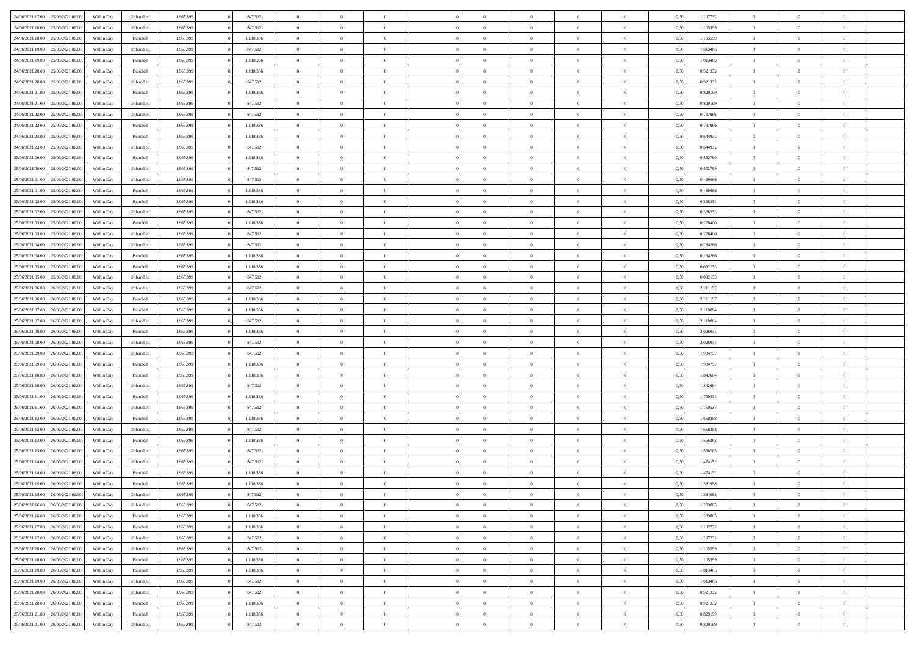| | | | | | | | | | | | | | | | | | | | | |
|---|---|---|---|---|---|---|---|---|---|---|---|---|---|---|---|---|---|---|---|---|
| 24/06/2021 17:00 | 25/06/2021 06:00 | Within Day | Unbundled | 1.965.899 | 0 | 847.512 | 0 | 0 | 0 | | 0 | 0 | 0 | 0 | 0,50 | 1,197732 | 0 | 0 | 0 | |
| 24/06/2021 18:00 | 25/06/2021 06:00 | Within Day | Unbundled | 1.965.899 | 0 | 847.512 | 0 | 0 | 0 | | 0 | 0 | 0 | 0 | 0,50 | 1,105599 | 0 | 0 | 0 | |
| 24/06/2021 18:00 | 25/06/2021 06:00 | Within Day | Bundled | 1.965.899 | 0 | 1.118.386 | 0 | 0 | 0 | | 0 | 0 | 0 | 0 | 0,50 | 1,105599 | 0 | 0 | 0 | |
| 24/06/2021 19:00 | 25/06/2021 06:00 | Within Day | Unbundled | 1.965.899 | 0 | 847.512 | 0 | 0 | 0 | | 0 | 0 | 0 | 0 | 0,50 | 1,013465 | 0 | 0 | 0 | |
| 24/06/2021 19:00 | 25/06/2021 06:00 | Within Day | Bundled | 1.965.899 | 0 | 1.118.386 | 0 | 0 | 0 | | 0 | 0 | 0 | 0 | 0,50 | 1,013465 | 0 | 0 | 0 | |
| 24/06/2021 20:00 | 25/06/2021 06:00 | Within Day | Bundled | 1.965.899 | 0 | 1.118.386 | 0 | 0 | 0 | | 0 | 0 | 0 | 0 | 0,50 | 0,921332 | 0 | 0 | 0 | |
| 24/06/2021 20:00 | 25/06/2021 06:00 | Within Day | Unbundled | 1.965.899 | 0 | 847.512 | 0 | 0 | 0 | | 0 | 0 | 0 | 0 | 0,50 | 0,921332 | 0 | 0 | 0 | |
| 24/06/2021 21:00 | 25/06/2021 06:00 | Within Day | Bundled | 1.965.899 | 0 | 1.118.386 | 0 | 0 | 0 | | 0 | 0 | 0 | 0 | 0,50 | 0,829199 | 0 | 0 | 0 | |
| 24/06/2021 21:00 | 25/06/2021 06:00 | Within Day | Unbundled | 1.965.899 | 0 | 847.512 | 0 | 0 | 0 | | 0 | 0 | 0 | 0 | 0,50 | 0,829199 | 0 | 0 | 0 | |
| 24/06/2021 22:00 | 25/06/2021 06:00 | Within Day | Unbundled | 1.965.899 | 0 | 847.512 | 0 | 0 | 0 | | 0 | 0 | 0 | 0 | 0,50 | 0,737066 | 0 | 0 | 0 | |
| 24/06/2021 22:00 | 25/06/2021 06:00 | Within Day | Bundled | 1.965.899 | 0 | 1.118.386 | 0 | 0 | 0 | | 0 | 0 | 0 | 0 | 0,50 | 0,737066 | 0 | 0 | 0 | |
| 24/06/2021 23:00 | 25/06/2021 06:00 | Within Day | Bundled | 1.965.899 | 0 | 1.118.386 | 0 | 0 | 0 | | 0 | 0 | 0 | 0 | 0,50 | 0,644932 | 0 | 0 | 0 | |
| 24/06/2021 23:00 | 25/06/2021 06:00 | Within Day | Unbundled | 1.965.899 | 0 | 847.512 | 0 | 0 | 0 | | 0 | 0 | 0 | 0 | 0,50 | 0,644932 | 0 | 0 | 0 | |
| 25/06/2021 00:00 | 25/06/2021 06:00 | Within Day | Bundled | 1.965.899 | 0 | 1.118.386 | 0 | 0 | 0 | | 0 | 0 | 0 | 0 | 0,50 | 0,552799 | 0 | 0 | 0 | |
| 25/06/2021 00:00 | 25/06/2021 06:00 | Within Day | Unbundled | 1.965.899 | 0 | 847.512 | 0 | 0 | 0 | | 0 | 0 | 0 | 0 | 0,50 | 0,552799 | 0 | 0 | 0 | |
| 25/06/2021 01:00 | 25/06/2021 06:00 | Within Day | Unbundled | 1.965.899 | 0 | 847.512 | 0 | 0 | 0 | | 0 | 0 | 0 | 0 | 0,50 | 0,460666 | 0 | 0 | 0 | |
| 25/06/2021 01:00 | 25/06/2021 06:00 | Within Day | Bundled | 1.965.899 | 0 | 1.118.386 | 0 | 0 | 0 | | 0 | 0 | 0 | 0 | 0,50 | 0,460666 | 0 | 0 | 0 | |
| 25/06/2021 02:00 | 25/06/2021 06:00 | Within Day | Bundled | 1.965.899 | 0 | 1.118.386 | 0 | 0 | 0 | | 0 | 0 | 0 | 0 | 0,50 | 0,368533 | 0 | 0 | 0 | |
| 25/06/2021 02:00 | 25/06/2021 06:00 | Within Day | Unbundled | 1.965.899 | 0 | 847.512 | 0 | 0 | 0 | | 0 | 0 | 0 | 0 | 0,50 | 0,368533 | 0 | 0 | 0 | |
| 25/06/2021 03:00 | 25/06/2021 06:00 | Within Day | Bundled | 1.965.899 | 0 | 1.118.386 | 0 | 0 | 0 | | 0 | 0 | 0 | 0 | 0,50 | 0,276400 | 0 | 0 | 0 | |
| 25/06/2021 03:00 | 25/06/2021 06:00 | Within Day | Unbundled | 1.965.899 | 0 | 847.512 | 0 | 0 | 0 | | 0 | 0 | 0 | 0 | 0,50 | 0,276400 | 0 | 0 | 0 | |
| 25/06/2021 04:00 | 25/06/2021 06:00 | Within Day | Unbundled | 1.965.899 | 0 | 847.512 | 0 | 0 | 0 | | 0 | 0 | 0 | 0 | 0,50 | 0,184266 | 0 | 0 | 0 | |
| 25/06/2021 04:00 | 25/06/2021 06:00 | Within Day | Bundled | 1.965.899 | 0 | 1.118.386 | 0 | 0 | 0 | | 0 | 0 | 0 | 0 | 0,50 | 0,184266 | 0 | 0 | 0 | |
| 25/06/2021 05:00 | 25/06/2021 06:00 | Within Day | Bundled | 1.965.899 | 0 | 1.118.386 | 0 | 0 | 0 | | 0 | 0 | 0 | 0 | 0,50 | 0,092133 | 0 | 0 | 0 | |
| 25/06/2021 05:00 | 25/06/2021 06:00 | Within Day | Unbundled | 1.965.899 | 0 | 847.512 | 0 | 0 | 0 | | 0 | 0 | 0 | 0 | 0,50 | 0,092133 | 0 | 0 | 0 | |
| 25/06/2021 06:00 | 26/06/2021 06:00 | Within Day | Unbundled | 1.965.899 | 0 | 847.512 | 0 | 0 | 0 | | 0 | 0 | 0 | 0 | 0,50 | 2,211197 | 0 | 0 | 0 | |
| 25/06/2021 06:00 | 26/06/2021 06:00 | Within Day | Bundled | 1.965.899 | 0 | 1.118.386 | 0 | 0 | 0 | | 0 | 0 | 0 | 0 | 0,50 | 2,211197 | 0 | 0 | 0 | |
| 25/06/2021 07:00 | 26/06/2021 06:00 | Within Day | Bundled | 1.965.899 | 0 | 1.118.386 | 0 | 0 | 0 | | 0 | 0 | 0 | 0 | 0,50 | 2,119064 | 0 | 0 | 0 | |
| 25/06/2021 07:00 | 26/06/2021 06:00 | Within Day | Unbundled | 1.965.899 | 0 | 847.512 | 0 | 0 | 0 | | 0 | 0 | 0 | 0 | 0,50 | 2,119064 | 0 | 0 | 0 | |
| 25/06/2021 08:00 | 26/06/2021 06:00 | Within Day | Bundled | 1.965.899 | 0 | 1.118.386 | 0 | 0 | 0 | | 0 | 0 | 0 | 0 | 0,50 | 2,026931 | 0 | 0 | 0 | |
| 25/06/2021 08:00 | 26/06/2021 06:00 | Within Day | Unbundled | 1.965.899 | 0 | 847.512 | 0 | 0 | 0 | | 0 | 0 | 0 | 0 | 0,50 | 2,026931 | 0 | 0 | 0 | |
| 25/06/2021 09:00 | 26/06/2021 06:00 | Within Day | Unbundled | 1.965.899 | 0 | 847.512 | 0 | 0 | 0 | | 0 | 0 | 0 | 0 | 0,50 | 1,934797 | 0 | 0 | 0 | |
| 25/06/2021 09:00 | 26/06/2021 06:00 | Within Day | Bundled | 1.965.899 | 0 | 1.118.386 | 0 | 0 | 0 | | 0 | 0 | 0 | 0 | 0,50 | 1,934797 | 0 | 0 | 0 | |
| 25/06/2021 10:00 | 26/06/2021 06:00 | Within Day | Bundled | 1.965.899 | 0 | 1.118.386 | 0 | 0 | 0 | | 0 | 0 | 0 | 0 | 0,50 | 1,842664 | 0 | 0 | 0 | |
| 25/06/2021 10:00 | 26/06/2021 06:00 | Within Day | Unbundled | 1.965.899 | 0 | 847.512 | 0 | 0 | 0 | | 0 | 0 | 0 | 0 | 0,50 | 1,842664 | 0 | 0 | 0 | |
| 25/06/2021 11:00 | 26/06/2021 06:00 | Within Day | Bundled | 1.965.899 | 0 | 1.118.386 | 0 | 0 | 0 | | 0 | 0 | 0 | 0 | 0,50 | 1,750531 | 0 | 0 | 0 | |
| 25/06/2021 11:00 | 26/06/2021 06:00 | Within Day | Unbundled | 1.965.899 | 0 | 847.512 | 0 | 0 | 0 | | 0 | 0 | 0 | 0 | 0,50 | 1,750531 | 0 | 0 | 0 | |
| 25/06/2021 12:00 | 26/06/2021 06:00 | Within Day | Bundled | 1.965.899 | 0 | 1.118.386 | 0 | 0 | 0 | | 0 | 0 | 0 | 0 | 0,50 | 1,658398 | 0 | 0 | 0 | |
| 25/06/2021 12:00 | 26/06/2021 06:00 | Within Day | Unbundled | 1.965.899 | 0 | 847.512 | 0 | 0 | 0 | | 0 | 0 | 0 | 0 | 0,50 | 1,658398 | 0 | 0 | 0 | |
| 25/06/2021 13:00 | 26/06/2021 06:00 | Within Day | Bundled | 1.965.899 | 0 | 1.118.386 | 0 | 0 | 0 | | 0 | 0 | 0 | 0 | 0,50 | 1,566265 | 0 | 0 | 0 | |
| 25/06/2021 13:00 | 26/06/2021 06:00 | Within Day | Unbundled | 1.965.899 | 0 | 847.512 | 0 | 0 | 0 | | 0 | 0 | 0 | 0 | 0,50 | 1,566265 | 0 | 0 | 0 | |
| 25/06/2021 14:00 | 26/06/2021 06:00 | Within Day | Unbundled | 1.965.899 | 0 | 847.512 | 0 | 0 | 0 | | 0 | 0 | 0 | 0 | 0,50 | 1,474131 | 0 | 0 | 0 | |
| 25/06/2021 14:00 | 26/06/2021 06:00 | Within Day | Bundled | 1.965.899 | 0 | 1.118.386 | 0 | 0 | 0 | | 0 | 0 | 0 | 0 | 0,50 | 1,474131 | 0 | 0 | 0 | |
| 25/06/2021 15:00 | 26/06/2021 06:00 | Within Day | Bundled | 1.965.899 | 0 | 1.118.386 | 0 | 0 | 0 | | 0 | 0 | 0 | 0 | 0,50 | 1,381998 | 0 | 0 | 0 | |
| 25/06/2021 15:00 | 26/06/2021 06:00 | Within Day | Unbundled | 1.965.899 | 0 | 847.512 | 0 | 0 | 0 | | 0 | 0 | 0 | 0 | 0,50 | 1,381998 | 0 | 0 | 0 | |
| 25/06/2021 16:00 | 26/06/2021 06:00 | Within Day | Unbundled | 1.965.899 | 0 | 847.512 | 0 | 0 | 0 | | 0 | 0 | 0 | 0 | 0,50 | 1,289865 | 0 | 0 | 0 | |
| 25/06/2021 16:00 | 26/06/2021 06:00 | Within Day | Bundled | 1.965.899 | 0 | 1.118.386 | 0 | 0 | 0 | | 0 | 0 | 0 | 0 | 0,50 | 1,289865 | 0 | 0 | 0 | |
| 25/06/2021 17:00 | 26/06/2021 06:00 | Within Day | Bundled | 1.965.899 | 0 | 1.118.386 | 0 | 0 | 0 | | 0 | 0 | 0 | 0 | 0,50 | 1,197732 | 0 | 0 | 0 | |
| 25/06/2021 17:00 | 26/06/2021 06:00 | Within Day | Unbundled | 1.965.899 | 0 | 847.512 | 0 | 0 | 0 | | 0 | 0 | 0 | 0 | 0,50 | 1,197732 | 0 | 0 | 0 | |
| 25/06/2021 18:00 | 26/06/2021 06:00 | Within Day | Unbundled | 1.965.899 | 0 | 847.512 | 0 | 0 | 0 | | 0 | 0 | 0 | 0 | 0,50 | 1,105599 | 0 | 0 | 0 | |
| 25/06/2021 18:00 | 26/06/2021 06:00 | Within Day | Bundled | 1.965.899 | 0 | 1.118.386 | 0 | 0 | 0 | | 0 | 0 | 0 | 0 | 0,50 | 1,105599 | 0 | 0 | 0 | |
| 25/06/2021 19:00 | 26/06/2021 06:00 | Within Day | Bundled | 1.965.899 | 0 | 1.118.386 | 0 | 0 | 0 | | 0 | 0 | 0 | 0 | 0,50 | 1,013465 | 0 | 0 | 0 | |
| 25/06/2021 19:00 | 26/06/2021 06:00 | Within Day | Unbundled | 1.965.899 | 0 | 847.512 | 0 | 0 | 0 | | 0 | 0 | 0 | 0 | 0,50 | 1,013465 | 0 | 0 | 0 | |
| 25/06/2021 20:00 | 26/06/2021 06:00 | Within Day | Unbundled | 1.965.899 | 0 | 847.512 | 0 | 0 | 0 | | 0 | 0 | 0 | 0 | 0,50 | 0,921332 | 0 | 0 | 0 | |
| 25/06/2021 20:00 | 26/06/2021 06:00 | Within Day | Bundled | 1.965.899 | 0 | 1.118.386 | 0 | 0 | 0 | | 0 | 0 | 0 | 0 | 0,50 | 0,921332 | 0 | 0 | 0 | |
| 25/06/2021 21:00 | 26/06/2021 06:00 | Within Day | Bundled | 1.965.899 | 0 | 1.118.386 | 0 | 0 | 0 | | 0 | 0 | 0 | 0 | 0,50 | 0,829199 | 0 | 0 | 0 | |
| 25/06/2021 21:00 | 26/06/2021 06:00 | Within Day | Unbundled | 1.965.899 | 0 | 847.512 | 0 | 0 | 0 | | 0 | 0 | 0 | 0 | 0,50 | 0,829199 | 0 | 0 | 0 | |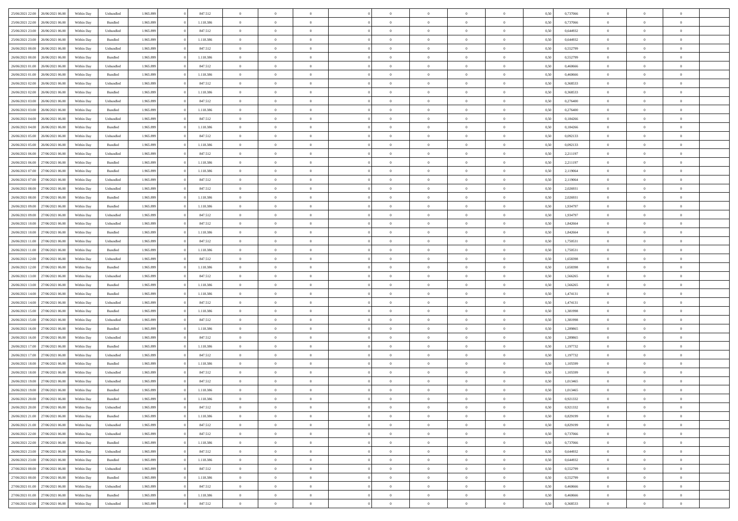| 25/06/2021 22:00 | 26/06/2021 06:00 | Within Day | Unbundled | 1.965.899 | 0 | 847.512 | 0 | 0 | 0 | | 0 | 0 | 0 | 0 | 0,50 | 0,737066 | 0 | 0 | 0 | |
|---|---|---|---|---|---|---|---|---|---|---|---|---|---|---|---|---|---|---|---|---|
| 25/06/2021 22:00 | 26/06/2021 06:00 | Within Day | Bundled | 1.965.899 | 0 | 1.118.386 | 0 | 0 | 0 | | 0 | 0 | 0 | 0 | 0,50 | 0,737066 | 0 | 0 | 0 | |
| 25/06/2021 23:00 | 26/06/2021 06:00 | Within Day | Unbundled | 1.965.899 | 0 | 847.512 | 0 | 0 | 0 | | 0 | 0 | 0 | 0 | 0,50 | 0,644932 | 0 | 0 | 0 | |
| 25/06/2021 23:00 | 26/06/2021 06:00 | Within Day | Bundled | 1.965.899 | 0 | 1.118.386 | 0 | 0 | 0 | | 0 | 0 | 0 | 0 | 0,50 | 0,644932 | 0 | 0 | 0 | |
| 26/06/2021 00:00 | 26/06/2021 06:00 | Within Day | Unbundled | 1.965.899 | 0 | 847.512 | 0 | 0 | 0 | | 0 | 0 | 0 | 0 | 0,50 | 0,552799 | 0 | 0 | 0 | |
| 26/06/2021 00:00 | 26/06/2021 06:00 | Within Day | Bundled | 1.965.899 | 0 | 1.118.386 | 0 | 0 | 0 | | 0 | 0 | 0 | 0 | 0,50 | 0,552799 | 0 | 0 | 0 | |
| 26/06/2021 01:00 | 26/06/2021 06:00 | Within Day | Unbundled | 1.965.899 | 0 | 847.512 | 0 | 0 | 0 | | 0 | 0 | 0 | 0 | 0,50 | 0,460666 | 0 | 0 | 0 | |
| 26/06/2021 01:00 | 26/06/2021 06:00 | Within Day | Bundled | 1.965.899 | 0 | 1.118.386 | 0 | 0 | 0 | | 0 | 0 | 0 | 0 | 0,50 | 0,460666 | 0 | 0 | 0 | |
| 26/06/2021 02:00 | 26/06/2021 06:00 | Within Day | Unbundled | 1.965.899 | 0 | 847.512 | 0 | 0 | 0 | | 0 | 0 | 0 | 0 | 0,50 | 0,368533 | 0 | 0 | 0 | |
| 26/06/2021 02:00 | 26/06/2021 06:00 | Within Day | Bundled | 1.965.899 | 0 | 1.118.386 | 0 | 0 | 0 | | 0 | 0 | 0 | 0 | 0,50 | 0,368533 | 0 | 0 | 0 | |
| 26/06/2021 03:00 | 26/06/2021 06:00 | Within Day | Unbundled | 1.965.899 | 0 | 847.512 | 0 | 0 | 0 | | 0 | 0 | 0 | 0 | 0,50 | 0,276400 | 0 | 0 | 0 | |
| 26/06/2021 03:00 | 26/06/2021 06:00 | Within Day | Bundled | 1.965.899 | 0 | 1.118.386 | 0 | 0 | 0 | | 0 | 0 | 0 | 0 | 0,50 | 0,276400 | 0 | 0 | 0 | |
| 26/06/2021 04:00 | 26/06/2021 06:00 | Within Day | Unbundled | 1.965.899 | 0 | 847.512 | 0 | 0 | 0 | | 0 | 0 | 0 | 0 | 0,50 | 0,184266 | 0 | 0 | 0 | |
| 26/06/2021 04:00 | 26/06/2021 06:00 | Within Day | Bundled | 1.965.899 | 0 | 1.118.386 | 0 | 0 | 0 | | 0 | 0 | 0 | 0 | 0,50 | 0,184266 | 0 | 0 | 0 | |
| 26/06/2021 05:00 | 26/06/2021 06:00 | Within Day | Unbundled | 1.965.899 | 0 | 847.512 | 0 | 0 | 0 | | 0 | 0 | 0 | 0 | 0,50 | 0,092133 | 0 | 0 | 0 | |
| 26/06/2021 05:00 | 26/06/2021 06:00 | Within Day | Bundled | 1.965.899 | 0 | 1.118.386 | 0 | 0 | 0 | | 0 | 0 | 0 | 0 | 0,50 | 0,092133 | 0 | 0 | 0 | |
| 26/06/2021 06:00 | 27/06/2021 06:00 | Within Day | Unbundled | 1.965.899 | 0 | 847.512 | 0 | 0 | 0 | | 0 | 0 | 0 | 0 | 0,50 | 2,211197 | 0 | 0 | 0 | |
| 26/06/2021 06:00 | 27/06/2021 06:00 | Within Day | Bundled | 1.965.899 | 0 | 1.118.386 | 0 | 0 | 0 | | 0 | 0 | 0 | 0 | 0,50 | 2,211197 | 0 | 0 | 0 | |
| 26/06/2021 07:00 | 27/06/2021 06:00 | Within Day | Bundled | 1.965.899 | 0 | 1.118.386 | 0 | 0 | 0 | | 0 | 0 | 0 | 0 | 0,50 | 2,119064 | 0 | 0 | 0 | |
| 26/06/2021 07:00 | 27/06/2021 06:00 | Within Day | Unbundled | 1.965.899 | 0 | 847.512 | 0 | 0 | 0 | | 0 | 0 | 0 | 0 | 0,50 | 2,119064 | 0 | 0 | 0 | |
| 26/06/2021 08:00 | 27/06/2021 06:00 | Within Day | Unbundled | 1.965.899 | 0 | 847.512 | 0 | 0 | 0 | | 0 | 0 | 0 | 0 | 0,50 | 2,026931 | 0 | 0 | 0 | |
| 26/06/2021 08:00 | 27/06/2021 06:00 | Within Day | Bundled | 1.965.899 | 0 | 1.118.386 | 0 | 0 | 0 | | 0 | 0 | 0 | 0 | 0,50 | 2,026931 | 0 | 0 | 0 | |
| 26/06/2021 09:00 | 27/06/2021 06:00 | Within Day | Bundled | 1.965.899 | 0 | 1.118.386 | 0 | 0 | 0 | | 0 | 0 | 0 | 0 | 0,50 | 1,934797 | 0 | 0 | 0 | |
| 26/06/2021 09:00 | 27/06/2021 06:00 | Within Day | Unbundled | 1.965.899 | 0 | 847.512 | 0 | 0 | 0 | | 0 | 0 | 0 | 0 | 0,50 | 1,934797 | 0 | 0 | 0 | |
| 26/06/2021 10:00 | 27/06/2021 06:00 | Within Day | Unbundled | 1.965.899 | 0 | 847.512 | 0 | 0 | 0 | | 0 | 0 | 0 | 0 | 0,50 | 1,842664 | 0 | 0 | 0 | |
| 26/06/2021 10:00 | 27/06/2021 06:00 | Within Day | Bundled | 1.965.899 | 0 | 1.118.386 | 0 | 0 | 0 | | 0 | 0 | 0 | 0 | 0,50 | 1,842664 | 0 | 0 | 0 | |
| 26/06/2021 11:00 | 27/06/2021 06:00 | Within Day | Unbundled | 1.965.899 | 0 | 847.512 | 0 | 0 | 0 | | 0 | 0 | 0 | 0 | 0,50 | 1,750531 | 0 | 0 | 0 | |
| 26/06/2021 11:00 | 27/06/2021 06:00 | Within Day | Bundled | 1.965.899 | 0 | 1.118.386 | 0 | 0 | 0 | | 0 | 0 | 0 | 0 | 0,50 | 1,750531 | 0 | 0 | 0 | |
| 26/06/2021 12:00 | 27/06/2021 06:00 | Within Day | Unbundled | 1.965.899 | 0 | 847.512 | 0 | 0 | 0 | | 0 | 0 | 0 | 0 | 0,50 | 1,658398 | 0 | 0 | 0 | |
| 26/06/2021 12:00 | 27/06/2021 06:00 | Within Day | Bundled | 1.965.899 | 0 | 1.118.386 | 0 | 0 | 0 | | 0 | 0 | 0 | 0 | 0,50 | 1,658398 | 0 | 0 | 0 | |
| 26/06/2021 13:00 | 27/06/2021 06:00 | Within Day | Unbundled | 1.965.899 | 0 | 847.512 | 0 | 0 | 0 | | 0 | 0 | 0 | 0 | 0,50 | 1,566265 | 0 | 0 | 0 | |
| 26/06/2021 13:00 | 27/06/2021 06:00 | Within Day | Bundled | 1.965.899 | 0 | 1.118.386 | 0 | 0 | 0 | | 0 | 0 | 0 | 0 | 0,50 | 1,566265 | 0 | 0 | 0 | |
| 26/06/2021 14:00 | 27/06/2021 06:00 | Within Day | Bundled | 1.965.899 | 0 | 1.118.386 | 0 | 0 | 0 | | 0 | 0 | 0 | 0 | 0,50 | 1,474131 | 0 | 0 | 0 | |
| 26/06/2021 14:00 | 27/06/2021 06:00 | Within Day | Unbundled | 1.965.899 | 0 | 847.512 | 0 | 0 | 0 | | 0 | 0 | 0 | 0 | 0,50 | 1,474131 | 0 | 0 | 0 | |
| 26/06/2021 15:00 | 27/06/2021 06:00 | Within Day | Bundled | 1.965.899 | 0 | 1.118.386 | 0 | 0 | 0 | | 0 | 0 | 0 | 0 | 0,50 | 1,381998 | 0 | 0 | 0 | |
| 26/06/2021 15:00 | 27/06/2021 06:00 | Within Day | Unbundled | 1.965.899 | 0 | 847.512 | 0 | 0 | 0 | | 0 | 0 | 0 | 0 | 0,50 | 1,381998 | 0 | 0 | 0 | |
| 26/06/2021 16:00 | 27/06/2021 06:00 | Within Day | Bundled | 1.965.899 | 0 | 1.118.386 | 0 | 0 | 0 | | 0 | 0 | 0 | 0 | 0,50 | 1,289865 | 0 | 0 | 0 | |
| 26/06/2021 16:00 | 27/06/2021 06:00 | Within Day | Unbundled | 1.965.899 | 0 | 847.512 | 0 | 0 | 0 | | 0 | 0 | 0 | 0 | 0,50 | 1,289865 | 0 | 0 | 0 | |
| 26/06/2021 17:00 | 27/06/2021 06:00 | Within Day | Bundled | 1.965.899 | 0 | 1.118.386 | 0 | 0 | 0 | | 0 | 0 | 0 | 0 | 0,50 | 1,197732 | 0 | 0 | 0 | |
| 26/06/2021 17:00 | 27/06/2021 06:00 | Within Day | Unbundled | 1.965.899 | 0 | 847.512 | 0 | 0 | 0 | | 0 | 0 | 0 | 0 | 0,50 | 1,197732 | 0 | 0 | 0 | |
| 26/06/2021 18:00 | 27/06/2021 06:00 | Within Day | Bundled | 1.965.899 | 0 | 1.118.386 | 0 | 0 | 0 | | 0 | 0 | 0 | 0 | 0,50 | 1,105599 | 0 | 0 | 0 | |
| 26/06/2021 18:00 | 27/06/2021 06:00 | Within Day | Unbundled | 1.965.899 | 0 | 847.512 | 0 | 0 | 0 | | 0 | 0 | 0 | 0 | 0,50 | 1,105599 | 0 | 0 | 0 | |
| 26/06/2021 19:00 | 27/06/2021 06:00 | Within Day | Unbundled | 1.965.899 | 0 | 847.512 | 0 | 0 | 0 | | 0 | 0 | 0 | 0 | 0,50 | 1,013465 | 0 | 0 | 0 | |
| 26/06/2021 19:00 | 27/06/2021 06:00 | Within Day | Bundled | 1.965.899 | 0 | 1.118.386 | 0 | 0 | 0 | | 0 | 0 | 0 | 0 | 0,50 | 1,013465 | 0 | 0 | 0 | |
| 26/06/2021 20:00 | 27/06/2021 06:00 | Within Day | Bundled | 1.965.899 | 0 | 1.118.386 | 0 | 0 | 0 | | 0 | 0 | 0 | 0 | 0,50 | 0,921332 | 0 | 0 | 0 | |
| 26/06/2021 20:00 | 27/06/2021 06:00 | Within Day | Unbundled | 1.965.899 | 0 | 847.512 | 0 | 0 | 0 | | 0 | 0 | 0 | 0 | 0,50 | 0,921332 | 0 | 0 | 0 | |
| 26/06/2021 21:00 | 27/06/2021 06:00 | Within Day | Bundled | 1.965.899 | 0 | 1.118.386 | 0 | 0 | 0 | | 0 | 0 | 0 | 0 | 0,50 | 0,829199 | 0 | 0 | 0 | |
| 26/06/2021 21:00 | 27/06/2021 06:00 | Within Day | Unbundled | 1.965.899 | 0 | 847.512 | 0 | 0 | 0 | | 0 | 0 | 0 | 0 | 0,50 | 0,829199 | 0 | 0 | 0 | |
| 26/06/2021 22:00 | 27/06/2021 06:00 | Within Day | Unbundled | 1.965.899 | 0 | 847.512 | 0 | 0 | 0 | | 0 | 0 | 0 | 0 | 0,50 | 0,737066 | 0 | 0 | 0 | |
| 26/06/2021 22:00 | 27/06/2021 06:00 | Within Day | Bundled | 1.965.899 | 0 | 1.118.386 | 0 | 0 | 0 | | 0 | 0 | 0 | 0 | 0,50 | 0,737066 | 0 | 0 | 0 | |
| 26/06/2021 23:00 | 27/06/2021 06:00 | Within Day | Unbundled | 1.965.899 | 0 | 847.512 | 0 | 0 | 0 | | 0 | 0 | 0 | 0 | 0,50 | 0,644932 | 0 | 0 | 0 | |
| 26/06/2021 23:00 | 27/06/2021 06:00 | Within Day | Bundled | 1.965.899 | 0 | 1.118.386 | 0 | 0 | 0 | | 0 | 0 | 0 | 0 | 0,50 | 0,644932 | 0 | 0 | 0 | |
| 27/06/2021 00:00 | 27/06/2021 06:00 | Within Day | Unbundled | 1.965.899 | 0 | 847.512 | 0 | 0 | 0 | | 0 | 0 | 0 | 0 | 0,50 | 0,552799 | 0 | 0 | 0 | |
| 27/06/2021 00:00 | 27/06/2021 06:00 | Within Day | Bundled | 1.965.899 | 0 | 1.118.386 | 0 | 0 | 0 | | 0 | 0 | 0 | 0 | 0,50 | 0,552799 | 0 | 0 | 0 | |
| 27/06/2021 01:00 | 27/06/2021 06:00 | Within Day | Unbundled | 1.965.899 | 0 | 847.512 | 0 | 0 | 0 | | 0 | 0 | 0 | 0 | 0,50 | 0,460666 | 0 | 0 | 0 | |
| 27/06/2021 01:00 | 27/06/2021 06:00 | Within Day | Bundled | 1.965.899 | 0 | 1.118.386 | 0 | 0 | 0 | | 0 | 0 | 0 | 0 | 0,50 | 0,460666 | 0 | 0 | 0 | |
| 27/06/2021 02:00 | 27/06/2021 06:00 | Within Day | Unbundled | 1.965.899 | 0 | 847.512 | 0 | 0 | 0 | | 0 | 0 | 0 | 0 | 0,50 | 0,368533 | 0 | 0 | 0 | |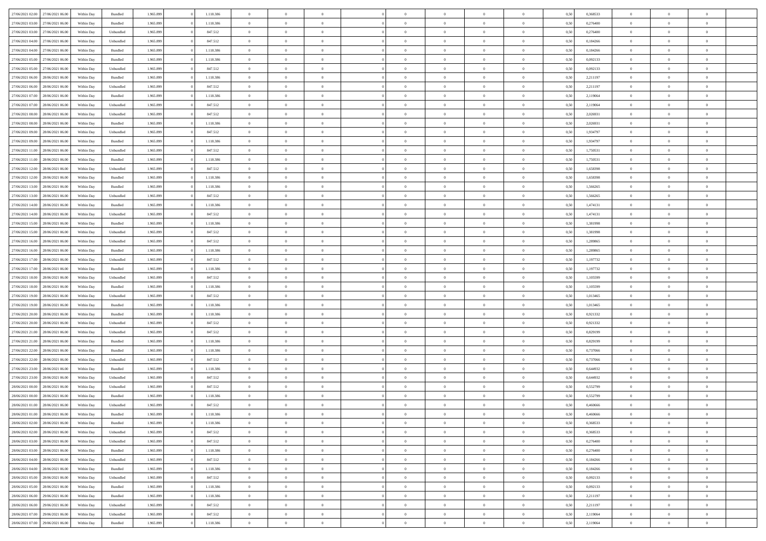| | | | | | | | | | | | | | | | | | | | | |
|---|---|---|---|---|---|---|---|---|---|---|---|---|---|---|---|---|---|---|---|---|
| 27/06/2021 02:00 | 27/06/2021 06:00 | Within Day | Bundled | 1.965.899 | 0 | 1.118.386 | 0 | 0 | 0 | | 0 | 0 | 0 | 0 | 0,50 | 0,368533 | 0 | 0 | 0 | |
| 27/06/2021 03:00 | 27/06/2021 06:00 | Within Day | Bundled | 1.965.899 | 0 | 1.118.386 | 0 | 0 | 0 | | 0 | 0 | 0 | 0 | 0,50 | 0,276400 | 0 | 0 | 0 | |
| 27/06/2021 03:00 | 27/06/2021 06:00 | Within Day | Unbundled | 1.965.899 | 0 | 847.512 | 0 | 0 | 0 | | 0 | 0 | 0 | 0 | 0,50 | 0,276400 | 0 | 0 | 0 | |
| 27/06/2021 04:00 | 27/06/2021 06:00 | Within Day | Unbundled | 1.965.899 | 0 | 847.512 | 0 | 0 | 0 | | 0 | 0 | 0 | 0 | 0,50 | 0,184266 | 0 | 0 | 0 | |
| 27/06/2021 04:00 | 27/06/2021 06:00 | Within Day | Bundled | 1.965.899 | 0 | 1.118.386 | 0 | 0 | 0 | | 0 | 0 | 0 | 0 | 0,50 | 0,184266 | 0 | 0 | 0 | |
| 27/06/2021 05:00 | 27/06/2021 06:00 | Within Day | Bundled | 1.965.899 | 0 | 1.118.386 | 0 | 0 | 0 | | 0 | 0 | 0 | 0 | 0,50 | 0,092133 | 0 | 0 | 0 | |
| 27/06/2021 05:00 | 27/06/2021 06:00 | Within Day | Unbundled | 1.965.899 | 0 | 847.512 | 0 | 0 | 0 | | 0 | 0 | 0 | 0 | 0,50 | 0,092133 | 0 | 0 | 0 | |
| 27/06/2021 06:00 | 28/06/2021 06:00 | Within Day | Bundled | 1.965.899 | 0 | 1.118.386 | 0 | 0 | 0 | | 0 | 0 | 0 | 0 | 0,50 | 2,211197 | 0 | 0 | 0 | |
| 27/06/2021 06:00 | 28/06/2021 06:00 | Within Day | Unbundled | 1.965.899 | 0 | 847.512 | 0 | 0 | 0 | | 0 | 0 | 0 | 0 | 0,50 | 2,211197 | 0 | 0 | 0 | |
| 27/06/2021 07:00 | 28/06/2021 06:00 | Within Day | Bundled | 1.965.899 | 0 | 1.118.386 | 0 | 0 | 0 | | 0 | 0 | 0 | 0 | 0,50 | 2,119064 | 0 | 0 | 0 | |
| 27/06/2021 07:00 | 28/06/2021 06:00 | Within Day | Unbundled | 1.965.899 | 0 | 847.512 | 0 | 0 | 0 | | 0 | 0 | 0 | 0 | 0,50 | 2,119064 | 0 | 0 | 0 | |
| 27/06/2021 08:00 | 28/06/2021 06:00 | Within Day | Unbundled | 1.965.899 | 0 | 847.512 | 0 | 0 | 0 | | 0 | 0 | 0 | 0 | 0,50 | 2,026931 | 0 | 0 | 0 | |
| 27/06/2021 08:00 | 28/06/2021 06:00 | Within Day | Bundled | 1.965.899 | 0 | 1.118.386 | 0 | 0 | 0 | | 0 | 0 | 0 | 0 | 0,50 | 2,026931 | 0 | 0 | 0 | |
| 27/06/2021 09:00 | 28/06/2021 06:00 | Within Day | Unbundled | 1.965.899 | 0 | 847.512 | 0 | 0 | 0 | | 0 | 0 | 0 | 0 | 0,50 | 1,934797 | 0 | 0 | 0 | |
| 27/06/2021 09:00 | 28/06/2021 06:00 | Within Day | Bundled | 1.965.899 | 0 | 1.118.386 | 0 | 0 | 0 | | 0 | 0 | 0 | 0 | 0,50 | 1,934797 | 0 | 0 | 0 | |
| 27/06/2021 11:00 | 28/06/2021 06:00 | Within Day | Unbundled | 1.965.899 | 0 | 847.512 | 0 | 0 | 0 | | 0 | 0 | 0 | 0 | 0,50 | 1,750531 | 0 | 0 | 0 | |
| 27/06/2021 11:00 | 28/06/2021 06:00 | Within Day | Bundled | 1.965.899 | 0 | 1.118.386 | 0 | 0 | 0 | | 0 | 0 | 0 | 0 | 0,50 | 1,750531 | 0 | 0 | 0 | |
| 27/06/2021 12:00 | 28/06/2021 06:00 | Within Day | Unbundled | 1.965.899 | 0 | 847.512 | 0 | 0 | 0 | | 0 | 0 | 0 | 0 | 0,50 | 1,658398 | 0 | 0 | 0 | |
| 27/06/2021 12:00 | 28/06/2021 06:00 | Within Day | Bundled | 1.965.899 | 0 | 1.118.386 | 0 | 0 | 0 | | 0 | 0 | 0 | 0 | 0,50 | 1,658398 | 0 | 0 | 0 | |
| 27/06/2021 13:00 | 28/06/2021 06:00 | Within Day | Bundled | 1.965.899 | 0 | 1.118.386 | 0 | 0 | 0 | | 0 | 0 | 0 | 0 | 0,50 | 1,566265 | 0 | 0 | 0 | |
| 27/06/2021 13:00 | 28/06/2021 06:00 | Within Day | Unbundled | 1.965.899 | 0 | 847.512 | 0 | 0 | 0 | | 0 | 0 | 0 | 0 | 0,50 | 1,566265 | 0 | 0 | 0 | |
| 27/06/2021 14:00 | 28/06/2021 06:00 | Within Day | Bundled | 1.965.899 | 0 | 1.118.386 | 0 | 0 | 0 | | 0 | 0 | 0 | 0 | 0,50 | 1,474131 | 0 | 0 | 0 | |
| 27/06/2021 14:00 | 28/06/2021 06:00 | Within Day | Unbundled | 1.965.899 | 0 | 847.512 | 0 | 0 | 0 | | 0 | 0 | 0 | 0 | 0,50 | 1,474131 | 0 | 0 | 0 | |
| 27/06/2021 15:00 | 28/06/2021 06:00 | Within Day | Bundled | 1.965.899 | 0 | 1.118.386 | 0 | 0 | 0 | | 0 | 0 | 0 | 0 | 0,50 | 1,381998 | 0 | 0 | 0 | |
| 27/06/2021 15:00 | 28/06/2021 06:00 | Within Day | Unbundled | 1.965.899 | 0 | 847.512 | 0 | 0 | 0 | | 0 | 0 | 0 | 0 | 0,50 | 1,381998 | 0 | 0 | 0 | |
| 27/06/2021 16:00 | 28/06/2021 06:00 | Within Day | Unbundled | 1.965.899 | 0 | 847.512 | 0 | 0 | 0 | | 0 | 0 | 0 | 0 | 0,50 | 1,289865 | 0 | 0 | 0 | |
| 27/06/2021 16:00 | 28/06/2021 06:00 | Within Day | Bundled | 1.965.899 | 0 | 1.118.386 | 0 | 0 | 0 | | 0 | 0 | 0 | 0 | 0,50 | 1,289865 | 0 | 0 | 0 | |
| 27/06/2021 17:00 | 28/06/2021 06:00 | Within Day | Unbundled | 1.965.899 | 0 | 847.512 | 0 | 0 | 0 | | 0 | 0 | 0 | 0 | 0,50 | 1,197732 | 0 | 0 | 0 | |
| 27/06/2021 17:00 | 28/06/2021 06:00 | Within Day | Bundled | 1.965.899 | 0 | 1.118.386 | 0 | 0 | 0 | | 0 | 0 | 0 | 0 | 0,50 | 1,197732 | 0 | 0 | 0 | |
| 27/06/2021 18:00 | 28/06/2021 06:00 | Within Day | Unbundled | 1.965.899 | 0 | 847.512 | 0 | 0 | 0 | | 0 | 0 | 0 | 0 | 0,50 | 1,105599 | 0 | 0 | 0 | |
| 27/06/2021 18:00 | 28/06/2021 06:00 | Within Day | Bundled | 1.965.899 | 0 | 1.118.386 | 0 | 0 | 0 | | 0 | 0 | 0 | 0 | 0,50 | 1,105599 | 0 | 0 | 0 | |
| 27/06/2021 19:00 | 28/06/2021 06:00 | Within Day | Unbundled | 1.965.899 | 0 | 847.512 | 0 | 0 | 0 | | 0 | 0 | 0 | 0 | 0,50 | 1,013465 | 0 | 0 | 0 | |
| 27/06/2021 19:00 | 28/06/2021 06:00 | Within Day | Bundled | 1.965.899 | 0 | 1.118.386 | 0 | 0 | 0 | | 0 | 0 | 0 | 0 | 0,50 | 1,013465 | 0 | 0 | 0 | |
| 27/06/2021 20:00 | 28/06/2021 06:00 | Within Day | Bundled | 1.965.899 | 0 | 1.118.386 | 0 | 0 | 0 | | 0 | 0 | 0 | 0 | 0,50 | 0,921332 | 0 | 0 | 0 | |
| 27/06/2021 20:00 | 28/06/2021 06:00 | Within Day | Unbundled | 1.965.899 | 0 | 847.512 | 0 | 0 | 0 | | 0 | 0 | 0 | 0 | 0,50 | 0,921332 | 0 | 0 | 0 | |
| 27/06/2021 21:00 | 28/06/2021 06:00 | Within Day | Unbundled | 1.965.899 | 0 | 847.512 | 0 | 0 | 0 | | 0 | 0 | 0 | 0 | 0,50 | 0,829199 | 0 | 0 | 0 | |
| 27/06/2021 21:00 | 28/06/2021 06:00 | Within Day | Bundled | 1.965.899 | 0 | 1.118.386 | 0 | 0 | 0 | | 0 | 0 | 0 | 0 | 0,50 | 0,829199 | 0 | 0 | 0 | |
| 27/06/2021 22:00 | 28/06/2021 06:00 | Within Day | Bundled | 1.965.899 | 0 | 1.118.386 | 0 | 0 | 0 | | 0 | 0 | 0 | 0 | 0,50 | 0,737066 | 0 | 0 | 0 | |
| 27/06/2021 22:00 | 28/06/2021 06:00 | Within Day | Unbundled | 1.965.899 | 0 | 847.512 | 0 | 0 | 0 | | 0 | 0 | 0 | 0 | 0,50 | 0,737066 | 0 | 0 | 0 | |
| 27/06/2021 23:00 | 28/06/2021 06:00 | Within Day | Bundled | 1.965.899 | 0 | 1.118.386 | 0 | 0 | 0 | | 0 | 0 | 0 | 0 | 0,50 | 0,644932 | 0 | 0 | 0 | |
| 27/06/2021 23:00 | 28/06/2021 06:00 | Within Day | Unbundled | 1.965.899 | 0 | 847.512 | 0 | 0 | 0 | | 0 | 0 | 0 | 0 | 0,50 | 0,644932 | 0 | 0 | 0 | |
| 28/06/2021 00:00 | 28/06/2021 06:00 | Within Day | Unbundled | 1.965.899 | 0 | 847.512 | 0 | 0 | 0 | | 0 | 0 | 0 | 0 | 0,50 | 0,552799 | 0 | 0 | 0 | |
| 28/06/2021 00:00 | 28/06/2021 06:00 | Within Day | Bundled | 1.965.899 | 0 | 1.118.386 | 0 | 0 | 0 | | 0 | 0 | 0 | 0 | 0,50 | 0,552799 | 0 | 0 | 0 | |
| 28/06/2021 01:00 | 28/06/2021 06:00 | Within Day | Unbundled | 1.965.899 | 0 | 847.512 | 0 | 0 | 0 | | 0 | 0 | 0 | 0 | 0,50 | 0,460666 | 0 | 0 | 0 | |
| 28/06/2021 01:00 | 28/06/2021 06:00 | Within Day | Bundled | 1.965.899 | 0 | 1.118.386 | 0 | 0 | 0 | | 0 | 0 | 0 | 0 | 0,50 | 0,460666 | 0 | 0 | 0 | |
| 28/06/2021 02:00 | 28/06/2021 06:00 | Within Day | Bundled | 1.965.899 | 0 | 1.118.386 | 0 | 0 | 0 | | 0 | 0 | 0 | 0 | 0,50 | 0,368533 | 0 | 0 | 0 | |
| 28/06/2021 02:00 | 28/06/2021 06:00 | Within Day | Unbundled | 1.965.899 | 0 | 847.512 | 0 | 0 | 0 | | 0 | 0 | 0 | 0 | 0,50 | 0,368533 | 0 | 0 | 0 | |
| 28/06/2021 03:00 | 28/06/2021 06:00 | Within Day | Unbundled | 1.965.899 | 0 | 847.512 | 0 | 0 | 0 | | 0 | 0 | 0 | 0 | 0,50 | 0,276400 | 0 | 0 | 0 | |
| 28/06/2021 03:00 | 28/06/2021 06:00 | Within Day | Bundled | 1.965.899 | 0 | 1.118.386 | 0 | 0 | 0 | | 0 | 0 | 0 | 0 | 0,50 | 0,276400 | 0 | 0 | 0 | |
| 28/06/2021 04:00 | 28/06/2021 06:00 | Within Day | Unbundled | 1.965.899 | 0 | 847.512 | 0 | 0 | 0 | | 0 | 0 | 0 | 0 | 0,50 | 0,184266 | 0 | 0 | 0 | |
| 28/06/2021 04:00 | 28/06/2021 06:00 | Within Day | Bundled | 1.965.899 | 0 | 1.118.386 | 0 | 0 | 0 | | 0 | 0 | 0 | 0 | 0,50 | 0,184266 | 0 | 0 | 0 | |
| 28/06/2021 05:00 | 28/06/2021 06:00 | Within Day | Unbundled | 1.965.899 | 0 | 847.512 | 0 | 0 | 0 | | 0 | 0 | 0 | 0 | 0,50 | 0,092133 | 0 | 0 | 0 | |
| 28/06/2021 05:00 | 28/06/2021 06:00 | Within Day | Bundled | 1.965.899 | 0 | 1.118.386 | 0 | 0 | 0 | | 0 | 0 | 0 | 0 | 0,50 | 0,092133 | 0 | 0 | 0 | |
| 28/06/2021 06:00 | 29/06/2021 06:00 | Within Day | Bundled | 1.965.899 | 0 | 1.118.386 | 0 | 0 | 0 | | 0 | 0 | 0 | 0 | 0,50 | 2,211197 | 0 | 0 | 0 | |
| 28/06/2021 06:00 | 29/06/2021 06:00 | Within Day | Unbundled | 1.965.899 | 0 | 847.512 | 0 | 0 | 0 | | 0 | 0 | 0 | 0 | 0,50 | 2,211197 | 0 | 0 | 0 | |
| 28/06/2021 07:00 | 29/06/2021 06:00 | Within Day | Unbundled | 1.965.899 | 0 | 847.512 | 0 | 0 | 0 | | 0 | 0 | 0 | 0 | 0,50 | 2,119064 | 0 | 0 | 0 | |
| 28/06/2021 07:00 | 29/06/2021 06:00 | Within Day | Bundled | 1.965.899 | 0 | 1.118.386 | 0 | 0 | 0 | | 0 | 0 | 0 | 0 | 0,50 | 2,119064 | 0 | 0 | 0 | |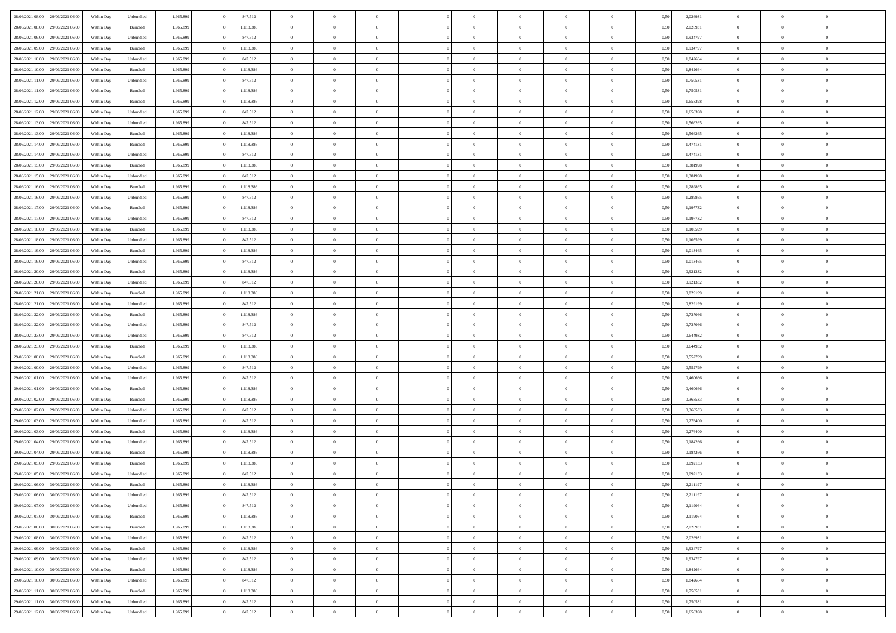| 28/06/2021 08:00 | 29/06/2021 06:00 | Within Day | Unbundled | 1.965.899 | 0 | 847.512 | 0 | 0 | 0 | | 0 | 0 | 0 | 0 | 0,50 | 2,026931 | 0 | 0 | 0 | |
|---|---|---|---|---|---|---|---|---|---|---|---|---|---|---|---|---|---|---|---|---|
| 28/06/2021 08:00 | 29/06/2021 06:00 | Within Day | Bundled | 1.965.899 | 0 | 1.118.386 | 0 | 0 | 0 | | 0 | 0 | 0 | 0 | 0,50 | 2,026931 | 0 | 0 | 0 | |
| 28/06/2021 09:00 | 29/06/2021 06:00 | Within Day | Unbundled | 1.965.899 | 0 | 847.512 | 0 | 0 | 0 | | 0 | 0 | 0 | 0 | 0,50 | 1,934797 | 0 | 0 | 0 | |
| 28/06/2021 09:00 | 29/06/2021 06:00 | Within Day | Bundled | 1.965.899 | 0 | 1.118.386 | 0 | 0 | 0 | | 0 | 0 | 0 | 0 | 0,50 | 1,934797 | 0 | 0 | 0 | |
| 28/06/2021 10:00 | 29/06/2021 06:00 | Within Day | Unbundled | 1.965.899 | 0 | 847.512 | 0 | 0 | 0 | | 0 | 0 | 0 | 0 | 0,50 | 1,842664 | 0 | 0 | 0 | |
| 28/06/2021 10:00 | 29/06/2021 06:00 | Within Day | Bundled | 1.965.899 | 0 | 1.118.386 | 0 | 0 | 0 | | 0 | 0 | 0 | 0 | 0,50 | 1,842664 | 0 | 0 | 0 | |
| 28/06/2021 11:00 | 29/06/2021 06:00 | Within Day | Unbundled | 1.965.899 | 0 | 847.512 | 0 | 0 | 0 | | 0 | 0 | 0 | 0 | 0,50 | 1,750531 | 0 | 0 | 0 | |
| 28/06/2021 11:00 | 29/06/2021 06:00 | Within Day | Bundled | 1.965.899 | 0 | 1.118.386 | 0 | 0 | 0 | | 0 | 0 | 0 | 0 | 0,50 | 1,750531 | 0 | 0 | 0 | |
| 28/06/2021 12:00 | 29/06/2021 06:00 | Within Day | Bundled | 1.965.899 | 0 | 1.118.386 | 0 | 0 | 0 | | 0 | 0 | 0 | 0 | 0,50 | 1,658398 | 0 | 0 | 0 | |
| 28/06/2021 12:00 | 29/06/2021 06:00 | Within Day | Unbundled | 1.965.899 | 0 | 847.512 | 0 | 0 | 0 | | 0 | 0 | 0 | 0 | 0,50 | 1,658398 | 0 | 0 | 0 | |
| 28/06/2021 13:00 | 29/06/2021 06:00 | Within Day | Unbundled | 1.965.899 | 0 | 847.512 | 0 | 0 | 0 | | 0 | 0 | 0 | 0 | 0,50 | 1,566265 | 0 | 0 | 0 | |
| 28/06/2021 13:00 | 29/06/2021 06:00 | Within Day | Bundled | 1.965.899 | 0 | 1.118.386 | 0 | 0 | 0 | | 0 | 0 | 0 | 0 | 0,50 | 1,566265 | 0 | 0 | 0 | |
| 28/06/2021 14:00 | 29/06/2021 06:00 | Within Day | Bundled | 1.965.899 | 0 | 1.118.386 | 0 | 0 | 0 | | 0 | 0 | 0 | 0 | 0,50 | 1,474131 | 0 | 0 | 0 | |
| 28/06/2021 14:00 | 29/06/2021 06:00 | Within Day | Unbundled | 1.965.899 | 0 | 847.512 | 0 | 0 | 0 | | 0 | 0 | 0 | 0 | 0,50 | 1,474131 | 0 | 0 | 0 | |
| 28/06/2021 15:00 | 29/06/2021 06:00 | Within Day | Bundled | 1.965.899 | 0 | 1.118.386 | 0 | 0 | 0 | | 0 | 0 | 0 | 0 | 0,50 | 1,381998 | 0 | 0 | 0 | |
| 28/06/2021 15:00 | 29/06/2021 06:00 | Within Day | Unbundled | 1.965.899 | 0 | 847.512 | 0 | 0 | 0 | | 0 | 0 | 0 | 0 | 0,50 | 1,381998 | 0 | 0 | 0 | |
| 28/06/2021 16:00 | 29/06/2021 06:00 | Within Day | Bundled | 1.965.899 | 0 | 1.118.386 | 0 | 0 | 0 | | 0 | 0 | 0 | 0 | 0,50 | 1,289865 | 0 | 0 | 0 | |
| 28/06/2021 16:00 | 29/06/2021 06:00 | Within Day | Unbundled | 1.965.899 | 0 | 847.512 | 0 | 0 | 0 | | 0 | 0 | 0 | 0 | 0,50 | 1,289865 | 0 | 0 | 0 | |
| 28/06/2021 17:00 | 29/06/2021 06:00 | Within Day | Bundled | 1.965.899 | 0 | 1.118.386 | 0 | 0 | 0 | | 0 | 0 | 0 | 0 | 0,50 | 1,197732 | 0 | 0 | 0 | |
| 28/06/2021 17:00 | 29/06/2021 06:00 | Within Day | Unbundled | 1.965.899 | 0 | 847.512 | 0 | 0 | 0 | | 0 | 0 | 0 | 0 | 0,50 | 1,197732 | 0 | 0 | 0 | |
| 28/06/2021 18:00 | 29/06/2021 06:00 | Within Day | Bundled | 1.965.899 | 0 | 1.118.386 | 0 | 0 | 0 | | 0 | 0 | 0 | 0 | 0,50 | 1,105599 | 0 | 0 | 0 | |
| 28/06/2021 18:00 | 29/06/2021 06:00 | Within Day | Unbundled | 1.965.899 | 0 | 847.512 | 0 | 0 | 0 | | 0 | 0 | 0 | 0 | 0,50 | 1,105599 | 0 | 0 | 0 | |
| 28/06/2021 19:00 | 29/06/2021 06:00 | Within Day | Bundled | 1.965.899 | 0 | 1.118.386 | 0 | 0 | 0 | | 0 | 0 | 0 | 0 | 0,50 | 1,013465 | 0 | 0 | 0 | |
| 28/06/2021 19:00 | 29/06/2021 06:00 | Within Day | Unbundled | 1.965.899 | 0 | 847.512 | 0 | 0 | 0 | | 0 | 0 | 0 | 0 | 0,50 | 1,013465 | 0 | 0 | 0 | |
| 28/06/2021 20:00 | 29/06/2021 06:00 | Within Day | Bundled | 1.965.899 | 0 | 1.118.386 | 0 | 0 | 0 | | 0 | 0 | 0 | 0 | 0,50 | 0,921332 | 0 | 0 | 0 | |
| 28/06/2021 20:00 | 29/06/2021 06:00 | Within Day | Unbundled | 1.965.899 | 0 | 847.512 | 0 | 0 | 0 | | 0 | 0 | 0 | 0 | 0,50 | 0,921332 | 0 | 0 | 0 | |
| 28/06/2021 21:00 | 29/06/2021 06:00 | Within Day | Bundled | 1.965.899 | 0 | 1.118.386 | 0 | 0 | 0 | | 0 | 0 | 0 | 0 | 0,50 | 0,829199 | 0 | 0 | 0 | |
| 28/06/2021 21:00 | 29/06/2021 06:00 | Within Day | Unbundled | 1.965.899 | 0 | 847.512 | 0 | 0 | 0 | | 0 | 0 | 0 | 0 | 0,50 | 0,829199 | 0 | 0 | 0 | |
| 28/06/2021 22:00 | 29/06/2021 06:00 | Within Day | Bundled | 1.965.899 | 0 | 1.118.386 | 0 | 0 | 0 | | 0 | 0 | 0 | 0 | 0,50 | 0,737066 | 0 | 0 | 0 | |
| 28/06/2021 22:00 | 29/06/2021 06:00 | Within Day | Unbundled | 1.965.899 | 0 | 847.512 | 0 | 0 | 0 | | 0 | 0 | 0 | 0 | 0,50 | 0,737066 | 0 | 0 | 0 | |
| 28/06/2021 23:00 | 29/06/2021 06:00 | Within Day | Unbundled | 1.965.899 | 0 | 847.512 | 0 | 0 | 0 | | 0 | 0 | 0 | 0 | 0,50 | 0,644932 | 0 | 0 | 0 | |
| 28/06/2021 23:00 | 29/06/2021 06:00 | Within Day | Bundled | 1.965.899 | 0 | 1.118.386 | 0 | 0 | 0 | | 0 | 0 | 0 | 0 | 0,50 | 0,644932 | 0 | 0 | 0 | |
| 29/06/2021 00:00 | 29/06/2021 06:00 | Within Day | Bundled | 1.965.899 | 0 | 1.118.386 | 0 | 0 | 0 | | 0 | 0 | 0 | 0 | 0,50 | 0,552799 | 0 | 0 | 0 | |
| 29/06/2021 00:00 | 29/06/2021 06:00 | Within Day | Unbundled | 1.965.899 | 0 | 847.512 | 0 | 0 | 0 | | 0 | 0 | 0 | 0 | 0,50 | 0,552799 | 0 | 0 | 0 | |
| 29/06/2021 01:00 | 29/06/2021 06:00 | Within Day | Unbundled | 1.965.899 | 0 | 847.512 | 0 | 0 | 0 | | 0 | 0 | 0 | 0 | 0,50 | 0,460666 | 0 | 0 | 0 | |
| 29/06/2021 01:00 | 29/06/2021 06:00 | Within Day | Bundled | 1.965.899 | 0 | 1.118.386 | 0 | 0 | 0 | | 0 | 0 | 0 | 0 | 0,50 | 0,460666 | 0 | 0 | 0 | |
| 29/06/2021 02:00 | 29/06/2021 06:00 | Within Day | Bundled | 1.965.899 | 0 | 1.118.386 | 0 | 0 | 0 | | 0 | 0 | 0 | 0 | 0,50 | 0,368533 | 0 | 0 | 0 | |
| 29/06/2021 02:00 | 29/06/2021 06:00 | Within Day | Unbundled | 1.965.899 | 0 | 847.512 | 0 | 0 | 0 | | 0 | 0 | 0 | 0 | 0,50 | 0,368533 | 0 | 0 | 0 | |
| 29/06/2021 03:00 | 29/06/2021 06:00 | Within Day | Unbundled | 1.965.899 | 0 | 847.512 | 0 | 0 | 0 | | 0 | 0 | 0 | 0 | 0,50 | 0,276400 | 0 | 0 | 0 | |
| 29/06/2021 03:00 | 29/06/2021 06:00 | Within Day | Bundled | 1.965.899 | 0 | 1.118.386 | 0 | 0 | 0 | | 0 | 0 | 0 | 0 | 0,50 | 0,276400 | 0 | 0 | 0 | |
| 29/06/2021 04:00 | 29/06/2021 06:00 | Within Day | Unbundled | 1.965.899 | 0 | 847.512 | 0 | 0 | 0 | | 0 | 0 | 0 | 0 | 0,50 | 0,184266 | 0 | 0 | 0 | |
| 29/06/2021 04:00 | 29/06/2021 06:00 | Within Day | Bundled | 1.965.899 | 0 | 1.118.386 | 0 | 0 | 0 | | 0 | 0 | 0 | 0 | 0,50 | 0,184266 | 0 | 0 | 0 | |
| 29/06/2021 05:00 | 29/06/2021 06:00 | Within Day | Bundled | 1.965.899 | 0 | 1.118.386 | 0 | 0 | 0 | | 0 | 0 | 0 | 0 | 0,50 | 0,092133 | 0 | 0 | 0 | |
| 29/06/2021 05:00 | 29/06/2021 06:00 | Within Day | Unbundled | 1.965.899 | 0 | 847.512 | 0 | 0 | 0 | | 0 | 0 | 0 | 0 | 0,50 | 0,092133 | 0 | 0 | 0 | |
| 29/06/2021 06:00 | 30/06/2021 06:00 | Within Day | Bundled | 1.965.899 | 0 | 1.118.386 | 0 | 0 | 0 | | 0 | 0 | 0 | 0 | 0,50 | 2,211197 | 0 | 0 | 0 | |
| 29/06/2021 06:00 | 30/06/2021 06:00 | Within Day | Unbundled | 1.965.899 | 0 | 847.512 | 0 | 0 | 0 | | 0 | 0 | 0 | 0 | 0,50 | 2,211197 | 0 | 0 | 0 | |
| 29/06/2021 07:00 | 30/06/2021 06:00 | Within Day | Unbundled | 1.965.899 | 0 | 847.512 | 0 | 0 | 0 | | 0 | 0 | 0 | 0 | 0,50 | 2,119064 | 0 | 0 | 0 | |
| 29/06/2021 07:00 | 30/06/2021 06:00 | Within Day | Bundled | 1.965.899 | 0 | 1.118.386 | 0 | 0 | 0 | | 0 | 0 | 0 | 0 | 0,50 | 2,119064 | 0 | 0 | 0 | |
| 29/06/2021 08:00 | 30/06/2021 06:00 | Within Day | Bundled | 1.965.899 | 0 | 1.118.386 | 0 | 0 | 0 | | 0 | 0 | 0 | 0 | 0,50 | 2,026931 | 0 | 0 | 0 | |
| 29/06/2021 08:00 | 30/06/2021 06:00 | Within Day | Unbundled | 1.965.899 | 0 | 847.512 | 0 | 0 | 0 | | 0 | 0 | 0 | 0 | 0,50 | 2,026931 | 0 | 0 | 0 | |
| 29/06/2021 09:00 | 30/06/2021 06:00 | Within Day | Bundled | 1.965.899 | 0 | 1.118.386 | 0 | 0 | 0 | | 0 | 0 | 0 | 0 | 0,50 | 1,934797 | 0 | 0 | 0 | |
| 29/06/2021 09:00 | 30/06/2021 06:00 | Within Day | Unbundled | 1.965.899 | 0 | 847.512 | 0 | 0 | 0 | | 0 | 0 | 0 | 0 | 0,50 | 1,934797 | 0 | 0 | 0 | |
| 29/06/2021 10:00 | 30/06/2021 06:00 | Within Day | Bundled | 1.965.899 | 0 | 1.118.386 | 0 | 0 | 0 | | 0 | 0 | 0 | 0 | 0,50 | 1,842664 | 0 | 0 | 0 | |
| 29/06/2021 10:00 | 30/06/2021 06:00 | Within Day | Unbundled | 1.965.899 | 0 | 847.512 | 0 | 0 | 0 | | 0 | 0 | 0 | 0 | 0,50 | 1,842664 | 0 | 0 | 0 | |
| 29/06/2021 11:00 | 30/06/2021 06:00 | Within Day | Bundled | 1.965.899 | 0 | 1.118.386 | 0 | 0 | 0 | | 0 | 0 | 0 | 0 | 0,50 | 1,750531 | 0 | 0 | 0 | |
| 29/06/2021 11:00 | 30/06/2021 06:00 | Within Day | Unbundled | 1.965.899 | 0 | 847.512 | 0 | 0 | 0 | | 0 | 0 | 0 | 0 | 0,50 | 1,750531 | 0 | 0 | 0 | |
| 29/06/2021 12:00 | 30/06/2021 06:00 | Within Day | Unbundled | 1.965.899 | 0 | 847.512 | 0 | 0 | 0 | | 0 | 0 | 0 | 0 | 0,50 | 1,658398 | 0 | 0 | 0 | |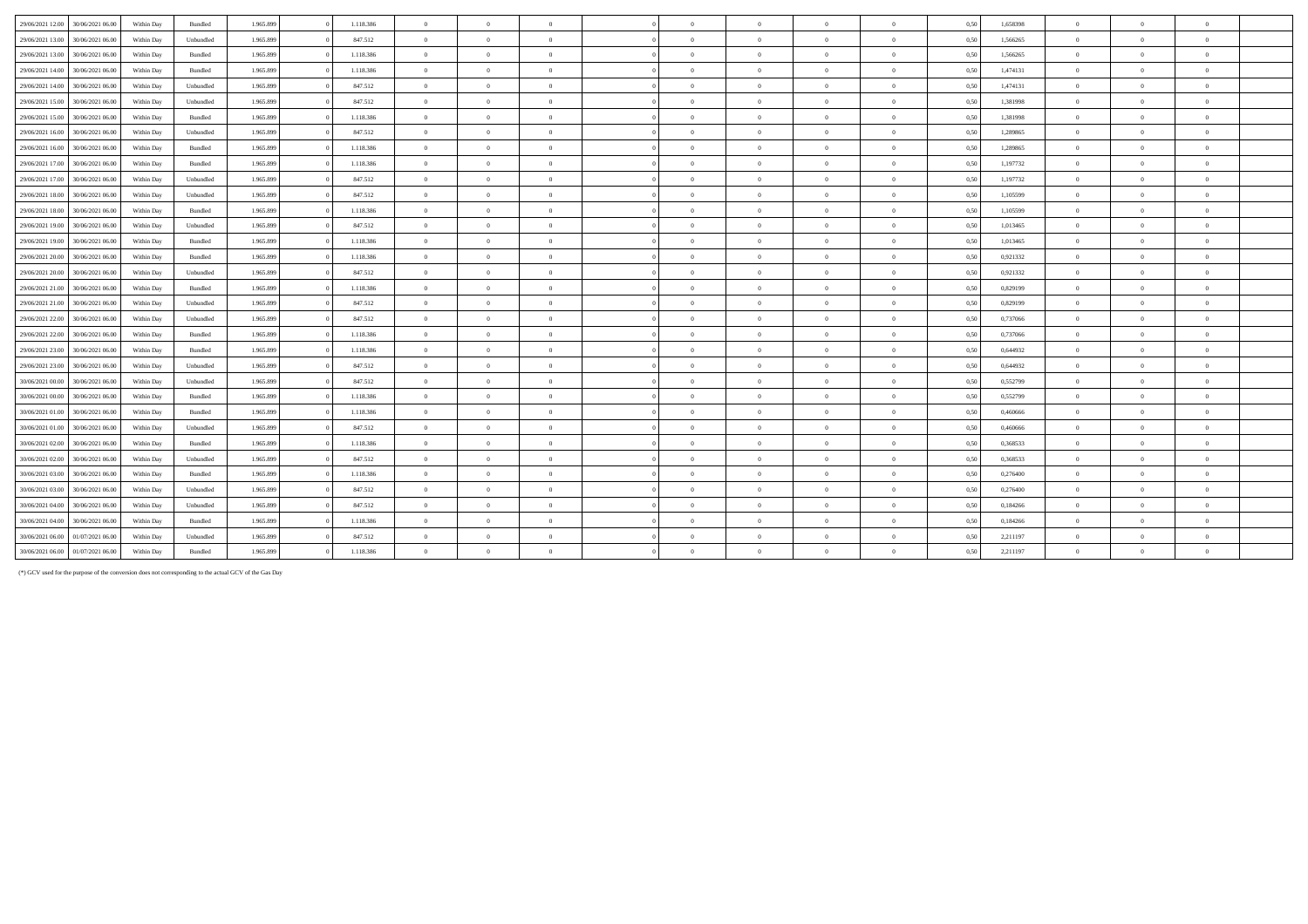| | | | | | | | | | | | | | | | | | | | | | | |
|---|---|---|---|---|---|---|---|---|---|---|---|---|---|---|---|---|---|---|---|---|---|---|
| 29/06/2021 12.00 | 30/06/2021 06.00 | Within Day | Bundled | 1.965.899 | 0 | 1.118.386 | 0 | 0 | 0 | | 0 | 0 | 0 | 0 | 0 | 0,50 | 1,658398 | 0 | 0 | 0 | |
| 29/06/2021 13.00 | 30/06/2021 06.00 | Within Day | Unbundled | 1.965.899 | 0 | 847.512 | 0 | 0 | 0 | | 0 | 0 | 0 | 0 | 0 | 0,50 | 1,566265 | 0 | 0 | 0 | |
| 29/06/2021 13.00 | 30/06/2021 06.00 | Within Day | Bundled | 1.965.899 | 0 | 1.118.386 | 0 | 0 | 0 | | 0 | 0 | 0 | 0 | 0 | 0,50 | 1,566265 | 0 | 0 | 0 | |
| 29/06/2021 14.00 | 30/06/2021 06.00 | Within Day | Bundled | 1.965.899 | 0 | 1.118.386 | 0 | 0 | 0 | | 0 | 0 | 0 | 0 | 0 | 0,50 | 1,474131 | 0 | 0 | 0 | |
| 29/06/2021 14.00 | 30/06/2021 06.00 | Within Day | Unbundled | 1.965.899 | 0 | 847.512 | 0 | 0 | 0 | | 0 | 0 | 0 | 0 | 0 | 0,50 | 1,474131 | 0 | 0 | 0 | |
| 29/06/2021 15.00 | 30/06/2021 06.00 | Within Day | Unbundled | 1.965.899 | 0 | 847.512 | 0 | 0 | 0 | | 0 | 0 | 0 | 0 | 0 | 0,50 | 1,381998 | 0 | 0 | 0 | |
| 29/06/2021 15.00 | 30/06/2021 06.00 | Within Day | Bundled | 1.965.899 | 0 | 1.118.386 | 0 | 0 | 0 | | 0 | 0 | 0 | 0 | 0 | 0,50 | 1,381998 | 0 | 0 | 0 | |
| 29/06/2021 16.00 | 30/06/2021 06.00 | Within Day | Unbundled | 1.965.899 | 0 | 847.512 | 0 | 0 | 0 | | 0 | 0 | 0 | 0 | 0 | 0,50 | 1,289865 | 0 | 0 | 0 | |
| 29/06/2021 16.00 | 30/06/2021 06.00 | Within Day | Bundled | 1.965.899 | 0 | 1.118.386 | 0 | 0 | 0 | | 0 | 0 | 0 | 0 | 0 | 0,50 | 1,289865 | 0 | 0 | 0 | |
| 29/06/2021 17.00 | 30/06/2021 06.00 | Within Day | Bundled | 1.965.899 | 0 | 1.118.386 | 0 | 0 | 0 | | 0 | 0 | 0 | 0 | 0 | 0,50 | 1,197732 | 0 | 0 | 0 | |
| 29/06/2021 17.00 | 30/06/2021 06.00 | Within Day | Unbundled | 1.965.899 | 0 | 847.512 | 0 | 0 | 0 | | 0 | 0 | 0 | 0 | 0 | 0,50 | 1,197732 | 0 | 0 | 0 | |
| 29/06/2021 18.00 | 30/06/2021 06.00 | Within Day | Unbundled | 1.965.899 | 0 | 847.512 | 0 | 0 | 0 | | 0 | 0 | 0 | 0 | 0 | 0,50 | 1,105599 | 0 | 0 | 0 | |
| 29/06/2021 18.00 | 30/06/2021 06.00 | Within Day | Bundled | 1.965.899 | 0 | 1.118.386 | 0 | 0 | 0 | | 0 | 0 | 0 | 0 | 0 | 0,50 | 1,105599 | 0 | 0 | 0 | |
| 29/06/2021 19.00 | 30/06/2021 06.00 | Within Day | Unbundled | 1.965.899 | 0 | 847.512 | 0 | 0 | 0 | | 0 | 0 | 0 | 0 | 0 | 0,50 | 1,013465 | 0 | 0 | 0 | |
| 29/06/2021 19.00 | 30/06/2021 06.00 | Within Day | Bundled | 1.965.899 | 0 | 1.118.386 | 0 | 0 | 0 | | 0 | 0 | 0 | 0 | 0 | 0,50 | 1,013465 | 0 | 0 | 0 | |
| 29/06/2021 20.00 | 30/06/2021 06.00 | Within Day | Bundled | 1.965.899 | 0 | 1.118.386 | 0 | 0 | 0 | | 0 | 0 | 0 | 0 | 0 | 0,50 | 0,921332 | 0 | 0 | 0 | |
| 29/06/2021 20.00 | 30/06/2021 06.00 | Within Day | Unbundled | 1.965.899 | 0 | 847.512 | 0 | 0 | 0 | | 0 | 0 | 0 | 0 | 0 | 0,50 | 0,921332 | 0 | 0 | 0 | |
| 29/06/2021 21.00 | 30/06/2021 06.00 | Within Day | Bundled | 1.965.899 | 0 | 1.118.386 | 0 | 0 | 0 | | 0 | 0 | 0 | 0 | 0 | 0,50 | 0,829199 | 0 | 0 | 0 | |
| 29/06/2021 21.00 | 30/06/2021 06.00 | Within Day | Unbundled | 1.965.899 | 0 | 847.512 | 0 | 0 | 0 | | 0 | 0 | 0 | 0 | 0 | 0,50 | 0,829199 | 0 | 0 | 0 | |
| 29/06/2021 22.00 | 30/06/2021 06.00 | Within Day | Unbundled | 1.965.899 | 0 | 847.512 | 0 | 0 | 0 | | 0 | 0 | 0 | 0 | 0 | 0,50 | 0,737066 | 0 | 0 | 0 | |
| 29/06/2021 22.00 | 30/06/2021 06.00 | Within Day | Bundled | 1.965.899 | 0 | 1.118.386 | 0 | 0 | 0 | | 0 | 0 | 0 | 0 | 0 | 0,50 | 0,737066 | 0 | 0 | 0 | |
| 29/06/2021 23.00 | 30/06/2021 06.00 | Within Day | Bundled | 1.965.899 | 0 | 1.118.386 | 0 | 0 | 0 | | 0 | 0 | 0 | 0 | 0 | 0,50 | 0,644932 | 0 | 0 | 0 | |
| 29/06/2021 23.00 | 30/06/2021 06.00 | Within Day | Unbundled | 1.965.899 | 0 | 847.512 | 0 | 0 | 0 | | 0 | 0 | 0 | 0 | 0 | 0,50 | 0,644932 | 0 | 0 | 0 | |
| 30/06/2021 00.00 | 30/06/2021 06.00 | Within Day | Unbundled | 1.965.899 | 0 | 847.512 | 0 | 0 | 0 | | 0 | 0 | 0 | 0 | 0 | 0,50 | 0,552799 | 0 | 0 | 0 | |
| 30/06/2021 00.00 | 30/06/2021 06.00 | Within Day | Bundled | 1.965.899 | 0 | 1.118.386 | 0 | 0 | 0 | | 0 | 0 | 0 | 0 | 0 | 0,50 | 0,552799 | 0 | 0 | 0 | |
| 30/06/2021 01.00 | 30/06/2021 06.00 | Within Day | Bundled | 1.965.899 | 0 | 1.118.386 | 0 | 0 | 0 | | 0 | 0 | 0 | 0 | 0 | 0,50 | 0,460666 | 0 | 0 | 0 | |
| 30/06/2021 01.00 | 30/06/2021 06.00 | Within Day | Unbundled | 1.965.899 | 0 | 847.512 | 0 | 0 | 0 | | 0 | 0 | 0 | 0 | 0 | 0,50 | 0,460666 | 0 | 0 | 0 | |
| 30/06/2021 02.00 | 30/06/2021 06.00 | Within Day | Bundled | 1.965.899 | 0 | 1.118.386 | 0 | 0 | 0 | | 0 | 0 | 0 | 0 | 0 | 0,50 | 0,368533 | 0 | 0 | 0 | |
| 30/06/2021 02.00 | 30/06/2021 06.00 | Within Day | Unbundled | 1.965.899 | 0 | 847.512 | 0 | 0 | 0 | | 0 | 0 | 0 | 0 | 0 | 0,50 | 0,368533 | 0 | 0 | 0 | |
| 30/06/2021 03.00 | 30/06/2021 06.00 | Within Day | Bundled | 1.965.899 | 0 | 1.118.386 | 0 | 0 | 0 | | 0 | 0 | 0 | 0 | 0 | 0,50 | 0,276400 | 0 | 0 | 0 | |
| 30/06/2021 03.00 | 30/06/2021 06.00 | Within Day | Unbundled | 1.965.899 | 0 | 847.512 | 0 | 0 | 0 | | 0 | 0 | 0 | 0 | 0 | 0,50 | 0,276400 | 0 | 0 | 0 | |
| 30/06/2021 04.00 | 30/06/2021 06.00 | Within Day | Unbundled | 1.965.899 | 0 | 847.512 | 0 | 0 | 0 | | 0 | 0 | 0 | 0 | 0 | 0,50 | 0,184266 | 0 | 0 | 0 | |
| 30/06/2021 04.00 | 30/06/2021 06.00 | Within Day | Bundled | 1.965.899 | 0 | 1.118.386 | 0 | 0 | 0 | | 0 | 0 | 0 | 0 | 0 | 0,50 | 0,184266 | 0 | 0 | 0 | |
| 30/06/2021 06.00 | 01/07/2021 06.00 | Within Day | Unbundled | 1.965.899 | 0 | 847.512 | 0 | 0 | 0 | | 0 | 0 | 0 | 0 | 0 | 0,50 | 2,211197 | 0 | 0 | 0 | |
| 30/06/2021 06.00 | 01/07/2021 06.00 | Within Day | Bundled | 1.965.899 | 0 | 1.118.386 | 0 | 0 | 0 | | 0 | 0 | 0 | 0 | 0 | 0,50 | 2,211197 | 0 | 0 | 0 | |

(*) GCV used for the purpose of the conversion does not corresponding to the actual GCV of the Gas Day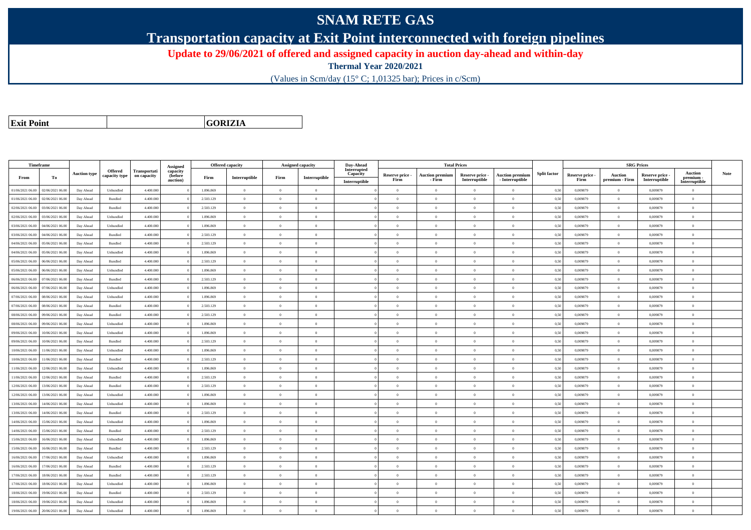# SNAM RETE GAS

## Transportation capacity at Exit Point interconnected with foreign pipelines

### Update to 29/06/2021 of offered and assigned capacity in auction day-ahead and within-day

**Thermal Year 2020/2021**

(Values in Scm/day (15° C; 1,01325 bar); Prices in c/Scm)

| Exit Point | GORIZIA |
|---|---|

| Timeframe | | Auction type | Offered capacity type | Transportation capacity | Assigned capacity (before auction) | Offered capacity | | Assigned capacity | | Day-Ahead Interrupted Capacity | Total Prices | | | | Split factor | SRG Prices | | | | Note |
|---|---|---|---|---|---|---|---|---|---|---|---|---|---|---|---|---|---|---|---|---|
| From | To | | | | | Firm | Interruptible | Firm | Interruptible | Interruptible | Reserve price - Firm | Auction premium - Firm | Reserve price - Interruptible | Auction premium - Interruptible | | Reserve price - Firm | Auction premium - Firm | Reserve price - Interruptible | Auction premium - Interruptible | |
| 01/06/2021 06.00 | 02/06/2021 06.00 | Day Ahead | Unbundled | 4.400.000 | 0 | 1.896.869 | 0 | 0 | 0 | 0 | 0 | 0 | 0 | 0 | 0,50 | 0,009879 | 0 | 0,009879 | 0 | |
| 01/06/2021 06.00 | 02/06/2021 06.00 | Day Ahead | Bundled | 4.400.000 | 0 | 2.503.129 | 0 | 0 | 0 | 0 | 0 | 0 | 0 | 0 | 0,50 | 0,009879 | 0 | 0,009879 | 0 | |
| 02/06/2021 06.00 | 03/06/2021 06.00 | Day Ahead | Bundled | 4.400.000 | 0 | 2.503.129 | 0 | 0 | 0 | 0 | 0 | 0 | 0 | 0 | 0,50 | 0,009879 | 0 | 0,009879 | 0 | |
| 02/06/2021 06.00 | 03/06/2021 06.00 | Day Ahead | Unbundled | 4.400.000 | 0 | 1.896.869 | 0 | 0 | 0 | 0 | 0 | 0 | 0 | 0 | 0,50 | 0,009879 | 0 | 0,009879 | 0 | |
| 03/06/2021 06.00 | 04/06/2021 06.00 | Day Ahead | Unbundled | 4.400.000 | 0 | 1.896.869 | 0 | 0 | 0 | 0 | 0 | 0 | 0 | 0 | 0,50 | 0,009879 | 0 | 0,009879 | 0 | |
| 03/06/2021 06.00 | 04/06/2021 06.00 | Day Ahead | Bundled | 4.400.000 | 0 | 2.503.129 | 0 | 0 | 0 | 0 | 0 | 0 | 0 | 0 | 0,50 | 0,009879 | 0 | 0,009879 | 0 | |
| 04/06/2021 06.00 | 05/06/2021 06.00 | Day Ahead | Bundled | 4.400.000 | 0 | 2.503.129 | 0 | 0 | 0 | 0 | 0 | 0 | 0 | 0 | 0,50 | 0,009879 | 0 | 0,009879 | 0 | |
| 04/06/2021 06.00 | 05/06/2021 06.00 | Day Ahead | Unbundled | 4.400.000 | 0 | 1.896.869 | 0 | 0 | 0 | 0 | 0 | 0 | 0 | 0 | 0,50 | 0,009879 | 0 | 0,009879 | 0 | |
| 05/06/2021 06.00 | 06/06/2021 06.00 | Day Ahead | Bundled | 4.400.000 | 0 | 2.503.129 | 0 | 0 | 0 | 0 | 0 | 0 | 0 | 0 | 0,50 | 0,009879 | 0 | 0,009879 | 0 | |
| 05/06/2021 06.00 | 06/06/2021 06.00 | Day Ahead | Unbundled | 4.400.000 | 0 | 1.896.869 | 0 | 0 | 0 | 0 | 0 | 0 | 0 | 0 | 0,50 | 0,009879 | 0 | 0,009879 | 0 | |
| 06/06/2021 06.00 | 07/06/2021 06.00 | Day Ahead | Bundled | 4.400.000 | 0 | 2.503.129 | 0 | 0 | 0 | 0 | 0 | 0 | 0 | 0 | 0,50 | 0,009879 | 0 | 0,009879 | 0 | |
| 06/06/2021 06.00 | 07/06/2021 06.00 | Day Ahead | Unbundled | 4.400.000 | 0 | 1.896.869 | 0 | 0 | 0 | 0 | 0 | 0 | 0 | 0 | 0,50 | 0,009879 | 0 | 0,009879 | 0 | |
| 07/06/2021 06.00 | 08/06/2021 06.00 | Day Ahead | Unbundled | 4.400.000 | 0 | 1.896.869 | 0 | 0 | 0 | 0 | 0 | 0 | 0 | 0 | 0,50 | 0,009879 | 0 | 0,009879 | 0 | |
| 07/06/2021 06.00 | 08/06/2021 06.00 | Day Ahead | Bundled | 4.400.000 | 0 | 2.503.129 | 0 | 0 | 0 | 0 | 0 | 0 | 0 | 0 | 0,50 | 0,009879 | 0 | 0,009879 | 0 | |
| 08/06/2021 06.00 | 09/06/2021 06.00 | Day Ahead | Bundled | 4.400.000 | 0 | 2.503.129 | 0 | 0 | 0 | 0 | 0 | 0 | 0 | 0 | 0,50 | 0,009879 | 0 | 0,009879 | 0 | |
| 08/06/2021 06.00 | 09/06/2021 06.00 | Day Ahead | Unbundled | 4.400.000 | 0 | 1.896.869 | 0 | 0 | 0 | 0 | 0 | 0 | 0 | 0 | 0,50 | 0,009879 | 0 | 0,009879 | 0 | |
| 09/06/2021 06.00 | 10/06/2021 06.00 | Day Ahead | Unbundled | 4.400.000 | 0 | 1.896.869 | 0 | 0 | 0 | 0 | 0 | 0 | 0 | 0 | 0,50 | 0,009879 | 0 | 0,009879 | 0 | |
| 09/06/2021 06.00 | 10/06/2021 06.00 | Day Ahead | Bundled | 4.400.000 | 0 | 2.503.129 | 0 | 0 | 0 | 0 | 0 | 0 | 0 | 0 | 0,50 | 0,009879 | 0 | 0,009879 | 0 | |
| 10/06/2021 06.00 | 11/06/2021 06.00 | Day Ahead | Unbundled | 4.400.000 | 0 | 1.896.869 | 0 | 0 | 0 | 0 | 0 | 0 | 0 | 0 | 0,50 | 0,009879 | 0 | 0,009879 | 0 | |
| 10/06/2021 06.00 | 11/06/2021 06.00 | Day Ahead | Bundled | 4.400.000 | 0 | 2.503.129 | 0 | 0 | 0 | 0 | 0 | 0 | 0 | 0 | 0,50 | 0,009879 | 0 | 0,009879 | 0 | |
| 11/06/2021 06.00 | 12/06/2021 06.00 | Day Ahead | Unbundled | 4.400.000 | 0 | 1.896.869 | 0 | 0 | 0 | 0 | 0 | 0 | 0 | 0 | 0,50 | 0,009879 | 0 | 0,009879 | 0 | |
| 11/06/2021 06.00 | 12/06/2021 06.00 | Day Ahead | Bundled | 4.400.000 | 0 | 2.503.129 | 0 | 0 | 0 | 0 | 0 | 0 | 0 | 0 | 0,50 | 0,009879 | 0 | 0,009879 | 0 | |
| 12/06/2021 06.00 | 13/06/2021 06.00 | Day Ahead | Bundled | 4.400.000 | 0 | 2.503.129 | 0 | 0 | 0 | 0 | 0 | 0 | 0 | 0 | 0,50 | 0,009879 | 0 | 0,009879 | 0 | |
| 12/06/2021 06.00 | 13/06/2021 06.00 | Day Ahead | Unbundled | 4.400.000 | 0 | 1.896.869 | 0 | 0 | 0 | 0 | 0 | 0 | 0 | 0 | 0,50 | 0,009879 | 0 | 0,009879 | 0 | |
| 13/06/2021 06.00 | 14/06/2021 06.00 | Day Ahead | Unbundled | 4.400.000 | 0 | 1.896.869 | 0 | 0 | 0 | 0 | 0 | 0 | 0 | 0 | 0,50 | 0,009879 | 0 | 0,009879 | 0 | |
| 13/06/2021 06.00 | 14/06/2021 06.00 | Day Ahead | Bundled | 4.400.000 | 0 | 2.503.129 | 0 | 0 | 0 | 0 | 0 | 0 | 0 | 0 | 0,50 | 0,009879 | 0 | 0,009879 | 0 | |
| 14/06/2021 06.00 | 15/06/2021 06.00 | Day Ahead | Unbundled | 4.400.000 | 0 | 1.896.869 | 0 | 0 | 0 | 0 | 0 | 0 | 0 | 0 | 0,50 | 0,009879 | 0 | 0,009879 | 0 | |
| 14/06/2021 06.00 | 15/06/2021 06.00 | Day Ahead | Bundled | 4.400.000 | 0 | 2.503.129 | 0 | 0 | 0 | 0 | 0 | 0 | 0 | 0 | 0,50 | 0,009879 | 0 | 0,009879 | 0 | |
| 15/06/2021 06.00 | 16/06/2021 06.00 | Day Ahead | Unbundled | 4.400.000 | 0 | 1.896.869 | 0 | 0 | 0 | 0 | 0 | 0 | 0 | 0 | 0,50 | 0,009879 | 0 | 0,009879 | 0 | |
| 15/06/2021 06.00 | 16/06/2021 06.00 | Day Ahead | Bundled | 4.400.000 | 0 | 2.503.129 | 0 | 0 | 0 | 0 | 0 | 0 | 0 | 0 | 0,50 | 0,009879 | 0 | 0,009879 | 0 | |
| 16/06/2021 06.00 | 17/06/2021 06.00 | Day Ahead | Unbundled | 4.400.000 | 0 | 1.896.869 | 0 | 0 | 0 | 0 | 0 | 0 | 0 | 0 | 0,50 | 0,009879 | 0 | 0,009879 | 0 | |
| 16/06/2021 06.00 | 17/06/2021 06.00 | Day Ahead | Bundled | 4.400.000 | 0 | 2.503.129 | 0 | 0 | 0 | 0 | 0 | 0 | 0 | 0 | 0,50 | 0,009879 | 0 | 0,009879 | 0 | |
| 17/06/2021 06.00 | 18/06/2021 06.00 | Day Ahead | Bundled | 4.400.000 | 0 | 2.503.129 | 0 | 0 | 0 | 0 | 0 | 0 | 0 | 0 | 0,50 | 0,009879 | 0 | 0,009879 | 0 | |
| 17/06/2021 06.00 | 18/06/2021 06.00 | Day Ahead | Unbundled | 4.400.000 | 0 | 1.896.869 | 0 | 0 | 0 | 0 | 0 | 0 | 0 | 0 | 0,50 | 0,009879 | 0 | 0,009879 | 0 | |
| 18/06/2021 06.00 | 19/06/2021 06.00 | Day Ahead | Bundled | 4.400.000 | 0 | 2.503.129 | 0 | 0 | 0 | 0 | 0 | 0 | 0 | 0 | 0,50 | 0,009879 | 0 | 0,009879 | 0 | |
| 18/06/2021 06.00 | 19/06/2021 06.00 | Day Ahead | Unbundled | 4.400.000 | 0 | 1.896.869 | 0 | 0 | 0 | 0 | 0 | 0 | 0 | 0 | 0,50 | 0,009879 | 0 | 0,009879 | 0 | |
| 19/06/2021 06.00 | 20/06/2021 06.00 | Day Ahead | Unbundled | 4.400.000 | 0 | 1.896.869 | 0 | 0 | 0 | 0 | 0 | 0 | 0 | 0 | 0,50 | 0,009879 | 0 | 0,009879 | 0 | |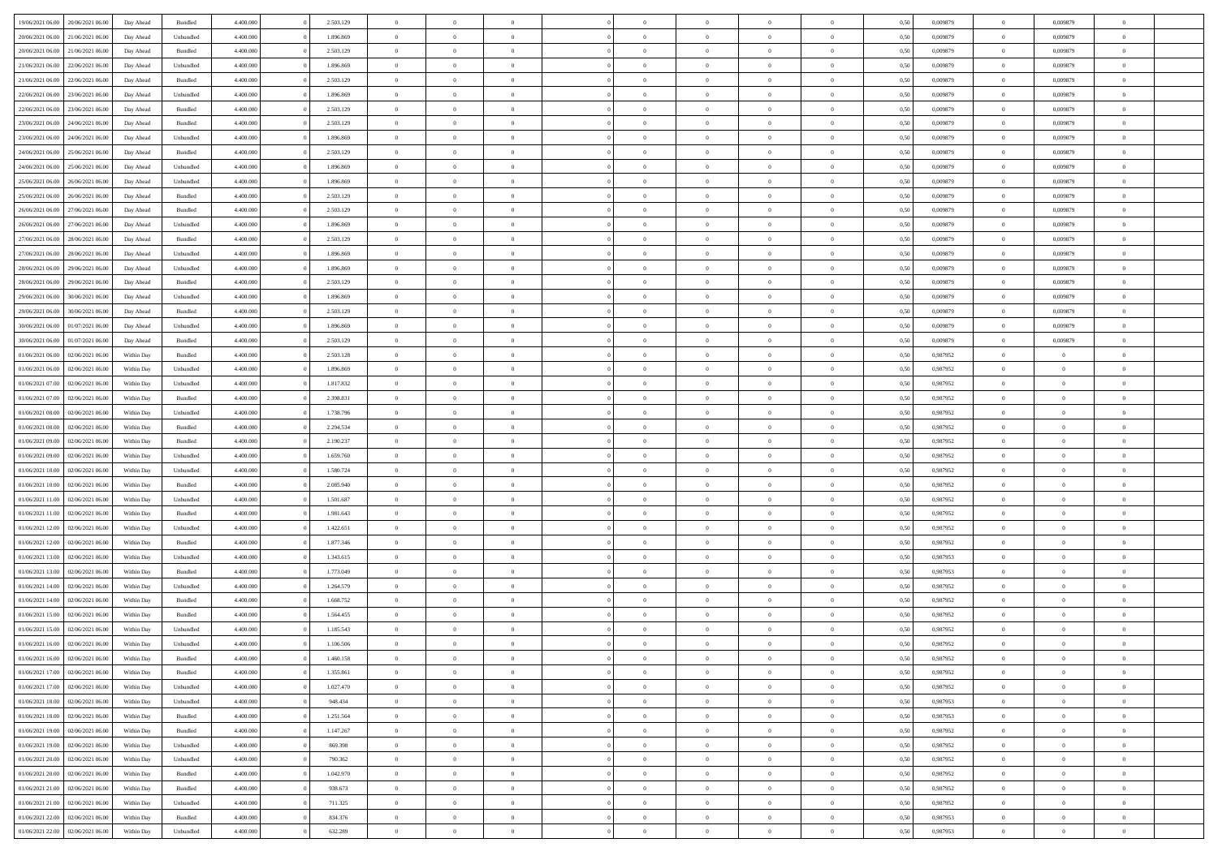| | | | | | | | | | | | | | | | | | | | | |
|---|---|---|---|---|---|---|---|---|---|---|---|---|---|---|---|---|---|---|---|---|
| 19/06/2021 06.00 | 20/06/2021 06.00 | Day Ahead | Bundled | 4.400.000 | 0 | 2.503.129 | 0 | 0 | 0 | 0 | 0 | 0 | 0 | 0 | 0,50 | 0,009879 | 0 | 0,009879 | 0 | |
| 20/06/2021 06.00 | 21/06/2021 06.00 | Day Ahead | Unbundled | 4.400.000 | 0 | 1.896.869 | 0 | 0 | 0 | 0 | 0 | 0 | 0 | 0 | 0,50 | 0,009879 | 0 | 0,009879 | 0 | |
| 20/06/2021 06.00 | 21/06/2021 06.00 | Day Ahead | Bundled | 4.400.000 | 0 | 2.503.129 | 0 | 0 | 0 | 0 | 0 | 0 | 0 | 0 | 0,50 | 0,009879 | 0 | 0,009879 | 0 | |
| 21/06/2021 06.00 | 22/06/2021 06.00 | Day Ahead | Unbundled | 4.400.000 | 0 | 1.896.869 | 0 | 0 | 0 | 0 | 0 | 0 | 0 | 0 | 0,50 | 0,009879 | 0 | 0,009879 | 0 | |
| 21/06/2021 06.00 | 22/06/2021 06.00 | Day Ahead | Bundled | 4.400.000 | 0 | 2.503.129 | 0 | 0 | 0 | 0 | 0 | 0 | 0 | 0 | 0,50 | 0,009879 | 0 | 0,009879 | 0 | |
| 22/06/2021 06.00 | 23/06/2021 06.00 | Day Ahead | Unbundled | 4.400.000 | 0 | 1.896.869 | 0 | 0 | 0 | 0 | 0 | 0 | 0 | 0 | 0,50 | 0,009879 | 0 | 0,009879 | 0 | |
| 22/06/2021 06.00 | 23/06/2021 06.00 | Day Ahead | Bundled | 4.400.000 | 0 | 2.503.129 | 0 | 0 | 0 | 0 | 0 | 0 | 0 | 0 | 0,50 | 0,009879 | 0 | 0,009879 | 0 | |
| 23/06/2021 06.00 | 24/06/2021 06.00 | Day Ahead | Bundled | 4.400.000 | 0 | 2.503.129 | 0 | 0 | 0 | 0 | 0 | 0 | 0 | 0 | 0,50 | 0,009879 | 0 | 0,009879 | 0 | |
| 23/06/2021 06.00 | 24/06/2021 06.00 | Day Ahead | Unbundled | 4.400.000 | 0 | 1.896.869 | 0 | 0 | 0 | 0 | 0 | 0 | 0 | 0 | 0,50 | 0,009879 | 0 | 0,009879 | 0 | |
| 24/06/2021 06.00 | 25/06/2021 06.00 | Day Ahead | Bundled | 4.400.000 | 0 | 2.503.129 | 0 | 0 | 0 | 0 | 0 | 0 | 0 | 0 | 0,50 | 0,009879 | 0 | 0,009879 | 0 | |
| 24/06/2021 06.00 | 25/06/2021 06.00 | Day Ahead | Unbundled | 4.400.000 | 0 | 1.896.869 | 0 | 0 | 0 | 0 | 0 | 0 | 0 | 0 | 0,50 | 0,009879 | 0 | 0,009879 | 0 | |
| 25/06/2021 06.00 | 26/06/2021 06.00 | Day Ahead | Unbundled | 4.400.000 | 0 | 1.896.869 | 0 | 0 | 0 | 0 | 0 | 0 | 0 | 0 | 0,50 | 0,009879 | 0 | 0,009879 | 0 | |
| 25/06/2021 06.00 | 26/06/2021 06.00 | Day Ahead | Bundled | 4.400.000 | 0 | 2.503.129 | 0 | 0 | 0 | 0 | 0 | 0 | 0 | 0 | 0,50 | 0,009879 | 0 | 0,009879 | 0 | |
| 26/06/2021 06.00 | 27/06/2021 06.00 | Day Ahead | Bundled | 4.400.000 | 0 | 2.503.129 | 0 | 0 | 0 | 0 | 0 | 0 | 0 | 0 | 0,50 | 0,009879 | 0 | 0,009879 | 0 | |
| 26/06/2021 06.00 | 27/06/2021 06.00 | Day Ahead | Unbundled | 4.400.000 | 0 | 1.896.869 | 0 | 0 | 0 | 0 | 0 | 0 | 0 | 0 | 0,50 | 0,009879 | 0 | 0,009879 | 0 | |
| 27/06/2021 06.00 | 28/06/2021 06.00 | Day Ahead | Bundled | 4.400.000 | 0 | 2.503.129 | 0 | 0 | 0 | 0 | 0 | 0 | 0 | 0 | 0,50 | 0,009879 | 0 | 0,009879 | 0 | |
| 27/06/2021 06.00 | 28/06/2021 06.00 | Day Ahead | Unbundled | 4.400.000 | 0 | 1.896.869 | 0 | 0 | 0 | 0 | 0 | 0 | 0 | 0 | 0,50 | 0,009879 | 0 | 0,009879 | 0 | |
| 28/06/2021 06.00 | 29/06/2021 06.00 | Day Ahead | Unbundled | 4.400.000 | 0 | 1.896.869 | 0 | 0 | 0 | 0 | 0 | 0 | 0 | 0 | 0,50 | 0,009879 | 0 | 0,009879 | 0 | |
| 28/06/2021 06.00 | 29/06/2021 06.00 | Day Ahead | Bundled | 4.400.000 | 0 | 2.503.129 | 0 | 0 | 0 | 0 | 0 | 0 | 0 | 0 | 0,50 | 0,009879 | 0 | 0,009879 | 0 | |
| 29/06/2021 06.00 | 30/06/2021 06.00 | Day Ahead | Unbundled | 4.400.000 | 0 | 1.896.869 | 0 | 0 | 0 | 0 | 0 | 0 | 0 | 0 | 0,50 | 0,009879 | 0 | 0,009879 | 0 | |
| 29/06/2021 06.00 | 30/06/2021 06.00 | Day Ahead | Bundled | 4.400.000 | 0 | 2.503.129 | 0 | 0 | 0 | 0 | 0 | 0 | 0 | 0 | 0,50 | 0,009879 | 0 | 0,009879 | 0 | |
| 30/06/2021 06.00 | 01/07/2021 06.00 | Day Ahead | Unbundled | 4.400.000 | 0 | 1.896.869 | 0 | 0 | 0 | 0 | 0 | 0 | 0 | 0 | 0,50 | 0,009879 | 0 | 0,009879 | 0 | |
| 30/06/2021 06.00 | 01/07/2021 06.00 | Day Ahead | Bundled | 4.400.000 | 0 | 2.503.129 | 0 | 0 | 0 | 0 | 0 | 0 | 0 | 0 | 0,50 | 0,009879 | 0 | 0,009879 | 0 | |
| 01/06/2021 06.00 | 02/06/2021 06.00 | Within Day | Bundled | 4.400.000 | 0 | 2.503.128 | 0 | 0 | 0 | 0 | 0 | 0 | 0 | 0 | 0,50 | 0,987952 | 0 | 0 | 0 | |
| 01/06/2021 06.00 | 02/06/2021 06.00 | Within Day | Unbundled | 4.400.000 | 0 | 1.896.869 | 0 | 0 | 0 | 0 | 0 | 0 | 0 | 0 | 0,50 | 0,987952 | 0 | 0 | 0 | |
| 01/06/2021 07.00 | 02/06/2021 06.00 | Within Day | Unbundled | 4.400.000 | 0 | 1.817.832 | 0 | 0 | 0 | 0 | 0 | 0 | 0 | 0 | 0,50 | 0,987952 | 0 | 0 | 0 | |
| 01/06/2021 07.00 | 02/06/2021 06.00 | Within Day | Bundled | 4.400.000 | 0 | 2.398.831 | 0 | 0 | 0 | 0 | 0 | 0 | 0 | 0 | 0,50 | 0,987952 | 0 | 0 | 0 | |
| 01/06/2021 08.00 | 02/06/2021 06.00 | Within Day | Unbundled | 4.400.000 | 0 | 1.738.796 | 0 | 0 | 0 | 0 | 0 | 0 | 0 | 0 | 0,50 | 0,987952 | 0 | 0 | 0 | |
| 01/06/2021 08.00 | 02/06/2021 06.00 | Within Day | Bundled | 4.400.000 | 0 | 2.294.534 | 0 | 0 | 0 | 0 | 0 | 0 | 0 | 0 | 0,50 | 0,987952 | 0 | 0 | 0 | |
| 01/06/2021 09.00 | 02/06/2021 06.00 | Within Day | Bundled | 4.400.000 | 0 | 2.190.237 | 0 | 0 | 0 | 0 | 0 | 0 | 0 | 0 | 0,50 | 0,987952 | 0 | 0 | 0 | |
| 01/06/2021 09.00 | 02/06/2021 06.00 | Within Day | Unbundled | 4.400.000 | 0 | 1.659.760 | 0 | 0 | 0 | 0 | 0 | 0 | 0 | 0 | 0,50 | 0,987952 | 0 | 0 | 0 | |
| 01/06/2021 10.00 | 02/06/2021 06.00 | Within Day | Unbundled | 4.400.000 | 0 | 1.580.724 | 0 | 0 | 0 | 0 | 0 | 0 | 0 | 0 | 0,50 | 0,987952 | 0 | 0 | 0 | |
| 01/06/2021 10.00 | 02/06/2021 06.00 | Within Day | Bundled | 4.400.000 | 0 | 2.085.940 | 0 | 0 | 0 | 0 | 0 | 0 | 0 | 0 | 0,50 | 0,987952 | 0 | 0 | 0 | |
| 01/06/2021 11.00 | 02/06/2021 06.00 | Within Day | Unbundled | 4.400.000 | 0 | 1.501.687 | 0 | 0 | 0 | 0 | 0 | 0 | 0 | 0 | 0,50 | 0,987952 | 0 | 0 | 0 | |
| 01/06/2021 11.00 | 02/06/2021 06.00 | Within Day | Bundled | 4.400.000 | 0 | 1.981.643 | 0 | 0 | 0 | 0 | 0 | 0 | 0 | 0 | 0,50 | 0,987952 | 0 | 0 | 0 | |
| 01/06/2021 12.00 | 02/06/2021 06.00 | Within Day | Unbundled | 4.400.000 | 0 | 1.422.651 | 0 | 0 | 0 | 0 | 0 | 0 | 0 | 0 | 0,50 | 0,987952 | 0 | 0 | 0 | |
| 01/06/2021 12.00 | 02/06/2021 06.00 | Within Day | Bundled | 4.400.000 | 0 | 1.877.346 | 0 | 0 | 0 | 0 | 0 | 0 | 0 | 0 | 0,50 | 0,987952 | 0 | 0 | 0 | |
| 01/06/2021 13.00 | 02/06/2021 06.00 | Within Day | Unbundled | 4.400.000 | 0 | 1.343.615 | 0 | 0 | 0 | 0 | 0 | 0 | 0 | 0 | 0,50 | 0,987953 | 0 | 0 | 0 | |
| 01/06/2021 13.00 | 02/06/2021 06.00 | Within Day | Bundled | 4.400.000 | 0 | 1.773.049 | 0 | 0 | 0 | 0 | 0 | 0 | 0 | 0 | 0,50 | 0,987953 | 0 | 0 | 0 | |
| 01/06/2021 14.00 | 02/06/2021 06.00 | Within Day | Unbundled | 4.400.000 | 0 | 1.264.579 | 0 | 0 | 0 | 0 | 0 | 0 | 0 | 0 | 0,50 | 0,987952 | 0 | 0 | 0 | |
| 01/06/2021 14.00 | 02/06/2021 06.00 | Within Day | Bundled | 4.400.000 | 0 | 1.668.752 | 0 | 0 | 0 | 0 | 0 | 0 | 0 | 0 | 0,50 | 0,987952 | 0 | 0 | 0 | |
| 01/06/2021 15.00 | 02/06/2021 06.00 | Within Day | Bundled | 4.400.000 | 0 | 1.564.455 | 0 | 0 | 0 | 0 | 0 | 0 | 0 | 0 | 0,50 | 0,987952 | 0 | 0 | 0 | |
| 01/06/2021 15.00 | 02/06/2021 06.00 | Within Day | Unbundled | 4.400.000 | 0 | 1.185.543 | 0 | 0 | 0 | 0 | 0 | 0 | 0 | 0 | 0,50 | 0,987952 | 0 | 0 | 0 | |
| 01/06/2021 16.00 | 02/06/2021 06.00 | Within Day | Unbundled | 4.400.000 | 0 | 1.106.506 | 0 | 0 | 0 | 0 | 0 | 0 | 0 | 0 | 0,50 | 0,987952 | 0 | 0 | 0 | |
| 01/06/2021 16.00 | 02/06/2021 06.00 | Within Day | Bundled | 4.400.000 | 0 | 1.460.158 | 0 | 0 | 0 | 0 | 0 | 0 | 0 | 0 | 0,50 | 0,987952 | 0 | 0 | 0 | |
| 01/06/2021 17.00 | 02/06/2021 06.00 | Within Day | Bundled | 4.400.000 | 0 | 1.355.861 | 0 | 0 | 0 | 0 | 0 | 0 | 0 | 0 | 0,50 | 0,987952 | 0 | 0 | 0 | |
| 01/06/2021 17.00 | 02/06/2021 06.00 | Within Day | Unbundled | 4.400.000 | 0 | 1.027.470 | 0 | 0 | 0 | 0 | 0 | 0 | 0 | 0 | 0,50 | 0,987952 | 0 | 0 | 0 | |
| 01/06/2021 18.00 | 02/06/2021 06.00 | Within Day | Unbundled | 4.400.000 | 0 | 948.434 | 0 | 0 | 0 | 0 | 0 | 0 | 0 | 0 | 0,50 | 0,987953 | 0 | 0 | 0 | |
| 01/06/2021 18.00 | 02/06/2021 06.00 | Within Day | Bundled | 4.400.000 | 0 | 1.251.564 | 0 | 0 | 0 | 0 | 0 | 0 | 0 | 0 | 0,50 | 0,987953 | 0 | 0 | 0 | |
| 01/06/2021 19.00 | 02/06/2021 06.00 | Within Day | Bundled | 4.400.000 | 0 | 1.147.267 | 0 | 0 | 0 | 0 | 0 | 0 | 0 | 0 | 0,50 | 0,987952 | 0 | 0 | 0 | |
| 01/06/2021 19.00 | 02/06/2021 06.00 | Within Day | Unbundled | 4.400.000 | 0 | 869.398 | 0 | 0 | 0 | 0 | 0 | 0 | 0 | 0 | 0,50 | 0,987952 | 0 | 0 | 0 | |
| 01/06/2021 20.00 | 02/06/2021 06.00 | Within Day | Unbundled | 4.400.000 | 0 | 790.362 | 0 | 0 | 0 | 0 | 0 | 0 | 0 | 0 | 0,50 | 0,987952 | 0 | 0 | 0 | |
| 01/06/2021 20.00 | 02/06/2021 06.00 | Within Day | Bundled | 4.400.000 | 0 | 1.042.970 | 0 | 0 | 0 | 0 | 0 | 0 | 0 | 0 | 0,50 | 0,987952 | 0 | 0 | 0 | |
| 01/06/2021 21.00 | 02/06/2021 06.00 | Within Day | Bundled | 4.400.000 | 0 | 938.673 | 0 | 0 | 0 | 0 | 0 | 0 | 0 | 0 | 0,50 | 0,987952 | 0 | 0 | 0 | |
| 01/06/2021 21.00 | 02/06/2021 06.00 | Within Day | Unbundled | 4.400.000 | 0 | 711.325 | 0 | 0 | 0 | 0 | 0 | 0 | 0 | 0 | 0,50 | 0,987952 | 0 | 0 | 0 | |
| 01/06/2021 22.00 | 02/06/2021 06.00 | Within Day | Bundled | 4.400.000 | 0 | 834.376 | 0 | 0 | 0 | 0 | 0 | 0 | 0 | 0 | 0,50 | 0,987953 | 0 | 0 | 0 | |
| 01/06/2021 22.00 | 02/06/2021 06.00 | Within Day | Unbundled | 4.400.000 | 0 | 632.289 | 0 | 0 | 0 | 0 | 0 | 0 | 0 | 0 | 0,50 | 0,987953 | 0 | 0 | 0 | |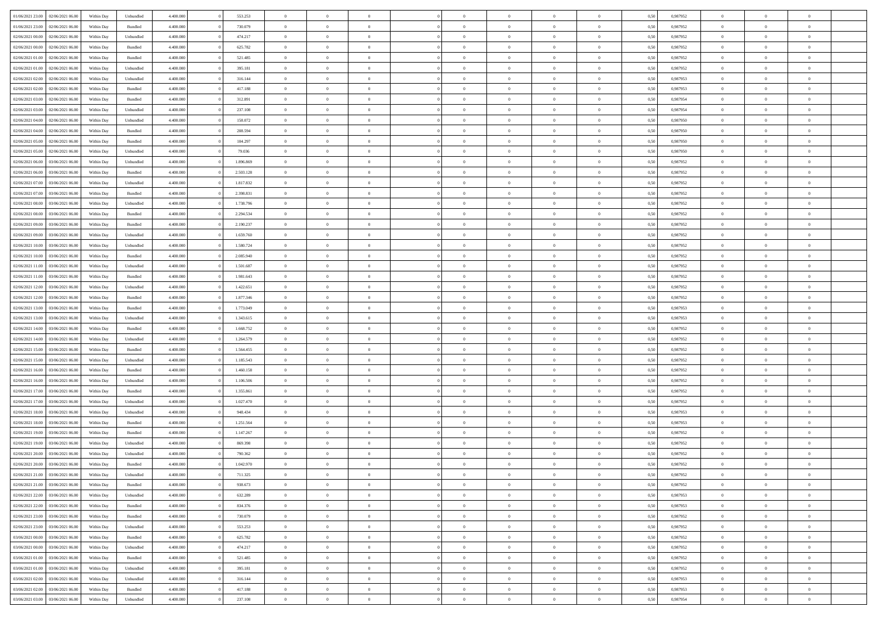| 01/06/2021 23:00 | 02/06/2021 06:00 | Within Day | Unbundled | 4.400.000 | 0 | 553.253 | 0 | 0 | 0 | | 0 | 0 | 0 | 0 | 0,50 | 0,987952 | 0 | 0 | 0 |
|---|---|---|---|---|---|---|---|---|---|---|---|---|---|---|---|---|---|---|---|
| 01/06/2021 23:00 | 02/06/2021 06:00 | Within Day | Bundled | 4.400.000 | 0 | 730.079 | 0 | 0 | 0 | | 0 | 0 | 0 | 0 | 0,50 | 0,987952 | 0 | 0 | 0 |
| 02/06/2021 00:00 | 02/06/2021 06:00 | Within Day | Unbundled | 4.400.000 | 0 | 474.217 | 0 | 0 | 0 | | 0 | 0 | 0 | 0 | 0,50 | 0,987952 | 0 | 0 | 0 |
| 02/06/2021 00:00 | 02/06/2021 06:00 | Within Day | Bundled | 4.400.000 | 0 | 625.782 | 0 | 0 | 0 | | 0 | 0 | 0 | 0 | 0,50 | 0,987952 | 0 | 0 | 0 |
| 02/06/2021 01:00 | 02/06/2021 06:00 | Within Day | Bundled | 4.400.000 | 0 | 521.485 | 0 | 0 | 0 | | 0 | 0 | 0 | 0 | 0,50 | 0,987952 | 0 | 0 | 0 |
| 02/06/2021 01:00 | 02/06/2021 06:00 | Within Day | Unbundled | 4.400.000 | 0 | 395.181 | 0 | 0 | 0 | | 0 | 0 | 0 | 0 | 0,50 | 0,987952 | 0 | 0 | 0 |
| 02/06/2021 02:00 | 02/06/2021 06:00 | Within Day | Unbundled | 4.400.000 | 0 | 316.144 | 0 | 0 | 0 | | 0 | 0 | 0 | 0 | 0,50 | 0,987953 | 0 | 0 | 0 |
| 02/06/2021 02:00 | 02/06/2021 06:00 | Within Day | Bundled | 4.400.000 | 0 | 417.188 | 0 | 0 | 0 | | 0 | 0 | 0 | 0 | 0,50 | 0,987953 | 0 | 0 | 0 |
| 02/06/2021 03:00 | 02/06/2021 06:00 | Within Day | Bundled | 4.400.000 | 0 | 312.891 | 0 | 0 | 0 | | 0 | 0 | 0 | 0 | 0,50 | 0,987954 | 0 | 0 | 0 |
| 02/06/2021 03:00 | 02/06/2021 06:00 | Within Day | Unbundled | 4.400.000 | 0 | 237.108 | 0 | 0 | 0 | | 0 | 0 | 0 | 0 | 0,50 | 0,987954 | 0 | 0 | 0 |
| 02/06/2021 04:00 | 02/06/2021 06:00 | Within Day | Unbundled | 4.400.000 | 0 | 158.072 | 0 | 0 | 0 | | 0 | 0 | 0 | 0 | 0,50 | 0,987950 | 0 | 0 | 0 |
| 02/06/2021 04:00 | 02/06/2021 06:00 | Within Day | Bundled | 4.400.000 | 0 | 208.594 | 0 | 0 | 0 | | 0 | 0 | 0 | 0 | 0,50 | 0,987950 | 0 | 0 | 0 |
| 02/06/2021 05:00 | 02/06/2021 06:00 | Within Day | Bundled | 4.400.000 | 0 | 104.297 | 0 | 0 | 0 | | 0 | 0 | 0 | 0 | 0,50 | 0,987950 | 0 | 0 | 0 |
| 02/06/2021 05:00 | 02/06/2021 06:00 | Within Day | Unbundled | 4.400.000 | 0 | 79.036 | 0 | 0 | 0 | | 0 | 0 | 0 | 0 | 0,50 | 0,987950 | 0 | 0 | 0 |
| 02/06/2021 06:00 | 03/06/2021 06:00 | Within Day | Unbundled | 4.400.000 | 0 | 1.896.869 | 0 | 0 | 0 | | 0 | 0 | 0 | 0 | 0,50 | 0,987952 | 0 | 0 | 0 |
| 02/06/2021 06:00 | 03/06/2021 06:00 | Within Day | Bundled | 4.400.000 | 0 | 2.503.128 | 0 | 0 | 0 | | 0 | 0 | 0 | 0 | 0,50 | 0,987952 | 0 | 0 | 0 |
| 02/06/2021 07:00 | 03/06/2021 06:00 | Within Day | Unbundled | 4.400.000 | 0 | 1.817.832 | 0 | 0 | 0 | | 0 | 0 | 0 | 0 | 0,50 | 0,987952 | 0 | 0 | 0 |
| 02/06/2021 07:00 | 03/06/2021 06:00 | Within Day | Bundled | 4.400.000 | 0 | 2.398.831 | 0 | 0 | 0 | | 0 | 0 | 0 | 0 | 0,50 | 0,987952 | 0 | 0 | 0 |
| 02/06/2021 08:00 | 03/06/2021 06:00 | Within Day | Unbundled | 4.400.000 | 0 | 1.738.796 | 0 | 0 | 0 | | 0 | 0 | 0 | 0 | 0,50 | 0,987952 | 0 | 0 | 0 |
| 02/06/2021 08:00 | 03/06/2021 06:00 | Within Day | Bundled | 4.400.000 | 0 | 2.294.534 | 0 | 0 | 0 | | 0 | 0 | 0 | 0 | 0,50 | 0,987952 | 0 | 0 | 0 |
| 02/06/2021 09:00 | 03/06/2021 06:00 | Within Day | Bundled | 4.400.000 | 0 | 2.190.237 | 0 | 0 | 0 | | 0 | 0 | 0 | 0 | 0,50 | 0,987952 | 0 | 0 | 0 |
| 02/06/2021 09:00 | 03/06/2021 06:00 | Within Day | Unbundled | 4.400.000 | 0 | 1.659.760 | 0 | 0 | 0 | | 0 | 0 | 0 | 0 | 0,50 | 0,987952 | 0 | 0 | 0 |
| 02/06/2021 10:00 | 03/06/2021 06:00 | Within Day | Unbundled | 4.400.000 | 0 | 1.580.724 | 0 | 0 | 0 | | 0 | 0 | 0 | 0 | 0,50 | 0,987952 | 0 | 0 | 0 |
| 02/06/2021 10:00 | 03/06/2021 06:00 | Within Day | Bundled | 4.400.000 | 0 | 2.085.940 | 0 | 0 | 0 | | 0 | 0 | 0 | 0 | 0,50 | 0,987952 | 0 | 0 | 0 |
| 02/06/2021 11:00 | 03/06/2021 06:00 | Within Day | Unbundled | 4.400.000 | 0 | 1.501.687 | 0 | 0 | 0 | | 0 | 0 | 0 | 0 | 0,50 | 0,987952 | 0 | 0 | 0 |
| 02/06/2021 11:00 | 03/06/2021 06:00 | Within Day | Bundled | 4.400.000 | 0 | 1.981.643 | 0 | 0 | 0 | | 0 | 0 | 0 | 0 | 0,50 | 0,987952 | 0 | 0 | 0 |
| 02/06/2021 12:00 | 03/06/2021 06:00 | Within Day | Unbundled | 4.400.000 | 0 | 1.422.651 | 0 | 0 | 0 | | 0 | 0 | 0 | 0 | 0,50 | 0,987952 | 0 | 0 | 0 |
| 02/06/2021 12:00 | 03/06/2021 06:00 | Within Day | Bundled | 4.400.000 | 0 | 1.877.346 | 0 | 0 | 0 | | 0 | 0 | 0 | 0 | 0,50 | 0,987952 | 0 | 0 | 0 |
| 02/06/2021 13:00 | 03/06/2021 06:00 | Within Day | Bundled | 4.400.000 | 0 | 1.773.049 | 0 | 0 | 0 | | 0 | 0 | 0 | 0 | 0,50 | 0,987953 | 0 | 0 | 0 |
| 02/06/2021 13:00 | 03/06/2021 06:00 | Within Day | Unbundled | 4.400.000 | 0 | 1.343.615 | 0 | 0 | 0 | | 0 | 0 | 0 | 0 | 0,50 | 0,987953 | 0 | 0 | 0 |
| 02/06/2021 14:00 | 03/06/2021 06:00 | Within Day | Bundled | 4.400.000 | 0 | 1.668.752 | 0 | 0 | 0 | | 0 | 0 | 0 | 0 | 0,50 | 0,987952 | 0 | 0 | 0 |
| 02/06/2021 14:00 | 03/06/2021 06:00 | Within Day | Unbundled | 4.400.000 | 0 | 1.264.579 | 0 | 0 | 0 | | 0 | 0 | 0 | 0 | 0,50 | 0,987952 | 0 | 0 | 0 |
| 02/06/2021 15:00 | 03/06/2021 06:00 | Within Day | Bundled | 4.400.000 | 0 | 1.564.455 | 0 | 0 | 0 | | 0 | 0 | 0 | 0 | 0,50 | 0,987952 | 0 | 0 | 0 |
| 02/06/2021 15:00 | 03/06/2021 06:00 | Within Day | Unbundled | 4.400.000 | 0 | 1.185.543 | 0 | 0 | 0 | | 0 | 0 | 0 | 0 | 0,50 | 0,987952 | 0 | 0 | 0 |
| 02/06/2021 16:00 | 03/06/2021 06:00 | Within Day | Bundled | 4.400.000 | 0 | 1.460.158 | 0 | 0 | 0 | | 0 | 0 | 0 | 0 | 0,50 | 0,987952 | 0 | 0 | 0 |
| 02/06/2021 16:00 | 03/06/2021 06:00 | Within Day | Unbundled | 4.400.000 | 0 | 1.106.506 | 0 | 0 | 0 | | 0 | 0 | 0 | 0 | 0,50 | 0,987952 | 0 | 0 | 0 |
| 02/06/2021 17:00 | 03/06/2021 06:00 | Within Day | Bundled | 4.400.000 | 0 | 1.355.861 | 0 | 0 | 0 | | 0 | 0 | 0 | 0 | 0,50 | 0,987952 | 0 | 0 | 0 |
| 02/06/2021 17:00 | 03/06/2021 06:00 | Within Day | Unbundled | 4.400.000 | 0 | 1.027.470 | 0 | 0 | 0 | | 0 | 0 | 0 | 0 | 0,50 | 0,987952 | 0 | 0 | 0 |
| 02/06/2021 18:00 | 03/06/2021 06:00 | Within Day | Unbundled | 4.400.000 | 0 | 948.434 | 0 | 0 | 0 | | 0 | 0 | 0 | 0 | 0,50 | 0,987953 | 0 | 0 | 0 |
| 02/06/2021 18:00 | 03/06/2021 06:00 | Within Day | Bundled | 4.400.000 | 0 | 1.251.564 | 0 | 0 | 0 | | 0 | 0 | 0 | 0 | 0,50 | 0,987953 | 0 | 0 | 0 |
| 02/06/2021 19:00 | 03/06/2021 06:00 | Within Day | Bundled | 4.400.000 | 0 | 1.147.267 | 0 | 0 | 0 | | 0 | 0 | 0 | 0 | 0,50 | 0,987952 | 0 | 0 | 0 |
| 02/06/2021 19:00 | 03/06/2021 06:00 | Within Day | Unbundled | 4.400.000 | 0 | 869.398 | 0 | 0 | 0 | | 0 | 0 | 0 | 0 | 0,50 | 0,987952 | 0 | 0 | 0 |
| 02/06/2021 20:00 | 03/06/2021 06:00 | Within Day | Unbundled | 4.400.000 | 0 | 790.362 | 0 | 0 | 0 | | 0 | 0 | 0 | 0 | 0,50 | 0,987952 | 0 | 0 | 0 |
| 02/06/2021 20:00 | 03/06/2021 06:00 | Within Day | Bundled | 4.400.000 | 0 | 1.042.970 | 0 | 0 | 0 | | 0 | 0 | 0 | 0 | 0,50 | 0,987952 | 0 | 0 | 0 |
| 02/06/2021 21:00 | 03/06/2021 06:00 | Within Day | Unbundled | 4.400.000 | 0 | 711.325 | 0 | 0 | 0 | | 0 | 0 | 0 | 0 | 0,50 | 0,987952 | 0 | 0 | 0 |
| 02/06/2021 21:00 | 03/06/2021 06:00 | Within Day | Bundled | 4.400.000 | 0 | 938.673 | 0 | 0 | 0 | | 0 | 0 | 0 | 0 | 0,50 | 0,987952 | 0 | 0 | 0 |
| 02/06/2021 22:00 | 03/06/2021 06:00 | Within Day | Unbundled | 4.400.000 | 0 | 632.289 | 0 | 0 | 0 | | 0 | 0 | 0 | 0 | 0,50 | 0,987953 | 0 | 0 | 0 |
| 02/06/2021 22:00 | 03/06/2021 06:00 | Within Day | Bundled | 4.400.000 | 0 | 834.376 | 0 | 0 | 0 | | 0 | 0 | 0 | 0 | 0,50 | 0,987953 | 0 | 0 | 0 |
| 02/06/2021 23:00 | 03/06/2021 06:00 | Within Day | Bundled | 4.400.000 | 0 | 730.079 | 0 | 0 | 0 | | 0 | 0 | 0 | 0 | 0,50 | 0,987952 | 0 | 0 | 0 |
| 02/06/2021 23:00 | 03/06/2021 06:00 | Within Day | Unbundled | 4.400.000 | 0 | 553.253 | 0 | 0 | 0 | | 0 | 0 | 0 | 0 | 0,50 | 0,987952 | 0 | 0 | 0 |
| 03/06/2021 00:00 | 03/06/2021 06:00 | Within Day | Bundled | 4.400.000 | 0 | 625.782 | 0 | 0 | 0 | | 0 | 0 | 0 | 0 | 0,50 | 0,987952 | 0 | 0 | 0 |
| 03/06/2021 00:00 | 03/06/2021 06:00 | Within Day | Unbundled | 4.400.000 | 0 | 474.217 | 0 | 0 | 0 | | 0 | 0 | 0 | 0 | 0,50 | 0,987952 | 0 | 0 | 0 |
| 03/06/2021 01:00 | 03/06/2021 06:00 | Within Day | Bundled | 4.400.000 | 0 | 521.485 | 0 | 0 | 0 | | 0 | 0 | 0 | 0 | 0,50 | 0,987952 | 0 | 0 | 0 |
| 03/06/2021 01:00 | 03/06/2021 06:00 | Within Day | Unbundled | 4.400.000 | 0 | 395.181 | 0 | 0 | 0 | | 0 | 0 | 0 | 0 | 0,50 | 0,987952 | 0 | 0 | 0 |
| 03/06/2021 02:00 | 03/06/2021 06:00 | Within Day | Unbundled | 4.400.000 | 0 | 316.144 | 0 | 0 | 0 | | 0 | 0 | 0 | 0 | 0,50 | 0,987953 | 0 | 0 | 0 |
| 03/06/2021 02:00 | 03/06/2021 06:00 | Within Day | Bundled | 4.400.000 | 0 | 417.188 | 0 | 0 | 0 | | 0 | 0 | 0 | 0 | 0,50 | 0,987953 | 0 | 0 | 0 |
| 03/06/2021 03:00 | 03/06/2021 06:00 | Within Day | Unbundled | 4.400.000 | 0 | 237.108 | 0 | 0 | 0 | | 0 | 0 | 0 | 0 | 0,50 | 0,987954 | 0 | 0 | 0 |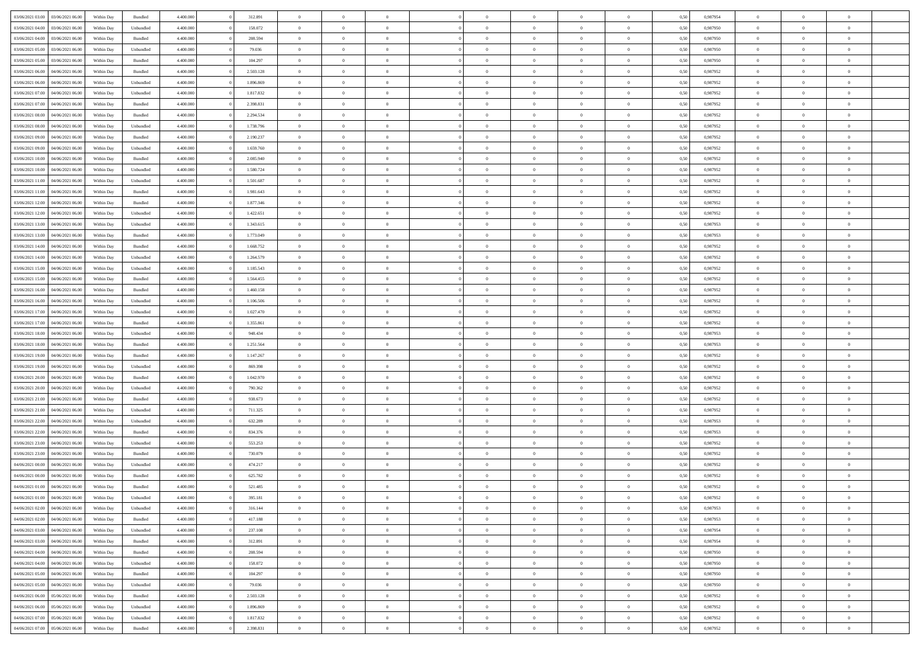| 03/06/2021 03:00 | 03/06/2021 06:00 | Within Day | Bundled | 4.400.000 | 0 | 312.891 | 0 | 0 | 0 | | 0 | 0 | 0 | 0 | 0 | 0,50 | 0,987954 | 0 | 0 | 0 | |
|---|---|---|---|---|---|---|---|---|---|---|---|---|---|---|---|---|---|---|---|---|---|
| 03/06/2021 04:00 | 03/06/2021 06:00 | Within Day | Unbundled | 4.400.000 | 0 | 158.072 | 0 | 0 | 0 | | 0 | 0 | 0 | 0 | 0 | 0,50 | 0,987950 | 0 | 0 | 0 | |
| 03/06/2021 04:00 | 03/06/2021 06:00 | Within Day | Bundled | 4.400.000 | 0 | 208.594 | 0 | 0 | 0 | | 0 | 0 | 0 | 0 | 0 | 0,50 | 0,987950 | 0 | 0 | 0 | |
| 03/06/2021 05:00 | 03/06/2021 06:00 | Within Day | Unbundled | 4.400.000 | 0 | 79.036 | 0 | 0 | 0 | | 0 | 0 | 0 | 0 | 0 | 0,50 | 0,987950 | 0 | 0 | 0 | |
| 03/06/2021 05:00 | 03/06/2021 06:00 | Within Day | Bundled | 4.400.000 | 0 | 104.297 | 0 | 0 | 0 | | 0 | 0 | 0 | 0 | 0 | 0,50 | 0,987950 | 0 | 0 | 0 | |
| 03/06/2021 06:00 | 04/06/2021 06:00 | Within Day | Bundled | 4.400.000 | 0 | 2.503.128 | 0 | 0 | 0 | | 0 | 0 | 0 | 0 | 0 | 0,50 | 0,987952 | 0 | 0 | 0 | |
| 03/06/2021 06:00 | 04/06/2021 06:00 | Within Day | Unbundled | 4.400.000 | 0 | 1.896.869 | 0 | 0 | 0 | | 0 | 0 | 0 | 0 | 0 | 0,50 | 0,987952 | 0 | 0 | 0 | |
| 03/06/2021 07:00 | 04/06/2021 06:00 | Within Day | Unbundled | 4.400.000 | 0 | 1.817.832 | 0 | 0 | 0 | | 0 | 0 | 0 | 0 | 0 | 0,50 | 0,987952 | 0 | 0 | 0 | |
| 03/06/2021 07:00 | 04/06/2021 06:00 | Within Day | Bundled | 4.400.000 | 0 | 2.398.831 | 0 | 0 | 0 | | 0 | 0 | 0 | 0 | 0 | 0,50 | 0,987952 | 0 | 0 | 0 | |
| 03/06/2021 08:00 | 04/06/2021 06:00 | Within Day | Bundled | 4.400.000 | 0 | 2.294.534 | 0 | 0 | 0 | | 0 | 0 | 0 | 0 | 0 | 0,50 | 0,987952 | 0 | 0 | 0 | |
| 03/06/2021 08:00 | 04/06/2021 06:00 | Within Day | Unbundled | 4.400.000 | 0 | 1.738.796 | 0 | 0 | 0 | | 0 | 0 | 0 | 0 | 0 | 0,50 | 0,987952 | 0 | 0 | 0 | |
| 03/06/2021 09:00 | 04/06/2021 06:00 | Within Day | Bundled | 4.400.000 | 0 | 2.190.237 | 0 | 0 | 0 | | 0 | 0 | 0 | 0 | 0 | 0,50 | 0,987952 | 0 | 0 | 0 | |
| 03/06/2021 09:00 | 04/06/2021 06:00 | Within Day | Unbundled | 4.400.000 | 0 | 1.659.760 | 0 | 0 | 0 | | 0 | 0 | 0 | 0 | 0 | 0,50 | 0,987952 | 0 | 0 | 0 | |
| 03/06/2021 10:00 | 04/06/2021 06:00 | Within Day | Bundled | 4.400.000 | 0 | 2.085.940 | 0 | 0 | 0 | | 0 | 0 | 0 | 0 | 0 | 0,50 | 0,987952 | 0 | 0 | 0 | |
| 03/06/2021 10:00 | 04/06/2021 06:00 | Within Day | Unbundled | 4.400.000 | 0 | 1.580.724 | 0 | 0 | 0 | | 0 | 0 | 0 | 0 | 0 | 0,50 | 0,987952 | 0 | 0 | 0 | |
| 03/06/2021 11:00 | 04/06/2021 06:00 | Within Day | Unbundled | 4.400.000 | 0 | 1.501.687 | 0 | 0 | 0 | | 0 | 0 | 0 | 0 | 0 | 0,50 | 0,987952 | 0 | 0 | 0 | |
| 03/06/2021 11:00 | 04/06/2021 06:00 | Within Day | Bundled | 4.400.000 | 0 | 1.981.643 | 0 | 0 | 0 | | 0 | 0 | 0 | 0 | 0 | 0,50 | 0,987952 | 0 | 0 | 0 | |
| 03/06/2021 12:00 | 04/06/2021 06:00 | Within Day | Bundled | 4.400.000 | 0 | 1.877.346 | 0 | 0 | 0 | | 0 | 0 | 0 | 0 | 0 | 0,50 | 0,987952 | 0 | 0 | 0 | |
| 03/06/2021 12:00 | 04/06/2021 06:00 | Within Day | Unbundled | 4.400.000 | 0 | 1.422.651 | 0 | 0 | 0 | | 0 | 0 | 0 | 0 | 0 | 0,50 | 0,987952 | 0 | 0 | 0 | |
| 03/06/2021 13:00 | 04/06/2021 06:00 | Within Day | Unbundled | 4.400.000 | 0 | 1.343.615 | 0 | 0 | 0 | | 0 | 0 | 0 | 0 | 0 | 0,50 | 0,987953 | 0 | 0 | 0 | |
| 03/06/2021 13:00 | 04/06/2021 06:00 | Within Day | Bundled | 4.400.000 | 0 | 1.773.049 | 0 | 0 | 0 | | 0 | 0 | 0 | 0 | 0 | 0,50 | 0,987953 | 0 | 0 | 0 | |
| 03/06/2021 14:00 | 04/06/2021 06:00 | Within Day | Bundled | 4.400.000 | 0 | 1.668.752 | 0 | 0 | 0 | | 0 | 0 | 0 | 0 | 0 | 0,50 | 0,987952 | 0 | 0 | 0 | |
| 03/06/2021 14:00 | 04/06/2021 06:00 | Within Day | Unbundled | 4.400.000 | 0 | 1.264.579 | 0 | 0 | 0 | | 0 | 0 | 0 | 0 | 0 | 0,50 | 0,987952 | 0 | 0 | 0 | |
| 03/06/2021 15:00 | 04/06/2021 06:00 | Within Day | Unbundled | 4.400.000 | 0 | 1.185.543 | 0 | 0 | 0 | | 0 | 0 | 0 | 0 | 0 | 0,50 | 0,987952 | 0 | 0 | 0 | |
| 03/06/2021 15:00 | 04/06/2021 06:00 | Within Day | Bundled | 4.400.000 | 0 | 1.564.455 | 0 | 0 | 0 | | 0 | 0 | 0 | 0 | 0 | 0,50 | 0,987952 | 0 | 0 | 0 | |
| 03/06/2021 16:00 | 04/06/2021 06:00 | Within Day | Bundled | 4.400.000 | 0 | 1.460.158 | 0 | 0 | 0 | | 0 | 0 | 0 | 0 | 0 | 0,50 | 0,987952 | 0 | 0 | 0 | |
| 03/06/2021 16:00 | 04/06/2021 06:00 | Within Day | Unbundled | 4.400.000 | 0 | 1.106.506 | 0 | 0 | 0 | | 0 | 0 | 0 | 0 | 0 | 0,50 | 0,987952 | 0 | 0 | 0 | |
| 03/06/2021 17:00 | 04/06/2021 06:00 | Within Day | Unbundled | 4.400.000 | 0 | 1.027.470 | 0 | 0 | 0 | | 0 | 0 | 0 | 0 | 0 | 0,50 | 0,987952 | 0 | 0 | 0 | |
| 03/06/2021 17:00 | 04/06/2021 06:00 | Within Day | Bundled | 4.400.000 | 0 | 1.355.861 | 0 | 0 | 0 | | 0 | 0 | 0 | 0 | 0 | 0,50 | 0,987952 | 0 | 0 | 0 | |
| 03/06/2021 18:00 | 04/06/2021 06:00 | Within Day | Unbundled | 4.400.000 | 0 | 948.434 | 0 | 0 | 0 | | 0 | 0 | 0 | 0 | 0 | 0,50 | 0,987953 | 0 | 0 | 0 | |
| 03/06/2021 18:00 | 04/06/2021 06:00 | Within Day | Bundled | 4.400.000 | 0 | 1.251.564 | 0 | 0 | 0 | | 0 | 0 | 0 | 0 | 0 | 0,50 | 0,987953 | 0 | 0 | 0 | |
| 03/06/2021 19:00 | 04/06/2021 06:00 | Within Day | Bundled | 4.400.000 | 0 | 1.147.267 | 0 | 0 | 0 | | 0 | 0 | 0 | 0 | 0 | 0,50 | 0,987952 | 0 | 0 | 0 | |
| 03/06/2021 19:00 | 04/06/2021 06:00 | Within Day | Unbundled | 4.400.000 | 0 | 869.398 | 0 | 0 | 0 | | 0 | 0 | 0 | 0 | 0 | 0,50 | 0,987952 | 0 | 0 | 0 | |
| 03/06/2021 20:00 | 04/06/2021 06:00 | Within Day | Bundled | 4.400.000 | 0 | 1.042.970 | 0 | 0 | 0 | | 0 | 0 | 0 | 0 | 0 | 0,50 | 0,987952 | 0 | 0 | 0 | |
| 03/06/2021 20:00 | 04/06/2021 06:00 | Within Day | Unbundled | 4.400.000 | 0 | 790.362 | 0 | 0 | 0 | | 0 | 0 | 0 | 0 | 0 | 0,50 | 0,987952 | 0 | 0 | 0 | |
| 03/06/2021 21:00 | 04/06/2021 06:00 | Within Day | Bundled | 4.400.000 | 0 | 938.673 | 0 | 0 | 0 | | 0 | 0 | 0 | 0 | 0 | 0,50 | 0,987952 | 0 | 0 | 0 | |
| 03/06/2021 21:00 | 04/06/2021 06:00 | Within Day | Unbundled | 4.400.000 | 0 | 711.325 | 0 | 0 | 0 | | 0 | 0 | 0 | 0 | 0 | 0,50 | 0,987952 | 0 | 0 | 0 | |
| 03/06/2021 22:00 | 04/06/2021 06:00 | Within Day | Unbundled | 4.400.000 | 0 | 632.289 | 0 | 0 | 0 | | 0 | 0 | 0 | 0 | 0 | 0,50 | 0,987953 | 0 | 0 | 0 | |
| 03/06/2021 22:00 | 04/06/2021 06:00 | Within Day | Bundled | 4.400.000 | 0 | 834.376 | 0 | 0 | 0 | | 0 | 0 | 0 | 0 | 0 | 0,50 | 0,987953 | 0 | 0 | 0 | |
| 03/06/2021 23:00 | 04/06/2021 06:00 | Within Day | Unbundled | 4.400.000 | 0 | 553.253 | 0 | 0 | 0 | | 0 | 0 | 0 | 0 | 0 | 0,50 | 0,987952 | 0 | 0 | 0 | |
| 03/06/2021 23:00 | 04/06/2021 06:00 | Within Day | Bundled | 4.400.000 | 0 | 730.079 | 0 | 0 | 0 | | 0 | 0 | 0 | 0 | 0 | 0,50 | 0,987952 | 0 | 0 | 0 | |
| 04/06/2021 00:00 | 04/06/2021 06:00 | Within Day | Unbundled | 4.400.000 | 0 | 474.217 | 0 | 0 | 0 | | 0 | 0 | 0 | 0 | 0 | 0,50 | 0,987952 | 0 | 0 | 0 | |
| 04/06/2021 00:00 | 04/06/2021 06:00 | Within Day | Bundled | 4.400.000 | 0 | 625.782 | 0 | 0 | 0 | | 0 | 0 | 0 | 0 | 0 | 0,50 | 0,987952 | 0 | 0 | 0 | |
| 04/06/2021 01:00 | 04/06/2021 06:00 | Within Day | Bundled | 4.400.000 | 0 | 521.485 | 0 | 0 | 0 | | 0 | 0 | 0 | 0 | 0 | 0,50 | 0,987952 | 0 | 0 | 0 | |
| 04/06/2021 01:00 | 04/06/2021 06:00 | Within Day | Unbundled | 4.400.000 | 0 | 395.181 | 0 | 0 | 0 | | 0 | 0 | 0 | 0 | 0 | 0,50 | 0,987952 | 0 | 0 | 0 | |
| 04/06/2021 02:00 | 04/06/2021 06:00 | Within Day | Unbundled | 4.400.000 | 0 | 316.144 | 0 | 0 | 0 | | 0 | 0 | 0 | 0 | 0 | 0,50 | 0,987953 | 0 | 0 | 0 | |
| 04/06/2021 02:00 | 04/06/2021 06:00 | Within Day | Bundled | 4.400.000 | 0 | 417.188 | 0 | 0 | 0 | | 0 | 0 | 0 | 0 | 0 | 0,50 | 0,987953 | 0 | 0 | 0 | |
| 04/06/2021 03:00 | 04/06/2021 06:00 | Within Day | Unbundled | 4.400.000 | 0 | 237.108 | 0 | 0 | 0 | | 0 | 0 | 0 | 0 | 0 | 0,50 | 0,987954 | 0 | 0 | 0 | |
| 04/06/2021 03:00 | 04/06/2021 06:00 | Within Day | Bundled | 4.400.000 | 0 | 312.891 | 0 | 0 | 0 | | 0 | 0 | 0 | 0 | 0 | 0,50 | 0,987954 | 0 | 0 | 0 | |
| 04/06/2021 04:00 | 04/06/2021 06:00 | Within Day | Bundled | 4.400.000 | 0 | 208.594 | 0 | 0 | 0 | | 0 | 0 | 0 | 0 | 0 | 0,50 | 0,987950 | 0 | 0 | 0 | |
| 04/06/2021 04:00 | 04/06/2021 06:00 | Within Day | Unbundled | 4.400.000 | 0 | 158.072 | 0 | 0 | 0 | | 0 | 0 | 0 | 0 | 0 | 0,50 | 0,987950 | 0 | 0 | 0 | |
| 04/06/2021 05:00 | 04/06/2021 06:00 | Within Day | Bundled | 4.400.000 | 0 | 104.297 | 0 | 0 | 0 | | 0 | 0 | 0 | 0 | 0 | 0,50 | 0,987950 | 0 | 0 | 0 | |
| 04/06/2021 05:00 | 04/06/2021 06:00 | Within Day | Unbundled | 4.400.000 | 0 | 79.036 | 0 | 0 | 0 | | 0 | 0 | 0 | 0 | 0 | 0,50 | 0,987950 | 0 | 0 | 0 | |
| 04/06/2021 06:00 | 05/06/2021 06:00 | Within Day | Bundled | 4.400.000 | 0 | 2.503.128 | 0 | 0 | 0 | | 0 | 0 | 0 | 0 | 0 | 0,50 | 0,987952 | 0 | 0 | 0 | |
| 04/06/2021 06:00 | 05/06/2021 06:00 | Within Day | Unbundled | 4.400.000 | 0 | 1.896.869 | 0 | 0 | 0 | | 0 | 0 | 0 | 0 | 0 | 0,50 | 0,987952 | 0 | 0 | 0 | |
| 04/06/2021 07:00 | 05/06/2021 06:00 | Within Day | Unbundled | 4.400.000 | 0 | 1.817.832 | 0 | 0 | 0 | | 0 | 0 | 0 | 0 | 0 | 0,50 | 0,987952 | 0 | 0 | 0 | |
| 04/06/2021 07:00 | 05/06/2021 06:00 | Within Day | Bundled | 4.400.000 | 0 | 2.398.831 | 0 | 0 | 0 | | 0 | 0 | 0 | 0 | 0 | 0,50 | 0,987952 | 0 | 0 | 0 | |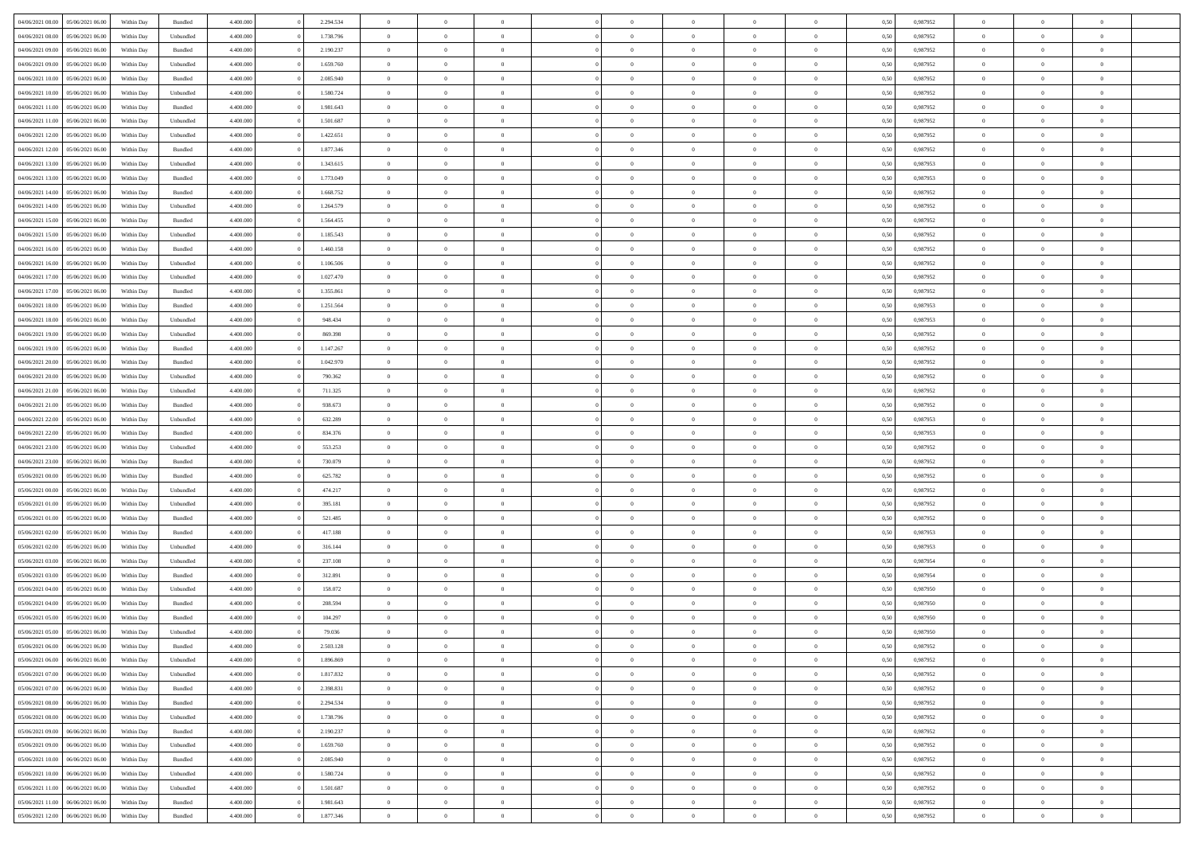| 04/06/2021 08:00 | 05/06/2021 06:00 | Within Day | Bundled | 4.400.000 | 0 | 2.294.534 | 0 | 0 | 0 | | 0 | 0 | 0 | 0 | 0,50 | 0,987952 | 0 | 0 | 0 | |
|---|---|---|---|---|---|---|---|---|---|---|---|---|---|---|---|---|---|---|---|---|
| 04/06/2021 08:00 | 05/06/2021 06:00 | Within Day | Unbundled | 4.400.000 | 0 | 1.738.796 | 0 | 0 | 0 | | 0 | 0 | 0 | 0 | 0,50 | 0,987952 | 0 | 0 | 0 | |
| 04/06/2021 09:00 | 05/06/2021 06:00 | Within Day | Bundled | 4.400.000 | 0 | 2.190.237 | 0 | 0 | 0 | | 0 | 0 | 0 | 0 | 0,50 | 0,987952 | 0 | 0 | 0 | |
| 04/06/2021 09:00 | 05/06/2021 06:00 | Within Day | Unbundled | 4.400.000 | 0 | 1.659.760 | 0 | 0 | 0 | | 0 | 0 | 0 | 0 | 0,50 | 0,987952 | 0 | 0 | 0 | |
| 04/06/2021 10:00 | 05/06/2021 06:00 | Within Day | Bundled | 4.400.000 | 0 | 2.085.940 | 0 | 0 | 0 | | 0 | 0 | 0 | 0 | 0,50 | 0,987952 | 0 | 0 | 0 | |
| 04/06/2021 10:00 | 05/06/2021 06:00 | Within Day | Unbundled | 4.400.000 | 0 | 1.580.724 | 0 | 0 | 0 | | 0 | 0 | 0 | 0 | 0,50 | 0,987952 | 0 | 0 | 0 | |
| 04/06/2021 11:00 | 05/06/2021 06:00 | Within Day | Bundled | 4.400.000 | 0 | 1.981.643 | 0 | 0 | 0 | | 0 | 0 | 0 | 0 | 0,50 | 0,987952 | 0 | 0 | 0 | |
| 04/06/2021 11:00 | 05/06/2021 06:00 | Within Day | Unbundled | 4.400.000 | 0 | 1.501.687 | 0 | 0 | 0 | | 0 | 0 | 0 | 0 | 0,50 | 0,987952 | 0 | 0 | 0 | |
| 04/06/2021 12:00 | 05/06/2021 06:00 | Within Day | Unbundled | 4.400.000 | 0 | 1.422.651 | 0 | 0 | 0 | | 0 | 0 | 0 | 0 | 0,50 | 0,987952 | 0 | 0 | 0 | |
| 04/06/2021 12:00 | 05/06/2021 06:00 | Within Day | Bundled | 4.400.000 | 0 | 1.877.346 | 0 | 0 | 0 | | 0 | 0 | 0 | 0 | 0,50 | 0,987952 | 0 | 0 | 0 | |
| 04/06/2021 13:00 | 05/06/2021 06:00 | Within Day | Unbundled | 4.400.000 | 0 | 1.343.615 | 0 | 0 | 0 | | 0 | 0 | 0 | 0 | 0,50 | 0,987953 | 0 | 0 | 0 | |
| 04/06/2021 13:00 | 05/06/2021 06:00 | Within Day | Bundled | 4.400.000 | 0 | 1.773.049 | 0 | 0 | 0 | | 0 | 0 | 0 | 0 | 0,50 | 0,987953 | 0 | 0 | 0 | |
| 04/06/2021 14:00 | 05/06/2021 06:00 | Within Day | Bundled | 4.400.000 | 0 | 1.668.752 | 0 | 0 | 0 | | 0 | 0 | 0 | 0 | 0,50 | 0,987952 | 0 | 0 | 0 | |
| 04/06/2021 14:00 | 05/06/2021 06:00 | Within Day | Unbundled | 4.400.000 | 0 | 1.264.579 | 0 | 0 | 0 | | 0 | 0 | 0 | 0 | 0,50 | 0,987952 | 0 | 0 | 0 | |
| 04/06/2021 15:00 | 05/06/2021 06:00 | Within Day | Bundled | 4.400.000 | 0 | 1.564.455 | 0 | 0 | 0 | | 0 | 0 | 0 | 0 | 0,50 | 0,987952 | 0 | 0 | 0 | |
| 04/06/2021 15:00 | 05/06/2021 06:00 | Within Day | Unbundled | 4.400.000 | 0 | 1.185.543 | 0 | 0 | 0 | | 0 | 0 | 0 | 0 | 0,50 | 0,987952 | 0 | 0 | 0 | |
| 04/06/2021 16:00 | 05/06/2021 06:00 | Within Day | Bundled | 4.400.000 | 0 | 1.460.158 | 0 | 0 | 0 | | 0 | 0 | 0 | 0 | 0,50 | 0,987952 | 0 | 0 | 0 | |
| 04/06/2021 16:00 | 05/06/2021 06:00 | Within Day | Unbundled | 4.400.000 | 0 | 1.106.506 | 0 | 0 | 0 | | 0 | 0 | 0 | 0 | 0,50 | 0,987952 | 0 | 0 | 0 | |
| 04/06/2021 17:00 | 05/06/2021 06:00 | Within Day | Unbundled | 4.400.000 | 0 | 1.027.470 | 0 | 0 | 0 | | 0 | 0 | 0 | 0 | 0,50 | 0,987952 | 0 | 0 | 0 | |
| 04/06/2021 17:00 | 05/06/2021 06:00 | Within Day | Bundled | 4.400.000 | 0 | 1.355.861 | 0 | 0 | 0 | | 0 | 0 | 0 | 0 | 0,50 | 0,987952 | 0 | 0 | 0 | |
| 04/06/2021 18:00 | 05/06/2021 06:00 | Within Day | Bundled | 4.400.000 | 0 | 1.251.564 | 0 | 0 | 0 | | 0 | 0 | 0 | 0 | 0,50 | 0,987953 | 0 | 0 | 0 | |
| 04/06/2021 18:00 | 05/06/2021 06:00 | Within Day | Unbundled | 4.400.000 | 0 | 948.434 | 0 | 0 | 0 | | 0 | 0 | 0 | 0 | 0,50 | 0,987953 | 0 | 0 | 0 | |
| 04/06/2021 19:00 | 05/06/2021 06:00 | Within Day | Unbundled | 4.400.000 | 0 | 869.398 | 0 | 0 | 0 | | 0 | 0 | 0 | 0 | 0,50 | 0,987952 | 0 | 0 | 0 | |
| 04/06/2021 19:00 | 05/06/2021 06:00 | Within Day | Bundled | 4.400.000 | 0 | 1.147.267 | 0 | 0 | 0 | | 0 | 0 | 0 | 0 | 0,50 | 0,987952 | 0 | 0 | 0 | |
| 04/06/2021 20:00 | 05/06/2021 06:00 | Within Day | Bundled | 4.400.000 | 0 | 1.042.970 | 0 | 0 | 0 | | 0 | 0 | 0 | 0 | 0,50 | 0,987952 | 0 | 0 | 0 | |
| 04/06/2021 20:00 | 05/06/2021 06:00 | Within Day | Unbundled | 4.400.000 | 0 | 790.362 | 0 | 0 | 0 | | 0 | 0 | 0 | 0 | 0,50 | 0,987952 | 0 | 0 | 0 | |
| 04/06/2021 21:00 | 05/06/2021 06:00 | Within Day | Unbundled | 4.400.000 | 0 | 711.325 | 0 | 0 | 0 | | 0 | 0 | 0 | 0 | 0,50 | 0,987952 | 0 | 0 | 0 | |
| 04/06/2021 21:00 | 05/06/2021 06:00 | Within Day | Bundled | 4.400.000 | 0 | 938.673 | 0 | 0 | 0 | | 0 | 0 | 0 | 0 | 0,50 | 0,987952 | 0 | 0 | 0 | |
| 04/06/2021 22:00 | 05/06/2021 06:00 | Within Day | Unbundled | 4.400.000 | 0 | 632.289 | 0 | 0 | 0 | | 0 | 0 | 0 | 0 | 0,50 | 0,987953 | 0 | 0 | 0 | |
| 04/06/2021 22:00 | 05/06/2021 06:00 | Within Day | Bundled | 4.400.000 | 0 | 834.376 | 0 | 0 | 0 | | 0 | 0 | 0 | 0 | 0,50 | 0,987953 | 0 | 0 | 0 | |
| 04/06/2021 23:00 | 05/06/2021 06:00 | Within Day | Unbundled | 4.400.000 | 0 | 553.253 | 0 | 0 | 0 | | 0 | 0 | 0 | 0 | 0,50 | 0,987952 | 0 | 0 | 0 | |
| 04/06/2021 23:00 | 05/06/2021 06:00 | Within Day | Bundled | 4.400.000 | 0 | 730.079 | 0 | 0 | 0 | | 0 | 0 | 0 | 0 | 0,50 | 0,987952 | 0 | 0 | 0 | |
| 05/06/2021 00:00 | 05/06/2021 06:00 | Within Day | Bundled | 4.400.000 | 0 | 625.782 | 0 | 0 | 0 | | 0 | 0 | 0 | 0 | 0,50 | 0,987952 | 0 | 0 | 0 | |
| 05/06/2021 00:00 | 05/06/2021 06:00 | Within Day | Unbundled | 4.400.000 | 0 | 474.217 | 0 | 0 | 0 | | 0 | 0 | 0 | 0 | 0,50 | 0,987952 | 0 | 0 | 0 | |
| 05/06/2021 01:00 | 05/06/2021 06:00 | Within Day | Unbundled | 4.400.000 | 0 | 395.181 | 0 | 0 | 0 | | 0 | 0 | 0 | 0 | 0,50 | 0,987952 | 0 | 0 | 0 | |
| 05/06/2021 01:00 | 05/06/2021 06:00 | Within Day | Bundled | 4.400.000 | 0 | 521.485 | 0 | 0 | 0 | | 0 | 0 | 0 | 0 | 0,50 | 0,987952 | 0 | 0 | 0 | |
| 05/06/2021 02:00 | 05/06/2021 06:00 | Within Day | Bundled | 4.400.000 | 0 | 417.188 | 0 | 0 | 0 | | 0 | 0 | 0 | 0 | 0,50 | 0,987953 | 0 | 0 | 0 | |
| 05/06/2021 02:00 | 05/06/2021 06:00 | Within Day | Unbundled | 4.400.000 | 0 | 316.144 | 0 | 0 | 0 | | 0 | 0 | 0 | 0 | 0,50 | 0,987953 | 0 | 0 | 0 | |
| 05/06/2021 03:00 | 05/06/2021 06:00 | Within Day | Unbundled | 4.400.000 | 0 | 237.108 | 0 | 0 | 0 | | 0 | 0 | 0 | 0 | 0,50 | 0,987954 | 0 | 0 | 0 | |
| 05/06/2021 03:00 | 05/06/2021 06:00 | Within Day | Bundled | 4.400.000 | 0 | 312.891 | 0 | 0 | 0 | | 0 | 0 | 0 | 0 | 0,50 | 0,987954 | 0 | 0 | 0 | |
| 05/06/2021 04:00 | 05/06/2021 06:00 | Within Day | Unbundled | 4.400.000 | 0 | 158.072 | 0 | 0 | 0 | | 0 | 0 | 0 | 0 | 0,50 | 0,987950 | 0 | 0 | 0 | |
| 05/06/2021 04:00 | 05/06/2021 06:00 | Within Day | Bundled | 4.400.000 | 0 | 208.594 | 0 | 0 | 0 | | 0 | 0 | 0 | 0 | 0,50 | 0,987950 | 0 | 0 | 0 | |
| 05/06/2021 05:00 | 05/06/2021 06:00 | Within Day | Bundled | 4.400.000 | 0 | 104.297 | 0 | 0 | 0 | | 0 | 0 | 0 | 0 | 0,50 | 0,987950 | 0 | 0 | 0 | |
| 05/06/2021 05:00 | 05/06/2021 06:00 | Within Day | Unbundled | 4.400.000 | 0 | 79.036 | 0 | 0 | 0 | | 0 | 0 | 0 | 0 | 0,50 | 0,987950 | 0 | 0 | 0 | |
| 05/06/2021 06:00 | 06/06/2021 06:00 | Within Day | Bundled | 4.400.000 | 0 | 2.503.128 | 0 | 0 | 0 | | 0 | 0 | 0 | 0 | 0,50 | 0,987952 | 0 | 0 | 0 | |
| 05/06/2021 06:00 | 06/06/2021 06:00 | Within Day | Unbundled | 4.400.000 | 0 | 1.896.869 | 0 | 0 | 0 | | 0 | 0 | 0 | 0 | 0,50 | 0,987952 | 0 | 0 | 0 | |
| 05/06/2021 07:00 | 06/06/2021 06:00 | Within Day | Unbundled | 4.400.000 | 0 | 1.817.832 | 0 | 0 | 0 | | 0 | 0 | 0 | 0 | 0,50 | 0,987952 | 0 | 0 | 0 | |
| 05/06/2021 07:00 | 06/06/2021 06:00 | Within Day | Bundled | 4.400.000 | 0 | 2.398.831 | 0 | 0 | 0 | | 0 | 0 | 0 | 0 | 0,50 | 0,987952 | 0 | 0 | 0 | |
| 05/06/2021 08:00 | 06/06/2021 06:00 | Within Day | Bundled | 4.400.000 | 0 | 2.294.534 | 0 | 0 | 0 | | 0 | 0 | 0 | 0 | 0,50 | 0,987952 | 0 | 0 | 0 | |
| 05/06/2021 08:00 | 06/06/2021 06:00 | Within Day | Unbundled | 4.400.000 | 0 | 1.738.796 | 0 | 0 | 0 | | 0 | 0 | 0 | 0 | 0,50 | 0,987952 | 0 | 0 | 0 | |
| 05/06/2021 09:00 | 06/06/2021 06:00 | Within Day | Bundled | 4.400.000 | 0 | 2.190.237 | 0 | 0 | 0 | | 0 | 0 | 0 | 0 | 0,50 | 0,987952 | 0 | 0 | 0 | |
| 05/06/2021 09:00 | 06/06/2021 06:00 | Within Day | Unbundled | 4.400.000 | 0 | 1.659.760 | 0 | 0 | 0 | | 0 | 0 | 0 | 0 | 0,50 | 0,987952 | 0 | 0 | 0 | |
| 05/06/2021 10:00 | 06/06/2021 06:00 | Within Day | Bundled | 4.400.000 | 0 | 2.085.940 | 0 | 0 | 0 | | 0 | 0 | 0 | 0 | 0,50 | 0,987952 | 0 | 0 | 0 | |
| 05/06/2021 10:00 | 06/06/2021 06:00 | Within Day | Unbundled | 4.400.000 | 0 | 1.580.724 | 0 | 0 | 0 | | 0 | 0 | 0 | 0 | 0,50 | 0,987952 | 0 | 0 | 0 | |
| 05/06/2021 11:00 | 06/06/2021 06:00 | Within Day | Unbundled | 4.400.000 | 0 | 1.501.687 | 0 | 0 | 0 | | 0 | 0 | 0 | 0 | 0,50 | 0,987952 | 0 | 0 | 0 | |
| 05/06/2021 11:00 | 06/06/2021 06:00 | Within Day | Bundled | 4.400.000 | 0 | 1.981.643 | 0 | 0 | 0 | | 0 | 0 | 0 | 0 | 0,50 | 0,987952 | 0 | 0 | 0 | |
| 05/06/2021 12:00 | 06/06/2021 06:00 | Within Day | Bundled | 4.400.000 | 0 | 1.877.346 | 0 | 0 | 0 | | 0 | 0 | 0 | 0 | 0,50 | 0,987952 | 0 | 0 | 0 | |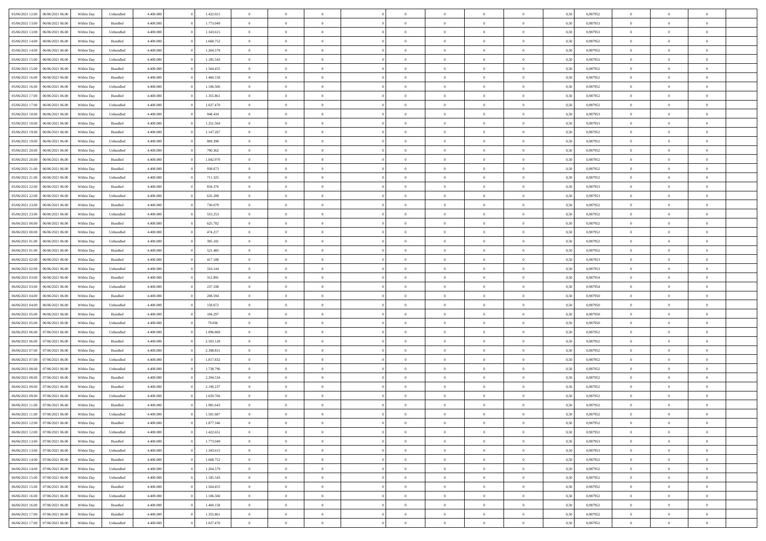| | | | | | | | | | | | | | | | | | | | | |
|---|---|---|---|---|---|---|---|---|---|---|---|---|---|---|---|---|---|---|---|---|
| 05/06/2021 12:00 | 06/06/2021 06:00 | Within Day | Unbundled | 4.400.000 | 0 | 1.422.651 | 0 | 0 | 0 | | 0 | 0 | 0 | 0 | 0,50 | 0,987952 | 0 | 0 | 0 | |
| 05/06/2021 13:00 | 06/06/2021 06:00 | Within Day | Bundled | 4.400.000 | 0 | 1.773.049 | 0 | 0 | 0 | | 0 | 0 | 0 | 0 | 0,50 | 0,987953 | 0 | 0 | 0 | |
| 05/06/2021 13:00 | 06/06/2021 06:00 | Within Day | Unbundled | 4.400.000 | 0 | 1.343.615 | 0 | 0 | 0 | | 0 | 0 | 0 | 0 | 0,50 | 0,987953 | 0 | 0 | 0 | |
| 05/06/2021 14:00 | 06/06/2021 06:00 | Within Day | Bundled | 4.400.000 | 0 | 1.668.752 | 0 | 0 | 0 | | 0 | 0 | 0 | 0 | 0,50 | 0,987952 | 0 | 0 | 0 | |
| 05/06/2021 14:00 | 06/06/2021 06:00 | Within Day | Unbundled | 4.400.000 | 0 | 1.264.579 | 0 | 0 | 0 | | 0 | 0 | 0 | 0 | 0,50 | 0,987952 | 0 | 0 | 0 | |
| 05/06/2021 15:00 | 06/06/2021 06:00 | Within Day | Unbundled | 4.400.000 | 0 | 1.185.543 | 0 | 0 | 0 | | 0 | 0 | 0 | 0 | 0,50 | 0,987952 | 0 | 0 | 0 | |
| 05/06/2021 15:00 | 06/06/2021 06:00 | Within Day | Bundled | 4.400.000 | 0 | 1.564.455 | 0 | 0 | 0 | | 0 | 0 | 0 | 0 | 0,50 | 0,987952 | 0 | 0 | 0 | |
| 05/06/2021 16:00 | 06/06/2021 06:00 | Within Day | Bundled | 4.400.000 | 0 | 1.460.158 | 0 | 0 | 0 | | 0 | 0 | 0 | 0 | 0,50 | 0,987952 | 0 | 0 | 0 | |
| 05/06/2021 16:00 | 06/06/2021 06:00 | Within Day | Unbundled | 4.400.000 | 0 | 1.106.506 | 0 | 0 | 0 | | 0 | 0 | 0 | 0 | 0,50 | 0,987952 | 0 | 0 | 0 | |
| 05/06/2021 17:00 | 06/06/2021 06:00 | Within Day | Bundled | 4.400.000 | 0 | 1.355.861 | 0 | 0 | 0 | | 0 | 0 | 0 | 0 | 0,50 | 0,987952 | 0 | 0 | 0 | |
| 05/06/2021 17:00 | 06/06/2021 06:00 | Within Day | Unbundled | 4.400.000 | 0 | 1.027.470 | 0 | 0 | 0 | | 0 | 0 | 0 | 0 | 0,50 | 0,987952 | 0 | 0 | 0 | |
| 05/06/2021 18:00 | 06/06/2021 06:00 | Within Day | Unbundled | 4.400.000 | 0 | 948.434 | 0 | 0 | 0 | | 0 | 0 | 0 | 0 | 0,50 | 0,987953 | 0 | 0 | 0 | |
| 05/06/2021 18:00 | 06/06/2021 06:00 | Within Day | Bundled | 4.400.000 | 0 | 1.251.564 | 0 | 0 | 0 | | 0 | 0 | 0 | 0 | 0,50 | 0,987953 | 0 | 0 | 0 | |
| 05/06/2021 19:00 | 06/06/2021 06:00 | Within Day | Bundled | 4.400.000 | 0 | 1.147.267 | 0 | 0 | 0 | | 0 | 0 | 0 | 0 | 0,50 | 0,987952 | 0 | 0 | 0 | |
| 05/06/2021 19:00 | 06/06/2021 06:00 | Within Day | Unbundled | 4.400.000 | 0 | 869.398 | 0 | 0 | 0 | | 0 | 0 | 0 | 0 | 0,50 | 0,987952 | 0 | 0 | 0 | |
| 05/06/2021 20:00 | 06/06/2021 06:00 | Within Day | Unbundled | 4.400.000 | 0 | 790.362 | 0 | 0 | 0 | | 0 | 0 | 0 | 0 | 0,50 | 0,987952 | 0 | 0 | 0 | |
| 05/06/2021 20:00 | 06/06/2021 06:00 | Within Day | Bundled | 4.400.000 | 0 | 1.042.970 | 0 | 0 | 0 | | 0 | 0 | 0 | 0 | 0,50 | 0,987952 | 0 | 0 | 0 | |
| 05/06/2021 21:00 | 06/06/2021 06:00 | Within Day | Bundled | 4.400.000 | 0 | 938.673 | 0 | 0 | 0 | | 0 | 0 | 0 | 0 | 0,50 | 0,987952 | 0 | 0 | 0 | |
| 05/06/2021 21:00 | 06/06/2021 06:00 | Within Day | Unbundled | 4.400.000 | 0 | 711.325 | 0 | 0 | 0 | | 0 | 0 | 0 | 0 | 0,50 | 0,987952 | 0 | 0 | 0 | |
| 05/06/2021 22:00 | 06/06/2021 06:00 | Within Day | Bundled | 4.400.000 | 0 | 834.376 | 0 | 0 | 0 | | 0 | 0 | 0 | 0 | 0,50 | 0,987953 | 0 | 0 | 0 | |
| 05/06/2021 22:00 | 06/06/2021 06:00 | Within Day | Unbundled | 4.400.000 | 0 | 632.289 | 0 | 0 | 0 | | 0 | 0 | 0 | 0 | 0,50 | 0,987953 | 0 | 0 | 0 | |
| 05/06/2021 23:00 | 06/06/2021 06:00 | Within Day | Bundled | 4.400.000 | 0 | 730.079 | 0 | 0 | 0 | | 0 | 0 | 0 | 0 | 0,50 | 0,987952 | 0 | 0 | 0 | |
| 05/06/2021 23:00 | 06/06/2021 06:00 | Within Day | Unbundled | 4.400.000 | 0 | 553.253 | 0 | 0 | 0 | | 0 | 0 | 0 | 0 | 0,50 | 0,987952 | 0 | 0 | 0 | |
| 06/06/2021 00:00 | 06/06/2021 06:00 | Within Day | Bundled | 4.400.000 | 0 | 625.782 | 0 | 0 | 0 | | 0 | 0 | 0 | 0 | 0,50 | 0,987952 | 0 | 0 | 0 | |
| 06/06/2021 00:00 | 06/06/2021 06:00 | Within Day | Unbundled | 4.400.000 | 0 | 474.217 | 0 | 0 | 0 | | 0 | 0 | 0 | 0 | 0,50 | 0,987952 | 0 | 0 | 0 | |
| 06/06/2021 01:00 | 06/06/2021 06:00 | Within Day | Unbundled | 4.400.000 | 0 | 395.181 | 0 | 0 | 0 | | 0 | 0 | 0 | 0 | 0,50 | 0,987952 | 0 | 0 | 0 | |
| 06/06/2021 01:00 | 06/06/2021 06:00 | Within Day | Bundled | 4.400.000 | 0 | 521.485 | 0 | 0 | 0 | | 0 | 0 | 0 | 0 | 0,50 | 0,987952 | 0 | 0 | 0 | |
| 06/06/2021 02:00 | 06/06/2021 06:00 | Within Day | Bundled | 4.400.000 | 0 | 417.188 | 0 | 0 | 0 | | 0 | 0 | 0 | 0 | 0,50 | 0,987953 | 0 | 0 | 0 | |
| 06/06/2021 02:00 | 06/06/2021 06:00 | Within Day | Unbundled | 4.400.000 | 0 | 316.144 | 0 | 0 | 0 | | 0 | 0 | 0 | 0 | 0,50 | 0,987953 | 0 | 0 | 0 | |
| 06/06/2021 03:00 | 06/06/2021 06:00 | Within Day | Bundled | 4.400.000 | 0 | 312.891 | 0 | 0 | 0 | | 0 | 0 | 0 | 0 | 0,50 | 0,987954 | 0 | 0 | 0 | |
| 06/06/2021 03:00 | 06/06/2021 06:00 | Within Day | Unbundled | 4.400.000 | 0 | 237.108 | 0 | 0 | 0 | | 0 | 0 | 0 | 0 | 0,50 | 0,987954 | 0 | 0 | 0 | |
| 06/06/2021 04:00 | 06/06/2021 06:00 | Within Day | Bundled | 4.400.000 | 0 | 208.594 | 0 | 0 | 0 | | 0 | 0 | 0 | 0 | 0,50 | 0,987950 | 0 | 0 | 0 | |
| 06/06/2021 04:00 | 06/06/2021 06:00 | Within Day | Unbundled | 4.400.000 | 0 | 158.072 | 0 | 0 | 0 | | 0 | 0 | 0 | 0 | 0,50 | 0,987950 | 0 | 0 | 0 | |
| 06/06/2021 05:00 | 06/06/2021 06:00 | Within Day | Bundled | 4.400.000 | 0 | 104.297 | 0 | 0 | 0 | | 0 | 0 | 0 | 0 | 0,50 | 0,987950 | 0 | 0 | 0 | |
| 06/06/2021 05:00 | 06/06/2021 06:00 | Within Day | Unbundled | 4.400.000 | 0 | 79.036 | 0 | 0 | 0 | | 0 | 0 | 0 | 0 | 0,50 | 0,987950 | 0 | 0 | 0 | |
| 06/06/2021 06:00 | 07/06/2021 06:00 | Within Day | Unbundled | 4.400.000 | 0 | 1.896.869 | 0 | 0 | 0 | | 0 | 0 | 0 | 0 | 0,50 | 0,987952 | 0 | 0 | 0 | |
| 06/06/2021 06:00 | 07/06/2021 06:00 | Within Day | Bundled | 4.400.000 | 0 | 2.503.128 | 0 | 0 | 0 | | 0 | 0 | 0 | 0 | 0,50 | 0,987952 | 0 | 0 | 0 | |
| 06/06/2021 07:00 | 07/06/2021 06:00 | Within Day | Bundled | 4.400.000 | 0 | 2.398.831 | 0 | 0 | 0 | | 0 | 0 | 0 | 0 | 0,50 | 0,987952 | 0 | 0 | 0 | |
| 06/06/2021 07:00 | 07/06/2021 06:00 | Within Day | Unbundled | 4.400.000 | 0 | 1.817.832 | 0 | 0 | 0 | | 0 | 0 | 0 | 0 | 0,50 | 0,987952 | 0 | 0 | 0 | |
| 06/06/2021 08:00 | 07/06/2021 06:00 | Within Day | Unbundled | 4.400.000 | 0 | 1.738.796 | 0 | 0 | 0 | | 0 | 0 | 0 | 0 | 0,50 | 0,987952 | 0 | 0 | 0 | |
| 06/06/2021 08:00 | 07/06/2021 06:00 | Within Day | Bundled | 4.400.000 | 0 | 2.294.534 | 0 | 0 | 0 | | 0 | 0 | 0 | 0 | 0,50 | 0,987952 | 0 | 0 | 0 | |
| 06/06/2021 09:00 | 07/06/2021 06:00 | Within Day | Bundled | 4.400.000 | 0 | 2.190.237 | 0 | 0 | 0 | | 0 | 0 | 0 | 0 | 0,50 | 0,987952 | 0 | 0 | 0 | |
| 06/06/2021 09:00 | 07/06/2021 06:00 | Within Day | Unbundled | 4.400.000 | 0 | 1.659.760 | 0 | 0 | 0 | | 0 | 0 | 0 | 0 | 0,50 | 0,987952 | 0 | 0 | 0 | |
| 06/06/2021 11:00 | 07/06/2021 06:00 | Within Day | Bundled | 4.400.000 | 0 | 1.981.643 | 0 | 0 | 0 | | 0 | 0 | 0 | 0 | 0,50 | 0,987952 | 0 | 0 | 0 | |
| 06/06/2021 11:00 | 07/06/2021 06:00 | Within Day | Unbundled | 4.400.000 | 0 | 1.501.687 | 0 | 0 | 0 | | 0 | 0 | 0 | 0 | 0,50 | 0,987952 | 0 | 0 | 0 | |
| 06/06/2021 12:00 | 07/06/2021 06:00 | Within Day | Bundled | 4.400.000 | 0 | 1.877.346 | 0 | 0 | 0 | | 0 | 0 | 0 | 0 | 0,50 | 0,987952 | 0 | 0 | 0 | |
| 06/06/2021 12:00 | 07/06/2021 06:00 | Within Day | Unbundled | 4.400.000 | 0 | 1.422.651 | 0 | 0 | 0 | | 0 | 0 | 0 | 0 | 0,50 | 0,987952 | 0 | 0 | 0 | |
| 06/06/2021 13:00 | 07/06/2021 06:00 | Within Day | Bundled | 4.400.000 | 0 | 1.773.049 | 0 | 0 | 0 | | 0 | 0 | 0 | 0 | 0,50 | 0,987953 | 0 | 0 | 0 | |
| 06/06/2021 13:00 | 07/06/2021 06:00 | Within Day | Unbundled | 4.400.000 | 0 | 1.343.615 | 0 | 0 | 0 | | 0 | 0 | 0 | 0 | 0,50 | 0,987953 | 0 | 0 | 0 | |
| 06/06/2021 14:00 | 07/06/2021 06:00 | Within Day | Bundled | 4.400.000 | 0 | 1.668.752 | 0 | 0 | 0 | | 0 | 0 | 0 | 0 | 0,50 | 0,987952 | 0 | 0 | 0 | |
| 06/06/2021 14:00 | 07/06/2021 06:00 | Within Day | Unbundled | 4.400.000 | 0 | 1.264.579 | 0 | 0 | 0 | | 0 | 0 | 0 | 0 | 0,50 | 0,987952 | 0 | 0 | 0 | |
| 06/06/2021 15:00 | 07/06/2021 06:00 | Within Day | Unbundled | 4.400.000 | 0 | 1.185.543 | 0 | 0 | 0 | | 0 | 0 | 0 | 0 | 0,50 | 0,987952 | 0 | 0 | 0 | |
| 06/06/2021 15:00 | 07/06/2021 06:00 | Within Day | Bundled | 4.400.000 | 0 | 1.564.455 | 0 | 0 | 0 | | 0 | 0 | 0 | 0 | 0,50 | 0,987952 | 0 | 0 | 0 | |
| 06/06/2021 16:00 | 07/06/2021 06:00 | Within Day | Unbundled | 4.400.000 | 0 | 1.106.506 | 0 | 0 | 0 | | 0 | 0 | 0 | 0 | 0,50 | 0,987952 | 0 | 0 | 0 | |
| 06/06/2021 16:00 | 07/06/2021 06:00 | Within Day | Bundled | 4.400.000 | 0 | 1.460.158 | 0 | 0 | 0 | | 0 | 0 | 0 | 0 | 0,50 | 0,987952 | 0 | 0 | 0 | |
| 06/06/2021 17:00 | 07/06/2021 06:00 | Within Day | Bundled | 4.400.000 | 0 | 1.355.861 | 0 | 0 | 0 | | 0 | 0 | 0 | 0 | 0,50 | 0,987952 | 0 | 0 | 0 | |
| 06/06/2021 17:00 | 07/06/2021 06:00 | Within Day | Unbundled | 4.400.000 | 0 | 1.027.470 | 0 | 0 | 0 | | 0 | 0 | 0 | 0 | 0,50 | 0,987952 | 0 | 0 | 0 | |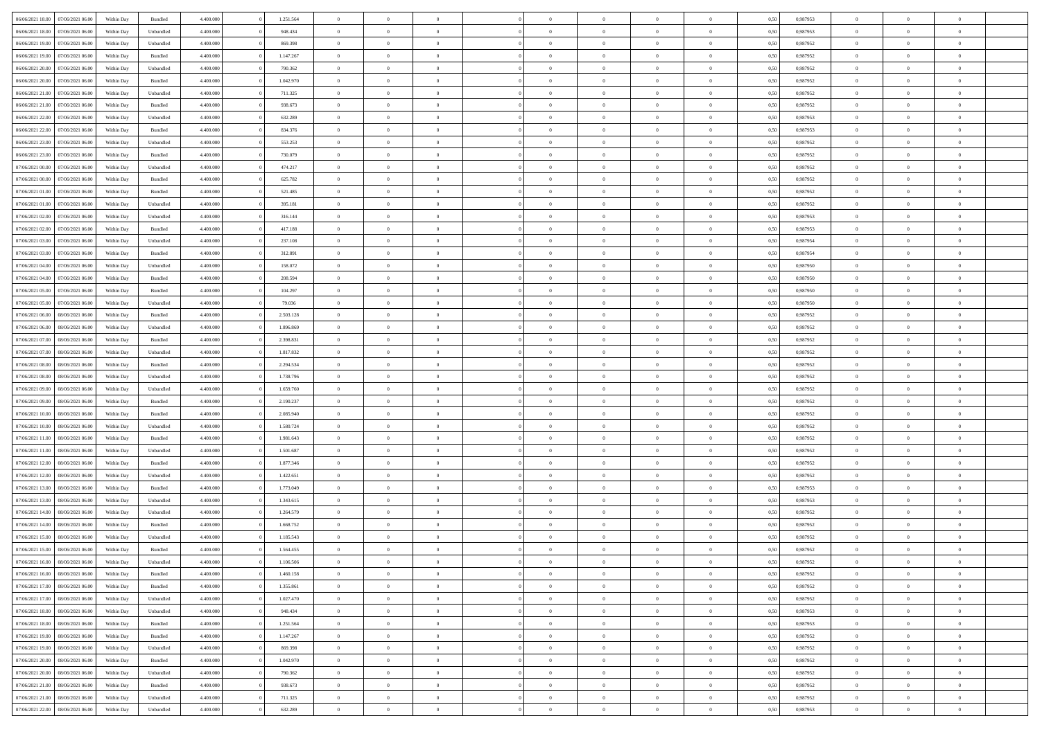| | | | | | | | | | | | | | | | | | | | | | |
|---|---|---|---|---|---|---|---|---|---|---|---|---|---|---|---|---|---|---|---|---|---|
| 06/06/2021 18:00 | 07/06/2021 06:00 | Within Day | Bundled | 4.400.000 | 0 | 1.251.564 | 0 | 0 | 0 | | 0 | 0 | 0 | 0 | 0,50 | 0,987953 | 0 | 0 | 0 | |
| 06/06/2021 18:00 | 07/06/2021 06:00 | Within Day | Unbundled | 4.400.000 | 0 | 948.434 | 0 | 0 | 0 | | 0 | 0 | 0 | 0 | 0,50 | 0,987953 | 0 | 0 | 0 | |
| 06/06/2021 19:00 | 07/06/2021 06:00 | Within Day | Unbundled | 4.400.000 | 0 | 869.398 | 0 | 0 | 0 | | 0 | 0 | 0 | 0 | 0,50 | 0,987952 | 0 | 0 | 0 | |
| 06/06/2021 19:00 | 07/06/2021 06:00 | Within Day | Bundled | 4.400.000 | 0 | 1.147.267 | 0 | 0 | 0 | | 0 | 0 | 0 | 0 | 0,50 | 0,987952 | 0 | 0 | 0 | |
| 06/06/2021 20:00 | 07/06/2021 06:00 | Within Day | Unbundled | 4.400.000 | 0 | 790.362 | 0 | 0 | 0 | | 0 | 0 | 0 | 0 | 0,50 | 0,987952 | 0 | 0 | 0 | |
| 06/06/2021 20:00 | 07/06/2021 06:00 | Within Day | Bundled | 4.400.000 | 0 | 1.042.970 | 0 | 0 | 0 | | 0 | 0 | 0 | 0 | 0,50 | 0,987952 | 0 | 0 | 0 | |
| 06/06/2021 21:00 | 07/06/2021 06:00 | Within Day | Unbundled | 4.400.000 | 0 | 711.325 | 0 | 0 | 0 | | 0 | 0 | 0 | 0 | 0,50 | 0,987952 | 0 | 0 | 0 | |
| 06/06/2021 21:00 | 07/06/2021 06:00 | Within Day | Bundled | 4.400.000 | 0 | 938.673 | 0 | 0 | 0 | | 0 | 0 | 0 | 0 | 0,50 | 0,987952 | 0 | 0 | 0 | |
| 06/06/2021 22:00 | 07/06/2021 06:00 | Within Day | Unbundled | 4.400.000 | 0 | 632.289 | 0 | 0 | 0 | | 0 | 0 | 0 | 0 | 0,50 | 0,987953 | 0 | 0 | 0 | |
| 06/06/2021 22:00 | 07/06/2021 06:00 | Within Day | Bundled | 4.400.000 | 0 | 834.376 | 0 | 0 | 0 | | 0 | 0 | 0 | 0 | 0,50 | 0,987953 | 0 | 0 | 0 | |
| 06/06/2021 23:00 | 07/06/2021 06:00 | Within Day | Unbundled | 4.400.000 | 0 | 553.253 | 0 | 0 | 0 | | 0 | 0 | 0 | 0 | 0,50 | 0,987952 | 0 | 0 | 0 | |
| 06/06/2021 23:00 | 07/06/2021 06:00 | Within Day | Bundled | 4.400.000 | 0 | 730.079 | 0 | 0 | 0 | | 0 | 0 | 0 | 0 | 0,50 | 0,987952 | 0 | 0 | 0 | |
| 07/06/2021 00:00 | 07/06/2021 06:00 | Within Day | Unbundled | 4.400.000 | 0 | 474.217 | 0 | 0 | 0 | | 0 | 0 | 0 | 0 | 0,50 | 0,987952 | 0 | 0 | 0 | |
| 07/06/2021 00:00 | 07/06/2021 06:00 | Within Day | Bundled | 4.400.000 | 0 | 625.782 | 0 | 0 | 0 | | 0 | 0 | 0 | 0 | 0,50 | 0,987952 | 0 | 0 | 0 | |
| 07/06/2021 01:00 | 07/06/2021 06:00 | Within Day | Bundled | 4.400.000 | 0 | 521.485 | 0 | 0 | 0 | | 0 | 0 | 0 | 0 | 0,50 | 0,987952 | 0 | 0 | 0 | |
| 07/06/2021 01:00 | 07/06/2021 06:00 | Within Day | Unbundled | 4.400.000 | 0 | 395.181 | 0 | 0 | 0 | | 0 | 0 | 0 | 0 | 0,50 | 0,987952 | 0 | 0 | 0 | |
| 07/06/2021 02:00 | 07/06/2021 06:00 | Within Day | Unbundled | 4.400.000 | 0 | 316.144 | 0 | 0 | 0 | | 0 | 0 | 0 | 0 | 0,50 | 0,987953 | 0 | 0 | 0 | |
| 07/06/2021 02:00 | 07/06/2021 06:00 | Within Day | Bundled | 4.400.000 | 0 | 417.188 | 0 | 0 | 0 | | 0 | 0 | 0 | 0 | 0,50 | 0,987953 | 0 | 0 | 0 | |
| 07/06/2021 03:00 | 07/06/2021 06:00 | Within Day | Unbundled | 4.400.000 | 0 | 237.108 | 0 | 0 | 0 | | 0 | 0 | 0 | 0 | 0,50 | 0,987954 | 0 | 0 | 0 | |
| 07/06/2021 03:00 | 07/06/2021 06:00 | Within Day | Bundled | 4.400.000 | 0 | 312.891 | 0 | 0 | 0 | | 0 | 0 | 0 | 0 | 0,50 | 0,987954 | 0 | 0 | 0 | |
| 07/06/2021 04:00 | 07/06/2021 06:00 | Within Day | Unbundled | 4.400.000 | 0 | 158.072 | 0 | 0 | 0 | | 0 | 0 | 0 | 0 | 0,50 | 0,987950 | 0 | 0 | 0 | |
| 07/06/2021 04:00 | 07/06/2021 06:00 | Within Day | Bundled | 4.400.000 | 0 | 208.594 | 0 | 0 | 0 | | 0 | 0 | 0 | 0 | 0,50 | 0,987950 | 0 | 0 | 0 | |
| 07/06/2021 05:00 | 07/06/2021 06:00 | Within Day | Bundled | 4.400.000 | 0 | 104.297 | 0 | 0 | 0 | | 0 | 0 | 0 | 0 | 0,50 | 0,987950 | 0 | 0 | 0 | |
| 07/06/2021 05:00 | 07/06/2021 06:00 | Within Day | Unbundled | 4.400.000 | 0 | 79.036 | 0 | 0 | 0 | | 0 | 0 | 0 | 0 | 0,50 | 0,987950 | 0 | 0 | 0 | |
| 07/06/2021 06:00 | 08/06/2021 06:00 | Within Day | Bundled | 4.400.000 | 0 | 2.503.128 | 0 | 0 | 0 | | 0 | 0 | 0 | 0 | 0,50 | 0,987952 | 0 | 0 | 0 | |
| 07/06/2021 06:00 | 08/06/2021 06:00 | Within Day | Unbundled | 4.400.000 | 0 | 1.896.869 | 0 | 0 | 0 | | 0 | 0 | 0 | 0 | 0,50 | 0,987952 | 0 | 0 | 0 | |
| 07/06/2021 07:00 | 08/06/2021 06:00 | Within Day | Bundled | 4.400.000 | 0 | 2.398.831 | 0 | 0 | 0 | | 0 | 0 | 0 | 0 | 0,50 | 0,987952 | 0 | 0 | 0 | |
| 07/06/2021 07:00 | 08/06/2021 06:00 | Within Day | Unbundled | 4.400.000 | 0 | 1.817.832 | 0 | 0 | 0 | | 0 | 0 | 0 | 0 | 0,50 | 0,987952 | 0 | 0 | 0 | |
| 07/06/2021 08:00 | 08/06/2021 06:00 | Within Day | Bundled | 4.400.000 | 0 | 2.294.534 | 0 | 0 | 0 | | 0 | 0 | 0 | 0 | 0,50 | 0,987952 | 0 | 0 | 0 | |
| 07/06/2021 08:00 | 08/06/2021 06:00 | Within Day | Unbundled | 4.400.000 | 0 | 1.738.796 | 0 | 0 | 0 | | 0 | 0 | 0 | 0 | 0,50 | 0,987952 | 0 | 0 | 0 | |
| 07/06/2021 09:00 | 08/06/2021 06:00 | Within Day | Unbundled | 4.400.000 | 0 | 1.659.760 | 0 | 0 | 0 | | 0 | 0 | 0 | 0 | 0,50 | 0,987952 | 0 | 0 | 0 | |
| 07/06/2021 09:00 | 08/06/2021 06:00 | Within Day | Bundled | 4.400.000 | 0 | 2.190.237 | 0 | 0 | 0 | | 0 | 0 | 0 | 0 | 0,50 | 0,987952 | 0 | 0 | 0 | |
| 07/06/2021 10:00 | 08/06/2021 06:00 | Within Day | Bundled | 4.400.000 | 0 | 2.085.940 | 0 | 0 | 0 | | 0 | 0 | 0 | 0 | 0,50 | 0,987952 | 0 | 0 | 0 | |
| 07/06/2021 10:00 | 08/06/2021 06:00 | Within Day | Unbundled | 4.400.000 | 0 | 1.580.724 | 0 | 0 | 0 | | 0 | 0 | 0 | 0 | 0,50 | 0,987952 | 0 | 0 | 0 | |
| 07/06/2021 11:00 | 08/06/2021 06:00 | Within Day | Bundled | 4.400.000 | 0 | 1.981.643 | 0 | 0 | 0 | | 0 | 0 | 0 | 0 | 0,50 | 0,987952 | 0 | 0 | 0 | |
| 07/06/2021 11:00 | 08/06/2021 06:00 | Within Day | Unbundled | 4.400.000 | 0 | 1.501.687 | 0 | 0 | 0 | | 0 | 0 | 0 | 0 | 0,50 | 0,987952 | 0 | 0 | 0 | |
| 07/06/2021 12:00 | 08/06/2021 06:00 | Within Day | Bundled | 4.400.000 | 0 | 1.877.346 | 0 | 0 | 0 | | 0 | 0 | 0 | 0 | 0,50 | 0,987952 | 0 | 0 | 0 | |
| 07/06/2021 12:00 | 08/06/2021 06:00 | Within Day | Unbundled | 4.400.000 | 0 | 1.422.651 | 0 | 0 | 0 | | 0 | 0 | 0 | 0 | 0,50 | 0,987952 | 0 | 0 | 0 | |
| 07/06/2021 13:00 | 08/06/2021 06:00 | Within Day | Bundled | 4.400.000 | 0 | 1.773.049 | 0 | 0 | 0 | | 0 | 0 | 0 | 0 | 0,50 | 0,987953 | 0 | 0 | 0 | |
| 07/06/2021 13:00 | 08/06/2021 06:00 | Within Day | Unbundled | 4.400.000 | 0 | 1.343.615 | 0 | 0 | 0 | | 0 | 0 | 0 | 0 | 0,50 | 0,987953 | 0 | 0 | 0 | |
| 07/06/2021 14:00 | 08/06/2021 06:00 | Within Day | Unbundled | 4.400.000 | 0 | 1.264.579 | 0 | 0 | 0 | | 0 | 0 | 0 | 0 | 0,50 | 0,987952 | 0 | 0 | 0 | |
| 07/06/2021 14:00 | 08/06/2021 06:00 | Within Day | Bundled | 4.400.000 | 0 | 1.668.752 | 0 | 0 | 0 | | 0 | 0 | 0 | 0 | 0,50 | 0,987952 | 0 | 0 | 0 | |
| 07/06/2021 15:00 | 08/06/2021 06:00 | Within Day | Unbundled | 4.400.000 | 0 | 1.185.543 | 0 | 0 | 0 | | 0 | 0 | 0 | 0 | 0,50 | 0,987952 | 0 | 0 | 0 | |
| 07/06/2021 15:00 | 08/06/2021 06:00 | Within Day | Bundled | 4.400.000 | 0 | 1.564.455 | 0 | 0 | 0 | | 0 | 0 | 0 | 0 | 0,50 | 0,987952 | 0 | 0 | 0 | |
| 07/06/2021 16:00 | 08/06/2021 06:00 | Within Day | Unbundled | 4.400.000 | 0 | 1.106.506 | 0 | 0 | 0 | | 0 | 0 | 0 | 0 | 0,50 | 0,987952 | 0 | 0 | 0 | |
| 07/06/2021 16:00 | 08/06/2021 06:00 | Within Day | Bundled | 4.400.000 | 0 | 1.460.158 | 0 | 0 | 0 | | 0 | 0 | 0 | 0 | 0,50 | 0,987952 | 0 | 0 | 0 | |
| 07/06/2021 17:00 | 08/06/2021 06:00 | Within Day | Bundled | 4.400.000 | 0 | 1.355.861 | 0 | 0 | 0 | | 0 | 0 | 0 | 0 | 0,50 | 0,987952 | 0 | 0 | 0 | |
| 07/06/2021 17:00 | 08/06/2021 06:00 | Within Day | Unbundled | 4.400.000 | 0 | 1.027.470 | 0 | 0 | 0 | | 0 | 0 | 0 | 0 | 0,50 | 0,987952 | 0 | 0 | 0 | |
| 07/06/2021 18:00 | 08/06/2021 06:00 | Within Day | Unbundled | 4.400.000 | 0 | 948.434 | 0 | 0 | 0 | | 0 | 0 | 0 | 0 | 0,50 | 0,987953 | 0 | 0 | 0 | |
| 07/06/2021 18:00 | 08/06/2021 06:00 | Within Day | Bundled | 4.400.000 | 0 | 1.251.564 | 0 | 0 | 0 | | 0 | 0 | 0 | 0 | 0,50 | 0,987953 | 0 | 0 | 0 | |
| 07/06/2021 19:00 | 08/06/2021 06:00 | Within Day | Bundled | 4.400.000 | 0 | 1.147.267 | 0 | 0 | 0 | | 0 | 0 | 0 | 0 | 0,50 | 0,987952 | 0 | 0 | 0 | |
| 07/06/2021 19:00 | 08/06/2021 06:00 | Within Day | Unbundled | 4.400.000 | 0 | 869.398 | 0 | 0 | 0 | | 0 | 0 | 0 | 0 | 0,50 | 0,987952 | 0 | 0 | 0 | |
| 07/06/2021 20:00 | 08/06/2021 06:00 | Within Day | Bundled | 4.400.000 | 0 | 1.042.970 | 0 | 0 | 0 | | 0 | 0 | 0 | 0 | 0,50 | 0,987952 | 0 | 0 | 0 | |
| 07/06/2021 20:00 | 08/06/2021 06:00 | Within Day | Unbundled | 4.400.000 | 0 | 790.362 | 0 | 0 | 0 | | 0 | 0 | 0 | 0 | 0,50 | 0,987952 | 0 | 0 | 0 | |
| 07/06/2021 21:00 | 08/06/2021 06:00 | Within Day | Bundled | 4.400.000 | 0 | 938.673 | 0 | 0 | 0 | | 0 | 0 | 0 | 0 | 0,50 | 0,987952 | 0 | 0 | 0 | |
| 07/06/2021 21:00 | 08/06/2021 06:00 | Within Day | Unbundled | 4.400.000 | 0 | 711.325 | 0 | 0 | 0 | | 0 | 0 | 0 | 0 | 0,50 | 0,987952 | 0 | 0 | 0 | |
| 07/06/2021 22:00 | 08/06/2021 06:00 | Within Day | Unbundled | 4.400.000 | 0 | 632.289 | 0 | 0 | 0 | | 0 | 0 | 0 | 0 | 0,50 | 0,987953 | 0 | 0 | 0 | |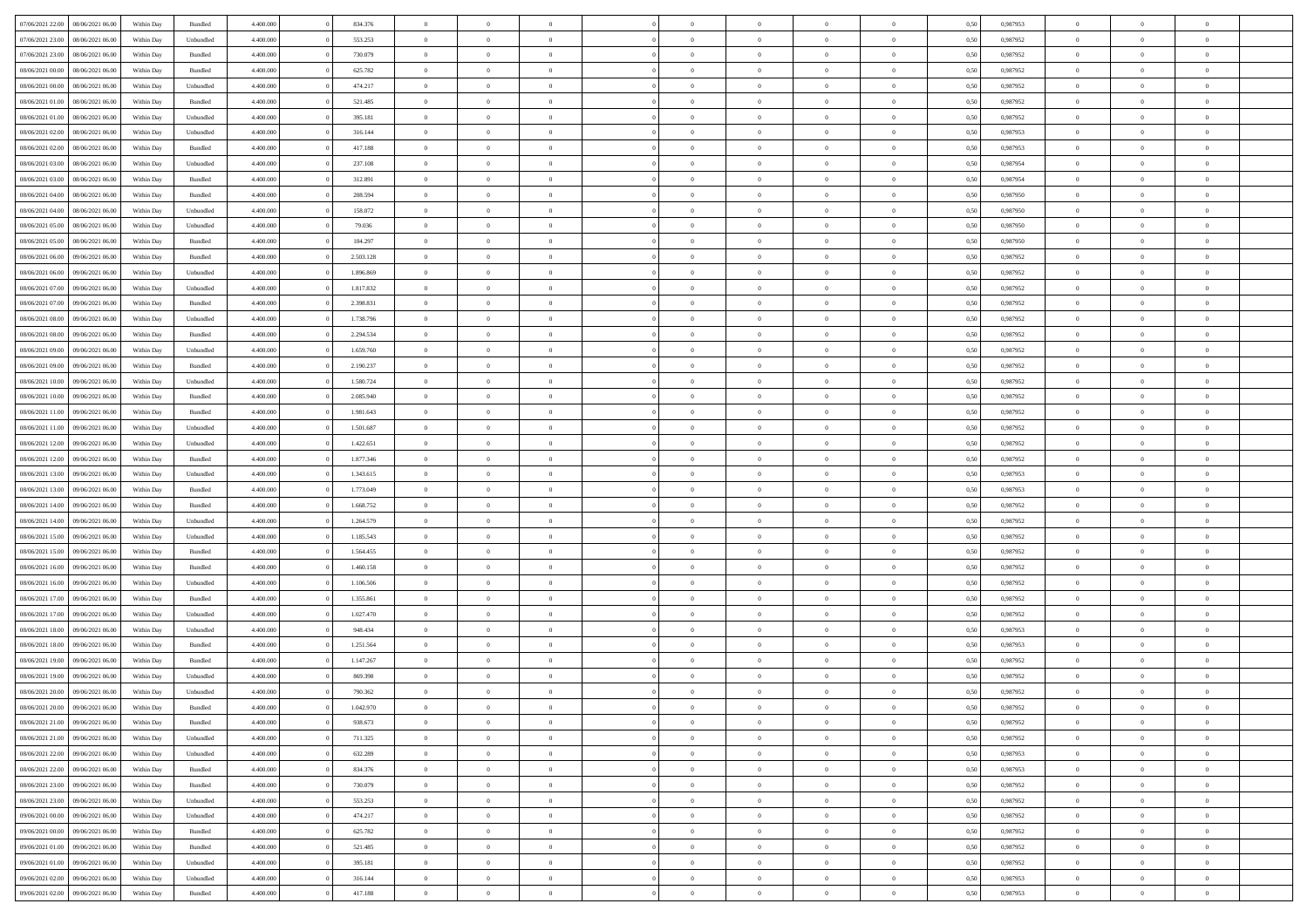| | | | | | | | | | | | | | | | | | | | | |
|---|---|---|---|---|---|---|---|---|---|---|---|---|---|---|---|---|---|---|---|---|
| 07/06/2021 22.00 | 08/06/2021 06.00 | Within Day | Bundled | 4.400.000 | 0 | 834.376 | 0 | 0 | 0 | | 0 | 0 | 0 | 0 | 0,50 | 0,987953 | 0 | 0 | 0 | |
| 07/06/2021 23.00 | 08/06/2021 06.00 | Within Day | Unbundled | 4.400.000 | 0 | 553.253 | 0 | 0 | 0 | | 0 | 0 | 0 | 0 | 0,50 | 0,987952 | 0 | 0 | 0 | |
| 07/06/2021 23.00 | 08/06/2021 06.00 | Within Day | Bundled | 4.400.000 | 0 | 730.079 | 0 | 0 | 0 | | 0 | 0 | 0 | 0 | 0,50 | 0,987952 | 0 | 0 | 0 | |
| 08/06/2021 00.00 | 08/06/2021 06.00 | Within Day | Bundled | 4.400.000 | 0 | 625.782 | 0 | 0 | 0 | | 0 | 0 | 0 | 0 | 0,50 | 0,987952 | 0 | 0 | 0 | |
| 08/06/2021 00.00 | 08/06/2021 06.00 | Within Day | Unbundled | 4.400.000 | 0 | 474.217 | 0 | 0 | 0 | | 0 | 0 | 0 | 0 | 0,50 | 0,987952 | 0 | 0 | 0 | |
| 08/06/2021 01.00 | 08/06/2021 06.00 | Within Day | Bundled | 4.400.000 | 0 | 521.485 | 0 | 0 | 0 | | 0 | 0 | 0 | 0 | 0,50 | 0,987952 | 0 | 0 | 0 | |
| 08/06/2021 01.00 | 08/06/2021 06.00 | Within Day | Unbundled | 4.400.000 | 0 | 395.181 | 0 | 0 | 0 | | 0 | 0 | 0 | 0 | 0,50 | 0,987952 | 0 | 0 | 0 | |
| 08/06/2021 02.00 | 08/06/2021 06.00 | Within Day | Unbundled | 4.400.000 | 0 | 316.144 | 0 | 0 | 0 | | 0 | 0 | 0 | 0 | 0,50 | 0,987953 | 0 | 0 | 0 | |
| 08/06/2021 02.00 | 08/06/2021 06.00 | Within Day | Bundled | 4.400.000 | 0 | 417.188 | 0 | 0 | 0 | | 0 | 0 | 0 | 0 | 0,50 | 0,987953 | 0 | 0 | 0 | |
| 08/06/2021 03.00 | 08/06/2021 06.00 | Within Day | Unbundled | 4.400.000 | 0 | 237.108 | 0 | 0 | 0 | | 0 | 0 | 0 | 0 | 0,50 | 0,987954 | 0 | 0 | 0 | |
| 08/06/2021 03.00 | 08/06/2021 06.00 | Within Day | Bundled | 4.400.000 | 0 | 312.891 | 0 | 0 | 0 | | 0 | 0 | 0 | 0 | 0,50 | 0,987954 | 0 | 0 | 0 | |
| 08/06/2021 04.00 | 08/06/2021 06.00 | Within Day | Bundled | 4.400.000 | 0 | 208.594 | 0 | 0 | 0 | | 0 | 0 | 0 | 0 | 0,50 | 0,987950 | 0 | 0 | 0 | |
| 08/06/2021 04.00 | 08/06/2021 06.00 | Within Day | Unbundled | 4.400.000 | 0 | 158.072 | 0 | 0 | 0 | | 0 | 0 | 0 | 0 | 0,50 | 0,987950 | 0 | 0 | 0 | |
| 08/06/2021 05.00 | 08/06/2021 06.00 | Within Day | Unbundled | 4.400.000 | 0 | 79.036 | 0 | 0 | 0 | | 0 | 0 | 0 | 0 | 0,50 | 0,987950 | 0 | 0 | 0 | |
| 08/06/2021 05.00 | 08/06/2021 06.00 | Within Day | Bundled | 4.400.000 | 0 | 104.297 | 0 | 0 | 0 | | 0 | 0 | 0 | 0 | 0,50 | 0,987950 | 0 | 0 | 0 | |
| 08/06/2021 06.00 | 09/06/2021 06.00 | Within Day | Bundled | 4.400.000 | 0 | 2.503.128 | 0 | 0 | 0 | | 0 | 0 | 0 | 0 | 0,50 | 0,987952 | 0 | 0 | 0 | |
| 08/06/2021 06.00 | 09/06/2021 06.00 | Within Day | Unbundled | 4.400.000 | 0 | 1.896.869 | 0 | 0 | 0 | | 0 | 0 | 0 | 0 | 0,50 | 0,987952 | 0 | 0 | 0 | |
| 08/06/2021 07.00 | 09/06/2021 06.00 | Within Day | Unbundled | 4.400.000 | 0 | 1.817.832 | 0 | 0 | 0 | | 0 | 0 | 0 | 0 | 0,50 | 0,987952 | 0 | 0 | 0 | |
| 08/06/2021 07.00 | 09/06/2021 06.00 | Within Day | Bundled | 4.400.000 | 0 | 2.398.831 | 0 | 0 | 0 | | 0 | 0 | 0 | 0 | 0,50 | 0,987952 | 0 | 0 | 0 | |
| 08/06/2021 08.00 | 09/06/2021 06.00 | Within Day | Unbundled | 4.400.000 | 0 | 1.738.796 | 0 | 0 | 0 | | 0 | 0 | 0 | 0 | 0,50 | 0,987952 | 0 | 0 | 0 | |
| 08/06/2021 08.00 | 09/06/2021 06.00 | Within Day | Bundled | 4.400.000 | 0 | 2.294.534 | 0 | 0 | 0 | | 0 | 0 | 0 | 0 | 0,50 | 0,987952 | 0 | 0 | 0 | |
| 08/06/2021 09.00 | 09/06/2021 06.00 | Within Day | Unbundled | 4.400.000 | 0 | 1.659.760 | 0 | 0 | 0 | | 0 | 0 | 0 | 0 | 0,50 | 0,987952 | 0 | 0 | 0 | |
| 08/06/2021 09.00 | 09/06/2021 06.00 | Within Day | Bundled | 4.400.000 | 0 | 2.190.237 | 0 | 0 | 0 | | 0 | 0 | 0 | 0 | 0,50 | 0,987952 | 0 | 0 | 0 | |
| 08/06/2021 10.00 | 09/06/2021 06.00 | Within Day | Unbundled | 4.400.000 | 0 | 1.580.724 | 0 | 0 | 0 | | 0 | 0 | 0 | 0 | 0,50 | 0,987952 | 0 | 0 | 0 | |
| 08/06/2021 10.00 | 09/06/2021 06.00 | Within Day | Bundled | 4.400.000 | 0 | 2.085.940 | 0 | 0 | 0 | | 0 | 0 | 0 | 0 | 0,50 | 0,987952 | 0 | 0 | 0 | |
| 08/06/2021 11.00 | 09/06/2021 06.00 | Within Day | Bundled | 4.400.000 | 0 | 1.981.643 | 0 | 0 | 0 | | 0 | 0 | 0 | 0 | 0,50 | 0,987952 | 0 | 0 | 0 | |
| 08/06/2021 11.00 | 09/06/2021 06.00 | Within Day | Unbundled | 4.400.000 | 0 | 1.501.687 | 0 | 0 | 0 | | 0 | 0 | 0 | 0 | 0,50 | 0,987952 | 0 | 0 | 0 | |
| 08/06/2021 12.00 | 09/06/2021 06.00 | Within Day | Unbundled | 4.400.000 | 0 | 1.422.651 | 0 | 0 | 0 | | 0 | 0 | 0 | 0 | 0,50 | 0,987952 | 0 | 0 | 0 | |
| 08/06/2021 12.00 | 09/06/2021 06.00 | Within Day | Bundled | 4.400.000 | 0 | 1.877.346 | 0 | 0 | 0 | | 0 | 0 | 0 | 0 | 0,50 | 0,987952 | 0 | 0 | 0 | |
| 08/06/2021 13.00 | 09/06/2021 06.00 | Within Day | Unbundled | 4.400.000 | 0 | 1.343.615 | 0 | 0 | 0 | | 0 | 0 | 0 | 0 | 0,50 | 0,987953 | 0 | 0 | 0 | |
| 08/06/2021 13.00 | 09/06/2021 06.00 | Within Day | Bundled | 4.400.000 | 0 | 1.773.049 | 0 | 0 | 0 | | 0 | 0 | 0 | 0 | 0,50 | 0,987953 | 0 | 0 | 0 | |
| 08/06/2021 14.00 | 09/06/2021 06.00 | Within Day | Bundled | 4.400.000 | 0 | 1.668.752 | 0 | 0 | 0 | | 0 | 0 | 0 | 0 | 0,50 | 0,987952 | 0 | 0 | 0 | |
| 08/06/2021 14.00 | 09/06/2021 06.00 | Within Day | Unbundled | 4.400.000 | 0 | 1.264.579 | 0 | 0 | 0 | | 0 | 0 | 0 | 0 | 0,50 | 0,987952 | 0 | 0 | 0 | |
| 08/06/2021 15.00 | 09/06/2021 06.00 | Within Day | Unbundled | 4.400.000 | 0 | 1.185.543 | 0 | 0 | 0 | | 0 | 0 | 0 | 0 | 0,50 | 0,987952 | 0 | 0 | 0 | |
| 08/06/2021 15.00 | 09/06/2021 06.00 | Within Day | Bundled | 4.400.000 | 0 | 1.564.455 | 0 | 0 | 0 | | 0 | 0 | 0 | 0 | 0,50 | 0,987952 | 0 | 0 | 0 | |
| 08/06/2021 16.00 | 09/06/2021 06.00 | Within Day | Bundled | 4.400.000 | 0 | 1.460.158 | 0 | 0 | 0 | | 0 | 0 | 0 | 0 | 0,50 | 0,987952 | 0 | 0 | 0 | |
| 08/06/2021 16.00 | 09/06/2021 06.00 | Within Day | Unbundled | 4.400.000 | 0 | 1.106.506 | 0 | 0 | 0 | | 0 | 0 | 0 | 0 | 0,50 | 0,987952 | 0 | 0 | 0 | |
| 08/06/2021 17.00 | 09/06/2021 06.00 | Within Day | Bundled | 4.400.000 | 0 | 1.355.861 | 0 | 0 | 0 | | 0 | 0 | 0 | 0 | 0,50 | 0,987952 | 0 | 0 | 0 | |
| 08/06/2021 17.00 | 09/06/2021 06.00 | Within Day | Unbundled | 4.400.000 | 0 | 1.027.470 | 0 | 0 | 0 | | 0 | 0 | 0 | 0 | 0,50 | 0,987952 | 0 | 0 | 0 | |
| 08/06/2021 18.00 | 09/06/2021 06.00 | Within Day | Unbundled | 4.400.000 | 0 | 948.434 | 0 | 0 | 0 | | 0 | 0 | 0 | 0 | 0,50 | 0,987953 | 0 | 0 | 0 | |
| 08/06/2021 18.00 | 09/06/2021 06.00 | Within Day | Bundled | 4.400.000 | 0 | 1.251.564 | 0 | 0 | 0 | | 0 | 0 | 0 | 0 | 0,50 | 0,987953 | 0 | 0 | 0 | |
| 08/06/2021 19.00 | 09/06/2021 06.00 | Within Day | Bundled | 4.400.000 | 0 | 1.147.267 | 0 | 0 | 0 | | 0 | 0 | 0 | 0 | 0,50 | 0,987952 | 0 | 0 | 0 | |
| 08/06/2021 19.00 | 09/06/2021 06.00 | Within Day | Unbundled | 4.400.000 | 0 | 869.398 | 0 | 0 | 0 | | 0 | 0 | 0 | 0 | 0,50 | 0,987952 | 0 | 0 | 0 | |
| 08/06/2021 20.00 | 09/06/2021 06.00 | Within Day | Unbundled | 4.400.000 | 0 | 790.362 | 0 | 0 | 0 | | 0 | 0 | 0 | 0 | 0,50 | 0,987952 | 0 | 0 | 0 | |
| 08/06/2021 20.00 | 09/06/2021 06.00 | Within Day | Bundled | 4.400.000 | 0 | 1.042.970 | 0 | 0 | 0 | | 0 | 0 | 0 | 0 | 0,50 | 0,987952 | 0 | 0 | 0 | |
| 08/06/2021 21.00 | 09/06/2021 06.00 | Within Day | Bundled | 4.400.000 | 0 | 938.673 | 0 | 0 | 0 | | 0 | 0 | 0 | 0 | 0,50 | 0,987952 | 0 | 0 | 0 | |
| 08/06/2021 21.00 | 09/06/2021 06.00 | Within Day | Unbundled | 4.400.000 | 0 | 711.325 | 0 | 0 | 0 | | 0 | 0 | 0 | 0 | 0,50 | 0,987952 | 0 | 0 | 0 | |
| 08/06/2021 22.00 | 09/06/2021 06.00 | Within Day | Unbundled | 4.400.000 | 0 | 632.289 | 0 | 0 | 0 | | 0 | 0 | 0 | 0 | 0,50 | 0,987953 | 0 | 0 | 0 | |
| 08/06/2021 22.00 | 09/06/2021 06.00 | Within Day | Bundled | 4.400.000 | 0 | 834.376 | 0 | 0 | 0 | | 0 | 0 | 0 | 0 | 0,50 | 0,987953 | 0 | 0 | 0 | |
| 08/06/2021 23.00 | 09/06/2021 06.00 | Within Day | Bundled | 4.400.000 | 0 | 730.079 | 0 | 0 | 0 | | 0 | 0 | 0 | 0 | 0,50 | 0,987952 | 0 | 0 | 0 | |
| 08/06/2021 23.00 | 09/06/2021 06.00 | Within Day | Unbundled | 4.400.000 | 0 | 553.253 | 0 | 0 | 0 | | 0 | 0 | 0 | 0 | 0,50 | 0,987952 | 0 | 0 | 0 | |
| 09/06/2021 00.00 | 09/06/2021 06.00 | Within Day | Unbundled | 4.400.000 | 0 | 474.217 | 0 | 0 | 0 | | 0 | 0 | 0 | 0 | 0,50 | 0,987952 | 0 | 0 | 0 | |
| 09/06/2021 00.00 | 09/06/2021 06.00 | Within Day | Bundled | 4.400.000 | 0 | 625.782 | 0 | 0 | 0 | | 0 | 0 | 0 | 0 | 0,50 | 0,987952 | 0 | 0 | 0 | |
| 09/06/2021 01.00 | 09/06/2021 06.00 | Within Day | Bundled | 4.400.000 | 0 | 521.485 | 0 | 0 | 0 | | 0 | 0 | 0 | 0 | 0,50 | 0,987952 | 0 | 0 | 0 | |
| 09/06/2021 01.00 | 09/06/2021 06.00 | Within Day | Unbundled | 4.400.000 | 0 | 395.181 | 0 | 0 | 0 | | 0 | 0 | 0 | 0 | 0,50 | 0,987952 | 0 | 0 | 0 | |
| 09/06/2021 02.00 | 09/06/2021 06.00 | Within Day | Unbundled | 4.400.000 | 0 | 316.144 | 0 | 0 | 0 | | 0 | 0 | 0 | 0 | 0,50 | 0,987953 | 0 | 0 | 0 | |
| 09/06/2021 02.00 | 09/06/2021 06.00 | Within Day | Bundled | 4.400.000 | 0 | 417.188 | 0 | 0 | 0 | | 0 | 0 | 0 | 0 | 0,50 | 0,987953 | 0 | 0 | 0 | |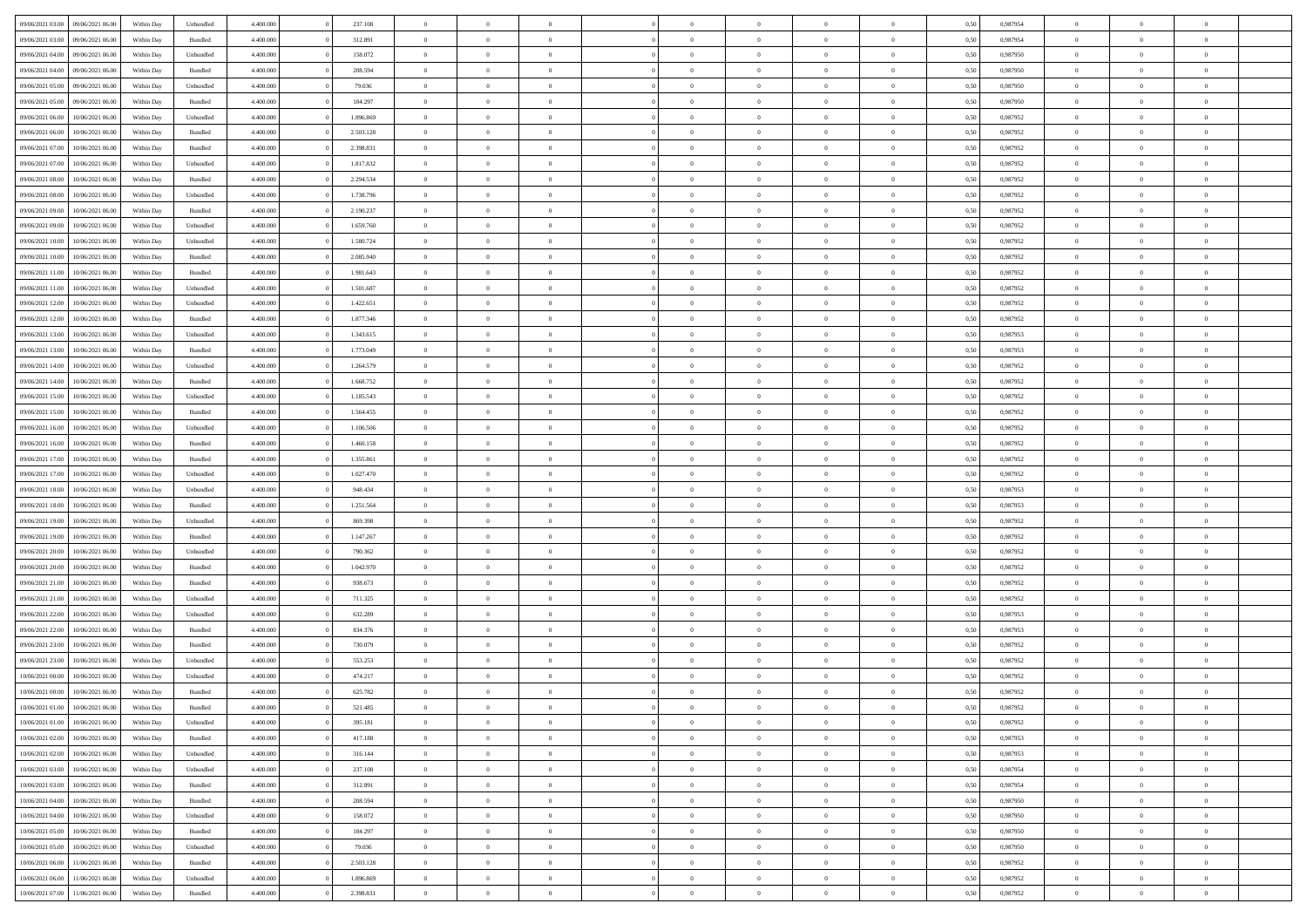| 09/06/2021 03:00 | 09/06/2021 06:00 | Within Day | Unbundled | 4.400.000 | 0 | 237.108 | 0 | 0 | 0 | | 0 | 0 | 0 | 0 | 0,50 | 0,987954 | 0 | 0 | 0 | |
|---|---|---|---|---|---|---|---|---|---|---|---|---|---|---|---|---|---|---|---|---|
| 09/06/2021 03:00 | 09/06/2021 06:00 | Within Day | Bundled | 4.400.000 | 0 | 312.891 | 0 | 0 | 0 | | 0 | 0 | 0 | 0 | 0,50 | 0,987954 | 0 | 0 | 0 | |
| 09/06/2021 04:00 | 09/06/2021 06:00 | Within Day | Unbundled | 4.400.000 | 0 | 158.072 | 0 | 0 | 0 | | 0 | 0 | 0 | 0 | 0,50 | 0,987950 | 0 | 0 | 0 | |
| 09/06/2021 04:00 | 09/06/2021 06:00 | Within Day | Bundled | 4.400.000 | 0 | 208.594 | 0 | 0 | 0 | | 0 | 0 | 0 | 0 | 0,50 | 0,987950 | 0 | 0 | 0 | |
| 09/06/2021 05:00 | 09/06/2021 06:00 | Within Day | Unbundled | 4.400.000 | 0 | 79.036 | 0 | 0 | 0 | | 0 | 0 | 0 | 0 | 0,50 | 0,987950 | 0 | 0 | 0 | |
| 09/06/2021 05:00 | 09/06/2021 06:00 | Within Day | Bundled | 4.400.000 | 0 | 104.297 | 0 | 0 | 0 | | 0 | 0 | 0 | 0 | 0,50 | 0,987950 | 0 | 0 | 0 | |
| 09/06/2021 06:00 | 10/06/2021 06:00 | Within Day | Unbundled | 4.400.000 | 0 | 1.896.869 | 0 | 0 | 0 | | 0 | 0 | 0 | 0 | 0,50 | 0,987952 | 0 | 0 | 0 | |
| 09/06/2021 06:00 | 10/06/2021 06:00 | Within Day | Bundled | 4.400.000 | 0 | 2.503.128 | 0 | 0 | 0 | | 0 | 0 | 0 | 0 | 0,50 | 0,987952 | 0 | 0 | 0 | |
| 09/06/2021 07:00 | 10/06/2021 06:00 | Within Day | Bundled | 4.400.000 | 0 | 2.398.831 | 0 | 0 | 0 | | 0 | 0 | 0 | 0 | 0,50 | 0,987952 | 0 | 0 | 0 | |
| 09/06/2021 07:00 | 10/06/2021 06:00 | Within Day | Unbundled | 4.400.000 | 0 | 1.817.832 | 0 | 0 | 0 | | 0 | 0 | 0 | 0 | 0,50 | 0,987952 | 0 | 0 | 0 | |
| 09/06/2021 08:00 | 10/06/2021 06:00 | Within Day | Bundled | 4.400.000 | 0 | 2.294.534 | 0 | 0 | 0 | | 0 | 0 | 0 | 0 | 0,50 | 0,987952 | 0 | 0 | 0 | |
| 09/06/2021 08:00 | 10/06/2021 06:00 | Within Day | Unbundled | 4.400.000 | 0 | 1.738.796 | 0 | 0 | 0 | | 0 | 0 | 0 | 0 | 0,50 | 0,987952 | 0 | 0 | 0 | |
| 09/06/2021 09:00 | 10/06/2021 06:00 | Within Day | Bundled | 4.400.000 | 0 | 2.190.237 | 0 | 0 | 0 | | 0 | 0 | 0 | 0 | 0,50 | 0,987952 | 0 | 0 | 0 | |
| 09/06/2021 09:00 | 10/06/2021 06:00 | Within Day | Unbundled | 4.400.000 | 0 | 1.659.760 | 0 | 0 | 0 | | 0 | 0 | 0 | 0 | 0,50 | 0,987952 | 0 | 0 | 0 | |
| 09/06/2021 10:00 | 10/06/2021 06:00 | Within Day | Unbundled | 4.400.000 | 0 | 1.580.724 | 0 | 0 | 0 | | 0 | 0 | 0 | 0 | 0,50 | 0,987952 | 0 | 0 | 0 | |
| 09/06/2021 10:00 | 10/06/2021 06:00 | Within Day | Bundled | 4.400.000 | 0 | 2.085.940 | 0 | 0 | 0 | | 0 | 0 | 0 | 0 | 0,50 | 0,987952 | 0 | 0 | 0 | |
| 09/06/2021 11:00 | 10/06/2021 06:00 | Within Day | Bundled | 4.400.000 | 0 | 1.981.643 | 0 | 0 | 0 | | 0 | 0 | 0 | 0 | 0,50 | 0,987952 | 0 | 0 | 0 | |
| 09/06/2021 11:00 | 10/06/2021 06:00 | Within Day | Unbundled | 4.400.000 | 0 | 1.501.687 | 0 | 0 | 0 | | 0 | 0 | 0 | 0 | 0,50 | 0,987952 | 0 | 0 | 0 | |
| 09/06/2021 12:00 | 10/06/2021 06:00 | Within Day | Unbundled | 4.400.000 | 0 | 1.422.651 | 0 | 0 | 0 | | 0 | 0 | 0 | 0 | 0,50 | 0,987952 | 0 | 0 | 0 | |
| 09/06/2021 12:00 | 10/06/2021 06:00 | Within Day | Bundled | 4.400.000 | 0 | 1.877.346 | 0 | 0 | 0 | | 0 | 0 | 0 | 0 | 0,50 | 0,987952 | 0 | 0 | 0 | |
| 09/06/2021 13:00 | 10/06/2021 06:00 | Within Day | Unbundled | 4.400.000 | 0 | 1.343.615 | 0 | 0 | 0 | | 0 | 0 | 0 | 0 | 0,50 | 0,987953 | 0 | 0 | 0 | |
| 09/06/2021 13:00 | 10/06/2021 06:00 | Within Day | Bundled | 4.400.000 | 0 | 1.773.049 | 0 | 0 | 0 | | 0 | 0 | 0 | 0 | 0,50 | 0,987953 | 0 | 0 | 0 | |
| 09/06/2021 14:00 | 10/06/2021 06:00 | Within Day | Unbundled | 4.400.000 | 0 | 1.264.579 | 0 | 0 | 0 | | 0 | 0 | 0 | 0 | 0,50 | 0,987952 | 0 | 0 | 0 | |
| 09/06/2021 14:00 | 10/06/2021 06:00 | Within Day | Bundled | 4.400.000 | 0 | 1.668.752 | 0 | 0 | 0 | | 0 | 0 | 0 | 0 | 0,50 | 0,987952 | 0 | 0 | 0 | |
| 09/06/2021 15:00 | 10/06/2021 06:00 | Within Day | Unbundled | 4.400.000 | 0 | 1.185.543 | 0 | 0 | 0 | | 0 | 0 | 0 | 0 | 0,50 | 0,987952 | 0 | 0 | 0 | |
| 09/06/2021 15:00 | 10/06/2021 06:00 | Within Day | Bundled | 4.400.000 | 0 | 1.564.455 | 0 | 0 | 0 | | 0 | 0 | 0 | 0 | 0,50 | 0,987952 | 0 | 0 | 0 | |
| 09/06/2021 16:00 | 10/06/2021 06:00 | Within Day | Unbundled | 4.400.000 | 0 | 1.106.506 | 0 | 0 | 0 | | 0 | 0 | 0 | 0 | 0,50 | 0,987952 | 0 | 0 | 0 | |
| 09/06/2021 16:00 | 10/06/2021 06:00 | Within Day | Bundled | 4.400.000 | 0 | 1.460.158 | 0 | 0 | 0 | | 0 | 0 | 0 | 0 | 0,50 | 0,987952 | 0 | 0 | 0 | |
| 09/06/2021 17:00 | 10/06/2021 06:00 | Within Day | Bundled | 4.400.000 | 0 | 1.355.861 | 0 | 0 | 0 | | 0 | 0 | 0 | 0 | 0,50 | 0,987952 | 0 | 0 | 0 | |
| 09/06/2021 17:00 | 10/06/2021 06:00 | Within Day | Unbundled | 4.400.000 | 0 | 1.027.470 | 0 | 0 | 0 | | 0 | 0 | 0 | 0 | 0,50 | 0,987952 | 0 | 0 | 0 | |
| 09/06/2021 18:00 | 10/06/2021 06:00 | Within Day | Unbundled | 4.400.000 | 0 | 948.434 | 0 | 0 | 0 | | 0 | 0 | 0 | 0 | 0,50 | 0,987953 | 0 | 0 | 0 | |
| 09/06/2021 18:00 | 10/06/2021 06:00 | Within Day | Bundled | 4.400.000 | 0 | 1.251.564 | 0 | 0 | 0 | | 0 | 0 | 0 | 0 | 0,50 | 0,987953 | 0 | 0 | 0 | |
| 09/06/2021 19:00 | 10/06/2021 06:00 | Within Day | Unbundled | 4.400.000 | 0 | 869.398 | 0 | 0 | 0 | | 0 | 0 | 0 | 0 | 0,50 | 0,987952 | 0 | 0 | 0 | |
| 09/06/2021 19:00 | 10/06/2021 06:00 | Within Day | Bundled | 4.400.000 | 0 | 1.147.267 | 0 | 0 | 0 | | 0 | 0 | 0 | 0 | 0,50 | 0,987952 | 0 | 0 | 0 | |
| 09/06/2021 20:00 | 10/06/2021 06:00 | Within Day | Unbundled | 4.400.000 | 0 | 790.362 | 0 | 0 | 0 | | 0 | 0 | 0 | 0 | 0,50 | 0,987952 | 0 | 0 | 0 | |
| 09/06/2021 20:00 | 10/06/2021 06:00 | Within Day | Bundled | 4.400.000 | 0 | 1.042.970 | 0 | 0 | 0 | | 0 | 0 | 0 | 0 | 0,50 | 0,987952 | 0 | 0 | 0 | |
| 09/06/2021 21:00 | 10/06/2021 06:00 | Within Day | Bundled | 4.400.000 | 0 | 938.673 | 0 | 0 | 0 | | 0 | 0 | 0 | 0 | 0,50 | 0,987952 | 0 | 0 | 0 | |
| 09/06/2021 21:00 | 10/06/2021 06:00 | Within Day | Unbundled | 4.400.000 | 0 | 711.325 | 0 | 0 | 0 | | 0 | 0 | 0 | 0 | 0,50 | 0,987952 | 0 | 0 | 0 | |
| 09/06/2021 22:00 | 10/06/2021 06:00 | Within Day | Unbundled | 4.400.000 | 0 | 632.289 | 0 | 0 | 0 | | 0 | 0 | 0 | 0 | 0,50 | 0,987953 | 0 | 0 | 0 | |
| 09/06/2021 22:00 | 10/06/2021 06:00 | Within Day | Bundled | 4.400.000 | 0 | 834.376 | 0 | 0 | 0 | | 0 | 0 | 0 | 0 | 0,50 | 0,987953 | 0 | 0 | 0 | |
| 09/06/2021 23:00 | 10/06/2021 06:00 | Within Day | Bundled | 4.400.000 | 0 | 730.079 | 0 | 0 | 0 | | 0 | 0 | 0 | 0 | 0,50 | 0,987952 | 0 | 0 | 0 | |
| 09/06/2021 23:00 | 10/06/2021 06:00 | Within Day | Unbundled | 4.400.000 | 0 | 553.253 | 0 | 0 | 0 | | 0 | 0 | 0 | 0 | 0,50 | 0,987952 | 0 | 0 | 0 | |
| 10/06/2021 00:00 | 10/06/2021 06:00 | Within Day | Unbundled | 4.400.000 | 0 | 474.217 | 0 | 0 | 0 | | 0 | 0 | 0 | 0 | 0,50 | 0,987952 | 0 | 0 | 0 | |
| 10/06/2021 00:00 | 10/06/2021 06:00 | Within Day | Bundled | 4.400.000 | 0 | 625.782 | 0 | 0 | 0 | | 0 | 0 | 0 | 0 | 0,50 | 0,987952 | 0 | 0 | 0 | |
| 10/06/2021 01:00 | 10/06/2021 06:00 | Within Day | Bundled | 4.400.000 | 0 | 521.485 | 0 | 0 | 0 | | 0 | 0 | 0 | 0 | 0,50 | 0,987952 | 0 | 0 | 0 | |
| 10/06/2021 01:00 | 10/06/2021 06:00 | Within Day | Unbundled | 4.400.000 | 0 | 395.181 | 0 | 0 | 0 | | 0 | 0 | 0 | 0 | 0,50 | 0,987952 | 0 | 0 | 0 | |
| 10/06/2021 02:00 | 10/06/2021 06:00 | Within Day | Bundled | 4.400.000 | 0 | 417.188 | 0 | 0 | 0 | | 0 | 0 | 0 | 0 | 0,50 | 0,987953 | 0 | 0 | 0 | |
| 10/06/2021 02:00 | 10/06/2021 06:00 | Within Day | Unbundled | 4.400.000 | 0 | 316.144 | 0 | 0 | 0 | | 0 | 0 | 0 | 0 | 0,50 | 0,987953 | 0 | 0 | 0 | |
| 10/06/2021 03:00 | 10/06/2021 06:00 | Within Day | Unbundled | 4.400.000 | 0 | 237.108 | 0 | 0 | 0 | | 0 | 0 | 0 | 0 | 0,50 | 0,987954 | 0 | 0 | 0 | |
| 10/06/2021 03:00 | 10/06/2021 06:00 | Within Day | Bundled | 4.400.000 | 0 | 312.891 | 0 | 0 | 0 | | 0 | 0 | 0 | 0 | 0,50 | 0,987954 | 0 | 0 | 0 | |
| 10/06/2021 04:00 | 10/06/2021 06:00 | Within Day | Bundled | 4.400.000 | 0 | 208.594 | 0 | 0 | 0 | | 0 | 0 | 0 | 0 | 0,50 | 0,987950 | 0 | 0 | 0 | |
| 10/06/2021 04:00 | 10/06/2021 06:00 | Within Day | Unbundled | 4.400.000 | 0 | 158.072 | 0 | 0 | 0 | | 0 | 0 | 0 | 0 | 0,50 | 0,987950 | 0 | 0 | 0 | |
| 10/06/2021 05:00 | 10/06/2021 06:00 | Within Day | Bundled | 4.400.000 | 0 | 104.297 | 0 | 0 | 0 | | 0 | 0 | 0 | 0 | 0,50 | 0,987950 | 0 | 0 | 0 | |
| 10/06/2021 05:00 | 10/06/2021 06:00 | Within Day | Unbundled | 4.400.000 | 0 | 79.036 | 0 | 0 | 0 | | 0 | 0 | 0 | 0 | 0,50 | 0,987950 | 0 | 0 | 0 | |
| 10/06/2021 06:00 | 11/06/2021 06:00 | Within Day | Bundled | 4.400.000 | 0 | 2.503.128 | 0 | 0 | 0 | | 0 | 0 | 0 | 0 | 0,50 | 0,987952 | 0 | 0 | 0 | |
| 10/06/2021 06:00 | 11/06/2021 06:00 | Within Day | Unbundled | 4.400.000 | 0 | 1.896.869 | 0 | 0 | 0 | | 0 | 0 | 0 | 0 | 0,50 | 0,987952 | 0 | 0 | 0 | |
| 10/06/2021 07:00 | 11/06/2021 06:00 | Within Day | Bundled | 4.400.000 | 0 | 2.398.831 | 0 | 0 | 0 | | 0 | 0 | 0 | 0 | 0,50 | 0,987952 | 0 | 0 | 0 | |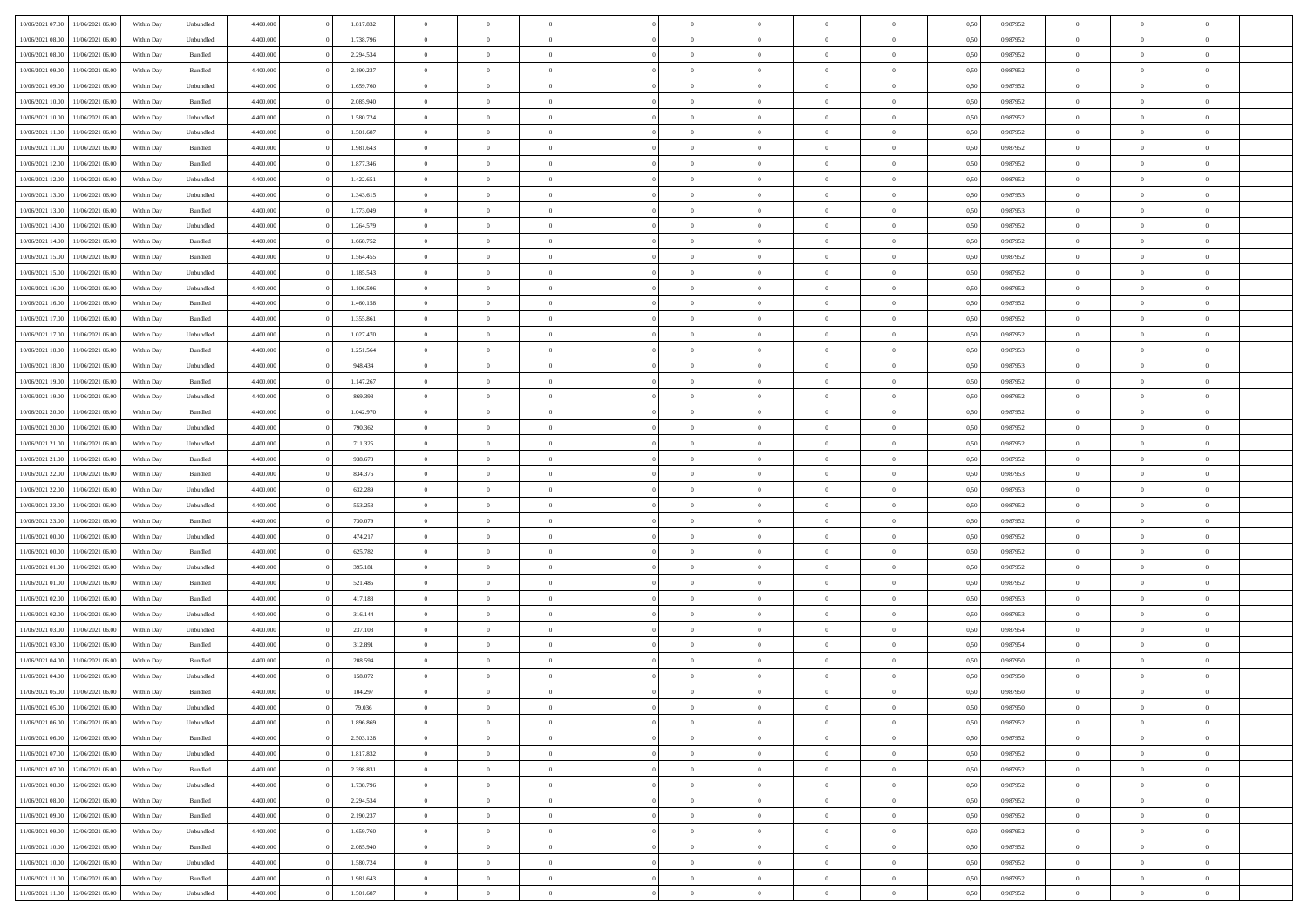| 10/06/2021 07:00 | 11/06/2021 06:00 | Within Day | Unbundled | 4.400.000 | 0 | 1.817.832 | 0 | 0 | 0 | 0 | 0 | 0 | 0 | 0 | 0,50 | 0,987952 | 0 | 0 | 0 |
|---|---|---|---|---|---|---|---|---|---|---|---|---|---|---|---|---|---|---|---|
| 10/06/2021 08:00 | 11/06/2021 06:00 | Within Day | Unbundled | 4.400.000 | 0 | 1.738.796 | 0 | 0 | 0 | 0 | 0 | 0 | 0 | 0 | 0,50 | 0,987952 | 0 | 0 | 0 |
| 10/06/2021 08:00 | 11/06/2021 06:00 | Within Day | Bundled | 4.400.000 | 0 | 2.294.534 | 0 | 0 | 0 | 0 | 0 | 0 | 0 | 0 | 0,50 | 0,987952 | 0 | 0 | 0 |
| 10/06/2021 09:00 | 11/06/2021 06:00 | Within Day | Bundled | 4.400.000 | 0 | 2.190.237 | 0 | 0 | 0 | 0 | 0 | 0 | 0 | 0 | 0,50 | 0,987952 | 0 | 0 | 0 |
| 10/06/2021 09:00 | 11/06/2021 06:00 | Within Day | Unbundled | 4.400.000 | 0 | 1.659.760 | 0 | 0 | 0 | 0 | 0 | 0 | 0 | 0 | 0,50 | 0,987952 | 0 | 0 | 0 |
| 10/06/2021 10:00 | 11/06/2021 06:00 | Within Day | Bundled | 4.400.000 | 0 | 2.085.940 | 0 | 0 | 0 | 0 | 0 | 0 | 0 | 0 | 0,50 | 0,987952 | 0 | 0 | 0 |
| 10/06/2021 10:00 | 11/06/2021 06:00 | Within Day | Unbundled | 4.400.000 | 0 | 1.580.724 | 0 | 0 | 0 | 0 | 0 | 0 | 0 | 0 | 0,50 | 0,987952 | 0 | 0 | 0 |
| 10/06/2021 11:00 | 11/06/2021 06:00 | Within Day | Unbundled | 4.400.000 | 0 | 1.501.687 | 0 | 0 | 0 | 0 | 0 | 0 | 0 | 0 | 0,50 | 0,987952 | 0 | 0 | 0 |
| 10/06/2021 11:00 | 11/06/2021 06:00 | Within Day | Bundled | 4.400.000 | 0 | 1.981.643 | 0 | 0 | 0 | 0 | 0 | 0 | 0 | 0 | 0,50 | 0,987952 | 0 | 0 | 0 |
| 10/06/2021 12:00 | 11/06/2021 06:00 | Within Day | Bundled | 4.400.000 | 0 | 1.877.346 | 0 | 0 | 0 | 0 | 0 | 0 | 0 | 0 | 0,50 | 0,987952 | 0 | 0 | 0 |
| 10/06/2021 12:00 | 11/06/2021 06:00 | Within Day | Unbundled | 4.400.000 | 0 | 1.422.651 | 0 | 0 | 0 | 0 | 0 | 0 | 0 | 0 | 0,50 | 0,987952 | 0 | 0 | 0 |
| 10/06/2021 13:00 | 11/06/2021 06:00 | Within Day | Unbundled | 4.400.000 | 0 | 1.343.615 | 0 | 0 | 0 | 0 | 0 | 0 | 0 | 0 | 0,50 | 0,987953 | 0 | 0 | 0 |
| 10/06/2021 13:00 | 11/06/2021 06:00 | Within Day | Bundled | 4.400.000 | 0 | 1.773.049 | 0 | 0 | 0 | 0 | 0 | 0 | 0 | 0 | 0,50 | 0,987953 | 0 | 0 | 0 |
| 10/06/2021 14:00 | 11/06/2021 06:00 | Within Day | Unbundled | 4.400.000 | 0 | 1.264.579 | 0 | 0 | 0 | 0 | 0 | 0 | 0 | 0 | 0,50 | 0,987952 | 0 | 0 | 0 |
| 10/06/2021 14:00 | 11/06/2021 06:00 | Within Day | Bundled | 4.400.000 | 0 | 1.668.752 | 0 | 0 | 0 | 0 | 0 | 0 | 0 | 0 | 0,50 | 0,987952 | 0 | 0 | 0 |
| 10/06/2021 15:00 | 11/06/2021 06:00 | Within Day | Bundled | 4.400.000 | 0 | 1.564.455 | 0 | 0 | 0 | 0 | 0 | 0 | 0 | 0 | 0,50 | 0,987952 | 0 | 0 | 0 |
| 10/06/2021 15:00 | 11/06/2021 06:00 | Within Day | Unbundled | 4.400.000 | 0 | 1.185.543 | 0 | 0 | 0 | 0 | 0 | 0 | 0 | 0 | 0,50 | 0,987952 | 0 | 0 | 0 |
| 10/06/2021 16:00 | 11/06/2021 06:00 | Within Day | Unbundled | 4.400.000 | 0 | 1.106.506 | 0 | 0 | 0 | 0 | 0 | 0 | 0 | 0 | 0,50 | 0,987952 | 0 | 0 | 0 |
| 10/06/2021 16:00 | 11/06/2021 06:00 | Within Day | Bundled | 4.400.000 | 0 | 1.460.158 | 0 | 0 | 0 | 0 | 0 | 0 | 0 | 0 | 0,50 | 0,987952 | 0 | 0 | 0 |
| 10/06/2021 17:00 | 11/06/2021 06:00 | Within Day | Bundled | 4.400.000 | 0 | 1.355.861 | 0 | 0 | 0 | 0 | 0 | 0 | 0 | 0 | 0,50 | 0,987952 | 0 | 0 | 0 |
| 10/06/2021 17:00 | 11/06/2021 06:00 | Within Day | Unbundled | 4.400.000 | 0 | 1.027.470 | 0 | 0 | 0 | 0 | 0 | 0 | 0 | 0 | 0,50 | 0,987952 | 0 | 0 | 0 |
| 10/06/2021 18:00 | 11/06/2021 06:00 | Within Day | Bundled | 4.400.000 | 0 | 1.251.564 | 0 | 0 | 0 | 0 | 0 | 0 | 0 | 0 | 0,50 | 0,987953 | 0 | 0 | 0 |
| 10/06/2021 18:00 | 11/06/2021 06:00 | Within Day | Unbundled | 4.400.000 | 0 | 948.434 | 0 | 0 | 0 | 0 | 0 | 0 | 0 | 0 | 0,50 | 0,987953 | 0 | 0 | 0 |
| 10/06/2021 19:00 | 11/06/2021 06:00 | Within Day | Bundled | 4.400.000 | 0 | 1.147.267 | 0 | 0 | 0 | 0 | 0 | 0 | 0 | 0 | 0,50 | 0,987952 | 0 | 0 | 0 |
| 10/06/2021 19:00 | 11/06/2021 06:00 | Within Day | Unbundled | 4.400.000 | 0 | 869.398 | 0 | 0 | 0 | 0 | 0 | 0 | 0 | 0 | 0,50 | 0,987952 | 0 | 0 | 0 |
| 10/06/2021 20:00 | 11/06/2021 06:00 | Within Day | Bundled | 4.400.000 | 0 | 1.042.970 | 0 | 0 | 0 | 0 | 0 | 0 | 0 | 0 | 0,50 | 0,987952 | 0 | 0 | 0 |
| 10/06/2021 20:00 | 11/06/2021 06:00 | Within Day | Unbundled | 4.400.000 | 0 | 790.362 | 0 | 0 | 0 | 0 | 0 | 0 | 0 | 0 | 0,50 | 0,987952 | 0 | 0 | 0 |
| 10/06/2021 21:00 | 11/06/2021 06:00 | Within Day | Unbundled | 4.400.000 | 0 | 711.325 | 0 | 0 | 0 | 0 | 0 | 0 | 0 | 0 | 0,50 | 0,987952 | 0 | 0 | 0 |
| 10/06/2021 21:00 | 11/06/2021 06:00 | Within Day | Bundled | 4.400.000 | 0 | 938.673 | 0 | 0 | 0 | 0 | 0 | 0 | 0 | 0 | 0,50 | 0,987952 | 0 | 0 | 0 |
| 10/06/2021 22:00 | 11/06/2021 06:00 | Within Day | Bundled | 4.400.000 | 0 | 834.376 | 0 | 0 | 0 | 0 | 0 | 0 | 0 | 0 | 0,50 | 0,987953 | 0 | 0 | 0 |
| 10/06/2021 22:00 | 11/06/2021 06:00 | Within Day | Unbundled | 4.400.000 | 0 | 632.289 | 0 | 0 | 0 | 0 | 0 | 0 | 0 | 0 | 0,50 | 0,987953 | 0 | 0 | 0 |
| 10/06/2021 23:00 | 11/06/2021 06:00 | Within Day | Unbundled | 4.400.000 | 0 | 553.253 | 0 | 0 | 0 | 0 | 0 | 0 | 0 | 0 | 0,50 | 0,987952 | 0 | 0 | 0 |
| 10/06/2021 23:00 | 11/06/2021 06:00 | Within Day | Bundled | 4.400.000 | 0 | 730.079 | 0 | 0 | 0 | 0 | 0 | 0 | 0 | 0 | 0,50 | 0,987952 | 0 | 0 | 0 |
| 11/06/2021 00:00 | 11/06/2021 06:00 | Within Day | Unbundled | 4.400.000 | 0 | 474.217 | 0 | 0 | 0 | 0 | 0 | 0 | 0 | 0 | 0,50 | 0,987952 | 0 | 0 | 0 |
| 11/06/2021 00:00 | 11/06/2021 06:00 | Within Day | Bundled | 4.400.000 | 0 | 625.782 | 0 | 0 | 0 | 0 | 0 | 0 | 0 | 0 | 0,50 | 0,987952 | 0 | 0 | 0 |
| 11/06/2021 01:00 | 11/06/2021 06:00 | Within Day | Unbundled | 4.400.000 | 0 | 395.181 | 0 | 0 | 0 | 0 | 0 | 0 | 0 | 0 | 0,50 | 0,987952 | 0 | 0 | 0 |
| 11/06/2021 01:00 | 11/06/2021 06:00 | Within Day | Bundled | 4.400.000 | 0 | 521.485 | 0 | 0 | 0 | 0 | 0 | 0 | 0 | 0 | 0,50 | 0,987952 | 0 | 0 | 0 |
| 11/06/2021 02:00 | 11/06/2021 06:00 | Within Day | Bundled | 4.400.000 | 0 | 417.188 | 0 | 0 | 0 | 0 | 0 | 0 | 0 | 0 | 0,50 | 0,987953 | 0 | 0 | 0 |
| 11/06/2021 02:00 | 11/06/2021 06:00 | Within Day | Unbundled | 4.400.000 | 0 | 316.144 | 0 | 0 | 0 | 0 | 0 | 0 | 0 | 0 | 0,50 | 0,987953 | 0 | 0 | 0 |
| 11/06/2021 03:00 | 11/06/2021 06:00 | Within Day | Unbundled | 4.400.000 | 0 | 237.108 | 0 | 0 | 0 | 0 | 0 | 0 | 0 | 0 | 0,50 | 0,987954 | 0 | 0 | 0 |
| 11/06/2021 03:00 | 11/06/2021 06:00 | Within Day | Bundled | 4.400.000 | 0 | 312.891 | 0 | 0 | 0 | 0 | 0 | 0 | 0 | 0 | 0,50 | 0,987954 | 0 | 0 | 0 |
| 11/06/2021 04:00 | 11/06/2021 06:00 | Within Day | Bundled | 4.400.000 | 0 | 208.594 | 0 | 0 | 0 | 0 | 0 | 0 | 0 | 0 | 0,50 | 0,987950 | 0 | 0 | 0 |
| 11/06/2021 04:00 | 11/06/2021 06:00 | Within Day | Unbundled | 4.400.000 | 0 | 158.072 | 0 | 0 | 0 | 0 | 0 | 0 | 0 | 0 | 0,50 | 0,987950 | 0 | 0 | 0 |
| 11/06/2021 05:00 | 11/06/2021 06:00 | Within Day | Bundled | 4.400.000 | 0 | 104.297 | 0 | 0 | 0 | 0 | 0 | 0 | 0 | 0 | 0,50 | 0,987950 | 0 | 0 | 0 |
| 11/06/2021 05:00 | 11/06/2021 06:00 | Within Day | Unbundled | 4.400.000 | 0 | 79.036 | 0 | 0 | 0 | 0 | 0 | 0 | 0 | 0 | 0,50 | 0,987950 | 0 | 0 | 0 |
| 11/06/2021 06:00 | 12/06/2021 06:00 | Within Day | Unbundled | 4.400.000 | 0 | 1.896.869 | 0 | 0 | 0 | 0 | 0 | 0 | 0 | 0 | 0,50 | 0,987952 | 0 | 0 | 0 |
| 11/06/2021 06:00 | 12/06/2021 06:00 | Within Day | Bundled | 4.400.000 | 0 | 2.503.128 | 0 | 0 | 0 | 0 | 0 | 0 | 0 | 0 | 0,50 | 0,987952 | 0 | 0 | 0 |
| 11/06/2021 07:00 | 12/06/2021 06:00 | Within Day | Unbundled | 4.400.000 | 0 | 1.817.832 | 0 | 0 | 0 | 0 | 0 | 0 | 0 | 0 | 0,50 | 0,987952 | 0 | 0 | 0 |
| 11/06/2021 07:00 | 12/06/2021 06:00 | Within Day | Bundled | 4.400.000 | 0 | 2.398.831 | 0 | 0 | 0 | 0 | 0 | 0 | 0 | 0 | 0,50 | 0,987952 | 0 | 0 | 0 |
| 11/06/2021 08:00 | 12/06/2021 06:00 | Within Day | Unbundled | 4.400.000 | 0 | 1.738.796 | 0 | 0 | 0 | 0 | 0 | 0 | 0 | 0 | 0,50 | 0,987952 | 0 | 0 | 0 |
| 11/06/2021 08:00 | 12/06/2021 06:00 | Within Day | Bundled | 4.400.000 | 0 | 2.294.534 | 0 | 0 | 0 | 0 | 0 | 0 | 0 | 0 | 0,50 | 0,987952 | 0 | 0 | 0 |
| 11/06/2021 09:00 | 12/06/2021 06:00 | Within Day | Bundled | 4.400.000 | 0 | 2.190.237 | 0 | 0 | 0 | 0 | 0 | 0 | 0 | 0 | 0,50 | 0,987952 | 0 | 0 | 0 |
| 11/06/2021 09:00 | 12/06/2021 06:00 | Within Day | Unbundled | 4.400.000 | 0 | 1.659.760 | 0 | 0 | 0 | 0 | 0 | 0 | 0 | 0 | 0,50 | 0,987952 | 0 | 0 | 0 |
| 11/06/2021 10:00 | 12/06/2021 06:00 | Within Day | Bundled | 4.400.000 | 0 | 2.085.940 | 0 | 0 | 0 | 0 | 0 | 0 | 0 | 0 | 0,50 | 0,987952 | 0 | 0 | 0 |
| 11/06/2021 10:00 | 12/06/2021 06:00 | Within Day | Unbundled | 4.400.000 | 0 | 1.580.724 | 0 | 0 | 0 | 0 | 0 | 0 | 0 | 0 | 0,50 | 0,987952 | 0 | 0 | 0 |
| 11/06/2021 11:00 | 12/06/2021 06:00 | Within Day | Bundled | 4.400.000 | 0 | 1.981.643 | 0 | 0 | 0 | 0 | 0 | 0 | 0 | 0 | 0,50 | 0,987952 | 0 | 0 | 0 |
| 11/06/2021 11:00 | 12/06/2021 06:00 | Within Day | Unbundled | 4.400.000 | 0 | 1.501.687 | 0 | 0 | 0 | 0 | 0 | 0 | 0 | 0 | 0,50 | 0,987952 | 0 | 0 | 0 |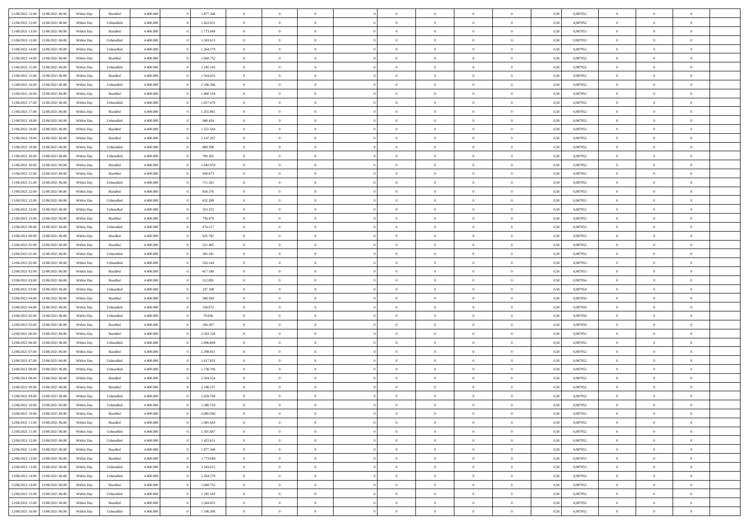| | | | | | | | | | | | | | | | | | | | | |
|---|---|---|---|---|---|---|---|---|---|---|---|---|---|---|---|---|---|---|---|---|
| 11/06/2021 12:00 | 12/06/2021 06:00 | Within Day | Bundled | 4.400.000 | 0 | 1.877.346 | 0 | 0 | 0 | | 0 | 0 | 0 | 0 | 0,50 | 0,987952 | 0 | 0 | 0 | |
| 11/06/2021 12:00 | 12/06/2021 06:00 | Within Day | Unbundled | 4.400.000 | 0 | 1.422.651 | 0 | 0 | 0 | | 0 | 0 | 0 | 0 | 0,50 | 0,987952 | 0 | 0 | 0 | |
| 11/06/2021 13:00 | 12/06/2021 06:00 | Within Day | Bundled | 4.400.000 | 0 | 1.773.049 | 0 | 0 | 0 | | 0 | 0 | 0 | 0 | 0,50 | 0,987953 | 0 | 0 | 0 | |
| 11/06/2021 13:00 | 12/06/2021 06:00 | Within Day | Unbundled | 4.400.000 | 0 | 1.343.615 | 0 | 0 | 0 | | 0 | 0 | 0 | 0 | 0,50 | 0,987953 | 0 | 0 | 0 | |
| 11/06/2021 14:00 | 12/06/2021 06:00 | Within Day | Unbundled | 4.400.000 | 0 | 1.264.579 | 0 | 0 | 0 | | 0 | 0 | 0 | 0 | 0,50 | 0,987952 | 0 | 0 | 0 | |
| 11/06/2021 14:00 | 12/06/2021 06:00 | Within Day | Bundled | 4.400.000 | 0 | 1.668.752 | 0 | 0 | 0 | | 0 | 0 | 0 | 0 | 0,50 | 0,987952 | 0 | 0 | 0 | |
| 11/06/2021 15:00 | 12/06/2021 06:00 | Within Day | Unbundled | 4.400.000 | 0 | 1.185.543 | 0 | 0 | 0 | | 0 | 0 | 0 | 0 | 0,50 | 0,987952 | 0 | 0 | 0 | |
| 11/06/2021 15:00 | 12/06/2021 06:00 | Within Day | Bundled | 4.400.000 | 0 | 1.564.455 | 0 | 0 | 0 | | 0 | 0 | 0 | 0 | 0,50 | 0,987952 | 0 | 0 | 0 | |
| 11/06/2021 16:00 | 12/06/2021 06:00 | Within Day | Unbundled | 4.400.000 | 0 | 1.106.506 | 0 | 0 | 0 | | 0 | 0 | 0 | 0 | 0,50 | 0,987952 | 0 | 0 | 0 | |
| 11/06/2021 16:00 | 12/06/2021 06:00 | Within Day | Bundled | 4.400.000 | 0 | 1.460.158 | 0 | 0 | 0 | | 0 | 0 | 0 | 0 | 0,50 | 0,987952 | 0 | 0 | 0 | |
| 11/06/2021 17:00 | 12/06/2021 06:00 | Within Day | Unbundled | 4.400.000 | 0 | 1.027.470 | 0 | 0 | 0 | | 0 | 0 | 0 | 0 | 0,50 | 0,987952 | 0 | 0 | 0 | |
| 11/06/2021 17:00 | 12/06/2021 06:00 | Within Day | Bundled | 4.400.000 | 0 | 1.355.861 | 0 | 0 | 0 | | 0 | 0 | 0 | 0 | 0,50 | 0,987952 | 0 | 0 | 0 | |
| 11/06/2021 18:00 | 12/06/2021 06:00 | Within Day | Unbundled | 4.400.000 | 0 | 948.434 | 0 | 0 | 0 | | 0 | 0 | 0 | 0 | 0,50 | 0,987953 | 0 | 0 | 0 | |
| 11/06/2021 18:00 | 12/06/2021 06:00 | Within Day | Bundled | 4.400.000 | 0 | 1.251.564 | 0 | 0 | 0 | | 0 | 0 | 0 | 0 | 0,50 | 0,987953 | 0 | 0 | 0 | |
| 11/06/2021 19:00 | 12/06/2021 06:00 | Within Day | Bundled | 4.400.000 | 0 | 1.147.267 | 0 | 0 | 0 | | 0 | 0 | 0 | 0 | 0,50 | 0,987952 | 0 | 0 | 0 | |
| 11/06/2021 19:00 | 12/06/2021 06:00 | Within Day | Unbundled | 4.400.000 | 0 | 869.398 | 0 | 0 | 0 | | 0 | 0 | 0 | 0 | 0,50 | 0,987952 | 0 | 0 | 0 | |
| 11/06/2021 20:00 | 12/06/2021 06:00 | Within Day | Unbundled | 4.400.000 | 0 | 790.362 | 0 | 0 | 0 | | 0 | 0 | 0 | 0 | 0,50 | 0,987952 | 0 | 0 | 0 | |
| 11/06/2021 20:00 | 12/06/2021 06:00 | Within Day | Bundled | 4.400.000 | 0 | 1.042.970 | 0 | 0 | 0 | | 0 | 0 | 0 | 0 | 0,50 | 0,987952 | 0 | 0 | 0 | |
| 11/06/2021 21:00 | 12/06/2021 06:00 | Within Day | Bundled | 4.400.000 | 0 | 938.673 | 0 | 0 | 0 | | 0 | 0 | 0 | 0 | 0,50 | 0,987952 | 0 | 0 | 0 | |
| 11/06/2021 21:00 | 12/06/2021 06:00 | Within Day | Unbundled | 4.400.000 | 0 | 711.325 | 0 | 0 | 0 | | 0 | 0 | 0 | 0 | 0,50 | 0,987952 | 0 | 0 | 0 | |
| 11/06/2021 22:00 | 12/06/2021 06:00 | Within Day | Bundled | 4.400.000 | 0 | 834.376 | 0 | 0 | 0 | | 0 | 0 | 0 | 0 | 0,50 | 0,987953 | 0 | 0 | 0 | |
| 11/06/2021 22:00 | 12/06/2021 06:00 | Within Day | Unbundled | 4.400.000 | 0 | 632.289 | 0 | 0 | 0 | | 0 | 0 | 0 | 0 | 0,50 | 0,987953 | 0 | 0 | 0 | |
| 11/06/2021 23:00 | 12/06/2021 06:00 | Within Day | Unbundled | 4.400.000 | 0 | 553.253 | 0 | 0 | 0 | | 0 | 0 | 0 | 0 | 0,50 | 0,987952 | 0 | 0 | 0 | |
| 11/06/2021 23:00 | 12/06/2021 06:00 | Within Day | Bundled | 4.400.000 | 0 | 730.079 | 0 | 0 | 0 | | 0 | 0 | 0 | 0 | 0,50 | 0,987952 | 0 | 0 | 0 | |
| 12/06/2021 00:00 | 12/06/2021 06:00 | Within Day | Unbundled | 4.400.000 | 0 | 474.217 | 0 | 0 | 0 | | 0 | 0 | 0 | 0 | 0,50 | 0,987952 | 0 | 0 | 0 | |
| 12/06/2021 00:00 | 12/06/2021 06:00 | Within Day | Bundled | 4.400.000 | 0 | 625.782 | 0 | 0 | 0 | | 0 | 0 | 0 | 0 | 0,50 | 0,987952 | 0 | 0 | 0 | |
| 12/06/2021 01:00 | 12/06/2021 06:00 | Within Day | Bundled | 4.400.000 | 0 | 521.485 | 0 | 0 | 0 | | 0 | 0 | 0 | 0 | 0,50 | 0,987952 | 0 | 0 | 0 | |
| 12/06/2021 01:00 | 12/06/2021 06:00 | Within Day | Unbundled | 4.400.000 | 0 | 395.181 | 0 | 0 | 0 | | 0 | 0 | 0 | 0 | 0,50 | 0,987952 | 0 | 0 | 0 | |
| 12/06/2021 02:00 | 12/06/2021 06:00 | Within Day | Unbundled | 4.400.000 | 0 | 316.144 | 0 | 0 | 0 | | 0 | 0 | 0 | 0 | 0,50 | 0,987953 | 0 | 0 | 0 | |
| 12/06/2021 02:00 | 12/06/2021 06:00 | Within Day | Bundled | 4.400.000 | 0 | 417.188 | 0 | 0 | 0 | | 0 | 0 | 0 | 0 | 0,50 | 0,987953 | 0 | 0 | 0 | |
| 12/06/2021 03:00 | 12/06/2021 06:00 | Within Day | Bundled | 4.400.000 | 0 | 312.891 | 0 | 0 | 0 | | 0 | 0 | 0 | 0 | 0,50 | 0,987954 | 0 | 0 | 0 | |
| 12/06/2021 03:00 | 12/06/2021 06:00 | Within Day | Unbundled | 4.400.000 | 0 | 237.108 | 0 | 0 | 0 | | 0 | 0 | 0 | 0 | 0,50 | 0,987954 | 0 | 0 | 0 | |
| 12/06/2021 04:00 | 12/06/2021 06:00 | Within Day | Bundled | 4.400.000 | 0 | 208.594 | 0 | 0 | 0 | | 0 | 0 | 0 | 0 | 0,50 | 0,987950 | 0 | 0 | 0 | |
| 12/06/2021 04:00 | 12/06/2021 06:00 | Within Day | Unbundled | 4.400.000 | 0 | 158.072 | 0 | 0 | 0 | | 0 | 0 | 0 | 0 | 0,50 | 0,987950 | 0 | 0 | 0 | |
| 12/06/2021 05:00 | 12/06/2021 06:00 | Within Day | Unbundled | 4.400.000 | 0 | 79.036 | 0 | 0 | 0 | | 0 | 0 | 0 | 0 | 0,50 | 0,987950 | 0 | 0 | 0 | |
| 12/06/2021 05:00 | 12/06/2021 06:00 | Within Day | Bundled | 4.400.000 | 0 | 104.297 | 0 | 0 | 0 | | 0 | 0 | 0 | 0 | 0,50 | 0,987950 | 0 | 0 | 0 | |
| 12/06/2021 06:00 | 13/06/2021 06:00 | Within Day | Bundled | 4.400.000 | 0 | 2.503.128 | 0 | 0 | 0 | | 0 | 0 | 0 | 0 | 0,50 | 0,987952 | 0 | 0 | 0 | |
| 12/06/2021 06:00 | 13/06/2021 06:00 | Within Day | Unbundled | 4.400.000 | 0 | 1.896.869 | 0 | 0 | 0 | | 0 | 0 | 0 | 0 | 0,50 | 0,987952 | 0 | 0 | 0 | |
| 12/06/2021 07:00 | 13/06/2021 06:00 | Within Day | Bundled | 4.400.000 | 0 | 2.398.831 | 0 | 0 | 0 | | 0 | 0 | 0 | 0 | 0,50 | 0,987952 | 0 | 0 | 0 | |
| 12/06/2021 07:00 | 13/06/2021 06:00 | Within Day | Unbundled | 4.400.000 | 0 | 1.817.832 | 0 | 0 | 0 | | 0 | 0 | 0 | 0 | 0,50 | 0,987952 | 0 | 0 | 0 | |
| 12/06/2021 08:00 | 13/06/2021 06:00 | Within Day | Unbundled | 4.400.000 | 0 | 1.738.796 | 0 | 0 | 0 | | 0 | 0 | 0 | 0 | 0,50 | 0,987952 | 0 | 0 | 0 | |
| 12/06/2021 08:00 | 13/06/2021 06:00 | Within Day | Bundled | 4.400.000 | 0 | 2.294.534 | 0 | 0 | 0 | | 0 | 0 | 0 | 0 | 0,50 | 0,987952 | 0 | 0 | 0 | |
| 12/06/2021 09:00 | 13/06/2021 06:00 | Within Day | Bundled | 4.400.000 | 0 | 2.190.237 | 0 | 0 | 0 | | 0 | 0 | 0 | 0 | 0,50 | 0,987952 | 0 | 0 | 0 | |
| 12/06/2021 09:00 | 13/06/2021 06:00 | Within Day | Unbundled | 4.400.000 | 0 | 1.659.760 | 0 | 0 | 0 | | 0 | 0 | 0 | 0 | 0,50 | 0,987952 | 0 | 0 | 0 | |
| 12/06/2021 10:00 | 13/06/2021 06:00 | Within Day | Unbundled | 4.400.000 | 0 | 1.580.724 | 0 | 0 | 0 | | 0 | 0 | 0 | 0 | 0,50 | 0,987952 | 0 | 0 | 0 | |
| 12/06/2021 10:00 | 13/06/2021 06:00 | Within Day | Bundled | 4.400.000 | 0 | 2.085.940 | 0 | 0 | 0 | | 0 | 0 | 0 | 0 | 0,50 | 0,987952 | 0 | 0 | 0 | |
| 12/06/2021 11:00 | 13/06/2021 06:00 | Within Day | Bundled | 4.400.000 | 0 | 1.981.643 | 0 | 0 | 0 | | 0 | 0 | 0 | 0 | 0,50 | 0,987952 | 0 | 0 | 0 | |
| 12/06/2021 11:00 | 13/06/2021 06:00 | Within Day | Unbundled | 4.400.000 | 0 | 1.501.687 | 0 | 0 | 0 | | 0 | 0 | 0 | 0 | 0,50 | 0,987952 | 0 | 0 | 0 | |
| 12/06/2021 12:00 | 13/06/2021 06:00 | Within Day | Unbundled | 4.400.000 | 0 | 1.422.651 | 0 | 0 | 0 | | 0 | 0 | 0 | 0 | 0,50 | 0,987952 | 0 | 0 | 0 | |
| 12/06/2021 12:00 | 13/06/2021 06:00 | Within Day | Bundled | 4.400.000 | 0 | 1.877.346 | 0 | 0 | 0 | | 0 | 0 | 0 | 0 | 0,50 | 0,987952 | 0 | 0 | 0 | |
| 12/06/2021 13:00 | 13/06/2021 06:00 | Within Day | Bundled | 4.400.000 | 0 | 1.773.049 | 0 | 0 | 0 | | 0 | 0 | 0 | 0 | 0,50 | 0,987953 | 0 | 0 | 0 | |
| 12/06/2021 13:00 | 13/06/2021 06:00 | Within Day | Unbundled | 4.400.000 | 0 | 1.343.615 | 0 | 0 | 0 | | 0 | 0 | 0 | 0 | 0,50 | 0,987953 | 0 | 0 | 0 | |
| 12/06/2021 14:00 | 13/06/2021 06:00 | Within Day | Unbundled | 4.400.000 | 0 | 1.264.579 | 0 | 0 | 0 | | 0 | 0 | 0 | 0 | 0,50 | 0,987952 | 0 | 0 | 0 | |
| 12/06/2021 14:00 | 13/06/2021 06:00 | Within Day | Bundled | 4.400.000 | 0 | 1.668.752 | 0 | 0 | 0 | | 0 | 0 | 0 | 0 | 0,50 | 0,987952 | 0 | 0 | 0 | |
| 12/06/2021 15:00 | 13/06/2021 06:00 | Within Day | Unbundled | 4.400.000 | 0 | 1.185.543 | 0 | 0 | 0 | | 0 | 0 | 0 | 0 | 0,50 | 0,987952 | 0 | 0 | 0 | |
| 12/06/2021 15:00 | 13/06/2021 06:00 | Within Day | Bundled | 4.400.000 | 0 | 1.564.455 | 0 | 0 | 0 | | 0 | 0 | 0 | 0 | 0,50 | 0,987952 | 0 | 0 | 0 | |
| 12/06/2021 16:00 | 13/06/2021 06:00 | Within Day | Unbundled | 4.400.000 | 0 | 1.106.506 | 0 | 0 | 0 | | 0 | 0 | 0 | 0 | 0,50 | 0,987952 | 0 | 0 | 0 | |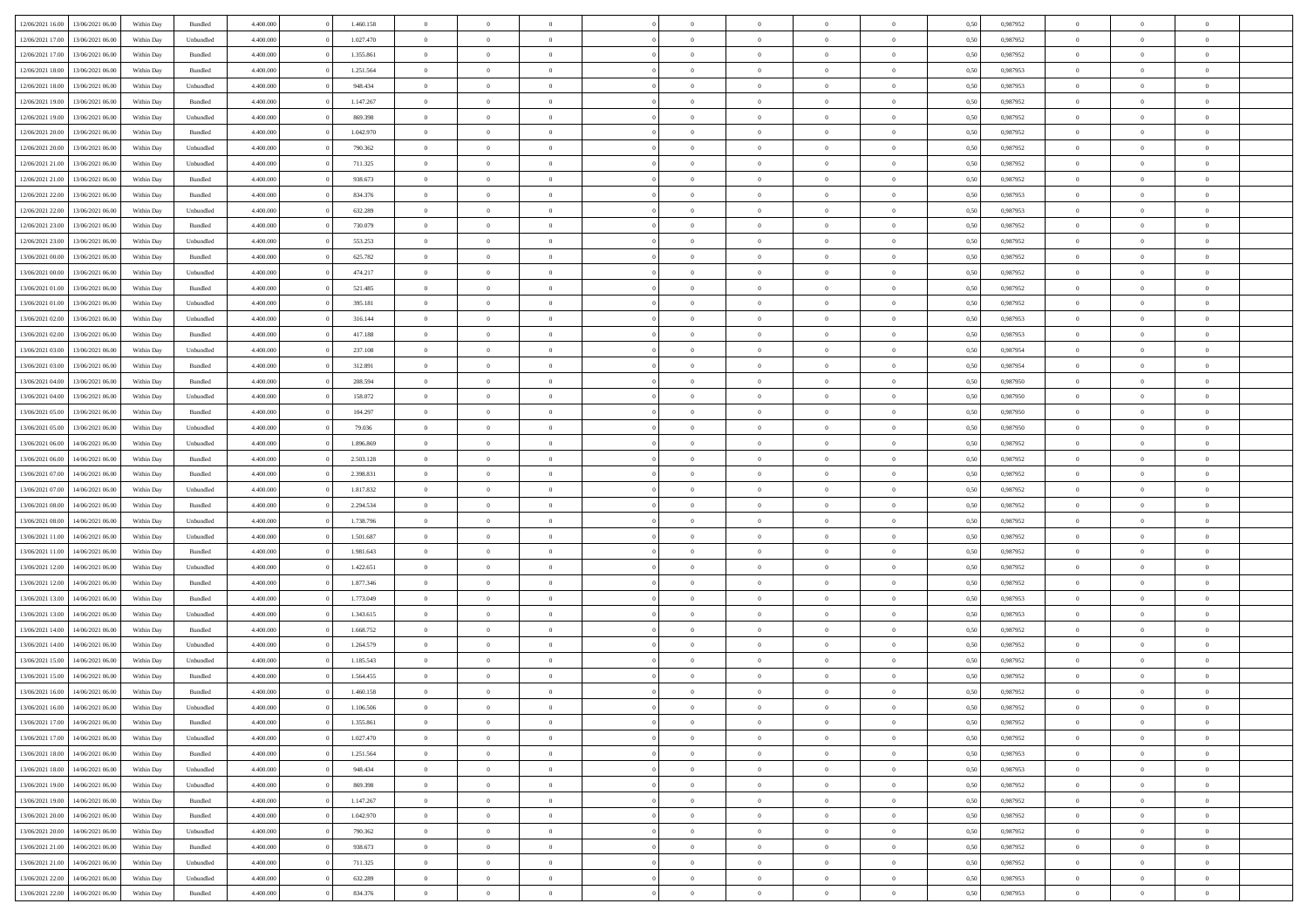| | | | | | | | | | | | | | | | | | | | | | |
|---|---|---|---|---|---|---|---|---|---|---|---|---|---|---|---|---|---|---|---|---|---|
| 12/06/2021 16:00 | 13/06/2021 06:00 | Within Day | Bundled | 4.400.000 | 0 | 1.460.158 | 0 | 0 | 0 | | 0 | 0 | 0 | 0 | 0 | 0,50 | 0,987952 | 0 | 0 | 0 | |
| 12/06/2021 17:00 | 13/06/2021 06:00 | Within Day | Unbundled | 4.400.000 | 0 | 1.027.470 | 0 | 0 | 0 | | 0 | 0 | 0 | 0 | 0 | 0,50 | 0,987952 | 0 | 0 | 0 | |
| 12/06/2021 17:00 | 13/06/2021 06:00 | Within Day | Bundled | 4.400.000 | 0 | 1.355.861 | 0 | 0 | 0 | | 0 | 0 | 0 | 0 | 0 | 0,50 | 0,987952 | 0 | 0 | 0 | |
| 12/06/2021 18:00 | 13/06/2021 06:00 | Within Day | Bundled | 4.400.000 | 0 | 1.251.564 | 0 | 0 | 0 | | 0 | 0 | 0 | 0 | 0 | 0,50 | 0,987953 | 0 | 0 | 0 | |
| 12/06/2021 18:00 | 13/06/2021 06:00 | Within Day | Unbundled | 4.400.000 | 0 | 948.434 | 0 | 0 | 0 | | 0 | 0 | 0 | 0 | 0 | 0,50 | 0,987953 | 0 | 0 | 0 | |
| 12/06/2021 19:00 | 13/06/2021 06:00 | Within Day | Bundled | 4.400.000 | 0 | 1.147.267 | 0 | 0 | 0 | | 0 | 0 | 0 | 0 | 0 | 0,50 | 0,987952 | 0 | 0 | 0 | |
| 12/06/2021 19:00 | 13/06/2021 06:00 | Within Day | Unbundled | 4.400.000 | 0 | 869.398 | 0 | 0 | 0 | | 0 | 0 | 0 | 0 | 0 | 0,50 | 0,987952 | 0 | 0 | 0 | |
| 12/06/2021 20:00 | 13/06/2021 06:00 | Within Day | Bundled | 4.400.000 | 0 | 1.042.970 | 0 | 0 | 0 | | 0 | 0 | 0 | 0 | 0 | 0,50 | 0,987952 | 0 | 0 | 0 | |
| 12/06/2021 20:00 | 13/06/2021 06:00 | Within Day | Unbundled | 4.400.000 | 0 | 790.362 | 0 | 0 | 0 | | 0 | 0 | 0 | 0 | 0 | 0,50 | 0,987952 | 0 | 0 | 0 | |
| 12/06/2021 21:00 | 13/06/2021 06:00 | Within Day | Unbundled | 4.400.000 | 0 | 711.325 | 0 | 0 | 0 | | 0 | 0 | 0 | 0 | 0 | 0,50 | 0,987952 | 0 | 0 | 0 | |
| 12/06/2021 21:00 | 13/06/2021 06:00 | Within Day | Bundled | 4.400.000 | 0 | 938.673 | 0 | 0 | 0 | | 0 | 0 | 0 | 0 | 0 | 0,50 | 0,987952 | 0 | 0 | 0 | |
| 12/06/2021 22:00 | 13/06/2021 06:00 | Within Day | Bundled | 4.400.000 | 0 | 834.376 | 0 | 0 | 0 | | 0 | 0 | 0 | 0 | 0 | 0,50 | 0,987953 | 0 | 0 | 0 | |
| 12/06/2021 22:00 | 13/06/2021 06:00 | Within Day | Unbundled | 4.400.000 | 0 | 632.289 | 0 | 0 | 0 | | 0 | 0 | 0 | 0 | 0 | 0,50 | 0,987953 | 0 | 0 | 0 | |
| 12/06/2021 23:00 | 13/06/2021 06:00 | Within Day | Bundled | 4.400.000 | 0 | 730.079 | 0 | 0 | 0 | | 0 | 0 | 0 | 0 | 0 | 0,50 | 0,987952 | 0 | 0 | 0 | |
| 12/06/2021 23:00 | 13/06/2021 06:00 | Within Day | Unbundled | 4.400.000 | 0 | 553.253 | 0 | 0 | 0 | | 0 | 0 | 0 | 0 | 0 | 0,50 | 0,987952 | 0 | 0 | 0 | |
| 13/06/2021 00:00 | 13/06/2021 06:00 | Within Day | Bundled | 4.400.000 | 0 | 625.782 | 0 | 0 | 0 | | 0 | 0 | 0 | 0 | 0 | 0,50 | 0,987952 | 0 | 0 | 0 | |
| 13/06/2021 00:00 | 13/06/2021 06:00 | Within Day | Unbundled | 4.400.000 | 0 | 474.217 | 0 | 0 | 0 | | 0 | 0 | 0 | 0 | 0 | 0,50 | 0,987952 | 0 | 0 | 0 | |
| 13/06/2021 01:00 | 13/06/2021 06:00 | Within Day | Bundled | 4.400.000 | 0 | 521.485 | 0 | 0 | 0 | | 0 | 0 | 0 | 0 | 0 | 0,50 | 0,987952 | 0 | 0 | 0 | |
| 13/06/2021 01:00 | 13/06/2021 06:00 | Within Day | Unbundled | 4.400.000 | 0 | 395.181 | 0 | 0 | 0 | | 0 | 0 | 0 | 0 | 0 | 0,50 | 0,987952 | 0 | 0 | 0 | |
| 13/06/2021 02:00 | 13/06/2021 06:00 | Within Day | Unbundled | 4.400.000 | 0 | 316.144 | 0 | 0 | 0 | | 0 | 0 | 0 | 0 | 0 | 0,50 | 0,987953 | 0 | 0 | 0 | |
| 13/06/2021 02:00 | 13/06/2021 06:00 | Within Day | Bundled | 4.400.000 | 0 | 417.188 | 0 | 0 | 0 | | 0 | 0 | 0 | 0 | 0 | 0,50 | 0,987953 | 0 | 0 | 0 | |
| 13/06/2021 03:00 | 13/06/2021 06:00 | Within Day | Unbundled | 4.400.000 | 0 | 237.108 | 0 | 0 | 0 | | 0 | 0 | 0 | 0 | 0 | 0,50 | 0,987954 | 0 | 0 | 0 | |
| 13/06/2021 03:00 | 13/06/2021 06:00 | Within Day | Bundled | 4.400.000 | 0 | 312.891 | 0 | 0 | 0 | | 0 | 0 | 0 | 0 | 0 | 0,50 | 0,987954 | 0 | 0 | 0 | |
| 13/06/2021 04:00 | 13/06/2021 06:00 | Within Day | Bundled | 4.400.000 | 0 | 208.594 | 0 | 0 | 0 | | 0 | 0 | 0 | 0 | 0 | 0,50 | 0,987950 | 0 | 0 | 0 | |
| 13/06/2021 04:00 | 13/06/2021 06:00 | Within Day | Unbundled | 4.400.000 | 0 | 158.072 | 0 | 0 | 0 | | 0 | 0 | 0 | 0 | 0 | 0,50 | 0,987950 | 0 | 0 | 0 | |
| 13/06/2021 05:00 | 13/06/2021 06:00 | Within Day | Bundled | 4.400.000 | 0 | 104.297 | 0 | 0 | 0 | | 0 | 0 | 0 | 0 | 0 | 0,50 | 0,987950 | 0 | 0 | 0 | |
| 13/06/2021 05:00 | 13/06/2021 06:00 | Within Day | Unbundled | 4.400.000 | 0 | 79.036 | 0 | 0 | 0 | | 0 | 0 | 0 | 0 | 0 | 0,50 | 0,987950 | 0 | 0 | 0 | |
| 13/06/2021 06:00 | 14/06/2021 06:00 | Within Day | Unbundled | 4.400.000 | 0 | 1.896.869 | 0 | 0 | 0 | | 0 | 0 | 0 | 0 | 0 | 0,50 | 0,987952 | 0 | 0 | 0 | |
| 13/06/2021 06:00 | 14/06/2021 06:00 | Within Day | Bundled | 4.400.000 | 0 | 2.503.128 | 0 | 0 | 0 | | 0 | 0 | 0 | 0 | 0 | 0,50 | 0,987952 | 0 | 0 | 0 | |
| 13/06/2021 07:00 | 14/06/2021 06:00 | Within Day | Bundled | 4.400.000 | 0 | 2.398.831 | 0 | 0 | 0 | | 0 | 0 | 0 | 0 | 0 | 0,50 | 0,987952 | 0 | 0 | 0 | |
| 13/06/2021 07:00 | 14/06/2021 06:00 | Within Day | Unbundled | 4.400.000 | 0 | 1.817.832 | 0 | 0 | 0 | | 0 | 0 | 0 | 0 | 0 | 0,50 | 0,987952 | 0 | 0 | 0 | |
| 13/06/2021 08:00 | 14/06/2021 06:00 | Within Day | Bundled | 4.400.000 | 0 | 2.294.534 | 0 | 0 | 0 | | 0 | 0 | 0 | 0 | 0 | 0,50 | 0,987952 | 0 | 0 | 0 | |
| 13/06/2021 08:00 | 14/06/2021 06:00 | Within Day | Unbundled | 4.400.000 | 0 | 1.738.796 | 0 | 0 | 0 | | 0 | 0 | 0 | 0 | 0 | 0,50 | 0,987952 | 0 | 0 | 0 | |
| 13/06/2021 11:00 | 14/06/2021 06:00 | Within Day | Unbundled | 4.400.000 | 0 | 1.501.687 | 0 | 0 | 0 | | 0 | 0 | 0 | 0 | 0 | 0,50 | 0,987952 | 0 | 0 | 0 | |
| 13/06/2021 11:00 | 14/06/2021 06:00 | Within Day | Bundled | 4.400.000 | 0 | 1.981.643 | 0 | 0 | 0 | | 0 | 0 | 0 | 0 | 0 | 0,50 | 0,987952 | 0 | 0 | 0 | |
| 13/06/2021 12:00 | 14/06/2021 06:00 | Within Day | Unbundled | 4.400.000 | 0 | 1.422.651 | 0 | 0 | 0 | | 0 | 0 | 0 | 0 | 0 | 0,50 | 0,987952 | 0 | 0 | 0 | |
| 13/06/2021 12:00 | 14/06/2021 06:00 | Within Day | Bundled | 4.400.000 | 0 | 1.877.346 | 0 | 0 | 0 | | 0 | 0 | 0 | 0 | 0 | 0,50 | 0,987952 | 0 | 0 | 0 | |
| 13/06/2021 13:00 | 14/06/2021 06:00 | Within Day | Bundled | 4.400.000 | 0 | 1.773.049 | 0 | 0 | 0 | | 0 | 0 | 0 | 0 | 0 | 0,50 | 0,987953 | 0 | 0 | 0 | |
| 13/06/2021 13:00 | 14/06/2021 06:00 | Within Day | Unbundled | 4.400.000 | 0 | 1.343.615 | 0 | 0 | 0 | | 0 | 0 | 0 | 0 | 0 | 0,50 | 0,987953 | 0 | 0 | 0 | |
| 13/06/2021 14:00 | 14/06/2021 06:00 | Within Day | Bundled | 4.400.000 | 0 | 1.668.752 | 0 | 0 | 0 | | 0 | 0 | 0 | 0 | 0 | 0,50 | 0,987952 | 0 | 0 | 0 | |
| 13/06/2021 14:00 | 14/06/2021 06:00 | Within Day | Unbundled | 4.400.000 | 0 | 1.264.579 | 0 | 0 | 0 | | 0 | 0 | 0 | 0 | 0 | 0,50 | 0,987952 | 0 | 0 | 0 | |
| 13/06/2021 15:00 | 14/06/2021 06:00 | Within Day | Unbundled | 4.400.000 | 0 | 1.185.543 | 0 | 0 | 0 | | 0 | 0 | 0 | 0 | 0 | 0,50 | 0,987952 | 0 | 0 | 0 | |
| 13/06/2021 15:00 | 14/06/2021 06:00 | Within Day | Bundled | 4.400.000 | 0 | 1.564.455 | 0 | 0 | 0 | | 0 | 0 | 0 | 0 | 0 | 0,50 | 0,987952 | 0 | 0 | 0 | |
| 13/06/2021 16:00 | 14/06/2021 06:00 | Within Day | Bundled | 4.400.000 | 0 | 1.460.158 | 0 | 0 | 0 | | 0 | 0 | 0 | 0 | 0 | 0,50 | 0,987952 | 0 | 0 | 0 | |
| 13/06/2021 16:00 | 14/06/2021 06:00 | Within Day | Unbundled | 4.400.000 | 0 | 1.106.506 | 0 | 0 | 0 | | 0 | 0 | 0 | 0 | 0 | 0,50 | 0,987952 | 0 | 0 | 0 | |
| 13/06/2021 17:00 | 14/06/2021 06:00 | Within Day | Bundled | 4.400.000 | 0 | 1.355.861 | 0 | 0 | 0 | | 0 | 0 | 0 | 0 | 0 | 0,50 | 0,987952 | 0 | 0 | 0 | |
| 13/06/2021 17:00 | 14/06/2021 06:00 | Within Day | Unbundled | 4.400.000 | 0 | 1.027.470 | 0 | 0 | 0 | | 0 | 0 | 0 | 0 | 0 | 0,50 | 0,987952 | 0 | 0 | 0 | |
| 13/06/2021 18:00 | 14/06/2021 06:00 | Within Day | Bundled | 4.400.000 | 0 | 1.251.564 | 0 | 0 | 0 | | 0 | 0 | 0 | 0 | 0 | 0,50 | 0,987953 | 0 | 0 | 0 | |
| 13/06/2021 18:00 | 14/06/2021 06:00 | Within Day | Unbundled | 4.400.000 | 0 | 948.434 | 0 | 0 | 0 | | 0 | 0 | 0 | 0 | 0 | 0,50 | 0,987953 | 0 | 0 | 0 | |
| 13/06/2021 19:00 | 14/06/2021 06:00 | Within Day | Unbundled | 4.400.000 | 0 | 869.398 | 0 | 0 | 0 | | 0 | 0 | 0 | 0 | 0 | 0,50 | 0,987952 | 0 | 0 | 0 | |
| 13/06/2021 19:00 | 14/06/2021 06:00 | Within Day | Bundled | 4.400.000 | 0 | 1.147.267 | 0 | 0 | 0 | | 0 | 0 | 0 | 0 | 0 | 0,50 | 0,987952 | 0 | 0 | 0 | |
| 13/06/2021 20:00 | 14/06/2021 06:00 | Within Day | Bundled | 4.400.000 | 0 | 1.042.970 | 0 | 0 | 0 | | 0 | 0 | 0 | 0 | 0 | 0,50 | 0,987952 | 0 | 0 | 0 | |
| 13/06/2021 20:00 | 14/06/2021 06:00 | Within Day | Unbundled | 4.400.000 | 0 | 790.362 | 0 | 0 | 0 | | 0 | 0 | 0 | 0 | 0 | 0,50 | 0,987952 | 0 | 0 | 0 | |
| 13/06/2021 21:00 | 14/06/2021 06:00 | Within Day | Bundled | 4.400.000 | 0 | 938.673 | 0 | 0 | 0 | | 0 | 0 | 0 | 0 | 0 | 0,50 | 0,987952 | 0 | 0 | 0 | |
| 13/06/2021 21:00 | 14/06/2021 06:00 | Within Day | Unbundled | 4.400.000 | 0 | 711.325 | 0 | 0 | 0 | | 0 | 0 | 0 | 0 | 0 | 0,50 | 0,987952 | 0 | 0 | 0 | |
| 13/06/2021 22:00 | 14/06/2021 06:00 | Within Day | Unbundled | 4.400.000 | 0 | 632.289 | 0 | 0 | 0 | | 0 | 0 | 0 | 0 | 0 | 0,50 | 0,987953 | 0 | 0 | 0 | |
| 13/06/2021 22:00 | 14/06/2021 06:00 | Within Day | Bundled | 4.400.000 | 0 | 834.376 | 0 | 0 | 0 | | 0 | 0 | 0 | 0 | 0 | 0,50 | 0,987953 | 0 | 0 | 0 | |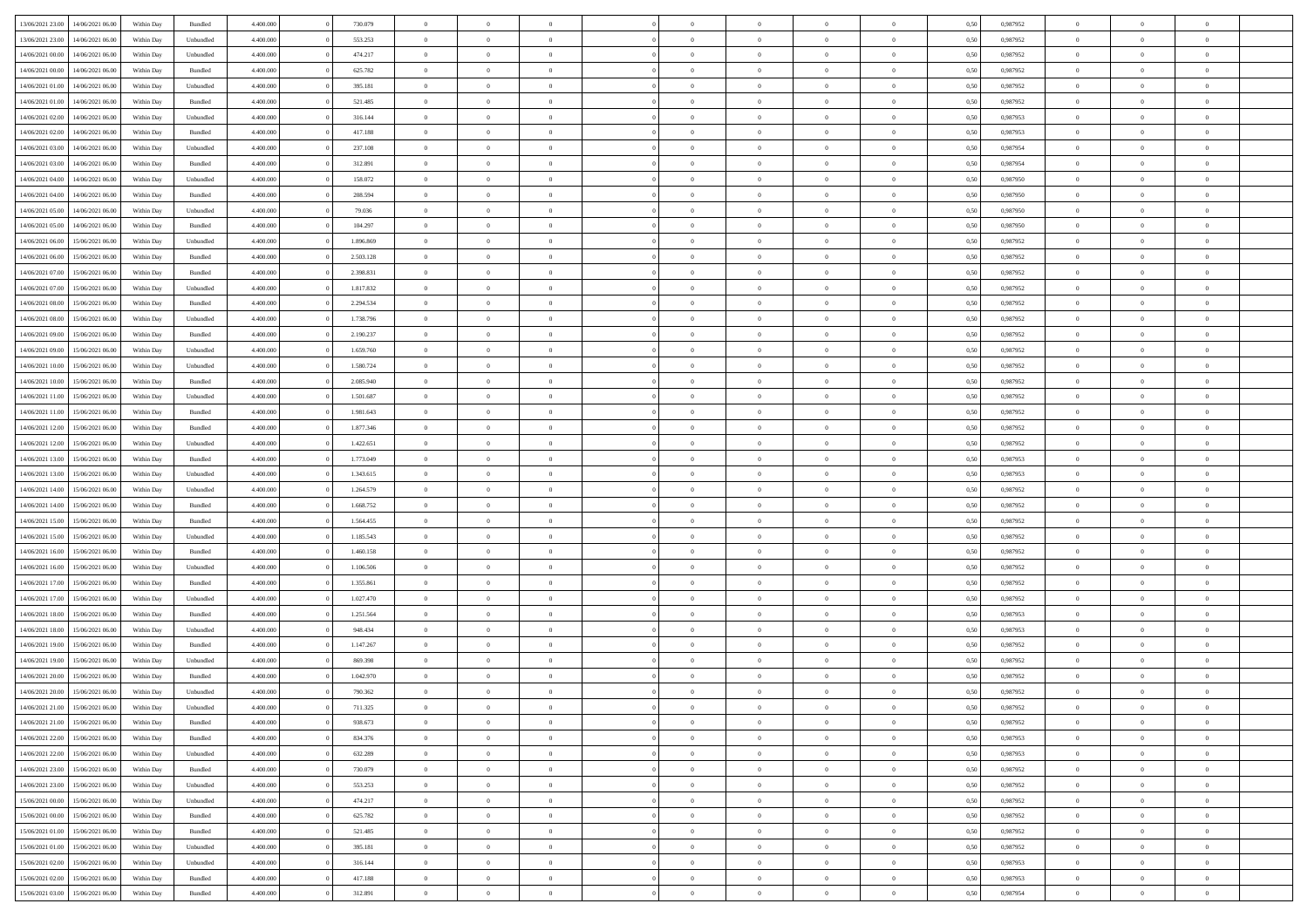| | | | | | | | | | | | | | | | | | | | | |
|---|---|---|---|---|---|---|---|---|---|---|---|---|---|---|---|---|---|---|---|---|
| 13/06/2021 23:00 | 14/06/2021 06:00 | Within Day | Bundled | 4.400.000 | 0 | 730.079 | 0 | 0 | 0 | | 0 | 0 | 0 | 0 | 0,50 | 0,987952 | 0 | 0 | 0 | |
| 13/06/2021 23:00 | 14/06/2021 06:00 | Within Day | Unbundled | 4.400.000 | 0 | 553.253 | 0 | 0 | 0 | | 0 | 0 | 0 | 0 | 0,50 | 0,987952 | 0 | 0 | 0 | |
| 14/06/2021 00:00 | 14/06/2021 06:00 | Within Day | Unbundled | 4.400.000 | 0 | 474.217 | 0 | 0 | 0 | | 0 | 0 | 0 | 0 | 0,50 | 0,987952 | 0 | 0 | 0 | |
| 14/06/2021 00:00 | 14/06/2021 06:00 | Within Day | Bundled | 4.400.000 | 0 | 625.782 | 0 | 0 | 0 | | 0 | 0 | 0 | 0 | 0,50 | 0,987952 | 0 | 0 | 0 | |
| 14/06/2021 01:00 | 14/06/2021 06:00 | Within Day | Unbundled | 4.400.000 | 0 | 395.181 | 0 | 0 | 0 | | 0 | 0 | 0 | 0 | 0,50 | 0,987952 | 0 | 0 | 0 | |
| 14/06/2021 01:00 | 14/06/2021 06:00 | Within Day | Bundled | 4.400.000 | 0 | 521.485 | 0 | 0 | 0 | | 0 | 0 | 0 | 0 | 0,50 | 0,987952 | 0 | 0 | 0 | |
| 14/06/2021 02:00 | 14/06/2021 06:00 | Within Day | Unbundled | 4.400.000 | 0 | 316.144 | 0 | 0 | 0 | | 0 | 0 | 0 | 0 | 0,50 | 0,987953 | 0 | 0 | 0 | |
| 14/06/2021 02:00 | 14/06/2021 06:00 | Within Day | Bundled | 4.400.000 | 0 | 417.188 | 0 | 0 | 0 | | 0 | 0 | 0 | 0 | 0,50 | 0,987953 | 0 | 0 | 0 | |
| 14/06/2021 03:00 | 14/06/2021 06:00 | Within Day | Unbundled | 4.400.000 | 0 | 237.108 | 0 | 0 | 0 | | 0 | 0 | 0 | 0 | 0,50 | 0,987954 | 0 | 0 | 0 | |
| 14/06/2021 03:00 | 14/06/2021 06:00 | Within Day | Bundled | 4.400.000 | 0 | 312.891 | 0 | 0 | 0 | | 0 | 0 | 0 | 0 | 0,50 | 0,987954 | 0 | 0 | 0 | |
| 14/06/2021 04:00 | 14/06/2021 06:00 | Within Day | Unbundled | 4.400.000 | 0 | 158.072 | 0 | 0 | 0 | | 0 | 0 | 0 | 0 | 0,50 | 0,987950 | 0 | 0 | 0 | |
| 14/06/2021 04:00 | 14/06/2021 06:00 | Within Day | Bundled | 4.400.000 | 0 | 208.594 | 0 | 0 | 0 | | 0 | 0 | 0 | 0 | 0,50 | 0,987950 | 0 | 0 | 0 | |
| 14/06/2021 05:00 | 14/06/2021 06:00 | Within Day | Unbundled | 4.400.000 | 0 | 79.036 | 0 | 0 | 0 | | 0 | 0 | 0 | 0 | 0,50 | 0,987950 | 0 | 0 | 0 | |
| 14/06/2021 05:00 | 14/06/2021 06:00 | Within Day | Bundled | 4.400.000 | 0 | 104.297 | 0 | 0 | 0 | | 0 | 0 | 0 | 0 | 0,50 | 0,987950 | 0 | 0 | 0 | |
| 14/06/2021 06:00 | 15/06/2021 06:00 | Within Day | Unbundled | 4.400.000 | 0 | 1.896.869 | 0 | 0 | 0 | | 0 | 0 | 0 | 0 | 0,50 | 0,987952 | 0 | 0 | 0 | |
| 14/06/2021 06:00 | 15/06/2021 06:00 | Within Day | Bundled | 4.400.000 | 0 | 2.503.128 | 0 | 0 | 0 | | 0 | 0 | 0 | 0 | 0,50 | 0,987952 | 0 | 0 | 0 | |
| 14/06/2021 07:00 | 15/06/2021 06:00 | Within Day | Bundled | 4.400.000 | 0 | 2.398.831 | 0 | 0 | 0 | | 0 | 0 | 0 | 0 | 0,50 | 0,987952 | 0 | 0 | 0 | |
| 14/06/2021 07:00 | 15/06/2021 06:00 | Within Day | Unbundled | 4.400.000 | 0 | 1.817.832 | 0 | 0 | 0 | | 0 | 0 | 0 | 0 | 0,50 | 0,987952 | 0 | 0 | 0 | |
| 14/06/2021 08:00 | 15/06/2021 06:00 | Within Day | Bundled | 4.400.000 | 0 | 2.294.534 | 0 | 0 | 0 | | 0 | 0 | 0 | 0 | 0,50 | 0,987952 | 0 | 0 | 0 | |
| 14/06/2021 08:00 | 15/06/2021 06:00 | Within Day | Unbundled | 4.400.000 | 0 | 1.738.796 | 0 | 0 | 0 | | 0 | 0 | 0 | 0 | 0,50 | 0,987952 | 0 | 0 | 0 | |
| 14/06/2021 09:00 | 15/06/2021 06:00 | Within Day | Bundled | 4.400.000 | 0 | 2.190.237 | 0 | 0 | 0 | | 0 | 0 | 0 | 0 | 0,50 | 0,987952 | 0 | 0 | 0 | |
| 14/06/2021 09:00 | 15/06/2021 06:00 | Within Day | Unbundled | 4.400.000 | 0 | 1.659.760 | 0 | 0 | 0 | | 0 | 0 | 0 | 0 | 0,50 | 0,987952 | 0 | 0 | 0 | |
| 14/06/2021 10:00 | 15/06/2021 06:00 | Within Day | Unbundled | 4.400.000 | 0 | 1.580.724 | 0 | 0 | 0 | | 0 | 0 | 0 | 0 | 0,50 | 0,987952 | 0 | 0 | 0 | |
| 14/06/2021 10:00 | 15/06/2021 06:00 | Within Day | Bundled | 4.400.000 | 0 | 2.085.940 | 0 | 0 | 0 | | 0 | 0 | 0 | 0 | 0,50 | 0,987952 | 0 | 0 | 0 | |
| 14/06/2021 11:00 | 15/06/2021 06:00 | Within Day | Unbundled | 4.400.000 | 0 | 1.501.687 | 0 | 0 | 0 | | 0 | 0 | 0 | 0 | 0,50 | 0,987952 | 0 | 0 | 0 | |
| 14/06/2021 11:00 | 15/06/2021 06:00 | Within Day | Bundled | 4.400.000 | 0 | 1.981.643 | 0 | 0 | 0 | | 0 | 0 | 0 | 0 | 0,50 | 0,987952 | 0 | 0 | 0 | |
| 14/06/2021 12:00 | 15/06/2021 06:00 | Within Day | Bundled | 4.400.000 | 0 | 1.877.346 | 0 | 0 | 0 | | 0 | 0 | 0 | 0 | 0,50 | 0,987952 | 0 | 0 | 0 | |
| 14/06/2021 12:00 | 15/06/2021 06:00 | Within Day | Unbundled | 4.400.000 | 0 | 1.422.651 | 0 | 0 | 0 | | 0 | 0 | 0 | 0 | 0,50 | 0,987952 | 0 | 0 | 0 | |
| 14/06/2021 13:00 | 15/06/2021 06:00 | Within Day | Bundled | 4.400.000 | 0 | 1.773.049 | 0 | 0 | 0 | | 0 | 0 | 0 | 0 | 0,50 | 0,987953 | 0 | 0 | 0 | |
| 14/06/2021 13:00 | 15/06/2021 06:00 | Within Day | Unbundled | 4.400.000 | 0 | 1.343.615 | 0 | 0 | 0 | | 0 | 0 | 0 | 0 | 0,50 | 0,987953 | 0 | 0 | 0 | |
| 14/06/2021 14:00 | 15/06/2021 06:00 | Within Day | Unbundled | 4.400.000 | 0 | 1.264.579 | 0 | 0 | 0 | | 0 | 0 | 0 | 0 | 0,50 | 0,987952 | 0 | 0 | 0 | |
| 14/06/2021 14:00 | 15/06/2021 06:00 | Within Day | Bundled | 4.400.000 | 0 | 1.668.752 | 0 | 0 | 0 | | 0 | 0 | 0 | 0 | 0,50 | 0,987952 | 0 | 0 | 0 | |
| 14/06/2021 15:00 | 15/06/2021 06:00 | Within Day | Bundled | 4.400.000 | 0 | 1.564.455 | 0 | 0 | 0 | | 0 | 0 | 0 | 0 | 0,50 | 0,987952 | 0 | 0 | 0 | |
| 14/06/2021 15:00 | 15/06/2021 06:00 | Within Day | Unbundled | 4.400.000 | 0 | 1.185.543 | 0 | 0 | 0 | | 0 | 0 | 0 | 0 | 0,50 | 0,987952 | 0 | 0 | 0 | |
| 14/06/2021 16:00 | 15/06/2021 06:00 | Within Day | Bundled | 4.400.000 | 0 | 1.460.158 | 0 | 0 | 0 | | 0 | 0 | 0 | 0 | 0,50 | 0,987952 | 0 | 0 | 0 | |
| 14/06/2021 16:00 | 15/06/2021 06:00 | Within Day | Unbundled | 4.400.000 | 0 | 1.106.506 | 0 | 0 | 0 | | 0 | 0 | 0 | 0 | 0,50 | 0,987952 | 0 | 0 | 0 | |
| 14/06/2021 17:00 | 15/06/2021 06:00 | Within Day | Bundled | 4.400.000 | 0 | 1.355.861 | 0 | 0 | 0 | | 0 | 0 | 0 | 0 | 0,50 | 0,987952 | 0 | 0 | 0 | |
| 14/06/2021 17:00 | 15/06/2021 06:00 | Within Day | Unbundled | 4.400.000 | 0 | 1.027.470 | 0 | 0 | 0 | | 0 | 0 | 0 | 0 | 0,50 | 0,987952 | 0 | 0 | 0 | |
| 14/06/2021 18:00 | 15/06/2021 06:00 | Within Day | Bundled | 4.400.000 | 0 | 1.251.564 | 0 | 0 | 0 | | 0 | 0 | 0 | 0 | 0,50 | 0,987953 | 0 | 0 | 0 | |
| 14/06/2021 18:00 | 15/06/2021 06:00 | Within Day | Unbundled | 4.400.000 | 0 | 948.434 | 0 | 0 | 0 | | 0 | 0 | 0 | 0 | 0,50 | 0,987953 | 0 | 0 | 0 | |
| 14/06/2021 19:00 | 15/06/2021 06:00 | Within Day | Bundled | 4.400.000 | 0 | 1.147.267 | 0 | 0 | 0 | | 0 | 0 | 0 | 0 | 0,50 | 0,987952 | 0 | 0 | 0 | |
| 14/06/2021 19:00 | 15/06/2021 06:00 | Within Day | Unbundled | 4.400.000 | 0 | 869.398 | 0 | 0 | 0 | | 0 | 0 | 0 | 0 | 0,50 | 0,987952 | 0 | 0 | 0 | |
| 14/06/2021 20:00 | 15/06/2021 06:00 | Within Day | Bundled | 4.400.000 | 0 | 1.042.970 | 0 | 0 | 0 | | 0 | 0 | 0 | 0 | 0,50 | 0,987952 | 0 | 0 | 0 | |
| 14/06/2021 20:00 | 15/06/2021 06:00 | Within Day | Unbundled | 4.400.000 | 0 | 790.362 | 0 | 0 | 0 | | 0 | 0 | 0 | 0 | 0,50 | 0,987952 | 0 | 0 | 0 | |
| 14/06/2021 21:00 | 15/06/2021 06:00 | Within Day | Unbundled | 4.400.000 | 0 | 711.325 | 0 | 0 | 0 | | 0 | 0 | 0 | 0 | 0,50 | 0,987952 | 0 | 0 | 0 | |
| 14/06/2021 21:00 | 15/06/2021 06:00 | Within Day | Bundled | 4.400.000 | 0 | 938.673 | 0 | 0 | 0 | | 0 | 0 | 0 | 0 | 0,50 | 0,987952 | 0 | 0 | 0 | |
| 14/06/2021 22:00 | 15/06/2021 06:00 | Within Day | Bundled | 4.400.000 | 0 | 834.376 | 0 | 0 | 0 | | 0 | 0 | 0 | 0 | 0,50 | 0,987953 | 0 | 0 | 0 | |
| 14/06/2021 22:00 | 15/06/2021 06:00 | Within Day | Unbundled | 4.400.000 | 0 | 632.289 | 0 | 0 | 0 | | 0 | 0 | 0 | 0 | 0,50 | 0,987953 | 0 | 0 | 0 | |
| 14/06/2021 23:00 | 15/06/2021 06:00 | Within Day | Bundled | 4.400.000 | 0 | 730.079 | 0 | 0 | 0 | | 0 | 0 | 0 | 0 | 0,50 | 0,987952 | 0 | 0 | 0 | |
| 14/06/2021 23:00 | 15/06/2021 06:00 | Within Day | Unbundled | 4.400.000 | 0 | 553.253 | 0 | 0 | 0 | | 0 | 0 | 0 | 0 | 0,50 | 0,987952 | 0 | 0 | 0 | |
| 15/06/2021 00:00 | 15/06/2021 06:00 | Within Day | Unbundled | 4.400.000 | 0 | 474.217 | 0 | 0 | 0 | | 0 | 0 | 0 | 0 | 0,50 | 0,987952 | 0 | 0 | 0 | |
| 15/06/2021 00:00 | 15/06/2021 06:00 | Within Day | Bundled | 4.400.000 | 0 | 625.782 | 0 | 0 | 0 | | 0 | 0 | 0 | 0 | 0,50 | 0,987952 | 0 | 0 | 0 | |
| 15/06/2021 01:00 | 15/06/2021 06:00 | Within Day | Bundled | 4.400.000 | 0 | 521.485 | 0 | 0 | 0 | | 0 | 0 | 0 | 0 | 0,50 | 0,987952 | 0 | 0 | 0 | |
| 15/06/2021 01:00 | 15/06/2021 06:00 | Within Day | Unbundled | 4.400.000 | 0 | 395.181 | 0 | 0 | 0 | | 0 | 0 | 0 | 0 | 0,50 | 0,987952 | 0 | 0 | 0 | |
| 15/06/2021 02:00 | 15/06/2021 06:00 | Within Day | Unbundled | 4.400.000 | 0 | 316.144 | 0 | 0 | 0 | | 0 | 0 | 0 | 0 | 0,50 | 0,987953 | 0 | 0 | 0 | |
| 15/06/2021 02:00 | 15/06/2021 06:00 | Within Day | Bundled | 4.400.000 | 0 | 417.188 | 0 | 0 | 0 | | 0 | 0 | 0 | 0 | 0,50 | 0,987953 | 0 | 0 | 0 | |
| 15/06/2021 03:00 | 15/06/2021 06:00 | Within Day | Bundled | 4.400.000 | 0 | 312.891 | 0 | 0 | 0 | | 0 | 0 | 0 | 0 | 0,50 | 0,987954 | 0 | 0 | 0 | |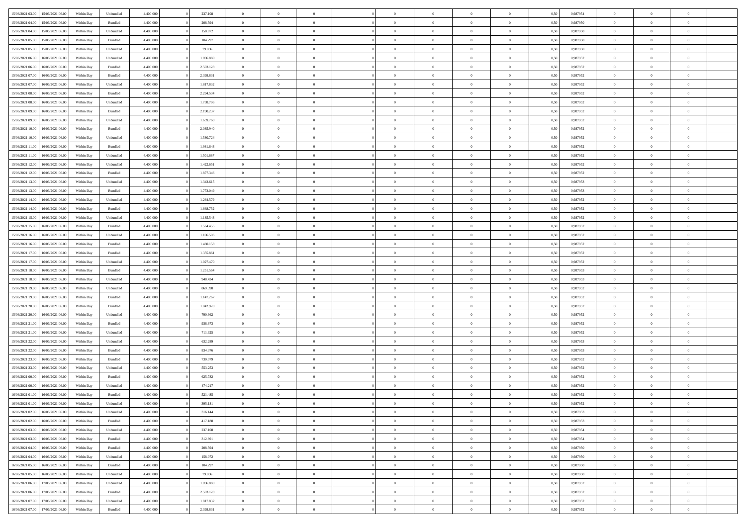| | | | | | | | | | | | | | | | | | | | | | |
|---|---|---|---|---|---|---|---|---|---|---|---|---|---|---|---|---|---|---|---|---|---|
| 15/06/2021 03:00 | 15/06/2021 06:00 | Within Day | Unbundled | 4.400.000 | 0 | 237.108 | 0 | 0 | 0 | | 0 | 0 | 0 | 0 | 0,50 | 0,987954 | 0 | 0 | 0 | |
| 15/06/2021 04:00 | 15/06/2021 06:00 | Within Day | Bundled | 4.400.000 | 0 | 208.594 | 0 | 0 | 0 | | 0 | 0 | 0 | 0 | 0,50 | 0,987950 | 0 | 0 | 0 | |
| 15/06/2021 04:00 | 15/06/2021 06:00 | Within Day | Unbundled | 4.400.000 | 0 | 158.072 | 0 | 0 | 0 | | 0 | 0 | 0 | 0 | 0,50 | 0,987950 | 0 | 0 | 0 | |
| 15/06/2021 05:00 | 15/06/2021 06:00 | Within Day | Bundled | 4.400.000 | 0 | 104.297 | 0 | 0 | 0 | | 0 | 0 | 0 | 0 | 0,50 | 0,987950 | 0 | 0 | 0 | |
| 15/06/2021 05:00 | 15/06/2021 06:00 | Within Day | Unbundled | 4.400.000 | 0 | 79.036 | 0 | 0 | 0 | | 0 | 0 | 0 | 0 | 0,50 | 0,987950 | 0 | 0 | 0 | |
| 15/06/2021 06:00 | 16/06/2021 06:00 | Within Day | Unbundled | 4.400.000 | 0 | 1.896.869 | 0 | 0 | 0 | | 0 | 0 | 0 | 0 | 0,50 | 0,987952 | 0 | 0 | 0 | |
| 15/06/2021 06:00 | 16/06/2021 06:00 | Within Day | Bundled | 4.400.000 | 0 | 2.503.128 | 0 | 0 | 0 | | 0 | 0 | 0 | 0 | 0,50 | 0,987952 | 0 | 0 | 0 | |
| 15/06/2021 07:00 | 16/06/2021 06:00 | Within Day | Bundled | 4.400.000 | 0 | 2.398.831 | 0 | 0 | 0 | | 0 | 0 | 0 | 0 | 0,50 | 0,987952 | 0 | 0 | 0 | |
| 15/06/2021 07:00 | 16/06/2021 06:00 | Within Day | Unbundled | 4.400.000 | 0 | 1.817.832 | 0 | 0 | 0 | | 0 | 0 | 0 | 0 | 0,50 | 0,987952 | 0 | 0 | 0 | |
| 15/06/2021 08:00 | 16/06/2021 06:00 | Within Day | Bundled | 4.400.000 | 0 | 2.294.534 | 0 | 0 | 0 | | 0 | 0 | 0 | 0 | 0,50 | 0,987952 | 0 | 0 | 0 | |
| 15/06/2021 08:00 | 16/06/2021 06:00 | Within Day | Unbundled | 4.400.000 | 0 | 1.738.796 | 0 | 0 | 0 | | 0 | 0 | 0 | 0 | 0,50 | 0,987952 | 0 | 0 | 0 | |
| 15/06/2021 09:00 | 16/06/2021 06:00 | Within Day | Bundled | 4.400.000 | 0 | 2.190.237 | 0 | 0 | 0 | | 0 | 0 | 0 | 0 | 0,50 | 0,987952 | 0 | 0 | 0 | |
| 15/06/2021 09:00 | 16/06/2021 06:00 | Within Day | Unbundled | 4.400.000 | 0 | 1.659.760 | 0 | 0 | 0 | | 0 | 0 | 0 | 0 | 0,50 | 0,987952 | 0 | 0 | 0 | |
| 15/06/2021 10:00 | 16/06/2021 06:00 | Within Day | Bundled | 4.400.000 | 0 | 2.085.940 | 0 | 0 | 0 | | 0 | 0 | 0 | 0 | 0,50 | 0,987952 | 0 | 0 | 0 | |
| 15/06/2021 10:00 | 16/06/2021 06:00 | Within Day | Unbundled | 4.400.000 | 0 | 1.580.724 | 0 | 0 | 0 | | 0 | 0 | 0 | 0 | 0,50 | 0,987952 | 0 | 0 | 0 | |
| 15/06/2021 11:00 | 16/06/2021 06:00 | Within Day | Bundled | 4.400.000 | 0 | 1.981.643 | 0 | 0 | 0 | | 0 | 0 | 0 | 0 | 0,50 | 0,987952 | 0 | 0 | 0 | |
| 15/06/2021 11:00 | 16/06/2021 06:00 | Within Day | Unbundled | 4.400.000 | 0 | 1.501.687 | 0 | 0 | 0 | | 0 | 0 | 0 | 0 | 0,50 | 0,987952 | 0 | 0 | 0 | |
| 15/06/2021 12:00 | 16/06/2021 06:00 | Within Day | Unbundled | 4.400.000 | 0 | 1.422.651 | 0 | 0 | 0 | | 0 | 0 | 0 | 0 | 0,50 | 0,987952 | 0 | 0 | 0 | |
| 15/06/2021 12:00 | 16/06/2021 06:00 | Within Day | Bundled | 4.400.000 | 0 | 1.877.346 | 0 | 0 | 0 | | 0 | 0 | 0 | 0 | 0,50 | 0,987952 | 0 | 0 | 0 | |
| 15/06/2021 13:00 | 16/06/2021 06:00 | Within Day | Unbundled | 4.400.000 | 0 | 1.343.615 | 0 | 0 | 0 | | 0 | 0 | 0 | 0 | 0,50 | 0,987953 | 0 | 0 | 0 | |
| 15/06/2021 13:00 | 16/06/2021 06:00 | Within Day | Bundled | 4.400.000 | 0 | 1.773.049 | 0 | 0 | 0 | | 0 | 0 | 0 | 0 | 0,50 | 0,987953 | 0 | 0 | 0 | |
| 15/06/2021 14:00 | 16/06/2021 06:00 | Within Day | Unbundled | 4.400.000 | 0 | 1.264.579 | 0 | 0 | 0 | | 0 | 0 | 0 | 0 | 0,50 | 0,987952 | 0 | 0 | 0 | |
| 15/06/2021 14:00 | 16/06/2021 06:00 | Within Day | Bundled | 4.400.000 | 0 | 1.668.752 | 0 | 0 | 0 | | 0 | 0 | 0 | 0 | 0,50 | 0,987952 | 0 | 0 | 0 | |
| 15/06/2021 15:00 | 16/06/2021 06:00 | Within Day | Unbundled | 4.400.000 | 0 | 1.185.543 | 0 | 0 | 0 | | 0 | 0 | 0 | 0 | 0,50 | 0,987952 | 0 | 0 | 0 | |
| 15/06/2021 15:00 | 16/06/2021 06:00 | Within Day | Bundled | 4.400.000 | 0 | 1.564.455 | 0 | 0 | 0 | | 0 | 0 | 0 | 0 | 0,50 | 0,987952 | 0 | 0 | 0 | |
| 15/06/2021 16:00 | 16/06/2021 06:00 | Within Day | Unbundled | 4.400.000 | 0 | 1.106.506 | 0 | 0 | 0 | | 0 | 0 | 0 | 0 | 0,50 | 0,987952 | 0 | 0 | 0 | |
| 15/06/2021 16:00 | 16/06/2021 06:00 | Within Day | Bundled | 4.400.000 | 0 | 1.460.158 | 0 | 0 | 0 | | 0 | 0 | 0 | 0 | 0,50 | 0,987952 | 0 | 0 | 0 | |
| 15/06/2021 17:00 | 16/06/2021 06:00 | Within Day | Bundled | 4.400.000 | 0 | 1.355.861 | 0 | 0 | 0 | | 0 | 0 | 0 | 0 | 0,50 | 0,987952 | 0 | 0 | 0 | |
| 15/06/2021 17:00 | 16/06/2021 06:00 | Within Day | Unbundled | 4.400.000 | 0 | 1.027.470 | 0 | 0 | 0 | | 0 | 0 | 0 | 0 | 0,50 | 0,987952 | 0 | 0 | 0 | |
| 15/06/2021 18:00 | 16/06/2021 06:00 | Within Day | Bundled | 4.400.000 | 0 | 1.251.564 | 0 | 0 | 0 | | 0 | 0 | 0 | 0 | 0,50 | 0,987953 | 0 | 0 | 0 | |
| 15/06/2021 18:00 | 16/06/2021 06:00 | Within Day | Unbundled | 4.400.000 | 0 | 948.434 | 0 | 0 | 0 | | 0 | 0 | 0 | 0 | 0,50 | 0,987953 | 0 | 0 | 0 | |
| 15/06/2021 19:00 | 16/06/2021 06:00 | Within Day | Unbundled | 4.400.000 | 0 | 869.398 | 0 | 0 | 0 | | 0 | 0 | 0 | 0 | 0,50 | 0,987952 | 0 | 0 | 0 | |
| 15/06/2021 19:00 | 16/06/2021 06:00 | Within Day | Bundled | 4.400.000 | 0 | 1.147.267 | 0 | 0 | 0 | | 0 | 0 | 0 | 0 | 0,50 | 0,987952 | 0 | 0 | 0 | |
| 15/06/2021 20:00 | 16/06/2021 06:00 | Within Day | Bundled | 4.400.000 | 0 | 1.042.970 | 0 | 0 | 0 | | 0 | 0 | 0 | 0 | 0,50 | 0,987952 | 0 | 0 | 0 | |
| 15/06/2021 20:00 | 16/06/2021 06:00 | Within Day | Unbundled | 4.400.000 | 0 | 790.362 | 0 | 0 | 0 | | 0 | 0 | 0 | 0 | 0,50 | 0,987952 | 0 | 0 | 0 | |
| 15/06/2021 21:00 | 16/06/2021 06:00 | Within Day | Bundled | 4.400.000 | 0 | 938.673 | 0 | 0 | 0 | | 0 | 0 | 0 | 0 | 0,50 | 0,987952 | 0 | 0 | 0 | |
| 15/06/2021 21:00 | 16/06/2021 06:00 | Within Day | Unbundled | 4.400.000 | 0 | 711.325 | 0 | 0 | 0 | | 0 | 0 | 0 | 0 | 0,50 | 0,987952 | 0 | 0 | 0 | |
| 15/06/2021 22:00 | 16/06/2021 06:00 | Within Day | Unbundled | 4.400.000 | 0 | 632.289 | 0 | 0 | 0 | | 0 | 0 | 0 | 0 | 0,50 | 0,987953 | 0 | 0 | 0 | |
| 15/06/2021 22:00 | 16/06/2021 06:00 | Within Day | Bundled | 4.400.000 | 0 | 834.376 | 0 | 0 | 0 | | 0 | 0 | 0 | 0 | 0,50 | 0,987953 | 0 | 0 | 0 | |
| 15/06/2021 23:00 | 16/06/2021 06:00 | Within Day | Bundled | 4.400.000 | 0 | 730.079 | 0 | 0 | 0 | | 0 | 0 | 0 | 0 | 0,50 | 0,987952 | 0 | 0 | 0 | |
| 15/06/2021 23:00 | 16/06/2021 06:00 | Within Day | Unbundled | 4.400.000 | 0 | 553.253 | 0 | 0 | 0 | | 0 | 0 | 0 | 0 | 0,50 | 0,987952 | 0 | 0 | 0 | |
| 16/06/2021 00:00 | 16/06/2021 06:00 | Within Day | Bundled | 4.400.000 | 0 | 625.782 | 0 | 0 | 0 | | 0 | 0 | 0 | 0 | 0,50 | 0,987952 | 0 | 0 | 0 | |
| 16/06/2021 00:00 | 16/06/2021 06:00 | Within Day | Unbundled | 4.400.000 | 0 | 474.217 | 0 | 0 | 0 | | 0 | 0 | 0 | 0 | 0,50 | 0,987952 | 0 | 0 | 0 | |
| 16/06/2021 01:00 | 16/06/2021 06:00 | Within Day | Bundled | 4.400.000 | 0 | 521.485 | 0 | 0 | 0 | | 0 | 0 | 0 | 0 | 0,50 | 0,987952 | 0 | 0 | 0 | |
| 16/06/2021 01:00 | 16/06/2021 06:00 | Within Day | Unbundled | 4.400.000 | 0 | 395.181 | 0 | 0 | 0 | | 0 | 0 | 0 | 0 | 0,50 | 0,987952 | 0 | 0 | 0 | |
| 16/06/2021 02:00 | 16/06/2021 06:00 | Within Day | Unbundled | 4.400.000 | 0 | 316.144 | 0 | 0 | 0 | | 0 | 0 | 0 | 0 | 0,50 | 0,987953 | 0 | 0 | 0 | |
| 16/06/2021 02:00 | 16/06/2021 06:00 | Within Day | Bundled | 4.400.000 | 0 | 417.188 | 0 | 0 | 0 | | 0 | 0 | 0 | 0 | 0,50 | 0,987953 | 0 | 0 | 0 | |
| 16/06/2021 03:00 | 16/06/2021 06:00 | Within Day | Unbundled | 4.400.000 | 0 | 237.108 | 0 | 0 | 0 | | 0 | 0 | 0 | 0 | 0,50 | 0,987954 | 0 | 0 | 0 | |
| 16/06/2021 03:00 | 16/06/2021 06:00 | Within Day | Bundled | 4.400.000 | 0 | 312.891 | 0 | 0 | 0 | | 0 | 0 | 0 | 0 | 0,50 | 0,987954 | 0 | 0 | 0 | |
| 16/06/2021 04:00 | 16/06/2021 06:00 | Within Day | Bundled | 4.400.000 | 0 | 208.594 | 0 | 0 | 0 | | 0 | 0 | 0 | 0 | 0,50 | 0,987950 | 0 | 0 | 0 | |
| 16/06/2021 04:00 | 16/06/2021 06:00 | Within Day | Unbundled | 4.400.000 | 0 | 158.072 | 0 | 0 | 0 | | 0 | 0 | 0 | 0 | 0,50 | 0,987950 | 0 | 0 | 0 | |
| 16/06/2021 05:00 | 16/06/2021 06:00 | Within Day | Bundled | 4.400.000 | 0 | 104.297 | 0 | 0 | 0 | | 0 | 0 | 0 | 0 | 0,50 | 0,987950 | 0 | 0 | 0 | |
| 16/06/2021 05:00 | 16/06/2021 06:00 | Within Day | Unbundled | 4.400.000 | 0 | 79.036 | 0 | 0 | 0 | | 0 | 0 | 0 | 0 | 0,50 | 0,987950 | 0 | 0 | 0 | |
| 16/06/2021 06:00 | 17/06/2021 06:00 | Within Day | Unbundled | 4.400.000 | 0 | 1.896.869 | 0 | 0 | 0 | | 0 | 0 | 0 | 0 | 0,50 | 0,987952 | 0 | 0 | 0 | |
| 16/06/2021 06:00 | 17/06/2021 06:00 | Within Day | Bundled | 4.400.000 | 0 | 2.503.128 | 0 | 0 | 0 | | 0 | 0 | 0 | 0 | 0,50 | 0,987952 | 0 | 0 | 0 | |
| 16/06/2021 07:00 | 17/06/2021 06:00 | Within Day | Unbundled | 4.400.000 | 0 | 1.817.832 | 0 | 0 | 0 | | 0 | 0 | 0 | 0 | 0,50 | 0,987952 | 0 | 0 | 0 | |
| 16/06/2021 07:00 | 17/06/2021 06:00 | Within Day | Bundled | 4.400.000 | 0 | 2.398.831 | 0 | 0 | 0 | | 0 | 0 | 0 | 0 | 0,50 | 0,987952 | 0 | 0 | 0 | |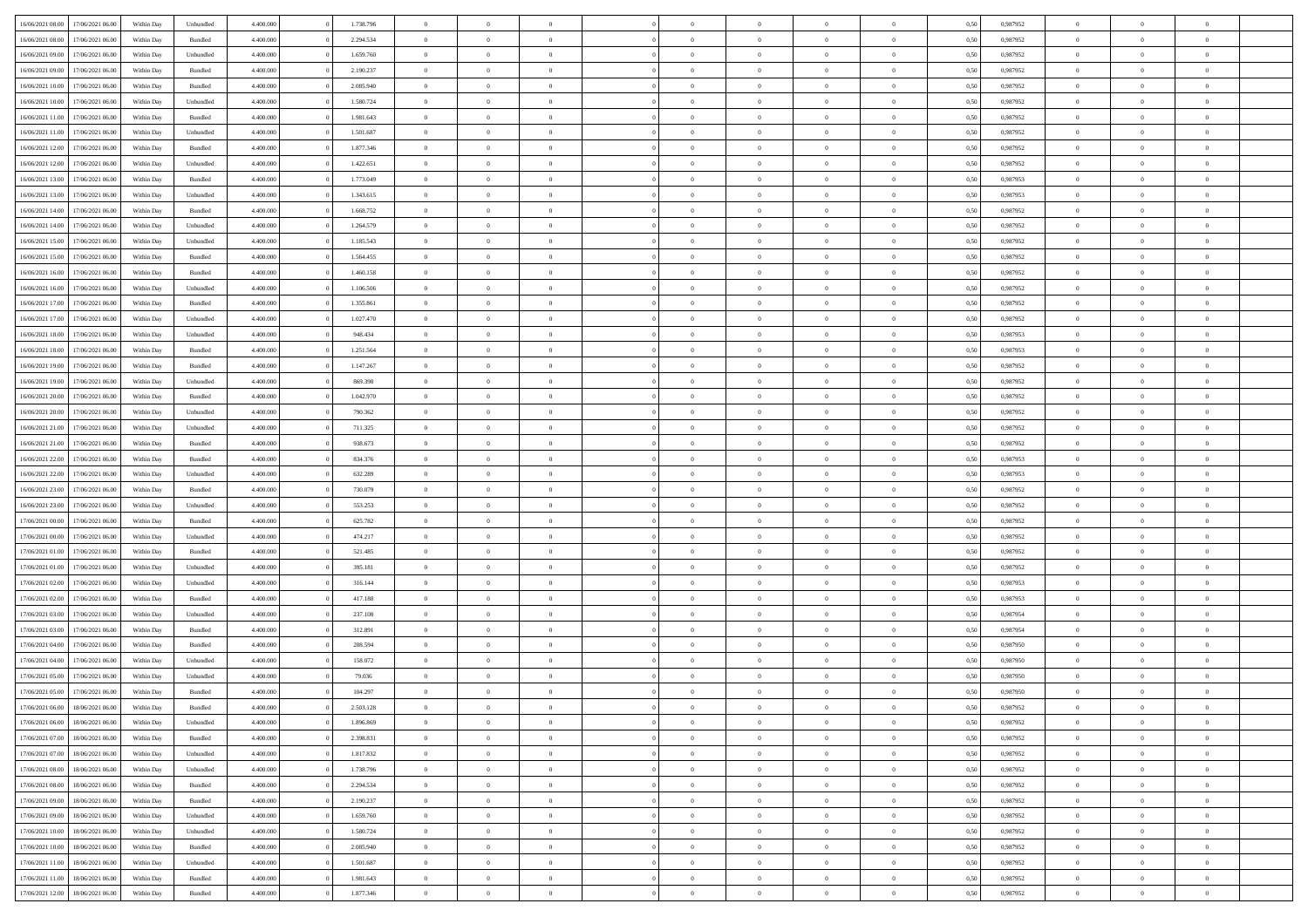| 16/06/2021 08:00 | 17/06/2021 06:00 | Within Day | Unbundled | 4.400.000 | 0 | 1.738.796 | 0 | 0 | 0 | | 0 | 0 | 0 | 0 | 0,50 | 0,987952 | 0 | 0 | 0 | |
|---|---|---|---|---|---|---|---|---|---|---|---|---|---|---|---|---|---|---|---|---|
| 16/06/2021 08:00 | 17/06/2021 06:00 | Within Day | Bundled | 4.400.000 | 0 | 2.294.534 | 0 | 0 | 0 | | 0 | 0 | 0 | 0 | 0,50 | 0,987952 | 0 | 0 | 0 | |
| 16/06/2021 09:00 | 17/06/2021 06:00 | Within Day | Unbundled | 4.400.000 | 0 | 1.659.760 | 0 | 0 | 0 | | 0 | 0 | 0 | 0 | 0,50 | 0,987952 | 0 | 0 | 0 | |
| 16/06/2021 09:00 | 17/06/2021 06:00 | Within Day | Bundled | 4.400.000 | 0 | 2.190.237 | 0 | 0 | 0 | | 0 | 0 | 0 | 0 | 0,50 | 0,987952 | 0 | 0 | 0 | |
| 16/06/2021 10:00 | 17/06/2021 06:00 | Within Day | Bundled | 4.400.000 | 0 | 2.085.940 | 0 | 0 | 0 | | 0 | 0 | 0 | 0 | 0,50 | 0,987952 | 0 | 0 | 0 | |
| 16/06/2021 10:00 | 17/06/2021 06:00 | Within Day | Unbundled | 4.400.000 | 0 | 1.580.724 | 0 | 0 | 0 | | 0 | 0 | 0 | 0 | 0,50 | 0,987952 | 0 | 0 | 0 | |
| 16/06/2021 11:00 | 17/06/2021 06:00 | Within Day | Bundled | 4.400.000 | 0 | 1.981.643 | 0 | 0 | 0 | | 0 | 0 | 0 | 0 | 0,50 | 0,987952 | 0 | 0 | 0 | |
| 16/06/2021 11:00 | 17/06/2021 06:00 | Within Day | Unbundled | 4.400.000 | 0 | 1.501.687 | 0 | 0 | 0 | | 0 | 0 | 0 | 0 | 0,50 | 0,987952 | 0 | 0 | 0 | |
| 16/06/2021 12:00 | 17/06/2021 06:00 | Within Day | Bundled | 4.400.000 | 0 | 1.877.346 | 0 | 0 | 0 | | 0 | 0 | 0 | 0 | 0,50 | 0,987952 | 0 | 0 | 0 | |
| 16/06/2021 12:00 | 17/06/2021 06:00 | Within Day | Unbundled | 4.400.000 | 0 | 1.422.651 | 0 | 0 | 0 | | 0 | 0 | 0 | 0 | 0,50 | 0,987952 | 0 | 0 | 0 | |
| 16/06/2021 13:00 | 17/06/2021 06:00 | Within Day | Bundled | 4.400.000 | 0 | 1.773.049 | 0 | 0 | 0 | | 0 | 0 | 0 | 0 | 0,50 | 0,987953 | 0 | 0 | 0 | |
| 16/06/2021 13:00 | 17/06/2021 06:00 | Within Day | Unbundled | 4.400.000 | 0 | 1.343.615 | 0 | 0 | 0 | | 0 | 0 | 0 | 0 | 0,50 | 0,987953 | 0 | 0 | 0 | |
| 16/06/2021 14:00 | 17/06/2021 06:00 | Within Day | Bundled | 4.400.000 | 0 | 1.668.752 | 0 | 0 | 0 | | 0 | 0 | 0 | 0 | 0,50 | 0,987952 | 0 | 0 | 0 | |
| 16/06/2021 14:00 | 17/06/2021 06:00 | Within Day | Unbundled | 4.400.000 | 0 | 1.264.579 | 0 | 0 | 0 | | 0 | 0 | 0 | 0 | 0,50 | 0,987952 | 0 | 0 | 0 | |
| 16/06/2021 15:00 | 17/06/2021 06:00 | Within Day | Unbundled | 4.400.000 | 0 | 1.185.543 | 0 | 0 | 0 | | 0 | 0 | 0 | 0 | 0,50 | 0,987952 | 0 | 0 | 0 | |
| 16/06/2021 15:00 | 17/06/2021 06:00 | Within Day | Bundled | 4.400.000 | 0 | 1.564.455 | 0 | 0 | 0 | | 0 | 0 | 0 | 0 | 0,50 | 0,987952 | 0 | 0 | 0 | |
| 16/06/2021 16:00 | 17/06/2021 06:00 | Within Day | Bundled | 4.400.000 | 0 | 1.460.158 | 0 | 0 | 0 | | 0 | 0 | 0 | 0 | 0,50 | 0,987952 | 0 | 0 | 0 | |
| 16/06/2021 16:00 | 17/06/2021 06:00 | Within Day | Unbundled | 4.400.000 | 0 | 1.106.506 | 0 | 0 | 0 | | 0 | 0 | 0 | 0 | 0,50 | 0,987952 | 0 | 0 | 0 | |
| 16/06/2021 17:00 | 17/06/2021 06:00 | Within Day | Bundled | 4.400.000 | 0 | 1.355.861 | 0 | 0 | 0 | | 0 | 0 | 0 | 0 | 0,50 | 0,987952 | 0 | 0 | 0 | |
| 16/06/2021 17:00 | 17/06/2021 06:00 | Within Day | Unbundled | 4.400.000 | 0 | 1.027.470 | 0 | 0 | 0 | | 0 | 0 | 0 | 0 | 0,50 | 0,987952 | 0 | 0 | 0 | |
| 16/06/2021 18:00 | 17/06/2021 06:00 | Within Day | Unbundled | 4.400.000 | 0 | 948.434 | 0 | 0 | 0 | | 0 | 0 | 0 | 0 | 0,50 | 0,987953 | 0 | 0 | 0 | |
| 16/06/2021 18:00 | 17/06/2021 06:00 | Within Day | Bundled | 4.400.000 | 0 | 1.251.564 | 0 | 0 | 0 | | 0 | 0 | 0 | 0 | 0,50 | 0,987953 | 0 | 0 | 0 | |
| 16/06/2021 19:00 | 17/06/2021 06:00 | Within Day | Bundled | 4.400.000 | 0 | 1.147.267 | 0 | 0 | 0 | | 0 | 0 | 0 | 0 | 0,50 | 0,987952 | 0 | 0 | 0 | |
| 16/06/2021 19:00 | 17/06/2021 06:00 | Within Day | Unbundled | 4.400.000 | 0 | 869.398 | 0 | 0 | 0 | | 0 | 0 | 0 | 0 | 0,50 | 0,987952 | 0 | 0 | 0 | |
| 16/06/2021 20:00 | 17/06/2021 06:00 | Within Day | Bundled | 4.400.000 | 0 | 1.042.970 | 0 | 0 | 0 | | 0 | 0 | 0 | 0 | 0,50 | 0,987952 | 0 | 0 | 0 | |
| 16/06/2021 20:00 | 17/06/2021 06:00 | Within Day | Unbundled | 4.400.000 | 0 | 790.362 | 0 | 0 | 0 | | 0 | 0 | 0 | 0 | 0,50 | 0,987952 | 0 | 0 | 0 | |
| 16/06/2021 21:00 | 17/06/2021 06:00 | Within Day | Unbundled | 4.400.000 | 0 | 711.325 | 0 | 0 | 0 | | 0 | 0 | 0 | 0 | 0,50 | 0,987952 | 0 | 0 | 0 | |
| 16/06/2021 21:00 | 17/06/2021 06:00 | Within Day | Bundled | 4.400.000 | 0 | 938.673 | 0 | 0 | 0 | | 0 | 0 | 0 | 0 | 0,50 | 0,987952 | 0 | 0 | 0 | |
| 16/06/2021 22:00 | 17/06/2021 06:00 | Within Day | Bundled | 4.400.000 | 0 | 834.376 | 0 | 0 | 0 | | 0 | 0 | 0 | 0 | 0,50 | 0,987953 | 0 | 0 | 0 | |
| 16/06/2021 22:00 | 17/06/2021 06:00 | Within Day | Unbundled | 4.400.000 | 0 | 632.289 | 0 | 0 | 0 | | 0 | 0 | 0 | 0 | 0,50 | 0,987953 | 0 | 0 | 0 | |
| 16/06/2021 23:00 | 17/06/2021 06:00 | Within Day | Bundled | 4.400.000 | 0 | 730.079 | 0 | 0 | 0 | | 0 | 0 | 0 | 0 | 0,50 | 0,987952 | 0 | 0 | 0 | |
| 16/06/2021 23:00 | 17/06/2021 06:00 | Within Day | Unbundled | 4.400.000 | 0 | 553.253 | 0 | 0 | 0 | | 0 | 0 | 0 | 0 | 0,50 | 0,987952 | 0 | 0 | 0 | |
| 17/06/2021 00:00 | 17/06/2021 06:00 | Within Day | Bundled | 4.400.000 | 0 | 625.782 | 0 | 0 | 0 | | 0 | 0 | 0 | 0 | 0,50 | 0,987952 | 0 | 0 | 0 | |
| 17/06/2021 00:00 | 17/06/2021 06:00 | Within Day | Unbundled | 4.400.000 | 0 | 474.217 | 0 | 0 | 0 | | 0 | 0 | 0 | 0 | 0,50 | 0,987952 | 0 | 0 | 0 | |
| 17/06/2021 01:00 | 17/06/2021 06:00 | Within Day | Bundled | 4.400.000 | 0 | 521.485 | 0 | 0 | 0 | | 0 | 0 | 0 | 0 | 0,50 | 0,987952 | 0 | 0 | 0 | |
| 17/06/2021 01:00 | 17/06/2021 06:00 | Within Day | Unbundled | 4.400.000 | 0 | 395.181 | 0 | 0 | 0 | | 0 | 0 | 0 | 0 | 0,50 | 0,987952 | 0 | 0 | 0 | |
| 17/06/2021 02:00 | 17/06/2021 06:00 | Within Day | Unbundled | 4.400.000 | 0 | 316.144 | 0 | 0 | 0 | | 0 | 0 | 0 | 0 | 0,50 | 0,987953 | 0 | 0 | 0 | |
| 17/06/2021 02:00 | 17/06/2021 06:00 | Within Day | Bundled | 4.400.000 | 0 | 417.188 | 0 | 0 | 0 | | 0 | 0 | 0 | 0 | 0,50 | 0,987953 | 0 | 0 | 0 | |
| 17/06/2021 03:00 | 17/06/2021 06:00 | Within Day | Unbundled | 4.400.000 | 0 | 237.108 | 0 | 0 | 0 | | 0 | 0 | 0 | 0 | 0,50 | 0,987954 | 0 | 0 | 0 | |
| 17/06/2021 03:00 | 17/06/2021 06:00 | Within Day | Bundled | 4.400.000 | 0 | 312.891 | 0 | 0 | 0 | | 0 | 0 | 0 | 0 | 0,50 | 0,987954 | 0 | 0 | 0 | |
| 17/06/2021 04:00 | 17/06/2021 06:00 | Within Day | Bundled | 4.400.000 | 0 | 208.594 | 0 | 0 | 0 | | 0 | 0 | 0 | 0 | 0,50 | 0,987950 | 0 | 0 | 0 | |
| 17/06/2021 04:00 | 17/06/2021 06:00 | Within Day | Unbundled | 4.400.000 | 0 | 158.072 | 0 | 0 | 0 | | 0 | 0 | 0 | 0 | 0,50 | 0,987950 | 0 | 0 | 0 | |
| 17/06/2021 05:00 | 17/06/2021 06:00 | Within Day | Unbundled | 4.400.000 | 0 | 79.036 | 0 | 0 | 0 | | 0 | 0 | 0 | 0 | 0,50 | 0,987950 | 0 | 0 | 0 | |
| 17/06/2021 05:00 | 17/06/2021 06:00 | Within Day | Bundled | 4.400.000 | 0 | 104.297 | 0 | 0 | 0 | | 0 | 0 | 0 | 0 | 0,50 | 0,987950 | 0 | 0 | 0 | |
| 17/06/2021 06:00 | 18/06/2021 06:00 | Within Day | Bundled | 4.400.000 | 0 | 2.503.128 | 0 | 0 | 0 | | 0 | 0 | 0 | 0 | 0,50 | 0,987952 | 0 | 0 | 0 | |
| 17/06/2021 06:00 | 18/06/2021 06:00 | Within Day | Unbundled | 4.400.000 | 0 | 1.896.869 | 0 | 0 | 0 | | 0 | 0 | 0 | 0 | 0,50 | 0,987952 | 0 | 0 | 0 | |
| 17/06/2021 07:00 | 18/06/2021 06:00 | Within Day | Bundled | 4.400.000 | 0 | 2.398.831 | 0 | 0 | 0 | | 0 | 0 | 0 | 0 | 0,50 | 0,987952 | 0 | 0 | 0 | |
| 17/06/2021 07:00 | 18/06/2021 06:00 | Within Day | Unbundled | 4.400.000 | 0 | 1.817.832 | 0 | 0 | 0 | | 0 | 0 | 0 | 0 | 0,50 | 0,987952 | 0 | 0 | 0 | |
| 17/06/2021 08:00 | 18/06/2021 06:00 | Within Day | Unbundled | 4.400.000 | 0 | 1.738.796 | 0 | 0 | 0 | | 0 | 0 | 0 | 0 | 0,50 | 0,987952 | 0 | 0 | 0 | |
| 17/06/2021 08:00 | 18/06/2021 06:00 | Within Day | Bundled | 4.400.000 | 0 | 2.294.534 | 0 | 0 | 0 | | 0 | 0 | 0 | 0 | 0,50 | 0,987952 | 0 | 0 | 0 | |
| 17/06/2021 09:00 | 18/06/2021 06:00 | Within Day | Bundled | 4.400.000 | 0 | 2.190.237 | 0 | 0 | 0 | | 0 | 0 | 0 | 0 | 0,50 | 0,987952 | 0 | 0 | 0 | |
| 17/06/2021 09:00 | 18/06/2021 06:00 | Within Day | Unbundled | 4.400.000 | 0 | 1.659.760 | 0 | 0 | 0 | | 0 | 0 | 0 | 0 | 0,50 | 0,987952 | 0 | 0 | 0 | |
| 17/06/2021 10:00 | 18/06/2021 06:00 | Within Day | Unbundled | 4.400.000 | 0 | 1.580.724 | 0 | 0 | 0 | | 0 | 0 | 0 | 0 | 0,50 | 0,987952 | 0 | 0 | 0 | |
| 17/06/2021 10:00 | 18/06/2021 06:00 | Within Day | Bundled | 4.400.000 | 0 | 2.085.940 | 0 | 0 | 0 | | 0 | 0 | 0 | 0 | 0,50 | 0,987952 | 0 | 0 | 0 | |
| 17/06/2021 11:00 | 18/06/2021 06:00 | Within Day | Unbundled | 4.400.000 | 0 | 1.501.687 | 0 | 0 | 0 | | 0 | 0 | 0 | 0 | 0,50 | 0,987952 | 0 | 0 | 0 | |
| 17/06/2021 11:00 | 18/06/2021 06:00 | Within Day | Bundled | 4.400.000 | 0 | 1.981.643 | 0 | 0 | 0 | | 0 | 0 | 0 | 0 | 0,50 | 0,987952 | 0 | 0 | 0 | |
| 17/06/2021 12:00 | 18/06/2021 06:00 | Within Day | Bundled | 4.400.000 | 0 | 1.877.346 | 0 | 0 | 0 | | 0 | 0 | 0 | 0 | 0,50 | 0,987952 | 0 | 0 | 0 | |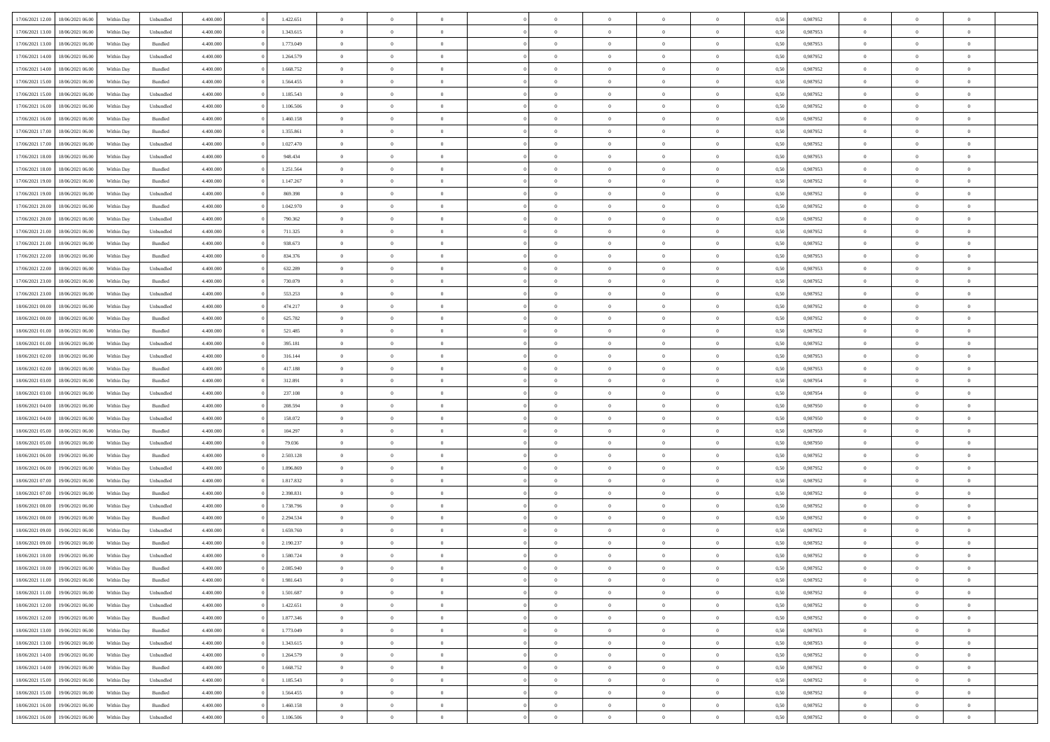| | | | | | | | | | | | | | | | | | | | | |
|---|---|---|---|---|---|---|---|---|---|---|---|---|---|---|---|---|---|---|---|---|
| 17/06/2021 12:00 | 18/06/2021 06:00 | Within Day | Unbundled | 4.400.000 | 0 | 1.422.651 | 0 | 0 | 0 | | 0 | 0 | 0 | 0 | 0,50 | 0,987952 | 0 | 0 | 0 | |
| 17/06/2021 13:00 | 18/06/2021 06:00 | Within Day | Unbundled | 4.400.000 | 0 | 1.343.615 | 0 | 0 | 0 | | 0 | 0 | 0 | 0 | 0,50 | 0,987953 | 0 | 0 | 0 | |
| 17/06/2021 13:00 | 18/06/2021 06:00 | Within Day | Bundled | 4.400.000 | 0 | 1.773.049 | 0 | 0 | 0 | | 0 | 0 | 0 | 0 | 0,50 | 0,987953 | 0 | 0 | 0 | |
| 17/06/2021 14:00 | 18/06/2021 06:00 | Within Day | Unbundled | 4.400.000 | 0 | 1.264.579 | 0 | 0 | 0 | | 0 | 0 | 0 | 0 | 0,50 | 0,987952 | 0 | 0 | 0 | |
| 17/06/2021 14:00 | 18/06/2021 06:00 | Within Day | Bundled | 4.400.000 | 0 | 1.668.752 | 0 | 0 | 0 | | 0 | 0 | 0 | 0 | 0,50 | 0,987952 | 0 | 0 | 0 | |
| 17/06/2021 15:00 | 18/06/2021 06:00 | Within Day | Bundled | 4.400.000 | 0 | 1.564.455 | 0 | 0 | 0 | | 0 | 0 | 0 | 0 | 0,50 | 0,987952 | 0 | 0 | 0 | |
| 17/06/2021 15:00 | 18/06/2021 06:00 | Within Day | Unbundled | 4.400.000 | 0 | 1.185.543 | 0 | 0 | 0 | | 0 | 0 | 0 | 0 | 0,50 | 0,987952 | 0 | 0 | 0 | |
| 17/06/2021 16:00 | 18/06/2021 06:00 | Within Day | Unbundled | 4.400.000 | 0 | 1.106.506 | 0 | 0 | 0 | | 0 | 0 | 0 | 0 | 0,50 | 0,987952 | 0 | 0 | 0 | |
| 17/06/2021 16:00 | 18/06/2021 06:00 | Within Day | Bundled | 4.400.000 | 0 | 1.460.158 | 0 | 0 | 0 | | 0 | 0 | 0 | 0 | 0,50 | 0,987952 | 0 | 0 | 0 | |
| 17/06/2021 17:00 | 18/06/2021 06:00 | Within Day | Bundled | 4.400.000 | 0 | 1.355.861 | 0 | 0 | 0 | | 0 | 0 | 0 | 0 | 0,50 | 0,987952 | 0 | 0 | 0 | |
| 17/06/2021 17:00 | 18/06/2021 06:00 | Within Day | Unbundled | 4.400.000 | 0 | 1.027.470 | 0 | 0 | 0 | | 0 | 0 | 0 | 0 | 0,50 | 0,987952 | 0 | 0 | 0 | |
| 17/06/2021 18:00 | 18/06/2021 06:00 | Within Day | Unbundled | 4.400.000 | 0 | 948.434 | 0 | 0 | 0 | | 0 | 0 | 0 | 0 | 0,50 | 0,987953 | 0 | 0 | 0 | |
| 17/06/2021 18:00 | 18/06/2021 06:00 | Within Day | Bundled | 4.400.000 | 0 | 1.251.564 | 0 | 0 | 0 | | 0 | 0 | 0 | 0 | 0,50 | 0,987953 | 0 | 0 | 0 | |
| 17/06/2021 19:00 | 18/06/2021 06:00 | Within Day | Bundled | 4.400.000 | 0 | 1.147.267 | 0 | 0 | 0 | | 0 | 0 | 0 | 0 | 0,50 | 0,987952 | 0 | 0 | 0 | |
| 17/06/2021 19:00 | 18/06/2021 06:00 | Within Day | Unbundled | 4.400.000 | 0 | 869.398 | 0 | 0 | 0 | | 0 | 0 | 0 | 0 | 0,50 | 0,987952 | 0 | 0 | 0 | |
| 17/06/2021 20:00 | 18/06/2021 06:00 | Within Day | Bundled | 4.400.000 | 0 | 1.042.970 | 0 | 0 | 0 | | 0 | 0 | 0 | 0 | 0,50 | 0,987952 | 0 | 0 | 0 | |
| 17/06/2021 20:00 | 18/06/2021 06:00 | Within Day | Unbundled | 4.400.000 | 0 | 790.362 | 0 | 0 | 0 | | 0 | 0 | 0 | 0 | 0,50 | 0,987952 | 0 | 0 | 0 | |
| 17/06/2021 21:00 | 18/06/2021 06:00 | Within Day | Unbundled | 4.400.000 | 0 | 711.325 | 0 | 0 | 0 | | 0 | 0 | 0 | 0 | 0,50 | 0,987952 | 0 | 0 | 0 | |
| 17/06/2021 21:00 | 18/06/2021 06:00 | Within Day | Bundled | 4.400.000 | 0 | 938.673 | 0 | 0 | 0 | | 0 | 0 | 0 | 0 | 0,50 | 0,987952 | 0 | 0 | 0 | |
| 17/06/2021 22:00 | 18/06/2021 06:00 | Within Day | Bundled | 4.400.000 | 0 | 834.376 | 0 | 0 | 0 | | 0 | 0 | 0 | 0 | 0,50 | 0,987953 | 0 | 0 | 0 | |
| 17/06/2021 22:00 | 18/06/2021 06:00 | Within Day | Unbundled | 4.400.000 | 0 | 632.289 | 0 | 0 | 0 | | 0 | 0 | 0 | 0 | 0,50 | 0,987953 | 0 | 0 | 0 | |
| 17/06/2021 23:00 | 18/06/2021 06:00 | Within Day | Bundled | 4.400.000 | 0 | 730.079 | 0 | 0 | 0 | | 0 | 0 | 0 | 0 | 0,50 | 0,987952 | 0 | 0 | 0 | |
| 17/06/2021 23:00 | 18/06/2021 06:00 | Within Day | Unbundled | 4.400.000 | 0 | 553.253 | 0 | 0 | 0 | | 0 | 0 | 0 | 0 | 0,50 | 0,987952 | 0 | 0 | 0 | |
| 18/06/2021 00:00 | 18/06/2021 06:00 | Within Day | Unbundled | 4.400.000 | 0 | 474.217 | 0 | 0 | 0 | | 0 | 0 | 0 | 0 | 0,50 | 0,987952 | 0 | 0 | 0 | |
| 18/06/2021 00:00 | 18/06/2021 06:00 | Within Day | Bundled | 4.400.000 | 0 | 625.782 | 0 | 0 | 0 | | 0 | 0 | 0 | 0 | 0,50 | 0,987952 | 0 | 0 | 0 | |
| 18/06/2021 01:00 | 18/06/2021 06:00 | Within Day | Bundled | 4.400.000 | 0 | 521.485 | 0 | 0 | 0 | | 0 | 0 | 0 | 0 | 0,50 | 0,987952 | 0 | 0 | 0 | |
| 18/06/2021 01:00 | 18/06/2021 06:00 | Within Day | Unbundled | 4.400.000 | 0 | 395.181 | 0 | 0 | 0 | | 0 | 0 | 0 | 0 | 0,50 | 0,987952 | 0 | 0 | 0 | |
| 18/06/2021 02:00 | 18/06/2021 06:00 | Within Day | Unbundled | 4.400.000 | 0 | 316.144 | 0 | 0 | 0 | | 0 | 0 | 0 | 0 | 0,50 | 0,987953 | 0 | 0 | 0 | |
| 18/06/2021 02:00 | 18/06/2021 06:00 | Within Day | Bundled | 4.400.000 | 0 | 417.188 | 0 | 0 | 0 | | 0 | 0 | 0 | 0 | 0,50 | 0,987953 | 0 | 0 | 0 | |
| 18/06/2021 03:00 | 18/06/2021 06:00 | Within Day | Bundled | 4.400.000 | 0 | 312.891 | 0 | 0 | 0 | | 0 | 0 | 0 | 0 | 0,50 | 0,987954 | 0 | 0 | 0 | |
| 18/06/2021 03:00 | 18/06/2021 06:00 | Within Day | Unbundled | 4.400.000 | 0 | 237.108 | 0 | 0 | 0 | | 0 | 0 | 0 | 0 | 0,50 | 0,987954 | 0 | 0 | 0 | |
| 18/06/2021 04:00 | 18/06/2021 06:00 | Within Day | Bundled | 4.400.000 | 0 | 208.594 | 0 | 0 | 0 | | 0 | 0 | 0 | 0 | 0,50 | 0,987950 | 0 | 0 | 0 | |
| 18/06/2021 04:00 | 18/06/2021 06:00 | Within Day | Unbundled | 4.400.000 | 0 | 158.072 | 0 | 0 | 0 | | 0 | 0 | 0 | 0 | 0,50 | 0,987950 | 0 | 0 | 0 | |
| 18/06/2021 05:00 | 18/06/2021 06:00 | Within Day | Bundled | 4.400.000 | 0 | 104.297 | 0 | 0 | 0 | | 0 | 0 | 0 | 0 | 0,50 | 0,987950 | 0 | 0 | 0 | |
| 18/06/2021 05:00 | 18/06/2021 06:00 | Within Day | Unbundled | 4.400.000 | 0 | 79.036 | 0 | 0 | 0 | | 0 | 0 | 0 | 0 | 0,50 | 0,987950 | 0 | 0 | 0 | |
| 18/06/2021 06:00 | 19/06/2021 06:00 | Within Day | Bundled | 4.400.000 | 0 | 2.503.128 | 0 | 0 | 0 | | 0 | 0 | 0 | 0 | 0,50 | 0,987952 | 0 | 0 | 0 | |
| 18/06/2021 06:00 | 19/06/2021 06:00 | Within Day | Unbundled | 4.400.000 | 0 | 1.896.869 | 0 | 0 | 0 | | 0 | 0 | 0 | 0 | 0,50 | 0,987952 | 0 | 0 | 0 | |
| 18/06/2021 07:00 | 19/06/2021 06:00 | Within Day | Unbundled | 4.400.000 | 0 | 1.817.832 | 0 | 0 | 0 | | 0 | 0 | 0 | 0 | 0,50 | 0,987952 | 0 | 0 | 0 | |
| 18/06/2021 07:00 | 19/06/2021 06:00 | Within Day | Bundled | 4.400.000 | 0 | 2.398.831 | 0 | 0 | 0 | | 0 | 0 | 0 | 0 | 0,50 | 0,987952 | 0 | 0 | 0 | |
| 18/06/2021 08:00 | 19/06/2021 06:00 | Within Day | Unbundled | 4.400.000 | 0 | 1.738.796 | 0 | 0 | 0 | | 0 | 0 | 0 | 0 | 0,50 | 0,987952 | 0 | 0 | 0 | |
| 18/06/2021 08:00 | 19/06/2021 06:00 | Within Day | Bundled | 4.400.000 | 0 | 2.294.534 | 0 | 0 | 0 | | 0 | 0 | 0 | 0 | 0,50 | 0,987952 | 0 | 0 | 0 | |
| 18/06/2021 09:00 | 19/06/2021 06:00 | Within Day | Unbundled | 4.400.000 | 0 | 1.659.760 | 0 | 0 | 0 | | 0 | 0 | 0 | 0 | 0,50 | 0,987952 | 0 | 0 | 0 | |
| 18/06/2021 09:00 | 19/06/2021 06:00 | Within Day | Bundled | 4.400.000 | 0 | 2.190.237 | 0 | 0 | 0 | | 0 | 0 | 0 | 0 | 0,50 | 0,987952 | 0 | 0 | 0 | |
| 18/06/2021 10:00 | 19/06/2021 06:00 | Within Day | Unbundled | 4.400.000 | 0 | 1.580.724 | 0 | 0 | 0 | | 0 | 0 | 0 | 0 | 0,50 | 0,987952 | 0 | 0 | 0 | |
| 18/06/2021 10:00 | 19/06/2021 06:00 | Within Day | Bundled | 4.400.000 | 0 | 2.085.940 | 0 | 0 | 0 | | 0 | 0 | 0 | 0 | 0,50 | 0,987952 | 0 | 0 | 0 | |
| 18/06/2021 11:00 | 19/06/2021 06:00 | Within Day | Bundled | 4.400.000 | 0 | 1.981.643 | 0 | 0 | 0 | | 0 | 0 | 0 | 0 | 0,50 | 0,987952 | 0 | 0 | 0 | |
| 18/06/2021 11:00 | 19/06/2021 06:00 | Within Day | Unbundled | 4.400.000 | 0 | 1.501.687 | 0 | 0 | 0 | | 0 | 0 | 0 | 0 | 0,50 | 0,987952 | 0 | 0 | 0 | |
| 18/06/2021 12:00 | 19/06/2021 06:00 | Within Day | Unbundled | 4.400.000 | 0 | 1.422.651 | 0 | 0 | 0 | | 0 | 0 | 0 | 0 | 0,50 | 0,987952 | 0 | 0 | 0 | |
| 18/06/2021 12:00 | 19/06/2021 06:00 | Within Day | Bundled | 4.400.000 | 0 | 1.877.346 | 0 | 0 | 0 | | 0 | 0 | 0 | 0 | 0,50 | 0,987952 | 0 | 0 | 0 | |
| 18/06/2021 13:00 | 19/06/2021 06:00 | Within Day | Bundled | 4.400.000 | 0 | 1.773.049 | 0 | 0 | 0 | | 0 | 0 | 0 | 0 | 0,50 | 0,987953 | 0 | 0 | 0 | |
| 18/06/2021 13:00 | 19/06/2021 06:00 | Within Day | Unbundled | 4.400.000 | 0 | 1.343.615 | 0 | 0 | 0 | | 0 | 0 | 0 | 0 | 0,50 | 0,987953 | 0 | 0 | 0 | |
| 18/06/2021 14:00 | 19/06/2021 06:00 | Within Day | Unbundled | 4.400.000 | 0 | 1.264.579 | 0 | 0 | 0 | | 0 | 0 | 0 | 0 | 0,50 | 0,987952 | 0 | 0 | 0 | |
| 18/06/2021 14:00 | 19/06/2021 06:00 | Within Day | Bundled | 4.400.000 | 0 | 1.668.752 | 0 | 0 | 0 | | 0 | 0 | 0 | 0 | 0,50 | 0,987952 | 0 | 0 | 0 | |
| 18/06/2021 15:00 | 19/06/2021 06:00 | Within Day | Unbundled | 4.400.000 | 0 | 1.185.543 | 0 | 0 | 0 | | 0 | 0 | 0 | 0 | 0,50 | 0,987952 | 0 | 0 | 0 | |
| 18/06/2021 15:00 | 19/06/2021 06:00 | Within Day | Bundled | 4.400.000 | 0 | 1.564.455 | 0 | 0 | 0 | | 0 | 0 | 0 | 0 | 0,50 | 0,987952 | 0 | 0 | 0 | |
| 18/06/2021 16:00 | 19/06/2021 06:00 | Within Day | Bundled | 4.400.000 | 0 | 1.460.158 | 0 | 0 | 0 | | 0 | 0 | 0 | 0 | 0,50 | 0,987952 | 0 | 0 | 0 | |
| 18/06/2021 16:00 | 19/06/2021 06:00 | Within Day | Unbundled | 4.400.000 | 0 | 1.106.506 | 0 | 0 | 0 | | 0 | 0 | 0 | 0 | 0,50 | 0,987952 | 0 | 0 | 0 | |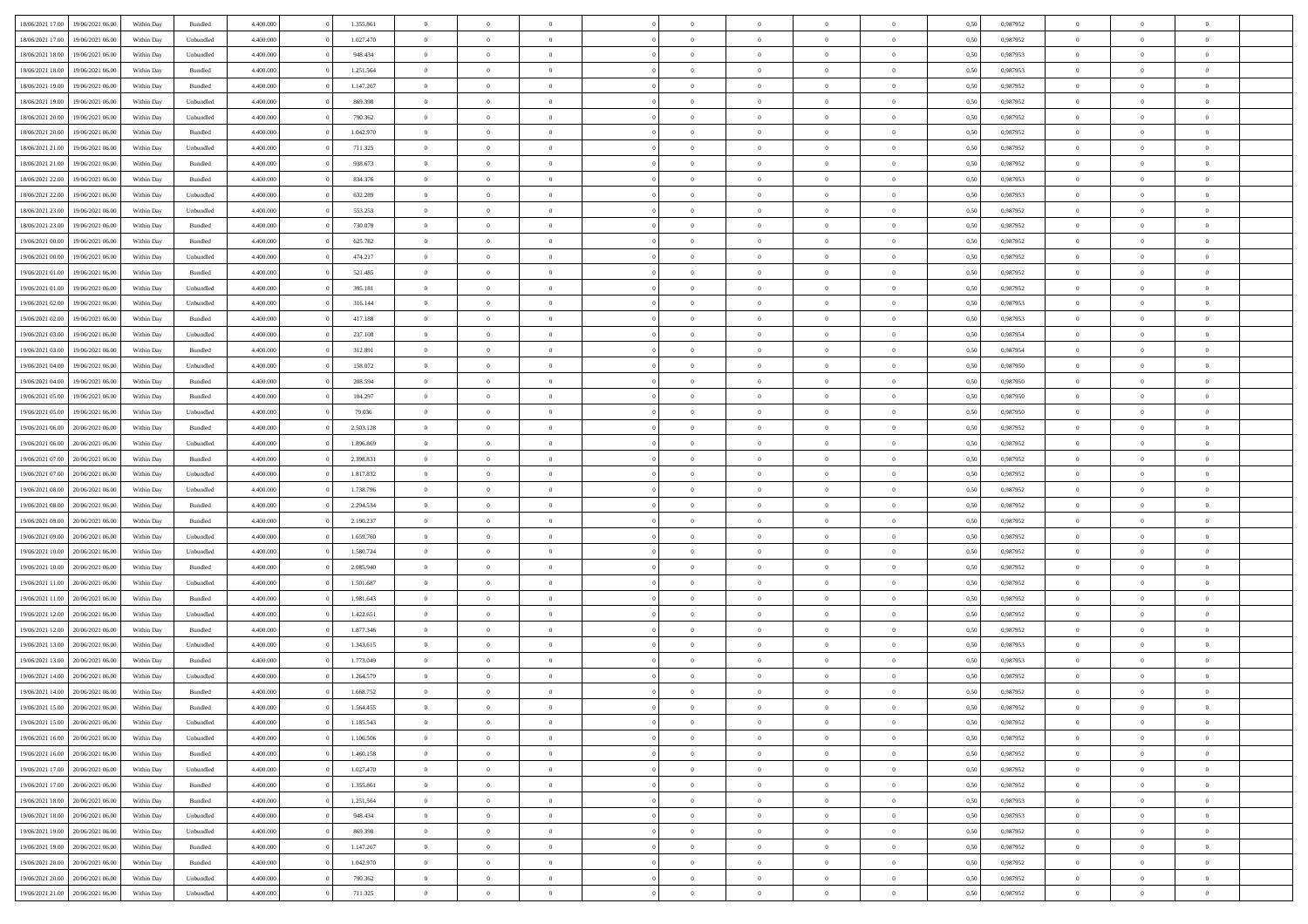| | | | | | | | | | | | | | | | | | | | | |
|---|---|---|---|---|---|---|---|---|---|---|---|---|---|---|---|---|---|---|---|---|
| 18/06/2021 17:00 | 19/06/2021 06:00 | Within Day | Bundled | 4.400.000 | 0 | 1.355.861 | 0 | 0 | 0 | | 0 | 0 | 0 | 0 | 0,50 | 0,987952 | 0 | 0 | 0 | |
| 18/06/2021 17:00 | 19/06/2021 06:00 | Within Day | Unbundled | 4.400.000 | 0 | 1.027.470 | 0 | 0 | 0 | | 0 | 0 | 0 | 0 | 0,50 | 0,987952 | 0 | 0 | 0 | |
| 18/06/2021 18:00 | 19/06/2021 06:00 | Within Day | Unbundled | 4.400.000 | 0 | 948.434 | 0 | 0 | 0 | | 0 | 0 | 0 | 0 | 0,50 | 0,987953 | 0 | 0 | 0 | |
| 18/06/2021 18:00 | 19/06/2021 06:00 | Within Day | Bundled | 4.400.000 | 0 | 1.251.564 | 0 | 0 | 0 | | 0 | 0 | 0 | 0 | 0,50 | 0,987953 | 0 | 0 | 0 | |
| 18/06/2021 19:00 | 19/06/2021 06:00 | Within Day | Bundled | 4.400.000 | 0 | 1.147.267 | 0 | 0 | 0 | | 0 | 0 | 0 | 0 | 0,50 | 0,987952 | 0 | 0 | 0 | |
| 18/06/2021 19:00 | 19/06/2021 06:00 | Within Day | Unbundled | 4.400.000 | 0 | 869.398 | 0 | 0 | 0 | | 0 | 0 | 0 | 0 | 0,50 | 0,987952 | 0 | 0 | 0 | |
| 18/06/2021 20:00 | 19/06/2021 06:00 | Within Day | Unbundled | 4.400.000 | 0 | 790.362 | 0 | 0 | 0 | | 0 | 0 | 0 | 0 | 0,50 | 0,987952 | 0 | 0 | 0 | |
| 18/06/2021 20:00 | 19/06/2021 06:00 | Within Day | Bundled | 4.400.000 | 0 | 1.042.970 | 0 | 0 | 0 | | 0 | 0 | 0 | 0 | 0,50 | 0,987952 | 0 | 0 | 0 | |
| 18/06/2021 21:00 | 19/06/2021 06:00 | Within Day | Unbundled | 4.400.000 | 0 | 711.325 | 0 | 0 | 0 | | 0 | 0 | 0 | 0 | 0,50 | 0,987952 | 0 | 0 | 0 | |
| 18/06/2021 21:00 | 19/06/2021 06:00 | Within Day | Bundled | 4.400.000 | 0 | 938.673 | 0 | 0 | 0 | | 0 | 0 | 0 | 0 | 0,50 | 0,987952 | 0 | 0 | 0 | |
| 18/06/2021 22:00 | 19/06/2021 06:00 | Within Day | Bundled | 4.400.000 | 0 | 834.376 | 0 | 0 | 0 | | 0 | 0 | 0 | 0 | 0,50 | 0,987953 | 0 | 0 | 0 | |
| 18/06/2021 22:00 | 19/06/2021 06:00 | Within Day | Unbundled | 4.400.000 | 0 | 632.289 | 0 | 0 | 0 | | 0 | 0 | 0 | 0 | 0,50 | 0,987953 | 0 | 0 | 0 | |
| 18/06/2021 23:00 | 19/06/2021 06:00 | Within Day | Unbundled | 4.400.000 | 0 | 553.253 | 0 | 0 | 0 | | 0 | 0 | 0 | 0 | 0,50 | 0,987952 | 0 | 0 | 0 | |
| 18/06/2021 23:00 | 19/06/2021 06:00 | Within Day | Bundled | 4.400.000 | 0 | 730.079 | 0 | 0 | 0 | | 0 | 0 | 0 | 0 | 0,50 | 0,987952 | 0 | 0 | 0 | |
| 19/06/2021 00:00 | 19/06/2021 06:00 | Within Day | Bundled | 4.400.000 | 0 | 625.782 | 0 | 0 | 0 | | 0 | 0 | 0 | 0 | 0,50 | 0,987952 | 0 | 0 | 0 | |
| 19/06/2021 00:00 | 19/06/2021 06:00 | Within Day | Unbundled | 4.400.000 | 0 | 474.217 | 0 | 0 | 0 | | 0 | 0 | 0 | 0 | 0,50 | 0,987952 | 0 | 0 | 0 | |
| 19/06/2021 01:00 | 19/06/2021 06:00 | Within Day | Bundled | 4.400.000 | 0 | 521.485 | 0 | 0 | 0 | | 0 | 0 | 0 | 0 | 0,50 | 0,987952 | 0 | 0 | 0 | |
| 19/06/2021 01:00 | 19/06/2021 06:00 | Within Day | Unbundled | 4.400.000 | 0 | 395.181 | 0 | 0 | 0 | | 0 | 0 | 0 | 0 | 0,50 | 0,987952 | 0 | 0 | 0 | |
| 19/06/2021 02:00 | 19/06/2021 06:00 | Within Day | Unbundled | 4.400.000 | 0 | 316.144 | 0 | 0 | 0 | | 0 | 0 | 0 | 0 | 0,50 | 0,987953 | 0 | 0 | 0 | |
| 19/06/2021 02:00 | 19/06/2021 06:00 | Within Day | Bundled | 4.400.000 | 0 | 417.188 | 0 | 0 | 0 | | 0 | 0 | 0 | 0 | 0,50 | 0,987953 | 0 | 0 | 0 | |
| 19/06/2021 03:00 | 19/06/2021 06:00 | Within Day | Unbundled | 4.400.000 | 0 | 237.108 | 0 | 0 | 0 | | 0 | 0 | 0 | 0 | 0,50 | 0,987954 | 0 | 0 | 0 | |
| 19/06/2021 03:00 | 19/06/2021 06:00 | Within Day | Bundled | 4.400.000 | 0 | 312.891 | 0 | 0 | 0 | | 0 | 0 | 0 | 0 | 0,50 | 0,987954 | 0 | 0 | 0 | |
| 19/06/2021 04:00 | 19/06/2021 06:00 | Within Day | Unbundled | 4.400.000 | 0 | 158.072 | 0 | 0 | 0 | | 0 | 0 | 0 | 0 | 0,50 | 0,987950 | 0 | 0 | 0 | |
| 19/06/2021 04:00 | 19/06/2021 06:00 | Within Day | Bundled | 4.400.000 | 0 | 208.594 | 0 | 0 | 0 | | 0 | 0 | 0 | 0 | 0,50 | 0,987950 | 0 | 0 | 0 | |
| 19/06/2021 05:00 | 19/06/2021 06:00 | Within Day | Bundled | 4.400.000 | 0 | 104.297 | 0 | 0 | 0 | | 0 | 0 | 0 | 0 | 0,50 | 0,987950 | 0 | 0 | 0 | |
| 19/06/2021 05:00 | 19/06/2021 06:00 | Within Day | Unbundled | 4.400.000 | 0 | 79.036 | 0 | 0 | 0 | | 0 | 0 | 0 | 0 | 0,50 | 0,987950 | 0 | 0 | 0 | |
| 19/06/2021 06:00 | 20/06/2021 06:00 | Within Day | Bundled | 4.400.000 | 0 | 2.503.128 | 0 | 0 | 0 | | 0 | 0 | 0 | 0 | 0,50 | 0,987952 | 0 | 0 | 0 | |
| 19/06/2021 06:00 | 20/06/2021 06:00 | Within Day | Unbundled | 4.400.000 | 0 | 1.896.869 | 0 | 0 | 0 | | 0 | 0 | 0 | 0 | 0,50 | 0,987952 | 0 | 0 | 0 | |
| 19/06/2021 07:00 | 20/06/2021 06:00 | Within Day | Bundled | 4.400.000 | 0 | 2.398.831 | 0 | 0 | 0 | | 0 | 0 | 0 | 0 | 0,50 | 0,987952 | 0 | 0 | 0 | |
| 19/06/2021 07:00 | 20/06/2021 06:00 | Within Day | Unbundled | 4.400.000 | 0 | 1.817.832 | 0 | 0 | 0 | | 0 | 0 | 0 | 0 | 0,50 | 0,987952 | 0 | 0 | 0 | |
| 19/06/2021 08:00 | 20/06/2021 06:00 | Within Day | Unbundled | 4.400.000 | 0 | 1.738.796 | 0 | 0 | 0 | | 0 | 0 | 0 | 0 | 0,50 | 0,987952 | 0 | 0 | 0 | |
| 19/06/2021 08:00 | 20/06/2021 06:00 | Within Day | Bundled | 4.400.000 | 0 | 2.294.534 | 0 | 0 | 0 | | 0 | 0 | 0 | 0 | 0,50 | 0,987952 | 0 | 0 | 0 | |
| 19/06/2021 09:00 | 20/06/2021 06:00 | Within Day | Bundled | 4.400.000 | 0 | 2.190.237 | 0 | 0 | 0 | | 0 | 0 | 0 | 0 | 0,50 | 0,987952 | 0 | 0 | 0 | |
| 19/06/2021 09:00 | 20/06/2021 06:00 | Within Day | Unbundled | 4.400.000 | 0 | 1.659.760 | 0 | 0 | 0 | | 0 | 0 | 0 | 0 | 0,50 | 0,987952 | 0 | 0 | 0 | |
| 19/06/2021 10:00 | 20/06/2021 06:00 | Within Day | Unbundled | 4.400.000 | 0 | 1.580.724 | 0 | 0 | 0 | | 0 | 0 | 0 | 0 | 0,50 | 0,987952 | 0 | 0 | 0 | |
| 19/06/2021 10:00 | 20/06/2021 06:00 | Within Day | Bundled | 4.400.000 | 0 | 2.085.940 | 0 | 0 | 0 | | 0 | 0 | 0 | 0 | 0,50 | 0,987952 | 0 | 0 | 0 | |
| 19/06/2021 11:00 | 20/06/2021 06:00 | Within Day | Unbundled | 4.400.000 | 0 | 1.501.687 | 0 | 0 | 0 | | 0 | 0 | 0 | 0 | 0,50 | 0,987952 | 0 | 0 | 0 | |
| 19/06/2021 11:00 | 20/06/2021 06:00 | Within Day | Bundled | 4.400.000 | 0 | 1.981.643 | 0 | 0 | 0 | | 0 | 0 | 0 | 0 | 0,50 | 0,987952 | 0 | 0 | 0 | |
| 19/06/2021 12:00 | 20/06/2021 06:00 | Within Day | Unbundled | 4.400.000 | 0 | 1.422.651 | 0 | 0 | 0 | | 0 | 0 | 0 | 0 | 0,50 | 0,987952 | 0 | 0 | 0 | |
| 19/06/2021 12:00 | 20/06/2021 06:00 | Within Day | Bundled | 4.400.000 | 0 | 1.877.346 | 0 | 0 | 0 | | 0 | 0 | 0 | 0 | 0,50 | 0,987952 | 0 | 0 | 0 | |
| 19/06/2021 13:00 | 20/06/2021 06:00 | Within Day | Unbundled | 4.400.000 | 0 | 1.343.615 | 0 | 0 | 0 | | 0 | 0 | 0 | 0 | 0,50 | 0,987953 | 0 | 0 | 0 | |
| 19/06/2021 13:00 | 20/06/2021 06:00 | Within Day | Bundled | 4.400.000 | 0 | 1.773.049 | 0 | 0 | 0 | | 0 | 0 | 0 | 0 | 0,50 | 0,987953 | 0 | 0 | 0 | |
| 19/06/2021 14:00 | 20/06/2021 06:00 | Within Day | Unbundled | 4.400.000 | 0 | 1.264.579 | 0 | 0 | 0 | | 0 | 0 | 0 | 0 | 0,50 | 0,987952 | 0 | 0 | 0 | |
| 19/06/2021 14:00 | 20/06/2021 06:00 | Within Day | Bundled | 4.400.000 | 0 | 1.668.752 | 0 | 0 | 0 | | 0 | 0 | 0 | 0 | 0,50 | 0,987952 | 0 | 0 | 0 | |
| 19/06/2021 15:00 | 20/06/2021 06:00 | Within Day | Bundled | 4.400.000 | 0 | 1.564.455 | 0 | 0 | 0 | | 0 | 0 | 0 | 0 | 0,50 | 0,987952 | 0 | 0 | 0 | |
| 19/06/2021 15:00 | 20/06/2021 06:00 | Within Day | Unbundled | 4.400.000 | 0 | 1.185.543 | 0 | 0 | 0 | | 0 | 0 | 0 | 0 | 0,50 | 0,987952 | 0 | 0 | 0 | |
| 19/06/2021 16:00 | 20/06/2021 06:00 | Within Day | Unbundled | 4.400.000 | 0 | 1.106.506 | 0 | 0 | 0 | | 0 | 0 | 0 | 0 | 0,50 | 0,987952 | 0 | 0 | 0 | |
| 19/06/2021 16:00 | 20/06/2021 06:00 | Within Day | Bundled | 4.400.000 | 0 | 1.460.158 | 0 | 0 | 0 | | 0 | 0 | 0 | 0 | 0,50 | 0,987952 | 0 | 0 | 0 | |
| 19/06/2021 17:00 | 20/06/2021 06:00 | Within Day | Unbundled | 4.400.000 | 0 | 1.027.470 | 0 | 0 | 0 | | 0 | 0 | 0 | 0 | 0,50 | 0,987952 | 0 | 0 | 0 | |
| 19/06/2021 17:00 | 20/06/2021 06:00 | Within Day | Bundled | 4.400.000 | 0 | 1.355.861 | 0 | 0 | 0 | | 0 | 0 | 0 | 0 | 0,50 | 0,987952 | 0 | 0 | 0 | |
| 19/06/2021 18:00 | 20/06/2021 06:00 | Within Day | Bundled | 4.400.000 | 0 | 1.251.564 | 0 | 0 | 0 | | 0 | 0 | 0 | 0 | 0,50 | 0,987953 | 0 | 0 | 0 | |
| 19/06/2021 18:00 | 20/06/2021 06:00 | Within Day | Unbundled | 4.400.000 | 0 | 948.434 | 0 | 0 | 0 | | 0 | 0 | 0 | 0 | 0,50 | 0,987953 | 0 | 0 | 0 | |
| 19/06/2021 19:00 | 20/06/2021 06:00 | Within Day | Unbundled | 4.400.000 | 0 | 869.398 | 0 | 0 | 0 | | 0 | 0 | 0 | 0 | 0,50 | 0,987952 | 0 | 0 | 0 | |
| 19/06/2021 19:00 | 20/06/2021 06:00 | Within Day | Bundled | 4.400.000 | 0 | 1.147.267 | 0 | 0 | 0 | | 0 | 0 | 0 | 0 | 0,50 | 0,987952 | 0 | 0 | 0 | |
| 19/06/2021 20:00 | 20/06/2021 06:00 | Within Day | Bundled | 4.400.000 | 0 | 1.042.970 | 0 | 0 | 0 | | 0 | 0 | 0 | 0 | 0,50 | 0,987952 | 0 | 0 | 0 | |
| 19/06/2021 20:00 | 20/06/2021 06:00 | Within Day | Unbundled | 4.400.000 | 0 | 790.362 | 0 | 0 | 0 | | 0 | 0 | 0 | 0 | 0,50 | 0,987952 | 0 | 0 | 0 | |
| 19/06/2021 21:00 | 20/06/2021 06:00 | Within Day | Unbundled | 4.400.000 | 0 | 711.325 | 0 | 0 | 0 | | 0 | 0 | 0 | 0 | 0,50 | 0,987952 | 0 | 0 | 0 | |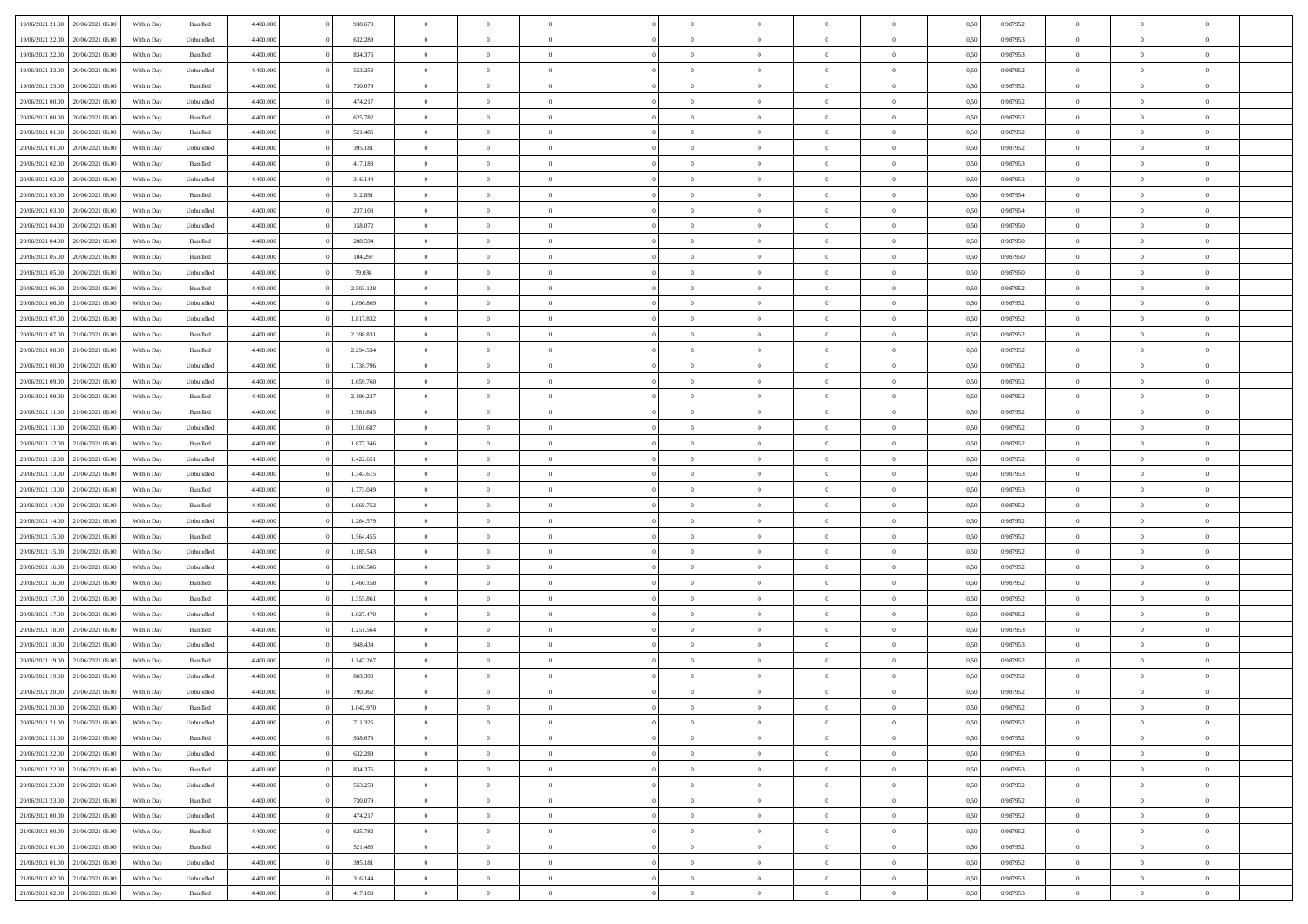| 19/06/2021 21:00 | 20/06/2021 06:00 | Within Day | Bundled | 4.400.000 | 0 | 938.673 | 0 | 0 | 0 | | 0 | 0 | 0 | 0 | 0,50 | 0,987952 | 0 | 0 | 0 | |
|---|---|---|---|---|---|---|---|---|---|---|---|---|---|---|---|---|---|---|---|---|
| 19/06/2021 22:00 | 20/06/2021 06:00 | Within Day | Unbundled | 4.400.000 | 0 | 632.289 | 0 | 0 | 0 | | 0 | 0 | 0 | 0 | 0,50 | 0,987953 | 0 | 0 | 0 | |
| 19/06/2021 22:00 | 20/06/2021 06:00 | Within Day | Bundled | 4.400.000 | 0 | 834.376 | 0 | 0 | 0 | | 0 | 0 | 0 | 0 | 0,50 | 0,987953 | 0 | 0 | 0 | |
| 19/06/2021 23:00 | 20/06/2021 06:00 | Within Day | Unbundled | 4.400.000 | 0 | 553.253 | 0 | 0 | 0 | | 0 | 0 | 0 | 0 | 0,50 | 0,987952 | 0 | 0 | 0 | |
| 19/06/2021 23:00 | 20/06/2021 06:00 | Within Day | Bundled | 4.400.000 | 0 | 730.079 | 0 | 0 | 0 | | 0 | 0 | 0 | 0 | 0,50 | 0,987952 | 0 | 0 | 0 | |
| 20/06/2021 00:00 | 20/06/2021 06:00 | Within Day | Unbundled | 4.400.000 | 0 | 474.217 | 0 | 0 | 0 | | 0 | 0 | 0 | 0 | 0,50 | 0,987952 | 0 | 0 | 0 | |
| 20/06/2021 00:00 | 20/06/2021 06:00 | Within Day | Bundled | 4.400.000 | 0 | 625.782 | 0 | 0 | 0 | | 0 | 0 | 0 | 0 | 0,50 | 0,987952 | 0 | 0 | 0 | |
| 20/06/2021 01:00 | 20/06/2021 06:00 | Within Day | Bundled | 4.400.000 | 0 | 521.485 | 0 | 0 | 0 | | 0 | 0 | 0 | 0 | 0,50 | 0,987952 | 0 | 0 | 0 | |
| 20/06/2021 01:00 | 20/06/2021 06:00 | Within Day | Unbundled | 4.400.000 | 0 | 395.181 | 0 | 0 | 0 | | 0 | 0 | 0 | 0 | 0,50 | 0,987952 | 0 | 0 | 0 | |
| 20/06/2021 02:00 | 20/06/2021 06:00 | Within Day | Bundled | 4.400.000 | 0 | 417.188 | 0 | 0 | 0 | | 0 | 0 | 0 | 0 | 0,50 | 0,987953 | 0 | 0 | 0 | |
| 20/06/2021 02:00 | 20/06/2021 06:00 | Within Day | Unbundled | 4.400.000 | 0 | 316.144 | 0 | 0 | 0 | | 0 | 0 | 0 | 0 | 0,50 | 0,987953 | 0 | 0 | 0 | |
| 20/06/2021 03:00 | 20/06/2021 06:00 | Within Day | Bundled | 4.400.000 | 0 | 312.891 | 0 | 0 | 0 | | 0 | 0 | 0 | 0 | 0,50 | 0,987954 | 0 | 0 | 0 | |
| 20/06/2021 03:00 | 20/06/2021 06:00 | Within Day | Unbundled | 4.400.000 | 0 | 237.108 | 0 | 0 | 0 | | 0 | 0 | 0 | 0 | 0,50 | 0,987954 | 0 | 0 | 0 | |
| 20/06/2021 04:00 | 20/06/2021 06:00 | Within Day | Unbundled | 4.400.000 | 0 | 158.072 | 0 | 0 | 0 | | 0 | 0 | 0 | 0 | 0,50 | 0,987950 | 0 | 0 | 0 | |
| 20/06/2021 04:00 | 20/06/2021 06:00 | Within Day | Bundled | 4.400.000 | 0 | 208.594 | 0 | 0 | 0 | | 0 | 0 | 0 | 0 | 0,50 | 0,987950 | 0 | 0 | 0 | |
| 20/06/2021 05:00 | 20/06/2021 06:00 | Within Day | Bundled | 4.400.000 | 0 | 104.297 | 0 | 0 | 0 | | 0 | 0 | 0 | 0 | 0,50 | 0,987950 | 0 | 0 | 0 | |
| 20/06/2021 05:00 | 20/06/2021 06:00 | Within Day | Unbundled | 4.400.000 | 0 | 79.036 | 0 | 0 | 0 | | 0 | 0 | 0 | 0 | 0,50 | 0,987950 | 0 | 0 | 0 | |
| 20/06/2021 06:00 | 21/06/2021 06:00 | Within Day | Bundled | 4.400.000 | 0 | 2.503.128 | 0 | 0 | 0 | | 0 | 0 | 0 | 0 | 0,50 | 0,987952 | 0 | 0 | 0 | |
| 20/06/2021 06:00 | 21/06/2021 06:00 | Within Day | Unbundled | 4.400.000 | 0 | 1.896.869 | 0 | 0 | 0 | | 0 | 0 | 0 | 0 | 0,50 | 0,987952 | 0 | 0 | 0 | |
| 20/06/2021 07:00 | 21/06/2021 06:00 | Within Day | Unbundled | 4.400.000 | 0 | 1.817.832 | 0 | 0 | 0 | | 0 | 0 | 0 | 0 | 0,50 | 0,987952 | 0 | 0 | 0 | |
| 20/06/2021 07:00 | 21/06/2021 06:00 | Within Day | Bundled | 4.400.000 | 0 | 2.398.831 | 0 | 0 | 0 | | 0 | 0 | 0 | 0 | 0,50 | 0,987952 | 0 | 0 | 0 | |
| 20/06/2021 08:00 | 21/06/2021 06:00 | Within Day | Bundled | 4.400.000 | 0 | 2.294.534 | 0 | 0 | 0 | | 0 | 0 | 0 | 0 | 0,50 | 0,987952 | 0 | 0 | 0 | |
| 20/06/2021 08:00 | 21/06/2021 06:00 | Within Day | Unbundled | 4.400.000 | 0 | 1.738.796 | 0 | 0 | 0 | | 0 | 0 | 0 | 0 | 0,50 | 0,987952 | 0 | 0 | 0 | |
| 20/06/2021 09:00 | 21/06/2021 06:00 | Within Day | Unbundled | 4.400.000 | 0 | 1.659.760 | 0 | 0 | 0 | | 0 | 0 | 0 | 0 | 0,50 | 0,987952 | 0 | 0 | 0 | |
| 20/06/2021 09:00 | 21/06/2021 06:00 | Within Day | Bundled | 4.400.000 | 0 | 2.190.237 | 0 | 0 | 0 | | 0 | 0 | 0 | 0 | 0,50 | 0,987952 | 0 | 0 | 0 | |
| 20/06/2021 11:00 | 21/06/2021 06:00 | Within Day | Bundled | 4.400.000 | 0 | 1.981.643 | 0 | 0 | 0 | | 0 | 0 | 0 | 0 | 0,50 | 0,987952 | 0 | 0 | 0 | |
| 20/06/2021 11:00 | 21/06/2021 06:00 | Within Day | Unbundled | 4.400.000 | 0 | 1.501.687 | 0 | 0 | 0 | | 0 | 0 | 0 | 0 | 0,50 | 0,987952 | 0 | 0 | 0 | |
| 20/06/2021 12:00 | 21/06/2021 06:00 | Within Day | Bundled | 4.400.000 | 0 | 1.877.346 | 0 | 0 | 0 | | 0 | 0 | 0 | 0 | 0,50 | 0,987952 | 0 | 0 | 0 | |
| 20/06/2021 12:00 | 21/06/2021 06:00 | Within Day | Unbundled | 4.400.000 | 0 | 1.422.651 | 0 | 0 | 0 | | 0 | 0 | 0 | 0 | 0,50 | 0,987952 | 0 | 0 | 0 | |
| 20/06/2021 13:00 | 21/06/2021 06:00 | Within Day | Unbundled | 4.400.000 | 0 | 1.343.615 | 0 | 0 | 0 | | 0 | 0 | 0 | 0 | 0,50 | 0,987953 | 0 | 0 | 0 | |
| 20/06/2021 13:00 | 21/06/2021 06:00 | Within Day | Bundled | 4.400.000 | 0 | 1.773.049 | 0 | 0 | 0 | | 0 | 0 | 0 | 0 | 0,50 | 0,987953 | 0 | 0 | 0 | |
| 20/06/2021 14:00 | 21/06/2021 06:00 | Within Day | Bundled | 4.400.000 | 0 | 1.668.752 | 0 | 0 | 0 | | 0 | 0 | 0 | 0 | 0,50 | 0,987952 | 0 | 0 | 0 | |
| 20/06/2021 14:00 | 21/06/2021 06:00 | Within Day | Unbundled | 4.400.000 | 0 | 1.264.579 | 0 | 0 | 0 | | 0 | 0 | 0 | 0 | 0,50 | 0,987952 | 0 | 0 | 0 | |
| 20/06/2021 15:00 | 21/06/2021 06:00 | Within Day | Bundled | 4.400.000 | 0 | 1.564.455 | 0 | 0 | 0 | | 0 | 0 | 0 | 0 | 0,50 | 0,987952 | 0 | 0 | 0 | |
| 20/06/2021 15:00 | 21/06/2021 06:00 | Within Day | Unbundled | 4.400.000 | 0 | 1.185.543 | 0 | 0 | 0 | | 0 | 0 | 0 | 0 | 0,50 | 0,987952 | 0 | 0 | 0 | |
| 20/06/2021 16:00 | 21/06/2021 06:00 | Within Day | Unbundled | 4.400.000 | 0 | 1.106.506 | 0 | 0 | 0 | | 0 | 0 | 0 | 0 | 0,50 | 0,987952 | 0 | 0 | 0 | |
| 20/06/2021 16:00 | 21/06/2021 06:00 | Within Day | Bundled | 4.400.000 | 0 | 1.460.158 | 0 | 0 | 0 | | 0 | 0 | 0 | 0 | 0,50 | 0,987952 | 0 | 0 | 0 | |
| 20/06/2021 17:00 | 21/06/2021 06:00 | Within Day | Bundled | 4.400.000 | 0 | 1.355.861 | 0 | 0 | 0 | | 0 | 0 | 0 | 0 | 0,50 | 0,987952 | 0 | 0 | 0 | |
| 20/06/2021 17:00 | 21/06/2021 06:00 | Within Day | Unbundled | 4.400.000 | 0 | 1.027.470 | 0 | 0 | 0 | | 0 | 0 | 0 | 0 | 0,50 | 0,987952 | 0 | 0 | 0 | |
| 20/06/2021 18:00 | 21/06/2021 06:00 | Within Day | Bundled | 4.400.000 | 0 | 1.251.564 | 0 | 0 | 0 | | 0 | 0 | 0 | 0 | 0,50 | 0,987953 | 0 | 0 | 0 | |
| 20/06/2021 18:00 | 21/06/2021 06:00 | Within Day | Unbundled | 4.400.000 | 0 | 948.434 | 0 | 0 | 0 | | 0 | 0 | 0 | 0 | 0,50 | 0,987953 | 0 | 0 | 0 | |
| 20/06/2021 19:00 | 21/06/2021 06:00 | Within Day | Bundled | 4.400.000 | 0 | 1.147.267 | 0 | 0 | 0 | | 0 | 0 | 0 | 0 | 0,50 | 0,987952 | 0 | 0 | 0 | |
| 20/06/2021 19:00 | 21/06/2021 06:00 | Within Day | Unbundled | 4.400.000 | 0 | 869.398 | 0 | 0 | 0 | | 0 | 0 | 0 | 0 | 0,50 | 0,987952 | 0 | 0 | 0 | |
| 20/06/2021 20:00 | 21/06/2021 06:00 | Within Day | Unbundled | 4.400.000 | 0 | 790.362 | 0 | 0 | 0 | | 0 | 0 | 0 | 0 | 0,50 | 0,987952 | 0 | 0 | 0 | |
| 20/06/2021 20:00 | 21/06/2021 06:00 | Within Day | Bundled | 4.400.000 | 0 | 1.042.970 | 0 | 0 | 0 | | 0 | 0 | 0 | 0 | 0,50 | 0,987952 | 0 | 0 | 0 | |
| 20/06/2021 21:00 | 21/06/2021 06:00 | Within Day | Unbundled | 4.400.000 | 0 | 711.325 | 0 | 0 | 0 | | 0 | 0 | 0 | 0 | 0,50 | 0,987952 | 0 | 0 | 0 | |
| 20/06/2021 21:00 | 21/06/2021 06:00 | Within Day | Bundled | 4.400.000 | 0 | 938.673 | 0 | 0 | 0 | | 0 | 0 | 0 | 0 | 0,50 | 0,987952 | 0 | 0 | 0 | |
| 20/06/2021 22:00 | 21/06/2021 06:00 | Within Day | Unbundled | 4.400.000 | 0 | 632.289 | 0 | 0 | 0 | | 0 | 0 | 0 | 0 | 0,50 | 0,987953 | 0 | 0 | 0 | |
| 20/06/2021 22:00 | 21/06/2021 06:00 | Within Day | Bundled | 4.400.000 | 0 | 834.376 | 0 | 0 | 0 | | 0 | 0 | 0 | 0 | 0,50 | 0,987953 | 0 | 0 | 0 | |
| 20/06/2021 23:00 | 21/06/2021 06:00 | Within Day | Unbundled | 4.400.000 | 0 | 553.253 | 0 | 0 | 0 | | 0 | 0 | 0 | 0 | 0,50 | 0,987952 | 0 | 0 | 0 | |
| 20/06/2021 23:00 | 21/06/2021 06:00 | Within Day | Bundled | 4.400.000 | 0 | 730.079 | 0 | 0 | 0 | | 0 | 0 | 0 | 0 | 0,50 | 0,987952 | 0 | 0 | 0 | |
| 21/06/2021 00:00 | 21/06/2021 06:00 | Within Day | Unbundled | 4.400.000 | 0 | 474.217 | 0 | 0 | 0 | | 0 | 0 | 0 | 0 | 0,50 | 0,987952 | 0 | 0 | 0 | |
| 21/06/2021 00:00 | 21/06/2021 06:00 | Within Day | Bundled | 4.400.000 | 0 | 625.782 | 0 | 0 | 0 | | 0 | 0 | 0 | 0 | 0,50 | 0,987952 | 0 | 0 | 0 | |
| 21/06/2021 01:00 | 21/06/2021 06:00 | Within Day | Bundled | 4.400.000 | 0 | 521.485 | 0 | 0 | 0 | | 0 | 0 | 0 | 0 | 0,50 | 0,987952 | 0 | 0 | 0 | |
| 21/06/2021 01:00 | 21/06/2021 06:00 | Within Day | Unbundled | 4.400.000 | 0 | 395.181 | 0 | 0 | 0 | | 0 | 0 | 0 | 0 | 0,50 | 0,987952 | 0 | 0 | 0 | |
| 21/06/2021 02:00 | 21/06/2021 06:00 | Within Day | Unbundled | 4.400.000 | 0 | 316.144 | 0 | 0 | 0 | | 0 | 0 | 0 | 0 | 0,50 | 0,987953 | 0 | 0 | 0 | |
| 21/06/2021 02:00 | 21/06/2021 06:00 | Within Day | Bundled | 4.400.000 | 0 | 417.188 | 0 | 0 | 0 | | 0 | 0 | 0 | 0 | 0,50 | 0,987953 | 0 | 0 | 0 | |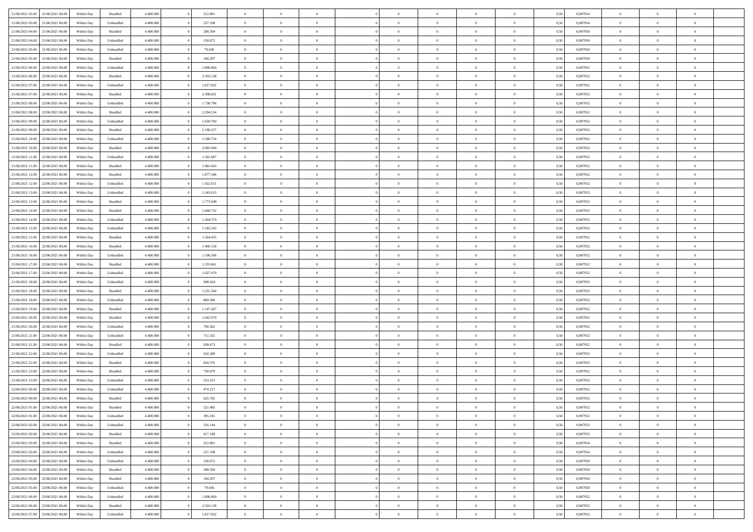| | | | | | | | | | | | | | | | | | | | | |
|---|---|---|---|---|---|---|---|---|---|---|---|---|---|---|---|---|---|---|---|---|
| 21/06/2021 03:00 | 21/06/2021 06:00 | Within Day | Bundled | 4.400.000 | 0 | 312.891 | 0 | 0 | 0 | | 0 | 0 | 0 | 0 | 0,50 | 0,987954 | 0 | 0 | 0 | |
| 21/06/2021 03:00 | 21/06/2021 06:00 | Within Day | Unbundled | 4.400.000 | 0 | 237.108 | 0 | 0 | 0 | | 0 | 0 | 0 | 0 | 0,50 | 0,987954 | 0 | 0 | 0 | |
| 21/06/2021 04:00 | 21/06/2021 06:00 | Within Day | Bundled | 4.400.000 | 0 | 208.594 | 0 | 0 | 0 | | 0 | 0 | 0 | 0 | 0,50 | 0,987950 | 0 | 0 | 0 | |
| 21/06/2021 04:00 | 21/06/2021 06:00 | Within Day | Unbundled | 4.400.000 | 0 | 158.072 | 0 | 0 | 0 | | 0 | 0 | 0 | 0 | 0,50 | 0,987950 | 0 | 0 | 0 | |
| 21/06/2021 05:00 | 21/06/2021 06:00 | Within Day | Unbundled | 4.400.000 | 0 | 79.036 | 0 | 0 | 0 | | 0 | 0 | 0 | 0 | 0,50 | 0,987950 | 0 | 0 | 0 | |
| 21/06/2021 05:00 | 21/06/2021 06:00 | Within Day | Bundled | 4.400.000 | 0 | 104.297 | 0 | 0 | 0 | | 0 | 0 | 0 | 0 | 0,50 | 0,987950 | 0 | 0 | 0 | |
| 21/06/2021 06:00 | 22/06/2021 06:00 | Within Day | Unbundled | 4.400.000 | 0 | 1.896.869 | 0 | 0 | 0 | | 0 | 0 | 0 | 0 | 0,50 | 0,987952 | 0 | 0 | 0 | |
| 21/06/2021 06:00 | 22/06/2021 06:00 | Within Day | Bundled | 4.400.000 | 0 | 2.503.128 | 0 | 0 | 0 | | 0 | 0 | 0 | 0 | 0,50 | 0,987952 | 0 | 0 | 0 | |
| 21/06/2021 07:00 | 22/06/2021 06:00 | Within Day | Unbundled | 4.400.000 | 0 | 1.817.832 | 0 | 0 | 0 | | 0 | 0 | 0 | 0 | 0,50 | 0,987952 | 0 | 0 | 0 | |
| 21/06/2021 07:00 | 22/06/2021 06:00 | Within Day | Bundled | 4.400.000 | 0 | 2.398.831 | 0 | 0 | 0 | | 0 | 0 | 0 | 0 | 0,50 | 0,987952 | 0 | 0 | 0 | |
| 21/06/2021 08:00 | 22/06/2021 06:00 | Within Day | Unbundled | 4.400.000 | 0 | 1.738.796 | 0 | 0 | 0 | | 0 | 0 | 0 | 0 | 0,50 | 0,987952 | 0 | 0 | 0 | |
| 21/06/2021 08:00 | 22/06/2021 06:00 | Within Day | Bundled | 4.400.000 | 0 | 2.294.534 | 0 | 0 | 0 | | 0 | 0 | 0 | 0 | 0,50 | 0,987952 | 0 | 0 | 0 | |
| 21/06/2021 09:00 | 22/06/2021 06:00 | Within Day | Unbundled | 4.400.000 | 0 | 1.659.760 | 0 | 0 | 0 | | 0 | 0 | 0 | 0 | 0,50 | 0,987952 | 0 | 0 | 0 | |
| 21/06/2021 09:00 | 22/06/2021 06:00 | Within Day | Bundled | 4.400.000 | 0 | 2.190.237 | 0 | 0 | 0 | | 0 | 0 | 0 | 0 | 0,50 | 0,987952 | 0 | 0 | 0 | |
| 21/06/2021 10:00 | 22/06/2021 06:00 | Within Day | Unbundled | 4.400.000 | 0 | 1.580.724 | 0 | 0 | 0 | | 0 | 0 | 0 | 0 | 0,50 | 0,987952 | 0 | 0 | 0 | |
| 21/06/2021 10:00 | 22/06/2021 06:00 | Within Day | Bundled | 4.400.000 | 0 | 2.085.940 | 0 | 0 | 0 | | 0 | 0 | 0 | 0 | 0,50 | 0,987952 | 0 | 0 | 0 | |
| 21/06/2021 11:00 | 22/06/2021 06:00 | Within Day | Unbundled | 4.400.000 | 0 | 1.501.687 | 0 | 0 | 0 | | 0 | 0 | 0 | 0 | 0,50 | 0,987952 | 0 | 0 | 0 | |
| 21/06/2021 11:00 | 22/06/2021 06:00 | Within Day | Bundled | 4.400.000 | 0 | 1.981.643 | 0 | 0 | 0 | | 0 | 0 | 0 | 0 | 0,50 | 0,987952 | 0 | 0 | 0 | |
| 21/06/2021 12:00 | 22/06/2021 06:00 | Within Day | Bundled | 4.400.000 | 0 | 1.877.346 | 0 | 0 | 0 | | 0 | 0 | 0 | 0 | 0,50 | 0,987952 | 0 | 0 | 0 | |
| 21/06/2021 12:00 | 22/06/2021 06:00 | Within Day | Unbundled | 4.400.000 | 0 | 1.422.651 | 0 | 0 | 0 | | 0 | 0 | 0 | 0 | 0,50 | 0,987952 | 0 | 0 | 0 | |
| 21/06/2021 13:00 | 22/06/2021 06:00 | Within Day | Unbundled | 4.400.000 | 0 | 1.343.615 | 0 | 0 | 0 | | 0 | 0 | 0 | 0 | 0,50 | 0,987953 | 0 | 0 | 0 | |
| 21/06/2021 13:00 | 22/06/2021 06:00 | Within Day | Bundled | 4.400.000 | 0 | 1.773.049 | 0 | 0 | 0 | | 0 | 0 | 0 | 0 | 0,50 | 0,987953 | 0 | 0 | 0 | |
| 21/06/2021 14:00 | 22/06/2021 06:00 | Within Day | Bundled | 4.400.000 | 0 | 1.668.752 | 0 | 0 | 0 | | 0 | 0 | 0 | 0 | 0,50 | 0,987952 | 0 | 0 | 0 | |
| 21/06/2021 14:00 | 22/06/2021 06:00 | Within Day | Unbundled | 4.400.000 | 0 | 1.264.579 | 0 | 0 | 0 | | 0 | 0 | 0 | 0 | 0,50 | 0,987952 | 0 | 0 | 0 | |
| 21/06/2021 15:00 | 22/06/2021 06:00 | Within Day | Unbundled | 4.400.000 | 0 | 1.185.543 | 0 | 0 | 0 | | 0 | 0 | 0 | 0 | 0,50 | 0,987952 | 0 | 0 | 0 | |
| 21/06/2021 15:00 | 22/06/2021 06:00 | Within Day | Bundled | 4.400.000 | 0 | 1.564.455 | 0 | 0 | 0 | | 0 | 0 | 0 | 0 | 0,50 | 0,987952 | 0 | 0 | 0 | |
| 21/06/2021 16:00 | 22/06/2021 06:00 | Within Day | Bundled | 4.400.000 | 0 | 1.460.158 | 0 | 0 | 0 | | 0 | 0 | 0 | 0 | 0,50 | 0,987952 | 0 | 0 | 0 | |
| 21/06/2021 16:00 | 22/06/2021 06:00 | Within Day | Unbundled | 4.400.000 | 0 | 1.106.506 | 0 | 0 | 0 | | 0 | 0 | 0 | 0 | 0,50 | 0,987952 | 0 | 0 | 0 | |
| 21/06/2021 17:00 | 22/06/2021 06:00 | Within Day | Bundled | 4.400.000 | 0 | 1.355.861 | 0 | 0 | 0 | | 0 | 0 | 0 | 0 | 0,50 | 0,987952 | 0 | 0 | 0 | |
| 21/06/2021 17:00 | 22/06/2021 06:00 | Within Day | Unbundled | 4.400.000 | 0 | 1.027.470 | 0 | 0 | 0 | | 0 | 0 | 0 | 0 | 0,50 | 0,987952 | 0 | 0 | 0 | |
| 21/06/2021 18:00 | 22/06/2021 06:00 | Within Day | Unbundled | 4.400.000 | 0 | 948.434 | 0 | 0 | 0 | | 0 | 0 | 0 | 0 | 0,50 | 0,987953 | 0 | 0 | 0 | |
| 21/06/2021 18:00 | 22/06/2021 06:00 | Within Day | Bundled | 4.400.000 | 0 | 1.251.564 | 0 | 0 | 0 | | 0 | 0 | 0 | 0 | 0,50 | 0,987953 | 0 | 0 | 0 | |
| 21/06/2021 19:00 | 22/06/2021 06:00 | Within Day | Unbundled | 4.400.000 | 0 | 869.398 | 0 | 0 | 0 | | 0 | 0 | 0 | 0 | 0,50 | 0,987952 | 0 | 0 | 0 | |
| 21/06/2021 19:00 | 22/06/2021 06:00 | Within Day | Bundled | 4.400.000 | 0 | 1.147.267 | 0 | 0 | 0 | | 0 | 0 | 0 | 0 | 0,50 | 0,987952 | 0 | 0 | 0 | |
| 21/06/2021 20:00 | 22/06/2021 06:00 | Within Day | Bundled | 4.400.000 | 0 | 1.042.970 | 0 | 0 | 0 | | 0 | 0 | 0 | 0 | 0,50 | 0,987952 | 0 | 0 | 0 | |
| 21/06/2021 20:00 | 22/06/2021 06:00 | Within Day | Unbundled | 4.400.000 | 0 | 790.362 | 0 | 0 | 0 | | 0 | 0 | 0 | 0 | 0,50 | 0,987952 | 0 | 0 | 0 | |
| 21/06/2021 21:00 | 22/06/2021 06:00 | Within Day | Unbundled | 4.400.000 | 0 | 711.325 | 0 | 0 | 0 | | 0 | 0 | 0 | 0 | 0,50 | 0,987952 | 0 | 0 | 0 | |
| 21/06/2021 21:00 | 22/06/2021 06:00 | Within Day | Bundled | 4.400.000 | 0 | 938.673 | 0 | 0 | 0 | | 0 | 0 | 0 | 0 | 0,50 | 0,987952 | 0 | 0 | 0 | |
| 21/06/2021 22:00 | 22/06/2021 06:00 | Within Day | Unbundled | 4.400.000 | 0 | 632.289 | 0 | 0 | 0 | | 0 | 0 | 0 | 0 | 0,50 | 0,987953 | 0 | 0 | 0 | |
| 21/06/2021 22:00 | 22/06/2021 06:00 | Within Day | Bundled | 4.400.000 | 0 | 834.376 | 0 | 0 | 0 | | 0 | 0 | 0 | 0 | 0,50 | 0,987953 | 0 | 0 | 0 | |
| 21/06/2021 23:00 | 22/06/2021 06:00 | Within Day | Bundled | 4.400.000 | 0 | 730.079 | 0 | 0 | 0 | | 0 | 0 | 0 | 0 | 0,50 | 0,987952 | 0 | 0 | 0 | |
| 21/06/2021 23:00 | 22/06/2021 06:00 | Within Day | Unbundled | 4.400.000 | 0 | 553.253 | 0 | 0 | 0 | | 0 | 0 | 0 | 0 | 0,50 | 0,987952 | 0 | 0 | 0 | |
| 22/06/2021 00:00 | 22/06/2021 06:00 | Within Day | Unbundled | 4.400.000 | 0 | 474.217 | 0 | 0 | 0 | | 0 | 0 | 0 | 0 | 0,50 | 0,987952 | 0 | 0 | 0 | |
| 22/06/2021 00:00 | 22/06/2021 06:00 | Within Day | Bundled | 4.400.000 | 0 | 625.782 | 0 | 0 | 0 | | 0 | 0 | 0 | 0 | 0,50 | 0,987952 | 0 | 0 | 0 | |
| 22/06/2021 01:00 | 22/06/2021 06:00 | Within Day | Bundled | 4.400.000 | 0 | 521.485 | 0 | 0 | 0 | | 0 | 0 | 0 | 0 | 0,50 | 0,987952 | 0 | 0 | 0 | |
| 22/06/2021 01:00 | 22/06/2021 06:00 | Within Day | Unbundled | 4.400.000 | 0 | 395.181 | 0 | 0 | 0 | | 0 | 0 | 0 | 0 | 0,50 | 0,987952 | 0 | 0 | 0 | |
| 22/06/2021 02:00 | 22/06/2021 06:00 | Within Day | Unbundled | 4.400.000 | 0 | 316.144 | 0 | 0 | 0 | | 0 | 0 | 0 | 0 | 0,50 | 0,987953 | 0 | 0 | 0 | |
| 22/06/2021 02:00 | 22/06/2021 06:00 | Within Day | Bundled | 4.400.000 | 0 | 417.188 | 0 | 0 | 0 | | 0 | 0 | 0 | 0 | 0,50 | 0,987953 | 0 | 0 | 0 | |
| 22/06/2021 03:00 | 22/06/2021 06:00 | Within Day | Bundled | 4.400.000 | 0 | 312.891 | 0 | 0 | 0 | | 0 | 0 | 0 | 0 | 0,50 | 0,987954 | 0 | 0 | 0 | |
| 22/06/2021 03:00 | 22/06/2021 06:00 | Within Day | Unbundled | 4.400.000 | 0 | 237.108 | 0 | 0 | 0 | | 0 | 0 | 0 | 0 | 0,50 | 0,987954 | 0 | 0 | 0 | |
| 22/06/2021 04:00 | 22/06/2021 06:00 | Within Day | Unbundled | 4.400.000 | 0 | 158.072 | 0 | 0 | 0 | | 0 | 0 | 0 | 0 | 0,50 | 0,987950 | 0 | 0 | 0 | |
| 22/06/2021 04:00 | 22/06/2021 06:00 | Within Day | Bundled | 4.400.000 | 0 | 208.594 | 0 | 0 | 0 | | 0 | 0 | 0 | 0 | 0,50 | 0,987950 | 0 | 0 | 0 | |
| 22/06/2021 05:00 | 22/06/2021 06:00 | Within Day | Bundled | 4.400.000 | 0 | 104.297 | 0 | 0 | 0 | | 0 | 0 | 0 | 0 | 0,50 | 0,987950 | 0 | 0 | 0 | |
| 22/06/2021 05:00 | 22/06/2021 06:00 | Within Day | Unbundled | 4.400.000 | 0 | 79.036 | 0 | 0 | 0 | | 0 | 0 | 0 | 0 | 0,50 | 0,987950 | 0 | 0 | 0 | |
| 22/06/2021 06:00 | 23/06/2021 06:00 | Within Day | Unbundled | 4.400.000 | 0 | 1.896.869 | 0 | 0 | 0 | | 0 | 0 | 0 | 0 | 0,50 | 0,987952 | 0 | 0 | 0 | |
| 22/06/2021 06:00 | 23/06/2021 06:00 | Within Day | Bundled | 4.400.000 | 0 | 2.503.128 | 0 | 0 | 0 | | 0 | 0 | 0 | 0 | 0,50 | 0,987952 | 0 | 0 | 0 | |
| 22/06/2021 07:00 | 23/06/2021 06:00 | Within Day | Unbundled | 4.400.000 | 0 | 1.817.832 | 0 | 0 | 0 | | 0 | 0 | 0 | 0 | 0,50 | 0,987952 | 0 | 0 | 0 | |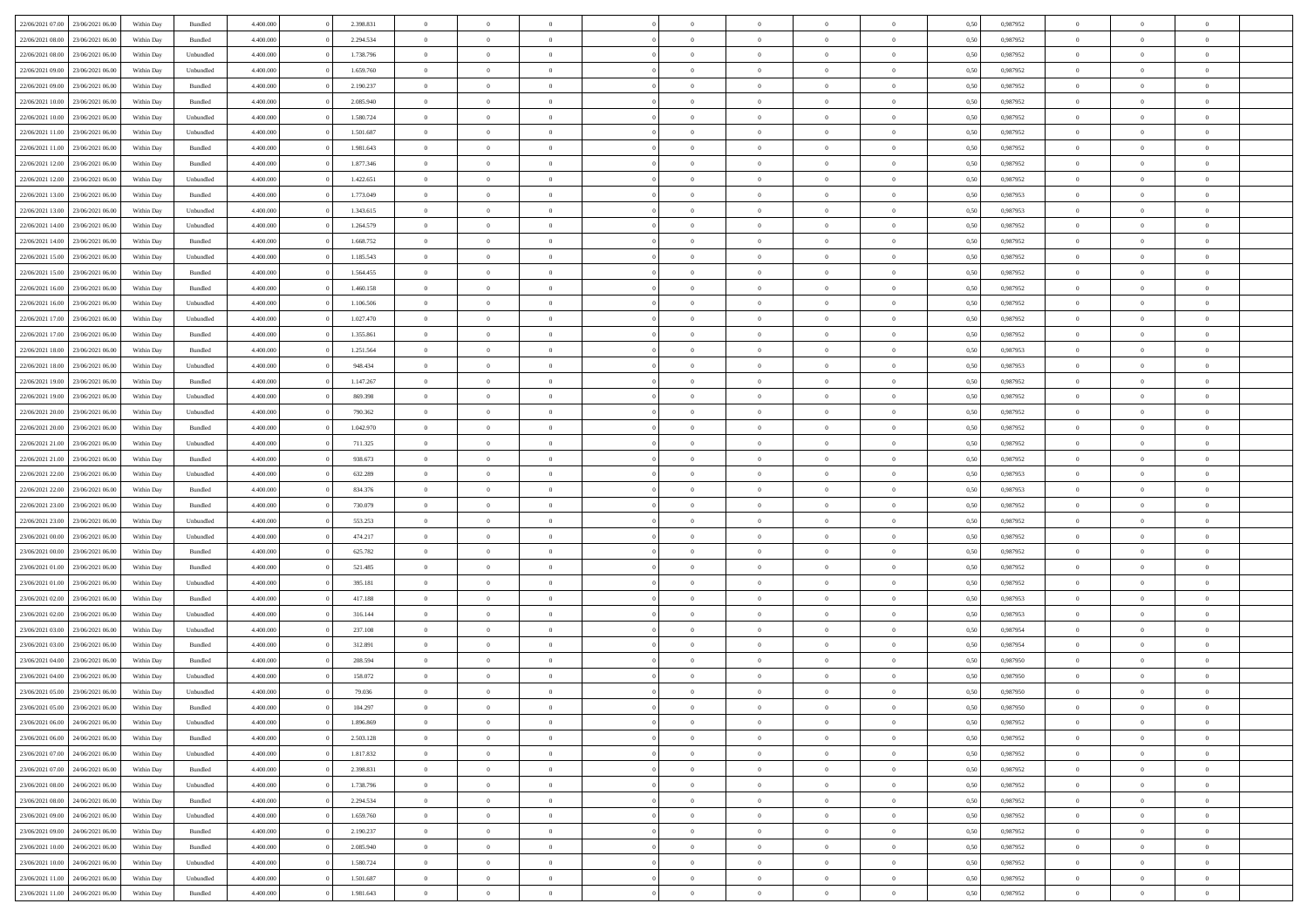| | | | | | | | | | | | | | | | | | | | | |
|---|---|---|---|---|---|---|---|---|---|---|---|---|---|---|---|---|---|---|---|---|
| 22/06/2021 07:00 | 23/06/2021 06:00 | Within Day | Bundled | 4.400.000 | 0 | 2.398.831 | 0 | 0 | 0 | 0 | 0 | 0 | 0 | 0 | 0,50 | 0,987952 | 0 | 0 | 0 | |
| 22/06/2021 08:00 | 23/06/2021 06:00 | Within Day | Bundled | 4.400.000 | 0 | 2.294.534 | 0 | 0 | 0 | 0 | 0 | 0 | 0 | 0 | 0,50 | 0,987952 | 0 | 0 | 0 | |
| 22/06/2021 08:00 | 23/06/2021 06:00 | Within Day | Unbundled | 4.400.000 | 0 | 1.738.796 | 0 | 0 | 0 | 0 | 0 | 0 | 0 | 0 | 0,50 | 0,987952 | 0 | 0 | 0 | |
| 22/06/2021 09:00 | 23/06/2021 06:00 | Within Day | Unbundled | 4.400.000 | 0 | 1.659.760 | 0 | 0 | 0 | 0 | 0 | 0 | 0 | 0 | 0,50 | 0,987952 | 0 | 0 | 0 | |
| 22/06/2021 09:00 | 23/06/2021 06:00 | Within Day | Bundled | 4.400.000 | 0 | 2.190.237 | 0 | 0 | 0 | 0 | 0 | 0 | 0 | 0 | 0,50 | 0,987952 | 0 | 0 | 0 | |
| 22/06/2021 10:00 | 23/06/2021 06:00 | Within Day | Bundled | 4.400.000 | 0 | 2.085.940 | 0 | 0 | 0 | 0 | 0 | 0 | 0 | 0 | 0,50 | 0,987952 | 0 | 0 | 0 | |
| 22/06/2021 10:00 | 23/06/2021 06:00 | Within Day | Unbundled | 4.400.000 | 0 | 1.580.724 | 0 | 0 | 0 | 0 | 0 | 0 | 0 | 0 | 0,50 | 0,987952 | 0 | 0 | 0 | |
| 22/06/2021 11:00 | 23/06/2021 06:00 | Within Day | Unbundled | 4.400.000 | 0 | 1.501.687 | 0 | 0 | 0 | 0 | 0 | 0 | 0 | 0 | 0,50 | 0,987952 | 0 | 0 | 0 | |
| 22/06/2021 11:00 | 23/06/2021 06:00 | Within Day | Bundled | 4.400.000 | 0 | 1.981.643 | 0 | 0 | 0 | 0 | 0 | 0 | 0 | 0 | 0,50 | 0,987952 | 0 | 0 | 0 | |
| 22/06/2021 12:00 | 23/06/2021 06:00 | Within Day | Bundled | 4.400.000 | 0 | 1.877.346 | 0 | 0 | 0 | 0 | 0 | 0 | 0 | 0 | 0,50 | 0,987952 | 0 | 0 | 0 | |
| 22/06/2021 12:00 | 23/06/2021 06:00 | Within Day | Unbundled | 4.400.000 | 0 | 1.422.651 | 0 | 0 | 0 | 0 | 0 | 0 | 0 | 0 | 0,50 | 0,987952 | 0 | 0 | 0 | |
| 22/06/2021 13:00 | 23/06/2021 06:00 | Within Day | Bundled | 4.400.000 | 0 | 1.773.049 | 0 | 0 | 0 | 0 | 0 | 0 | 0 | 0 | 0,50 | 0,987953 | 0 | 0 | 0 | |
| 22/06/2021 13:00 | 23/06/2021 06:00 | Within Day | Unbundled | 4.400.000 | 0 | 1.343.615 | 0 | 0 | 0 | 0 | 0 | 0 | 0 | 0 | 0,50 | 0,987953 | 0 | 0 | 0 | |
| 22/06/2021 14:00 | 23/06/2021 06:00 | Within Day | Unbundled | 4.400.000 | 0 | 1.264.579 | 0 | 0 | 0 | 0 | 0 | 0 | 0 | 0 | 0,50 | 0,987952 | 0 | 0 | 0 | |
| 22/06/2021 14:00 | 23/06/2021 06:00 | Within Day | Bundled | 4.400.000 | 0 | 1.668.752 | 0 | 0 | 0 | 0 | 0 | 0 | 0 | 0 | 0,50 | 0,987952 | 0 | 0 | 0 | |
| 22/06/2021 15:00 | 23/06/2021 06:00 | Within Day | Unbundled | 4.400.000 | 0 | 1.185.543 | 0 | 0 | 0 | 0 | 0 | 0 | 0 | 0 | 0,50 | 0,987952 | 0 | 0 | 0 | |
| 22/06/2021 15:00 | 23/06/2021 06:00 | Within Day | Bundled | 4.400.000 | 0 | 1.564.455 | 0 | 0 | 0 | 0 | 0 | 0 | 0 | 0 | 0,50 | 0,987952 | 0 | 0 | 0 | |
| 22/06/2021 16:00 | 23/06/2021 06:00 | Within Day | Bundled | 4.400.000 | 0 | 1.460.158 | 0 | 0 | 0 | 0 | 0 | 0 | 0 | 0 | 0,50 | 0,987952 | 0 | 0 | 0 | |
| 22/06/2021 16:00 | 23/06/2021 06:00 | Within Day | Unbundled | 4.400.000 | 0 | 1.106.506 | 0 | 0 | 0 | 0 | 0 | 0 | 0 | 0 | 0,50 | 0,987952 | 0 | 0 | 0 | |
| 22/06/2021 17:00 | 23/06/2021 06:00 | Within Day | Unbundled | 4.400.000 | 0 | 1.027.470 | 0 | 0 | 0 | 0 | 0 | 0 | 0 | 0 | 0,50 | 0,987952 | 0 | 0 | 0 | |
| 22/06/2021 17:00 | 23/06/2021 06:00 | Within Day | Bundled | 4.400.000 | 0 | 1.355.861 | 0 | 0 | 0 | 0 | 0 | 0 | 0 | 0 | 0,50 | 0,987952 | 0 | 0 | 0 | |
| 22/06/2021 18:00 | 23/06/2021 06:00 | Within Day | Bundled | 4.400.000 | 0 | 1.251.564 | 0 | 0 | 0 | 0 | 0 | 0 | 0 | 0 | 0,50 | 0,987953 | 0 | 0 | 0 | |
| 22/06/2021 18:00 | 23/06/2021 06:00 | Within Day | Unbundled | 4.400.000 | 0 | 948.434 | 0 | 0 | 0 | 0 | 0 | 0 | 0 | 0 | 0,50 | 0,987953 | 0 | 0 | 0 | |
| 22/06/2021 19:00 | 23/06/2021 06:00 | Within Day | Bundled | 4.400.000 | 0 | 1.147.267 | 0 | 0 | 0 | 0 | 0 | 0 | 0 | 0 | 0,50 | 0,987952 | 0 | 0 | 0 | |
| 22/06/2021 19:00 | 23/06/2021 06:00 | Within Day | Unbundled | 4.400.000 | 0 | 869.398 | 0 | 0 | 0 | 0 | 0 | 0 | 0 | 0 | 0,50 | 0,987952 | 0 | 0 | 0 | |
| 22/06/2021 20:00 | 23/06/2021 06:00 | Within Day | Unbundled | 4.400.000 | 0 | 790.362 | 0 | 0 | 0 | 0 | 0 | 0 | 0 | 0 | 0,50 | 0,987952 | 0 | 0 | 0 | |
| 22/06/2021 20:00 | 23/06/2021 06:00 | Within Day | Bundled | 4.400.000 | 0 | 1.042.970 | 0 | 0 | 0 | 0 | 0 | 0 | 0 | 0 | 0,50 | 0,987952 | 0 | 0 | 0 | |
| 22/06/2021 21:00 | 23/06/2021 06:00 | Within Day | Unbundled | 4.400.000 | 0 | 711.325 | 0 | 0 | 0 | 0 | 0 | 0 | 0 | 0 | 0,50 | 0,987952 | 0 | 0 | 0 | |
| 22/06/2021 21:00 | 23/06/2021 06:00 | Within Day | Bundled | 4.400.000 | 0 | 938.673 | 0 | 0 | 0 | 0 | 0 | 0 | 0 | 0 | 0,50 | 0,987952 | 0 | 0 | 0 | |
| 22/06/2021 22:00 | 23/06/2021 06:00 | Within Day | Unbundled | 4.400.000 | 0 | 632.289 | 0 | 0 | 0 | 0 | 0 | 0 | 0 | 0 | 0,50 | 0,987953 | 0 | 0 | 0 | |
| 22/06/2021 22:00 | 23/06/2021 06:00 | Within Day | Bundled | 4.400.000 | 0 | 834.376 | 0 | 0 | 0 | 0 | 0 | 0 | 0 | 0 | 0,50 | 0,987953 | 0 | 0 | 0 | |
| 22/06/2021 23:00 | 23/06/2021 06:00 | Within Day | Bundled | 4.400.000 | 0 | 730.079 | 0 | 0 | 0 | 0 | 0 | 0 | 0 | 0 | 0,50 | 0,987952 | 0 | 0 | 0 | |
| 22/06/2021 23:00 | 23/06/2021 06:00 | Within Day | Unbundled | 4.400.000 | 0 | 553.253 | 0 | 0 | 0 | 0 | 0 | 0 | 0 | 0 | 0,50 | 0,987952 | 0 | 0 | 0 | |
| 23/06/2021 00:00 | 23/06/2021 06:00 | Within Day | Unbundled | 4.400.000 | 0 | 474.217 | 0 | 0 | 0 | 0 | 0 | 0 | 0 | 0 | 0,50 | 0,987952 | 0 | 0 | 0 | |
| 23/06/2021 00:00 | 23/06/2021 06:00 | Within Day | Bundled | 4.400.000 | 0 | 625.782 | 0 | 0 | 0 | 0 | 0 | 0 | 0 | 0 | 0,50 | 0,987952 | 0 | 0 | 0 | |
| 23/06/2021 01:00 | 23/06/2021 06:00 | Within Day | Bundled | 4.400.000 | 0 | 521.485 | 0 | 0 | 0 | 0 | 0 | 0 | 0 | 0 | 0,50 | 0,987952 | 0 | 0 | 0 | |
| 23/06/2021 01:00 | 23/06/2021 06:00 | Within Day | Unbundled | 4.400.000 | 0 | 395.181 | 0 | 0 | 0 | 0 | 0 | 0 | 0 | 0 | 0,50 | 0,987952 | 0 | 0 | 0 | |
| 23/06/2021 02:00 | 23/06/2021 06:00 | Within Day | Bundled | 4.400.000 | 0 | 417.188 | 0 | 0 | 0 | 0 | 0 | 0 | 0 | 0 | 0,50 | 0,987953 | 0 | 0 | 0 | |
| 23/06/2021 02:00 | 23/06/2021 06:00 | Within Day | Unbundled | 4.400.000 | 0 | 316.144 | 0 | 0 | 0 | 0 | 0 | 0 | 0 | 0 | 0,50 | 0,987953 | 0 | 0 | 0 | |
| 23/06/2021 03:00 | 23/06/2021 06:00 | Within Day | Unbundled | 4.400.000 | 0 | 237.108 | 0 | 0 | 0 | 0 | 0 | 0 | 0 | 0 | 0,50 | 0,987954 | 0 | 0 | 0 | |
| 23/06/2021 03:00 | 23/06/2021 06:00 | Within Day | Bundled | 4.400.000 | 0 | 312.891 | 0 | 0 | 0 | 0 | 0 | 0 | 0 | 0 | 0,50 | 0,987954 | 0 | 0 | 0 | |
| 23/06/2021 04:00 | 23/06/2021 06:00 | Within Day | Bundled | 4.400.000 | 0 | 208.594 | 0 | 0 | 0 | 0 | 0 | 0 | 0 | 0 | 0,50 | 0,987950 | 0 | 0 | 0 | |
| 23/06/2021 04:00 | 23/06/2021 06:00 | Within Day | Unbundled | 4.400.000 | 0 | 158.072 | 0 | 0 | 0 | 0 | 0 | 0 | 0 | 0 | 0,50 | 0,987950 | 0 | 0 | 0 | |
| 23/06/2021 05:00 | 23/06/2021 06:00 | Within Day | Unbundled | 4.400.000 | 0 | 79.036 | 0 | 0 | 0 | 0 | 0 | 0 | 0 | 0 | 0,50 | 0,987950 | 0 | 0 | 0 | |
| 23/06/2021 05:00 | 23/06/2021 06:00 | Within Day | Bundled | 4.400.000 | 0 | 104.297 | 0 | 0 | 0 | 0 | 0 | 0 | 0 | 0 | 0,50 | 0,987950 | 0 | 0 | 0 | |
| 23/06/2021 06:00 | 24/06/2021 06:00 | Within Day | Unbundled | 4.400.000 | 0 | 1.896.869 | 0 | 0 | 0 | 0 | 0 | 0 | 0 | 0 | 0,50 | 0,987952 | 0 | 0 | 0 | |
| 23/06/2021 06:00 | 24/06/2021 06:00 | Within Day | Bundled | 4.400.000 | 0 | 2.503.128 | 0 | 0 | 0 | 0 | 0 | 0 | 0 | 0 | 0,50 | 0,987952 | 0 | 0 | 0 | |
| 23/06/2021 07:00 | 24/06/2021 06:00 | Within Day | Unbundled | 4.400.000 | 0 | 1.817.832 | 0 | 0 | 0 | 0 | 0 | 0 | 0 | 0 | 0,50 | 0,987952 | 0 | 0 | 0 | |
| 23/06/2021 07:00 | 24/06/2021 06:00 | Within Day | Bundled | 4.400.000 | 0 | 2.398.831 | 0 | 0 | 0 | 0 | 0 | 0 | 0 | 0 | 0,50 | 0,987952 | 0 | 0 | 0 | |
| 23/06/2021 08:00 | 24/06/2021 06:00 | Within Day | Unbundled | 4.400.000 | 0 | 1.738.796 | 0 | 0 | 0 | 0 | 0 | 0 | 0 | 0 | 0,50 | 0,987952 | 0 | 0 | 0 | |
| 23/06/2021 08:00 | 24/06/2021 06:00 | Within Day | Bundled | 4.400.000 | 0 | 2.294.534 | 0 | 0 | 0 | 0 | 0 | 0 | 0 | 0 | 0,50 | 0,987952 | 0 | 0 | 0 | |
| 23/06/2021 09:00 | 24/06/2021 06:00 | Within Day | Unbundled | 4.400.000 | 0 | 1.659.760 | 0 | 0 | 0 | 0 | 0 | 0 | 0 | 0 | 0,50 | 0,987952 | 0 | 0 | 0 | |
| 23/06/2021 09:00 | 24/06/2021 06:00 | Within Day | Bundled | 4.400.000 | 0 | 2.190.237 | 0 | 0 | 0 | 0 | 0 | 0 | 0 | 0 | 0,50 | 0,987952 | 0 | 0 | 0 | |
| 23/06/2021 10:00 | 24/06/2021 06:00 | Within Day | Bundled | 4.400.000 | 0 | 2.085.940 | 0 | 0 | 0 | 0 | 0 | 0 | 0 | 0 | 0,50 | 0,987952 | 0 | 0 | 0 | |
| 23/06/2021 10:00 | 24/06/2021 06:00 | Within Day | Unbundled | 4.400.000 | 0 | 1.580.724 | 0 | 0 | 0 | 0 | 0 | 0 | 0 | 0 | 0,50 | 0,987952 | 0 | 0 | 0 | |
| 23/06/2021 11:00 | 24/06/2021 06:00 | Within Day | Unbundled | 4.400.000 | 0 | 1.501.687 | 0 | 0 | 0 | 0 | 0 | 0 | 0 | 0 | 0,50 | 0,987952 | 0 | 0 | 0 | |
| 23/06/2021 11:00 | 24/06/2021 06:00 | Within Day | Bundled | 4.400.000 | 0 | 1.981.643 | 0 | 0 | 0 | 0 | 0 | 0 | 0 | 0 | 0,50 | 0,987952 | 0 | 0 | 0 | |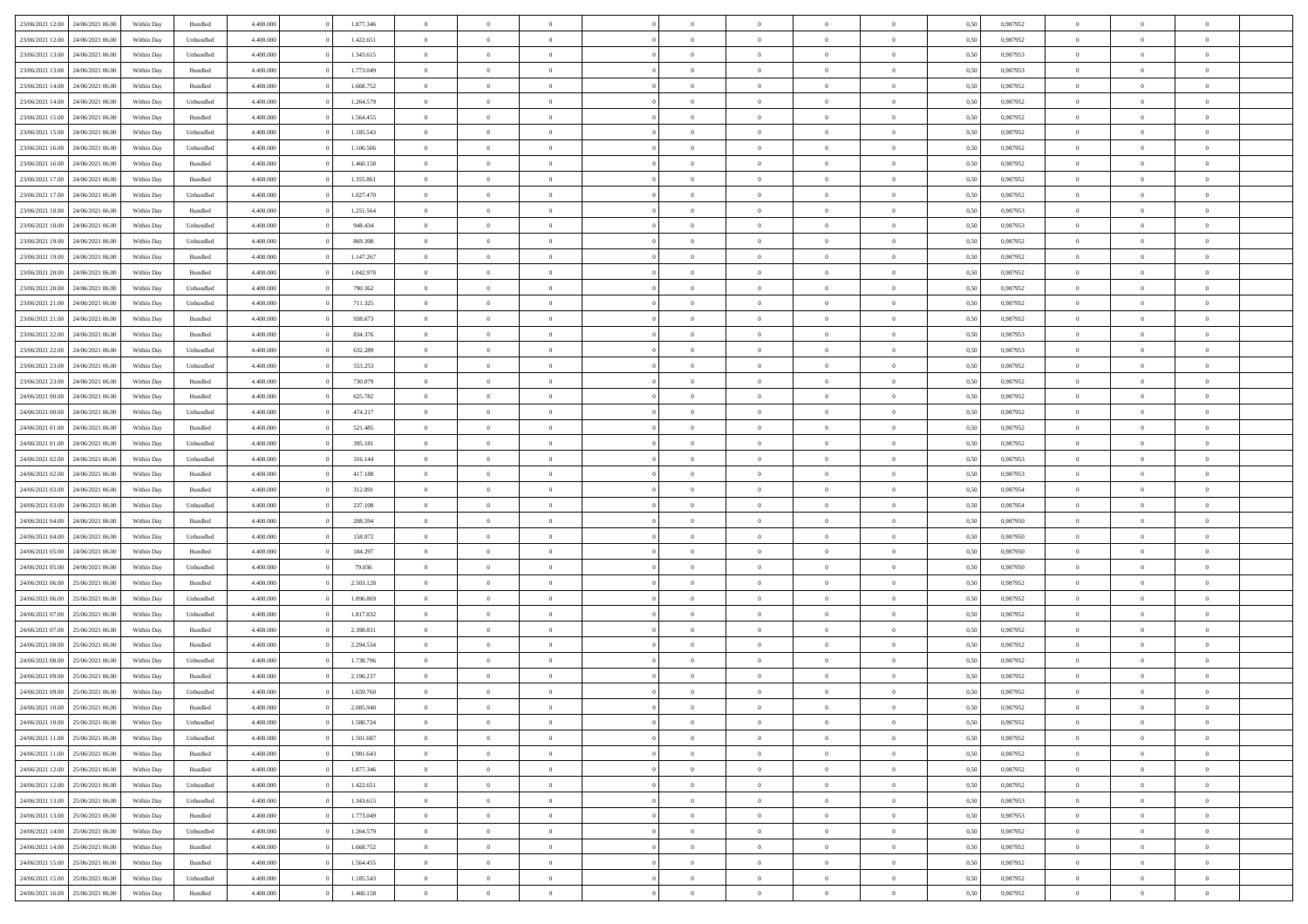| | | | | | | | | | | | | | | | | | | | | | |
|---|---|---|---|---|---|---|---|---|---|---|---|---|---|---|---|---|---|---|---|---|---|
| 23/06/2021 12:00 | 24/06/2021 06:00 | Within Day | Bundled | 4.400.000 | 0 | 1.877.346 | 0 | 0 | 0 | | 0 | 0 | 0 | 0 | 0,50 | 0,987952 | 0 | 0 | 0 | |
| 23/06/2021 12:00 | 24/06/2021 06:00 | Within Day | Unbundled | 4.400.000 | 0 | 1.422.651 | 0 | 0 | 0 | | 0 | 0 | 0 | 0 | 0,50 | 0,987952 | 0 | 0 | 0 | |
| 23/06/2021 13:00 | 24/06/2021 06:00 | Within Day | Unbundled | 4.400.000 | 0 | 1.343.615 | 0 | 0 | 0 | | 0 | 0 | 0 | 0 | 0,50 | 0,987953 | 0 | 0 | 0 | |
| 23/06/2021 13:00 | 24/06/2021 06:00 | Within Day | Bundled | 4.400.000 | 0 | 1.773.049 | 0 | 0 | 0 | | 0 | 0 | 0 | 0 | 0,50 | 0,987953 | 0 | 0 | 0 | |
| 23/06/2021 14:00 | 24/06/2021 06:00 | Within Day | Bundled | 4.400.000 | 0 | 1.668.752 | 0 | 0 | 0 | | 0 | 0 | 0 | 0 | 0,50 | 0,987952 | 0 | 0 | 0 | |
| 23/06/2021 14:00 | 24/06/2021 06:00 | Within Day | Unbundled | 4.400.000 | 0 | 1.264.579 | 0 | 0 | 0 | | 0 | 0 | 0 | 0 | 0,50 | 0,987952 | 0 | 0 | 0 | |
| 23/06/2021 15:00 | 24/06/2021 06:00 | Within Day | Bundled | 4.400.000 | 0 | 1.564.455 | 0 | 0 | 0 | | 0 | 0 | 0 | 0 | 0,50 | 0,987952 | 0 | 0 | 0 | |
| 23/06/2021 15:00 | 24/06/2021 06:00 | Within Day | Unbundled | 4.400.000 | 0 | 1.185.543 | 0 | 0 | 0 | | 0 | 0 | 0 | 0 | 0,50 | 0,987952 | 0 | 0 | 0 | |
| 23/06/2021 16:00 | 24/06/2021 06:00 | Within Day | Unbundled | 4.400.000 | 0 | 1.106.506 | 0 | 0 | 0 | | 0 | 0 | 0 | 0 | 0,50 | 0,987952 | 0 | 0 | 0 | |
| 23/06/2021 16:00 | 24/06/2021 06:00 | Within Day | Bundled | 4.400.000 | 0 | 1.460.158 | 0 | 0 | 0 | | 0 | 0 | 0 | 0 | 0,50 | 0,987952 | 0 | 0 | 0 | |
| 23/06/2021 17:00 | 24/06/2021 06:00 | Within Day | Bundled | 4.400.000 | 0 | 1.355.861 | 0 | 0 | 0 | | 0 | 0 | 0 | 0 | 0,50 | 0,987952 | 0 | 0 | 0 | |
| 23/06/2021 17:00 | 24/06/2021 06:00 | Within Day | Unbundled | 4.400.000 | 0 | 1.027.470 | 0 | 0 | 0 | | 0 | 0 | 0 | 0 | 0,50 | 0,987952 | 0 | 0 | 0 | |
| 23/06/2021 18:00 | 24/06/2021 06:00 | Within Day | Bundled | 4.400.000 | 0 | 1.251.564 | 0 | 0 | 0 | | 0 | 0 | 0 | 0 | 0,50 | 0,987953 | 0 | 0 | 0 | |
| 23/06/2021 18:00 | 24/06/2021 06:00 | Within Day | Unbundled | 4.400.000 | 0 | 948.434 | 0 | 0 | 0 | | 0 | 0 | 0 | 0 | 0,50 | 0,987953 | 0 | 0 | 0 | |
| 23/06/2021 19:00 | 24/06/2021 06:00 | Within Day | Unbundled | 4.400.000 | 0 | 869.398 | 0 | 0 | 0 | | 0 | 0 | 0 | 0 | 0,50 | 0,987952 | 0 | 0 | 0 | |
| 23/06/2021 19:00 | 24/06/2021 06:00 | Within Day | Bundled | 4.400.000 | 0 | 1.147.267 | 0 | 0 | 0 | | 0 | 0 | 0 | 0 | 0,50 | 0,987952 | 0 | 0 | 0 | |
| 23/06/2021 20:00 | 24/06/2021 06:00 | Within Day | Bundled | 4.400.000 | 0 | 1.042.970 | 0 | 0 | 0 | | 0 | 0 | 0 | 0 | 0,50 | 0,987952 | 0 | 0 | 0 | |
| 23/06/2021 20:00 | 24/06/2021 06:00 | Within Day | Unbundled | 4.400.000 | 0 | 790.362 | 0 | 0 | 0 | | 0 | 0 | 0 | 0 | 0,50 | 0,987952 | 0 | 0 | 0 | |
| 23/06/2021 21:00 | 24/06/2021 06:00 | Within Day | Unbundled | 4.400.000 | 0 | 711.325 | 0 | 0 | 0 | | 0 | 0 | 0 | 0 | 0,50 | 0,987952 | 0 | 0 | 0 | |
| 23/06/2021 21:00 | 24/06/2021 06:00 | Within Day | Bundled | 4.400.000 | 0 | 938.673 | 0 | 0 | 0 | | 0 | 0 | 0 | 0 | 0,50 | 0,987952 | 0 | 0 | 0 | |
| 23/06/2021 22:00 | 24/06/2021 06:00 | Within Day | Bundled | 4.400.000 | 0 | 834.376 | 0 | 0 | 0 | | 0 | 0 | 0 | 0 | 0,50 | 0,987953 | 0 | 0 | 0 | |
| 23/06/2021 22:00 | 24/06/2021 06:00 | Within Day | Unbundled | 4.400.000 | 0 | 632.289 | 0 | 0 | 0 | | 0 | 0 | 0 | 0 | 0,50 | 0,987953 | 0 | 0 | 0 | |
| 23/06/2021 23:00 | 24/06/2021 06:00 | Within Day | Unbundled | 4.400.000 | 0 | 553.253 | 0 | 0 | 0 | | 0 | 0 | 0 | 0 | 0,50 | 0,987952 | 0 | 0 | 0 | |
| 23/06/2021 23:00 | 24/06/2021 06:00 | Within Day | Bundled | 4.400.000 | 0 | 730.079 | 0 | 0 | 0 | | 0 | 0 | 0 | 0 | 0,50 | 0,987952 | 0 | 0 | 0 | |
| 24/06/2021 00:00 | 24/06/2021 06:00 | Within Day | Bundled | 4.400.000 | 0 | 625.782 | 0 | 0 | 0 | | 0 | 0 | 0 | 0 | 0,50 | 0,987952 | 0 | 0 | 0 | |
| 24/06/2021 00:00 | 24/06/2021 06:00 | Within Day | Unbundled | 4.400.000 | 0 | 474.217 | 0 | 0 | 0 | | 0 | 0 | 0 | 0 | 0,50 | 0,987952 | 0 | 0 | 0 | |
| 24/06/2021 01:00 | 24/06/2021 06:00 | Within Day | Bundled | 4.400.000 | 0 | 521.485 | 0 | 0 | 0 | | 0 | 0 | 0 | 0 | 0,50 | 0,987952 | 0 | 0 | 0 | |
| 24/06/2021 01:00 | 24/06/2021 06:00 | Within Day | Unbundled | 4.400.000 | 0 | 395.181 | 0 | 0 | 0 | | 0 | 0 | 0 | 0 | 0,50 | 0,987952 | 0 | 0 | 0 | |
| 24/06/2021 02:00 | 24/06/2021 06:00 | Within Day | Unbundled | 4.400.000 | 0 | 316.144 | 0 | 0 | 0 | | 0 | 0 | 0 | 0 | 0,50 | 0,987953 | 0 | 0 | 0 | |
| 24/06/2021 02:00 | 24/06/2021 06:00 | Within Day | Bundled | 4.400.000 | 0 | 417.188 | 0 | 0 | 0 | | 0 | 0 | 0 | 0 | 0,50 | 0,987953 | 0 | 0 | 0 | |
| 24/06/2021 03:00 | 24/06/2021 06:00 | Within Day | Bundled | 4.400.000 | 0 | 312.891 | 0 | 0 | 0 | | 0 | 0 | 0 | 0 | 0,50 | 0,987954 | 0 | 0 | 0 | |
| 24/06/2021 03:00 | 24/06/2021 06:00 | Within Day | Unbundled | 4.400.000 | 0 | 237.108 | 0 | 0 | 0 | | 0 | 0 | 0 | 0 | 0,50 | 0,987954 | 0 | 0 | 0 | |
| 24/06/2021 04:00 | 24/06/2021 06:00 | Within Day | Bundled | 4.400.000 | 0 | 208.594 | 0 | 0 | 0 | | 0 | 0 | 0 | 0 | 0,50 | 0,987950 | 0 | 0 | 0 | |
| 24/06/2021 04:00 | 24/06/2021 06:00 | Within Day | Unbundled | 4.400.000 | 0 | 158.072 | 0 | 0 | 0 | | 0 | 0 | 0 | 0 | 0,50 | 0,987950 | 0 | 0 | 0 | |
| 24/06/2021 05:00 | 24/06/2021 06:00 | Within Day | Bundled | 4.400.000 | 0 | 104.297 | 0 | 0 | 0 | | 0 | 0 | 0 | 0 | 0,50 | 0,987950 | 0 | 0 | 0 | |
| 24/06/2021 05:00 | 24/06/2021 06:00 | Within Day | Unbundled | 4.400.000 | 0 | 79.036 | 0 | 0 | 0 | | 0 | 0 | 0 | 0 | 0,50 | 0,987950 | 0 | 0 | 0 | |
| 24/06/2021 06:00 | 25/06/2021 06:00 | Within Day | Bundled | 4.400.000 | 0 | 2.503.128 | 0 | 0 | 0 | | 0 | 0 | 0 | 0 | 0,50 | 0,987952 | 0 | 0 | 0 | |
| 24/06/2021 06:00 | 25/06/2021 06:00 | Within Day | Unbundled | 4.400.000 | 0 | 1.896.869 | 0 | 0 | 0 | | 0 | 0 | 0 | 0 | 0,50 | 0,987952 | 0 | 0 | 0 | |
| 24/06/2021 07:00 | 25/06/2021 06:00 | Within Day | Unbundled | 4.400.000 | 0 | 1.817.832 | 0 | 0 | 0 | | 0 | 0 | 0 | 0 | 0,50 | 0,987952 | 0 | 0 | 0 | |
| 24/06/2021 07:00 | 25/06/2021 06:00 | Within Day | Bundled | 4.400.000 | 0 | 2.398.831 | 0 | 0 | 0 | | 0 | 0 | 0 | 0 | 0,50 | 0,987952 | 0 | 0 | 0 | |
| 24/06/2021 08:00 | 25/06/2021 06:00 | Within Day | Bundled | 4.400.000 | 0 | 2.294.534 | 0 | 0 | 0 | | 0 | 0 | 0 | 0 | 0,50 | 0,987952 | 0 | 0 | 0 | |
| 24/06/2021 08:00 | 25/06/2021 06:00 | Within Day | Unbundled | 4.400.000 | 0 | 1.738.796 | 0 | 0 | 0 | | 0 | 0 | 0 | 0 | 0,50 | 0,987952 | 0 | 0 | 0 | |
| 24/06/2021 09:00 | 25/06/2021 06:00 | Within Day | Bundled | 4.400.000 | 0 | 2.190.237 | 0 | 0 | 0 | | 0 | 0 | 0 | 0 | 0,50 | 0,987952 | 0 | 0 | 0 | |
| 24/06/2021 09:00 | 25/06/2021 06:00 | Within Day | Unbundled | 4.400.000 | 0 | 1.659.760 | 0 | 0 | 0 | | 0 | 0 | 0 | 0 | 0,50 | 0,987952 | 0 | 0 | 0 | |
| 24/06/2021 10:00 | 25/06/2021 06:00 | Within Day | Bundled | 4.400.000 | 0 | 2.085.940 | 0 | 0 | 0 | | 0 | 0 | 0 | 0 | 0,50 | 0,987952 | 0 | 0 | 0 | |
| 24/06/2021 10:00 | 25/06/2021 06:00 | Within Day | Unbundled | 4.400.000 | 0 | 1.580.724 | 0 | 0 | 0 | | 0 | 0 | 0 | 0 | 0,50 | 0,987952 | 0 | 0 | 0 | |
| 24/06/2021 11:00 | 25/06/2021 06:00 | Within Day | Unbundled | 4.400.000 | 0 | 1.501.687 | 0 | 0 | 0 | | 0 | 0 | 0 | 0 | 0,50 | 0,987952 | 0 | 0 | 0 | |
| 24/06/2021 11:00 | 25/06/2021 06:00 | Within Day | Bundled | 4.400.000 | 0 | 1.981.643 | 0 | 0 | 0 | | 0 | 0 | 0 | 0 | 0,50 | 0,987952 | 0 | 0 | 0 | |
| 24/06/2021 12:00 | 25/06/2021 06:00 | Within Day | Bundled | 4.400.000 | 0 | 1.877.346 | 0 | 0 | 0 | | 0 | 0 | 0 | 0 | 0,50 | 0,987952 | 0 | 0 | 0 | |
| 24/06/2021 12:00 | 25/06/2021 06:00 | Within Day | Unbundled | 4.400.000 | 0 | 1.422.651 | 0 | 0 | 0 | | 0 | 0 | 0 | 0 | 0,50 | 0,987952 | 0 | 0 | 0 | |
| 24/06/2021 13:00 | 25/06/2021 06:00 | Within Day | Unbundled | 4.400.000 | 0 | 1.343.615 | 0 | 0 | 0 | | 0 | 0 | 0 | 0 | 0,50 | 0,987953 | 0 | 0 | 0 | |
| 24/06/2021 13:00 | 25/06/2021 06:00 | Within Day | Bundled | 4.400.000 | 0 | 1.773.049 | 0 | 0 | 0 | | 0 | 0 | 0 | 0 | 0,50 | 0,987953 | 0 | 0 | 0 | |
| 24/06/2021 14:00 | 25/06/2021 06:00 | Within Day | Unbundled | 4.400.000 | 0 | 1.264.579 | 0 | 0 | 0 | | 0 | 0 | 0 | 0 | 0,50 | 0,987952 | 0 | 0 | 0 | |
| 24/06/2021 14:00 | 25/06/2021 06:00 | Within Day | Bundled | 4.400.000 | 0 | 1.668.752 | 0 | 0 | 0 | | 0 | 0 | 0 | 0 | 0,50 | 0,987952 | 0 | 0 | 0 | |
| 24/06/2021 15:00 | 25/06/2021 06:00 | Within Day | Bundled | 4.400.000 | 0 | 1.564.455 | 0 | 0 | 0 | | 0 | 0 | 0 | 0 | 0,50 | 0,987952 | 0 | 0 | 0 | |
| 24/06/2021 15:00 | 25/06/2021 06:00 | Within Day | Unbundled | 4.400.000 | 0 | 1.185.543 | 0 | 0 | 0 | | 0 | 0 | 0 | 0 | 0,50 | 0,987952 | 0 | 0 | 0 | |
| 24/06/2021 16:00 | 25/06/2021 06:00 | Within Day | Bundled | 4.400.000 | 0 | 1.460.158 | 0 | 0 | 0 | | 0 | 0 | 0 | 0 | 0,50 | 0,987952 | 0 | 0 | 0 | |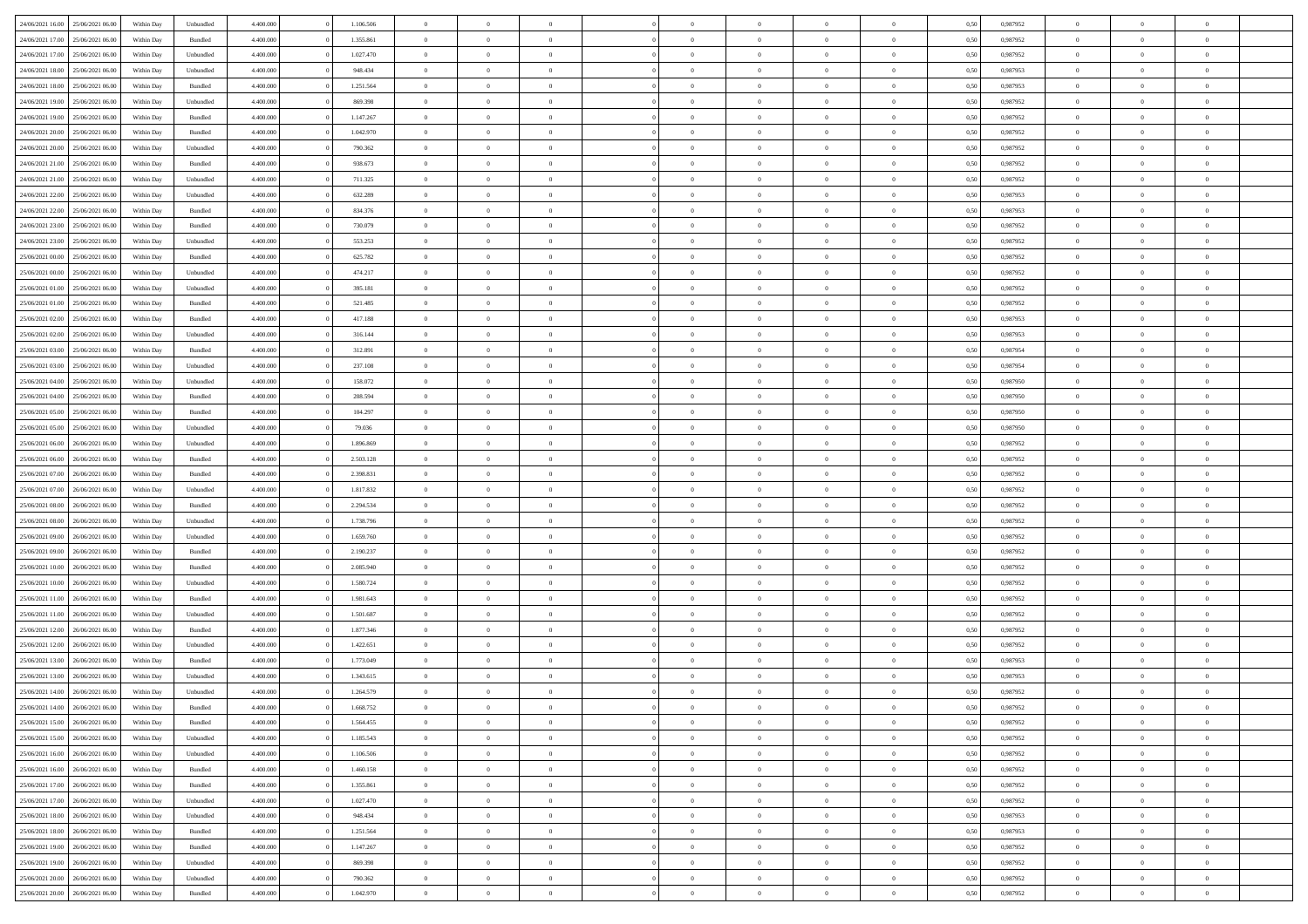| 24/06/2021 16:00 | 25/06/2021 06:00 | Within Day | Unbundled | 4.400.000 | 0 | 1.106.506 | 0 | 0 | 0 | | 0 | 0 | 0 | 0 | 0,50 | 0,987952 | 0 | 0 | 0 | |
|---|---|---|---|---|---|---|---|---|---|---|---|---|---|---|---|---|---|---|---|---|
| 24/06/2021 17:00 | 25/06/2021 06:00 | Within Day | Bundled | 4.400.000 | 0 | 1.355.861 | 0 | 0 | 0 | | 0 | 0 | 0 | 0 | 0,50 | 0,987952 | 0 | 0 | 0 | |
| 24/06/2021 17:00 | 25/06/2021 06:00 | Within Day | Unbundled | 4.400.000 | 0 | 1.027.470 | 0 | 0 | 0 | | 0 | 0 | 0 | 0 | 0,50 | 0,987952 | 0 | 0 | 0 | |
| 24/06/2021 18:00 | 25/06/2021 06:00 | Within Day | Unbundled | 4.400.000 | 0 | 948.434 | 0 | 0 | 0 | | 0 | 0 | 0 | 0 | 0,50 | 0,987953 | 0 | 0 | 0 | |
| 24/06/2021 18:00 | 25/06/2021 06:00 | Within Day | Bundled | 4.400.000 | 0 | 1.251.564 | 0 | 0 | 0 | | 0 | 0 | 0 | 0 | 0,50 | 0,987953 | 0 | 0 | 0 | |
| 24/06/2021 19:00 | 25/06/2021 06:00 | Within Day | Unbundled | 4.400.000 | 0 | 869.398 | 0 | 0 | 0 | | 0 | 0 | 0 | 0 | 0,50 | 0,987952 | 0 | 0 | 0 | |
| 24/06/2021 19:00 | 25/06/2021 06:00 | Within Day | Bundled | 4.400.000 | 0 | 1.147.267 | 0 | 0 | 0 | | 0 | 0 | 0 | 0 | 0,50 | 0,987952 | 0 | 0 | 0 | |
| 24/06/2021 20:00 | 25/06/2021 06:00 | Within Day | Bundled | 4.400.000 | 0 | 1.042.970 | 0 | 0 | 0 | | 0 | 0 | 0 | 0 | 0,50 | 0,987952 | 0 | 0 | 0 | |
| 24/06/2021 20:00 | 25/06/2021 06:00 | Within Day | Unbundled | 4.400.000 | 0 | 790.362 | 0 | 0 | 0 | | 0 | 0 | 0 | 0 | 0,50 | 0,987952 | 0 | 0 | 0 | |
| 24/06/2021 21:00 | 25/06/2021 06:00 | Within Day | Bundled | 4.400.000 | 0 | 938.673 | 0 | 0 | 0 | | 0 | 0 | 0 | 0 | 0,50 | 0,987952 | 0 | 0 | 0 | |
| 24/06/2021 21:00 | 25/06/2021 06:00 | Within Day | Unbundled | 4.400.000 | 0 | 711.325 | 0 | 0 | 0 | | 0 | 0 | 0 | 0 | 0,50 | 0,987952 | 0 | 0 | 0 | |
| 24/06/2021 22:00 | 25/06/2021 06:00 | Within Day | Unbundled | 4.400.000 | 0 | 632.289 | 0 | 0 | 0 | | 0 | 0 | 0 | 0 | 0,50 | 0,987953 | 0 | 0 | 0 | |
| 24/06/2021 22:00 | 25/06/2021 06:00 | Within Day | Bundled | 4.400.000 | 0 | 834.376 | 0 | 0 | 0 | | 0 | 0 | 0 | 0 | 0,50 | 0,987953 | 0 | 0 | 0 | |
| 24/06/2021 23:00 | 25/06/2021 06:00 | Within Day | Bundled | 4.400.000 | 0 | 730.079 | 0 | 0 | 0 | | 0 | 0 | 0 | 0 | 0,50 | 0,987952 | 0 | 0 | 0 | |
| 24/06/2021 23:00 | 25/06/2021 06:00 | Within Day | Unbundled | 4.400.000 | 0 | 553.253 | 0 | 0 | 0 | | 0 | 0 | 0 | 0 | 0,50 | 0,987952 | 0 | 0 | 0 | |
| 25/06/2021 00:00 | 25/06/2021 06:00 | Within Day | Bundled | 4.400.000 | 0 | 625.782 | 0 | 0 | 0 | | 0 | 0 | 0 | 0 | 0,50 | 0,987952 | 0 | 0 | 0 | |
| 25/06/2021 00:00 | 25/06/2021 06:00 | Within Day | Unbundled | 4.400.000 | 0 | 474.217 | 0 | 0 | 0 | | 0 | 0 | 0 | 0 | 0,50 | 0,987952 | 0 | 0 | 0 | |
| 25/06/2021 01:00 | 25/06/2021 06:00 | Within Day | Unbundled | 4.400.000 | 0 | 395.181 | 0 | 0 | 0 | | 0 | 0 | 0 | 0 | 0,50 | 0,987952 | 0 | 0 | 0 | |
| 25/06/2021 01:00 | 25/06/2021 06:00 | Within Day | Bundled | 4.400.000 | 0 | 521.485 | 0 | 0 | 0 | | 0 | 0 | 0 | 0 | 0,50 | 0,987952 | 0 | 0 | 0 | |
| 25/06/2021 02:00 | 25/06/2021 06:00 | Within Day | Bundled | 4.400.000 | 0 | 417.188 | 0 | 0 | 0 | | 0 | 0 | 0 | 0 | 0,50 | 0,987953 | 0 | 0 | 0 | |
| 25/06/2021 02:00 | 25/06/2021 06:00 | Within Day | Unbundled | 4.400.000 | 0 | 316.144 | 0 | 0 | 0 | | 0 | 0 | 0 | 0 | 0,50 | 0,987953 | 0 | 0 | 0 | |
| 25/06/2021 03:00 | 25/06/2021 06:00 | Within Day | Bundled | 4.400.000 | 0 | 312.891 | 0 | 0 | 0 | | 0 | 0 | 0 | 0 | 0,50 | 0,987954 | 0 | 0 | 0 | |
| 25/06/2021 03:00 | 25/06/2021 06:00 | Within Day | Unbundled | 4.400.000 | 0 | 237.108 | 0 | 0 | 0 | | 0 | 0 | 0 | 0 | 0,50 | 0,987954 | 0 | 0 | 0 | |
| 25/06/2021 04:00 | 25/06/2021 06:00 | Within Day | Unbundled | 4.400.000 | 0 | 158.072 | 0 | 0 | 0 | | 0 | 0 | 0 | 0 | 0,50 | 0,987950 | 0 | 0 | 0 | |
| 25/06/2021 04:00 | 25/06/2021 06:00 | Within Day | Bundled | 4.400.000 | 0 | 208.594 | 0 | 0 | 0 | | 0 | 0 | 0 | 0 | 0,50 | 0,987950 | 0 | 0 | 0 | |
| 25/06/2021 05:00 | 25/06/2021 06:00 | Within Day | Bundled | 4.400.000 | 0 | 104.297 | 0 | 0 | 0 | | 0 | 0 | 0 | 0 | 0,50 | 0,987950 | 0 | 0 | 0 | |
| 25/06/2021 05:00 | 25/06/2021 06:00 | Within Day | Unbundled | 4.400.000 | 0 | 79.036 | 0 | 0 | 0 | | 0 | 0 | 0 | 0 | 0,50 | 0,987950 | 0 | 0 | 0 | |
| 25/06/2021 06:00 | 26/06/2021 06:00 | Within Day | Unbundled | 4.400.000 | 0 | 1.896.869 | 0 | 0 | 0 | | 0 | 0 | 0 | 0 | 0,50 | 0,987952 | 0 | 0 | 0 | |
| 25/06/2021 06:00 | 26/06/2021 06:00 | Within Day | Bundled | 4.400.000 | 0 | 2.503.128 | 0 | 0 | 0 | | 0 | 0 | 0 | 0 | 0,50 | 0,987952 | 0 | 0 | 0 | |
| 25/06/2021 07:00 | 26/06/2021 06:00 | Within Day | Bundled | 4.400.000 | 0 | 2.398.831 | 0 | 0 | 0 | | 0 | 0 | 0 | 0 | 0,50 | 0,987952 | 0 | 0 | 0 | |
| 25/06/2021 07:00 | 26/06/2021 06:00 | Within Day | Unbundled | 4.400.000 | 0 | 1.817.832 | 0 | 0 | 0 | | 0 | 0 | 0 | 0 | 0,50 | 0,987952 | 0 | 0 | 0 | |
| 25/06/2021 08:00 | 26/06/2021 06:00 | Within Day | Bundled | 4.400.000 | 0 | 2.294.534 | 0 | 0 | 0 | | 0 | 0 | 0 | 0 | 0,50 | 0,987952 | 0 | 0 | 0 | |
| 25/06/2021 08:00 | 26/06/2021 06:00 | Within Day | Unbundled | 4.400.000 | 0 | 1.738.796 | 0 | 0 | 0 | | 0 | 0 | 0 | 0 | 0,50 | 0,987952 | 0 | 0 | 0 | |
| 25/06/2021 09:00 | 26/06/2021 06:00 | Within Day | Unbundled | 4.400.000 | 0 | 1.659.760 | 0 | 0 | 0 | | 0 | 0 | 0 | 0 | 0,50 | 0,987952 | 0 | 0 | 0 | |
| 25/06/2021 09:00 | 26/06/2021 06:00 | Within Day | Bundled | 4.400.000 | 0 | 2.190.237 | 0 | 0 | 0 | | 0 | 0 | 0 | 0 | 0,50 | 0,987952 | 0 | 0 | 0 | |
| 25/06/2021 10:00 | 26/06/2021 06:00 | Within Day | Bundled | 4.400.000 | 0 | 2.085.940 | 0 | 0 | 0 | | 0 | 0 | 0 | 0 | 0,50 | 0,987952 | 0 | 0 | 0 | |
| 25/06/2021 10:00 | 26/06/2021 06:00 | Within Day | Unbundled | 4.400.000 | 0 | 1.580.724 | 0 | 0 | 0 | | 0 | 0 | 0 | 0 | 0,50 | 0,987952 | 0 | 0 | 0 | |
| 25/06/2021 11:00 | 26/06/2021 06:00 | Within Day | Bundled | 4.400.000 | 0 | 1.981.643 | 0 | 0 | 0 | | 0 | 0 | 0 | 0 | 0,50 | 0,987952 | 0 | 0 | 0 | |
| 25/06/2021 11:00 | 26/06/2021 06:00 | Within Day | Unbundled | 4.400.000 | 0 | 1.501.687 | 0 | 0 | 0 | | 0 | 0 | 0 | 0 | 0,50 | 0,987952 | 0 | 0 | 0 | |
| 25/06/2021 12:00 | 26/06/2021 06:00 | Within Day | Bundled | 4.400.000 | 0 | 1.877.346 | 0 | 0 | 0 | | 0 | 0 | 0 | 0 | 0,50 | 0,987952 | 0 | 0 | 0 | |
| 25/06/2021 12:00 | 26/06/2021 06:00 | Within Day | Unbundled | 4.400.000 | 0 | 1.422.651 | 0 | 0 | 0 | | 0 | 0 | 0 | 0 | 0,50 | 0,987952 | 0 | 0 | 0 | |
| 25/06/2021 13:00 | 26/06/2021 06:00 | Within Day | Bundled | 4.400.000 | 0 | 1.773.049 | 0 | 0 | 0 | | 0 | 0 | 0 | 0 | 0,50 | 0,987953 | 0 | 0 | 0 | |
| 25/06/2021 13:00 | 26/06/2021 06:00 | Within Day | Unbundled | 4.400.000 | 0 | 1.343.615 | 0 | 0 | 0 | | 0 | 0 | 0 | 0 | 0,50 | 0,987953 | 0 | 0 | 0 | |
| 25/06/2021 14:00 | 26/06/2021 06:00 | Within Day | Unbundled | 4.400.000 | 0 | 1.264.579 | 0 | 0 | 0 | | 0 | 0 | 0 | 0 | 0,50 | 0,987952 | 0 | 0 | 0 | |
| 25/06/2021 14:00 | 26/06/2021 06:00 | Within Day | Bundled | 4.400.000 | 0 | 1.668.752 | 0 | 0 | 0 | | 0 | 0 | 0 | 0 | 0,50 | 0,987952 | 0 | 0 | 0 | |
| 25/06/2021 15:00 | 26/06/2021 06:00 | Within Day | Bundled | 4.400.000 | 0 | 1.564.455 | 0 | 0 | 0 | | 0 | 0 | 0 | 0 | 0,50 | 0,987952 | 0 | 0 | 0 | |
| 25/06/2021 15:00 | 26/06/2021 06:00 | Within Day | Unbundled | 4.400.000 | 0 | 1.185.543 | 0 | 0 | 0 | | 0 | 0 | 0 | 0 | 0,50 | 0,987952 | 0 | 0 | 0 | |
| 25/06/2021 16:00 | 26/06/2021 06:00 | Within Day | Unbundled | 4.400.000 | 0 | 1.106.506 | 0 | 0 | 0 | | 0 | 0 | 0 | 0 | 0,50 | 0,987952 | 0 | 0 | 0 | |
| 25/06/2021 16:00 | 26/06/2021 06:00 | Within Day | Bundled | 4.400.000 | 0 | 1.460.158 | 0 | 0 | 0 | | 0 | 0 | 0 | 0 | 0,50 | 0,987952 | 0 | 0 | 0 | |
| 25/06/2021 17:00 | 26/06/2021 06:00 | Within Day | Bundled | 4.400.000 | 0 | 1.355.861 | 0 | 0 | 0 | | 0 | 0 | 0 | 0 | 0,50 | 0,987952 | 0 | 0 | 0 | |
| 25/06/2021 17:00 | 26/06/2021 06:00 | Within Day | Unbundled | 4.400.000 | 0 | 1.027.470 | 0 | 0 | 0 | | 0 | 0 | 0 | 0 | 0,50 | 0,987952 | 0 | 0 | 0 | |
| 25/06/2021 18:00 | 26/06/2021 06:00 | Within Day | Unbundled | 4.400.000 | 0 | 948.434 | 0 | 0 | 0 | | 0 | 0 | 0 | 0 | 0,50 | 0,987953 | 0 | 0 | 0 | |
| 25/06/2021 18:00 | 26/06/2021 06:00 | Within Day | Bundled | 4.400.000 | 0 | 1.251.564 | 0 | 0 | 0 | | 0 | 0 | 0 | 0 | 0,50 | 0,987953 | 0 | 0 | 0 | |
| 25/06/2021 19:00 | 26/06/2021 06:00 | Within Day | Bundled | 4.400.000 | 0 | 1.147.267 | 0 | 0 | 0 | | 0 | 0 | 0 | 0 | 0,50 | 0,987952 | 0 | 0 | 0 | |
| 25/06/2021 19:00 | 26/06/2021 06:00 | Within Day | Unbundled | 4.400.000 | 0 | 869.398 | 0 | 0 | 0 | | 0 | 0 | 0 | 0 | 0,50 | 0,987952 | 0 | 0 | 0 | |
| 25/06/2021 20:00 | 26/06/2021 06:00 | Within Day | Unbundled | 4.400.000 | 0 | 790.362 | 0 | 0 | 0 | | 0 | 0 | 0 | 0 | 0,50 | 0,987952 | 0 | 0 | 0 | |
| 25/06/2021 20:00 | 26/06/2021 06:00 | Within Day | Bundled | 4.400.000 | 0 | 1.042.970 | 0 | 0 | 0 | | 0 | 0 | 0 | 0 | 0,50 | 0,987952 | 0 | 0 | 0 | |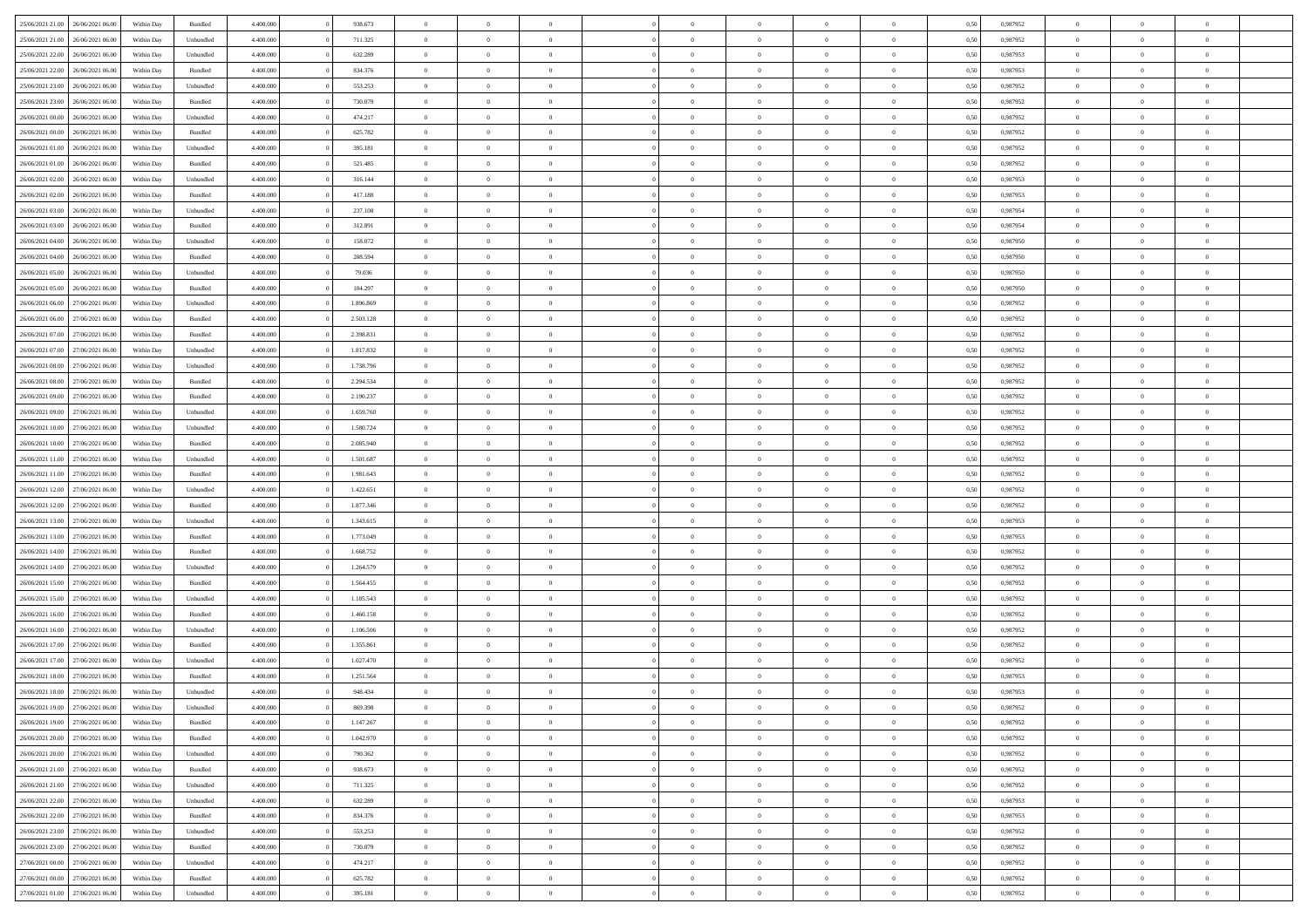| 25/06/2021 21:00 | 26/06/2021 06:00 | Within Day | Bundled | 4.400.000 | 0 | 938.673 | 0 | 0 | 0 | | 0 | 0 | 0 | 0 | 0,50 | 0,987952 | 0 | 0 | 0 | |
|---|---|---|---|---|---|---|---|---|---|---|---|---|---|---|---|---|---|---|---|---|
| 25/06/2021 21:00 | 26/06/2021 06:00 | Within Day | Unbundled | 4.400.000 | 0 | 711.325 | 0 | 0 | 0 | | 0 | 0 | 0 | 0 | 0,50 | 0,987952 | 0 | 0 | 0 | |
| 25/06/2021 22:00 | 26/06/2021 06:00 | Within Day | Unbundled | 4.400.000 | 0 | 632.289 | 0 | 0 | 0 | | 0 | 0 | 0 | 0 | 0,50 | 0,987953 | 0 | 0 | 0 | |
| 25/06/2021 22:00 | 26/06/2021 06:00 | Within Day | Bundled | 4.400.000 | 0 | 834.376 | 0 | 0 | 0 | | 0 | 0 | 0 | 0 | 0,50 | 0,987953 | 0 | 0 | 0 | |
| 25/06/2021 23:00 | 26/06/2021 06:00 | Within Day | Unbundled | 4.400.000 | 0 | 553.253 | 0 | 0 | 0 | | 0 | 0 | 0 | 0 | 0,50 | 0,987952 | 0 | 0 | 0 | |
| 25/06/2021 23:00 | 26/06/2021 06:00 | Within Day | Bundled | 4.400.000 | 0 | 730.079 | 0 | 0 | 0 | | 0 | 0 | 0 | 0 | 0,50 | 0,987952 | 0 | 0 | 0 | |
| 26/06/2021 00:00 | 26/06/2021 06:00 | Within Day | Unbundled | 4.400.000 | 0 | 474.217 | 0 | 0 | 0 | | 0 | 0 | 0 | 0 | 0,50 | 0,987952 | 0 | 0 | 0 | |
| 26/06/2021 00:00 | 26/06/2021 06:00 | Within Day | Bundled | 4.400.000 | 0 | 625.782 | 0 | 0 | 0 | | 0 | 0 | 0 | 0 | 0,50 | 0,987952 | 0 | 0 | 0 | |
| 26/06/2021 01:00 | 26/06/2021 06:00 | Within Day | Unbundled | 4.400.000 | 0 | 395.181 | 0 | 0 | 0 | | 0 | 0 | 0 | 0 | 0,50 | 0,987952 | 0 | 0 | 0 | |
| 26/06/2021 01:00 | 26/06/2021 06:00 | Within Day | Bundled | 4.400.000 | 0 | 521.485 | 0 | 0 | 0 | | 0 | 0 | 0 | 0 | 0,50 | 0,987952 | 0 | 0 | 0 | |
| 26/06/2021 02:00 | 26/06/2021 06:00 | Within Day | Unbundled | 4.400.000 | 0 | 316.144 | 0 | 0 | 0 | | 0 | 0 | 0 | 0 | 0,50 | 0,987953 | 0 | 0 | 0 | |
| 26/06/2021 02:00 | 26/06/2021 06:00 | Within Day | Bundled | 4.400.000 | 0 | 417.188 | 0 | 0 | 0 | | 0 | 0 | 0 | 0 | 0,50 | 0,987953 | 0 | 0 | 0 | |
| 26/06/2021 03:00 | 26/06/2021 06:00 | Within Day | Unbundled | 4.400.000 | 0 | 237.108 | 0 | 0 | 0 | | 0 | 0 | 0 | 0 | 0,50 | 0,987954 | 0 | 0 | 0 | |
| 26/06/2021 03:00 | 26/06/2021 06:00 | Within Day | Bundled | 4.400.000 | 0 | 312.891 | 0 | 0 | 0 | | 0 | 0 | 0 | 0 | 0,50 | 0,987954 | 0 | 0 | 0 | |
| 26/06/2021 04:00 | 26/06/2021 06:00 | Within Day | Unbundled | 4.400.000 | 0 | 158.072 | 0 | 0 | 0 | | 0 | 0 | 0 | 0 | 0,50 | 0,987950 | 0 | 0 | 0 | |
| 26/06/2021 04:00 | 26/06/2021 06:00 | Within Day | Bundled | 4.400.000 | 0 | 208.594 | 0 | 0 | 0 | | 0 | 0 | 0 | 0 | 0,50 | 0,987950 | 0 | 0 | 0 | |
| 26/06/2021 05:00 | 26/06/2021 06:00 | Within Day | Unbundled | 4.400.000 | 0 | 79.036 | 0 | 0 | 0 | | 0 | 0 | 0 | 0 | 0,50 | 0,987950 | 0 | 0 | 0 | |
| 26/06/2021 05:00 | 26/06/2021 06:00 | Within Day | Bundled | 4.400.000 | 0 | 104.297 | 0 | 0 | 0 | | 0 | 0 | 0 | 0 | 0,50 | 0,987950 | 0 | 0 | 0 | |
| 26/06/2021 06:00 | 27/06/2021 06:00 | Within Day | Unbundled | 4.400.000 | 0 | 1.896.869 | 0 | 0 | 0 | | 0 | 0 | 0 | 0 | 0,50 | 0,987952 | 0 | 0 | 0 | |
| 26/06/2021 06:00 | 27/06/2021 06:00 | Within Day | Bundled | 4.400.000 | 0 | 2.503.128 | 0 | 0 | 0 | | 0 | 0 | 0 | 0 | 0,50 | 0,987952 | 0 | 0 | 0 | |
| 26/06/2021 07:00 | 27/06/2021 06:00 | Within Day | Bundled | 4.400.000 | 0 | 2.398.831 | 0 | 0 | 0 | | 0 | 0 | 0 | 0 | 0,50 | 0,987952 | 0 | 0 | 0 | |
| 26/06/2021 07:00 | 27/06/2021 06:00 | Within Day | Unbundled | 4.400.000 | 0 | 1.817.832 | 0 | 0 | 0 | | 0 | 0 | 0 | 0 | 0,50 | 0,987952 | 0 | 0 | 0 | |
| 26/06/2021 08:00 | 27/06/2021 06:00 | Within Day | Unbundled | 4.400.000 | 0 | 1.738.796 | 0 | 0 | 0 | | 0 | 0 | 0 | 0 | 0,50 | 0,987952 | 0 | 0 | 0 | |
| 26/06/2021 08:00 | 27/06/2021 06:00 | Within Day | Bundled | 4.400.000 | 0 | 2.294.534 | 0 | 0 | 0 | | 0 | 0 | 0 | 0 | 0,50 | 0,987952 | 0 | 0 | 0 | |
| 26/06/2021 09:00 | 27/06/2021 06:00 | Within Day | Bundled | 4.400.000 | 0 | 2.190.237 | 0 | 0 | 0 | | 0 | 0 | 0 | 0 | 0,50 | 0,987952 | 0 | 0 | 0 | |
| 26/06/2021 09:00 | 27/06/2021 06:00 | Within Day | Unbundled | 4.400.000 | 0 | 1.659.760 | 0 | 0 | 0 | | 0 | 0 | 0 | 0 | 0,50 | 0,987952 | 0 | 0 | 0 | |
| 26/06/2021 10:00 | 27/06/2021 06:00 | Within Day | Unbundled | 4.400.000 | 0 | 1.580.724 | 0 | 0 | 0 | | 0 | 0 | 0 | 0 | 0,50 | 0,987952 | 0 | 0 | 0 | |
| 26/06/2021 10:00 | 27/06/2021 06:00 | Within Day | Bundled | 4.400.000 | 0 | 2.085.940 | 0 | 0 | 0 | | 0 | 0 | 0 | 0 | 0,50 | 0,987952 | 0 | 0 | 0 | |
| 26/06/2021 11:00 | 27/06/2021 06:00 | Within Day | Unbundled | 4.400.000 | 0 | 1.501.687 | 0 | 0 | 0 | | 0 | 0 | 0 | 0 | 0,50 | 0,987952 | 0 | 0 | 0 | |
| 26/06/2021 11:00 | 27/06/2021 06:00 | Within Day | Bundled | 4.400.000 | 0 | 1.981.643 | 0 | 0 | 0 | | 0 | 0 | 0 | 0 | 0,50 | 0,987952 | 0 | 0 | 0 | |
| 26/06/2021 12:00 | 27/06/2021 06:00 | Within Day | Unbundled | 4.400.000 | 0 | 1.422.651 | 0 | 0 | 0 | | 0 | 0 | 0 | 0 | 0,50 | 0,987952 | 0 | 0 | 0 | |
| 26/06/2021 12:00 | 27/06/2021 06:00 | Within Day | Bundled | 4.400.000 | 0 | 1.877.346 | 0 | 0 | 0 | | 0 | 0 | 0 | 0 | 0,50 | 0,987952 | 0 | 0 | 0 | |
| 26/06/2021 13:00 | 27/06/2021 06:00 | Within Day | Unbundled | 4.400.000 | 0 | 1.343.615 | 0 | 0 | 0 | | 0 | 0 | 0 | 0 | 0,50 | 0,987953 | 0 | 0 | 0 | |
| 26/06/2021 13:00 | 27/06/2021 06:00 | Within Day | Bundled | 4.400.000 | 0 | 1.773.049 | 0 | 0 | 0 | | 0 | 0 | 0 | 0 | 0,50 | 0,987953 | 0 | 0 | 0 | |
| 26/06/2021 14:00 | 27/06/2021 06:00 | Within Day | Bundled | 4.400.000 | 0 | 1.668.752 | 0 | 0 | 0 | | 0 | 0 | 0 | 0 | 0,50 | 0,987952 | 0 | 0 | 0 | |
| 26/06/2021 14:00 | 27/06/2021 06:00 | Within Day | Unbundled | 4.400.000 | 0 | 1.264.579 | 0 | 0 | 0 | | 0 | 0 | 0 | 0 | 0,50 | 0,987952 | 0 | 0 | 0 | |
| 26/06/2021 15:00 | 27/06/2021 06:00 | Within Day | Bundled | 4.400.000 | 0 | 1.564.455 | 0 | 0 | 0 | | 0 | 0 | 0 | 0 | 0,50 | 0,987952 | 0 | 0 | 0 | |
| 26/06/2021 15:00 | 27/06/2021 06:00 | Within Day | Unbundled | 4.400.000 | 0 | 1.185.543 | 0 | 0 | 0 | | 0 | 0 | 0 | 0 | 0,50 | 0,987952 | 0 | 0 | 0 | |
| 26/06/2021 16:00 | 27/06/2021 06:00 | Within Day | Bundled | 4.400.000 | 0 | 1.460.158 | 0 | 0 | 0 | | 0 | 0 | 0 | 0 | 0,50 | 0,987952 | 0 | 0 | 0 | |
| 26/06/2021 16:00 | 27/06/2021 06:00 | Within Day | Unbundled | 4.400.000 | 0 | 1.106.506 | 0 | 0 | 0 | | 0 | 0 | 0 | 0 | 0,50 | 0,987952 | 0 | 0 | 0 | |
| 26/06/2021 17:00 | 27/06/2021 06:00 | Within Day | Bundled | 4.400.000 | 0 | 1.355.861 | 0 | 0 | 0 | | 0 | 0 | 0 | 0 | 0,50 | 0,987952 | 0 | 0 | 0 | |
| 26/06/2021 17:00 | 27/06/2021 06:00 | Within Day | Unbundled | 4.400.000 | 0 | 1.027.470 | 0 | 0 | 0 | | 0 | 0 | 0 | 0 | 0,50 | 0,987952 | 0 | 0 | 0 | |
| 26/06/2021 18:00 | 27/06/2021 06:00 | Within Day | Bundled | 4.400.000 | 0 | 1.251.564 | 0 | 0 | 0 | | 0 | 0 | 0 | 0 | 0,50 | 0,987953 | 0 | 0 | 0 | |
| 26/06/2021 18:00 | 27/06/2021 06:00 | Within Day | Unbundled | 4.400.000 | 0 | 948.434 | 0 | 0 | 0 | | 0 | 0 | 0 | 0 | 0,50 | 0,987953 | 0 | 0 | 0 | |
| 26/06/2021 19:00 | 27/06/2021 06:00 | Within Day | Unbundled | 4.400.000 | 0 | 869.398 | 0 | 0 | 0 | | 0 | 0 | 0 | 0 | 0,50 | 0,987952 | 0 | 0 | 0 | |
| 26/06/2021 19:00 | 27/06/2021 06:00 | Within Day | Bundled | 4.400.000 | 0 | 1.147.267 | 0 | 0 | 0 | | 0 | 0 | 0 | 0 | 0,50 | 0,987952 | 0 | 0 | 0 | |
| 26/06/2021 20:00 | 27/06/2021 06:00 | Within Day | Bundled | 4.400.000 | 0 | 1.042.970 | 0 | 0 | 0 | | 0 | 0 | 0 | 0 | 0,50 | 0,987952 | 0 | 0 | 0 | |
| 26/06/2021 20:00 | 27/06/2021 06:00 | Within Day | Unbundled | 4.400.000 | 0 | 790.362 | 0 | 0 | 0 | | 0 | 0 | 0 | 0 | 0,50 | 0,987952 | 0 | 0 | 0 | |
| 26/06/2021 21:00 | 27/06/2021 06:00 | Within Day | Bundled | 4.400.000 | 0 | 938.673 | 0 | 0 | 0 | | 0 | 0 | 0 | 0 | 0,50 | 0,987952 | 0 | 0 | 0 | |
| 26/06/2021 21:00 | 27/06/2021 06:00 | Within Day | Unbundled | 4.400.000 | 0 | 711.325 | 0 | 0 | 0 | | 0 | 0 | 0 | 0 | 0,50 | 0,987952 | 0 | 0 | 0 | |
| 26/06/2021 22:00 | 27/06/2021 06:00 | Within Day | Unbundled | 4.400.000 | 0 | 632.289 | 0 | 0 | 0 | | 0 | 0 | 0 | 0 | 0,50 | 0,987953 | 0 | 0 | 0 | |
| 26/06/2021 22:00 | 27/06/2021 06:00 | Within Day | Bundled | 4.400.000 | 0 | 834.376 | 0 | 0 | 0 | | 0 | 0 | 0 | 0 | 0,50 | 0,987953 | 0 | 0 | 0 | |
| 26/06/2021 23:00 | 27/06/2021 06:00 | Within Day | Unbundled | 4.400.000 | 0 | 553.253 | 0 | 0 | 0 | | 0 | 0 | 0 | 0 | 0,50 | 0,987952 | 0 | 0 | 0 | |
| 26/06/2021 23:00 | 27/06/2021 06:00 | Within Day | Bundled | 4.400.000 | 0 | 730.079 | 0 | 0 | 0 | | 0 | 0 | 0 | 0 | 0,50 | 0,987952 | 0 | 0 | 0 | |
| 27/06/2021 00:00 | 27/06/2021 06:00 | Within Day | Unbundled | 4.400.000 | 0 | 474.217 | 0 | 0 | 0 | | 0 | 0 | 0 | 0 | 0,50 | 0,987952 | 0 | 0 | 0 | |
| 27/06/2021 00:00 | 27/06/2021 06:00 | Within Day | Bundled | 4.400.000 | 0 | 625.782 | 0 | 0 | 0 | | 0 | 0 | 0 | 0 | 0,50 | 0,987952 | 0 | 0 | 0 | |
| 27/06/2021 01:00 | 27/06/2021 06:00 | Within Day | Unbundled | 4.400.000 | 0 | 395.181 | 0 | 0 | 0 | | 0 | 0 | 0 | 0 | 0,50 | 0,987952 | 0 | 0 | 0 | |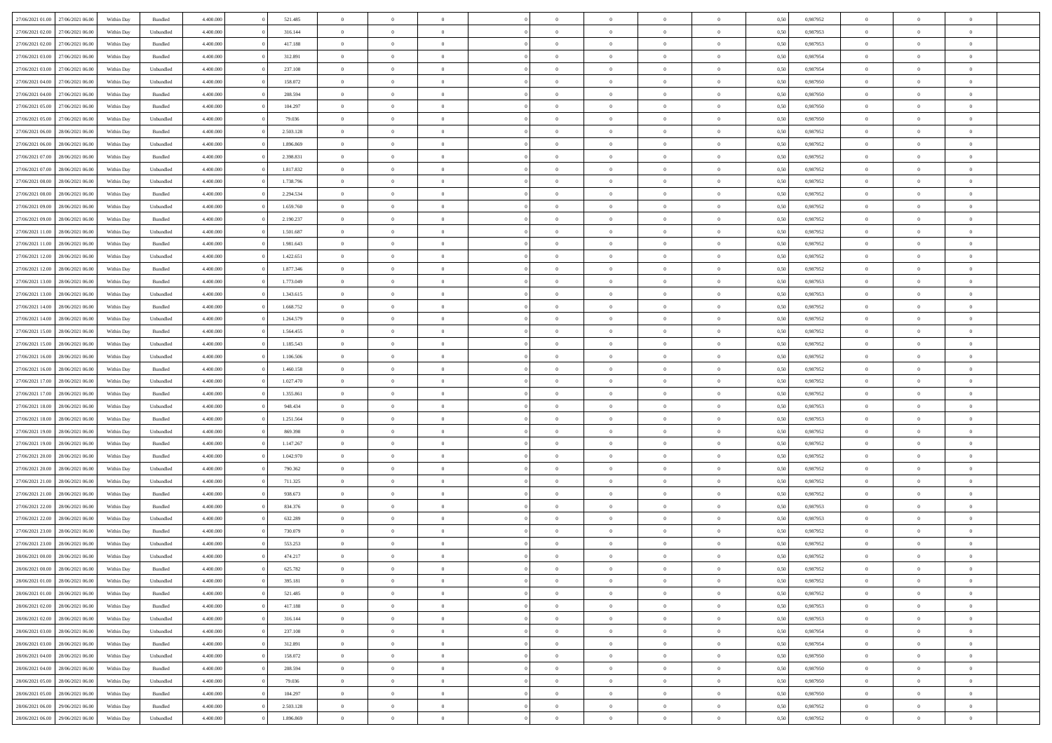| | | | | | | | | | | | | | | | | | | | | | |
|---|---|---|---|---|---|---|---|---|---|---|---|---|---|---|---|---|---|---|---|---|---|
| 27/06/2021 01:00 | 27/06/2021 06:00 | Within Day | Bundled | 4.400.000 | 0 | 521.485 | 0 | 0 | 0 | | 0 | 0 | 0 | 0 | 0 | 0,50 | 0,987952 | 0 | 0 | 0 | |
| 27/06/2021 02:00 | 27/06/2021 06:00 | Within Day | Unbundled | 4.400.000 | 0 | 316.144 | 0 | 0 | 0 | | 0 | 0 | 0 | 0 | 0 | 0,50 | 0,987953 | 0 | 0 | 0 | |
| 27/06/2021 02:00 | 27/06/2021 06:00 | Within Day | Bundled | 4.400.000 | 0 | 417.188 | 0 | 0 | 0 | | 0 | 0 | 0 | 0 | 0 | 0,50 | 0,987953 | 0 | 0 | 0 | |
| 27/06/2021 03:00 | 27/06/2021 06:00 | Within Day | Bundled | 4.400.000 | 0 | 312.891 | 0 | 0 | 0 | | 0 | 0 | 0 | 0 | 0 | 0,50 | 0,987954 | 0 | 0 | 0 | |
| 27/06/2021 03:00 | 27/06/2021 06:00 | Within Day | Unbundled | 4.400.000 | 0 | 237.108 | 0 | 0 | 0 | | 0 | 0 | 0 | 0 | 0 | 0,50 | 0,987954 | 0 | 0 | 0 | |
| 27/06/2021 04:00 | 27/06/2021 06:00 | Within Day | Unbundled | 4.400.000 | 0 | 158.072 | 0 | 0 | 0 | | 0 | 0 | 0 | 0 | 0 | 0,50 | 0,987950 | 0 | 0 | 0 | |
| 27/06/2021 04:00 | 27/06/2021 06:00 | Within Day | Bundled | 4.400.000 | 0 | 208.594 | 0 | 0 | 0 | | 0 | 0 | 0 | 0 | 0 | 0,50 | 0,987950 | 0 | 0 | 0 | |
| 27/06/2021 05:00 | 27/06/2021 06:00 | Within Day | Bundled | 4.400.000 | 0 | 104.297 | 0 | 0 | 0 | | 0 | 0 | 0 | 0 | 0 | 0,50 | 0,987950 | 0 | 0 | 0 | |
| 27/06/2021 05:00 | 27/06/2021 06:00 | Within Day | Unbundled | 4.400.000 | 0 | 79.036 | 0 | 0 | 0 | | 0 | 0 | 0 | 0 | 0 | 0,50 | 0,987950 | 0 | 0 | 0 | |
| 27/06/2021 06:00 | 28/06/2021 06:00 | Within Day | Bundled | 4.400.000 | 0 | 2.503.128 | 0 | 0 | 0 | | 0 | 0 | 0 | 0 | 0 | 0,50 | 0,987952 | 0 | 0 | 0 | |
| 27/06/2021 06:00 | 28/06/2021 06:00 | Within Day | Unbundled | 4.400.000 | 0 | 1.896.869 | 0 | 0 | 0 | | 0 | 0 | 0 | 0 | 0 | 0,50 | 0,987952 | 0 | 0 | 0 | |
| 27/06/2021 07:00 | 28/06/2021 06:00 | Within Day | Bundled | 4.400.000 | 0 | 2.398.831 | 0 | 0 | 0 | | 0 | 0 | 0 | 0 | 0 | 0,50 | 0,987952 | 0 | 0 | 0 | |
| 27/06/2021 07:00 | 28/06/2021 06:00 | Within Day | Unbundled | 4.400.000 | 0 | 1.817.832 | 0 | 0 | 0 | | 0 | 0 | 0 | 0 | 0 | 0,50 | 0,987952 | 0 | 0 | 0 | |
| 27/06/2021 08:00 | 28/06/2021 06:00 | Within Day | Unbundled | 4.400.000 | 0 | 1.738.796 | 0 | 0 | 0 | | 0 | 0 | 0 | 0 | 0 | 0,50 | 0,987952 | 0 | 0 | 0 | |
| 27/06/2021 08:00 | 28/06/2021 06:00 | Within Day | Bundled | 4.400.000 | 0 | 2.294.534 | 0 | 0 | 0 | | 0 | 0 | 0 | 0 | 0 | 0,50 | 0,987952 | 0 | 0 | 0 | |
| 27/06/2021 09:00 | 28/06/2021 06:00 | Within Day | Unbundled | 4.400.000 | 0 | 1.659.760 | 0 | 0 | 0 | | 0 | 0 | 0 | 0 | 0 | 0,50 | 0,987952 | 0 | 0 | 0 | |
| 27/06/2021 09:00 | 28/06/2021 06:00 | Within Day | Bundled | 4.400.000 | 0 | 2.190.237 | 0 | 0 | 0 | | 0 | 0 | 0 | 0 | 0 | 0,50 | 0,987952 | 0 | 0 | 0 | |
| 27/06/2021 11:00 | 28/06/2021 06:00 | Within Day | Unbundled | 4.400.000 | 0 | 1.501.687 | 0 | 0 | 0 | | 0 | 0 | 0 | 0 | 0 | 0,50 | 0,987952 | 0 | 0 | 0 | |
| 27/06/2021 11:00 | 28/06/2021 06:00 | Within Day | Bundled | 4.400.000 | 0 | 1.981.643 | 0 | 0 | 0 | | 0 | 0 | 0 | 0 | 0 | 0,50 | 0,987952 | 0 | 0 | 0 | |
| 27/06/2021 12:00 | 28/06/2021 06:00 | Within Day | Unbundled | 4.400.000 | 0 | 1.422.651 | 0 | 0 | 0 | | 0 | 0 | 0 | 0 | 0 | 0,50 | 0,987952 | 0 | 0 | 0 | |
| 27/06/2021 12:00 | 28/06/2021 06:00 | Within Day | Bundled | 4.400.000 | 0 | 1.877.346 | 0 | 0 | 0 | | 0 | 0 | 0 | 0 | 0 | 0,50 | 0,987952 | 0 | 0 | 0 | |
| 27/06/2021 13:00 | 28/06/2021 06:00 | Within Day | Bundled | 4.400.000 | 0 | 1.773.049 | 0 | 0 | 0 | | 0 | 0 | 0 | 0 | 0 | 0,50 | 0,987953 | 0 | 0 | 0 | |
| 27/06/2021 13:00 | 28/06/2021 06:00 | Within Day | Unbundled | 4.400.000 | 0 | 1.343.615 | 0 | 0 | 0 | | 0 | 0 | 0 | 0 | 0 | 0,50 | 0,987953 | 0 | 0 | 0 | |
| 27/06/2021 14:00 | 28/06/2021 06:00 | Within Day | Bundled | 4.400.000 | 0 | 1.668.752 | 0 | 0 | 0 | | 0 | 0 | 0 | 0 | 0 | 0,50 | 0,987952 | 0 | 0 | 0 | |
| 27/06/2021 14:00 | 28/06/2021 06:00 | Within Day | Unbundled | 4.400.000 | 0 | 1.264.579 | 0 | 0 | 0 | | 0 | 0 | 0 | 0 | 0 | 0,50 | 0,987952 | 0 | 0 | 0 | |
| 27/06/2021 15:00 | 28/06/2021 06:00 | Within Day | Bundled | 4.400.000 | 0 | 1.564.455 | 0 | 0 | 0 | | 0 | 0 | 0 | 0 | 0 | 0,50 | 0,987952 | 0 | 0 | 0 | |
| 27/06/2021 15:00 | 28/06/2021 06:00 | Within Day | Unbundled | 4.400.000 | 0 | 1.185.543 | 0 | 0 | 0 | | 0 | 0 | 0 | 0 | 0 | 0,50 | 0,987952 | 0 | 0 | 0 | |
| 27/06/2021 16:00 | 28/06/2021 06:00 | Within Day | Unbundled | 4.400.000 | 0 | 1.106.506 | 0 | 0 | 0 | | 0 | 0 | 0 | 0 | 0 | 0,50 | 0,987952 | 0 | 0 | 0 | |
| 27/06/2021 16:00 | 28/06/2021 06:00 | Within Day | Bundled | 4.400.000 | 0 | 1.460.158 | 0 | 0 | 0 | | 0 | 0 | 0 | 0 | 0 | 0,50 | 0,987952 | 0 | 0 | 0 | |
| 27/06/2021 17:00 | 28/06/2021 06:00 | Within Day | Unbundled | 4.400.000 | 0 | 1.027.470 | 0 | 0 | 0 | | 0 | 0 | 0 | 0 | 0 | 0,50 | 0,987952 | 0 | 0 | 0 | |
| 27/06/2021 17:00 | 28/06/2021 06:00 | Within Day | Bundled | 4.400.000 | 0 | 1.355.861 | 0 | 0 | 0 | | 0 | 0 | 0 | 0 | 0 | 0,50 | 0,987952 | 0 | 0 | 0 | |
| 27/06/2021 18:00 | 28/06/2021 06:00 | Within Day | Unbundled | 4.400.000 | 0 | 948.434 | 0 | 0 | 0 | | 0 | 0 | 0 | 0 | 0 | 0,50 | 0,987953 | 0 | 0 | 0 | |
| 27/06/2021 18:00 | 28/06/2021 06:00 | Within Day | Bundled | 4.400.000 | 0 | 1.251.564 | 0 | 0 | 0 | | 0 | 0 | 0 | 0 | 0 | 0,50 | 0,987953 | 0 | 0 | 0 | |
| 27/06/2021 19:00 | 28/06/2021 06:00 | Within Day | Unbundled | 4.400.000 | 0 | 869.398 | 0 | 0 | 0 | | 0 | 0 | 0 | 0 | 0 | 0,50 | 0,987952 | 0 | 0 | 0 | |
| 27/06/2021 19:00 | 28/06/2021 06:00 | Within Day | Bundled | 4.400.000 | 0 | 1.147.267 | 0 | 0 | 0 | | 0 | 0 | 0 | 0 | 0 | 0,50 | 0,987952 | 0 | 0 | 0 | |
| 27/06/2021 20:00 | 28/06/2021 06:00 | Within Day | Bundled | 4.400.000 | 0 | 1.042.970 | 0 | 0 | 0 | | 0 | 0 | 0 | 0 | 0 | 0,50 | 0,987952 | 0 | 0 | 0 | |
| 27/06/2021 20:00 | 28/06/2021 06:00 | Within Day | Unbundled | 4.400.000 | 0 | 790.362 | 0 | 0 | 0 | | 0 | 0 | 0 | 0 | 0 | 0,50 | 0,987952 | 0 | 0 | 0 | |
| 27/06/2021 21:00 | 28/06/2021 06:00 | Within Day | Unbundled | 4.400.000 | 0 | 711.325 | 0 | 0 | 0 | | 0 | 0 | 0 | 0 | 0 | 0,50 | 0,987952 | 0 | 0 | 0 | |
| 27/06/2021 21:00 | 28/06/2021 06:00 | Within Day | Bundled | 4.400.000 | 0 | 938.673 | 0 | 0 | 0 | | 0 | 0 | 0 | 0 | 0 | 0,50 | 0,987952 | 0 | 0 | 0 | |
| 27/06/2021 22:00 | 28/06/2021 06:00 | Within Day | Bundled | 4.400.000 | 0 | 834.376 | 0 | 0 | 0 | | 0 | 0 | 0 | 0 | 0 | 0,50 | 0,987953 | 0 | 0 | 0 | |
| 27/06/2021 22:00 | 28/06/2021 06:00 | Within Day | Unbundled | 4.400.000 | 0 | 632.289 | 0 | 0 | 0 | | 0 | 0 | 0 | 0 | 0 | 0,50 | 0,987953 | 0 | 0 | 0 | |
| 27/06/2021 23:00 | 28/06/2021 06:00 | Within Day | Bundled | 4.400.000 | 0 | 730.079 | 0 | 0 | 0 | | 0 | 0 | 0 | 0 | 0 | 0,50 | 0,987952 | 0 | 0 | 0 | |
| 27/06/2021 23:00 | 28/06/2021 06:00 | Within Day | Unbundled | 4.400.000 | 0 | 553.253 | 0 | 0 | 0 | | 0 | 0 | 0 | 0 | 0 | 0,50 | 0,987952 | 0 | 0 | 0 | |
| 28/06/2021 00:00 | 28/06/2021 06:00 | Within Day | Unbundled | 4.400.000 | 0 | 474.217 | 0 | 0 | 0 | | 0 | 0 | 0 | 0 | 0 | 0,50 | 0,987952 | 0 | 0 | 0 | |
| 28/06/2021 00:00 | 28/06/2021 06:00 | Within Day | Bundled | 4.400.000 | 0 | 625.782 | 0 | 0 | 0 | | 0 | 0 | 0 | 0 | 0 | 0,50 | 0,987952 | 0 | 0 | 0 | |
| 28/06/2021 01:00 | 28/06/2021 06:00 | Within Day | Unbundled | 4.400.000 | 0 | 395.181 | 0 | 0 | 0 | | 0 | 0 | 0 | 0 | 0 | 0,50 | 0,987952 | 0 | 0 | 0 | |
| 28/06/2021 01:00 | 28/06/2021 06:00 | Within Day | Bundled | 4.400.000 | 0 | 521.485 | 0 | 0 | 0 | | 0 | 0 | 0 | 0 | 0 | 0,50 | 0,987952 | 0 | 0 | 0 | |
| 28/06/2021 02:00 | 28/06/2021 06:00 | Within Day | Bundled | 4.400.000 | 0 | 417.188 | 0 | 0 | 0 | | 0 | 0 | 0 | 0 | 0 | 0,50 | 0,987953 | 0 | 0 | 0 | |
| 28/06/2021 02:00 | 28/06/2021 06:00 | Within Day | Unbundled | 4.400.000 | 0 | 316.144 | 0 | 0 | 0 | | 0 | 0 | 0 | 0 | 0 | 0,50 | 0,987953 | 0 | 0 | 0 | |
| 28/06/2021 03:00 | 28/06/2021 06:00 | Within Day | Unbundled | 4.400.000 | 0 | 237.108 | 0 | 0 | 0 | | 0 | 0 | 0 | 0 | 0 | 0,50 | 0,987954 | 0 | 0 | 0 | |
| 28/06/2021 03:00 | 28/06/2021 06:00 | Within Day | Bundled | 4.400.000 | 0 | 312.891 | 0 | 0 | 0 | | 0 | 0 | 0 | 0 | 0 | 0,50 | 0,987954 | 0 | 0 | 0 | |
| 28/06/2021 04:00 | 28/06/2021 06:00 | Within Day | Unbundled | 4.400.000 | 0 | 158.072 | 0 | 0 | 0 | | 0 | 0 | 0 | 0 | 0 | 0,50 | 0,987950 | 0 | 0 | 0 | |
| 28/06/2021 04:00 | 28/06/2021 06:00 | Within Day | Bundled | 4.400.000 | 0 | 208.594 | 0 | 0 | 0 | | 0 | 0 | 0 | 0 | 0 | 0,50 | 0,987950 | 0 | 0 | 0 | |
| 28/06/2021 05:00 | 28/06/2021 06:00 | Within Day | Unbundled | 4.400.000 | 0 | 79.036 | 0 | 0 | 0 | | 0 | 0 | 0 | 0 | 0 | 0,50 | 0,987950 | 0 | 0 | 0 | |
| 28/06/2021 05:00 | 28/06/2021 06:00 | Within Day | Bundled | 4.400.000 | 0 | 104.297 | 0 | 0 | 0 | | 0 | 0 | 0 | 0 | 0 | 0,50 | 0,987950 | 0 | 0 | 0 | |
| 28/06/2021 06:00 | 29/06/2021 06:00 | Within Day | Bundled | 4.400.000 | 0 | 2.503.128 | 0 | 0 | 0 | | 0 | 0 | 0 | 0 | 0 | 0,50 | 0,987952 | 0 | 0 | 0 | |
| 28/06/2021 06:00 | 29/06/2021 06:00 | Within Day | Unbundled | 4.400.000 | 0 | 1.896.869 | 0 | 0 | 0 | | 0 | 0 | 0 | 0 | 0 | 0,50 | 0,987952 | 0 | 0 | 0 | |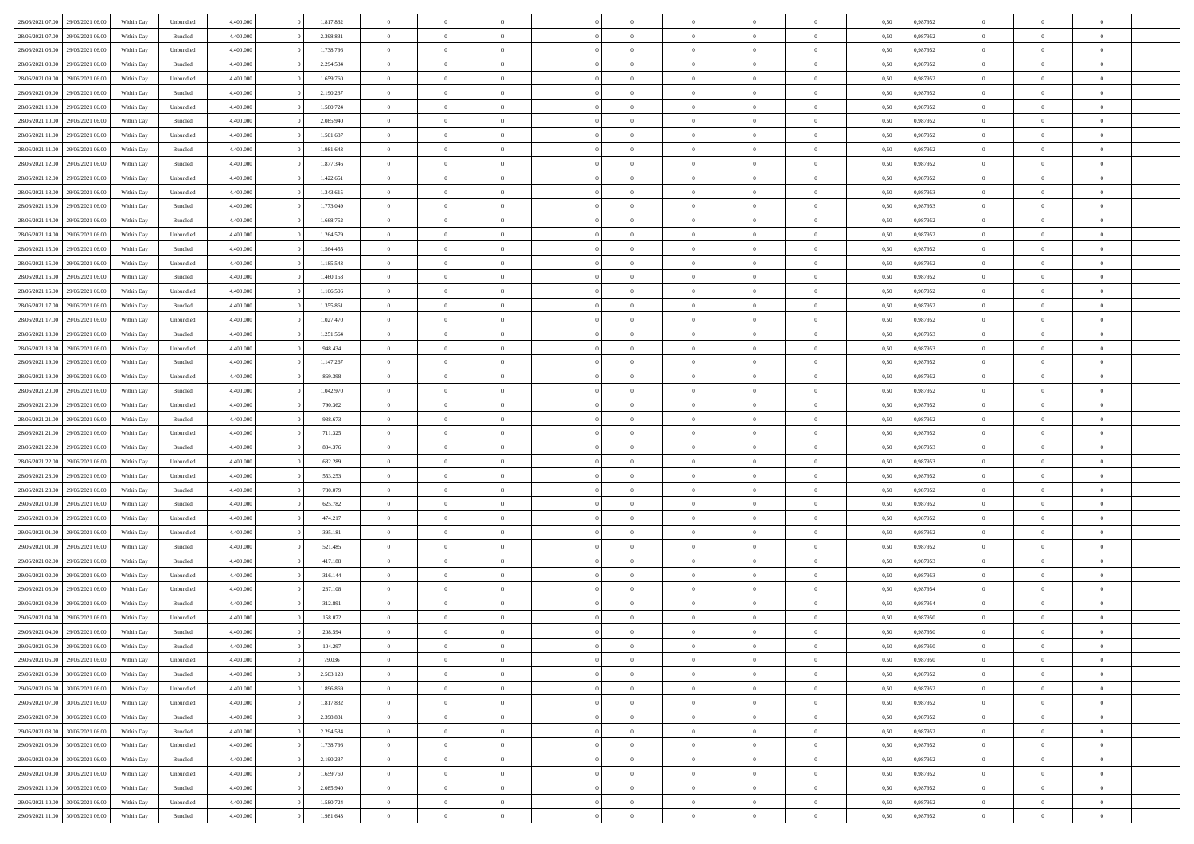| | | | | | | | | | | | | | | | | | | | | |
|---|---|---|---|---|---|---|---|---|---|---|---|---|---|---|---|---|---|---|---|---|
| 28/06/2021 07:00 | 29/06/2021 06:00 | Within Day | Unbundled | 4.400.000 | 0 | 1.817.832 | 0 | 0 | 0 | | 0 | 0 | 0 | 0 | 0,50 | 0,987952 | 0 | 0 | 0 | |
| 28/06/2021 07:00 | 29/06/2021 06:00 | Within Day | Bundled | 4.400.000 | 0 | 2.398.831 | 0 | 0 | 0 | | 0 | 0 | 0 | 0 | 0,50 | 0,987952 | 0 | 0 | 0 | |
| 28/06/2021 08:00 | 29/06/2021 06:00 | Within Day | Unbundled | 4.400.000 | 0 | 1.738.796 | 0 | 0 | 0 | | 0 | 0 | 0 | 0 | 0,50 | 0,987952 | 0 | 0 | 0 | |
| 28/06/2021 08:00 | 29/06/2021 06:00 | Within Day | Bundled | 4.400.000 | 0 | 2.294.534 | 0 | 0 | 0 | | 0 | 0 | 0 | 0 | 0,50 | 0,987952 | 0 | 0 | 0 | |
| 28/06/2021 09:00 | 29/06/2021 06:00 | Within Day | Unbundled | 4.400.000 | 0 | 1.659.760 | 0 | 0 | 0 | | 0 | 0 | 0 | 0 | 0,50 | 0,987952 | 0 | 0 | 0 | |
| 28/06/2021 09:00 | 29/06/2021 06:00 | Within Day | Bundled | 4.400.000 | 0 | 2.190.237 | 0 | 0 | 0 | | 0 | 0 | 0 | 0 | 0,50 | 0,987952 | 0 | 0 | 0 | |
| 28/06/2021 10:00 | 29/06/2021 06:00 | Within Day | Unbundled | 4.400.000 | 0 | 1.580.724 | 0 | 0 | 0 | | 0 | 0 | 0 | 0 | 0,50 | 0,987952 | 0 | 0 | 0 | |
| 28/06/2021 10:00 | 29/06/2021 06:00 | Within Day | Bundled | 4.400.000 | 0 | 2.085.940 | 0 | 0 | 0 | | 0 | 0 | 0 | 0 | 0,50 | 0,987952 | 0 | 0 | 0 | |
| 28/06/2021 11:00 | 29/06/2021 06:00 | Within Day | Unbundled | 4.400.000 | 0 | 1.501.687 | 0 | 0 | 0 | | 0 | 0 | 0 | 0 | 0,50 | 0,987952 | 0 | 0 | 0 | |
| 28/06/2021 11:00 | 29/06/2021 06:00 | Within Day | Bundled | 4.400.000 | 0 | 1.981.643 | 0 | 0 | 0 | | 0 | 0 | 0 | 0 | 0,50 | 0,987952 | 0 | 0 | 0 | |
| 28/06/2021 12:00 | 29/06/2021 06:00 | Within Day | Bundled | 4.400.000 | 0 | 1.877.346 | 0 | 0 | 0 | | 0 | 0 | 0 | 0 | 0,50 | 0,987952 | 0 | 0 | 0 | |
| 28/06/2021 12:00 | 29/06/2021 06:00 | Within Day | Unbundled | 4.400.000 | 0 | 1.422.651 | 0 | 0 | 0 | | 0 | 0 | 0 | 0 | 0,50 | 0,987952 | 0 | 0 | 0 | |
| 28/06/2021 13:00 | 29/06/2021 06:00 | Within Day | Unbundled | 4.400.000 | 0 | 1.343.615 | 0 | 0 | 0 | | 0 | 0 | 0 | 0 | 0,50 | 0,987953 | 0 | 0 | 0 | |
| 28/06/2021 13:00 | 29/06/2021 06:00 | Within Day | Bundled | 4.400.000 | 0 | 1.773.049 | 0 | 0 | 0 | | 0 | 0 | 0 | 0 | 0,50 | 0,987953 | 0 | 0 | 0 | |
| 28/06/2021 14:00 | 29/06/2021 06:00 | Within Day | Bundled | 4.400.000 | 0 | 1.668.752 | 0 | 0 | 0 | | 0 | 0 | 0 | 0 | 0,50 | 0,987952 | 0 | 0 | 0 | |
| 28/06/2021 14:00 | 29/06/2021 06:00 | Within Day | Unbundled | 4.400.000 | 0 | 1.264.579 | 0 | 0 | 0 | | 0 | 0 | 0 | 0 | 0,50 | 0,987952 | 0 | 0 | 0 | |
| 28/06/2021 15:00 | 29/06/2021 06:00 | Within Day | Bundled | 4.400.000 | 0 | 1.564.455 | 0 | 0 | 0 | | 0 | 0 | 0 | 0 | 0,50 | 0,987952 | 0 | 0 | 0 | |
| 28/06/2021 15:00 | 29/06/2021 06:00 | Within Day | Unbundled | 4.400.000 | 0 | 1.185.543 | 0 | 0 | 0 | | 0 | 0 | 0 | 0 | 0,50 | 0,987952 | 0 | 0 | 0 | |
| 28/06/2021 16:00 | 29/06/2021 06:00 | Within Day | Bundled | 4.400.000 | 0 | 1.460.158 | 0 | 0 | 0 | | 0 | 0 | 0 | 0 | 0,50 | 0,987952 | 0 | 0 | 0 | |
| 28/06/2021 16:00 | 29/06/2021 06:00 | Within Day | Unbundled | 4.400.000 | 0 | 1.106.506 | 0 | 0 | 0 | | 0 | 0 | 0 | 0 | 0,50 | 0,987952 | 0 | 0 | 0 | |
| 28/06/2021 17:00 | 29/06/2021 06:00 | Within Day | Bundled | 4.400.000 | 0 | 1.355.861 | 0 | 0 | 0 | | 0 | 0 | 0 | 0 | 0,50 | 0,987952 | 0 | 0 | 0 | |
| 28/06/2021 17:00 | 29/06/2021 06:00 | Within Day | Unbundled | 4.400.000 | 0 | 1.027.470 | 0 | 0 | 0 | | 0 | 0 | 0 | 0 | 0,50 | 0,987952 | 0 | 0 | 0 | |
| 28/06/2021 18:00 | 29/06/2021 06:00 | Within Day | Bundled | 4.400.000 | 0 | 1.251.564 | 0 | 0 | 0 | | 0 | 0 | 0 | 0 | 0,50 | 0,987953 | 0 | 0 | 0 | |
| 28/06/2021 18:00 | 29/06/2021 06:00 | Within Day | Unbundled | 4.400.000 | 0 | 948.434 | 0 | 0 | 0 | | 0 | 0 | 0 | 0 | 0,50 | 0,987953 | 0 | 0 | 0 | |
| 28/06/2021 19:00 | 29/06/2021 06:00 | Within Day | Bundled | 4.400.000 | 0 | 1.147.267 | 0 | 0 | 0 | | 0 | 0 | 0 | 0 | 0,50 | 0,987952 | 0 | 0 | 0 | |
| 28/06/2021 19:00 | 29/06/2021 06:00 | Within Day | Unbundled | 4.400.000 | 0 | 869.398 | 0 | 0 | 0 | | 0 | 0 | 0 | 0 | 0,50 | 0,987952 | 0 | 0 | 0 | |
| 28/06/2021 20:00 | 29/06/2021 06:00 | Within Day | Bundled | 4.400.000 | 0 | 1.042.970 | 0 | 0 | 0 | | 0 | 0 | 0 | 0 | 0,50 | 0,987952 | 0 | 0 | 0 | |
| 28/06/2021 20:00 | 29/06/2021 06:00 | Within Day | Unbundled | 4.400.000 | 0 | 790.362 | 0 | 0 | 0 | | 0 | 0 | 0 | 0 | 0,50 | 0,987952 | 0 | 0 | 0 | |
| 28/06/2021 21:00 | 29/06/2021 06:00 | Within Day | Bundled | 4.400.000 | 0 | 938.673 | 0 | 0 | 0 | | 0 | 0 | 0 | 0 | 0,50 | 0,987952 | 0 | 0 | 0 | |
| 28/06/2021 21:00 | 29/06/2021 06:00 | Within Day | Unbundled | 4.400.000 | 0 | 711.325 | 0 | 0 | 0 | | 0 | 0 | 0 | 0 | 0,50 | 0,987952 | 0 | 0 | 0 | |
| 28/06/2021 22:00 | 29/06/2021 06:00 | Within Day | Bundled | 4.400.000 | 0 | 834.376 | 0 | 0 | 0 | | 0 | 0 | 0 | 0 | 0,50 | 0,987953 | 0 | 0 | 0 | |
| 28/06/2021 22:00 | 29/06/2021 06:00 | Within Day | Unbundled | 4.400.000 | 0 | 632.289 | 0 | 0 | 0 | | 0 | 0 | 0 | 0 | 0,50 | 0,987953 | 0 | 0 | 0 | |
| 28/06/2021 23:00 | 29/06/2021 06:00 | Within Day | Unbundled | 4.400.000 | 0 | 553.253 | 0 | 0 | 0 | | 0 | 0 | 0 | 0 | 0,50 | 0,987952 | 0 | 0 | 0 | |
| 28/06/2021 23:00 | 29/06/2021 06:00 | Within Day | Bundled | 4.400.000 | 0 | 730.079 | 0 | 0 | 0 | | 0 | 0 | 0 | 0 | 0,50 | 0,987952 | 0 | 0 | 0 | |
| 29/06/2021 00:00 | 29/06/2021 06:00 | Within Day | Bundled | 4.400.000 | 0 | 625.782 | 0 | 0 | 0 | | 0 | 0 | 0 | 0 | 0,50 | 0,987952 | 0 | 0 | 0 | |
| 29/06/2021 00:00 | 29/06/2021 06:00 | Within Day | Unbundled | 4.400.000 | 0 | 474.217 | 0 | 0 | 0 | | 0 | 0 | 0 | 0 | 0,50 | 0,987952 | 0 | 0 | 0 | |
| 29/06/2021 01:00 | 29/06/2021 06:00 | Within Day | Unbundled | 4.400.000 | 0 | 395.181 | 0 | 0 | 0 | | 0 | 0 | 0 | 0 | 0,50 | 0,987952 | 0 | 0 | 0 | |
| 29/06/2021 01:00 | 29/06/2021 06:00 | Within Day | Bundled | 4.400.000 | 0 | 521.485 | 0 | 0 | 0 | | 0 | 0 | 0 | 0 | 0,50 | 0,987952 | 0 | 0 | 0 | |
| 29/06/2021 02:00 | 29/06/2021 06:00 | Within Day | Bundled | 4.400.000 | 0 | 417.188 | 0 | 0 | 0 | | 0 | 0 | 0 | 0 | 0,50 | 0,987953 | 0 | 0 | 0 | |
| 29/06/2021 02:00 | 29/06/2021 06:00 | Within Day | Unbundled | 4.400.000 | 0 | 316.144 | 0 | 0 | 0 | | 0 | 0 | 0 | 0 | 0,50 | 0,987953 | 0 | 0 | 0 | |
| 29/06/2021 03:00 | 29/06/2021 06:00 | Within Day | Unbundled | 4.400.000 | 0 | 237.108 | 0 | 0 | 0 | | 0 | 0 | 0 | 0 | 0,50 | 0,987954 | 0 | 0 | 0 | |
| 29/06/2021 03:00 | 29/06/2021 06:00 | Within Day | Bundled | 4.400.000 | 0 | 312.891 | 0 | 0 | 0 | | 0 | 0 | 0 | 0 | 0,50 | 0,987954 | 0 | 0 | 0 | |
| 29/06/2021 04:00 | 29/06/2021 06:00 | Within Day | Unbundled | 4.400.000 | 0 | 158.072 | 0 | 0 | 0 | | 0 | 0 | 0 | 0 | 0,50 | 0,987950 | 0 | 0 | 0 | |
| 29/06/2021 04:00 | 29/06/2021 06:00 | Within Day | Bundled | 4.400.000 | 0 | 208.594 | 0 | 0 | 0 | | 0 | 0 | 0 | 0 | 0,50 | 0,987950 | 0 | 0 | 0 | |
| 29/06/2021 05:00 | 29/06/2021 06:00 | Within Day | Bundled | 4.400.000 | 0 | 104.297 | 0 | 0 | 0 | | 0 | 0 | 0 | 0 | 0,50 | 0,987950 | 0 | 0 | 0 | |
| 29/06/2021 05:00 | 29/06/2021 06:00 | Within Day | Unbundled | 4.400.000 | 0 | 79.036 | 0 | 0 | 0 | | 0 | 0 | 0 | 0 | 0,50 | 0,987950 | 0 | 0 | 0 | |
| 29/06/2021 06:00 | 30/06/2021 06:00 | Within Day | Bundled | 4.400.000 | 0 | 2.503.128 | 0 | 0 | 0 | | 0 | 0 | 0 | 0 | 0,50 | 0,987952 | 0 | 0 | 0 | |
| 29/06/2021 06:00 | 30/06/2021 06:00 | Within Day | Unbundled | 4.400.000 | 0 | 1.896.869 | 0 | 0 | 0 | | 0 | 0 | 0 | 0 | 0,50 | 0,987952 | 0 | 0 | 0 | |
| 29/06/2021 07:00 | 30/06/2021 06:00 | Within Day | Unbundled | 4.400.000 | 0 | 1.817.832 | 0 | 0 | 0 | | 0 | 0 | 0 | 0 | 0,50 | 0,987952 | 0 | 0 | 0 | |
| 29/06/2021 07:00 | 30/06/2021 06:00 | Within Day | Bundled | 4.400.000 | 0 | 2.398.831 | 0 | 0 | 0 | | 0 | 0 | 0 | 0 | 0,50 | 0,987952 | 0 | 0 | 0 | |
| 29/06/2021 08:00 | 30/06/2021 06:00 | Within Day | Bundled | 4.400.000 | 0 | 2.294.534 | 0 | 0 | 0 | | 0 | 0 | 0 | 0 | 0,50 | 0,987952 | 0 | 0 | 0 | |
| 29/06/2021 08:00 | 30/06/2021 06:00 | Within Day | Unbundled | 4.400.000 | 0 | 1.738.796 | 0 | 0 | 0 | | 0 | 0 | 0 | 0 | 0,50 | 0,987952 | 0 | 0 | 0 | |
| 29/06/2021 09:00 | 30/06/2021 06:00 | Within Day | Bundled | 4.400.000 | 0 | 2.190.237 | 0 | 0 | 0 | | 0 | 0 | 0 | 0 | 0,50 | 0,987952 | 0 | 0 | 0 | |
| 29/06/2021 09:00 | 30/06/2021 06:00 | Within Day | Unbundled | 4.400.000 | 0 | 1.659.760 | 0 | 0 | 0 | | 0 | 0 | 0 | 0 | 0,50 | 0,987952 | 0 | 0 | 0 | |
| 29/06/2021 10:00 | 30/06/2021 06:00 | Within Day | Bundled | 4.400.000 | 0 | 2.085.940 | 0 | 0 | 0 | | 0 | 0 | 0 | 0 | 0,50 | 0,987952 | 0 | 0 | 0 | |
| 29/06/2021 10:00 | 30/06/2021 06:00 | Within Day | Unbundled | 4.400.000 | 0 | 1.580.724 | 0 | 0 | 0 | | 0 | 0 | 0 | 0 | 0,50 | 0,987952 | 0 | 0 | 0 | |
| 29/06/2021 11:00 | 30/06/2021 06:00 | Within Day | Bundled | 4.400.000 | 0 | 1.981.643 | 0 | 0 | 0 | | 0 | 0 | 0 | 0 | 0,50 | 0,987952 | 0 | 0 | 0 | |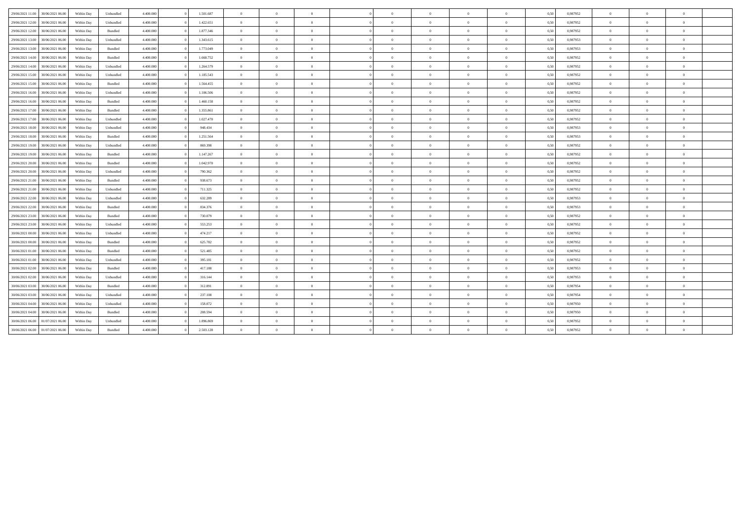| | | | | | | | | | | | | | | | | | | | | | |
|---|---|---|---|---|---|---|---|---|---|---|---|---|---|---|---|---|---|---|---|---|---|
| 29/06/2021 11:00 | 30/06/2021 06:00 | Within Day | Unbundled | 4.400.000 | 0 | 1.501.687 | 0 | 0 | 0 | 0 | 0 | 0 | 0 | 0 | 0,50 | 0,987952 | 0 | 0 | 0 | |
| 29/06/2021 12:00 | 30/06/2021 06:00 | Within Day | Unbundled | 4.400.000 | 0 | 1.422.651 | 0 | 0 | 0 | 0 | 0 | 0 | 0 | 0 | 0,50 | 0,987952 | 0 | 0 | 0 | |
| 29/06/2021 12:00 | 30/06/2021 06:00 | Within Day | Bundled | 4.400.000 | 0 | 1.877.346 | 0 | 0 | 0 | 0 | 0 | 0 | 0 | 0 | 0,50 | 0,987952 | 0 | 0 | 0 | |
| 29/06/2021 13:00 | 30/06/2021 06:00 | Within Day | Unbundled | 4.400.000 | 0 | 1.343.615 | 0 | 0 | 0 | 0 | 0 | 0 | 0 | 0 | 0,50 | 0,987953 | 0 | 0 | 0 | |
| 29/06/2021 13:00 | 30/06/2021 06:00 | Within Day | Bundled | 4.400.000 | 0 | 1.773.049 | 0 | 0 | 0 | 0 | 0 | 0 | 0 | 0 | 0,50 | 0,987953 | 0 | 0 | 0 | |
| 29/06/2021 14:00 | 30/06/2021 06:00 | Within Day | Bundled | 4.400.000 | 0 | 1.668.752 | 0 | 0 | 0 | 0 | 0 | 0 | 0 | 0 | 0,50 | 0,987952 | 0 | 0 | 0 | |
| 29/06/2021 14:00 | 30/06/2021 06:00 | Within Day | Unbundled | 4.400.000 | 0 | 1.264.579 | 0 | 0 | 0 | 0 | 0 | 0 | 0 | 0 | 0,50 | 0,987952 | 0 | 0 | 0 | |
| 29/06/2021 15:00 | 30/06/2021 06:00 | Within Day | Unbundled | 4.400.000 | 0 | 1.185.543 | 0 | 0 | 0 | 0 | 0 | 0 | 0 | 0 | 0,50 | 0,987952 | 0 | 0 | 0 | |
| 29/06/2021 15:00 | 30/06/2021 06:00 | Within Day | Bundled | 4.400.000 | 0 | 1.564.455 | 0 | 0 | 0 | 0 | 0 | 0 | 0 | 0 | 0,50 | 0,987952 | 0 | 0 | 0 | |
| 29/06/2021 16:00 | 30/06/2021 06:00 | Within Day | Unbundled | 4.400.000 | 0 | 1.106.506 | 0 | 0 | 0 | 0 | 0 | 0 | 0 | 0 | 0,50 | 0,987952 | 0 | 0 | 0 | |
| 29/06/2021 16:00 | 30/06/2021 06:00 | Within Day | Bundled | 4.400.000 | 0 | 1.460.158 | 0 | 0 | 0 | 0 | 0 | 0 | 0 | 0 | 0,50 | 0,987952 | 0 | 0 | 0 | |
| 29/06/2021 17:00 | 30/06/2021 06:00 | Within Day | Bundled | 4.400.000 | 0 | 1.355.861 | 0 | 0 | 0 | 0 | 0 | 0 | 0 | 0 | 0,50 | 0,987952 | 0 | 0 | 0 | |
| 29/06/2021 17:00 | 30/06/2021 06:00 | Within Day | Unbundled | 4.400.000 | 0 | 1.027.470 | 0 | 0 | 0 | 0 | 0 | 0 | 0 | 0 | 0,50 | 0,987952 | 0 | 0 | 0 | |
| 29/06/2021 18:00 | 30/06/2021 06:00 | Within Day | Unbundled | 4.400.000 | 0 | 948.434 | 0 | 0 | 0 | 0 | 0 | 0 | 0 | 0 | 0,50 | 0,987953 | 0 | 0 | 0 | |
| 29/06/2021 18:00 | 30/06/2021 06:00 | Within Day | Bundled | 4.400.000 | 0 | 1.251.564 | 0 | 0 | 0 | 0 | 0 | 0 | 0 | 0 | 0,50 | 0,987953 | 0 | 0 | 0 | |
| 29/06/2021 19:00 | 30/06/2021 06:00 | Within Day | Unbundled | 4.400.000 | 0 | 869.398 | 0 | 0 | 0 | 0 | 0 | 0 | 0 | 0 | 0,50 | 0,987952 | 0 | 0 | 0 | |
| 29/06/2021 19:00 | 30/06/2021 06:00 | Within Day | Bundled | 4.400.000 | 0 | 1.147.267 | 0 | 0 | 0 | 0 | 0 | 0 | 0 | 0 | 0,50 | 0,987952 | 0 | 0 | 0 | |
| 29/06/2021 20:00 | 30/06/2021 06:00 | Within Day | Bundled | 4.400.000 | 0 | 1.042.970 | 0 | 0 | 0 | 0 | 0 | 0 | 0 | 0 | 0,50 | 0,987952 | 0 | 0 | 0 | |
| 29/06/2021 20:00 | 30/06/2021 06:00 | Within Day | Unbundled | 4.400.000 | 0 | 790.362 | 0 | 0 | 0 | 0 | 0 | 0 | 0 | 0 | 0,50 | 0,987952 | 0 | 0 | 0 | |
| 29/06/2021 21:00 | 30/06/2021 06:00 | Within Day | Bundled | 4.400.000 | 0 | 938.673 | 0 | 0 | 0 | 0 | 0 | 0 | 0 | 0 | 0,50 | 0,987952 | 0 | 0 | 0 | |
| 29/06/2021 21:00 | 30/06/2021 06:00 | Within Day | Unbundled | 4.400.000 | 0 | 711.325 | 0 | 0 | 0 | 0 | 0 | 0 | 0 | 0 | 0,50 | 0,987952 | 0 | 0 | 0 | |
| 29/06/2021 22:00 | 30/06/2021 06:00 | Within Day | Unbundled | 4.400.000 | 0 | 632.289 | 0 | 0 | 0 | 0 | 0 | 0 | 0 | 0 | 0,50 | 0,987953 | 0 | 0 | 0 | |
| 29/06/2021 22:00 | 30/06/2021 06:00 | Within Day | Bundled | 4.400.000 | 0 | 834.376 | 0 | 0 | 0 | 0 | 0 | 0 | 0 | 0 | 0,50 | 0,987953 | 0 | 0 | 0 | |
| 29/06/2021 23:00 | 30/06/2021 06:00 | Within Day | Bundled | 4.400.000 | 0 | 730.079 | 0 | 0 | 0 | 0 | 0 | 0 | 0 | 0 | 0,50 | 0,987952 | 0 | 0 | 0 | |
| 29/06/2021 23:00 | 30/06/2021 06:00 | Within Day | Unbundled | 4.400.000 | 0 | 553.253 | 0 | 0 | 0 | 0 | 0 | 0 | 0 | 0 | 0,50 | 0,987952 | 0 | 0 | 0 | |
| 30/06/2021 00:00 | 30/06/2021 06:00 | Within Day | Unbundled | 4.400.000 | 0 | 474.217 | 0 | 0 | 0 | 0 | 0 | 0 | 0 | 0 | 0,50 | 0,987952 | 0 | 0 | 0 | |
| 30/06/2021 00:00 | 30/06/2021 06:00 | Within Day | Bundled | 4.400.000 | 0 | 625.782 | 0 | 0 | 0 | 0 | 0 | 0 | 0 | 0 | 0,50 | 0,987952 | 0 | 0 | 0 | |
| 30/06/2021 01:00 | 30/06/2021 06:00 | Within Day | Bundled | 4.400.000 | 0 | 521.485 | 0 | 0 | 0 | 0 | 0 | 0 | 0 | 0 | 0,50 | 0,987952 | 0 | 0 | 0 | |
| 30/06/2021 01:00 | 30/06/2021 06:00 | Within Day | Unbundled | 4.400.000 | 0 | 395.181 | 0 | 0 | 0 | 0 | 0 | 0 | 0 | 0 | 0,50 | 0,987952 | 0 | 0 | 0 | |
| 30/06/2021 02:00 | 30/06/2021 06:00 | Within Day | Bundled | 4.400.000 | 0 | 417.188 | 0 | 0 | 0 | 0 | 0 | 0 | 0 | 0 | 0,50 | 0,987953 | 0 | 0 | 0 | |
| 30/06/2021 02:00 | 30/06/2021 06:00 | Within Day | Unbundled | 4.400.000 | 0 | 316.144 | 0 | 0 | 0 | 0 | 0 | 0 | 0 | 0 | 0,50 | 0,987953 | 0 | 0 | 0 | |
| 30/06/2021 03:00 | 30/06/2021 06:00 | Within Day | Bundled | 4.400.000 | 0 | 312.891 | 0 | 0 | 0 | 0 | 0 | 0 | 0 | 0 | 0,50 | 0,987954 | 0 | 0 | 0 | |
| 30/06/2021 03:00 | 30/06/2021 06:00 | Within Day | Unbundled | 4.400.000 | 0 | 237.108 | 0 | 0 | 0 | 0 | 0 | 0 | 0 | 0 | 0,50 | 0,987954 | 0 | 0 | 0 | |
| 30/06/2021 04:00 | 30/06/2021 06:00 | Within Day | Unbundled | 4.400.000 | 0 | 158.072 | 0 | 0 | 0 | 0 | 0 | 0 | 0 | 0 | 0,50 | 0,987950 | 0 | 0 | 0 | |
| 30/06/2021 04:00 | 30/06/2021 06:00 | Within Day | Bundled | 4.400.000 | 0 | 208.594 | 0 | 0 | 0 | 0 | 0 | 0 | 0 | 0 | 0,50 | 0,987950 | 0 | 0 | 0 | |
| 30/06/2021 06:00 | 01/07/2021 06:00 | Within Day | Unbundled | 4.400.000 | 0 | 1.896.869 | 0 | 0 | 0 | 0 | 0 | 0 | 0 | 0 | 0,50 | 0,987952 | 0 | 0 | 0 | |
| 30/06/2021 06:00 | 01/07/2021 06:00 | Within Day | Bundled | 4.400.000 | 0 | 2.503.128 | 0 | 0 | 0 | 0 | 0 | 0 | 0 | 0 | 0,50 | 0,987952 | 0 | 0 | 0 | |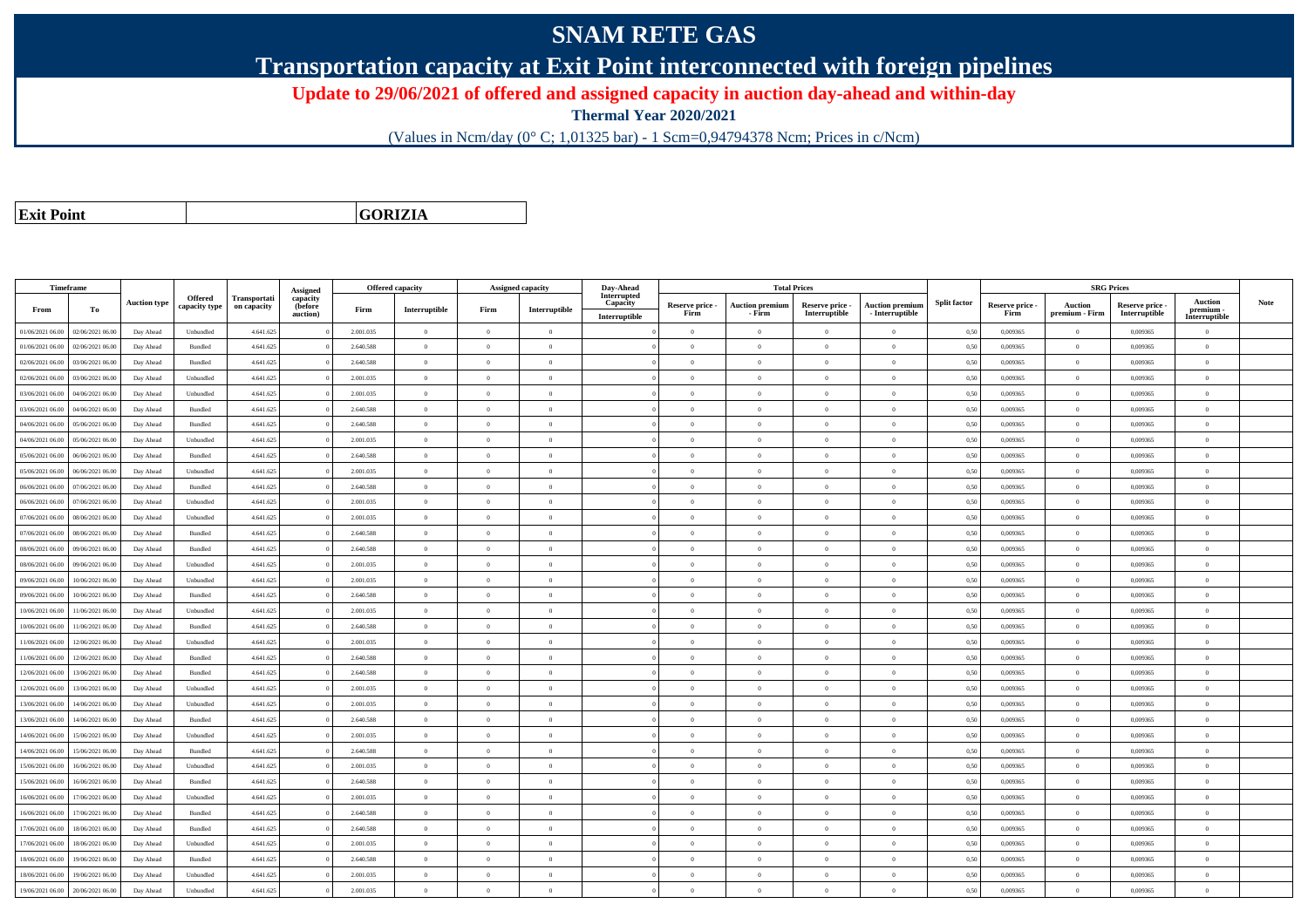# SNAM RETE GAS

## Transportation capacity at Exit Point interconnected with foreign pipelines

### Update to 29/06/2021 of offered and assigned capacity in auction day-ahead and within-day

**Thermal Year 2020/2021**

(Values in Ncm/day (0° C; 1,01325 bar) - 1 Scm=0,94794378 Ncm; Prices in c/Ncm)

| **Exit Point** | | **GORIZIA** |
|---|---|---|

| Timeframe | | Auction type | Offered capacity type | Transportation capacity | Assigned capacity (before auction) | Offered capacity | | Assigned capacity | | Day-Ahead Interrupted Capacity | Total Prices | | | | Split factor | SRG Prices | | | | Note |
|---|---|---|---|---|---|---|---|---|---|---|---|---|---|---|---|---|---|---|---|---|
| From | To | | | | | Firm | Interruptible | Firm | Interruptible | Interruptible | Reserve price - Firm | Auction premium - Firm | Reserve price - Interruptible | Auction premium - Interruptible | | Reserve price - Firm | Auction premium - Firm | Reserve price - Interruptible | Auction premium - Interruptible | |
| 01/06/2021 06.00 | 02/06/2021 06.00 | Day Ahead | Unbundled | 4.641.625 | 0 | 2.001.035 | 0 | 0 | 0 | 0 | 0 | 0 | 0 | 0 | 0,50 | 0,009365 | 0 | 0,009365 | 0 | |
| 01/06/2021 06.00 | 02/06/2021 06.00 | Day Ahead | Bundled | 4.641.625 | 0 | 2.640.588 | 0 | 0 | 0 | 0 | 0 | 0 | 0 | 0 | 0,50 | 0,009365 | 0 | 0,009365 | 0 | |
| 02/06/2021 06.00 | 03/06/2021 06.00 | Day Ahead | Bundled | 4.641.625 | 0 | 2.640.588 | 0 | 0 | 0 | 0 | 0 | 0 | 0 | 0 | 0,50 | 0,009365 | 0 | 0,009365 | 0 | |
| 02/06/2021 06.00 | 03/06/2021 06.00 | Day Ahead | Unbundled | 4.641.625 | 0 | 2.001.035 | 0 | 0 | 0 | 0 | 0 | 0 | 0 | 0 | 0,50 | 0,009365 | 0 | 0,009365 | 0 | |
| 03/06/2021 06.00 | 04/06/2021 06.00 | Day Ahead | Unbundled | 4.641.625 | 0 | 2.001.035 | 0 | 0 | 0 | 0 | 0 | 0 | 0 | 0 | 0,50 | 0,009365 | 0 | 0,009365 | 0 | |
| 03/06/2021 06.00 | 04/06/2021 06.00 | Day Ahead | Bundled | 4.641.625 | 0 | 2.640.588 | 0 | 0 | 0 | 0 | 0 | 0 | 0 | 0 | 0,50 | 0,009365 | 0 | 0,009365 | 0 | |
| 04/06/2021 06.00 | 05/06/2021 06.00 | Day Ahead | Bundled | 4.641.625 | 0 | 2.640.588 | 0 | 0 | 0 | 0 | 0 | 0 | 0 | 0 | 0,50 | 0,009365 | 0 | 0,009365 | 0 | |
| 04/06/2021 06.00 | 05/06/2021 06.00 | Day Ahead | Unbundled | 4.641.625 | 0 | 2.001.035 | 0 | 0 | 0 | 0 | 0 | 0 | 0 | 0 | 0,50 | 0,009365 | 0 | 0,009365 | 0 | |
| 05/06/2021 06.00 | 06/06/2021 06.00 | Day Ahead | Bundled | 4.641.625 | 0 | 2.640.588 | 0 | 0 | 0 | 0 | 0 | 0 | 0 | 0 | 0,50 | 0,009365 | 0 | 0,009365 | 0 | |
| 05/06/2021 06.00 | 06/06/2021 06.00 | Day Ahead | Unbundled | 4.641.625 | 0 | 2.001.035 | 0 | 0 | 0 | 0 | 0 | 0 | 0 | 0 | 0,50 | 0,009365 | 0 | 0,009365 | 0 | |
| 06/06/2021 06.00 | 07/06/2021 06.00 | Day Ahead | Bundled | 4.641.625 | 0 | 2.640.588 | 0 | 0 | 0 | 0 | 0 | 0 | 0 | 0 | 0,50 | 0,009365 | 0 | 0,009365 | 0 | |
| 06/06/2021 06.00 | 07/06/2021 06.00 | Day Ahead | Unbundled | 4.641.625 | 0 | 2.001.035 | 0 | 0 | 0 | 0 | 0 | 0 | 0 | 0 | 0,50 | 0,009365 | 0 | 0,009365 | 0 | |
| 07/06/2021 06.00 | 08/06/2021 06.00 | Day Ahead | Unbundled | 4.641.625 | 0 | 2.001.035 | 0 | 0 | 0 | 0 | 0 | 0 | 0 | 0 | 0,50 | 0,009365 | 0 | 0,009365 | 0 | |
| 07/06/2021 06.00 | 08/06/2021 06.00 | Day Ahead | Bundled | 4.641.625 | 0 | 2.640.588 | 0 | 0 | 0 | 0 | 0 | 0 | 0 | 0 | 0,50 | 0,009365 | 0 | 0,009365 | 0 | |
| 08/06/2021 06.00 | 09/06/2021 06.00 | Day Ahead | Bundled | 4.641.625 | 0 | 2.640.588 | 0 | 0 | 0 | 0 | 0 | 0 | 0 | 0 | 0,50 | 0,009365 | 0 | 0,009365 | 0 | |
| 08/06/2021 06.00 | 09/06/2021 06.00 | Day Ahead | Unbundled | 4.641.625 | 0 | 2.001.035 | 0 | 0 | 0 | 0 | 0 | 0 | 0 | 0 | 0,50 | 0,009365 | 0 | 0,009365 | 0 | |
| 09/06/2021 06.00 | 10/06/2021 06.00 | Day Ahead | Unbundled | 4.641.625 | 0 | 2.001.035 | 0 | 0 | 0 | 0 | 0 | 0 | 0 | 0 | 0,50 | 0,009365 | 0 | 0,009365 | 0 | |
| 09/06/2021 06.00 | 10/06/2021 06.00 | Day Ahead | Bundled | 4.641.625 | 0 | 2.640.588 | 0 | 0 | 0 | 0 | 0 | 0 | 0 | 0 | 0,50 | 0,009365 | 0 | 0,009365 | 0 | |
| 10/06/2021 06.00 | 11/06/2021 06.00 | Day Ahead | Unbundled | 4.641.625 | 0 | 2.001.035 | 0 | 0 | 0 | 0 | 0 | 0 | 0 | 0 | 0,50 | 0,009365 | 0 | 0,009365 | 0 | |
| 10/06/2021 06.00 | 11/06/2021 06.00 | Day Ahead | Bundled | 4.641.625 | 0 | 2.640.588 | 0 | 0 | 0 | 0 | 0 | 0 | 0 | 0 | 0,50 | 0,009365 | 0 | 0,009365 | 0 | |
| 11/06/2021 06.00 | 12/06/2021 06.00 | Day Ahead | Unbundled | 4.641.625 | 0 | 2.001.035 | 0 | 0 | 0 | 0 | 0 | 0 | 0 | 0 | 0,50 | 0,009365 | 0 | 0,009365 | 0 | |
| 11/06/2021 06.00 | 12/06/2021 06.00 | Day Ahead | Bundled | 4.641.625 | 0 | 2.640.588 | 0 | 0 | 0 | 0 | 0 | 0 | 0 | 0 | 0,50 | 0,009365 | 0 | 0,009365 | 0 | |
| 12/06/2021 06.00 | 13/06/2021 06.00 | Day Ahead | Bundled | 4.641.625 | 0 | 2.640.588 | 0 | 0 | 0 | 0 | 0 | 0 | 0 | 0 | 0,50 | 0,009365 | 0 | 0,009365 | 0 | |
| 12/06/2021 06.00 | 13/06/2021 06.00 | Day Ahead | Unbundled | 4.641.625 | 0 | 2.001.035 | 0 | 0 | 0 | 0 | 0 | 0 | 0 | 0 | 0,50 | 0,009365 | 0 | 0,009365 | 0 | |
| 13/06/2021 06.00 | 14/06/2021 06.00 | Day Ahead | Unbundled | 4.641.625 | 0 | 2.001.035 | 0 | 0 | 0 | 0 | 0 | 0 | 0 | 0 | 0,50 | 0,009365 | 0 | 0,009365 | 0 | |
| 13/06/2021 06.00 | 14/06/2021 06.00 | Day Ahead | Bundled | 4.641.625 | 0 | 2.640.588 | 0 | 0 | 0 | 0 | 0 | 0 | 0 | 0 | 0,50 | 0,009365 | 0 | 0,009365 | 0 | |
| 14/06/2021 06.00 | 15/06/2021 06.00 | Day Ahead | Unbundled | 4.641.625 | 0 | 2.001.035 | 0 | 0 | 0 | 0 | 0 | 0 | 0 | 0 | 0,50 | 0,009365 | 0 | 0,009365 | 0 | |
| 14/06/2021 06.00 | 15/06/2021 06.00 | Day Ahead | Bundled | 4.641.625 | 0 | 2.640.588 | 0 | 0 | 0 | 0 | 0 | 0 | 0 | 0 | 0,50 | 0,009365 | 0 | 0,009365 | 0 | |
| 15/06/2021 06.00 | 16/06/2021 06.00 | Day Ahead | Unbundled | 4.641.625 | 0 | 2.001.035 | 0 | 0 | 0 | 0 | 0 | 0 | 0 | 0 | 0,50 | 0,009365 | 0 | 0,009365 | 0 | |
| 15/06/2021 06.00 | 16/06/2021 06.00 | Day Ahead | Bundled | 4.641.625 | 0 | 2.640.588 | 0 | 0 | 0 | 0 | 0 | 0 | 0 | 0 | 0,50 | 0,009365 | 0 | 0,009365 | 0 | |
| 16/06/2021 06.00 | 17/06/2021 06.00 | Day Ahead | Unbundled | 4.641.625 | 0 | 2.001.035 | 0 | 0 | 0 | 0 | 0 | 0 | 0 | 0 | 0,50 | 0,009365 | 0 | 0,009365 | 0 | |
| 16/06/2021 06.00 | 17/06/2021 06.00 | Day Ahead | Bundled | 4.641.625 | 0 | 2.640.588 | 0 | 0 | 0 | 0 | 0 | 0 | 0 | 0 | 0,50 | 0,009365 | 0 | 0,009365 | 0 | |
| 17/06/2021 06.00 | 18/06/2021 06.00 | Day Ahead | Bundled | 4.641.625 | 0 | 2.640.588 | 0 | 0 | 0 | 0 | 0 | 0 | 0 | 0 | 0,50 | 0,009365 | 0 | 0,009365 | 0 | |
| 17/06/2021 06.00 | 18/06/2021 06.00 | Day Ahead | Unbundled | 4.641.625 | 0 | 2.001.035 | 0 | 0 | 0 | 0 | 0 | 0 | 0 | 0 | 0,50 | 0,009365 | 0 | 0,009365 | 0 | |
| 18/06/2021 06.00 | 19/06/2021 06.00 | Day Ahead | Bundled | 4.641.625 | 0 | 2.640.588 | 0 | 0 | 0 | 0 | 0 | 0 | 0 | 0 | 0,50 | 0,009365 | 0 | 0,009365 | 0 | |
| 18/06/2021 06.00 | 19/06/2021 06.00 | Day Ahead | Unbundled | 4.641.625 | 0 | 2.001.035 | 0 | 0 | 0 | 0 | 0 | 0 | 0 | 0 | 0,50 | 0,009365 | 0 | 0,009365 | 0 | |
| 19/06/2021 06.00 | 20/06/2021 06.00 | Day Ahead | Unbundled | 4.641.625 | 0 | 2.001.035 | 0 | 0 | 0 | 0 | 0 | 0 | 0 | 0 | 0,50 | 0,009365 | 0 | 0,009365 | 0 | |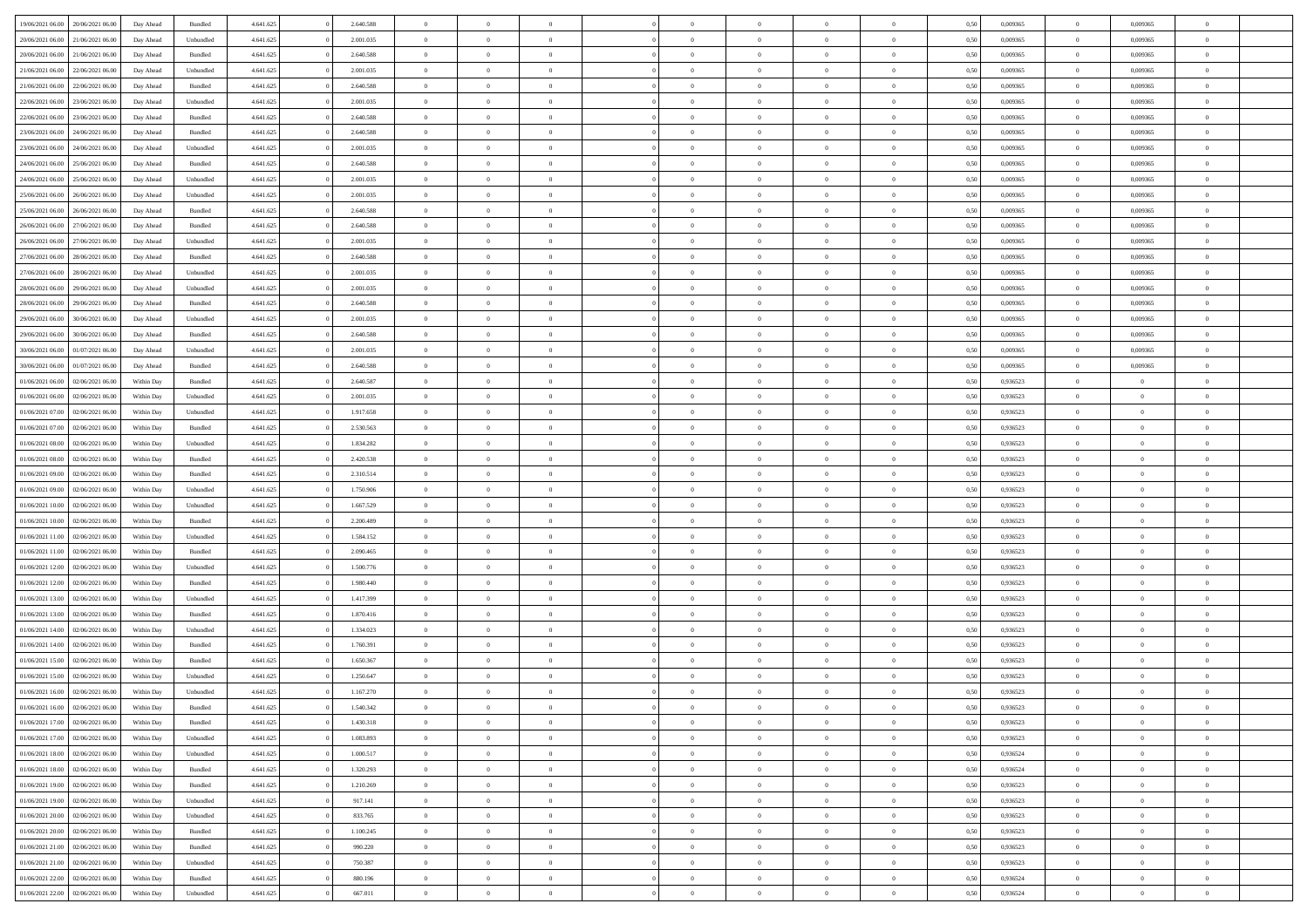| | | | | | | | | | | | | | | | | | | | | |
|---|---|---|---|---|---|---|---|---|---|---|---|---|---|---|---|---|---|---|---|---|
| 19/06/2021 06.00 | 20/06/2021 06.00 | Day Ahead | Bundled | 4.641.625 | 0 | 2.640.588 | 0 | 0 | 0 | | 0 | 0 | 0 | 0 | 0,50 | 0,009365 | 0 | 0,009365 | 0 | |
| 20/06/2021 06.00 | 21/06/2021 06.00 | Day Ahead | Unbundled | 4.641.625 | 0 | 2.001.035 | 0 | 0 | 0 | | 0 | 0 | 0 | 0 | 0,50 | 0,009365 | 0 | 0,009365 | 0 | |
| 20/06/2021 06.00 | 21/06/2021 06.00 | Day Ahead | Bundled | 4.641.625 | 0 | 2.640.588 | 0 | 0 | 0 | | 0 | 0 | 0 | 0 | 0,50 | 0,009365 | 0 | 0,009365 | 0 | |
| 21/06/2021 06.00 | 22/06/2021 06.00 | Day Ahead | Unbundled | 4.641.625 | 0 | 2.001.035 | 0 | 0 | 0 | | 0 | 0 | 0 | 0 | 0,50 | 0,009365 | 0 | 0,009365 | 0 | |
| 21/06/2021 06.00 | 22/06/2021 06.00 | Day Ahead | Bundled | 4.641.625 | 0 | 2.640.588 | 0 | 0 | 0 | | 0 | 0 | 0 | 0 | 0,50 | 0,009365 | 0 | 0,009365 | 0 | |
| 22/06/2021 06.00 | 23/06/2021 06.00 | Day Ahead | Unbundled | 4.641.625 | 0 | 2.001.035 | 0 | 0 | 0 | | 0 | 0 | 0 | 0 | 0,50 | 0,009365 | 0 | 0,009365 | 0 | |
| 22/06/2021 06.00 | 23/06/2021 06.00 | Day Ahead | Bundled | 4.641.625 | 0 | 2.640.588 | 0 | 0 | 0 | | 0 | 0 | 0 | 0 | 0,50 | 0,009365 | 0 | 0,009365 | 0 | |
| 23/06/2021 06.00 | 24/06/2021 06.00 | Day Ahead | Bundled | 4.641.625 | 0 | 2.640.588 | 0 | 0 | 0 | | 0 | 0 | 0 | 0 | 0,50 | 0,009365 | 0 | 0,009365 | 0 | |
| 23/06/2021 06.00 | 24/06/2021 06.00 | Day Ahead | Unbundled | 4.641.625 | 0 | 2.001.035 | 0 | 0 | 0 | | 0 | 0 | 0 | 0 | 0,50 | 0,009365 | 0 | 0,009365 | 0 | |
| 24/06/2021 06.00 | 25/06/2021 06.00 | Day Ahead | Bundled | 4.641.625 | 0 | 2.640.588 | 0 | 0 | 0 | | 0 | 0 | 0 | 0 | 0,50 | 0,009365 | 0 | 0,009365 | 0 | |
| 24/06/2021 06.00 | 25/06/2021 06.00 | Day Ahead | Unbundled | 4.641.625 | 0 | 2.001.035 | 0 | 0 | 0 | | 0 | 0 | 0 | 0 | 0,50 | 0,009365 | 0 | 0,009365 | 0 | |
| 25/06/2021 06.00 | 26/06/2021 06.00 | Day Ahead | Unbundled | 4.641.625 | 0 | 2.001.035 | 0 | 0 | 0 | | 0 | 0 | 0 | 0 | 0,50 | 0,009365 | 0 | 0,009365 | 0 | |
| 25/06/2021 06.00 | 26/06/2021 06.00 | Day Ahead | Bundled | 4.641.625 | 0 | 2.640.588 | 0 | 0 | 0 | | 0 | 0 | 0 | 0 | 0,50 | 0,009365 | 0 | 0,009365 | 0 | |
| 26/06/2021 06.00 | 27/06/2021 06.00 | Day Ahead | Bundled | 4.641.625 | 0 | 2.640.588 | 0 | 0 | 0 | | 0 | 0 | 0 | 0 | 0,50 | 0,009365 | 0 | 0,009365 | 0 | |
| 26/06/2021 06.00 | 27/06/2021 06.00 | Day Ahead | Unbundled | 4.641.625 | 0 | 2.001.035 | 0 | 0 | 0 | | 0 | 0 | 0 | 0 | 0,50 | 0,009365 | 0 | 0,009365 | 0 | |
| 27/06/2021 06.00 | 28/06/2021 06.00 | Day Ahead | Bundled | 4.641.625 | 0 | 2.640.588 | 0 | 0 | 0 | | 0 | 0 | 0 | 0 | 0,50 | 0,009365 | 0 | 0,009365 | 0 | |
| 27/06/2021 06.00 | 28/06/2021 06.00 | Day Ahead | Unbundled | 4.641.625 | 0 | 2.001.035 | 0 | 0 | 0 | | 0 | 0 | 0 | 0 | 0,50 | 0,009365 | 0 | 0,009365 | 0 | |
| 28/06/2021 06.00 | 29/06/2021 06.00 | Day Ahead | Unbundled | 4.641.625 | 0 | 2.001.035 | 0 | 0 | 0 | | 0 | 0 | 0 | 0 | 0,50 | 0,009365 | 0 | 0,009365 | 0 | |
| 28/06/2021 06.00 | 29/06/2021 06.00 | Day Ahead | Bundled | 4.641.625 | 0 | 2.640.588 | 0 | 0 | 0 | | 0 | 0 | 0 | 0 | 0,50 | 0,009365 | 0 | 0,009365 | 0 | |
| 29/06/2021 06.00 | 30/06/2021 06.00 | Day Ahead | Unbundled | 4.641.625 | 0 | 2.001.035 | 0 | 0 | 0 | | 0 | 0 | 0 | 0 | 0,50 | 0,009365 | 0 | 0,009365 | 0 | |
| 29/06/2021 06.00 | 30/06/2021 06.00 | Day Ahead | Bundled | 4.641.625 | 0 | 2.640.588 | 0 | 0 | 0 | | 0 | 0 | 0 | 0 | 0,50 | 0,009365 | 0 | 0,009365 | 0 | |
| 30/06/2021 06.00 | 01/07/2021 06.00 | Day Ahead | Unbundled | 4.641.625 | 0 | 2.001.035 | 0 | 0 | 0 | | 0 | 0 | 0 | 0 | 0,50 | 0,009365 | 0 | 0,009365 | 0 | |
| 30/06/2021 06.00 | 01/07/2021 06.00 | Day Ahead | Bundled | 4.641.625 | 0 | 2.640.588 | 0 | 0 | 0 | | 0 | 0 | 0 | 0 | 0,50 | 0,009365 | 0 | 0,009365 | 0 | |
| 01/06/2021 06.00 | 02/06/2021 06.00 | Within Day | Bundled | 4.641.625 | 0 | 2.640.587 | 0 | 0 | 0 | | 0 | 0 | 0 | 0 | 0,50 | 0,936523 | 0 | 0 | 0 | |
| 01/06/2021 06.00 | 02/06/2021 06.00 | Within Day | Unbundled | 4.641.625 | 0 | 2.001.035 | 0 | 0 | 0 | | 0 | 0 | 0 | 0 | 0,50 | 0,936523 | 0 | 0 | 0 | |
| 01/06/2021 07.00 | 02/06/2021 06.00 | Within Day | Unbundled | 4.641.625 | 0 | 1.917.658 | 0 | 0 | 0 | | 0 | 0 | 0 | 0 | 0,50 | 0,936523 | 0 | 0 | 0 | |
| 01/06/2021 07.00 | 02/06/2021 06.00 | Within Day | Bundled | 4.641.625 | 0 | 2.530.563 | 0 | 0 | 0 | | 0 | 0 | 0 | 0 | 0,50 | 0,936523 | 0 | 0 | 0 | |
| 01/06/2021 08.00 | 02/06/2021 06.00 | Within Day | Unbundled | 4.641.625 | 0 | 1.834.282 | 0 | 0 | 0 | | 0 | 0 | 0 | 0 | 0,50 | 0,936523 | 0 | 0 | 0 | |
| 01/06/2021 08.00 | 02/06/2021 06.00 | Within Day | Bundled | 4.641.625 | 0 | 2.420.538 | 0 | 0 | 0 | | 0 | 0 | 0 | 0 | 0,50 | 0,936523 | 0 | 0 | 0 | |
| 01/06/2021 09.00 | 02/06/2021 06.00 | Within Day | Bundled | 4.641.625 | 0 | 2.310.514 | 0 | 0 | 0 | | 0 | 0 | 0 | 0 | 0,50 | 0,936523 | 0 | 0 | 0 | |
| 01/06/2021 09.00 | 02/06/2021 06.00 | Within Day | Unbundled | 4.641.625 | 0 | 1.750.906 | 0 | 0 | 0 | | 0 | 0 | 0 | 0 | 0,50 | 0,936523 | 0 | 0 | 0 | |
| 01/06/2021 10.00 | 02/06/2021 06.00 | Within Day | Unbundled | 4.641.625 | 0 | 1.667.529 | 0 | 0 | 0 | | 0 | 0 | 0 | 0 | 0,50 | 0,936523 | 0 | 0 | 0 | |
| 01/06/2021 10.00 | 02/06/2021 06.00 | Within Day | Bundled | 4.641.625 | 0 | 2.200.489 | 0 | 0 | 0 | | 0 | 0 | 0 | 0 | 0,50 | 0,936523 | 0 | 0 | 0 | |
| 01/06/2021 11.00 | 02/06/2021 06.00 | Within Day | Unbundled | 4.641.625 | 0 | 1.584.152 | 0 | 0 | 0 | | 0 | 0 | 0 | 0 | 0,50 | 0,936523 | 0 | 0 | 0 | |
| 01/06/2021 11.00 | 02/06/2021 06.00 | Within Day | Bundled | 4.641.625 | 0 | 2.090.465 | 0 | 0 | 0 | | 0 | 0 | 0 | 0 | 0,50 | 0,936523 | 0 | 0 | 0 | |
| 01/06/2021 12.00 | 02/06/2021 06.00 | Within Day | Unbundled | 4.641.625 | 0 | 1.500.776 | 0 | 0 | 0 | | 0 | 0 | 0 | 0 | 0,50 | 0,936523 | 0 | 0 | 0 | |
| 01/06/2021 12.00 | 02/06/2021 06.00 | Within Day | Bundled | 4.641.625 | 0 | 1.980.440 | 0 | 0 | 0 | | 0 | 0 | 0 | 0 | 0,50 | 0,936523 | 0 | 0 | 0 | |
| 01/06/2021 13.00 | 02/06/2021 06.00 | Within Day | Unbundled | 4.641.625 | 0 | 1.417.399 | 0 | 0 | 0 | | 0 | 0 | 0 | 0 | 0,50 | 0,936523 | 0 | 0 | 0 | |
| 01/06/2021 13.00 | 02/06/2021 06.00 | Within Day | Bundled | 4.641.625 | 0 | 1.870.416 | 0 | 0 | 0 | | 0 | 0 | 0 | 0 | 0,50 | 0,936523 | 0 | 0 | 0 | |
| 01/06/2021 14.00 | 02/06/2021 06.00 | Within Day | Unbundled | 4.641.625 | 0 | 1.334.023 | 0 | 0 | 0 | | 0 | 0 | 0 | 0 | 0,50 | 0,936523 | 0 | 0 | 0 | |
| 01/06/2021 14.00 | 02/06/2021 06.00 | Within Day | Bundled | 4.641.625 | 0 | 1.760.391 | 0 | 0 | 0 | | 0 | 0 | 0 | 0 | 0,50 | 0,936523 | 0 | 0 | 0 | |
| 01/06/2021 15.00 | 02/06/2021 06.00 | Within Day | Bundled | 4.641.625 | 0 | 1.650.367 | 0 | 0 | 0 | | 0 | 0 | 0 | 0 | 0,50 | 0,936523 | 0 | 0 | 0 | |
| 01/06/2021 15.00 | 02/06/2021 06.00 | Within Day | Unbundled | 4.641.625 | 0 | 1.250.647 | 0 | 0 | 0 | | 0 | 0 | 0 | 0 | 0,50 | 0,936523 | 0 | 0 | 0 | |
| 01/06/2021 16.00 | 02/06/2021 06.00 | Within Day | Unbundled | 4.641.625 | 0 | 1.167.270 | 0 | 0 | 0 | | 0 | 0 | 0 | 0 | 0,50 | 0,936523 | 0 | 0 | 0 | |
| 01/06/2021 16.00 | 02/06/2021 06.00 | Within Day | Bundled | 4.641.625 | 0 | 1.540.342 | 0 | 0 | 0 | | 0 | 0 | 0 | 0 | 0,50 | 0,936523 | 0 | 0 | 0 | |
| 01/06/2021 17.00 | 02/06/2021 06.00 | Within Day | Bundled | 4.641.625 | 0 | 1.430.318 | 0 | 0 | 0 | | 0 | 0 | 0 | 0 | 0,50 | 0,936523 | 0 | 0 | 0 | |
| 01/06/2021 17.00 | 02/06/2021 06.00 | Within Day | Unbundled | 4.641.625 | 0 | 1.083.893 | 0 | 0 | 0 | | 0 | 0 | 0 | 0 | 0,50 | 0,936523 | 0 | 0 | 0 | |
| 01/06/2021 18.00 | 02/06/2021 06.00 | Within Day | Unbundled | 4.641.625 | 0 | 1.000.517 | 0 | 0 | 0 | | 0 | 0 | 0 | 0 | 0,50 | 0,936524 | 0 | 0 | 0 | |
| 01/06/2021 18.00 | 02/06/2021 06.00 | Within Day | Bundled | 4.641.625 | 0 | 1.320.293 | 0 | 0 | 0 | | 0 | 0 | 0 | 0 | 0,50 | 0,936524 | 0 | 0 | 0 | |
| 01/06/2021 19.00 | 02/06/2021 06.00 | Within Day | Bundled | 4.641.625 | 0 | 1.210.269 | 0 | 0 | 0 | | 0 | 0 | 0 | 0 | 0,50 | 0,936523 | 0 | 0 | 0 | |
| 01/06/2021 19.00 | 02/06/2021 06.00 | Within Day | Unbundled | 4.641.625 | 0 | 917.141 | 0 | 0 | 0 | | 0 | 0 | 0 | 0 | 0,50 | 0,936523 | 0 | 0 | 0 | |
| 01/06/2021 20.00 | 02/06/2021 06.00 | Within Day | Unbundled | 4.641.625 | 0 | 833.765 | 0 | 0 | 0 | | 0 | 0 | 0 | 0 | 0,50 | 0,936523 | 0 | 0 | 0 | |
| 01/06/2021 20.00 | 02/06/2021 06.00 | Within Day | Bundled | 4.641.625 | 0 | 1.100.245 | 0 | 0 | 0 | | 0 | 0 | 0 | 0 | 0,50 | 0,936523 | 0 | 0 | 0 | |
| 01/06/2021 21.00 | 02/06/2021 06.00 | Within Day | Bundled | 4.641.625 | 0 | 990.220 | 0 | 0 | 0 | | 0 | 0 | 0 | 0 | 0,50 | 0,936523 | 0 | 0 | 0 | |
| 01/06/2021 21.00 | 02/06/2021 06.00 | Within Day | Unbundled | 4.641.625 | 0 | 750.387 | 0 | 0 | 0 | | 0 | 0 | 0 | 0 | 0,50 | 0,936523 | 0 | 0 | 0 | |
| 01/06/2021 22.00 | 02/06/2021 06.00 | Within Day | Bundled | 4.641.625 | 0 | 880.196 | 0 | 0 | 0 | | 0 | 0 | 0 | 0 | 0,50 | 0,936524 | 0 | 0 | 0 | |
| 01/06/2021 22.00 | 02/06/2021 06.00 | Within Day | Unbundled | 4.641.625 | 0 | 667.011 | 0 | 0 | 0 | | 0 | 0 | 0 | 0 | 0,50 | 0,936524 | 0 | 0 | 0 | |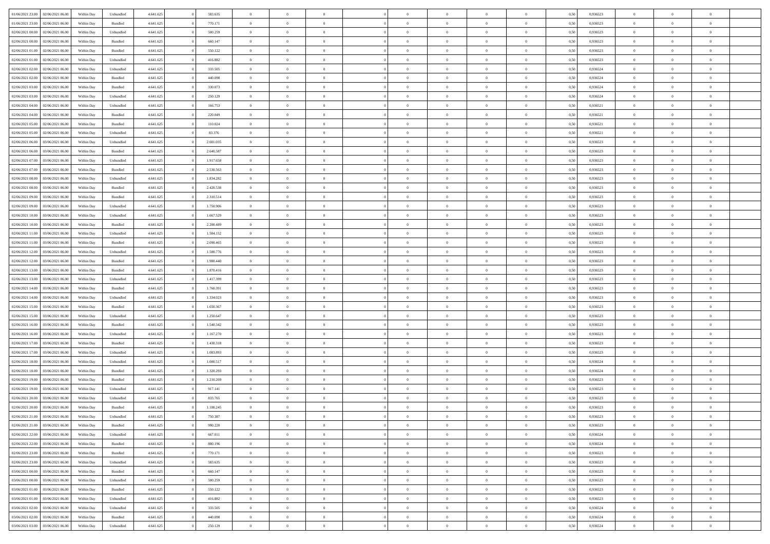| | | | | | | | | | | | | | | | | | | | | | |
|---|---|---|---|---|---|---|---|---|---|---|---|---|---|---|---|---|---|---|---|---|---|
| 01/06/2021 23:00 | 02/06/2021 06:00 | Within Day | Unbundled | 4.641.625 | 0 | 583.635 | 0 | 0 | 0 | | 0 | 0 | 0 | 0 | 0,50 | 0,936523 | 0 | 0 | 0 | |
| 01/06/2021 23:00 | 02/06/2021 06:00 | Within Day | Bundled | 4.641.625 | 0 | 770.171 | 0 | 0 | 0 | | 0 | 0 | 0 | 0 | 0,50 | 0,936523 | 0 | 0 | 0 | |
| 02/06/2021 00:00 | 02/06/2021 06:00 | Within Day | Unbundled | 4.641.625 | 0 | 500.259 | 0 | 0 | 0 | | 0 | 0 | 0 | 0 | 0,50 | 0,936523 | 0 | 0 | 0 | |
| 02/06/2021 00:00 | 02/06/2021 06:00 | Within Day | Bundled | 4.641.625 | 0 | 660.147 | 0 | 0 | 0 | | 0 | 0 | 0 | 0 | 0,50 | 0,936523 | 0 | 0 | 0 | |
| 02/06/2021 01:00 | 02/06/2021 06:00 | Within Day | Bundled | 4.641.625 | 0 | 550.122 | 0 | 0 | 0 | | 0 | 0 | 0 | 0 | 0,50 | 0,936523 | 0 | 0 | 0 | |
| 02/06/2021 01:00 | 02/06/2021 06:00 | Within Day | Unbundled | 4.641.625 | 0 | 416.882 | 0 | 0 | 0 | | 0 | 0 | 0 | 0 | 0,50 | 0,936523 | 0 | 0 | 0 | |
| 02/06/2021 02:00 | 02/06/2021 06:00 | Within Day | Unbundled | 4.641.625 | 0 | 333.505 | 0 | 0 | 0 | | 0 | 0 | 0 | 0 | 0,50 | 0,936524 | 0 | 0 | 0 | |
| 02/06/2021 02:00 | 02/06/2021 06:00 | Within Day | Bundled | 4.641.625 | 0 | 440.098 | 0 | 0 | 0 | | 0 | 0 | 0 | 0 | 0,50 | 0,936524 | 0 | 0 | 0 | |
| 02/06/2021 03:00 | 02/06/2021 06:00 | Within Day | Bundled | 4.641.625 | 0 | 330.073 | 0 | 0 | 0 | | 0 | 0 | 0 | 0 | 0,50 | 0,936524 | 0 | 0 | 0 | |
| 02/06/2021 03:00 | 02/06/2021 06:00 | Within Day | Unbundled | 4.641.625 | 0 | 250.129 | 0 | 0 | 0 | | 0 | 0 | 0 | 0 | 0,50 | 0,936524 | 0 | 0 | 0 | |
| 02/06/2021 04:00 | 02/06/2021 06:00 | Within Day | Unbundled | 4.641.625 | 0 | 166.753 | 0 | 0 | 0 | | 0 | 0 | 0 | 0 | 0,50 | 0,936521 | 0 | 0 | 0 | |
| 02/06/2021 04:00 | 02/06/2021 06:00 | Within Day | Bundled | 4.641.625 | 0 | 220.049 | 0 | 0 | 0 | | 0 | 0 | 0 | 0 | 0,50 | 0,936521 | 0 | 0 | 0 | |
| 02/06/2021 05:00 | 02/06/2021 06:00 | Within Day | Bundled | 4.641.625 | 0 | 110.024 | 0 | 0 | 0 | | 0 | 0 | 0 | 0 | 0,50 | 0,936521 | 0 | 0 | 0 | |
| 02/06/2021 05:00 | 02/06/2021 06:00 | Within Day | Unbundled | 4.641.625 | 0 | 83.376 | 0 | 0 | 0 | | 0 | 0 | 0 | 0 | 0,50 | 0,936521 | 0 | 0 | 0 | |
| 02/06/2021 06:00 | 03/06/2021 06:00 | Within Day | Unbundled | 4.641.625 | 0 | 2.001.035 | 0 | 0 | 0 | | 0 | 0 | 0 | 0 | 0,50 | 0,936523 | 0 | 0 | 0 | |
| 02/06/2021 06:00 | 03/06/2021 06:00 | Within Day | Bundled | 4.641.625 | 0 | 2.640.587 | 0 | 0 | 0 | | 0 | 0 | 0 | 0 | 0,50 | 0,936523 | 0 | 0 | 0 | |
| 02/06/2021 07:00 | 03/06/2021 06:00 | Within Day | Unbundled | 4.641.625 | 0 | 1.917.658 | 0 | 0 | 0 | | 0 | 0 | 0 | 0 | 0,50 | 0,936523 | 0 | 0 | 0 | |
| 02/06/2021 07:00 | 03/06/2021 06:00 | Within Day | Bundled | 4.641.625 | 0 | 2.530.563 | 0 | 0 | 0 | | 0 | 0 | 0 | 0 | 0,50 | 0,936523 | 0 | 0 | 0 | |
| 02/06/2021 08:00 | 03/06/2021 06:00 | Within Day | Unbundled | 4.641.625 | 0 | 1.834.282 | 0 | 0 | 0 | | 0 | 0 | 0 | 0 | 0,50 | 0,936523 | 0 | 0 | 0 | |
| 02/06/2021 08:00 | 03/06/2021 06:00 | Within Day | Bundled | 4.641.625 | 0 | 2.420.538 | 0 | 0 | 0 | | 0 | 0 | 0 | 0 | 0,50 | 0,936523 | 0 | 0 | 0 | |
| 02/06/2021 09:00 | 03/06/2021 06:00 | Within Day | Bundled | 4.641.625 | 0 | 2.310.514 | 0 | 0 | 0 | | 0 | 0 | 0 | 0 | 0,50 | 0,936523 | 0 | 0 | 0 | |
| 02/06/2021 09:00 | 03/06/2021 06:00 | Within Day | Unbundled | 4.641.625 | 0 | 1.750.906 | 0 | 0 | 0 | | 0 | 0 | 0 | 0 | 0,50 | 0,936523 | 0 | 0 | 0 | |
| 02/06/2021 10:00 | 03/06/2021 06:00 | Within Day | Unbundled | 4.641.625 | 0 | 1.667.529 | 0 | 0 | 0 | | 0 | 0 | 0 | 0 | 0,50 | 0,936523 | 0 | 0 | 0 | |
| 02/06/2021 10:00 | 03/06/2021 06:00 | Within Day | Bundled | 4.641.625 | 0 | 2.200.489 | 0 | 0 | 0 | | 0 | 0 | 0 | 0 | 0,50 | 0,936523 | 0 | 0 | 0 | |
| 02/06/2021 11:00 | 03/06/2021 06:00 | Within Day | Unbundled | 4.641.625 | 0 | 1.584.152 | 0 | 0 | 0 | | 0 | 0 | 0 | 0 | 0,50 | 0,936523 | 0 | 0 | 0 | |
| 02/06/2021 11:00 | 03/06/2021 06:00 | Within Day | Bundled | 4.641.625 | 0 | 2.090.465 | 0 | 0 | 0 | | 0 | 0 | 0 | 0 | 0,50 | 0,936523 | 0 | 0 | 0 | |
| 02/06/2021 12:00 | 03/06/2021 06:00 | Within Day | Unbundled | 4.641.625 | 0 | 1.500.776 | 0 | 0 | 0 | | 0 | 0 | 0 | 0 | 0,50 | 0,936523 | 0 | 0 | 0 | |
| 02/06/2021 12:00 | 03/06/2021 06:00 | Within Day | Bundled | 4.641.625 | 0 | 1.980.440 | 0 | 0 | 0 | | 0 | 0 | 0 | 0 | 0,50 | 0,936523 | 0 | 0 | 0 | |
| 02/06/2021 13:00 | 03/06/2021 06:00 | Within Day | Bundled | 4.641.625 | 0 | 1.870.416 | 0 | 0 | 0 | | 0 | 0 | 0 | 0 | 0,50 | 0,936523 | 0 | 0 | 0 | |
| 02/06/2021 13:00 | 03/06/2021 06:00 | Within Day | Unbundled | 4.641.625 | 0 | 1.417.399 | 0 | 0 | 0 | | 0 | 0 | 0 | 0 | 0,50 | 0,936523 | 0 | 0 | 0 | |
| 02/06/2021 14:00 | 03/06/2021 06:00 | Within Day | Bundled | 4.641.625 | 0 | 1.760.391 | 0 | 0 | 0 | | 0 | 0 | 0 | 0 | 0,50 | 0,936523 | 0 | 0 | 0 | |
| 02/06/2021 14:00 | 03/06/2021 06:00 | Within Day | Unbundled | 4.641.625 | 0 | 1.334.023 | 0 | 0 | 0 | | 0 | 0 | 0 | 0 | 0,50 | 0,936523 | 0 | 0 | 0 | |
| 02/06/2021 15:00 | 03/06/2021 06:00 | Within Day | Bundled | 4.641.625 | 0 | 1.650.367 | 0 | 0 | 0 | | 0 | 0 | 0 | 0 | 0,50 | 0,936523 | 0 | 0 | 0 | |
| 02/06/2021 15:00 | 03/06/2021 06:00 | Within Day | Unbundled | 4.641.625 | 0 | 1.250.647 | 0 | 0 | 0 | | 0 | 0 | 0 | 0 | 0,50 | 0,936523 | 0 | 0 | 0 | |
| 02/06/2021 16:00 | 03/06/2021 06:00 | Within Day | Bundled | 4.641.625 | 0 | 1.540.342 | 0 | 0 | 0 | | 0 | 0 | 0 | 0 | 0,50 | 0,936523 | 0 | 0 | 0 | |
| 02/06/2021 16:00 | 03/06/2021 06:00 | Within Day | Unbundled | 4.641.625 | 0 | 1.167.270 | 0 | 0 | 0 | | 0 | 0 | 0 | 0 | 0,50 | 0,936523 | 0 | 0 | 0 | |
| 02/06/2021 17:00 | 03/06/2021 06:00 | Within Day | Bundled | 4.641.625 | 0 | 1.430.318 | 0 | 0 | 0 | | 0 | 0 | 0 | 0 | 0,50 | 0,936523 | 0 | 0 | 0 | |
| 02/06/2021 17:00 | 03/06/2021 06:00 | Within Day | Unbundled | 4.641.625 | 0 | 1.083.893 | 0 | 0 | 0 | | 0 | 0 | 0 | 0 | 0,50 | 0,936523 | 0 | 0 | 0 | |
| 02/06/2021 18:00 | 03/06/2021 06:00 | Within Day | Unbundled | 4.641.625 | 0 | 1.000.517 | 0 | 0 | 0 | | 0 | 0 | 0 | 0 | 0,50 | 0,936524 | 0 | 0 | 0 | |
| 02/06/2021 18:00 | 03/06/2021 06:00 | Within Day | Bundled | 4.641.625 | 0 | 1.320.293 | 0 | 0 | 0 | | 0 | 0 | 0 | 0 | 0,50 | 0,936524 | 0 | 0 | 0 | |
| 02/06/2021 19:00 | 03/06/2021 06:00 | Within Day | Bundled | 4.641.625 | 0 | 1.210.269 | 0 | 0 | 0 | | 0 | 0 | 0 | 0 | 0,50 | 0,936523 | 0 | 0 | 0 | |
| 02/06/2021 19:00 | 03/06/2021 06:00 | Within Day | Unbundled | 4.641.625 | 0 | 917.141 | 0 | 0 | 0 | | 0 | 0 | 0 | 0 | 0,50 | 0,936523 | 0 | 0 | 0 | |
| 02/06/2021 20:00 | 03/06/2021 06:00 | Within Day | Unbundled | 4.641.625 | 0 | 833.765 | 0 | 0 | 0 | | 0 | 0 | 0 | 0 | 0,50 | 0,936523 | 0 | 0 | 0 | |
| 02/06/2021 20:00 | 03/06/2021 06:00 | Within Day | Bundled | 4.641.625 | 0 | 1.100.245 | 0 | 0 | 0 | | 0 | 0 | 0 | 0 | 0,50 | 0,936523 | 0 | 0 | 0 | |
| 02/06/2021 21:00 | 03/06/2021 06:00 | Within Day | Unbundled | 4.641.625 | 0 | 750.387 | 0 | 0 | 0 | | 0 | 0 | 0 | 0 | 0,50 | 0,936523 | 0 | 0 | 0 | |
| 02/06/2021 21:00 | 03/06/2021 06:00 | Within Day | Bundled | 4.641.625 | 0 | 990.220 | 0 | 0 | 0 | | 0 | 0 | 0 | 0 | 0,50 | 0,936523 | 0 | 0 | 0 | |
| 02/06/2021 22:00 | 03/06/2021 06:00 | Within Day | Unbundled | 4.641.625 | 0 | 667.011 | 0 | 0 | 0 | | 0 | 0 | 0 | 0 | 0,50 | 0,936524 | 0 | 0 | 0 | |
| 02/06/2021 22:00 | 03/06/2021 06:00 | Within Day | Bundled | 4.641.625 | 0 | 880.196 | 0 | 0 | 0 | | 0 | 0 | 0 | 0 | 0,50 | 0,936524 | 0 | 0 | 0 | |
| 02/06/2021 23:00 | 03/06/2021 06:00 | Within Day | Bundled | 4.641.625 | 0 | 770.171 | 0 | 0 | 0 | | 0 | 0 | 0 | 0 | 0,50 | 0,936523 | 0 | 0 | 0 | |
| 02/06/2021 23:00 | 03/06/2021 06:00 | Within Day | Unbundled | 4.641.625 | 0 | 583.635 | 0 | 0 | 0 | | 0 | 0 | 0 | 0 | 0,50 | 0,936523 | 0 | 0 | 0 | |
| 03/06/2021 00:00 | 03/06/2021 06:00 | Within Day | Bundled | 4.641.625 | 0 | 660.147 | 0 | 0 | 0 | | 0 | 0 | 0 | 0 | 0,50 | 0,936523 | 0 | 0 | 0 | |
| 03/06/2021 00:00 | 03/06/2021 06:00 | Within Day | Unbundled | 4.641.625 | 0 | 500.259 | 0 | 0 | 0 | | 0 | 0 | 0 | 0 | 0,50 | 0,936523 | 0 | 0 | 0 | |
| 03/06/2021 01:00 | 03/06/2021 06:00 | Within Day | Bundled | 4.641.625 | 0 | 550.122 | 0 | 0 | 0 | | 0 | 0 | 0 | 0 | 0,50 | 0,936523 | 0 | 0 | 0 | |
| 03/06/2021 01:00 | 03/06/2021 06:00 | Within Day | Unbundled | 4.641.625 | 0 | 416.882 | 0 | 0 | 0 | | 0 | 0 | 0 | 0 | 0,50 | 0,936523 | 0 | 0 | 0 | |
| 03/06/2021 02:00 | 03/06/2021 06:00 | Within Day | Unbundled | 4.641.625 | 0 | 333.505 | 0 | 0 | 0 | | 0 | 0 | 0 | 0 | 0,50 | 0,936524 | 0 | 0 | 0 | |
| 03/06/2021 02:00 | 03/06/2021 06:00 | Within Day | Bundled | 4.641.625 | 0 | 440.098 | 0 | 0 | 0 | | 0 | 0 | 0 | 0 | 0,50 | 0,936524 | 0 | 0 | 0 | |
| 03/06/2021 03:00 | 03/06/2021 06:00 | Within Day | Unbundled | 4.641.625 | 0 | 250.129 | 0 | 0 | 0 | | 0 | 0 | 0 | 0 | 0,50 | 0,936524 | 0 | 0 | 0 | |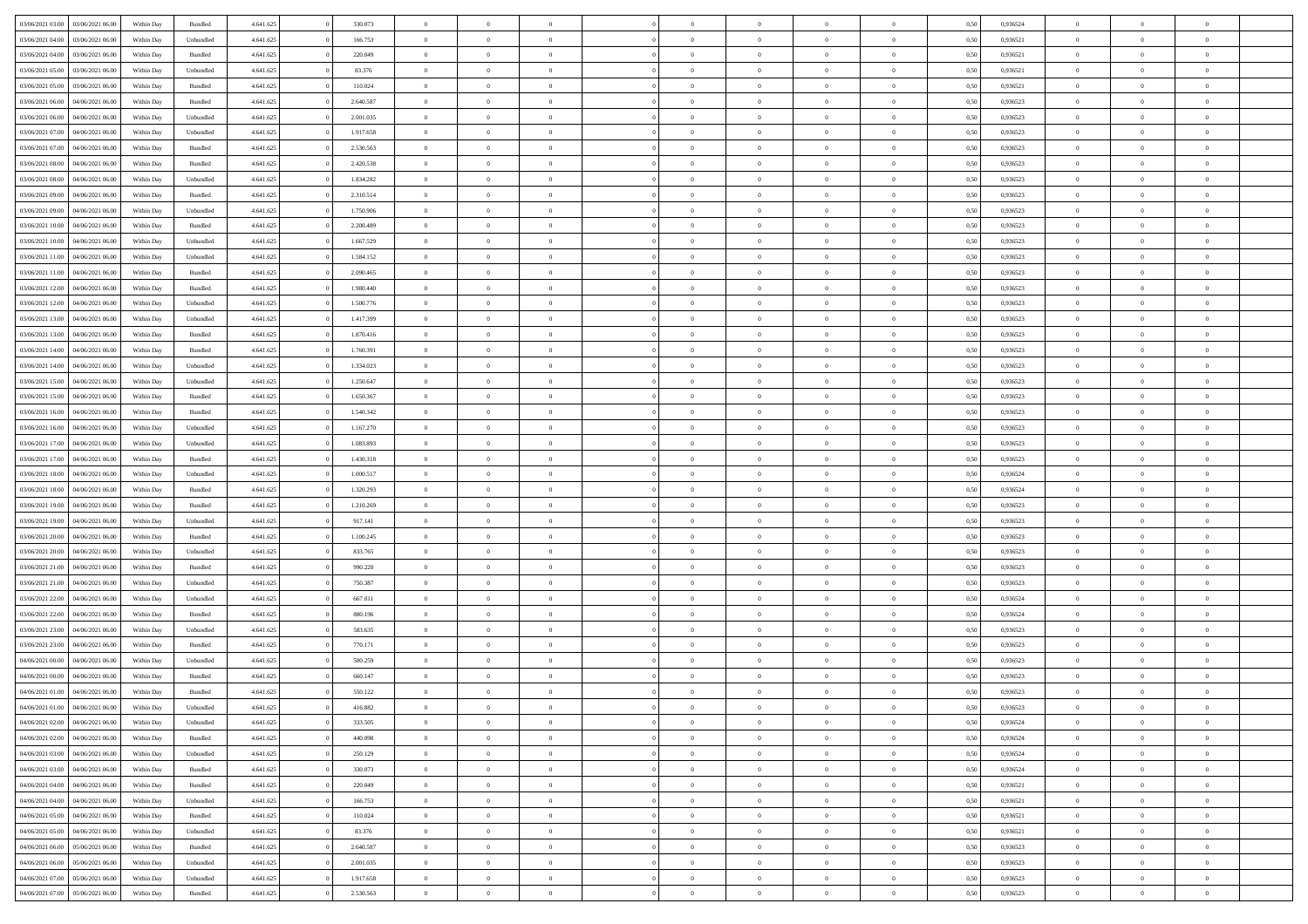| 03/06/2021 03:00 | 03/06/2021 06:00 | Within Day | Bundled | 4.641.625 | 0 | 330.073 | 0 | 0 | 0 | | 0 | 0 | 0 | 0 | 0,50 | 0,936524 | 0 | 0 | 0 | |
|---|---|---|---|---|---|---|---|---|---|---|---|---|---|---|---|---|---|---|---|---|
| 03/06/2021 04:00 | 03/06/2021 06:00 | Within Day | Unbundled | 4.641.625 | 0 | 166.753 | 0 | 0 | 0 | | 0 | 0 | 0 | 0 | 0,50 | 0,936521 | 0 | 0 | 0 | |
| 03/06/2021 04:00 | 03/06/2021 06:00 | Within Day | Bundled | 4.641.625 | 0 | 220.049 | 0 | 0 | 0 | | 0 | 0 | 0 | 0 | 0,50 | 0,936521 | 0 | 0 | 0 | |
| 03/06/2021 05:00 | 03/06/2021 06:00 | Within Day | Unbundled | 4.641.625 | 0 | 83.376 | 0 | 0 | 0 | | 0 | 0 | 0 | 0 | 0,50 | 0,936521 | 0 | 0 | 0 | |
| 03/06/2021 05:00 | 03/06/2021 06:00 | Within Day | Bundled | 4.641.625 | 0 | 110.024 | 0 | 0 | 0 | | 0 | 0 | 0 | 0 | 0,50 | 0,936521 | 0 | 0 | 0 | |
| 03/06/2021 06:00 | 04/06/2021 06:00 | Within Day | Bundled | 4.641.625 | 0 | 2.640.587 | 0 | 0 | 0 | | 0 | 0 | 0 | 0 | 0,50 | 0,936523 | 0 | 0 | 0 | |
| 03/06/2021 06:00 | 04/06/2021 06:00 | Within Day | Unbundled | 4.641.625 | 0 | 2.001.035 | 0 | 0 | 0 | | 0 | 0 | 0 | 0 | 0,50 | 0,936523 | 0 | 0 | 0 | |
| 03/06/2021 07:00 | 04/06/2021 06:00 | Within Day | Unbundled | 4.641.625 | 0 | 1.917.658 | 0 | 0 | 0 | | 0 | 0 | 0 | 0 | 0,50 | 0,936523 | 0 | 0 | 0 | |
| 03/06/2021 07:00 | 04/06/2021 06:00 | Within Day | Bundled | 4.641.625 | 0 | 2.530.563 | 0 | 0 | 0 | | 0 | 0 | 0 | 0 | 0,50 | 0,936523 | 0 | 0 | 0 | |
| 03/06/2021 08:00 | 04/06/2021 06:00 | Within Day | Bundled | 4.641.625 | 0 | 2.420.538 | 0 | 0 | 0 | | 0 | 0 | 0 | 0 | 0,50 | 0,936523 | 0 | 0 | 0 | |
| 03/06/2021 08:00 | 04/06/2021 06:00 | Within Day | Unbundled | 4.641.625 | 0 | 1.834.282 | 0 | 0 | 0 | | 0 | 0 | 0 | 0 | 0,50 | 0,936523 | 0 | 0 | 0 | |
| 03/06/2021 09:00 | 04/06/2021 06:00 | Within Day | Bundled | 4.641.625 | 0 | 2.310.514 | 0 | 0 | 0 | | 0 | 0 | 0 | 0 | 0,50 | 0,936523 | 0 | 0 | 0 | |
| 03/06/2021 09:00 | 04/06/2021 06:00 | Within Day | Unbundled | 4.641.625 | 0 | 1.750.906 | 0 | 0 | 0 | | 0 | 0 | 0 | 0 | 0,50 | 0,936523 | 0 | 0 | 0 | |
| 03/06/2021 10:00 | 04/06/2021 06:00 | Within Day | Bundled | 4.641.625 | 0 | 2.200.489 | 0 | 0 | 0 | | 0 | 0 | 0 | 0 | 0,50 | 0,936523 | 0 | 0 | 0 | |
| 03/06/2021 10:00 | 04/06/2021 06:00 | Within Day | Unbundled | 4.641.625 | 0 | 1.667.529 | 0 | 0 | 0 | | 0 | 0 | 0 | 0 | 0,50 | 0,936523 | 0 | 0 | 0 | |
| 03/06/2021 11:00 | 04/06/2021 06:00 | Within Day | Unbundled | 4.641.625 | 0 | 1.584.152 | 0 | 0 | 0 | | 0 | 0 | 0 | 0 | 0,50 | 0,936523 | 0 | 0 | 0 | |
| 03/06/2021 11:00 | 04/06/2021 06:00 | Within Day | Bundled | 4.641.625 | 0 | 2.090.465 | 0 | 0 | 0 | | 0 | 0 | 0 | 0 | 0,50 | 0,936523 | 0 | 0 | 0 | |
| 03/06/2021 12:00 | 04/06/2021 06:00 | Within Day | Bundled | 4.641.625 | 0 | 1.980.440 | 0 | 0 | 0 | | 0 | 0 | 0 | 0 | 0,50 | 0,936523 | 0 | 0 | 0 | |
| 03/06/2021 12:00 | 04/06/2021 06:00 | Within Day | Unbundled | 4.641.625 | 0 | 1.500.776 | 0 | 0 | 0 | | 0 | 0 | 0 | 0 | 0,50 | 0,936523 | 0 | 0 | 0 | |
| 03/06/2021 13:00 | 04/06/2021 06:00 | Within Day | Unbundled | 4.641.625 | 0 | 1.417.399 | 0 | 0 | 0 | | 0 | 0 | 0 | 0 | 0,50 | 0,936523 | 0 | 0 | 0 | |
| 03/06/2021 13:00 | 04/06/2021 06:00 | Within Day | Bundled | 4.641.625 | 0 | 1.870.416 | 0 | 0 | 0 | | 0 | 0 | 0 | 0 | 0,50 | 0,936523 | 0 | 0 | 0 | |
| 03/06/2021 14:00 | 04/06/2021 06:00 | Within Day | Bundled | 4.641.625 | 0 | 1.760.391 | 0 | 0 | 0 | | 0 | 0 | 0 | 0 | 0,50 | 0,936523 | 0 | 0 | 0 | |
| 03/06/2021 14:00 | 04/06/2021 06:00 | Within Day | Unbundled | 4.641.625 | 0 | 1.334.023 | 0 | 0 | 0 | | 0 | 0 | 0 | 0 | 0,50 | 0,936523 | 0 | 0 | 0 | |
| 03/06/2021 15:00 | 04/06/2021 06:00 | Within Day | Unbundled | 4.641.625 | 0 | 1.250.647 | 0 | 0 | 0 | | 0 | 0 | 0 | 0 | 0,50 | 0,936523 | 0 | 0 | 0 | |
| 03/06/2021 15:00 | 04/06/2021 06:00 | Within Day | Bundled | 4.641.625 | 0 | 1.650.367 | 0 | 0 | 0 | | 0 | 0 | 0 | 0 | 0,50 | 0,936523 | 0 | 0 | 0 | |
| 03/06/2021 16:00 | 04/06/2021 06:00 | Within Day | Bundled | 4.641.625 | 0 | 1.540.342 | 0 | 0 | 0 | | 0 | 0 | 0 | 0 | 0,50 | 0,936523 | 0 | 0 | 0 | |
| 03/06/2021 16:00 | 04/06/2021 06:00 | Within Day | Unbundled | 4.641.625 | 0 | 1.167.270 | 0 | 0 | 0 | | 0 | 0 | 0 | 0 | 0,50 | 0,936523 | 0 | 0 | 0 | |
| 03/06/2021 17:00 | 04/06/2021 06:00 | Within Day | Unbundled | 4.641.625 | 0 | 1.083.893 | 0 | 0 | 0 | | 0 | 0 | 0 | 0 | 0,50 | 0,936523 | 0 | 0 | 0 | |
| 03/06/2021 17:00 | 04/06/2021 06:00 | Within Day | Bundled | 4.641.625 | 0 | 1.430.318 | 0 | 0 | 0 | | 0 | 0 | 0 | 0 | 0,50 | 0,936523 | 0 | 0 | 0 | |
| 03/06/2021 18:00 | 04/06/2021 06:00 | Within Day | Unbundled | 4.641.625 | 0 | 1.000.517 | 0 | 0 | 0 | | 0 | 0 | 0 | 0 | 0,50 | 0,936524 | 0 | 0 | 0 | |
| 03/06/2021 18:00 | 04/06/2021 06:00 | Within Day | Bundled | 4.641.625 | 0 | 1.320.293 | 0 | 0 | 0 | | 0 | 0 | 0 | 0 | 0,50 | 0,936524 | 0 | 0 | 0 | |
| 03/06/2021 19:00 | 04/06/2021 06:00 | Within Day | Bundled | 4.641.625 | 0 | 1.210.269 | 0 | 0 | 0 | | 0 | 0 | 0 | 0 | 0,50 | 0,936523 | 0 | 0 | 0 | |
| 03/06/2021 19:00 | 04/06/2021 06:00 | Within Day | Unbundled | 4.641.625 | 0 | 917.141 | 0 | 0 | 0 | | 0 | 0 | 0 | 0 | 0,50 | 0,936523 | 0 | 0 | 0 | |
| 03/06/2021 20:00 | 04/06/2021 06:00 | Within Day | Bundled | 4.641.625 | 0 | 1.100.245 | 0 | 0 | 0 | | 0 | 0 | 0 | 0 | 0,50 | 0,936523 | 0 | 0 | 0 | |
| 03/06/2021 20:00 | 04/06/2021 06:00 | Within Day | Unbundled | 4.641.625 | 0 | 833.765 | 0 | 0 | 0 | | 0 | 0 | 0 | 0 | 0,50 | 0,936523 | 0 | 0 | 0 | |
| 03/06/2021 21:00 | 04/06/2021 06:00 | Within Day | Bundled | 4.641.625 | 0 | 990.220 | 0 | 0 | 0 | | 0 | 0 | 0 | 0 | 0,50 | 0,936523 | 0 | 0 | 0 | |
| 03/06/2021 21:00 | 04/06/2021 06:00 | Within Day | Unbundled | 4.641.625 | 0 | 750.387 | 0 | 0 | 0 | | 0 | 0 | 0 | 0 | 0,50 | 0,936523 | 0 | 0 | 0 | |
| 03/06/2021 22:00 | 04/06/2021 06:00 | Within Day | Unbundled | 4.641.625 | 0 | 667.011 | 0 | 0 | 0 | | 0 | 0 | 0 | 0 | 0,50 | 0,936524 | 0 | 0 | 0 | |
| 03/06/2021 22:00 | 04/06/2021 06:00 | Within Day | Bundled | 4.641.625 | 0 | 880.196 | 0 | 0 | 0 | | 0 | 0 | 0 | 0 | 0,50 | 0,936524 | 0 | 0 | 0 | |
| 03/06/2021 23:00 | 04/06/2021 06:00 | Within Day | Unbundled | 4.641.625 | 0 | 583.635 | 0 | 0 | 0 | | 0 | 0 | 0 | 0 | 0,50 | 0,936523 | 0 | 0 | 0 | |
| 03/06/2021 23:00 | 04/06/2021 06:00 | Within Day | Bundled | 4.641.625 | 0 | 770.171 | 0 | 0 | 0 | | 0 | 0 | 0 | 0 | 0,50 | 0,936523 | 0 | 0 | 0 | |
| 04/06/2021 00:00 | 04/06/2021 06:00 | Within Day | Unbundled | 4.641.625 | 0 | 500.259 | 0 | 0 | 0 | | 0 | 0 | 0 | 0 | 0,50 | 0,936523 | 0 | 0 | 0 | |
| 04/06/2021 00:00 | 04/06/2021 06:00 | Within Day | Bundled | 4.641.625 | 0 | 660.147 | 0 | 0 | 0 | | 0 | 0 | 0 | 0 | 0,50 | 0,936523 | 0 | 0 | 0 | |
| 04/06/2021 01:00 | 04/06/2021 06:00 | Within Day | Bundled | 4.641.625 | 0 | 550.122 | 0 | 0 | 0 | | 0 | 0 | 0 | 0 | 0,50 | 0,936523 | 0 | 0 | 0 | |
| 04/06/2021 01:00 | 04/06/2021 06:00 | Within Day | Unbundled | 4.641.625 | 0 | 416.882 | 0 | 0 | 0 | | 0 | 0 | 0 | 0 | 0,50 | 0,936523 | 0 | 0 | 0 | |
| 04/06/2021 02:00 | 04/06/2021 06:00 | Within Day | Unbundled | 4.641.625 | 0 | 333.505 | 0 | 0 | 0 | | 0 | 0 | 0 | 0 | 0,50 | 0,936524 | 0 | 0 | 0 | |
| 04/06/2021 02:00 | 04/06/2021 06:00 | Within Day | Bundled | 4.641.625 | 0 | 440.098 | 0 | 0 | 0 | | 0 | 0 | 0 | 0 | 0,50 | 0,936524 | 0 | 0 | 0 | |
| 04/06/2021 03:00 | 04/06/2021 06:00 | Within Day | Unbundled | 4.641.625 | 0 | 250.129 | 0 | 0 | 0 | | 0 | 0 | 0 | 0 | 0,50 | 0,936524 | 0 | 0 | 0 | |
| 04/06/2021 03:00 | 04/06/2021 06:00 | Within Day | Bundled | 4.641.625 | 0 | 330.073 | 0 | 0 | 0 | | 0 | 0 | 0 | 0 | 0,50 | 0,936524 | 0 | 0 | 0 | |
| 04/06/2021 04:00 | 04/06/2021 06:00 | Within Day | Bundled | 4.641.625 | 0 | 220.049 | 0 | 0 | 0 | | 0 | 0 | 0 | 0 | 0,50 | 0,936521 | 0 | 0 | 0 | |
| 04/06/2021 04:00 | 04/06/2021 06:00 | Within Day | Unbundled | 4.641.625 | 0 | 166.753 | 0 | 0 | 0 | | 0 | 0 | 0 | 0 | 0,50 | 0,936521 | 0 | 0 | 0 | |
| 04/06/2021 05:00 | 04/06/2021 06:00 | Within Day | Bundled | 4.641.625 | 0 | 110.024 | 0 | 0 | 0 | | 0 | 0 | 0 | 0 | 0,50 | 0,936521 | 0 | 0 | 0 | |
| 04/06/2021 05:00 | 04/06/2021 06:00 | Within Day | Unbundled | 4.641.625 | 0 | 83.376 | 0 | 0 | 0 | | 0 | 0 | 0 | 0 | 0,50 | 0,936521 | 0 | 0 | 0 | |
| 04/06/2021 06:00 | 05/06/2021 06:00 | Within Day | Bundled | 4.641.625 | 0 | 2.640.587 | 0 | 0 | 0 | | 0 | 0 | 0 | 0 | 0,50 | 0,936523 | 0 | 0 | 0 | |
| 04/06/2021 06:00 | 05/06/2021 06:00 | Within Day | Unbundled | 4.641.625 | 0 | 2.001.035 | 0 | 0 | 0 | | 0 | 0 | 0 | 0 | 0,50 | 0,936523 | 0 | 0 | 0 | |
| 04/06/2021 07:00 | 05/06/2021 06:00 | Within Day | Unbundled | 4.641.625 | 0 | 1.917.658 | 0 | 0 | 0 | | 0 | 0 | 0 | 0 | 0,50 | 0,936523 | 0 | 0 | 0 | |
| 04/06/2021 07:00 | 05/06/2021 06:00 | Within Day | Bundled | 4.641.625 | 0 | 2.530.563 | 0 | 0 | 0 | | 0 | 0 | 0 | 0 | 0,50 | 0,936523 | 0 | 0 | 0 | |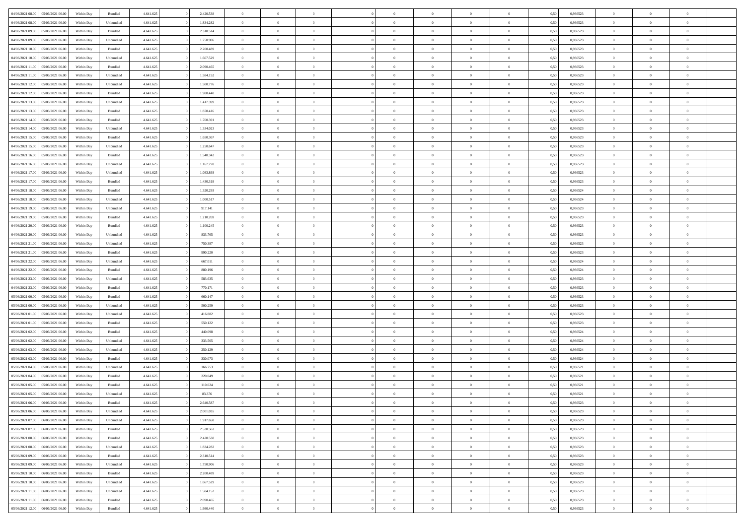| | | | | | | | | | | | | | | | | | | | | | |
|---|---|---|---|---|---|---|---|---|---|---|---|---|---|---|---|---|---|---|---|---|---|
| 04/06/2021 08:00 | 05/06/2021 06:00 | Within Day | Bundled | 4.641.625 | 0 | 2.420.538 | 0 | 0 | 0 | | 0 | 0 | 0 | 0 | 0 | 0,50 | 0,936523 | 0 | 0 | 0 | |
| 04/06/2021 08:00 | 05/06/2021 06:00 | Within Day | Unbundled | 4.641.625 | 0 | 1.834.282 | 0 | 0 | 0 | | 0 | 0 | 0 | 0 | 0 | 0,50 | 0,936523 | 0 | 0 | 0 | |
| 04/06/2021 09:00 | 05/06/2021 06:00 | Within Day | Bundled | 4.641.625 | 0 | 2.310.514 | 0 | 0 | 0 | | 0 | 0 | 0 | 0 | 0 | 0,50 | 0,936523 | 0 | 0 | 0 | |
| 04/06/2021 09:00 | 05/06/2021 06:00 | Within Day | Unbundled | 4.641.625 | 0 | 1.750.906 | 0 | 0 | 0 | | 0 | 0 | 0 | 0 | 0 | 0,50 | 0,936523 | 0 | 0 | 0 | |
| 04/06/2021 10:00 | 05/06/2021 06:00 | Within Day | Bundled | 4.641.625 | 0 | 2.200.489 | 0 | 0 | 0 | | 0 | 0 | 0 | 0 | 0 | 0,50 | 0,936523 | 0 | 0 | 0 | |
| 04/06/2021 10:00 | 05/06/2021 06:00 | Within Day | Unbundled | 4.641.625 | 0 | 1.667.529 | 0 | 0 | 0 | | 0 | 0 | 0 | 0 | 0 | 0,50 | 0,936523 | 0 | 0 | 0 | |
| 04/06/2021 11:00 | 05/06/2021 06:00 | Within Day | Bundled | 4.641.625 | 0 | 2.090.465 | 0 | 0 | 0 | | 0 | 0 | 0 | 0 | 0 | 0,50 | 0,936523 | 0 | 0 | 0 | |
| 04/06/2021 11:00 | 05/06/2021 06:00 | Within Day | Unbundled | 4.641.625 | 0 | 1.584.152 | 0 | 0 | 0 | | 0 | 0 | 0 | 0 | 0 | 0,50 | 0,936523 | 0 | 0 | 0 | |
| 04/06/2021 12:00 | 05/06/2021 06:00 | Within Day | Unbundled | 4.641.625 | 0 | 1.500.776 | 0 | 0 | 0 | | 0 | 0 | 0 | 0 | 0 | 0,50 | 0,936523 | 0 | 0 | 0 | |
| 04/06/2021 12:00 | 05/06/2021 06:00 | Within Day | Bundled | 4.641.625 | 0 | 1.980.440 | 0 | 0 | 0 | | 0 | 0 | 0 | 0 | 0 | 0,50 | 0,936523 | 0 | 0 | 0 | |
| 04/06/2021 13:00 | 05/06/2021 06:00 | Within Day | Unbundled | 4.641.625 | 0 | 1.417.399 | 0 | 0 | 0 | | 0 | 0 | 0 | 0 | 0 | 0,50 | 0,936523 | 0 | 0 | 0 | |
| 04/06/2021 13:00 | 05/06/2021 06:00 | Within Day | Bundled | 4.641.625 | 0 | 1.870.416 | 0 | 0 | 0 | | 0 | 0 | 0 | 0 | 0 | 0,50 | 0,936523 | 0 | 0 | 0 | |
| 04/06/2021 14:00 | 05/06/2021 06:00 | Within Day | Bundled | 4.641.625 | 0 | 1.760.391 | 0 | 0 | 0 | | 0 | 0 | 0 | 0 | 0 | 0,50 | 0,936523 | 0 | 0 | 0 | |
| 04/06/2021 14:00 | 05/06/2021 06:00 | Within Day | Unbundled | 4.641.625 | 0 | 1.334.023 | 0 | 0 | 0 | | 0 | 0 | 0 | 0 | 0 | 0,50 | 0,936523 | 0 | 0 | 0 | |
| 04/06/2021 15:00 | 05/06/2021 06:00 | Within Day | Bundled | 4.641.625 | 0 | 1.650.367 | 0 | 0 | 0 | | 0 | 0 | 0 | 0 | 0 | 0,50 | 0,936523 | 0 | 0 | 0 | |
| 04/06/2021 15:00 | 05/06/2021 06:00 | Within Day | Unbundled | 4.641.625 | 0 | 1.250.647 | 0 | 0 | 0 | | 0 | 0 | 0 | 0 | 0 | 0,50 | 0,936523 | 0 | 0 | 0 | |
| 04/06/2021 16:00 | 05/06/2021 06:00 | Within Day | Bundled | 4.641.625 | 0 | 1.540.342 | 0 | 0 | 0 | | 0 | 0 | 0 | 0 | 0 | 0,50 | 0,936523 | 0 | 0 | 0 | |
| 04/06/2021 16:00 | 05/06/2021 06:00 | Within Day | Unbundled | 4.641.625 | 0 | 1.167.270 | 0 | 0 | 0 | | 0 | 0 | 0 | 0 | 0 | 0,50 | 0,936523 | 0 | 0 | 0 | |
| 04/06/2021 17:00 | 05/06/2021 06:00 | Within Day | Unbundled | 4.641.625 | 0 | 1.083.893 | 0 | 0 | 0 | | 0 | 0 | 0 | 0 | 0 | 0,50 | 0,936523 | 0 | 0 | 0 | |
| 04/06/2021 17:00 | 05/06/2021 06:00 | Within Day | Bundled | 4.641.625 | 0 | 1.430.318 | 0 | 0 | 0 | | 0 | 0 | 0 | 0 | 0 | 0,50 | 0,936523 | 0 | 0 | 0 | |
| 04/06/2021 18:00 | 05/06/2021 06:00 | Within Day | Bundled | 4.641.625 | 0 | 1.320.293 | 0 | 0 | 0 | | 0 | 0 | 0 | 0 | 0 | 0,50 | 0,936524 | 0 | 0 | 0 | |
| 04/06/2021 18:00 | 05/06/2021 06:00 | Within Day | Unbundled | 4.641.625 | 0 | 1.000.517 | 0 | 0 | 0 | | 0 | 0 | 0 | 0 | 0 | 0,50 | 0,936524 | 0 | 0 | 0 | |
| 04/06/2021 19:00 | 05/06/2021 06:00 | Within Day | Unbundled | 4.641.625 | 0 | 917.141 | 0 | 0 | 0 | | 0 | 0 | 0 | 0 | 0 | 0,50 | 0,936523 | 0 | 0 | 0 | |
| 04/06/2021 19:00 | 05/06/2021 06:00 | Within Day | Bundled | 4.641.625 | 0 | 1.210.269 | 0 | 0 | 0 | | 0 | 0 | 0 | 0 | 0 | 0,50 | 0,936523 | 0 | 0 | 0 | |
| 04/06/2021 20:00 | 05/06/2021 06:00 | Within Day | Bundled | 4.641.625 | 0 | 1.100.245 | 0 | 0 | 0 | | 0 | 0 | 0 | 0 | 0 | 0,50 | 0,936523 | 0 | 0 | 0 | |
| 04/06/2021 20:00 | 05/06/2021 06:00 | Within Day | Unbundled | 4.641.625 | 0 | 833.765 | 0 | 0 | 0 | | 0 | 0 | 0 | 0 | 0 | 0,50 | 0,936523 | 0 | 0 | 0 | |
| 04/06/2021 21:00 | 05/06/2021 06:00 | Within Day | Unbundled | 4.641.625 | 0 | 750.387 | 0 | 0 | 0 | | 0 | 0 | 0 | 0 | 0 | 0,50 | 0,936523 | 0 | 0 | 0 | |
| 04/06/2021 21:00 | 05/06/2021 06:00 | Within Day | Bundled | 4.641.625 | 0 | 990.220 | 0 | 0 | 0 | | 0 | 0 | 0 | 0 | 0 | 0,50 | 0,936523 | 0 | 0 | 0 | |
| 04/06/2021 22:00 | 05/06/2021 06:00 | Within Day | Unbundled | 4.641.625 | 0 | 667.011 | 0 | 0 | 0 | | 0 | 0 | 0 | 0 | 0 | 0,50 | 0,936524 | 0 | 0 | 0 | |
| 04/06/2021 22:00 | 05/06/2021 06:00 | Within Day | Bundled | 4.641.625 | 0 | 880.196 | 0 | 0 | 0 | | 0 | 0 | 0 | 0 | 0 | 0,50 | 0,936524 | 0 | 0 | 0 | |
| 04/06/2021 23:00 | 05/06/2021 06:00 | Within Day | Unbundled | 4.641.625 | 0 | 583.635 | 0 | 0 | 0 | | 0 | 0 | 0 | 0 | 0 | 0,50 | 0,936523 | 0 | 0 | 0 | |
| 04/06/2021 23:00 | 05/06/2021 06:00 | Within Day | Bundled | 4.641.625 | 0 | 770.171 | 0 | 0 | 0 | | 0 | 0 | 0 | 0 | 0 | 0,50 | 0,936523 | 0 | 0 | 0 | |
| 05/06/2021 00:00 | 05/06/2021 06:00 | Within Day | Bundled | 4.641.625 | 0 | 660.147 | 0 | 0 | 0 | | 0 | 0 | 0 | 0 | 0 | 0,50 | 0,936523 | 0 | 0 | 0 | |
| 05/06/2021 00:00 | 05/06/2021 06:00 | Within Day | Unbundled | 4.641.625 | 0 | 500.259 | 0 | 0 | 0 | | 0 | 0 | 0 | 0 | 0 | 0,50 | 0,936523 | 0 | 0 | 0 | |
| 05/06/2021 01:00 | 05/06/2021 06:00 | Within Day | Unbundled | 4.641.625 | 0 | 416.882 | 0 | 0 | 0 | | 0 | 0 | 0 | 0 | 0 | 0,50 | 0,936523 | 0 | 0 | 0 | |
| 05/06/2021 01:00 | 05/06/2021 06:00 | Within Day | Bundled | 4.641.625 | 0 | 550.122 | 0 | 0 | 0 | | 0 | 0 | 0 | 0 | 0 | 0,50 | 0,936523 | 0 | 0 | 0 | |
| 05/06/2021 02:00 | 05/06/2021 06:00 | Within Day | Bundled | 4.641.625 | 0 | 440.098 | 0 | 0 | 0 | | 0 | 0 | 0 | 0 | 0 | 0,50 | 0,936524 | 0 | 0 | 0 | |
| 05/06/2021 02:00 | 05/06/2021 06:00 | Within Day | Unbundled | 4.641.625 | 0 | 333.505 | 0 | 0 | 0 | | 0 | 0 | 0 | 0 | 0 | 0,50 | 0,936524 | 0 | 0 | 0 | |
| 05/06/2021 03:00 | 05/06/2021 06:00 | Within Day | Unbundled | 4.641.625 | 0 | 250.129 | 0 | 0 | 0 | | 0 | 0 | 0 | 0 | 0 | 0,50 | 0,936524 | 0 | 0 | 0 | |
| 05/06/2021 03:00 | 05/06/2021 06:00 | Within Day | Bundled | 4.641.625 | 0 | 330.073 | 0 | 0 | 0 | | 0 | 0 | 0 | 0 | 0 | 0,50 | 0,936524 | 0 | 0 | 0 | |
| 05/06/2021 04:00 | 05/06/2021 06:00 | Within Day | Unbundled | 4.641.625 | 0 | 166.753 | 0 | 0 | 0 | | 0 | 0 | 0 | 0 | 0 | 0,50 | 0,936521 | 0 | 0 | 0 | |
| 05/06/2021 04:00 | 05/06/2021 06:00 | Within Day | Bundled | 4.641.625 | 0 | 220.049 | 0 | 0 | 0 | | 0 | 0 | 0 | 0 | 0 | 0,50 | 0,936521 | 0 | 0 | 0 | |
| 05/06/2021 05:00 | 05/06/2021 06:00 | Within Day | Bundled | 4.641.625 | 0 | 110.024 | 0 | 0 | 0 | | 0 | 0 | 0 | 0 | 0 | 0,50 | 0,936521 | 0 | 0 | 0 | |
| 05/06/2021 05:00 | 05/06/2021 06:00 | Within Day | Unbundled | 4.641.625 | 0 | 83.376 | 0 | 0 | 0 | | 0 | 0 | 0 | 0 | 0 | 0,50 | 0,936521 | 0 | 0 | 0 | |
| 05/06/2021 06:00 | 06/06/2021 06:00 | Within Day | Bundled | 4.641.625 | 0 | 2.640.587 | 0 | 0 | 0 | | 0 | 0 | 0 | 0 | 0 | 0,50 | 0,936523 | 0 | 0 | 0 | |
| 05/06/2021 06:00 | 06/06/2021 06:00 | Within Day | Unbundled | 4.641.625 | 0 | 2.001.035 | 0 | 0 | 0 | | 0 | 0 | 0 | 0 | 0 | 0,50 | 0,936523 | 0 | 0 | 0 | |
| 05/06/2021 07:00 | 06/06/2021 06:00 | Within Day | Unbundled | 4.641.625 | 0 | 1.917.658 | 0 | 0 | 0 | | 0 | 0 | 0 | 0 | 0 | 0,50 | 0,936523 | 0 | 0 | 0 | |
| 05/06/2021 07:00 | 06/06/2021 06:00 | Within Day | Bundled | 4.641.625 | 0 | 2.530.563 | 0 | 0 | 0 | | 0 | 0 | 0 | 0 | 0 | 0,50 | 0,936523 | 0 | 0 | 0 | |
| 05/06/2021 08:00 | 06/06/2021 06:00 | Within Day | Bundled | 4.641.625 | 0 | 2.420.538 | 0 | 0 | 0 | | 0 | 0 | 0 | 0 | 0 | 0,50 | 0,936523 | 0 | 0 | 0 | |
| 05/06/2021 08:00 | 06/06/2021 06:00 | Within Day | Unbundled | 4.641.625 | 0 | 1.834.282 | 0 | 0 | 0 | | 0 | 0 | 0 | 0 | 0 | 0,50 | 0,936523 | 0 | 0 | 0 | |
| 05/06/2021 09:00 | 06/06/2021 06:00 | Within Day | Bundled | 4.641.625 | 0 | 2.310.514 | 0 | 0 | 0 | | 0 | 0 | 0 | 0 | 0 | 0,50 | 0,936523 | 0 | 0 | 0 | |
| 05/06/2021 09:00 | 06/06/2021 06:00 | Within Day | Unbundled | 4.641.625 | 0 | 1.750.906 | 0 | 0 | 0 | | 0 | 0 | 0 | 0 | 0 | 0,50 | 0,936523 | 0 | 0 | 0 | |
| 05/06/2021 10:00 | 06/06/2021 06:00 | Within Day | Bundled | 4.641.625 | 0 | 2.200.489 | 0 | 0 | 0 | | 0 | 0 | 0 | 0 | 0 | 0,50 | 0,936523 | 0 | 0 | 0 | |
| 05/06/2021 10:00 | 06/06/2021 06:00 | Within Day | Unbundled | 4.641.625 | 0 | 1.667.529 | 0 | 0 | 0 | | 0 | 0 | 0 | 0 | 0 | 0,50 | 0,936523 | 0 | 0 | 0 | |
| 05/06/2021 11:00 | 06/06/2021 06:00 | Within Day | Unbundled | 4.641.625 | 0 | 1.584.152 | 0 | 0 | 0 | | 0 | 0 | 0 | 0 | 0 | 0,50 | 0,936523 | 0 | 0 | 0 | |
| 05/06/2021 11:00 | 06/06/2021 06:00 | Within Day | Bundled | 4.641.625 | 0 | 2.090.465 | 0 | 0 | 0 | | 0 | 0 | 0 | 0 | 0 | 0,50 | 0,936523 | 0 | 0 | 0 | |
| 05/06/2021 12:00 | 06/06/2021 06:00 | Within Day | Bundled | 4.641.625 | 0 | 1.980.440 | 0 | 0 | 0 | | 0 | 0 | 0 | 0 | 0 | 0,50 | 0,936523 | 0 | 0 | 0 | |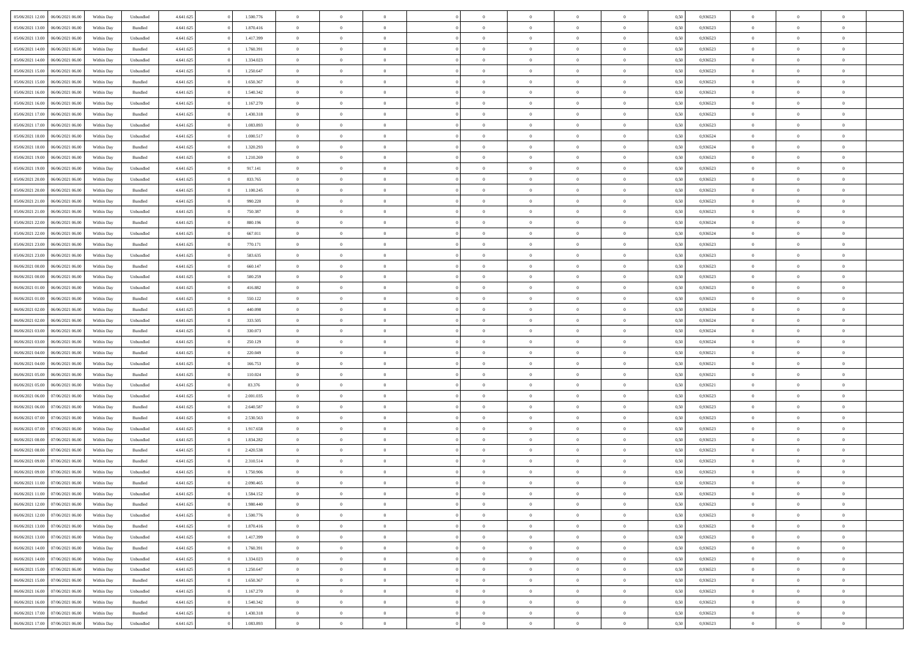| | | | | | | | | | | | | | | | | | | | | |
|---|---|---|---|---|---|---|---|---|---|---|---|---|---|---|---|---|---|---|---|---|
| 05/06/2021 12:00 | 06/06/2021 06:00 | Within Day | Unbundled | 4.641.625 | 0 | 1.500.776 | 0 | 0 | 0 | | 0 | 0 | 0 | 0 | 0,50 | 0,936523 | 0 | 0 | 0 | |
| 05/06/2021 13:00 | 06/06/2021 06:00 | Within Day | Bundled | 4.641.625 | 0 | 1.870.416 | 0 | 0 | 0 | | 0 | 0 | 0 | 0 | 0,50 | 0,936523 | 0 | 0 | 0 | |
| 05/06/2021 13:00 | 06/06/2021 06:00 | Within Day | Unbundled | 4.641.625 | 0 | 1.417.399 | 0 | 0 | 0 | | 0 | 0 | 0 | 0 | 0,50 | 0,936523 | 0 | 0 | 0 | |
| 05/06/2021 14:00 | 06/06/2021 06:00 | Within Day | Bundled | 4.641.625 | 0 | 1.760.391 | 0 | 0 | 0 | | 0 | 0 | 0 | 0 | 0,50 | 0,936523 | 0 | 0 | 0 | |
| 05/06/2021 14:00 | 06/06/2021 06:00 | Within Day | Unbundled | 4.641.625 | 0 | 1.334.023 | 0 | 0 | 0 | | 0 | 0 | 0 | 0 | 0,50 | 0,936523 | 0 | 0 | 0 | |
| 05/06/2021 15:00 | 06/06/2021 06:00 | Within Day | Unbundled | 4.641.625 | 0 | 1.250.647 | 0 | 0 | 0 | | 0 | 0 | 0 | 0 | 0,50 | 0,936523 | 0 | 0 | 0 | |
| 05/06/2021 15:00 | 06/06/2021 06:00 | Within Day | Bundled | 4.641.625 | 0 | 1.650.367 | 0 | 0 | 0 | | 0 | 0 | 0 | 0 | 0,50 | 0,936523 | 0 | 0 | 0 | |
| 05/06/2021 16:00 | 06/06/2021 06:00 | Within Day | Bundled | 4.641.625 | 0 | 1.540.342 | 0 | 0 | 0 | | 0 | 0 | 0 | 0 | 0,50 | 0,936523 | 0 | 0 | 0 | |
| 05/06/2021 16:00 | 06/06/2021 06:00 | Within Day | Unbundled | 4.641.625 | 0 | 1.167.270 | 0 | 0 | 0 | | 0 | 0 | 0 | 0 | 0,50 | 0,936523 | 0 | 0 | 0 | |
| 05/06/2021 17:00 | 06/06/2021 06:00 | Within Day | Bundled | 4.641.625 | 0 | 1.430.318 | 0 | 0 | 0 | | 0 | 0 | 0 | 0 | 0,50 | 0,936523 | 0 | 0 | 0 | |
| 05/06/2021 17:00 | 06/06/2021 06:00 | Within Day | Unbundled | 4.641.625 | 0 | 1.083.893 | 0 | 0 | 0 | | 0 | 0 | 0 | 0 | 0,50 | 0,936523 | 0 | 0 | 0 | |
| 05/06/2021 18:00 | 06/06/2021 06:00 | Within Day | Unbundled | 4.641.625 | 0 | 1.000.517 | 0 | 0 | 0 | | 0 | 0 | 0 | 0 | 0,50 | 0,936524 | 0 | 0 | 0 | |
| 05/06/2021 18:00 | 06/06/2021 06:00 | Within Day | Bundled | 4.641.625 | 0 | 1.320.293 | 0 | 0 | 0 | | 0 | 0 | 0 | 0 | 0,50 | 0,936524 | 0 | 0 | 0 | |
| 05/06/2021 19:00 | 06/06/2021 06:00 | Within Day | Bundled | 4.641.625 | 0 | 1.210.269 | 0 | 0 | 0 | | 0 | 0 | 0 | 0 | 0,50 | 0,936523 | 0 | 0 | 0 | |
| 05/06/2021 19:00 | 06/06/2021 06:00 | Within Day | Unbundled | 4.641.625 | 0 | 917.141 | 0 | 0 | 0 | | 0 | 0 | 0 | 0 | 0,50 | 0,936523 | 0 | 0 | 0 | |
| 05/06/2021 20:00 | 06/06/2021 06:00 | Within Day | Unbundled | 4.641.625 | 0 | 833.765 | 0 | 0 | 0 | | 0 | 0 | 0 | 0 | 0,50 | 0,936523 | 0 | 0 | 0 | |
| 05/06/2021 20:00 | 06/06/2021 06:00 | Within Day | Bundled | 4.641.625 | 0 | 1.100.245 | 0 | 0 | 0 | | 0 | 0 | 0 | 0 | 0,50 | 0,936523 | 0 | 0 | 0 | |
| 05/06/2021 21:00 | 06/06/2021 06:00 | Within Day | Bundled | 4.641.625 | 0 | 990.220 | 0 | 0 | 0 | | 0 | 0 | 0 | 0 | 0,50 | 0,936523 | 0 | 0 | 0 | |
| 05/06/2021 21:00 | 06/06/2021 06:00 | Within Day | Unbundled | 4.641.625 | 0 | 750.387 | 0 | 0 | 0 | | 0 | 0 | 0 | 0 | 0,50 | 0,936523 | 0 | 0 | 0 | |
| 05/06/2021 22:00 | 06/06/2021 06:00 | Within Day | Bundled | 4.641.625 | 0 | 880.196 | 0 | 0 | 0 | | 0 | 0 | 0 | 0 | 0,50 | 0,936524 | 0 | 0 | 0 | |
| 05/06/2021 22:00 | 06/06/2021 06:00 | Within Day | Unbundled | 4.641.625 | 0 | 667.011 | 0 | 0 | 0 | | 0 | 0 | 0 | 0 | 0,50 | 0,936524 | 0 | 0 | 0 | |
| 05/06/2021 23:00 | 06/06/2021 06:00 | Within Day | Bundled | 4.641.625 | 0 | 770.171 | 0 | 0 | 0 | | 0 | 0 | 0 | 0 | 0,50 | 0,936523 | 0 | 0 | 0 | |
| 05/06/2021 23:00 | 06/06/2021 06:00 | Within Day | Unbundled | 4.641.625 | 0 | 583.635 | 0 | 0 | 0 | | 0 | 0 | 0 | 0 | 0,50 | 0,936523 | 0 | 0 | 0 | |
| 06/06/2021 00:00 | 06/06/2021 06:00 | Within Day | Bundled | 4.641.625 | 0 | 660.147 | 0 | 0 | 0 | | 0 | 0 | 0 | 0 | 0,50 | 0,936523 | 0 | 0 | 0 | |
| 06/06/2021 00:00 | 06/06/2021 06:00 | Within Day | Unbundled | 4.641.625 | 0 | 500.259 | 0 | 0 | 0 | | 0 | 0 | 0 | 0 | 0,50 | 0,936523 | 0 | 0 | 0 | |
| 06/06/2021 01:00 | 06/06/2021 06:00 | Within Day | Unbundled | 4.641.625 | 0 | 416.882 | 0 | 0 | 0 | | 0 | 0 | 0 | 0 | 0,50 | 0,936523 | 0 | 0 | 0 | |
| 06/06/2021 01:00 | 06/06/2021 06:00 | Within Day | Bundled | 4.641.625 | 0 | 550.122 | 0 | 0 | 0 | | 0 | 0 | 0 | 0 | 0,50 | 0,936523 | 0 | 0 | 0 | |
| 06/06/2021 02:00 | 06/06/2021 06:00 | Within Day | Bundled | 4.641.625 | 0 | 440.098 | 0 | 0 | 0 | | 0 | 0 | 0 | 0 | 0,50 | 0,936524 | 0 | 0 | 0 | |
| 06/06/2021 02:00 | 06/06/2021 06:00 | Within Day | Unbundled | 4.641.625 | 0 | 333.505 | 0 | 0 | 0 | | 0 | 0 | 0 | 0 | 0,50 | 0,936524 | 0 | 0 | 0 | |
| 06/06/2021 03:00 | 06/06/2021 06:00 | Within Day | Bundled | 4.641.625 | 0 | 330.073 | 0 | 0 | 0 | | 0 | 0 | 0 | 0 | 0,50 | 0,936524 | 0 | 0 | 0 | |
| 06/06/2021 03:00 | 06/06/2021 06:00 | Within Day | Unbundled | 4.641.625 | 0 | 250.129 | 0 | 0 | 0 | | 0 | 0 | 0 | 0 | 0,50 | 0,936524 | 0 | 0 | 0 | |
| 06/06/2021 04:00 | 06/06/2021 06:00 | Within Day | Bundled | 4.641.625 | 0 | 220.049 | 0 | 0 | 0 | | 0 | 0 | 0 | 0 | 0,50 | 0,936521 | 0 | 0 | 0 | |
| 06/06/2021 04:00 | 06/06/2021 06:00 | Within Day | Unbundled | 4.641.625 | 0 | 166.753 | 0 | 0 | 0 | | 0 | 0 | 0 | 0 | 0,50 | 0,936521 | 0 | 0 | 0 | |
| 06/06/2021 05:00 | 06/06/2021 06:00 | Within Day | Bundled | 4.641.625 | 0 | 110.024 | 0 | 0 | 0 | | 0 | 0 | 0 | 0 | 0,50 | 0,936521 | 0 | 0 | 0 | |
| 06/06/2021 05:00 | 06/06/2021 06:00 | Within Day | Unbundled | 4.641.625 | 0 | 83.376 | 0 | 0 | 0 | | 0 | 0 | 0 | 0 | 0,50 | 0,936521 | 0 | 0 | 0 | |
| 06/06/2021 06:00 | 07/06/2021 06:00 | Within Day | Unbundled | 4.641.625 | 0 | 2.001.035 | 0 | 0 | 0 | | 0 | 0 | 0 | 0 | 0,50 | 0,936523 | 0 | 0 | 0 | |
| 06/06/2021 06:00 | 07/06/2021 06:00 | Within Day | Bundled | 4.641.625 | 0 | 2.640.587 | 0 | 0 | 0 | | 0 | 0 | 0 | 0 | 0,50 | 0,936523 | 0 | 0 | 0 | |
| 06/06/2021 07:00 | 07/06/2021 06:00 | Within Day | Bundled | 4.641.625 | 0 | 2.530.563 | 0 | 0 | 0 | | 0 | 0 | 0 | 0 | 0,50 | 0,936523 | 0 | 0 | 0 | |
| 06/06/2021 07:00 | 07/06/2021 06:00 | Within Day | Unbundled | 4.641.625 | 0 | 1.917.658 | 0 | 0 | 0 | | 0 | 0 | 0 | 0 | 0,50 | 0,936523 | 0 | 0 | 0 | |
| 06/06/2021 08:00 | 07/06/2021 06:00 | Within Day | Unbundled | 4.641.625 | 0 | 1.834.282 | 0 | 0 | 0 | | 0 | 0 | 0 | 0 | 0,50 | 0,936523 | 0 | 0 | 0 | |
| 06/06/2021 08:00 | 07/06/2021 06:00 | Within Day | Bundled | 4.641.625 | 0 | 2.420.538 | 0 | 0 | 0 | | 0 | 0 | 0 | 0 | 0,50 | 0,936523 | 0 | 0 | 0 | |
| 06/06/2021 09:00 | 07/06/2021 06:00 | Within Day | Bundled | 4.641.625 | 0 | 2.310.514 | 0 | 0 | 0 | | 0 | 0 | 0 | 0 | 0,50 | 0,936523 | 0 | 0 | 0 | |
| 06/06/2021 09:00 | 07/06/2021 06:00 | Within Day | Unbundled | 4.641.625 | 0 | 1.750.906 | 0 | 0 | 0 | | 0 | 0 | 0 | 0 | 0,50 | 0,936523 | 0 | 0 | 0 | |
| 06/06/2021 11:00 | 07/06/2021 06:00 | Within Day | Bundled | 4.641.625 | 0 | 2.090.465 | 0 | 0 | 0 | | 0 | 0 | 0 | 0 | 0,50 | 0,936523 | 0 | 0 | 0 | |
| 06/06/2021 11:00 | 07/06/2021 06:00 | Within Day | Unbundled | 4.641.625 | 0 | 1.584.152 | 0 | 0 | 0 | | 0 | 0 | 0 | 0 | 0,50 | 0,936523 | 0 | 0 | 0 | |
| 06/06/2021 12:00 | 07/06/2021 06:00 | Within Day | Bundled | 4.641.625 | 0 | 1.980.440 | 0 | 0 | 0 | | 0 | 0 | 0 | 0 | 0,50 | 0,936523 | 0 | 0 | 0 | |
| 06/06/2021 12:00 | 07/06/2021 06:00 | Within Day | Unbundled | 4.641.625 | 0 | 1.500.776 | 0 | 0 | 0 | | 0 | 0 | 0 | 0 | 0,50 | 0,936523 | 0 | 0 | 0 | |
| 06/06/2021 13:00 | 07/06/2021 06:00 | Within Day | Bundled | 4.641.625 | 0 | 1.870.416 | 0 | 0 | 0 | | 0 | 0 | 0 | 0 | 0,50 | 0,936523 | 0 | 0 | 0 | |
| 06/06/2021 13:00 | 07/06/2021 06:00 | Within Day | Unbundled | 4.641.625 | 0 | 1.417.399 | 0 | 0 | 0 | | 0 | 0 | 0 | 0 | 0,50 | 0,936523 | 0 | 0 | 0 | |
| 06/06/2021 14:00 | 07/06/2021 06:00 | Within Day | Bundled | 4.641.625 | 0 | 1.760.391 | 0 | 0 | 0 | | 0 | 0 | 0 | 0 | 0,50 | 0,936523 | 0 | 0 | 0 | |
| 06/06/2021 14:00 | 07/06/2021 06:00 | Within Day | Unbundled | 4.641.625 | 0 | 1.334.023 | 0 | 0 | 0 | | 0 | 0 | 0 | 0 | 0,50 | 0,936523 | 0 | 0 | 0 | |
| 06/06/2021 15:00 | 07/06/2021 06:00 | Within Day | Unbundled | 4.641.625 | 0 | 1.250.647 | 0 | 0 | 0 | | 0 | 0 | 0 | 0 | 0,50 | 0,936523 | 0 | 0 | 0 | |
| 06/06/2021 15:00 | 07/06/2021 06:00 | Within Day | Bundled | 4.641.625 | 0 | 1.650.367 | 0 | 0 | 0 | | 0 | 0 | 0 | 0 | 0,50 | 0,936523 | 0 | 0 | 0 | |
| 06/06/2021 16:00 | 07/06/2021 06:00 | Within Day | Unbundled | 4.641.625 | 0 | 1.167.270 | 0 | 0 | 0 | | 0 | 0 | 0 | 0 | 0,50 | 0,936523 | 0 | 0 | 0 | |
| 06/06/2021 16:00 | 07/06/2021 06:00 | Within Day | Bundled | 4.641.625 | 0 | 1.540.342 | 0 | 0 | 0 | | 0 | 0 | 0 | 0 | 0,50 | 0,936523 | 0 | 0 | 0 | |
| 06/06/2021 17:00 | 07/06/2021 06:00 | Within Day | Bundled | 4.641.625 | 0 | 1.430.318 | 0 | 0 | 0 | | 0 | 0 | 0 | 0 | 0,50 | 0,936523 | 0 | 0 | 0 | |
| 06/06/2021 17:00 | 07/06/2021 06:00 | Within Day | Unbundled | 4.641.625 | 0 | 1.083.893 | 0 | 0 | 0 | | 0 | 0 | 0 | 0 | 0,50 | 0,936523 | 0 | 0 | 0 | |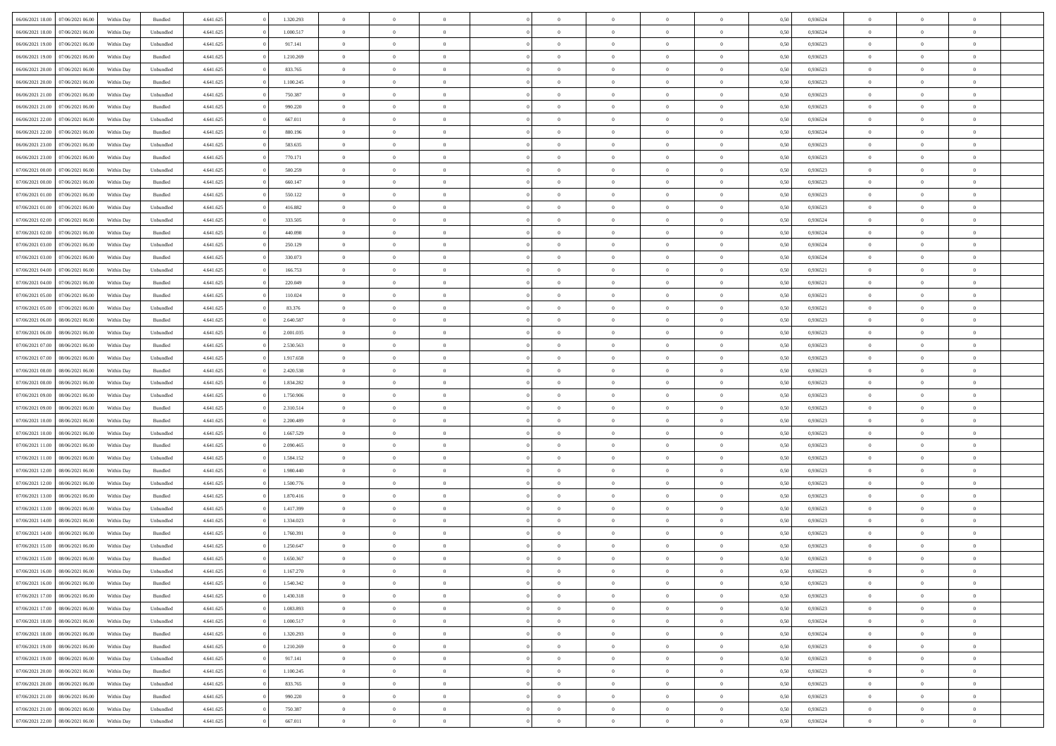| 06/06/2021 18:00 | 07/06/2021 06:00 | Within Day | Bundled | 4.641.625 | 0 | 1.320.293 | 0 | 0 | 0 | | 0 | 0 | 0 | 0 | 0,50 | 0,936524 | 0 | 0 | 0 | |
|---|---|---|---|---|---|---|---|---|---|---|---|---|---|---|---|---|---|---|---|---|
| 06/06/2021 18:00 | 07/06/2021 06:00 | Within Day | Unbundled | 4.641.625 | 0 | 1.000.517 | 0 | 0 | 0 | | 0 | 0 | 0 | 0 | 0,50 | 0,936524 | 0 | 0 | 0 | |
| 06/06/2021 19:00 | 07/06/2021 06:00 | Within Day | Unbundled | 4.641.625 | 0 | 917.141 | 0 | 0 | 0 | | 0 | 0 | 0 | 0 | 0,50 | 0,936523 | 0 | 0 | 0 | |
| 06/06/2021 19:00 | 07/06/2021 06:00 | Within Day | Bundled | 4.641.625 | 0 | 1.210.269 | 0 | 0 | 0 | | 0 | 0 | 0 | 0 | 0,50 | 0,936523 | 0 | 0 | 0 | |
| 06/06/2021 20:00 | 07/06/2021 06:00 | Within Day | Unbundled | 4.641.625 | 0 | 833.765 | 0 | 0 | 0 | | 0 | 0 | 0 | 0 | 0,50 | 0,936523 | 0 | 0 | 0 | |
| 06/06/2021 20:00 | 07/06/2021 06:00 | Within Day | Bundled | 4.641.625 | 0 | 1.100.245 | 0 | 0 | 0 | | 0 | 0 | 0 | 0 | 0,50 | 0,936523 | 0 | 0 | 0 | |
| 06/06/2021 21:00 | 07/06/2021 06:00 | Within Day | Unbundled | 4.641.625 | 0 | 750.387 | 0 | 0 | 0 | | 0 | 0 | 0 | 0 | 0,50 | 0,936523 | 0 | 0 | 0 | |
| 06/06/2021 21:00 | 07/06/2021 06:00 | Within Day | Bundled | 4.641.625 | 0 | 990.220 | 0 | 0 | 0 | | 0 | 0 | 0 | 0 | 0,50 | 0,936523 | 0 | 0 | 0 | |
| 06/06/2021 22:00 | 07/06/2021 06:00 | Within Day | Unbundled | 4.641.625 | 0 | 667.011 | 0 | 0 | 0 | | 0 | 0 | 0 | 0 | 0,50 | 0,936524 | 0 | 0 | 0 | |
| 06/06/2021 22:00 | 07/06/2021 06:00 | Within Day | Bundled | 4.641.625 | 0 | 880.196 | 0 | 0 | 0 | | 0 | 0 | 0 | 0 | 0,50 | 0,936524 | 0 | 0 | 0 | |
| 06/06/2021 23:00 | 07/06/2021 06:00 | Within Day | Unbundled | 4.641.625 | 0 | 583.635 | 0 | 0 | 0 | | 0 | 0 | 0 | 0 | 0,50 | 0,936523 | 0 | 0 | 0 | |
| 06/06/2021 23:00 | 07/06/2021 06:00 | Within Day | Bundled | 4.641.625 | 0 | 770.171 | 0 | 0 | 0 | | 0 | 0 | 0 | 0 | 0,50 | 0,936523 | 0 | 0 | 0 | |
| 07/06/2021 00:00 | 07/06/2021 06:00 | Within Day | Unbundled | 4.641.625 | 0 | 500.259 | 0 | 0 | 0 | | 0 | 0 | 0 | 0 | 0,50 | 0,936523 | 0 | 0 | 0 | |
| 07/06/2021 00:00 | 07/06/2021 06:00 | Within Day | Bundled | 4.641.625 | 0 | 660.147 | 0 | 0 | 0 | | 0 | 0 | 0 | 0 | 0,50 | 0,936523 | 0 | 0 | 0 | |
| 07/06/2021 01:00 | 07/06/2021 06:00 | Within Day | Bundled | 4.641.625 | 0 | 550.122 | 0 | 0 | 0 | | 0 | 0 | 0 | 0 | 0,50 | 0,936523 | 0 | 0 | 0 | |
| 07/06/2021 01:00 | 07/06/2021 06:00 | Within Day | Unbundled | 4.641.625 | 0 | 416.882 | 0 | 0 | 0 | | 0 | 0 | 0 | 0 | 0,50 | 0,936523 | 0 | 0 | 0 | |
| 07/06/2021 02:00 | 07/06/2021 06:00 | Within Day | Unbundled | 4.641.625 | 0 | 333.505 | 0 | 0 | 0 | | 0 | 0 | 0 | 0 | 0,50 | 0,936524 | 0 | 0 | 0 | |
| 07/06/2021 02:00 | 07/06/2021 06:00 | Within Day | Bundled | 4.641.625 | 0 | 440.098 | 0 | 0 | 0 | | 0 | 0 | 0 | 0 | 0,50 | 0,936524 | 0 | 0 | 0 | |
| 07/06/2021 03:00 | 07/06/2021 06:00 | Within Day | Unbundled | 4.641.625 | 0 | 250.129 | 0 | 0 | 0 | | 0 | 0 | 0 | 0 | 0,50 | 0,936524 | 0 | 0 | 0 | |
| 07/06/2021 03:00 | 07/06/2021 06:00 | Within Day | Bundled | 4.641.625 | 0 | 330.073 | 0 | 0 | 0 | | 0 | 0 | 0 | 0 | 0,50 | 0,936524 | 0 | 0 | 0 | |
| 07/06/2021 04:00 | 07/06/2021 06:00 | Within Day | Unbundled | 4.641.625 | 0 | 166.753 | 0 | 0 | 0 | | 0 | 0 | 0 | 0 | 0,50 | 0,936521 | 0 | 0 | 0 | |
| 07/06/2021 04:00 | 07/06/2021 06:00 | Within Day | Bundled | 4.641.625 | 0 | 220.049 | 0 | 0 | 0 | | 0 | 0 | 0 | 0 | 0,50 | 0,936521 | 0 | 0 | 0 | |
| 07/06/2021 05:00 | 07/06/2021 06:00 | Within Day | Bundled | 4.641.625 | 0 | 110.024 | 0 | 0 | 0 | | 0 | 0 | 0 | 0 | 0,50 | 0,936521 | 0 | 0 | 0 | |
| 07/06/2021 05:00 | 07/06/2021 06:00 | Within Day | Unbundled | 4.641.625 | 0 | 83.376 | 0 | 0 | 0 | | 0 | 0 | 0 | 0 | 0,50 | 0,936521 | 0 | 0 | 0 | |
| 07/06/2021 06:00 | 08/06/2021 06:00 | Within Day | Bundled | 4.641.625 | 0 | 2.640.587 | 0 | 0 | 0 | | 0 | 0 | 0 | 0 | 0,50 | 0,936523 | 0 | 0 | 0 | |
| 07/06/2021 06:00 | 08/06/2021 06:00 | Within Day | Unbundled | 4.641.625 | 0 | 2.001.035 | 0 | 0 | 0 | | 0 | 0 | 0 | 0 | 0,50 | 0,936523 | 0 | 0 | 0 | |
| 07/06/2021 07:00 | 08/06/2021 06:00 | Within Day | Bundled | 4.641.625 | 0 | 2.530.563 | 0 | 0 | 0 | | 0 | 0 | 0 | 0 | 0,50 | 0,936523 | 0 | 0 | 0 | |
| 07/06/2021 07:00 | 08/06/2021 06:00 | Within Day | Unbundled | 4.641.625 | 0 | 1.917.658 | 0 | 0 | 0 | | 0 | 0 | 0 | 0 | 0,50 | 0,936523 | 0 | 0 | 0 | |
| 07/06/2021 08:00 | 08/06/2021 06:00 | Within Day | Bundled | 4.641.625 | 0 | 2.420.538 | 0 | 0 | 0 | | 0 | 0 | 0 | 0 | 0,50 | 0,936523 | 0 | 0 | 0 | |
| 07/06/2021 08:00 | 08/06/2021 06:00 | Within Day | Unbundled | 4.641.625 | 0 | 1.834.282 | 0 | 0 | 0 | | 0 | 0 | 0 | 0 | 0,50 | 0,936523 | 0 | 0 | 0 | |
| 07/06/2021 09:00 | 08/06/2021 06:00 | Within Day | Unbundled | 4.641.625 | 0 | 1.750.906 | 0 | 0 | 0 | | 0 | 0 | 0 | 0 | 0,50 | 0,936523 | 0 | 0 | 0 | |
| 07/06/2021 09:00 | 08/06/2021 06:00 | Within Day | Bundled | 4.641.625 | 0 | 2.310.514 | 0 | 0 | 0 | | 0 | 0 | 0 | 0 | 0,50 | 0,936523 | 0 | 0 | 0 | |
| 07/06/2021 10:00 | 08/06/2021 06:00 | Within Day | Bundled | 4.641.625 | 0 | 2.200.489 | 0 | 0 | 0 | | 0 | 0 | 0 | 0 | 0,50 | 0,936523 | 0 | 0 | 0 | |
| 07/06/2021 10:00 | 08/06/2021 06:00 | Within Day | Unbundled | 4.641.625 | 0 | 1.667.529 | 0 | 0 | 0 | | 0 | 0 | 0 | 0 | 0,50 | 0,936523 | 0 | 0 | 0 | |
| 07/06/2021 11:00 | 08/06/2021 06:00 | Within Day | Bundled | 4.641.625 | 0 | 2.090.465 | 0 | 0 | 0 | | 0 | 0 | 0 | 0 | 0,50 | 0,936523 | 0 | 0 | 0 | |
| 07/06/2021 11:00 | 08/06/2021 06:00 | Within Day | Unbundled | 4.641.625 | 0 | 1.584.152 | 0 | 0 | 0 | | 0 | 0 | 0 | 0 | 0,50 | 0,936523 | 0 | 0 | 0 | |
| 07/06/2021 12:00 | 08/06/2021 06:00 | Within Day | Bundled | 4.641.625 | 0 | 1.980.440 | 0 | 0 | 0 | | 0 | 0 | 0 | 0 | 0,50 | 0,936523 | 0 | 0 | 0 | |
| 07/06/2021 12:00 | 08/06/2021 06:00 | Within Day | Unbundled | 4.641.625 | 0 | 1.500.776 | 0 | 0 | 0 | | 0 | 0 | 0 | 0 | 0,50 | 0,936523 | 0 | 0 | 0 | |
| 07/06/2021 13:00 | 08/06/2021 06:00 | Within Day | Bundled | 4.641.625 | 0 | 1.870.416 | 0 | 0 | 0 | | 0 | 0 | 0 | 0 | 0,50 | 0,936523 | 0 | 0 | 0 | |
| 07/06/2021 13:00 | 08/06/2021 06:00 | Within Day | Unbundled | 4.641.625 | 0 | 1.417.399 | 0 | 0 | 0 | | 0 | 0 | 0 | 0 | 0,50 | 0,936523 | 0 | 0 | 0 | |
| 07/06/2021 14:00 | 08/06/2021 06:00 | Within Day | Unbundled | 4.641.625 | 0 | 1.334.023 | 0 | 0 | 0 | | 0 | 0 | 0 | 0 | 0,50 | 0,936523 | 0 | 0 | 0 | |
| 07/06/2021 14:00 | 08/06/2021 06:00 | Within Day | Bundled | 4.641.625 | 0 | 1.760.391 | 0 | 0 | 0 | | 0 | 0 | 0 | 0 | 0,50 | 0,936523 | 0 | 0 | 0 | |
| 07/06/2021 15:00 | 08/06/2021 06:00 | Within Day | Unbundled | 4.641.625 | 0 | 1.250.647 | 0 | 0 | 0 | | 0 | 0 | 0 | 0 | 0,50 | 0,936523 | 0 | 0 | 0 | |
| 07/06/2021 15:00 | 08/06/2021 06:00 | Within Day | Bundled | 4.641.625 | 0 | 1.650.367 | 0 | 0 | 0 | | 0 | 0 | 0 | 0 | 0,50 | 0,936523 | 0 | 0 | 0 | |
| 07/06/2021 16:00 | 08/06/2021 06:00 | Within Day | Unbundled | 4.641.625 | 0 | 1.167.270 | 0 | 0 | 0 | | 0 | 0 | 0 | 0 | 0,50 | 0,936523 | 0 | 0 | 0 | |
| 07/06/2021 16:00 | 08/06/2021 06:00 | Within Day | Bundled | 4.641.625 | 0 | 1.540.342 | 0 | 0 | 0 | | 0 | 0 | 0 | 0 | 0,50 | 0,936523 | 0 | 0 | 0 | |
| 07/06/2021 17:00 | 08/06/2021 06:00 | Within Day | Bundled | 4.641.625 | 0 | 1.430.318 | 0 | 0 | 0 | | 0 | 0 | 0 | 0 | 0,50 | 0,936523 | 0 | 0 | 0 | |
| 07/06/2021 17:00 | 08/06/2021 06:00 | Within Day | Unbundled | 4.641.625 | 0 | 1.083.893 | 0 | 0 | 0 | | 0 | 0 | 0 | 0 | 0,50 | 0,936523 | 0 | 0 | 0 | |
| 07/06/2021 18:00 | 08/06/2021 06:00 | Within Day | Unbundled | 4.641.625 | 0 | 1.000.517 | 0 | 0 | 0 | | 0 | 0 | 0 | 0 | 0,50 | 0,936524 | 0 | 0 | 0 | |
| 07/06/2021 18:00 | 08/06/2021 06:00 | Within Day | Bundled | 4.641.625 | 0 | 1.320.293 | 0 | 0 | 0 | | 0 | 0 | 0 | 0 | 0,50 | 0,936524 | 0 | 0 | 0 | |
| 07/06/2021 19:00 | 08/06/2021 06:00 | Within Day | Bundled | 4.641.625 | 0 | 1.210.269 | 0 | 0 | 0 | | 0 | 0 | 0 | 0 | 0,50 | 0,936523 | 0 | 0 | 0 | |
| 07/06/2021 19:00 | 08/06/2021 06:00 | Within Day | Unbundled | 4.641.625 | 0 | 917.141 | 0 | 0 | 0 | | 0 | 0 | 0 | 0 | 0,50 | 0,936523 | 0 | 0 | 0 | |
| 07/06/2021 20:00 | 08/06/2021 06:00 | Within Day | Bundled | 4.641.625 | 0 | 1.100.245 | 0 | 0 | 0 | | 0 | 0 | 0 | 0 | 0,50 | 0,936523 | 0 | 0 | 0 | |
| 07/06/2021 20:00 | 08/06/2021 06:00 | Within Day | Unbundled | 4.641.625 | 0 | 833.765 | 0 | 0 | 0 | | 0 | 0 | 0 | 0 | 0,50 | 0,936523 | 0 | 0 | 0 | |
| 07/06/2021 21:00 | 08/06/2021 06:00 | Within Day | Bundled | 4.641.625 | 0 | 990.220 | 0 | 0 | 0 | | 0 | 0 | 0 | 0 | 0,50 | 0,936523 | 0 | 0 | 0 | |
| 07/06/2021 21:00 | 08/06/2021 06:00 | Within Day | Unbundled | 4.641.625 | 0 | 750.387 | 0 | 0 | 0 | | 0 | 0 | 0 | 0 | 0,50 | 0,936523 | 0 | 0 | 0 | |
| 07/06/2021 22:00 | 08/06/2021 06:00 | Within Day | Unbundled | 4.641.625 | 0 | 667.011 | 0 | 0 | 0 | | 0 | 0 | 0 | 0 | 0,50 | 0,936524 | 0 | 0 | 0 | |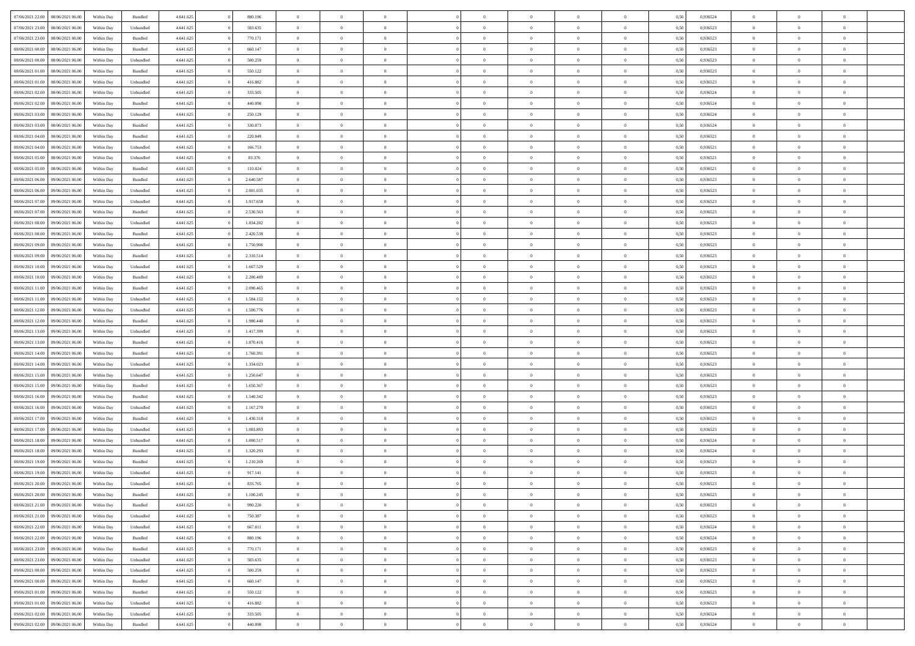| | | | | | | | | | | | | | | | | | | | | | |
|---|---|---|---|---|---|---|---|---|---|---|---|---|---|---|---|---|---|---|---|---|---|
| 07/06/2021 22:00 | 08/06/2021 06:00 | Within Day | Bundled | 4.641.625 | 0 | 880.196 | 0 | 0 | 0 | | 0 | 0 | 0 | 0 | 0 | 0,50 | 0,936524 | 0 | 0 | 0 | |
| 07/06/2021 23:00 | 08/06/2021 06:00 | Within Day | Unbundled | 4.641.625 | 0 | 583.635 | 0 | 0 | 0 | | 0 | 0 | 0 | 0 | 0 | 0,50 | 0,936523 | 0 | 0 | 0 | |
| 07/06/2021 23:00 | 08/06/2021 06:00 | Within Day | Bundled | 4.641.625 | 0 | 770.171 | 0 | 0 | 0 | | 0 | 0 | 0 | 0 | 0 | 0,50 | 0,936523 | 0 | 0 | 0 | |
| 08/06/2021 00:00 | 08/06/2021 06:00 | Within Day | Bundled | 4.641.625 | 0 | 660.147 | 0 | 0 | 0 | | 0 | 0 | 0 | 0 | 0 | 0,50 | 0,936523 | 0 | 0 | 0 | |
| 08/06/2021 00:00 | 08/06/2021 06:00 | Within Day | Unbundled | 4.641.625 | 0 | 500.259 | 0 | 0 | 0 | | 0 | 0 | 0 | 0 | 0 | 0,50 | 0,936523 | 0 | 0 | 0 | |
| 08/06/2021 01:00 | 08/06/2021 06:00 | Within Day | Bundled | 4.641.625 | 0 | 550.122 | 0 | 0 | 0 | | 0 | 0 | 0 | 0 | 0 | 0,50 | 0,936523 | 0 | 0 | 0 | |
| 08/06/2021 01:00 | 08/06/2021 06:00 | Within Day | Unbundled | 4.641.625 | 0 | 416.882 | 0 | 0 | 0 | | 0 | 0 | 0 | 0 | 0 | 0,50 | 0,936523 | 0 | 0 | 0 | |
| 08/06/2021 02:00 | 08/06/2021 06:00 | Within Day | Unbundled | 4.641.625 | 0 | 333.505 | 0 | 0 | 0 | | 0 | 0 | 0 | 0 | 0 | 0,50 | 0,936524 | 0 | 0 | 0 | |
| 08/06/2021 02:00 | 08/06/2021 06:00 | Within Day | Bundled | 4.641.625 | 0 | 440.098 | 0 | 0 | 0 | | 0 | 0 | 0 | 0 | 0 | 0,50 | 0,936524 | 0 | 0 | 0 | |
| 08/06/2021 03:00 | 08/06/2021 06:00 | Within Day | Unbundled | 4.641.625 | 0 | 250.129 | 0 | 0 | 0 | | 0 | 0 | 0 | 0 | 0 | 0,50 | 0,936524 | 0 | 0 | 0 | |
| 08/06/2021 03:00 | 08/06/2021 06:00 | Within Day | Bundled | 4.641.625 | 0 | 330.073 | 0 | 0 | 0 | | 0 | 0 | 0 | 0 | 0 | 0,50 | 0,936524 | 0 | 0 | 0 | |
| 08/06/2021 04:00 | 08/06/2021 06:00 | Within Day | Bundled | 4.641.625 | 0 | 220.049 | 0 | 0 | 0 | | 0 | 0 | 0 | 0 | 0 | 0,50 | 0,936521 | 0 | 0 | 0 | |
| 08/06/2021 04:00 | 08/06/2021 06:00 | Within Day | Unbundled | 4.641.625 | 0 | 166.753 | 0 | 0 | 0 | | 0 | 0 | 0 | 0 | 0 | 0,50 | 0,936521 | 0 | 0 | 0 | |
| 08/06/2021 05:00 | 08/06/2021 06:00 | Within Day | Unbundled | 4.641.625 | 0 | 83.376 | 0 | 0 | 0 | | 0 | 0 | 0 | 0 | 0 | 0,50 | 0,936521 | 0 | 0 | 0 | |
| 08/06/2021 05:00 | 08/06/2021 06:00 | Within Day | Bundled | 4.641.625 | 0 | 110.024 | 0 | 0 | 0 | | 0 | 0 | 0 | 0 | 0 | 0,50 | 0,936521 | 0 | 0 | 0 | |
| 08/06/2021 06:00 | 09/06/2021 06:00 | Within Day | Bundled | 4.641.625 | 0 | 2.640.587 | 0 | 0 | 0 | | 0 | 0 | 0 | 0 | 0 | 0,50 | 0,936523 | 0 | 0 | 0 | |
| 08/06/2021 06:00 | 09/06/2021 06:00 | Within Day | Unbundled | 4.641.625 | 0 | 2.001.035 | 0 | 0 | 0 | | 0 | 0 | 0 | 0 | 0 | 0,50 | 0,936523 | 0 | 0 | 0 | |
| 08/06/2021 07:00 | 09/06/2021 06:00 | Within Day | Unbundled | 4.641.625 | 0 | 1.917.658 | 0 | 0 | 0 | | 0 | 0 | 0 | 0 | 0 | 0,50 | 0,936523 | 0 | 0 | 0 | |
| 08/06/2021 07:00 | 09/06/2021 06:00 | Within Day | Bundled | 4.641.625 | 0 | 2.530.563 | 0 | 0 | 0 | | 0 | 0 | 0 | 0 | 0 | 0,50 | 0,936523 | 0 | 0 | 0 | |
| 08/06/2021 08:00 | 09/06/2021 06:00 | Within Day | Unbundled | 4.641.625 | 0 | 1.834.282 | 0 | 0 | 0 | | 0 | 0 | 0 | 0 | 0 | 0,50 | 0,936523 | 0 | 0 | 0 | |
| 08/06/2021 08:00 | 09/06/2021 06:00 | Within Day | Bundled | 4.641.625 | 0 | 2.420.538 | 0 | 0 | 0 | | 0 | 0 | 0 | 0 | 0 | 0,50 | 0,936523 | 0 | 0 | 0 | |
| 08/06/2021 09:00 | 09/06/2021 06:00 | Within Day | Unbundled | 4.641.625 | 0 | 1.750.906 | 0 | 0 | 0 | | 0 | 0 | 0 | 0 | 0 | 0,50 | 0,936523 | 0 | 0 | 0 | |
| 08/06/2021 09:00 | 09/06/2021 06:00 | Within Day | Bundled | 4.641.625 | 0 | 2.310.514 | 0 | 0 | 0 | | 0 | 0 | 0 | 0 | 0 | 0,50 | 0,936523 | 0 | 0 | 0 | |
| 08/06/2021 10:00 | 09/06/2021 06:00 | Within Day | Unbundled | 4.641.625 | 0 | 1.667.529 | 0 | 0 | 0 | | 0 | 0 | 0 | 0 | 0 | 0,50 | 0,936523 | 0 | 0 | 0 | |
| 08/06/2021 10:00 | 09/06/2021 06:00 | Within Day | Bundled | 4.641.625 | 0 | 2.200.489 | 0 | 0 | 0 | | 0 | 0 | 0 | 0 | 0 | 0,50 | 0,936523 | 0 | 0 | 0 | |
| 08/06/2021 11:00 | 09/06/2021 06:00 | Within Day | Bundled | 4.641.625 | 0 | 2.090.465 | 0 | 0 | 0 | | 0 | 0 | 0 | 0 | 0 | 0,50 | 0,936523 | 0 | 0 | 0 | |
| 08/06/2021 11:00 | 09/06/2021 06:00 | Within Day | Unbundled | 4.641.625 | 0 | 1.584.152 | 0 | 0 | 0 | | 0 | 0 | 0 | 0 | 0 | 0,50 | 0,936523 | 0 | 0 | 0 | |
| 08/06/2021 12:00 | 09/06/2021 06:00 | Within Day | Unbundled | 4.641.625 | 0 | 1.500.776 | 0 | 0 | 0 | | 0 | 0 | 0 | 0 | 0 | 0,50 | 0,936523 | 0 | 0 | 0 | |
| 08/06/2021 12:00 | 09/06/2021 06:00 | Within Day | Bundled | 4.641.625 | 0 | 1.980.440 | 0 | 0 | 0 | | 0 | 0 | 0 | 0 | 0 | 0,50 | 0,936523 | 0 | 0 | 0 | |
| 08/06/2021 13:00 | 09/06/2021 06:00 | Within Day | Unbundled | 4.641.625 | 0 | 1.417.399 | 0 | 0 | 0 | | 0 | 0 | 0 | 0 | 0 | 0,50 | 0,936523 | 0 | 0 | 0 | |
| 08/06/2021 13:00 | 09/06/2021 06:00 | Within Day | Bundled | 4.641.625 | 0 | 1.870.416 | 0 | 0 | 0 | | 0 | 0 | 0 | 0 | 0 | 0,50 | 0,936523 | 0 | 0 | 0 | |
| 08/06/2021 14:00 | 09/06/2021 06:00 | Within Day | Bundled | 4.641.625 | 0 | 1.760.391 | 0 | 0 | 0 | | 0 | 0 | 0 | 0 | 0 | 0,50 | 0,936523 | 0 | 0 | 0 | |
| 08/06/2021 14:00 | 09/06/2021 06:00 | Within Day | Unbundled | 4.641.625 | 0 | 1.334.023 | 0 | 0 | 0 | | 0 | 0 | 0 | 0 | 0 | 0,50 | 0,936523 | 0 | 0 | 0 | |
| 08/06/2021 15:00 | 09/06/2021 06:00 | Within Day | Unbundled | 4.641.625 | 0 | 1.250.647 | 0 | 0 | 0 | | 0 | 0 | 0 | 0 | 0 | 0,50 | 0,936523 | 0 | 0 | 0 | |
| 08/06/2021 15:00 | 09/06/2021 06:00 | Within Day | Bundled | 4.641.625 | 0 | 1.650.367 | 0 | 0 | 0 | | 0 | 0 | 0 | 0 | 0 | 0,50 | 0,936523 | 0 | 0 | 0 | |
| 08/06/2021 16:00 | 09/06/2021 06:00 | Within Day | Bundled | 4.641.625 | 0 | 1.540.342 | 0 | 0 | 0 | | 0 | 0 | 0 | 0 | 0 | 0,50 | 0,936523 | 0 | 0 | 0 | |
| 08/06/2021 16:00 | 09/06/2021 06:00 | Within Day | Unbundled | 4.641.625 | 0 | 1.167.270 | 0 | 0 | 0 | | 0 | 0 | 0 | 0 | 0 | 0,50 | 0,936523 | 0 | 0 | 0 | |
| 08/06/2021 17:00 | 09/06/2021 06:00 | Within Day | Bundled | 4.641.625 | 0 | 1.430.318 | 0 | 0 | 0 | | 0 | 0 | 0 | 0 | 0 | 0,50 | 0,936523 | 0 | 0 | 0 | |
| 08/06/2021 17:00 | 09/06/2021 06:00 | Within Day | Unbundled | 4.641.625 | 0 | 1.083.893 | 0 | 0 | 0 | | 0 | 0 | 0 | 0 | 0 | 0,50 | 0,936523 | 0 | 0 | 0 | |
| 08/06/2021 18:00 | 09/06/2021 06:00 | Within Day | Unbundled | 4.641.625 | 0 | 1.000.517 | 0 | 0 | 0 | | 0 | 0 | 0 | 0 | 0 | 0,50 | 0,936524 | 0 | 0 | 0 | |
| 08/06/2021 18:00 | 09/06/2021 06:00 | Within Day | Bundled | 4.641.625 | 0 | 1.320.293 | 0 | 0 | 0 | | 0 | 0 | 0 | 0 | 0 | 0,50 | 0,936524 | 0 | 0 | 0 | |
| 08/06/2021 19:00 | 09/06/2021 06:00 | Within Day | Bundled | 4.641.625 | 0 | 1.210.269 | 0 | 0 | 0 | | 0 | 0 | 0 | 0 | 0 | 0,50 | 0,936523 | 0 | 0 | 0 | |
| 08/06/2021 19:00 | 09/06/2021 06:00 | Within Day | Unbundled | 4.641.625 | 0 | 917.141 | 0 | 0 | 0 | | 0 | 0 | 0 | 0 | 0 | 0,50 | 0,936523 | 0 | 0 | 0 | |
| 08/06/2021 20:00 | 09/06/2021 06:00 | Within Day | Unbundled | 4.641.625 | 0 | 833.765 | 0 | 0 | 0 | | 0 | 0 | 0 | 0 | 0 | 0,50 | 0,936523 | 0 | 0 | 0 | |
| 08/06/2021 20:00 | 09/06/2021 06:00 | Within Day | Bundled | 4.641.625 | 0 | 1.100.245 | 0 | 0 | 0 | | 0 | 0 | 0 | 0 | 0 | 0,50 | 0,936523 | 0 | 0 | 0 | |
| 08/06/2021 21:00 | 09/06/2021 06:00 | Within Day | Bundled | 4.641.625 | 0 | 990.220 | 0 | 0 | 0 | | 0 | 0 | 0 | 0 | 0 | 0,50 | 0,936523 | 0 | 0 | 0 | |
| 08/06/2021 21:00 | 09/06/2021 06:00 | Within Day | Unbundled | 4.641.625 | 0 | 750.387 | 0 | 0 | 0 | | 0 | 0 | 0 | 0 | 0 | 0,50 | 0,936523 | 0 | 0 | 0 | |
| 08/06/2021 22:00 | 09/06/2021 06:00 | Within Day | Unbundled | 4.641.625 | 0 | 667.011 | 0 | 0 | 0 | | 0 | 0 | 0 | 0 | 0 | 0,50 | 0,936524 | 0 | 0 | 0 | |
| 08/06/2021 22:00 | 09/06/2021 06:00 | Within Day | Bundled | 4.641.625 | 0 | 880.196 | 0 | 0 | 0 | | 0 | 0 | 0 | 0 | 0 | 0,50 | 0,936524 | 0 | 0 | 0 | |
| 08/06/2021 23:00 | 09/06/2021 06:00 | Within Day | Bundled | 4.641.625 | 0 | 770.171 | 0 | 0 | 0 | | 0 | 0 | 0 | 0 | 0 | 0,50 | 0,936523 | 0 | 0 | 0 | |
| 08/06/2021 23:00 | 09/06/2021 06:00 | Within Day | Unbundled | 4.641.625 | 0 | 583.635 | 0 | 0 | 0 | | 0 | 0 | 0 | 0 | 0 | 0,50 | 0,936523 | 0 | 0 | 0 | |
| 09/06/2021 00:00 | 09/06/2021 06:00 | Within Day | Unbundled | 4.641.625 | 0 | 500.259 | 0 | 0 | 0 | | 0 | 0 | 0 | 0 | 0 | 0,50 | 0,936523 | 0 | 0 | 0 | |
| 09/06/2021 00:00 | 09/06/2021 06:00 | Within Day | Bundled | 4.641.625 | 0 | 660.147 | 0 | 0 | 0 | | 0 | 0 | 0 | 0 | 0 | 0,50 | 0,936523 | 0 | 0 | 0 | |
| 09/06/2021 01:00 | 09/06/2021 06:00 | Within Day | Bundled | 4.641.625 | 0 | 550.122 | 0 | 0 | 0 | | 0 | 0 | 0 | 0 | 0 | 0,50 | 0,936523 | 0 | 0 | 0 | |
| 09/06/2021 01:00 | 09/06/2021 06:00 | Within Day | Unbundled | 4.641.625 | 0 | 416.882 | 0 | 0 | 0 | | 0 | 0 | 0 | 0 | 0 | 0,50 | 0,936523 | 0 | 0 | 0 | |
| 09/06/2021 02:00 | 09/06/2021 06:00 | Within Day | Unbundled | 4.641.625 | 0 | 333.505 | 0 | 0 | 0 | | 0 | 0 | 0 | 0 | 0 | 0,50 | 0,936524 | 0 | 0 | 0 | |
| 09/06/2021 02:00 | 09/06/2021 06:00 | Within Day | Bundled | 4.641.625 | 0 | 440.098 | 0 | 0 | 0 | | 0 | 0 | 0 | 0 | 0 | 0,50 | 0,936524 | 0 | 0 | 0 | |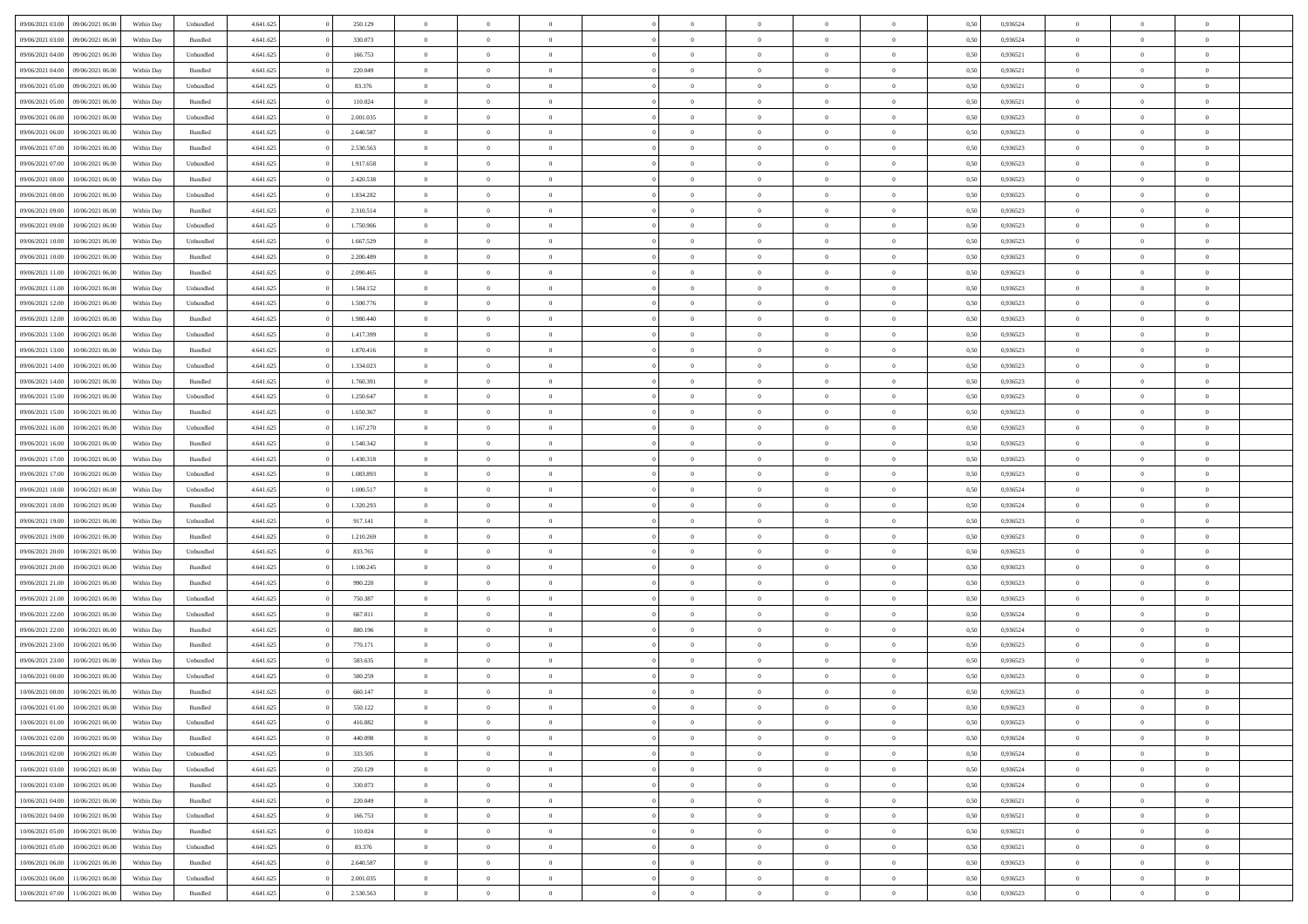| | | | | | | | | | | | | | | | | | | | | |
|---|---|---|---|---|---|---|---|---|---|---|---|---|---|---|---|---|---|---|---|---|
| 09/06/2021 03:00 | 09/06/2021 06:00 | Within Day | Unbundled | 4.641.625 | 0 | 250.129 | 0 | 0 | 0 | | 0 | 0 | 0 | 0 | 0,50 | 0,936524 | 0 | 0 | 0 | |
| 09/06/2021 03:00 | 09/06/2021 06:00 | Within Day | Bundled | 4.641.625 | 0 | 330.073 | 0 | 0 | 0 | | 0 | 0 | 0 | 0 | 0,50 | 0,936524 | 0 | 0 | 0 | |
| 09/06/2021 04:00 | 09/06/2021 06:00 | Within Day | Unbundled | 4.641.625 | 0 | 166.753 | 0 | 0 | 0 | | 0 | 0 | 0 | 0 | 0,50 | 0,936521 | 0 | 0 | 0 | |
| 09/06/2021 04:00 | 09/06/2021 06:00 | Within Day | Bundled | 4.641.625 | 0 | 220.049 | 0 | 0 | 0 | | 0 | 0 | 0 | 0 | 0,50 | 0,936521 | 0 | 0 | 0 | |
| 09/06/2021 05:00 | 09/06/2021 06:00 | Within Day | Unbundled | 4.641.625 | 0 | 83.376 | 0 | 0 | 0 | | 0 | 0 | 0 | 0 | 0,50 | 0,936521 | 0 | 0 | 0 | |
| 09/06/2021 05:00 | 09/06/2021 06:00 | Within Day | Bundled | 4.641.625 | 0 | 110.024 | 0 | 0 | 0 | | 0 | 0 | 0 | 0 | 0,50 | 0,936521 | 0 | 0 | 0 | |
| 09/06/2021 06:00 | 10/06/2021 06:00 | Within Day | Unbundled | 4.641.625 | 0 | 2.001.035 | 0 | 0 | 0 | | 0 | 0 | 0 | 0 | 0,50 | 0,936523 | 0 | 0 | 0 | |
| 09/06/2021 06:00 | 10/06/2021 06:00 | Within Day | Bundled | 4.641.625 | 0 | 2.640.587 | 0 | 0 | 0 | | 0 | 0 | 0 | 0 | 0,50 | 0,936523 | 0 | 0 | 0 | |
| 09/06/2021 07:00 | 10/06/2021 06:00 | Within Day | Bundled | 4.641.625 | 0 | 2.530.563 | 0 | 0 | 0 | | 0 | 0 | 0 | 0 | 0,50 | 0,936523 | 0 | 0 | 0 | |
| 09/06/2021 07:00 | 10/06/2021 06:00 | Within Day | Unbundled | 4.641.625 | 0 | 1.917.658 | 0 | 0 | 0 | | 0 | 0 | 0 | 0 | 0,50 | 0,936523 | 0 | 0 | 0 | |
| 09/06/2021 08:00 | 10/06/2021 06:00 | Within Day | Bundled | 4.641.625 | 0 | 2.420.538 | 0 | 0 | 0 | | 0 | 0 | 0 | 0 | 0,50 | 0,936523 | 0 | 0 | 0 | |
| 09/06/2021 08:00 | 10/06/2021 06:00 | Within Day | Unbundled | 4.641.625 | 0 | 1.834.282 | 0 | 0 | 0 | | 0 | 0 | 0 | 0 | 0,50 | 0,936523 | 0 | 0 | 0 | |
| 09/06/2021 09:00 | 10/06/2021 06:00 | Within Day | Bundled | 4.641.625 | 0 | 2.310.514 | 0 | 0 | 0 | | 0 | 0 | 0 | 0 | 0,50 | 0,936523 | 0 | 0 | 0 | |
| 09/06/2021 09:00 | 10/06/2021 06:00 | Within Day | Unbundled | 4.641.625 | 0 | 1.750.906 | 0 | 0 | 0 | | 0 | 0 | 0 | 0 | 0,50 | 0,936523 | 0 | 0 | 0 | |
| 09/06/2021 10:00 | 10/06/2021 06:00 | Within Day | Unbundled | 4.641.625 | 0 | 1.667.529 | 0 | 0 | 0 | | 0 | 0 | 0 | 0 | 0,50 | 0,936523 | 0 | 0 | 0 | |
| 09/06/2021 10:00 | 10/06/2021 06:00 | Within Day | Bundled | 4.641.625 | 0 | 2.200.489 | 0 | 0 | 0 | | 0 | 0 | 0 | 0 | 0,50 | 0,936523 | 0 | 0 | 0 | |
| 09/06/2021 11:00 | 10/06/2021 06:00 | Within Day | Bundled | 4.641.625 | 0 | 2.090.465 | 0 | 0 | 0 | | 0 | 0 | 0 | 0 | 0,50 | 0,936523 | 0 | 0 | 0 | |
| 09/06/2021 11:00 | 10/06/2021 06:00 | Within Day | Unbundled | 4.641.625 | 0 | 1.584.152 | 0 | 0 | 0 | | 0 | 0 | 0 | 0 | 0,50 | 0,936523 | 0 | 0 | 0 | |
| 09/06/2021 12:00 | 10/06/2021 06:00 | Within Day | Unbundled | 4.641.625 | 0 | 1.500.776 | 0 | 0 | 0 | | 0 | 0 | 0 | 0 | 0,50 | 0,936523 | 0 | 0 | 0 | |
| 09/06/2021 12:00 | 10/06/2021 06:00 | Within Day | Bundled | 4.641.625 | 0 | 1.980.440 | 0 | 0 | 0 | | 0 | 0 | 0 | 0 | 0,50 | 0,936523 | 0 | 0 | 0 | |
| 09/06/2021 13:00 | 10/06/2021 06:00 | Within Day | Unbundled | 4.641.625 | 0 | 1.417.399 | 0 | 0 | 0 | | 0 | 0 | 0 | 0 | 0,50 | 0,936523 | 0 | 0 | 0 | |
| 09/06/2021 13:00 | 10/06/2021 06:00 | Within Day | Bundled | 4.641.625 | 0 | 1.870.416 | 0 | 0 | 0 | | 0 | 0 | 0 | 0 | 0,50 | 0,936523 | 0 | 0 | 0 | |
| 09/06/2021 14:00 | 10/06/2021 06:00 | Within Day | Unbundled | 4.641.625 | 0 | 1.334.023 | 0 | 0 | 0 | | 0 | 0 | 0 | 0 | 0,50 | 0,936523 | 0 | 0 | 0 | |
| 09/06/2021 14:00 | 10/06/2021 06:00 | Within Day | Bundled | 4.641.625 | 0 | 1.760.391 | 0 | 0 | 0 | | 0 | 0 | 0 | 0 | 0,50 | 0,936523 | 0 | 0 | 0 | |
| 09/06/2021 15:00 | 10/06/2021 06:00 | Within Day | Unbundled | 4.641.625 | 0 | 1.250.647 | 0 | 0 | 0 | | 0 | 0 | 0 | 0 | 0,50 | 0,936523 | 0 | 0 | 0 | |
| 09/06/2021 15:00 | 10/06/2021 06:00 | Within Day | Bundled | 4.641.625 | 0 | 1.650.367 | 0 | 0 | 0 | | 0 | 0 | 0 | 0 | 0,50 | 0,936523 | 0 | 0 | 0 | |
| 09/06/2021 16:00 | 10/06/2021 06:00 | Within Day | Unbundled | 4.641.625 | 0 | 1.167.270 | 0 | 0 | 0 | | 0 | 0 | 0 | 0 | 0,50 | 0,936523 | 0 | 0 | 0 | |
| 09/06/2021 16:00 | 10/06/2021 06:00 | Within Day | Bundled | 4.641.625 | 0 | 1.540.342 | 0 | 0 | 0 | | 0 | 0 | 0 | 0 | 0,50 | 0,936523 | 0 | 0 | 0 | |
| 09/06/2021 17:00 | 10/06/2021 06:00 | Within Day | Bundled | 4.641.625 | 0 | 1.430.318 | 0 | 0 | 0 | | 0 | 0 | 0 | 0 | 0,50 | 0,936523 | 0 | 0 | 0 | |
| 09/06/2021 17:00 | 10/06/2021 06:00 | Within Day | Unbundled | 4.641.625 | 0 | 1.083.893 | 0 | 0 | 0 | | 0 | 0 | 0 | 0 | 0,50 | 0,936523 | 0 | 0 | 0 | |
| 09/06/2021 18:00 | 10/06/2021 06:00 | Within Day | Unbundled | 4.641.625 | 0 | 1.000.517 | 0 | 0 | 0 | | 0 | 0 | 0 | 0 | 0,50 | 0,936524 | 0 | 0 | 0 | |
| 09/06/2021 18:00 | 10/06/2021 06:00 | Within Day | Bundled | 4.641.625 | 0 | 1.320.293 | 0 | 0 | 0 | | 0 | 0 | 0 | 0 | 0,50 | 0,936524 | 0 | 0 | 0 | |
| 09/06/2021 19:00 | 10/06/2021 06:00 | Within Day | Unbundled | 4.641.625 | 0 | 917.141 | 0 | 0 | 0 | | 0 | 0 | 0 | 0 | 0,50 | 0,936523 | 0 | 0 | 0 | |
| 09/06/2021 19:00 | 10/06/2021 06:00 | Within Day | Bundled | 4.641.625 | 0 | 1.210.269 | 0 | 0 | 0 | | 0 | 0 | 0 | 0 | 0,50 | 0,936523 | 0 | 0 | 0 | |
| 09/06/2021 20:00 | 10/06/2021 06:00 | Within Day | Unbundled | 4.641.625 | 0 | 833.765 | 0 | 0 | 0 | | 0 | 0 | 0 | 0 | 0,50 | 0,936523 | 0 | 0 | 0 | |
| 09/06/2021 20:00 | 10/06/2021 06:00 | Within Day | Bundled | 4.641.625 | 0 | 1.100.245 | 0 | 0 | 0 | | 0 | 0 | 0 | 0 | 0,50 | 0,936523 | 0 | 0 | 0 | |
| 09/06/2021 21:00 | 10/06/2021 06:00 | Within Day | Bundled | 4.641.625 | 0 | 990.220 | 0 | 0 | 0 | | 0 | 0 | 0 | 0 | 0,50 | 0,936523 | 0 | 0 | 0 | |
| 09/06/2021 21:00 | 10/06/2021 06:00 | Within Day | Unbundled | 4.641.625 | 0 | 750.387 | 0 | 0 | 0 | | 0 | 0 | 0 | 0 | 0,50 | 0,936523 | 0 | 0 | 0 | |
| 09/06/2021 22:00 | 10/06/2021 06:00 | Within Day | Unbundled | 4.641.625 | 0 | 667.011 | 0 | 0 | 0 | | 0 | 0 | 0 | 0 | 0,50 | 0,936524 | 0 | 0 | 0 | |
| 09/06/2021 22:00 | 10/06/2021 06:00 | Within Day | Bundled | 4.641.625 | 0 | 880.196 | 0 | 0 | 0 | | 0 | 0 | 0 | 0 | 0,50 | 0,936524 | 0 | 0 | 0 | |
| 09/06/2021 23:00 | 10/06/2021 06:00 | Within Day | Bundled | 4.641.625 | 0 | 770.171 | 0 | 0 | 0 | | 0 | 0 | 0 | 0 | 0,50 | 0,936523 | 0 | 0 | 0 | |
| 09/06/2021 23:00 | 10/06/2021 06:00 | Within Day | Unbundled | 4.641.625 | 0 | 583.635 | 0 | 0 | 0 | | 0 | 0 | 0 | 0 | 0,50 | 0,936523 | 0 | 0 | 0 | |
| 10/06/2021 00:00 | 10/06/2021 06:00 | Within Day | Unbundled | 4.641.625 | 0 | 500.259 | 0 | 0 | 0 | | 0 | 0 | 0 | 0 | 0,50 | 0,936523 | 0 | 0 | 0 | |
| 10/06/2021 00:00 | 10/06/2021 06:00 | Within Day | Bundled | 4.641.625 | 0 | 660.147 | 0 | 0 | 0 | | 0 | 0 | 0 | 0 | 0,50 | 0,936523 | 0 | 0 | 0 | |
| 10/06/2021 01:00 | 10/06/2021 06:00 | Within Day | Bundled | 4.641.625 | 0 | 550.122 | 0 | 0 | 0 | | 0 | 0 | 0 | 0 | 0,50 | 0,936523 | 0 | 0 | 0 | |
| 10/06/2021 01:00 | 10/06/2021 06:00 | Within Day | Unbundled | 4.641.625 | 0 | 416.882 | 0 | 0 | 0 | | 0 | 0 | 0 | 0 | 0,50 | 0,936523 | 0 | 0 | 0 | |
| 10/06/2021 02:00 | 10/06/2021 06:00 | Within Day | Bundled | 4.641.625 | 0 | 440.098 | 0 | 0 | 0 | | 0 | 0 | 0 | 0 | 0,50 | 0,936524 | 0 | 0 | 0 | |
| 10/06/2021 02:00 | 10/06/2021 06:00 | Within Day | Unbundled | 4.641.625 | 0 | 333.505 | 0 | 0 | 0 | | 0 | 0 | 0 | 0 | 0,50 | 0,936524 | 0 | 0 | 0 | |
| 10/06/2021 03:00 | 10/06/2021 06:00 | Within Day | Unbundled | 4.641.625 | 0 | 250.129 | 0 | 0 | 0 | | 0 | 0 | 0 | 0 | 0,50 | 0,936524 | 0 | 0 | 0 | |
| 10/06/2021 03:00 | 10/06/2021 06:00 | Within Day | Bundled | 4.641.625 | 0 | 330.073 | 0 | 0 | 0 | | 0 | 0 | 0 | 0 | 0,50 | 0,936524 | 0 | 0 | 0 | |
| 10/06/2021 04:00 | 10/06/2021 06:00 | Within Day | Bundled | 4.641.625 | 0 | 220.049 | 0 | 0 | 0 | | 0 | 0 | 0 | 0 | 0,50 | 0,936521 | 0 | 0 | 0 | |
| 10/06/2021 04:00 | 10/06/2021 06:00 | Within Day | Unbundled | 4.641.625 | 0 | 166.753 | 0 | 0 | 0 | | 0 | 0 | 0 | 0 | 0,50 | 0,936521 | 0 | 0 | 0 | |
| 10/06/2021 05:00 | 10/06/2021 06:00 | Within Day | Bundled | 4.641.625 | 0 | 110.024 | 0 | 0 | 0 | | 0 | 0 | 0 | 0 | 0,50 | 0,936521 | 0 | 0 | 0 | |
| 10/06/2021 05:00 | 10/06/2021 06:00 | Within Day | Unbundled | 4.641.625 | 0 | 83.376 | 0 | 0 | 0 | | 0 | 0 | 0 | 0 | 0,50 | 0,936521 | 0 | 0 | 0 | |
| 10/06/2021 06:00 | 11/06/2021 06:00 | Within Day | Bundled | 4.641.625 | 0 | 2.640.587 | 0 | 0 | 0 | | 0 | 0 | 0 | 0 | 0,50 | 0,936523 | 0 | 0 | 0 | |
| 10/06/2021 06:00 | 11/06/2021 06:00 | Within Day | Unbundled | 4.641.625 | 0 | 2.001.035 | 0 | 0 | 0 | | 0 | 0 | 0 | 0 | 0,50 | 0,936523 | 0 | 0 | 0 | |
| 10/06/2021 07:00 | 11/06/2021 06:00 | Within Day | Bundled | 4.641.625 | 0 | 2.530.563 | 0 | 0 | 0 | | 0 | 0 | 0 | 0 | 0,50 | 0,936523 | 0 | 0 | 0 | |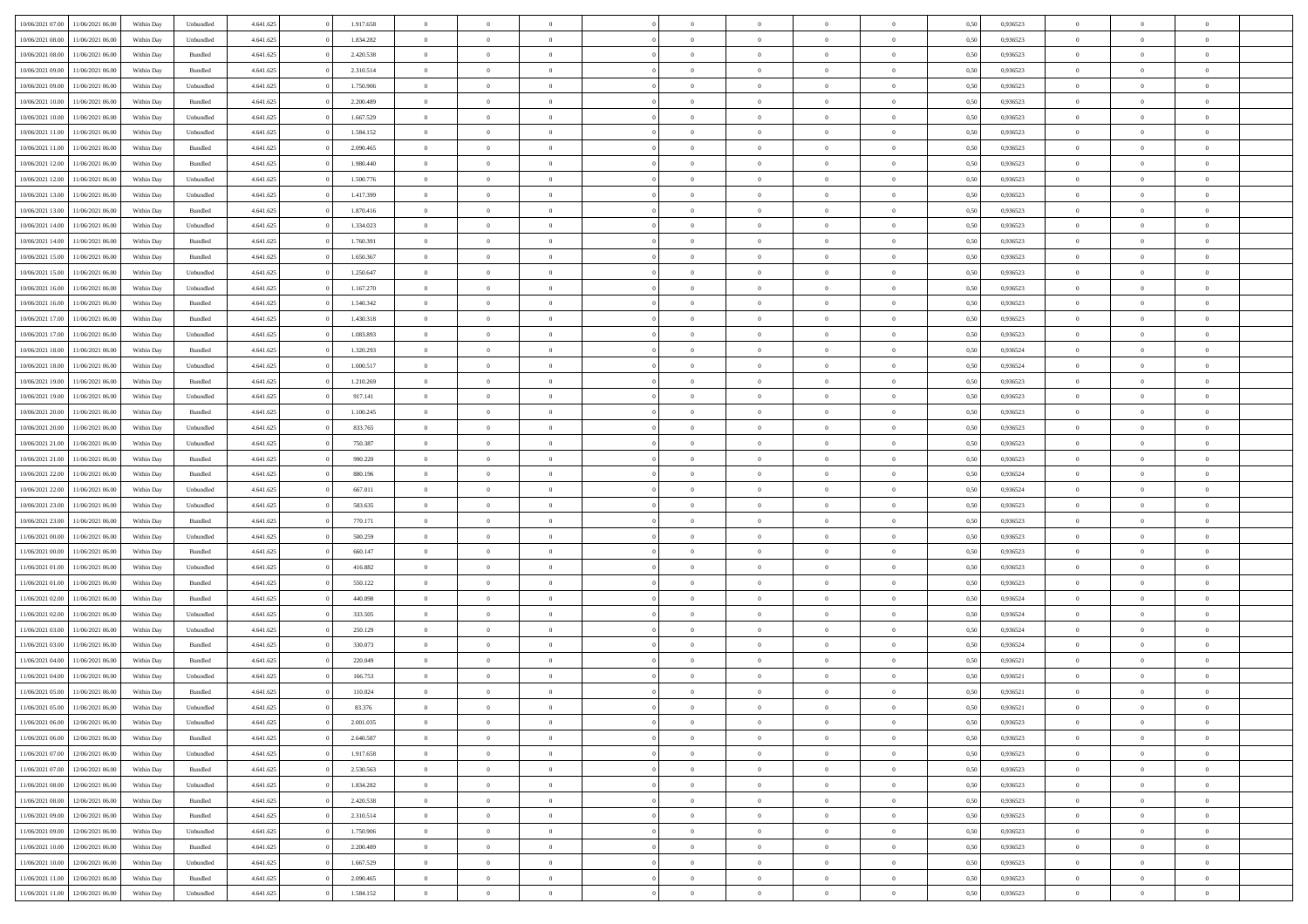| | | | | | | | | | | | | | | | | | | | | | |
|---|---|---|---|---|---|---|---|---|---|---|---|---|---|---|---|---|---|---|---|---|---|
| 10/06/2021 07:00 | 11/06/2021 06:00 | Within Day | Unbundled | 4.641.625 | 0 | 1.917.658 | 0 | 0 | 0 | | 0 | 0 | 0 | 0 | 0,50 | 0,936523 | 0 | 0 | 0 | |
| 10/06/2021 08:00 | 11/06/2021 06:00 | Within Day | Unbundled | 4.641.625 | 0 | 1.834.282 | 0 | 0 | 0 | | 0 | 0 | 0 | 0 | 0,50 | 0,936523 | 0 | 0 | 0 | |
| 10/06/2021 08:00 | 11/06/2021 06:00 | Within Day | Bundled | 4.641.625 | 0 | 2.420.538 | 0 | 0 | 0 | | 0 | 0 | 0 | 0 | 0,50 | 0,936523 | 0 | 0 | 0 | |
| 10/06/2021 09:00 | 11/06/2021 06:00 | Within Day | Bundled | 4.641.625 | 0 | 2.310.514 | 0 | 0 | 0 | | 0 | 0 | 0 | 0 | 0,50 | 0,936523 | 0 | 0 | 0 | |
| 10/06/2021 09:00 | 11/06/2021 06:00 | Within Day | Unbundled | 4.641.625 | 0 | 1.750.906 | 0 | 0 | 0 | | 0 | 0 | 0 | 0 | 0,50 | 0,936523 | 0 | 0 | 0 | |
| 10/06/2021 10:00 | 11/06/2021 06:00 | Within Day | Bundled | 4.641.625 | 0 | 2.200.489 | 0 | 0 | 0 | | 0 | 0 | 0 | 0 | 0,50 | 0,936523 | 0 | 0 | 0 | |
| 10/06/2021 10:00 | 11/06/2021 06:00 | Within Day | Unbundled | 4.641.625 | 0 | 1.667.529 | 0 | 0 | 0 | | 0 | 0 | 0 | 0 | 0,50 | 0,936523 | 0 | 0 | 0 | |
| 10/06/2021 11:00 | 11/06/2021 06:00 | Within Day | Unbundled | 4.641.625 | 0 | 1.584.152 | 0 | 0 | 0 | | 0 | 0 | 0 | 0 | 0,50 | 0,936523 | 0 | 0 | 0 | |
| 10/06/2021 11:00 | 11/06/2021 06:00 | Within Day | Bundled | 4.641.625 | 0 | 2.090.465 | 0 | 0 | 0 | | 0 | 0 | 0 | 0 | 0,50 | 0,936523 | 0 | 0 | 0 | |
| 10/06/2021 12:00 | 11/06/2021 06:00 | Within Day | Bundled | 4.641.625 | 0 | 1.980.440 | 0 | 0 | 0 | | 0 | 0 | 0 | 0 | 0,50 | 0,936523 | 0 | 0 | 0 | |
| 10/06/2021 12:00 | 11/06/2021 06:00 | Within Day | Unbundled | 4.641.625 | 0 | 1.500.776 | 0 | 0 | 0 | | 0 | 0 | 0 | 0 | 0,50 | 0,936523 | 0 | 0 | 0 | |
| 10/06/2021 13:00 | 11/06/2021 06:00 | Within Day | Unbundled | 4.641.625 | 0 | 1.417.399 | 0 | 0 | 0 | | 0 | 0 | 0 | 0 | 0,50 | 0,936523 | 0 | 0 | 0 | |
| 10/06/2021 13:00 | 11/06/2021 06:00 | Within Day | Bundled | 4.641.625 | 0 | 1.870.416 | 0 | 0 | 0 | | 0 | 0 | 0 | 0 | 0,50 | 0,936523 | 0 | 0 | 0 | |
| 10/06/2021 14:00 | 11/06/2021 06:00 | Within Day | Unbundled | 4.641.625 | 0 | 1.334.023 | 0 | 0 | 0 | | 0 | 0 | 0 | 0 | 0,50 | 0,936523 | 0 | 0 | 0 | |
| 10/06/2021 14:00 | 11/06/2021 06:00 | Within Day | Bundled | 4.641.625 | 0 | 1.760.391 | 0 | 0 | 0 | | 0 | 0 | 0 | 0 | 0,50 | 0,936523 | 0 | 0 | 0 | |
| 10/06/2021 15:00 | 11/06/2021 06:00 | Within Day | Bundled | 4.641.625 | 0 | 1.650.367 | 0 | 0 | 0 | | 0 | 0 | 0 | 0 | 0,50 | 0,936523 | 0 | 0 | 0 | |
| 10/06/2021 15:00 | 11/06/2021 06:00 | Within Day | Unbundled | 4.641.625 | 0 | 1.250.647 | 0 | 0 | 0 | | 0 | 0 | 0 | 0 | 0,50 | 0,936523 | 0 | 0 | 0 | |
| 10/06/2021 16:00 | 11/06/2021 06:00 | Within Day | Unbundled | 4.641.625 | 0 | 1.167.270 | 0 | 0 | 0 | | 0 | 0 | 0 | 0 | 0,50 | 0,936523 | 0 | 0 | 0 | |
| 10/06/2021 16:00 | 11/06/2021 06:00 | Within Day | Bundled | 4.641.625 | 0 | 1.540.342 | 0 | 0 | 0 | | 0 | 0 | 0 | 0 | 0,50 | 0,936523 | 0 | 0 | 0 | |
| 10/06/2021 17:00 | 11/06/2021 06:00 | Within Day | Bundled | 4.641.625 | 0 | 1.430.318 | 0 | 0 | 0 | | 0 | 0 | 0 | 0 | 0,50 | 0,936523 | 0 | 0 | 0 | |
| 10/06/2021 17:00 | 11/06/2021 06:00 | Within Day | Unbundled | 4.641.625 | 0 | 1.083.893 | 0 | 0 | 0 | | 0 | 0 | 0 | 0 | 0,50 | 0,936523 | 0 | 0 | 0 | |
| 10/06/2021 18:00 | 11/06/2021 06:00 | Within Day | Bundled | 4.641.625 | 0 | 1.320.293 | 0 | 0 | 0 | | 0 | 0 | 0 | 0 | 0,50 | 0,936524 | 0 | 0 | 0 | |
| 10/06/2021 18:00 | 11/06/2021 06:00 | Within Day | Unbundled | 4.641.625 | 0 | 1.000.517 | 0 | 0 | 0 | | 0 | 0 | 0 | 0 | 0,50 | 0,936524 | 0 | 0 | 0 | |
| 10/06/2021 19:00 | 11/06/2021 06:00 | Within Day | Bundled | 4.641.625 | 0 | 1.210.269 | 0 | 0 | 0 | | 0 | 0 | 0 | 0 | 0,50 | 0,936523 | 0 | 0 | 0 | |
| 10/06/2021 19:00 | 11/06/2021 06:00 | Within Day | Unbundled | 4.641.625 | 0 | 917.141 | 0 | 0 | 0 | | 0 | 0 | 0 | 0 | 0,50 | 0,936523 | 0 | 0 | 0 | |
| 10/06/2021 20:00 | 11/06/2021 06:00 | Within Day | Bundled | 4.641.625 | 0 | 1.100.245 | 0 | 0 | 0 | | 0 | 0 | 0 | 0 | 0,50 | 0,936523 | 0 | 0 | 0 | |
| 10/06/2021 20:00 | 11/06/2021 06:00 | Within Day | Unbundled | 4.641.625 | 0 | 833.765 | 0 | 0 | 0 | | 0 | 0 | 0 | 0 | 0,50 | 0,936523 | 0 | 0 | 0 | |
| 10/06/2021 21:00 | 11/06/2021 06:00 | Within Day | Unbundled | 4.641.625 | 0 | 750.387 | 0 | 0 | 0 | | 0 | 0 | 0 | 0 | 0,50 | 0,936523 | 0 | 0 | 0 | |
| 10/06/2021 21:00 | 11/06/2021 06:00 | Within Day | Bundled | 4.641.625 | 0 | 990.220 | 0 | 0 | 0 | | 0 | 0 | 0 | 0 | 0,50 | 0,936523 | 0 | 0 | 0 | |
| 10/06/2021 22:00 | 11/06/2021 06:00 | Within Day | Bundled | 4.641.625 | 0 | 880.196 | 0 | 0 | 0 | | 0 | 0 | 0 | 0 | 0,50 | 0,936524 | 0 | 0 | 0 | |
| 10/06/2021 22:00 | 11/06/2021 06:00 | Within Day | Unbundled | 4.641.625 | 0 | 667.011 | 0 | 0 | 0 | | 0 | 0 | 0 | 0 | 0,50 | 0,936524 | 0 | 0 | 0 | |
| 10/06/2021 23:00 | 11/06/2021 06:00 | Within Day | Unbundled | 4.641.625 | 0 | 583.635 | 0 | 0 | 0 | | 0 | 0 | 0 | 0 | 0,50 | 0,936523 | 0 | 0 | 0 | |
| 10/06/2021 23:00 | 11/06/2021 06:00 | Within Day | Bundled | 4.641.625 | 0 | 770.171 | 0 | 0 | 0 | | 0 | 0 | 0 | 0 | 0,50 | 0,936523 | 0 | 0 | 0 | |
| 11/06/2021 00:00 | 11/06/2021 06:00 | Within Day | Unbundled | 4.641.625 | 0 | 500.259 | 0 | 0 | 0 | | 0 | 0 | 0 | 0 | 0,50 | 0,936523 | 0 | 0 | 0 | |
| 11/06/2021 00:00 | 11/06/2021 06:00 | Within Day | Bundled | 4.641.625 | 0 | 660.147 | 0 | 0 | 0 | | 0 | 0 | 0 | 0 | 0,50 | 0,936523 | 0 | 0 | 0 | |
| 11/06/2021 01:00 | 11/06/2021 06:00 | Within Day | Unbundled | 4.641.625 | 0 | 416.882 | 0 | 0 | 0 | | 0 | 0 | 0 | 0 | 0,50 | 0,936523 | 0 | 0 | 0 | |
| 11/06/2021 01:00 | 11/06/2021 06:00 | Within Day | Bundled | 4.641.625 | 0 | 550.122 | 0 | 0 | 0 | | 0 | 0 | 0 | 0 | 0,50 | 0,936523 | 0 | 0 | 0 | |
| 11/06/2021 02:00 | 11/06/2021 06:00 | Within Day | Bundled | 4.641.625 | 0 | 440.098 | 0 | 0 | 0 | | 0 | 0 | 0 | 0 | 0,50 | 0,936524 | 0 | 0 | 0 | |
| 11/06/2021 02:00 | 11/06/2021 06:00 | Within Day | Unbundled | 4.641.625 | 0 | 333.505 | 0 | 0 | 0 | | 0 | 0 | 0 | 0 | 0,50 | 0,936524 | 0 | 0 | 0 | |
| 11/06/2021 03:00 | 11/06/2021 06:00 | Within Day | Unbundled | 4.641.625 | 0 | 250.129 | 0 | 0 | 0 | | 0 | 0 | 0 | 0 | 0,50 | 0,936524 | 0 | 0 | 0 | |
| 11/06/2021 03:00 | 11/06/2021 06:00 | Within Day | Bundled | 4.641.625 | 0 | 330.073 | 0 | 0 | 0 | | 0 | 0 | 0 | 0 | 0,50 | 0,936524 | 0 | 0 | 0 | |
| 11/06/2021 04:00 | 11/06/2021 06:00 | Within Day | Bundled | 4.641.625 | 0 | 220.049 | 0 | 0 | 0 | | 0 | 0 | 0 | 0 | 0,50 | 0,936521 | 0 | 0 | 0 | |
| 11/06/2021 04:00 | 11/06/2021 06:00 | Within Day | Unbundled | 4.641.625 | 0 | 166.753 | 0 | 0 | 0 | | 0 | 0 | 0 | 0 | 0,50 | 0,936521 | 0 | 0 | 0 | |
| 11/06/2021 05:00 | 11/06/2021 06:00 | Within Day | Bundled | 4.641.625 | 0 | 110.024 | 0 | 0 | 0 | | 0 | 0 | 0 | 0 | 0,50 | 0,936521 | 0 | 0 | 0 | |
| 11/06/2021 05:00 | 11/06/2021 06:00 | Within Day | Unbundled | 4.641.625 | 0 | 83.376 | 0 | 0 | 0 | | 0 | 0 | 0 | 0 | 0,50 | 0,936521 | 0 | 0 | 0 | |
| 11/06/2021 06:00 | 12/06/2021 06:00 | Within Day | Unbundled | 4.641.625 | 0 | 2.001.035 | 0 | 0 | 0 | | 0 | 0 | 0 | 0 | 0,50 | 0,936523 | 0 | 0 | 0 | |
| 11/06/2021 06:00 | 12/06/2021 06:00 | Within Day | Bundled | 4.641.625 | 0 | 2.640.587 | 0 | 0 | 0 | | 0 | 0 | 0 | 0 | 0,50 | 0,936523 | 0 | 0 | 0 | |
| 11/06/2021 07:00 | 12/06/2021 06:00 | Within Day | Unbundled | 4.641.625 | 0 | 1.917.658 | 0 | 0 | 0 | | 0 | 0 | 0 | 0 | 0,50 | 0,936523 | 0 | 0 | 0 | |
| 11/06/2021 07:00 | 12/06/2021 06:00 | Within Day | Bundled | 4.641.625 | 0 | 2.530.563 | 0 | 0 | 0 | | 0 | 0 | 0 | 0 | 0,50 | 0,936523 | 0 | 0 | 0 | |
| 11/06/2021 08:00 | 12/06/2021 06:00 | Within Day | Unbundled | 4.641.625 | 0 | 1.834.282 | 0 | 0 | 0 | | 0 | 0 | 0 | 0 | 0,50 | 0,936523 | 0 | 0 | 0 | |
| 11/06/2021 08:00 | 12/06/2021 06:00 | Within Day | Bundled | 4.641.625 | 0 | 2.420.538 | 0 | 0 | 0 | | 0 | 0 | 0 | 0 | 0,50 | 0,936523 | 0 | 0 | 0 | |
| 11/06/2021 09:00 | 12/06/2021 06:00 | Within Day | Bundled | 4.641.625 | 0 | 2.310.514 | 0 | 0 | 0 | | 0 | 0 | 0 | 0 | 0,50 | 0,936523 | 0 | 0 | 0 | |
| 11/06/2021 09:00 | 12/06/2021 06:00 | Within Day | Unbundled | 4.641.625 | 0 | 1.750.906 | 0 | 0 | 0 | | 0 | 0 | 0 | 0 | 0,50 | 0,936523 | 0 | 0 | 0 | |
| 11/06/2021 10:00 | 12/06/2021 06:00 | Within Day | Bundled | 4.641.625 | 0 | 2.200.489 | 0 | 0 | 0 | | 0 | 0 | 0 | 0 | 0,50 | 0,936523 | 0 | 0 | 0 | |
| 11/06/2021 10:00 | 12/06/2021 06:00 | Within Day | Unbundled | 4.641.625 | 0 | 1.667.529 | 0 | 0 | 0 | | 0 | 0 | 0 | 0 | 0,50 | 0,936523 | 0 | 0 | 0 | |
| 11/06/2021 11:00 | 12/06/2021 06:00 | Within Day | Bundled | 4.641.625 | 0 | 2.090.465 | 0 | 0 | 0 | | 0 | 0 | 0 | 0 | 0,50 | 0,936523 | 0 | 0 | 0 | |
| 11/06/2021 11:00 | 12/06/2021 06:00 | Within Day | Unbundled | 4.641.625 | 0 | 1.584.152 | 0 | 0 | 0 | | 0 | 0 | 0 | 0 | 0,50 | 0,936523 | 0 | 0 | 0 | |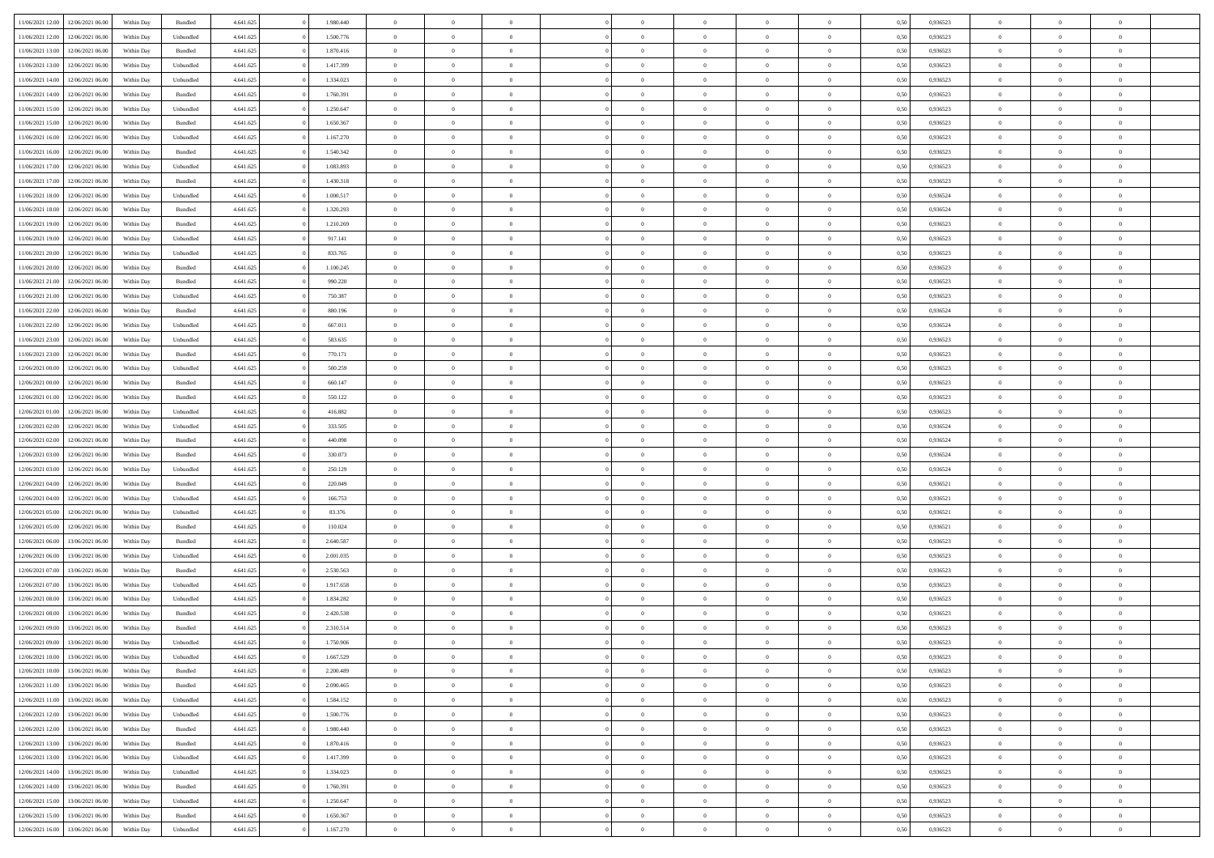| | | | | | | | | | | | | | | | | | | | | | |
|---|---|---|---|---|---|---|---|---|---|---|---|---|---|---|---|---|---|---|---|---|---|
| 11/06/2021 12:00 | 12/06/2021 06:00 | Within Day | Bundled | 4.641.625 | 0 | 1.980.440 | 0 | 0 | 0 | | 0 | 0 | 0 | 0 | 0,50 | 0,936523 | 0 | 0 | 0 | |
| 11/06/2021 12:00 | 12/06/2021 06:00 | Within Day | Unbundled | 4.641.625 | 0 | 1.500.776 | 0 | 0 | 0 | | 0 | 0 | 0 | 0 | 0,50 | 0,936523 | 0 | 0 | 0 | |
| 11/06/2021 13:00 | 12/06/2021 06:00 | Within Day | Bundled | 4.641.625 | 0 | 1.870.416 | 0 | 0 | 0 | | 0 | 0 | 0 | 0 | 0,50 | 0,936523 | 0 | 0 | 0 | |
| 11/06/2021 13:00 | 12/06/2021 06:00 | Within Day | Unbundled | 4.641.625 | 0 | 1.417.399 | 0 | 0 | 0 | | 0 | 0 | 0 | 0 | 0,50 | 0,936523 | 0 | 0 | 0 | |
| 11/06/2021 14:00 | 12/06/2021 06:00 | Within Day | Unbundled | 4.641.625 | 0 | 1.334.023 | 0 | 0 | 0 | | 0 | 0 | 0 | 0 | 0,50 | 0,936523 | 0 | 0 | 0 | |
| 11/06/2021 14:00 | 12/06/2021 06:00 | Within Day | Bundled | 4.641.625 | 0 | 1.760.391 | 0 | 0 | 0 | | 0 | 0 | 0 | 0 | 0,50 | 0,936523 | 0 | 0 | 0 | |
| 11/06/2021 15:00 | 12/06/2021 06:00 | Within Day | Unbundled | 4.641.625 | 0 | 1.250.647 | 0 | 0 | 0 | | 0 | 0 | 0 | 0 | 0,50 | 0,936523 | 0 | 0 | 0 | |
| 11/06/2021 15:00 | 12/06/2021 06:00 | Within Day | Bundled | 4.641.625 | 0 | 1.650.367 | 0 | 0 | 0 | | 0 | 0 | 0 | 0 | 0,50 | 0,936523 | 0 | 0 | 0 | |
| 11/06/2021 16:00 | 12/06/2021 06:00 | Within Day | Unbundled | 4.641.625 | 0 | 1.167.270 | 0 | 0 | 0 | | 0 | 0 | 0 | 0 | 0,50 | 0,936523 | 0 | 0 | 0 | |
| 11/06/2021 16:00 | 12/06/2021 06:00 | Within Day | Bundled | 4.641.625 | 0 | 1.540.342 | 0 | 0 | 0 | | 0 | 0 | 0 | 0 | 0,50 | 0,936523 | 0 | 0 | 0 | |
| 11/06/2021 17:00 | 12/06/2021 06:00 | Within Day | Unbundled | 4.641.625 | 0 | 1.083.893 | 0 | 0 | 0 | | 0 | 0 | 0 | 0 | 0,50 | 0,936523 | 0 | 0 | 0 | |
| 11/06/2021 17:00 | 12/06/2021 06:00 | Within Day | Bundled | 4.641.625 | 0 | 1.430.318 | 0 | 0 | 0 | | 0 | 0 | 0 | 0 | 0,50 | 0,936523 | 0 | 0 | 0 | |
| 11/06/2021 18:00 | 12/06/2021 06:00 | Within Day | Unbundled | 4.641.625 | 0 | 1.000.517 | 0 | 0 | 0 | | 0 | 0 | 0 | 0 | 0,50 | 0,936524 | 0 | 0 | 0 | |
| 11/06/2021 18:00 | 12/06/2021 06:00 | Within Day | Bundled | 4.641.625 | 0 | 1.320.293 | 0 | 0 | 0 | | 0 | 0 | 0 | 0 | 0,50 | 0,936524 | 0 | 0 | 0 | |
| 11/06/2021 19:00 | 12/06/2021 06:00 | Within Day | Bundled | 4.641.625 | 0 | 1.210.269 | 0 | 0 | 0 | | 0 | 0 | 0 | 0 | 0,50 | 0,936523 | 0 | 0 | 0 | |
| 11/06/2021 19:00 | 12/06/2021 06:00 | Within Day | Unbundled | 4.641.625 | 0 | 917.141 | 0 | 0 | 0 | | 0 | 0 | 0 | 0 | 0,50 | 0,936523 | 0 | 0 | 0 | |
| 11/06/2021 20:00 | 12/06/2021 06:00 | Within Day | Unbundled | 4.641.625 | 0 | 833.765 | 0 | 0 | 0 | | 0 | 0 | 0 | 0 | 0,50 | 0,936523 | 0 | 0 | 0 | |
| 11/06/2021 20:00 | 12/06/2021 06:00 | Within Day | Bundled | 4.641.625 | 0 | 1.100.245 | 0 | 0 | 0 | | 0 | 0 | 0 | 0 | 0,50 | 0,936523 | 0 | 0 | 0 | |
| 11/06/2021 21:00 | 12/06/2021 06:00 | Within Day | Bundled | 4.641.625 | 0 | 990.220 | 0 | 0 | 0 | | 0 | 0 | 0 | 0 | 0,50 | 0,936523 | 0 | 0 | 0 | |
| 11/06/2021 21:00 | 12/06/2021 06:00 | Within Day | Unbundled | 4.641.625 | 0 | 750.387 | 0 | 0 | 0 | | 0 | 0 | 0 | 0 | 0,50 | 0,936523 | 0 | 0 | 0 | |
| 11/06/2021 22:00 | 12/06/2021 06:00 | Within Day | Bundled | 4.641.625 | 0 | 880.196 | 0 | 0 | 0 | | 0 | 0 | 0 | 0 | 0,50 | 0,936524 | 0 | 0 | 0 | |
| 11/06/2021 22:00 | 12/06/2021 06:00 | Within Day | Unbundled | 4.641.625 | 0 | 667.011 | 0 | 0 | 0 | | 0 | 0 | 0 | 0 | 0,50 | 0,936524 | 0 | 0 | 0 | |
| 11/06/2021 23:00 | 12/06/2021 06:00 | Within Day | Unbundled | 4.641.625 | 0 | 583.635 | 0 | 0 | 0 | | 0 | 0 | 0 | 0 | 0,50 | 0,936523 | 0 | 0 | 0 | |
| 11/06/2021 23:00 | 12/06/2021 06:00 | Within Day | Bundled | 4.641.625 | 0 | 770.171 | 0 | 0 | 0 | | 0 | 0 | 0 | 0 | 0,50 | 0,936523 | 0 | 0 | 0 | |
| 12/06/2021 00:00 | 12/06/2021 06:00 | Within Day | Unbundled | 4.641.625 | 0 | 500.259 | 0 | 0 | 0 | | 0 | 0 | 0 | 0 | 0,50 | 0,936523 | 0 | 0 | 0 | |
| 12/06/2021 00:00 | 12/06/2021 06:00 | Within Day | Bundled | 4.641.625 | 0 | 660.147 | 0 | 0 | 0 | | 0 | 0 | 0 | 0 | 0,50 | 0,936523 | 0 | 0 | 0 | |
| 12/06/2021 01:00 | 12/06/2021 06:00 | Within Day | Bundled | 4.641.625 | 0 | 550.122 | 0 | 0 | 0 | | 0 | 0 | 0 | 0 | 0,50 | 0,936523 | 0 | 0 | 0 | |
| 12/06/2021 01:00 | 12/06/2021 06:00 | Within Day | Unbundled | 4.641.625 | 0 | 416.882 | 0 | 0 | 0 | | 0 | 0 | 0 | 0 | 0,50 | 0,936523 | 0 | 0 | 0 | |
| 12/06/2021 02:00 | 12/06/2021 06:00 | Within Day | Unbundled | 4.641.625 | 0 | 333.505 | 0 | 0 | 0 | | 0 | 0 | 0 | 0 | 0,50 | 0,936524 | 0 | 0 | 0 | |
| 12/06/2021 02:00 | 12/06/2021 06:00 | Within Day | Bundled | 4.641.625 | 0 | 440.098 | 0 | 0 | 0 | | 0 | 0 | 0 | 0 | 0,50 | 0,936524 | 0 | 0 | 0 | |
| 12/06/2021 03:00 | 12/06/2021 06:00 | Within Day | Bundled | 4.641.625 | 0 | 330.073 | 0 | 0 | 0 | | 0 | 0 | 0 | 0 | 0,50 | 0,936524 | 0 | 0 | 0 | |
| 12/06/2021 03:00 | 12/06/2021 06:00 | Within Day | Unbundled | 4.641.625 | 0 | 250.129 | 0 | 0 | 0 | | 0 | 0 | 0 | 0 | 0,50 | 0,936524 | 0 | 0 | 0 | |
| 12/06/2021 04:00 | 12/06/2021 06:00 | Within Day | Bundled | 4.641.625 | 0 | 220.049 | 0 | 0 | 0 | | 0 | 0 | 0 | 0 | 0,50 | 0,936521 | 0 | 0 | 0 | |
| 12/06/2021 04:00 | 12/06/2021 06:00 | Within Day | Unbundled | 4.641.625 | 0 | 166.753 | 0 | 0 | 0 | | 0 | 0 | 0 | 0 | 0,50 | 0,936521 | 0 | 0 | 0 | |
| 12/06/2021 05:00 | 12/06/2021 06:00 | Within Day | Unbundled | 4.641.625 | 0 | 83.376 | 0 | 0 | 0 | | 0 | 0 | 0 | 0 | 0,50 | 0,936521 | 0 | 0 | 0 | |
| 12/06/2021 05:00 | 12/06/2021 06:00 | Within Day | Bundled | 4.641.625 | 0 | 110.024 | 0 | 0 | 0 | | 0 | 0 | 0 | 0 | 0,50 | 0,936521 | 0 | 0 | 0 | |
| 12/06/2021 06:00 | 13/06/2021 06:00 | Within Day | Bundled | 4.641.625 | 0 | 2.640.587 | 0 | 0 | 0 | | 0 | 0 | 0 | 0 | 0,50 | 0,936523 | 0 | 0 | 0 | |
| 12/06/2021 06:00 | 13/06/2021 06:00 | Within Day | Unbundled | 4.641.625 | 0 | 2.001.035 | 0 | 0 | 0 | | 0 | 0 | 0 | 0 | 0,50 | 0,936523 | 0 | 0 | 0 | |
| 12/06/2021 07:00 | 13/06/2021 06:00 | Within Day | Bundled | 4.641.625 | 0 | 2.530.563 | 0 | 0 | 0 | | 0 | 0 | 0 | 0 | 0,50 | 0,936523 | 0 | 0 | 0 | |
| 12/06/2021 07:00 | 13/06/2021 06:00 | Within Day | Unbundled | 4.641.625 | 0 | 1.917.658 | 0 | 0 | 0 | | 0 | 0 | 0 | 0 | 0,50 | 0,936523 | 0 | 0 | 0 | |
| 12/06/2021 08:00 | 13/06/2021 06:00 | Within Day | Unbundled | 4.641.625 | 0 | 1.834.282 | 0 | 0 | 0 | | 0 | 0 | 0 | 0 | 0,50 | 0,936523 | 0 | 0 | 0 | |
| 12/06/2021 08:00 | 13/06/2021 06:00 | Within Day | Bundled | 4.641.625 | 0 | 2.420.538 | 0 | 0 | 0 | | 0 | 0 | 0 | 0 | 0,50 | 0,936523 | 0 | 0 | 0 | |
| 12/06/2021 09:00 | 13/06/2021 06:00 | Within Day | Bundled | 4.641.625 | 0 | 2.310.514 | 0 | 0 | 0 | | 0 | 0 | 0 | 0 | 0,50 | 0,936523 | 0 | 0 | 0 | |
| 12/06/2021 09:00 | 13/06/2021 06:00 | Within Day | Unbundled | 4.641.625 | 0 | 1.750.906 | 0 | 0 | 0 | | 0 | 0 | 0 | 0 | 0,50 | 0,936523 | 0 | 0 | 0 | |
| 12/06/2021 10:00 | 13/06/2021 06:00 | Within Day | Unbundled | 4.641.625 | 0 | 1.667.529 | 0 | 0 | 0 | | 0 | 0 | 0 | 0 | 0,50 | 0,936523 | 0 | 0 | 0 | |
| 12/06/2021 10:00 | 13/06/2021 06:00 | Within Day | Bundled | 4.641.625 | 0 | 2.200.489 | 0 | 0 | 0 | | 0 | 0 | 0 | 0 | 0,50 | 0,936523 | 0 | 0 | 0 | |
| 12/06/2021 11:00 | 13/06/2021 06:00 | Within Day | Bundled | 4.641.625 | 0 | 2.090.465 | 0 | 0 | 0 | | 0 | 0 | 0 | 0 | 0,50 | 0,936523 | 0 | 0 | 0 | |
| 12/06/2021 11:00 | 13/06/2021 06:00 | Within Day | Unbundled | 4.641.625 | 0 | 1.584.152 | 0 | 0 | 0 | | 0 | 0 | 0 | 0 | 0,50 | 0,936523 | 0 | 0 | 0 | |
| 12/06/2021 12:00 | 13/06/2021 06:00 | Within Day | Unbundled | 4.641.625 | 0 | 1.500.776 | 0 | 0 | 0 | | 0 | 0 | 0 | 0 | 0,50 | 0,936523 | 0 | 0 | 0 | |
| 12/06/2021 12:00 | 13/06/2021 06:00 | Within Day | Bundled | 4.641.625 | 0 | 1.980.440 | 0 | 0 | 0 | | 0 | 0 | 0 | 0 | 0,50 | 0,936523 | 0 | 0 | 0 | |
| 12/06/2021 13:00 | 13/06/2021 06:00 | Within Day | Bundled | 4.641.625 | 0 | 1.870.416 | 0 | 0 | 0 | | 0 | 0 | 0 | 0 | 0,50 | 0,936523 | 0 | 0 | 0 | |
| 12/06/2021 13:00 | 13/06/2021 06:00 | Within Day | Unbundled | 4.641.625 | 0 | 1.417.399 | 0 | 0 | 0 | | 0 | 0 | 0 | 0 | 0,50 | 0,936523 | 0 | 0 | 0 | |
| 12/06/2021 14:00 | 13/06/2021 06:00 | Within Day | Unbundled | 4.641.625 | 0 | 1.334.023 | 0 | 0 | 0 | | 0 | 0 | 0 | 0 | 0,50 | 0,936523 | 0 | 0 | 0 | |
| 12/06/2021 14:00 | 13/06/2021 06:00 | Within Day | Bundled | 4.641.625 | 0 | 1.760.391 | 0 | 0 | 0 | | 0 | 0 | 0 | 0 | 0,50 | 0,936523 | 0 | 0 | 0 | |
| 12/06/2021 15:00 | 13/06/2021 06:00 | Within Day | Unbundled | 4.641.625 | 0 | 1.250.647 | 0 | 0 | 0 | | 0 | 0 | 0 | 0 | 0,50 | 0,936523 | 0 | 0 | 0 | |
| 12/06/2021 15:00 | 13/06/2021 06:00 | Within Day | Bundled | 4.641.625 | 0 | 1.650.367 | 0 | 0 | 0 | | 0 | 0 | 0 | 0 | 0,50 | 0,936523 | 0 | 0 | 0 | |
| 12/06/2021 16:00 | 13/06/2021 06:00 | Within Day | Unbundled | 4.641.625 | 0 | 1.167.270 | 0 | 0 | 0 | | 0 | 0 | 0 | 0 | 0,50 | 0,936523 | 0 | 0 | 0 | |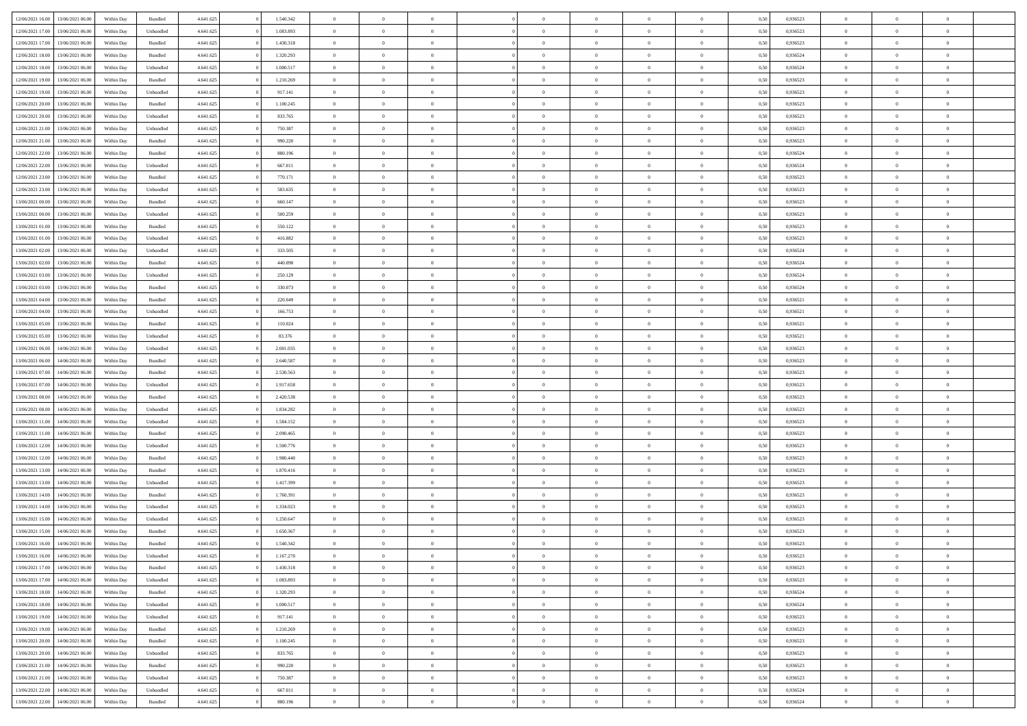| | | | | | | | | | | | | | | | | | | | | | |
|---|---|---|---|---|---|---|---|---|---|---|---|---|---|---|---|---|---|---|---|---|---|
| 12/06/2021 16:00 | 13/06/2021 06:00 | Within Day | Bundled | 4.641.625 | 0 | 1.540.342 | 0 | 0 | 0 | | 0 | 0 | 0 | 0 | 0,50 | 0,936523 | 0 | 0 | 0 | |
| 12/06/2021 17:00 | 13/06/2021 06:00 | Within Day | Unbundled | 4.641.625 | 0 | 1.083.893 | 0 | 0 | 0 | | 0 | 0 | 0 | 0 | 0,50 | 0,936523 | 0 | 0 | 0 | |
| 12/06/2021 17:00 | 13/06/2021 06:00 | Within Day | Bundled | 4.641.625 | 0 | 1.430.318 | 0 | 0 | 0 | | 0 | 0 | 0 | 0 | 0,50 | 0,936523 | 0 | 0 | 0 | |
| 12/06/2021 18:00 | 13/06/2021 06:00 | Within Day | Bundled | 4.641.625 | 0 | 1.320.293 | 0 | 0 | 0 | | 0 | 0 | 0 | 0 | 0,50 | 0,936524 | 0 | 0 | 0 | |
| 12/06/2021 18:00 | 13/06/2021 06:00 | Within Day | Unbundled | 4.641.625 | 0 | 1.000.517 | 0 | 0 | 0 | | 0 | 0 | 0 | 0 | 0,50 | 0,936524 | 0 | 0 | 0 | |
| 12/06/2021 19:00 | 13/06/2021 06:00 | Within Day | Bundled | 4.641.625 | 0 | 1.210.269 | 0 | 0 | 0 | | 0 | 0 | 0 | 0 | 0,50 | 0,936523 | 0 | 0 | 0 | |
| 12/06/2021 19:00 | 13/06/2021 06:00 | Within Day | Unbundled | 4.641.625 | 0 | 917.141 | 0 | 0 | 0 | | 0 | 0 | 0 | 0 | 0,50 | 0,936523 | 0 | 0 | 0 | |
| 12/06/2021 20:00 | 13/06/2021 06:00 | Within Day | Bundled | 4.641.625 | 0 | 1.100.245 | 0 | 0 | 0 | | 0 | 0 | 0 | 0 | 0,50 | 0,936523 | 0 | 0 | 0 | |
| 12/06/2021 20:00 | 13/06/2021 06:00 | Within Day | Unbundled | 4.641.625 | 0 | 833.765 | 0 | 0 | 0 | | 0 | 0 | 0 | 0 | 0,50 | 0,936523 | 0 | 0 | 0 | |
| 12/06/2021 21:00 | 13/06/2021 06:00 | Within Day | Unbundled | 4.641.625 | 0 | 750.387 | 0 | 0 | 0 | | 0 | 0 | 0 | 0 | 0,50 | 0,936523 | 0 | 0 | 0 | |
| 12/06/2021 21:00 | 13/06/2021 06:00 | Within Day | Bundled | 4.641.625 | 0 | 990.220 | 0 | 0 | 0 | | 0 | 0 | 0 | 0 | 0,50 | 0,936523 | 0 | 0 | 0 | |
| 12/06/2021 22:00 | 13/06/2021 06:00 | Within Day | Bundled | 4.641.625 | 0 | 880.196 | 0 | 0 | 0 | | 0 | 0 | 0 | 0 | 0,50 | 0,936524 | 0 | 0 | 0 | |
| 12/06/2021 22:00 | 13/06/2021 06:00 | Within Day | Unbundled | 4.641.625 | 0 | 667.011 | 0 | 0 | 0 | | 0 | 0 | 0 | 0 | 0,50 | 0,936524 | 0 | 0 | 0 | |
| 12/06/2021 23:00 | 13/06/2021 06:00 | Within Day | Bundled | 4.641.625 | 0 | 770.171 | 0 | 0 | 0 | | 0 | 0 | 0 | 0 | 0,50 | 0,936523 | 0 | 0 | 0 | |
| 12/06/2021 23:00 | 13/06/2021 06:00 | Within Day | Unbundled | 4.641.625 | 0 | 583.635 | 0 | 0 | 0 | | 0 | 0 | 0 | 0 | 0,50 | 0,936523 | 0 | 0 | 0 | |
| 13/06/2021 00:00 | 13/06/2021 06:00 | Within Day | Bundled | 4.641.625 | 0 | 660.147 | 0 | 0 | 0 | | 0 | 0 | 0 | 0 | 0,50 | 0,936523 | 0 | 0 | 0 | |
| 13/06/2021 00:00 | 13/06/2021 06:00 | Within Day | Unbundled | 4.641.625 | 0 | 500.259 | 0 | 0 | 0 | | 0 | 0 | 0 | 0 | 0,50 | 0,936523 | 0 | 0 | 0 | |
| 13/06/2021 01:00 | 13/06/2021 06:00 | Within Day | Bundled | 4.641.625 | 0 | 550.122 | 0 | 0 | 0 | | 0 | 0 | 0 | 0 | 0,50 | 0,936523 | 0 | 0 | 0 | |
| 13/06/2021 01:00 | 13/06/2021 06:00 | Within Day | Unbundled | 4.641.625 | 0 | 416.882 | 0 | 0 | 0 | | 0 | 0 | 0 | 0 | 0,50 | 0,936523 | 0 | 0 | 0 | |
| 13/06/2021 02:00 | 13/06/2021 06:00 | Within Day | Unbundled | 4.641.625 | 0 | 333.505 | 0 | 0 | 0 | | 0 | 0 | 0 | 0 | 0,50 | 0,936524 | 0 | 0 | 0 | |
| 13/06/2021 02:00 | 13/06/2021 06:00 | Within Day | Bundled | 4.641.625 | 0 | 440.098 | 0 | 0 | 0 | | 0 | 0 | 0 | 0 | 0,50 | 0,936524 | 0 | 0 | 0 | |
| 13/06/2021 03:00 | 13/06/2021 06:00 | Within Day | Unbundled | 4.641.625 | 0 | 250.129 | 0 | 0 | 0 | | 0 | 0 | 0 | 0 | 0,50 | 0,936524 | 0 | 0 | 0 | |
| 13/06/2021 03:00 | 13/06/2021 06:00 | Within Day | Bundled | 4.641.625 | 0 | 330.073 | 0 | 0 | 0 | | 0 | 0 | 0 | 0 | 0,50 | 0,936524 | 0 | 0 | 0 | |
| 13/06/2021 04:00 | 13/06/2021 06:00 | Within Day | Bundled | 4.641.625 | 0 | 220.049 | 0 | 0 | 0 | | 0 | 0 | 0 | 0 | 0,50 | 0,936521 | 0 | 0 | 0 | |
| 13/06/2021 04:00 | 13/06/2021 06:00 | Within Day | Unbundled | 4.641.625 | 0 | 166.753 | 0 | 0 | 0 | | 0 | 0 | 0 | 0 | 0,50 | 0,936521 | 0 | 0 | 0 | |
| 13/06/2021 05:00 | 13/06/2021 06:00 | Within Day | Bundled | 4.641.625 | 0 | 110.024 | 0 | 0 | 0 | | 0 | 0 | 0 | 0 | 0,50 | 0,936521 | 0 | 0 | 0 | |
| 13/06/2021 05:00 | 13/06/2021 06:00 | Within Day | Unbundled | 4.641.625 | 0 | 83.376 | 0 | 0 | 0 | | 0 | 0 | 0 | 0 | 0,50 | 0,936521 | 0 | 0 | 0 | |
| 13/06/2021 06:00 | 14/06/2021 06:00 | Within Day | Unbundled | 4.641.625 | 0 | 2.001.035 | 0 | 0 | 0 | | 0 | 0 | 0 | 0 | 0,50 | 0,936523 | 0 | 0 | 0 | |
| 13/06/2021 06:00 | 14/06/2021 06:00 | Within Day | Bundled | 4.641.625 | 0 | 2.640.587 | 0 | 0 | 0 | | 0 | 0 | 0 | 0 | 0,50 | 0,936523 | 0 | 0 | 0 | |
| 13/06/2021 07:00 | 14/06/2021 06:00 | Within Day | Bundled | 4.641.625 | 0 | 2.530.563 | 0 | 0 | 0 | | 0 | 0 | 0 | 0 | 0,50 | 0,936523 | 0 | 0 | 0 | |
| 13/06/2021 07:00 | 14/06/2021 06:00 | Within Day | Unbundled | 4.641.625 | 0 | 1.917.658 | 0 | 0 | 0 | | 0 | 0 | 0 | 0 | 0,50 | 0,936523 | 0 | 0 | 0 | |
| 13/06/2021 08:00 | 14/06/2021 06:00 | Within Day | Bundled | 4.641.625 | 0 | 2.420.538 | 0 | 0 | 0 | | 0 | 0 | 0 | 0 | 0,50 | 0,936523 | 0 | 0 | 0 | |
| 13/06/2021 08:00 | 14/06/2021 06:00 | Within Day | Unbundled | 4.641.625 | 0 | 1.834.282 | 0 | 0 | 0 | | 0 | 0 | 0 | 0 | 0,50 | 0,936523 | 0 | 0 | 0 | |
| 13/06/2021 11:00 | 14/06/2021 06:00 | Within Day | Unbundled | 4.641.625 | 0 | 1.584.152 | 0 | 0 | 0 | | 0 | 0 | 0 | 0 | 0,50 | 0,936523 | 0 | 0 | 0 | |
| 13/06/2021 11:00 | 14/06/2021 06:00 | Within Day | Bundled | 4.641.625 | 0 | 2.090.465 | 0 | 0 | 0 | | 0 | 0 | 0 | 0 | 0,50 | 0,936523 | 0 | 0 | 0 | |
| 13/06/2021 12:00 | 14/06/2021 06:00 | Within Day | Unbundled | 4.641.625 | 0 | 1.500.776 | 0 | 0 | 0 | | 0 | 0 | 0 | 0 | 0,50 | 0,936523 | 0 | 0 | 0 | |
| 13/06/2021 12:00 | 14/06/2021 06:00 | Within Day | Bundled | 4.641.625 | 0 | 1.980.440 | 0 | 0 | 0 | | 0 | 0 | 0 | 0 | 0,50 | 0,936523 | 0 | 0 | 0 | |
| 13/06/2021 13:00 | 14/06/2021 06:00 | Within Day | Bundled | 4.641.625 | 0 | 1.870.416 | 0 | 0 | 0 | | 0 | 0 | 0 | 0 | 0,50 | 0,936523 | 0 | 0 | 0 | |
| 13/06/2021 13:00 | 14/06/2021 06:00 | Within Day | Unbundled | 4.641.625 | 0 | 1.417.399 | 0 | 0 | 0 | | 0 | 0 | 0 | 0 | 0,50 | 0,936523 | 0 | 0 | 0 | |
| 13/06/2021 14:00 | 14/06/2021 06:00 | Within Day | Bundled | 4.641.625 | 0 | 1.760.391 | 0 | 0 | 0 | | 0 | 0 | 0 | 0 | 0,50 | 0,936523 | 0 | 0 | 0 | |
| 13/06/2021 14:00 | 14/06/2021 06:00 | Within Day | Unbundled | 4.641.625 | 0 | 1.334.023 | 0 | 0 | 0 | | 0 | 0 | 0 | 0 | 0,50 | 0,936523 | 0 | 0 | 0 | |
| 13/06/2021 15:00 | 14/06/2021 06:00 | Within Day | Unbundled | 4.641.625 | 0 | 1.250.647 | 0 | 0 | 0 | | 0 | 0 | 0 | 0 | 0,50 | 0,936523 | 0 | 0 | 0 | |
| 13/06/2021 15:00 | 14/06/2021 06:00 | Within Day | Bundled | 4.641.625 | 0 | 1.650.367 | 0 | 0 | 0 | | 0 | 0 | 0 | 0 | 0,50 | 0,936523 | 0 | 0 | 0 | |
| 13/06/2021 16:00 | 14/06/2021 06:00 | Within Day | Bundled | 4.641.625 | 0 | 1.540.342 | 0 | 0 | 0 | | 0 | 0 | 0 | 0 | 0,50 | 0,936523 | 0 | 0 | 0 | |
| 13/06/2021 16:00 | 14/06/2021 06:00 | Within Day | Unbundled | 4.641.625 | 0 | 1.167.270 | 0 | 0 | 0 | | 0 | 0 | 0 | 0 | 0,50 | 0,936523 | 0 | 0 | 0 | |
| 13/06/2021 17:00 | 14/06/2021 06:00 | Within Day | Bundled | 4.641.625 | 0 | 1.430.318 | 0 | 0 | 0 | | 0 | 0 | 0 | 0 | 0,50 | 0,936523 | 0 | 0 | 0 | |
| 13/06/2021 17:00 | 14/06/2021 06:00 | Within Day | Unbundled | 4.641.625 | 0 | 1.083.893 | 0 | 0 | 0 | | 0 | 0 | 0 | 0 | 0,50 | 0,936523 | 0 | 0 | 0 | |
| 13/06/2021 18:00 | 14/06/2021 06:00 | Within Day | Bundled | 4.641.625 | 0 | 1.320.293 | 0 | 0 | 0 | | 0 | 0 | 0 | 0 | 0,50 | 0,936524 | 0 | 0 | 0 | |
| 13/06/2021 18:00 | 14/06/2021 06:00 | Within Day | Unbundled | 4.641.625 | 0 | 1.000.517 | 0 | 0 | 0 | | 0 | 0 | 0 | 0 | 0,50 | 0,936524 | 0 | 0 | 0 | |
| 13/06/2021 19:00 | 14/06/2021 06:00 | Within Day | Unbundled | 4.641.625 | 0 | 917.141 | 0 | 0 | 0 | | 0 | 0 | 0 | 0 | 0,50 | 0,936523 | 0 | 0 | 0 | |
| 13/06/2021 19:00 | 14/06/2021 06:00 | Within Day | Bundled | 4.641.625 | 0 | 1.210.269 | 0 | 0 | 0 | | 0 | 0 | 0 | 0 | 0,50 | 0,936523 | 0 | 0 | 0 | |
| 13/06/2021 20:00 | 14/06/2021 06:00 | Within Day | Bundled | 4.641.625 | 0 | 1.100.245 | 0 | 0 | 0 | | 0 | 0 | 0 | 0 | 0,50 | 0,936523 | 0 | 0 | 0 | |
| 13/06/2021 20:00 | 14/06/2021 06:00 | Within Day | Unbundled | 4.641.625 | 0 | 833.765 | 0 | 0 | 0 | | 0 | 0 | 0 | 0 | 0,50 | 0,936523 | 0 | 0 | 0 | |
| 13/06/2021 21:00 | 14/06/2021 06:00 | Within Day | Bundled | 4.641.625 | 0 | 990.220 | 0 | 0 | 0 | | 0 | 0 | 0 | 0 | 0,50 | 0,936523 | 0 | 0 | 0 | |
| 13/06/2021 21:00 | 14/06/2021 06:00 | Within Day | Unbundled | 4.641.625 | 0 | 750.387 | 0 | 0 | 0 | | 0 | 0 | 0 | 0 | 0,50 | 0,936523 | 0 | 0 | 0 | |
| 13/06/2021 22:00 | 14/06/2021 06:00 | Within Day | Unbundled | 4.641.625 | 0 | 667.011 | 0 | 0 | 0 | | 0 | 0 | 0 | 0 | 0,50 | 0,936524 | 0 | 0 | 0 | |
| 13/06/2021 22:00 | 14/06/2021 06:00 | Within Day | Bundled | 4.641.625 | 0 | 880.196 | 0 | 0 | 0 | | 0 | 0 | 0 | 0 | 0,50 | 0,936524 | 0 | 0 | 0 | |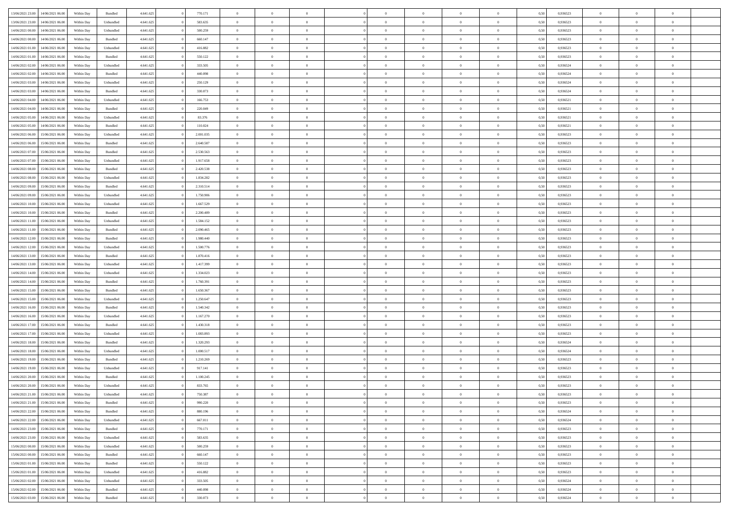| | | | | | | | | | | | | | | | | | | | | |
|---|---|---|---|---|---|---|---|---|---|---|---|---|---|---|---|---|---|---|---|---|
| 13/06/2021 23:00 | 14/06/2021 06:00 | Within Day | Bundled | 4.641.625 | 0 | 770.171 | 0 | 0 | 0 | | 0 | 0 | 0 | 0 | 0,50 | 0,936523 | 0 | 0 | 0 | |
| 13/06/2021 23:00 | 14/06/2021 06:00 | Within Day | Unbundled | 4.641.625 | 0 | 583.635 | 0 | 0 | 0 | | 0 | 0 | 0 | 0 | 0,50 | 0,936523 | 0 | 0 | 0 | |
| 14/06/2021 00:00 | 14/06/2021 06:00 | Within Day | Unbundled | 4.641.625 | 0 | 500.259 | 0 | 0 | 0 | | 0 | 0 | 0 | 0 | 0,50 | 0,936523 | 0 | 0 | 0 | |
| 14/06/2021 00:00 | 14/06/2021 06:00 | Within Day | Bundled | 4.641.625 | 0 | 660.147 | 0 | 0 | 0 | | 0 | 0 | 0 | 0 | 0,50 | 0,936523 | 0 | 0 | 0 | |
| 14/06/2021 01:00 | 14/06/2021 06:00 | Within Day | Unbundled | 4.641.625 | 0 | 416.882 | 0 | 0 | 0 | | 0 | 0 | 0 | 0 | 0,50 | 0,936523 | 0 | 0 | 0 | |
| 14/06/2021 01:00 | 14/06/2021 06:00 | Within Day | Bundled | 4.641.625 | 0 | 550.122 | 0 | 0 | 0 | | 0 | 0 | 0 | 0 | 0,50 | 0,936523 | 0 | 0 | 0 | |
| 14/06/2021 02:00 | 14/06/2021 06:00 | Within Day | Unbundled | 4.641.625 | 0 | 333.505 | 0 | 0 | 0 | | 0 | 0 | 0 | 0 | 0,50 | 0,936524 | 0 | 0 | 0 | |
| 14/06/2021 02:00 | 14/06/2021 06:00 | Within Day | Bundled | 4.641.625 | 0 | 440.098 | 0 | 0 | 0 | | 0 | 0 | 0 | 0 | 0,50 | 0,936524 | 0 | 0 | 0 | |
| 14/06/2021 03:00 | 14/06/2021 06:00 | Within Day | Unbundled | 4.641.625 | 0 | 250.129 | 0 | 0 | 0 | | 0 | 0 | 0 | 0 | 0,50 | 0,936524 | 0 | 0 | 0 | |
| 14/06/2021 03:00 | 14/06/2021 06:00 | Within Day | Bundled | 4.641.625 | 0 | 330.073 | 0 | 0 | 0 | | 0 | 0 | 0 | 0 | 0,50 | 0,936524 | 0 | 0 | 0 | |
| 14/06/2021 04:00 | 14/06/2021 06:00 | Within Day | Unbundled | 4.641.625 | 0 | 166.753 | 0 | 0 | 0 | | 0 | 0 | 0 | 0 | 0,50 | 0,936521 | 0 | 0 | 0 | |
| 14/06/2021 04:00 | 14/06/2021 06:00 | Within Day | Bundled | 4.641.625 | 0 | 220.049 | 0 | 0 | 0 | | 0 | 0 | 0 | 0 | 0,50 | 0,936521 | 0 | 0 | 0 | |
| 14/06/2021 05:00 | 14/06/2021 06:00 | Within Day | Unbundled | 4.641.625 | 0 | 83.376 | 0 | 0 | 0 | | 0 | 0 | 0 | 0 | 0,50 | 0,936521 | 0 | 0 | 0 | |
| 14/06/2021 05:00 | 14/06/2021 06:00 | Within Day | Bundled | 4.641.625 | 0 | 110.024 | 0 | 0 | 0 | | 0 | 0 | 0 | 0 | 0,50 | 0,936521 | 0 | 0 | 0 | |
| 14/06/2021 06:00 | 15/06/2021 06:00 | Within Day | Unbundled | 4.641.625 | 0 | 2.001.035 | 0 | 0 | 0 | | 0 | 0 | 0 | 0 | 0,50 | 0,936523 | 0 | 0 | 0 | |
| 14/06/2021 06:00 | 15/06/2021 06:00 | Within Day | Bundled | 4.641.625 | 0 | 2.640.587 | 0 | 0 | 0 | | 0 | 0 | 0 | 0 | 0,50 | 0,936523 | 0 | 0 | 0 | |
| 14/06/2021 07:00 | 15/06/2021 06:00 | Within Day | Bundled | 4.641.625 | 0 | 2.530.563 | 0 | 0 | 0 | | 0 | 0 | 0 | 0 | 0,50 | 0,936523 | 0 | 0 | 0 | |
| 14/06/2021 07:00 | 15/06/2021 06:00 | Within Day | Unbundled | 4.641.625 | 0 | 1.917.658 | 0 | 0 | 0 | | 0 | 0 | 0 | 0 | 0,50 | 0,936523 | 0 | 0 | 0 | |
| 14/06/2021 08:00 | 15/06/2021 06:00 | Within Day | Bundled | 4.641.625 | 0 | 2.420.538 | 0 | 0 | 0 | | 0 | 0 | 0 | 0 | 0,50 | 0,936523 | 0 | 0 | 0 | |
| 14/06/2021 08:00 | 15/06/2021 06:00 | Within Day | Unbundled | 4.641.625 | 0 | 1.834.282 | 0 | 0 | 0 | | 0 | 0 | 0 | 0 | 0,50 | 0,936523 | 0 | 0 | 0 | |
| 14/06/2021 09:00 | 15/06/2021 06:00 | Within Day | Bundled | 4.641.625 | 0 | 2.310.514 | 0 | 0 | 0 | | 0 | 0 | 0 | 0 | 0,50 | 0,936523 | 0 | 0 | 0 | |
| 14/06/2021 09:00 | 15/06/2021 06:00 | Within Day | Unbundled | 4.641.625 | 0 | 1.750.906 | 0 | 0 | 0 | | 0 | 0 | 0 | 0 | 0,50 | 0,936523 | 0 | 0 | 0 | |
| 14/06/2021 10:00 | 15/06/2021 06:00 | Within Day | Unbundled | 4.641.625 | 0 | 1.667.529 | 0 | 0 | 0 | | 0 | 0 | 0 | 0 | 0,50 | 0,936523 | 0 | 0 | 0 | |
| 14/06/2021 10:00 | 15/06/2021 06:00 | Within Day | Bundled | 4.641.625 | 0 | 2.200.489 | 0 | 0 | 0 | | 0 | 0 | 0 | 0 | 0,50 | 0,936523 | 0 | 0 | 0 | |
| 14/06/2021 11:00 | 15/06/2021 06:00 | Within Day | Unbundled | 4.641.625 | 0 | 1.584.152 | 0 | 0 | 0 | | 0 | 0 | 0 | 0 | 0,50 | 0,936523 | 0 | 0 | 0 | |
| 14/06/2021 11:00 | 15/06/2021 06:00 | Within Day | Bundled | 4.641.625 | 0 | 2.090.465 | 0 | 0 | 0 | | 0 | 0 | 0 | 0 | 0,50 | 0,936523 | 0 | 0 | 0 | |
| 14/06/2021 12:00 | 15/06/2021 06:00 | Within Day | Bundled | 4.641.625 | 0 | 1.980.440 | 0 | 0 | 0 | | 0 | 0 | 0 | 0 | 0,50 | 0,936523 | 0 | 0 | 0 | |
| 14/06/2021 12:00 | 15/06/2021 06:00 | Within Day | Unbundled | 4.641.625 | 0 | 1.500.776 | 0 | 0 | 0 | | 0 | 0 | 0 | 0 | 0,50 | 0,936523 | 0 | 0 | 0 | |
| 14/06/2021 13:00 | 15/06/2021 06:00 | Within Day | Bundled | 4.641.625 | 0 | 1.870.416 | 0 | 0 | 0 | | 0 | 0 | 0 | 0 | 0,50 | 0,936523 | 0 | 0 | 0 | |
| 14/06/2021 13:00 | 15/06/2021 06:00 | Within Day | Unbundled | 4.641.625 | 0 | 1.417.399 | 0 | 0 | 0 | | 0 | 0 | 0 | 0 | 0,50 | 0,936523 | 0 | 0 | 0 | |
| 14/06/2021 14:00 | 15/06/2021 06:00 | Within Day | Unbundled | 4.641.625 | 0 | 1.334.023 | 0 | 0 | 0 | | 0 | 0 | 0 | 0 | 0,50 | 0,936523 | 0 | 0 | 0 | |
| 14/06/2021 14:00 | 15/06/2021 06:00 | Within Day | Bundled | 4.641.625 | 0 | 1.760.391 | 0 | 0 | 0 | | 0 | 0 | 0 | 0 | 0,50 | 0,936523 | 0 | 0 | 0 | |
| 14/06/2021 15:00 | 15/06/2021 06:00 | Within Day | Bundled | 4.641.625 | 0 | 1.650.367 | 0 | 0 | 0 | | 0 | 0 | 0 | 0 | 0,50 | 0,936523 | 0 | 0 | 0 | |
| 14/06/2021 15:00 | 15/06/2021 06:00 | Within Day | Unbundled | 4.641.625 | 0 | 1.250.647 | 0 | 0 | 0 | | 0 | 0 | 0 | 0 | 0,50 | 0,936523 | 0 | 0 | 0 | |
| 14/06/2021 16:00 | 15/06/2021 06:00 | Within Day | Bundled | 4.641.625 | 0 | 1.540.342 | 0 | 0 | 0 | | 0 | 0 | 0 | 0 | 0,50 | 0,936523 | 0 | 0 | 0 | |
| 14/06/2021 16:00 | 15/06/2021 06:00 | Within Day | Unbundled | 4.641.625 | 0 | 1.167.270 | 0 | 0 | 0 | | 0 | 0 | 0 | 0 | 0,50 | 0,936523 | 0 | 0 | 0 | |
| 14/06/2021 17:00 | 15/06/2021 06:00 | Within Day | Bundled | 4.641.625 | 0 | 1.430.318 | 0 | 0 | 0 | | 0 | 0 | 0 | 0 | 0,50 | 0,936523 | 0 | 0 | 0 | |
| 14/06/2021 17:00 | 15/06/2021 06:00 | Within Day | Unbundled | 4.641.625 | 0 | 1.083.893 | 0 | 0 | 0 | | 0 | 0 | 0 | 0 | 0,50 | 0,936523 | 0 | 0 | 0 | |
| 14/06/2021 18:00 | 15/06/2021 06:00 | Within Day | Bundled | 4.641.625 | 0 | 1.320.293 | 0 | 0 | 0 | | 0 | 0 | 0 | 0 | 0,50 | 0,936524 | 0 | 0 | 0 | |
| 14/06/2021 18:00 | 15/06/2021 06:00 | Within Day | Unbundled | 4.641.625 | 0 | 1.000.517 | 0 | 0 | 0 | | 0 | 0 | 0 | 0 | 0,50 | 0,936524 | 0 | 0 | 0 | |
| 14/06/2021 19:00 | 15/06/2021 06:00 | Within Day | Bundled | 4.641.625 | 0 | 1.210.269 | 0 | 0 | 0 | | 0 | 0 | 0 | 0 | 0,50 | 0,936523 | 0 | 0 | 0 | |
| 14/06/2021 19:00 | 15/06/2021 06:00 | Within Day | Unbundled | 4.641.625 | 0 | 917.141 | 0 | 0 | 0 | | 0 | 0 | 0 | 0 | 0,50 | 0,936523 | 0 | 0 | 0 | |
| 14/06/2021 20:00 | 15/06/2021 06:00 | Within Day | Bundled | 4.641.625 | 0 | 1.100.245 | 0 | 0 | 0 | | 0 | 0 | 0 | 0 | 0,50 | 0,936523 | 0 | 0 | 0 | |
| 14/06/2021 20:00 | 15/06/2021 06:00 | Within Day | Unbundled | 4.641.625 | 0 | 833.765 | 0 | 0 | 0 | | 0 | 0 | 0 | 0 | 0,50 | 0,936523 | 0 | 0 | 0 | |
| 14/06/2021 21:00 | 15/06/2021 06:00 | Within Day | Unbundled | 4.641.625 | 0 | 750.387 | 0 | 0 | 0 | | 0 | 0 | 0 | 0 | 0,50 | 0,936523 | 0 | 0 | 0 | |
| 14/06/2021 21:00 | 15/06/2021 06:00 | Within Day | Bundled | 4.641.625 | 0 | 990.220 | 0 | 0 | 0 | | 0 | 0 | 0 | 0 | 0,50 | 0,936523 | 0 | 0 | 0 | |
| 14/06/2021 22:00 | 15/06/2021 06:00 | Within Day | Bundled | 4.641.625 | 0 | 880.196 | 0 | 0 | 0 | | 0 | 0 | 0 | 0 | 0,50 | 0,936524 | 0 | 0 | 0 | |
| 14/06/2021 22:00 | 15/06/2021 06:00 | Within Day | Unbundled | 4.641.625 | 0 | 667.011 | 0 | 0 | 0 | | 0 | 0 | 0 | 0 | 0,50 | 0,936524 | 0 | 0 | 0 | |
| 14/06/2021 23:00 | 15/06/2021 06:00 | Within Day | Bundled | 4.641.625 | 0 | 770.171 | 0 | 0 | 0 | | 0 | 0 | 0 | 0 | 0,50 | 0,936523 | 0 | 0 | 0 | |
| 14/06/2021 23:00 | 15/06/2021 06:00 | Within Day | Unbundled | 4.641.625 | 0 | 583.635 | 0 | 0 | 0 | | 0 | 0 | 0 | 0 | 0,50 | 0,936523 | 0 | 0 | 0 | |
| 15/06/2021 00:00 | 15/06/2021 06:00 | Within Day | Unbundled | 4.641.625 | 0 | 500.259 | 0 | 0 | 0 | | 0 | 0 | 0 | 0 | 0,50 | 0,936523 | 0 | 0 | 0 | |
| 15/06/2021 00:00 | 15/06/2021 06:00 | Within Day | Bundled | 4.641.625 | 0 | 660.147 | 0 | 0 | 0 | | 0 | 0 | 0 | 0 | 0,50 | 0,936523 | 0 | 0 | 0 | |
| 15/06/2021 01:00 | 15/06/2021 06:00 | Within Day | Bundled | 4.641.625 | 0 | 550.122 | 0 | 0 | 0 | | 0 | 0 | 0 | 0 | 0,50 | 0,936523 | 0 | 0 | 0 | |
| 15/06/2021 01:00 | 15/06/2021 06:00 | Within Day | Unbundled | 4.641.625 | 0 | 416.882 | 0 | 0 | 0 | | 0 | 0 | 0 | 0 | 0,50 | 0,936523 | 0 | 0 | 0 | |
| 15/06/2021 02:00 | 15/06/2021 06:00 | Within Day | Unbundled | 4.641.625 | 0 | 333.505 | 0 | 0 | 0 | | 0 | 0 | 0 | 0 | 0,50 | 0,936524 | 0 | 0 | 0 | |
| 15/06/2021 02:00 | 15/06/2021 06:00 | Within Day | Bundled | 4.641.625 | 0 | 440.098 | 0 | 0 | 0 | | 0 | 0 | 0 | 0 | 0,50 | 0,936524 | 0 | 0 | 0 | |
| 15/06/2021 03:00 | 15/06/2021 06:00 | Within Day | Bundled | 4.641.625 | 0 | 330.073 | 0 | 0 | 0 | | 0 | 0 | 0 | 0 | 0,50 | 0,936524 | 0 | 0 | 0 | |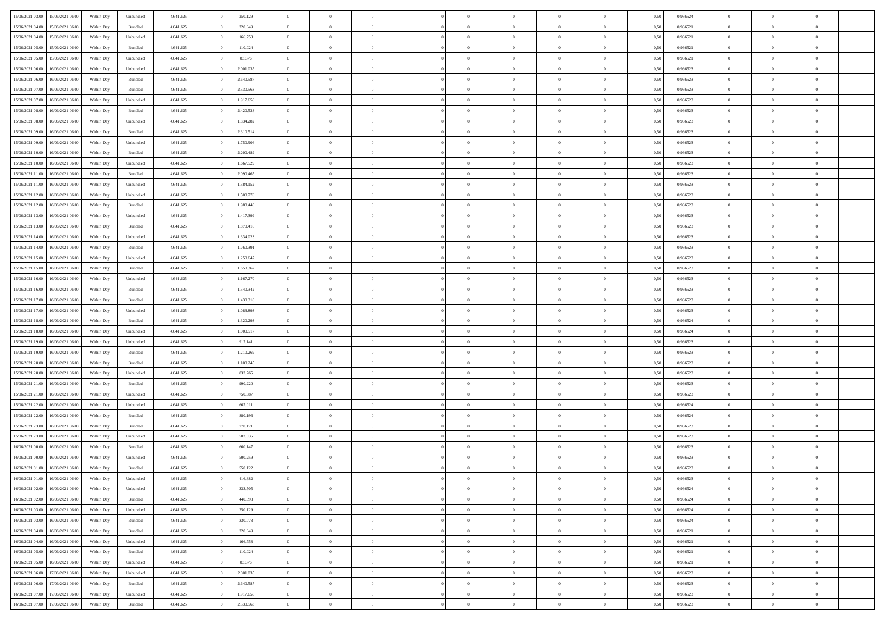| | | | | | | | | | | | | | | | | | | | | | |
|---|---|---|---|---|---|---|---|---|---|---|---|---|---|---|---|---|---|---|---|---|---|
| 15/06/2021 03:00 | 15/06/2021 06:00 | Within Day | Unbundled | 4.641.625 | 0 | 250.129 | 0 | 0 | 0 | | 0 | 0 | 0 | 0 | 0,50 | 0,936524 | 0 | 0 | 0 | |
| 15/06/2021 04:00 | 15/06/2021 06:00 | Within Day | Bundled | 4.641.625 | 0 | 220.049 | 0 | 0 | 0 | | 0 | 0 | 0 | 0 | 0,50 | 0,936521 | 0 | 0 | 0 | |
| 15/06/2021 04:00 | 15/06/2021 06:00 | Within Day | Unbundled | 4.641.625 | 0 | 166.753 | 0 | 0 | 0 | | 0 | 0 | 0 | 0 | 0,50 | 0,936521 | 0 | 0 | 0 | |
| 15/06/2021 05:00 | 15/06/2021 06:00 | Within Day | Bundled | 4.641.625 | 0 | 110.024 | 0 | 0 | 0 | | 0 | 0 | 0 | 0 | 0,50 | 0,936521 | 0 | 0 | 0 | |
| 15/06/2021 05:00 | 15/06/2021 06:00 | Within Day | Unbundled | 4.641.625 | 0 | 83.376 | 0 | 0 | 0 | | 0 | 0 | 0 | 0 | 0,50 | 0,936521 | 0 | 0 | 0 | |
| 15/06/2021 06:00 | 16/06/2021 06:00 | Within Day | Unbundled | 4.641.625 | 0 | 2.001.035 | 0 | 0 | 0 | | 0 | 0 | 0 | 0 | 0,50 | 0,936523 | 0 | 0 | 0 | |
| 15/06/2021 06:00 | 16/06/2021 06:00 | Within Day | Bundled | 4.641.625 | 0 | 2.640.587 | 0 | 0 | 0 | | 0 | 0 | 0 | 0 | 0,50 | 0,936523 | 0 | 0 | 0 | |
| 15/06/2021 07:00 | 16/06/2021 06:00 | Within Day | Bundled | 4.641.625 | 0 | 2.530.563 | 0 | 0 | 0 | | 0 | 0 | 0 | 0 | 0,50 | 0,936523 | 0 | 0 | 0 | |
| 15/06/2021 07:00 | 16/06/2021 06:00 | Within Day | Unbundled | 4.641.625 | 0 | 1.917.658 | 0 | 0 | 0 | | 0 | 0 | 0 | 0 | 0,50 | 0,936523 | 0 | 0 | 0 | |
| 15/06/2021 08:00 | 16/06/2021 06:00 | Within Day | Bundled | 4.641.625 | 0 | 2.420.538 | 0 | 0 | 0 | | 0 | 0 | 0 | 0 | 0,50 | 0,936523 | 0 | 0 | 0 | |
| 15/06/2021 08:00 | 16/06/2021 06:00 | Within Day | Unbundled | 4.641.625 | 0 | 1.834.282 | 0 | 0 | 0 | | 0 | 0 | 0 | 0 | 0,50 | 0,936523 | 0 | 0 | 0 | |
| 15/06/2021 09:00 | 16/06/2021 06:00 | Within Day | Bundled | 4.641.625 | 0 | 2.310.514 | 0 | 0 | 0 | | 0 | 0 | 0 | 0 | 0,50 | 0,936523 | 0 | 0 | 0 | |
| 15/06/2021 09:00 | 16/06/2021 06:00 | Within Day | Unbundled | 4.641.625 | 0 | 1.750.906 | 0 | 0 | 0 | | 0 | 0 | 0 | 0 | 0,50 | 0,936523 | 0 | 0 | 0 | |
| 15/06/2021 10:00 | 16/06/2021 06:00 | Within Day | Bundled | 4.641.625 | 0 | 2.200.489 | 0 | 0 | 0 | | 0 | 0 | 0 | 0 | 0,50 | 0,936523 | 0 | 0 | 0 | |
| 15/06/2021 10:00 | 16/06/2021 06:00 | Within Day | Unbundled | 4.641.625 | 0 | 1.667.529 | 0 | 0 | 0 | | 0 | 0 | 0 | 0 | 0,50 | 0,936523 | 0 | 0 | 0 | |
| 15/06/2021 11:00 | 16/06/2021 06:00 | Within Day | Bundled | 4.641.625 | 0 | 2.090.465 | 0 | 0 | 0 | | 0 | 0 | 0 | 0 | 0,50 | 0,936523 | 0 | 0 | 0 | |
| 15/06/2021 11:00 | 16/06/2021 06:00 | Within Day | Unbundled | 4.641.625 | 0 | 1.584.152 | 0 | 0 | 0 | | 0 | 0 | 0 | 0 | 0,50 | 0,936523 | 0 | 0 | 0 | |
| 15/06/2021 12:00 | 16/06/2021 06:00 | Within Day | Unbundled | 4.641.625 | 0 | 1.500.776 | 0 | 0 | 0 | | 0 | 0 | 0 | 0 | 0,50 | 0,936523 | 0 | 0 | 0 | |
| 15/06/2021 12:00 | 16/06/2021 06:00 | Within Day | Bundled | 4.641.625 | 0 | 1.980.440 | 0 | 0 | 0 | | 0 | 0 | 0 | 0 | 0,50 | 0,936523 | 0 | 0 | 0 | |
| 15/06/2021 13:00 | 16/06/2021 06:00 | Within Day | Unbundled | 4.641.625 | 0 | 1.417.399 | 0 | 0 | 0 | | 0 | 0 | 0 | 0 | 0,50 | 0,936523 | 0 | 0 | 0 | |
| 15/06/2021 13:00 | 16/06/2021 06:00 | Within Day | Bundled | 4.641.625 | 0 | 1.870.416 | 0 | 0 | 0 | | 0 | 0 | 0 | 0 | 0,50 | 0,936523 | 0 | 0 | 0 | |
| 15/06/2021 14:00 | 16/06/2021 06:00 | Within Day | Unbundled | 4.641.625 | 0 | 1.334.023 | 0 | 0 | 0 | | 0 | 0 | 0 | 0 | 0,50 | 0,936523 | 0 | 0 | 0 | |
| 15/06/2021 14:00 | 16/06/2021 06:00 | Within Day | Bundled | 4.641.625 | 0 | 1.760.391 | 0 | 0 | 0 | | 0 | 0 | 0 | 0 | 0,50 | 0,936523 | 0 | 0 | 0 | |
| 15/06/2021 15:00 | 16/06/2021 06:00 | Within Day | Unbundled | 4.641.625 | 0 | 1.250.647 | 0 | 0 | 0 | | 0 | 0 | 0 | 0 | 0,50 | 0,936523 | 0 | 0 | 0 | |
| 15/06/2021 15:00 | 16/06/2021 06:00 | Within Day | Bundled | 4.641.625 | 0 | 1.650.367 | 0 | 0 | 0 | | 0 | 0 | 0 | 0 | 0,50 | 0,936523 | 0 | 0 | 0 | |
| 15/06/2021 16:00 | 16/06/2021 06:00 | Within Day | Unbundled | 4.641.625 | 0 | 1.167.270 | 0 | 0 | 0 | | 0 | 0 | 0 | 0 | 0,50 | 0,936523 | 0 | 0 | 0 | |
| 15/06/2021 16:00 | 16/06/2021 06:00 | Within Day | Bundled | 4.641.625 | 0 | 1.540.342 | 0 | 0 | 0 | | 0 | 0 | 0 | 0 | 0,50 | 0,936523 | 0 | 0 | 0 | |
| 15/06/2021 17:00 | 16/06/2021 06:00 | Within Day | Bundled | 4.641.625 | 0 | 1.430.318 | 0 | 0 | 0 | | 0 | 0 | 0 | 0 | 0,50 | 0,936523 | 0 | 0 | 0 | |
| 15/06/2021 17:00 | 16/06/2021 06:00 | Within Day | Unbundled | 4.641.625 | 0 | 1.083.893 | 0 | 0 | 0 | | 0 | 0 | 0 | 0 | 0,50 | 0,936523 | 0 | 0 | 0 | |
| 15/06/2021 18:00 | 16/06/2021 06:00 | Within Day | Bundled | 4.641.625 | 0 | 1.320.293 | 0 | 0 | 0 | | 0 | 0 | 0 | 0 | 0,50 | 0,936524 | 0 | 0 | 0 | |
| 15/06/2021 18:00 | 16/06/2021 06:00 | Within Day | Unbundled | 4.641.625 | 0 | 1.000.517 | 0 | 0 | 0 | | 0 | 0 | 0 | 0 | 0,50 | 0,936524 | 0 | 0 | 0 | |
| 15/06/2021 19:00 | 16/06/2021 06:00 | Within Day | Unbundled | 4.641.625 | 0 | 917.141 | 0 | 0 | 0 | | 0 | 0 | 0 | 0 | 0,50 | 0,936523 | 0 | 0 | 0 | |
| 15/06/2021 19:00 | 16/06/2021 06:00 | Within Day | Bundled | 4.641.625 | 0 | 1.210.269 | 0 | 0 | 0 | | 0 | 0 | 0 | 0 | 0,50 | 0,936523 | 0 | 0 | 0 | |
| 15/06/2021 20:00 | 16/06/2021 06:00 | Within Day | Bundled | 4.641.625 | 0 | 1.100.245 | 0 | 0 | 0 | | 0 | 0 | 0 | 0 | 0,50 | 0,936523 | 0 | 0 | 0 | |
| 15/06/2021 20:00 | 16/06/2021 06:00 | Within Day | Unbundled | 4.641.625 | 0 | 833.765 | 0 | 0 | 0 | | 0 | 0 | 0 | 0 | 0,50 | 0,936523 | 0 | 0 | 0 | |
| 15/06/2021 21:00 | 16/06/2021 06:00 | Within Day | Bundled | 4.641.625 | 0 | 990.220 | 0 | 0 | 0 | | 0 | 0 | 0 | 0 | 0,50 | 0,936523 | 0 | 0 | 0 | |
| 15/06/2021 21:00 | 16/06/2021 06:00 | Within Day | Unbundled | 4.641.625 | 0 | 750.387 | 0 | 0 | 0 | | 0 | 0 | 0 | 0 | 0,50 | 0,936523 | 0 | 0 | 0 | |
| 15/06/2021 22:00 | 16/06/2021 06:00 | Within Day | Unbundled | 4.641.625 | 0 | 667.011 | 0 | 0 | 0 | | 0 | 0 | 0 | 0 | 0,50 | 0,936524 | 0 | 0 | 0 | |
| 15/06/2021 22:00 | 16/06/2021 06:00 | Within Day | Bundled | 4.641.625 | 0 | 880.196 | 0 | 0 | 0 | | 0 | 0 | 0 | 0 | 0,50 | 0,936524 | 0 | 0 | 0 | |
| 15/06/2021 23:00 | 16/06/2021 06:00 | Within Day | Bundled | 4.641.625 | 0 | 770.171 | 0 | 0 | 0 | | 0 | 0 | 0 | 0 | 0,50 | 0,936523 | 0 | 0 | 0 | |
| 15/06/2021 23:00 | 16/06/2021 06:00 | Within Day | Unbundled | 4.641.625 | 0 | 583.635 | 0 | 0 | 0 | | 0 | 0 | 0 | 0 | 0,50 | 0,936523 | 0 | 0 | 0 | |
| 16/06/2021 00:00 | 16/06/2021 06:00 | Within Day | Bundled | 4.641.625 | 0 | 660.147 | 0 | 0 | 0 | | 0 | 0 | 0 | 0 | 0,50 | 0,936523 | 0 | 0 | 0 | |
| 16/06/2021 00:00 | 16/06/2021 06:00 | Within Day | Unbundled | 4.641.625 | 0 | 500.259 | 0 | 0 | 0 | | 0 | 0 | 0 | 0 | 0,50 | 0,936523 | 0 | 0 | 0 | |
| 16/06/2021 01:00 | 16/06/2021 06:00 | Within Day | Bundled | 4.641.625 | 0 | 550.122 | 0 | 0 | 0 | | 0 | 0 | 0 | 0 | 0,50 | 0,936523 | 0 | 0 | 0 | |
| 16/06/2021 01:00 | 16/06/2021 06:00 | Within Day | Unbundled | 4.641.625 | 0 | 416.882 | 0 | 0 | 0 | | 0 | 0 | 0 | 0 | 0,50 | 0,936523 | 0 | 0 | 0 | |
| 16/06/2021 02:00 | 16/06/2021 06:00 | Within Day | Unbundled | 4.641.625 | 0 | 333.505 | 0 | 0 | 0 | | 0 | 0 | 0 | 0 | 0,50 | 0,936524 | 0 | 0 | 0 | |
| 16/06/2021 02:00 | 16/06/2021 06:00 | Within Day | Bundled | 4.641.625 | 0 | 440.098 | 0 | 0 | 0 | | 0 | 0 | 0 | 0 | 0,50 | 0,936524 | 0 | 0 | 0 | |
| 16/06/2021 03:00 | 16/06/2021 06:00 | Within Day | Unbundled | 4.641.625 | 0 | 250.129 | 0 | 0 | 0 | | 0 | 0 | 0 | 0 | 0,50 | 0,936524 | 0 | 0 | 0 | |
| 16/06/2021 03:00 | 16/06/2021 06:00 | Within Day | Bundled | 4.641.625 | 0 | 330.073 | 0 | 0 | 0 | | 0 | 0 | 0 | 0 | 0,50 | 0,936524 | 0 | 0 | 0 | |
| 16/06/2021 04:00 | 16/06/2021 06:00 | Within Day | Bundled | 4.641.625 | 0 | 220.049 | 0 | 0 | 0 | | 0 | 0 | 0 | 0 | 0,50 | 0,936521 | 0 | 0 | 0 | |
| 16/06/2021 04:00 | 16/06/2021 06:00 | Within Day | Unbundled | 4.641.625 | 0 | 166.753 | 0 | 0 | 0 | | 0 | 0 | 0 | 0 | 0,50 | 0,936521 | 0 | 0 | 0 | |
| 16/06/2021 05:00 | 16/06/2021 06:00 | Within Day | Bundled | 4.641.625 | 0 | 110.024 | 0 | 0 | 0 | | 0 | 0 | 0 | 0 | 0,50 | 0,936521 | 0 | 0 | 0 | |
| 16/06/2021 05:00 | 16/06/2021 06:00 | Within Day | Unbundled | 4.641.625 | 0 | 83.376 | 0 | 0 | 0 | | 0 | 0 | 0 | 0 | 0,50 | 0,936521 | 0 | 0 | 0 | |
| 16/06/2021 06:00 | 17/06/2021 06:00 | Within Day | Unbundled | 4.641.625 | 0 | 2.001.035 | 0 | 0 | 0 | | 0 | 0 | 0 | 0 | 0,50 | 0,936523 | 0 | 0 | 0 | |
| 16/06/2021 06:00 | 17/06/2021 06:00 | Within Day | Bundled | 4.641.625 | 0 | 2.640.587 | 0 | 0 | 0 | | 0 | 0 | 0 | 0 | 0,50 | 0,936523 | 0 | 0 | 0 | |
| 16/06/2021 07:00 | 17/06/2021 06:00 | Within Day | Unbundled | 4.641.625 | 0 | 1.917.658 | 0 | 0 | 0 | | 0 | 0 | 0 | 0 | 0,50 | 0,936523 | 0 | 0 | 0 | |
| 16/06/2021 07:00 | 17/06/2021 06:00 | Within Day | Bundled | 4.641.625 | 0 | 2.530.563 | 0 | 0 | 0 | | 0 | 0 | 0 | 0 | 0,50 | 0,936523 | 0 | 0 | 0 | |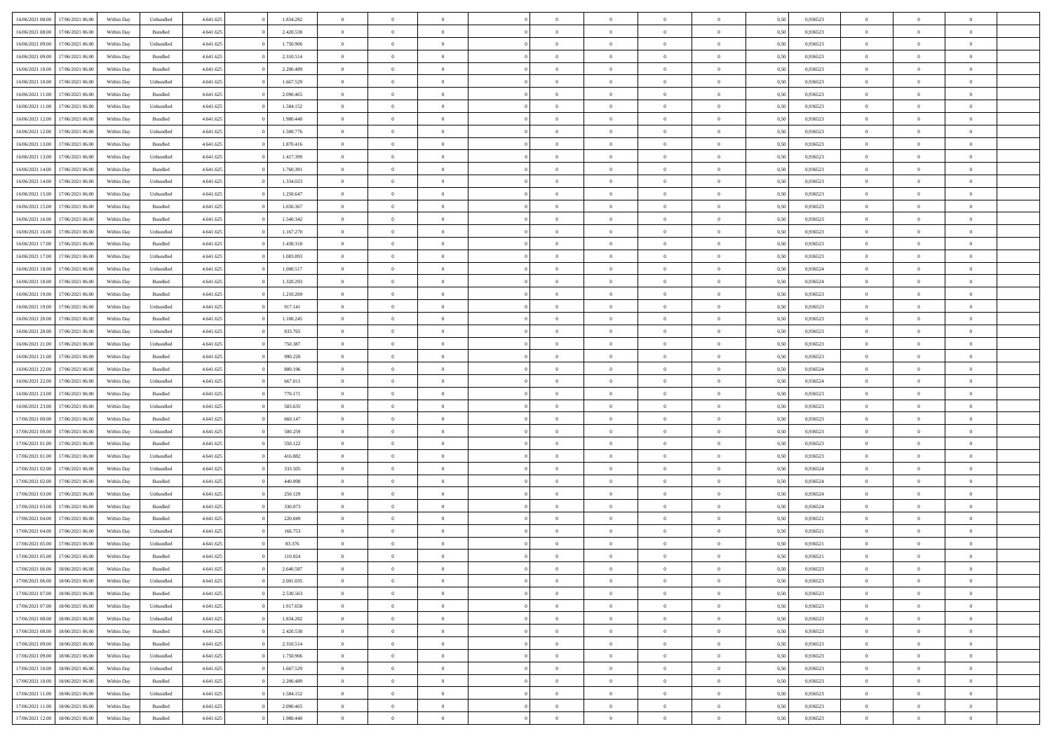| | | | | | | | | | | | | | | | | | | | | |
|---|---|---|---|---|---|---|---|---|---|---|---|---|---|---|---|---|---|---|---|---|
| 16/06/2021 08:00 | 17/06/2021 06:00 | Within Day | Unbundled | 4.641.625 | 0 | 1.834.282 | 0 | 0 | 0 | | 0 | 0 | 0 | 0 | 0,50 | 0,936523 | 0 | 0 | 0 | |
| 16/06/2021 08:00 | 17/06/2021 06:00 | Within Day | Bundled | 4.641.625 | 0 | 2.420.538 | 0 | 0 | 0 | | 0 | 0 | 0 | 0 | 0,50 | 0,936523 | 0 | 0 | 0 | |
| 16/06/2021 09:00 | 17/06/2021 06:00 | Within Day | Unbundled | 4.641.625 | 0 | 1.750.906 | 0 | 0 | 0 | | 0 | 0 | 0 | 0 | 0,50 | 0,936523 | 0 | 0 | 0 | |
| 16/06/2021 09:00 | 17/06/2021 06:00 | Within Day | Bundled | 4.641.625 | 0 | 2.310.514 | 0 | 0 | 0 | | 0 | 0 | 0 | 0 | 0,50 | 0,936523 | 0 | 0 | 0 | |
| 16/06/2021 10:00 | 17/06/2021 06:00 | Within Day | Bundled | 4.641.625 | 0 | 2.200.489 | 0 | 0 | 0 | | 0 | 0 | 0 | 0 | 0,50 | 0,936523 | 0 | 0 | 0 | |
| 16/06/2021 10:00 | 17/06/2021 06:00 | Within Day | Unbundled | 4.641.625 | 0 | 1.667.529 | 0 | 0 | 0 | | 0 | 0 | 0 | 0 | 0,50 | 0,936523 | 0 | 0 | 0 | |
| 16/06/2021 11:00 | 17/06/2021 06:00 | Within Day | Bundled | 4.641.625 | 0 | 2.090.465 | 0 | 0 | 0 | | 0 | 0 | 0 | 0 | 0,50 | 0,936523 | 0 | 0 | 0 | |
| 16/06/2021 11:00 | 17/06/2021 06:00 | Within Day | Unbundled | 4.641.625 | 0 | 1.584.152 | 0 | 0 | 0 | | 0 | 0 | 0 | 0 | 0,50 | 0,936523 | 0 | 0 | 0 | |
| 16/06/2021 12:00 | 17/06/2021 06:00 | Within Day | Bundled | 4.641.625 | 0 | 1.980.440 | 0 | 0 | 0 | | 0 | 0 | 0 | 0 | 0,50 | 0,936523 | 0 | 0 | 0 | |
| 16/06/2021 12:00 | 17/06/2021 06:00 | Within Day | Unbundled | 4.641.625 | 0 | 1.500.776 | 0 | 0 | 0 | | 0 | 0 | 0 | 0 | 0,50 | 0,936523 | 0 | 0 | 0 | |
| 16/06/2021 13:00 | 17/06/2021 06:00 | Within Day | Bundled | 4.641.625 | 0 | 1.870.416 | 0 | 0 | 0 | | 0 | 0 | 0 | 0 | 0,50 | 0,936523 | 0 | 0 | 0 | |
| 16/06/2021 13:00 | 17/06/2021 06:00 | Within Day | Unbundled | 4.641.625 | 0 | 1.417.399 | 0 | 0 | 0 | | 0 | 0 | 0 | 0 | 0,50 | 0,936523 | 0 | 0 | 0 | |
| 16/06/2021 14:00 | 17/06/2021 06:00 | Within Day | Bundled | 4.641.625 | 0 | 1.760.391 | 0 | 0 | 0 | | 0 | 0 | 0 | 0 | 0,50 | 0,936523 | 0 | 0 | 0 | |
| 16/06/2021 14:00 | 17/06/2021 06:00 | Within Day | Unbundled | 4.641.625 | 0 | 1.334.023 | 0 | 0 | 0 | | 0 | 0 | 0 | 0 | 0,50 | 0,936523 | 0 | 0 | 0 | |
| 16/06/2021 15:00 | 17/06/2021 06:00 | Within Day | Unbundled | 4.641.625 | 0 | 1.250.647 | 0 | 0 | 0 | | 0 | 0 | 0 | 0 | 0,50 | 0,936523 | 0 | 0 | 0 | |
| 16/06/2021 15:00 | 17/06/2021 06:00 | Within Day | Bundled | 4.641.625 | 0 | 1.650.367 | 0 | 0 | 0 | | 0 | 0 | 0 | 0 | 0,50 | 0,936523 | 0 | 0 | 0 | |
| 16/06/2021 16:00 | 17/06/2021 06:00 | Within Day | Bundled | 4.641.625 | 0 | 1.540.342 | 0 | 0 | 0 | | 0 | 0 | 0 | 0 | 0,50 | 0,936523 | 0 | 0 | 0 | |
| 16/06/2021 16:00 | 17/06/2021 06:00 | Within Day | Unbundled | 4.641.625 | 0 | 1.167.270 | 0 | 0 | 0 | | 0 | 0 | 0 | 0 | 0,50 | 0,936523 | 0 | 0 | 0 | |
| 16/06/2021 17:00 | 17/06/2021 06:00 | Within Day | Bundled | 4.641.625 | 0 | 1.430.318 | 0 | 0 | 0 | | 0 | 0 | 0 | 0 | 0,50 | 0,936523 | 0 | 0 | 0 | |
| 16/06/2021 17:00 | 17/06/2021 06:00 | Within Day | Unbundled | 4.641.625 | 0 | 1.083.893 | 0 | 0 | 0 | | 0 | 0 | 0 | 0 | 0,50 | 0,936523 | 0 | 0 | 0 | |
| 16/06/2021 18:00 | 17/06/2021 06:00 | Within Day | Unbundled | 4.641.625 | 0 | 1.000.517 | 0 | 0 | 0 | | 0 | 0 | 0 | 0 | 0,50 | 0,936524 | 0 | 0 | 0 | |
| 16/06/2021 18:00 | 17/06/2021 06:00 | Within Day | Bundled | 4.641.625 | 0 | 1.320.293 | 0 | 0 | 0 | | 0 | 0 | 0 | 0 | 0,50 | 0,936524 | 0 | 0 | 0 | |
| 16/06/2021 19:00 | 17/06/2021 06:00 | Within Day | Bundled | 4.641.625 | 0 | 1.210.269 | 0 | 0 | 0 | | 0 | 0 | 0 | 0 | 0,50 | 0,936523 | 0 | 0 | 0 | |
| 16/06/2021 19:00 | 17/06/2021 06:00 | Within Day | Unbundled | 4.641.625 | 0 | 917.141 | 0 | 0 | 0 | | 0 | 0 | 0 | 0 | 0,50 | 0,936523 | 0 | 0 | 0 | |
| 16/06/2021 20:00 | 17/06/2021 06:00 | Within Day | Bundled | 4.641.625 | 0 | 1.100.245 | 0 | 0 | 0 | | 0 | 0 | 0 | 0 | 0,50 | 0,936523 | 0 | 0 | 0 | |
| 16/06/2021 20:00 | 17/06/2021 06:00 | Within Day | Unbundled | 4.641.625 | 0 | 833.765 | 0 | 0 | 0 | | 0 | 0 | 0 | 0 | 0,50 | 0,936523 | 0 | 0 | 0 | |
| 16/06/2021 21:00 | 17/06/2021 06:00 | Within Day | Unbundled | 4.641.625 | 0 | 750.387 | 0 | 0 | 0 | | 0 | 0 | 0 | 0 | 0,50 | 0,936523 | 0 | 0 | 0 | |
| 16/06/2021 21:00 | 17/06/2021 06:00 | Within Day | Bundled | 4.641.625 | 0 | 990.220 | 0 | 0 | 0 | | 0 | 0 | 0 | 0 | 0,50 | 0,936523 | 0 | 0 | 0 | |
| 16/06/2021 22:00 | 17/06/2021 06:00 | Within Day | Bundled | 4.641.625 | 0 | 880.196 | 0 | 0 | 0 | | 0 | 0 | 0 | 0 | 0,50 | 0,936524 | 0 | 0 | 0 | |
| 16/06/2021 22:00 | 17/06/2021 06:00 | Within Day | Unbundled | 4.641.625 | 0 | 667.011 | 0 | 0 | 0 | | 0 | 0 | 0 | 0 | 0,50 | 0,936524 | 0 | 0 | 0 | |
| 16/06/2021 23:00 | 17/06/2021 06:00 | Within Day | Bundled | 4.641.625 | 0 | 770.171 | 0 | 0 | 0 | | 0 | 0 | 0 | 0 | 0,50 | 0,936523 | 0 | 0 | 0 | |
| 16/06/2021 23:00 | 17/06/2021 06:00 | Within Day | Unbundled | 4.641.625 | 0 | 583.635 | 0 | 0 | 0 | | 0 | 0 | 0 | 0 | 0,50 | 0,936523 | 0 | 0 | 0 | |
| 17/06/2021 00:00 | 17/06/2021 06:00 | Within Day | Bundled | 4.641.625 | 0 | 660.147 | 0 | 0 | 0 | | 0 | 0 | 0 | 0 | 0,50 | 0,936523 | 0 | 0 | 0 | |
| 17/06/2021 00:00 | 17/06/2021 06:00 | Within Day | Unbundled | 4.641.625 | 0 | 500.259 | 0 | 0 | 0 | | 0 | 0 | 0 | 0 | 0,50 | 0,936523 | 0 | 0 | 0 | |
| 17/06/2021 01:00 | 17/06/2021 06:00 | Within Day | Bundled | 4.641.625 | 0 | 550.122 | 0 | 0 | 0 | | 0 | 0 | 0 | 0 | 0,50 | 0,936523 | 0 | 0 | 0 | |
| 17/06/2021 01:00 | 17/06/2021 06:00 | Within Day | Unbundled | 4.641.625 | 0 | 416.882 | 0 | 0 | 0 | | 0 | 0 | 0 | 0 | 0,50 | 0,936523 | 0 | 0 | 0 | |
| 17/06/2021 02:00 | 17/06/2021 06:00 | Within Day | Unbundled | 4.641.625 | 0 | 333.505 | 0 | 0 | 0 | | 0 | 0 | 0 | 0 | 0,50 | 0,936524 | 0 | 0 | 0 | |
| 17/06/2021 02:00 | 17/06/2021 06:00 | Within Day | Bundled | 4.641.625 | 0 | 440.098 | 0 | 0 | 0 | | 0 | 0 | 0 | 0 | 0,50 | 0,936524 | 0 | 0 | 0 | |
| 17/06/2021 03:00 | 17/06/2021 06:00 | Within Day | Unbundled | 4.641.625 | 0 | 250.129 | 0 | 0 | 0 | | 0 | 0 | 0 | 0 | 0,50 | 0,936524 | 0 | 0 | 0 | |
| 17/06/2021 03:00 | 17/06/2021 06:00 | Within Day | Bundled | 4.641.625 | 0 | 330.073 | 0 | 0 | 0 | | 0 | 0 | 0 | 0 | 0,50 | 0,936524 | 0 | 0 | 0 | |
| 17/06/2021 04:00 | 17/06/2021 06:00 | Within Day | Bundled | 4.641.625 | 0 | 220.049 | 0 | 0 | 0 | | 0 | 0 | 0 | 0 | 0,50 | 0,936521 | 0 | 0 | 0 | |
| 17/06/2021 04:00 | 17/06/2021 06:00 | Within Day | Unbundled | 4.641.625 | 0 | 166.753 | 0 | 0 | 0 | | 0 | 0 | 0 | 0 | 0,50 | 0,936521 | 0 | 0 | 0 | |
| 17/06/2021 05:00 | 17/06/2021 06:00 | Within Day | Unbundled | 4.641.625 | 0 | 83.376 | 0 | 0 | 0 | | 0 | 0 | 0 | 0 | 0,50 | 0,936521 | 0 | 0 | 0 | |
| 17/06/2021 05:00 | 17/06/2021 06:00 | Within Day | Bundled | 4.641.625 | 0 | 110.024 | 0 | 0 | 0 | | 0 | 0 | 0 | 0 | 0,50 | 0,936521 | 0 | 0 | 0 | |
| 17/06/2021 06:00 | 18/06/2021 06:00 | Within Day | Bundled | 4.641.625 | 0 | 2.640.587 | 0 | 0 | 0 | | 0 | 0 | 0 | 0 | 0,50 | 0,936523 | 0 | 0 | 0 | |
| 17/06/2021 06:00 | 18/06/2021 06:00 | Within Day | Unbundled | 4.641.625 | 0 | 2.001.035 | 0 | 0 | 0 | | 0 | 0 | 0 | 0 | 0,50 | 0,936523 | 0 | 0 | 0 | |
| 17/06/2021 07:00 | 18/06/2021 06:00 | Within Day | Bundled | 4.641.625 | 0 | 2.530.563 | 0 | 0 | 0 | | 0 | 0 | 0 | 0 | 0,50 | 0,936523 | 0 | 0 | 0 | |
| 17/06/2021 07:00 | 18/06/2021 06:00 | Within Day | Unbundled | 4.641.625 | 0 | 1.917.658 | 0 | 0 | 0 | | 0 | 0 | 0 | 0 | 0,50 | 0,936523 | 0 | 0 | 0 | |
| 17/06/2021 08:00 | 18/06/2021 06:00 | Within Day | Unbundled | 4.641.625 | 0 | 1.834.282 | 0 | 0 | 0 | | 0 | 0 | 0 | 0 | 0,50 | 0,936523 | 0 | 0 | 0 | |
| 17/06/2021 08:00 | 18/06/2021 06:00 | Within Day | Bundled | 4.641.625 | 0 | 2.420.538 | 0 | 0 | 0 | | 0 | 0 | 0 | 0 | 0,50 | 0,936523 | 0 | 0 | 0 | |
| 17/06/2021 09:00 | 18/06/2021 06:00 | Within Day | Bundled | 4.641.625 | 0 | 2.310.514 | 0 | 0 | 0 | | 0 | 0 | 0 | 0 | 0,50 | 0,936523 | 0 | 0 | 0 | |
| 17/06/2021 09:00 | 18/06/2021 06:00 | Within Day | Unbundled | 4.641.625 | 0 | 1.750.906 | 0 | 0 | 0 | | 0 | 0 | 0 | 0 | 0,50 | 0,936523 | 0 | 0 | 0 | |
| 17/06/2021 10:00 | 18/06/2021 06:00 | Within Day | Unbundled | 4.641.625 | 0 | 1.667.529 | 0 | 0 | 0 | | 0 | 0 | 0 | 0 | 0,50 | 0,936523 | 0 | 0 | 0 | |
| 17/06/2021 10:00 | 18/06/2021 06:00 | Within Day | Bundled | 4.641.625 | 0 | 2.200.489 | 0 | 0 | 0 | | 0 | 0 | 0 | 0 | 0,50 | 0,936523 | 0 | 0 | 0 | |
| 17/06/2021 11:00 | 18/06/2021 06:00 | Within Day | Unbundled | 4.641.625 | 0 | 1.584.152 | 0 | 0 | 0 | | 0 | 0 | 0 | 0 | 0,50 | 0,936523 | 0 | 0 | 0 | |
| 17/06/2021 11:00 | 18/06/2021 06:00 | Within Day | Bundled | 4.641.625 | 0 | 2.090.465 | 0 | 0 | 0 | | 0 | 0 | 0 | 0 | 0,50 | 0,936523 | 0 | 0 | 0 | |
| 17/06/2021 12:00 | 18/06/2021 06:00 | Within Day | Bundled | 4.641.625 | 0 | 1.980.440 | 0 | 0 | 0 | | 0 | 0 | 0 | 0 | 0,50 | 0,936523 | 0 | 0 | 0 | |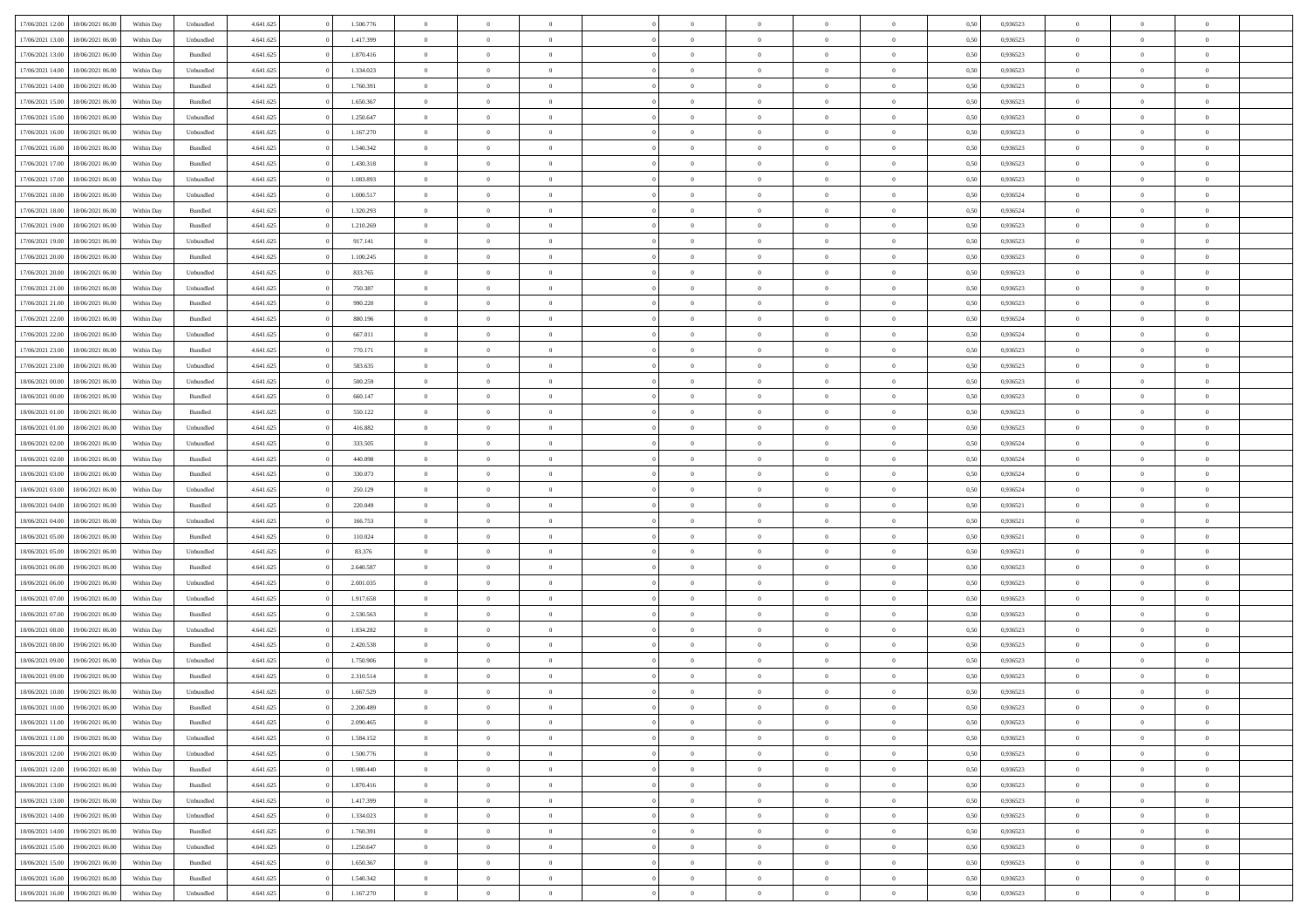| | | | | | | | | | | | | | | | | | | | | | |
|---|---|---|---|---|---|---|---|---|---|---|---|---|---|---|---|---|---|---|---|---|---|
| 17/06/2021 12:00 | 18/06/2021 06:00 | Within Day | Unbundled | 4.641.625 | 0 | 1.500.776 | 0 | 0 | 0 | | 0 | 0 | 0 | 0 | 0,50 | 0,936523 | 0 | 0 | 0 | |
| 17/06/2021 13:00 | 18/06/2021 06:00 | Within Day | Unbundled | 4.641.625 | 0 | 1.417.399 | 0 | 0 | 0 | | 0 | 0 | 0 | 0 | 0,50 | 0,936523 | 0 | 0 | 0 | |
| 17/06/2021 13:00 | 18/06/2021 06:00 | Within Day | Bundled | 4.641.625 | 0 | 1.870.416 | 0 | 0 | 0 | | 0 | 0 | 0 | 0 | 0,50 | 0,936523 | 0 | 0 | 0 | |
| 17/06/2021 14:00 | 18/06/2021 06:00 | Within Day | Unbundled | 4.641.625 | 0 | 1.334.023 | 0 | 0 | 0 | | 0 | 0 | 0 | 0 | 0,50 | 0,936523 | 0 | 0 | 0 | |
| 17/06/2021 14:00 | 18/06/2021 06:00 | Within Day | Bundled | 4.641.625 | 0 | 1.760.391 | 0 | 0 | 0 | | 0 | 0 | 0 | 0 | 0,50 | 0,936523 | 0 | 0 | 0 | |
| 17/06/2021 15:00 | 18/06/2021 06:00 | Within Day | Bundled | 4.641.625 | 0 | 1.650.367 | 0 | 0 | 0 | | 0 | 0 | 0 | 0 | 0,50 | 0,936523 | 0 | 0 | 0 | |
| 17/06/2021 15:00 | 18/06/2021 06:00 | Within Day | Unbundled | 4.641.625 | 0 | 1.250.647 | 0 | 0 | 0 | | 0 | 0 | 0 | 0 | 0,50 | 0,936523 | 0 | 0 | 0 | |
| 17/06/2021 16:00 | 18/06/2021 06:00 | Within Day | Unbundled | 4.641.625 | 0 | 1.167.270 | 0 | 0 | 0 | | 0 | 0 | 0 | 0 | 0,50 | 0,936523 | 0 | 0 | 0 | |
| 17/06/2021 16:00 | 18/06/2021 06:00 | Within Day | Bundled | 4.641.625 | 0 | 1.540.342 | 0 | 0 | 0 | | 0 | 0 | 0 | 0 | 0,50 | 0,936523 | 0 | 0 | 0 | |
| 17/06/2021 17:00 | 18/06/2021 06:00 | Within Day | Bundled | 4.641.625 | 0 | 1.430.318 | 0 | 0 | 0 | | 0 | 0 | 0 | 0 | 0,50 | 0,936523 | 0 | 0 | 0 | |
| 17/06/2021 17:00 | 18/06/2021 06:00 | Within Day | Unbundled | 4.641.625 | 0 | 1.083.893 | 0 | 0 | 0 | | 0 | 0 | 0 | 0 | 0,50 | 0,936523 | 0 | 0 | 0 | |
| 17/06/2021 18:00 | 18/06/2021 06:00 | Within Day | Unbundled | 4.641.625 | 0 | 1.000.517 | 0 | 0 | 0 | | 0 | 0 | 0 | 0 | 0,50 | 0,936524 | 0 | 0 | 0 | |
| 17/06/2021 18:00 | 18/06/2021 06:00 | Within Day | Bundled | 4.641.625 | 0 | 1.320.293 | 0 | 0 | 0 | | 0 | 0 | 0 | 0 | 0,50 | 0,936524 | 0 | 0 | 0 | |
| 17/06/2021 19:00 | 18/06/2021 06:00 | Within Day | Bundled | 4.641.625 | 0 | 1.210.269 | 0 | 0 | 0 | | 0 | 0 | 0 | 0 | 0,50 | 0,936523 | 0 | 0 | 0 | |
| 17/06/2021 19:00 | 18/06/2021 06:00 | Within Day | Unbundled | 4.641.625 | 0 | 917.141 | 0 | 0 | 0 | | 0 | 0 | 0 | 0 | 0,50 | 0,936523 | 0 | 0 | 0 | |
| 17/06/2021 20:00 | 18/06/2021 06:00 | Within Day | Bundled | 4.641.625 | 0 | 1.100.245 | 0 | 0 | 0 | | 0 | 0 | 0 | 0 | 0,50 | 0,936523 | 0 | 0 | 0 | |
| 17/06/2021 20:00 | 18/06/2021 06:00 | Within Day | Unbundled | 4.641.625 | 0 | 833.765 | 0 | 0 | 0 | | 0 | 0 | 0 | 0 | 0,50 | 0,936523 | 0 | 0 | 0 | |
| 17/06/2021 21:00 | 18/06/2021 06:00 | Within Day | Unbundled | 4.641.625 | 0 | 750.387 | 0 | 0 | 0 | | 0 | 0 | 0 | 0 | 0,50 | 0,936523 | 0 | 0 | 0 | |
| 17/06/2021 21:00 | 18/06/2021 06:00 | Within Day | Bundled | 4.641.625 | 0 | 990.220 | 0 | 0 | 0 | | 0 | 0 | 0 | 0 | 0,50 | 0,936523 | 0 | 0 | 0 | |
| 17/06/2021 22:00 | 18/06/2021 06:00 | Within Day | Bundled | 4.641.625 | 0 | 880.196 | 0 | 0 | 0 | | 0 | 0 | 0 | 0 | 0,50 | 0,936524 | 0 | 0 | 0 | |
| 17/06/2021 22:00 | 18/06/2021 06:00 | Within Day | Unbundled | 4.641.625 | 0 | 667.011 | 0 | 0 | 0 | | 0 | 0 | 0 | 0 | 0,50 | 0,936524 | 0 | 0 | 0 | |
| 17/06/2021 23:00 | 18/06/2021 06:00 | Within Day | Bundled | 4.641.625 | 0 | 770.171 | 0 | 0 | 0 | | 0 | 0 | 0 | 0 | 0,50 | 0,936523 | 0 | 0 | 0 | |
| 17/06/2021 23:00 | 18/06/2021 06:00 | Within Day | Unbundled | 4.641.625 | 0 | 583.635 | 0 | 0 | 0 | | 0 | 0 | 0 | 0 | 0,50 | 0,936523 | 0 | 0 | 0 | |
| 18/06/2021 00:00 | 18/06/2021 06:00 | Within Day | Unbundled | 4.641.625 | 0 | 500.259 | 0 | 0 | 0 | | 0 | 0 | 0 | 0 | 0,50 | 0,936523 | 0 | 0 | 0 | |
| 18/06/2021 00:00 | 18/06/2021 06:00 | Within Day | Bundled | 4.641.625 | 0 | 660.147 | 0 | 0 | 0 | | 0 | 0 | 0 | 0 | 0,50 | 0,936523 | 0 | 0 | 0 | |
| 18/06/2021 01:00 | 18/06/2021 06:00 | Within Day | Bundled | 4.641.625 | 0 | 550.122 | 0 | 0 | 0 | | 0 | 0 | 0 | 0 | 0,50 | 0,936523 | 0 | 0 | 0 | |
| 18/06/2021 01:00 | 18/06/2021 06:00 | Within Day | Unbundled | 4.641.625 | 0 | 416.882 | 0 | 0 | 0 | | 0 | 0 | 0 | 0 | 0,50 | 0,936523 | 0 | 0 | 0 | |
| 18/06/2021 02:00 | 18/06/2021 06:00 | Within Day | Unbundled | 4.641.625 | 0 | 333.505 | 0 | 0 | 0 | | 0 | 0 | 0 | 0 | 0,50 | 0,936524 | 0 | 0 | 0 | |
| 18/06/2021 02:00 | 18/06/2021 06:00 | Within Day | Bundled | 4.641.625 | 0 | 440.098 | 0 | 0 | 0 | | 0 | 0 | 0 | 0 | 0,50 | 0,936524 | 0 | 0 | 0 | |
| 18/06/2021 03:00 | 18/06/2021 06:00 | Within Day | Bundled | 4.641.625 | 0 | 330.073 | 0 | 0 | 0 | | 0 | 0 | 0 | 0 | 0,50 | 0,936524 | 0 | 0 | 0 | |
| 18/06/2021 03:00 | 18/06/2021 06:00 | Within Day | Unbundled | 4.641.625 | 0 | 250.129 | 0 | 0 | 0 | | 0 | 0 | 0 | 0 | 0,50 | 0,936524 | 0 | 0 | 0 | |
| 18/06/2021 04:00 | 18/06/2021 06:00 | Within Day | Bundled | 4.641.625 | 0 | 220.049 | 0 | 0 | 0 | | 0 | 0 | 0 | 0 | 0,50 | 0,936521 | 0 | 0 | 0 | |
| 18/06/2021 04:00 | 18/06/2021 06:00 | Within Day | Unbundled | 4.641.625 | 0 | 166.753 | 0 | 0 | 0 | | 0 | 0 | 0 | 0 | 0,50 | 0,936521 | 0 | 0 | 0 | |
| 18/06/2021 05:00 | 18/06/2021 06:00 | Within Day | Bundled | 4.641.625 | 0 | 110.024 | 0 | 0 | 0 | | 0 | 0 | 0 | 0 | 0,50 | 0,936521 | 0 | 0 | 0 | |
| 18/06/2021 05:00 | 18/06/2021 06:00 | Within Day | Unbundled | 4.641.625 | 0 | 83.376 | 0 | 0 | 0 | | 0 | 0 | 0 | 0 | 0,50 | 0,936521 | 0 | 0 | 0 | |
| 18/06/2021 06:00 | 19/06/2021 06:00 | Within Day | Bundled | 4.641.625 | 0 | 2.640.587 | 0 | 0 | 0 | | 0 | 0 | 0 | 0 | 0,50 | 0,936523 | 0 | 0 | 0 | |
| 18/06/2021 06:00 | 19/06/2021 06:00 | Within Day | Unbundled | 4.641.625 | 0 | 2.001.035 | 0 | 0 | 0 | | 0 | 0 | 0 | 0 | 0,50 | 0,936523 | 0 | 0 | 0 | |
| 18/06/2021 07:00 | 19/06/2021 06:00 | Within Day | Unbundled | 4.641.625 | 0 | 1.917.658 | 0 | 0 | 0 | | 0 | 0 | 0 | 0 | 0,50 | 0,936523 | 0 | 0 | 0 | |
| 18/06/2021 07:00 | 19/06/2021 06:00 | Within Day | Bundled | 4.641.625 | 0 | 2.530.563 | 0 | 0 | 0 | | 0 | 0 | 0 | 0 | 0,50 | 0,936523 | 0 | 0 | 0 | |
| 18/06/2021 08:00 | 19/06/2021 06:00 | Within Day | Unbundled | 4.641.625 | 0 | 1.834.282 | 0 | 0 | 0 | | 0 | 0 | 0 | 0 | 0,50 | 0,936523 | 0 | 0 | 0 | |
| 18/06/2021 08:00 | 19/06/2021 06:00 | Within Day | Bundled | 4.641.625 | 0 | 2.420.538 | 0 | 0 | 0 | | 0 | 0 | 0 | 0 | 0,50 | 0,936523 | 0 | 0 | 0 | |
| 18/06/2021 09:00 | 19/06/2021 06:00 | Within Day | Unbundled | 4.641.625 | 0 | 1.750.906 | 0 | 0 | 0 | | 0 | 0 | 0 | 0 | 0,50 | 0,936523 | 0 | 0 | 0 | |
| 18/06/2021 09:00 | 19/06/2021 06:00 | Within Day | Bundled | 4.641.625 | 0 | 2.310.514 | 0 | 0 | 0 | | 0 | 0 | 0 | 0 | 0,50 | 0,936523 | 0 | 0 | 0 | |
| 18/06/2021 10:00 | 19/06/2021 06:00 | Within Day | Unbundled | 4.641.625 | 0 | 1.667.529 | 0 | 0 | 0 | | 0 | 0 | 0 | 0 | 0,50 | 0,936523 | 0 | 0 | 0 | |
| 18/06/2021 10:00 | 19/06/2021 06:00 | Within Day | Bundled | 4.641.625 | 0 | 2.200.489 | 0 | 0 | 0 | | 0 | 0 | 0 | 0 | 0,50 | 0,936523 | 0 | 0 | 0 | |
| 18/06/2021 11:00 | 19/06/2021 06:00 | Within Day | Bundled | 4.641.625 | 0 | 2.090.465 | 0 | 0 | 0 | | 0 | 0 | 0 | 0 | 0,50 | 0,936523 | 0 | 0 | 0 | |
| 18/06/2021 11:00 | 19/06/2021 06:00 | Within Day | Unbundled | 4.641.625 | 0 | 1.584.152 | 0 | 0 | 0 | | 0 | 0 | 0 | 0 | 0,50 | 0,936523 | 0 | 0 | 0 | |
| 18/06/2021 12:00 | 19/06/2021 06:00 | Within Day | Unbundled | 4.641.625 | 0 | 1.500.776 | 0 | 0 | 0 | | 0 | 0 | 0 | 0 | 0,50 | 0,936523 | 0 | 0 | 0 | |
| 18/06/2021 12:00 | 19/06/2021 06:00 | Within Day | Bundled | 4.641.625 | 0 | 1.980.440 | 0 | 0 | 0 | | 0 | 0 | 0 | 0 | 0,50 | 0,936523 | 0 | 0 | 0 | |
| 18/06/2021 13:00 | 19/06/2021 06:00 | Within Day | Bundled | 4.641.625 | 0 | 1.870.416 | 0 | 0 | 0 | | 0 | 0 | 0 | 0 | 0,50 | 0,936523 | 0 | 0 | 0 | |
| 18/06/2021 13:00 | 19/06/2021 06:00 | Within Day | Unbundled | 4.641.625 | 0 | 1.417.399 | 0 | 0 | 0 | | 0 | 0 | 0 | 0 | 0,50 | 0,936523 | 0 | 0 | 0 | |
| 18/06/2021 14:00 | 19/06/2021 06:00 | Within Day | Unbundled | 4.641.625 | 0 | 1.334.023 | 0 | 0 | 0 | | 0 | 0 | 0 | 0 | 0,50 | 0,936523 | 0 | 0 | 0 | |
| 18/06/2021 14:00 | 19/06/2021 06:00 | Within Day | Bundled | 4.641.625 | 0 | 1.760.391 | 0 | 0 | 0 | | 0 | 0 | 0 | 0 | 0,50 | 0,936523 | 0 | 0 | 0 | |
| 18/06/2021 15:00 | 19/06/2021 06:00 | Within Day | Unbundled | 4.641.625 | 0 | 1.250.647 | 0 | 0 | 0 | | 0 | 0 | 0 | 0 | 0,50 | 0,936523 | 0 | 0 | 0 | |
| 18/06/2021 15:00 | 19/06/2021 06:00 | Within Day | Bundled | 4.641.625 | 0 | 1.650.367 | 0 | 0 | 0 | | 0 | 0 | 0 | 0 | 0,50 | 0,936523 | 0 | 0 | 0 | |
| 18/06/2021 16:00 | 19/06/2021 06:00 | Within Day | Bundled | 4.641.625 | 0 | 1.540.342 | 0 | 0 | 0 | | 0 | 0 | 0 | 0 | 0,50 | 0,936523 | 0 | 0 | 0 | |
| 18/06/2021 16:00 | 19/06/2021 06:00 | Within Day | Unbundled | 4.641.625 | 0 | 1.167.270 | 0 | 0 | 0 | | 0 | 0 | 0 | 0 | 0,50 | 0,936523 | 0 | 0 | 0 | |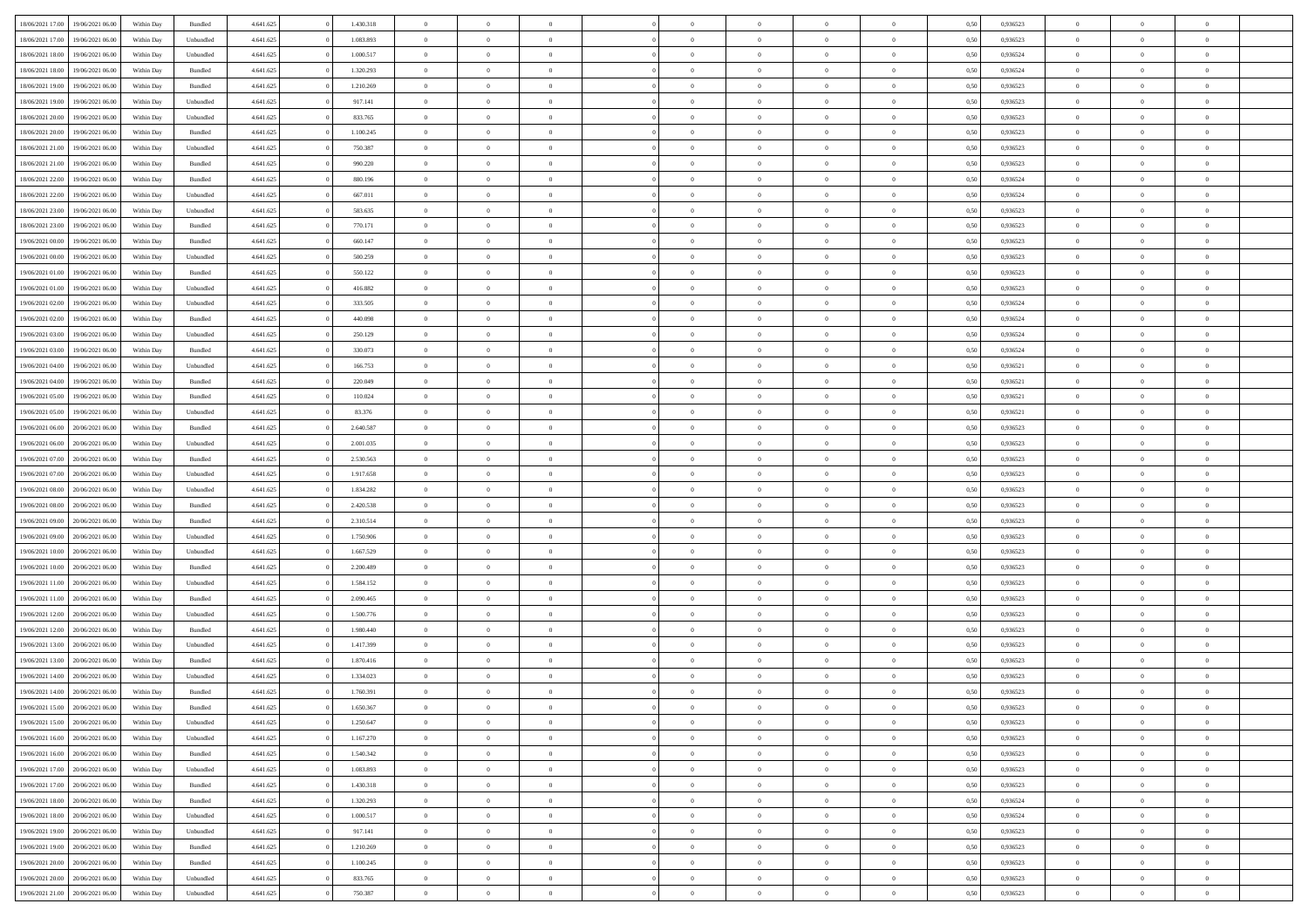| | | | | | | | | | | | | | | | | | | | | |
|---|---|---|---|---|---|---|---|---|---|---|---|---|---|---|---|---|---|---|---|---|
| 18/06/2021 17:00 | 19/06/2021 06:00 | Within Day | Bundled | 4.641.625 | 0 | 1.430.318 | 0 | 0 | 0 | | 0 | 0 | 0 | 0 | 0,50 | 0,936523 | 0 | 0 | 0 | |
| 18/06/2021 17:00 | 19/06/2021 06:00 | Within Day | Unbundled | 4.641.625 | 0 | 1.083.893 | 0 | 0 | 0 | | 0 | 0 | 0 | 0 | 0,50 | 0,936523 | 0 | 0 | 0 | |
| 18/06/2021 18:00 | 19/06/2021 06:00 | Within Day | Unbundled | 4.641.625 | 0 | 1.000.517 | 0 | 0 | 0 | | 0 | 0 | 0 | 0 | 0,50 | 0,936524 | 0 | 0 | 0 | |
| 18/06/2021 18:00 | 19/06/2021 06:00 | Within Day | Bundled | 4.641.625 | 0 | 1.320.293 | 0 | 0 | 0 | | 0 | 0 | 0 | 0 | 0,50 | 0,936524 | 0 | 0 | 0 | |
| 18/06/2021 19:00 | 19/06/2021 06:00 | Within Day | Bundled | 4.641.625 | 0 | 1.210.269 | 0 | 0 | 0 | | 0 | 0 | 0 | 0 | 0,50 | 0,936523 | 0 | 0 | 0 | |
| 18/06/2021 19:00 | 19/06/2021 06:00 | Within Day | Unbundled | 4.641.625 | 0 | 917.141 | 0 | 0 | 0 | | 0 | 0 | 0 | 0 | 0,50 | 0,936523 | 0 | 0 | 0 | |
| 18/06/2021 20:00 | 19/06/2021 06:00 | Within Day | Unbundled | 4.641.625 | 0 | 833.765 | 0 | 0 | 0 | | 0 | 0 | 0 | 0 | 0,50 | 0,936523 | 0 | 0 | 0 | |
| 18/06/2021 20:00 | 19/06/2021 06:00 | Within Day | Bundled | 4.641.625 | 0 | 1.100.245 | 0 | 0 | 0 | | 0 | 0 | 0 | 0 | 0,50 | 0,936523 | 0 | 0 | 0 | |
| 18/06/2021 21:00 | 19/06/2021 06:00 | Within Day | Unbundled | 4.641.625 | 0 | 750.387 | 0 | 0 | 0 | | 0 | 0 | 0 | 0 | 0,50 | 0,936523 | 0 | 0 | 0 | |
| 18/06/2021 21:00 | 19/06/2021 06:00 | Within Day | Bundled | 4.641.625 | 0 | 990.220 | 0 | 0 | 0 | | 0 | 0 | 0 | 0 | 0,50 | 0,936523 | 0 | 0 | 0 | |
| 18/06/2021 22:00 | 19/06/2021 06:00 | Within Day | Bundled | 4.641.625 | 0 | 880.196 | 0 | 0 | 0 | | 0 | 0 | 0 | 0 | 0,50 | 0,936524 | 0 | 0 | 0 | |
| 18/06/2021 22:00 | 19/06/2021 06:00 | Within Day | Unbundled | 4.641.625 | 0 | 667.011 | 0 | 0 | 0 | | 0 | 0 | 0 | 0 | 0,50 | 0,936524 | 0 | 0 | 0 | |
| 18/06/2021 23:00 | 19/06/2021 06:00 | Within Day | Unbundled | 4.641.625 | 0 | 583.635 | 0 | 0 | 0 | | 0 | 0 | 0 | 0 | 0,50 | 0,936523 | 0 | 0 | 0 | |
| 18/06/2021 23:00 | 19/06/2021 06:00 | Within Day | Bundled | 4.641.625 | 0 | 770.171 | 0 | 0 | 0 | | 0 | 0 | 0 | 0 | 0,50 | 0,936523 | 0 | 0 | 0 | |
| 19/06/2021 00:00 | 19/06/2021 06:00 | Within Day | Bundled | 4.641.625 | 0 | 660.147 | 0 | 0 | 0 | | 0 | 0 | 0 | 0 | 0,50 | 0,936523 | 0 | 0 | 0 | |
| 19/06/2021 00:00 | 19/06/2021 06:00 | Within Day | Unbundled | 4.641.625 | 0 | 500.259 | 0 | 0 | 0 | | 0 | 0 | 0 | 0 | 0,50 | 0,936523 | 0 | 0 | 0 | |
| 19/06/2021 01:00 | 19/06/2021 06:00 | Within Day | Bundled | 4.641.625 | 0 | 550.122 | 0 | 0 | 0 | | 0 | 0 | 0 | 0 | 0,50 | 0,936523 | 0 | 0 | 0 | |
| 19/06/2021 01:00 | 19/06/2021 06:00 | Within Day | Unbundled | 4.641.625 | 0 | 416.882 | 0 | 0 | 0 | | 0 | 0 | 0 | 0 | 0,50 | 0,936523 | 0 | 0 | 0 | |
| 19/06/2021 02:00 | 19/06/2021 06:00 | Within Day | Unbundled | 4.641.625 | 0 | 333.505 | 0 | 0 | 0 | | 0 | 0 | 0 | 0 | 0,50 | 0,936524 | 0 | 0 | 0 | |
| 19/06/2021 02:00 | 19/06/2021 06:00 | Within Day | Bundled | 4.641.625 | 0 | 440.098 | 0 | 0 | 0 | | 0 | 0 | 0 | 0 | 0,50 | 0,936524 | 0 | 0 | 0 | |
| 19/06/2021 03:00 | 19/06/2021 06:00 | Within Day | Unbundled | 4.641.625 | 0 | 250.129 | 0 | 0 | 0 | | 0 | 0 | 0 | 0 | 0,50 | 0,936524 | 0 | 0 | 0 | |
| 19/06/2021 03:00 | 19/06/2021 06:00 | Within Day | Bundled | 4.641.625 | 0 | 330.073 | 0 | 0 | 0 | | 0 | 0 | 0 | 0 | 0,50 | 0,936524 | 0 | 0 | 0 | |
| 19/06/2021 04:00 | 19/06/2021 06:00 | Within Day | Unbundled | 4.641.625 | 0 | 166.753 | 0 | 0 | 0 | | 0 | 0 | 0 | 0 | 0,50 | 0,936521 | 0 | 0 | 0 | |
| 19/06/2021 04:00 | 19/06/2021 06:00 | Within Day | Bundled | 4.641.625 | 0 | 220.049 | 0 | 0 | 0 | | 0 | 0 | 0 | 0 | 0,50 | 0,936521 | 0 | 0 | 0 | |
| 19/06/2021 05:00 | 19/06/2021 06:00 | Within Day | Bundled | 4.641.625 | 0 | 110.024 | 0 | 0 | 0 | | 0 | 0 | 0 | 0 | 0,50 | 0,936521 | 0 | 0 | 0 | |
| 19/06/2021 05:00 | 19/06/2021 06:00 | Within Day | Unbundled | 4.641.625 | 0 | 83.376 | 0 | 0 | 0 | | 0 | 0 | 0 | 0 | 0,50 | 0,936521 | 0 | 0 | 0 | |
| 19/06/2021 06:00 | 20/06/2021 06:00 | Within Day | Bundled | 4.641.625 | 0 | 2.640.587 | 0 | 0 | 0 | | 0 | 0 | 0 | 0 | 0,50 | 0,936523 | 0 | 0 | 0 | |
| 19/06/2021 06:00 | 20/06/2021 06:00 | Within Day | Unbundled | 4.641.625 | 0 | 2.001.035 | 0 | 0 | 0 | | 0 | 0 | 0 | 0 | 0,50 | 0,936523 | 0 | 0 | 0 | |
| 19/06/2021 07:00 | 20/06/2021 06:00 | Within Day | Bundled | 4.641.625 | 0 | 2.530.563 | 0 | 0 | 0 | | 0 | 0 | 0 | 0 | 0,50 | 0,936523 | 0 | 0 | 0 | |
| 19/06/2021 07:00 | 20/06/2021 06:00 | Within Day | Unbundled | 4.641.625 | 0 | 1.917.658 | 0 | 0 | 0 | | 0 | 0 | 0 | 0 | 0,50 | 0,936523 | 0 | 0 | 0 | |
| 19/06/2021 08:00 | 20/06/2021 06:00 | Within Day | Unbundled | 4.641.625 | 0 | 1.834.282 | 0 | 0 | 0 | | 0 | 0 | 0 | 0 | 0,50 | 0,936523 | 0 | 0 | 0 | |
| 19/06/2021 08:00 | 20/06/2021 06:00 | Within Day | Bundled | 4.641.625 | 0 | 2.420.538 | 0 | 0 | 0 | | 0 | 0 | 0 | 0 | 0,50 | 0,936523 | 0 | 0 | 0 | |
| 19/06/2021 09:00 | 20/06/2021 06:00 | Within Day | Bundled | 4.641.625 | 0 | 2.310.514 | 0 | 0 | 0 | | 0 | 0 | 0 | 0 | 0,50 | 0,936523 | 0 | 0 | 0 | |
| 19/06/2021 09:00 | 20/06/2021 06:00 | Within Day | Unbundled | 4.641.625 | 0 | 1.750.906 | 0 | 0 | 0 | | 0 | 0 | 0 | 0 | 0,50 | 0,936523 | 0 | 0 | 0 | |
| 19/06/2021 10:00 | 20/06/2021 06:00 | Within Day | Unbundled | 4.641.625 | 0 | 1.667.529 | 0 | 0 | 0 | | 0 | 0 | 0 | 0 | 0,50 | 0,936523 | 0 | 0 | 0 | |
| 19/06/2021 10:00 | 20/06/2021 06:00 | Within Day | Bundled | 4.641.625 | 0 | 2.200.489 | 0 | 0 | 0 | | 0 | 0 | 0 | 0 | 0,50 | 0,936523 | 0 | 0 | 0 | |
| 19/06/2021 11:00 | 20/06/2021 06:00 | Within Day | Unbundled | 4.641.625 | 0 | 1.584.152 | 0 | 0 | 0 | | 0 | 0 | 0 | 0 | 0,50 | 0,936523 | 0 | 0 | 0 | |
| 19/06/2021 11:00 | 20/06/2021 06:00 | Within Day | Bundled | 4.641.625 | 0 | 2.090.465 | 0 | 0 | 0 | | 0 | 0 | 0 | 0 | 0,50 | 0,936523 | 0 | 0 | 0 | |
| 19/06/2021 12:00 | 20/06/2021 06:00 | Within Day | Unbundled | 4.641.625 | 0 | 1.500.776 | 0 | 0 | 0 | | 0 | 0 | 0 | 0 | 0,50 | 0,936523 | 0 | 0 | 0 | |
| 19/06/2021 12:00 | 20/06/2021 06:00 | Within Day | Bundled | 4.641.625 | 0 | 1.980.440 | 0 | 0 | 0 | | 0 | 0 | 0 | 0 | 0,50 | 0,936523 | 0 | 0 | 0 | |
| 19/06/2021 13:00 | 20/06/2021 06:00 | Within Day | Unbundled | 4.641.625 | 0 | 1.417.399 | 0 | 0 | 0 | | 0 | 0 | 0 | 0 | 0,50 | 0,936523 | 0 | 0 | 0 | |
| 19/06/2021 13:00 | 20/06/2021 06:00 | Within Day | Bundled | 4.641.625 | 0 | 1.870.416 | 0 | 0 | 0 | | 0 | 0 | 0 | 0 | 0,50 | 0,936523 | 0 | 0 | 0 | |
| 19/06/2021 14:00 | 20/06/2021 06:00 | Within Day | Unbundled | 4.641.625 | 0 | 1.334.023 | 0 | 0 | 0 | | 0 | 0 | 0 | 0 | 0,50 | 0,936523 | 0 | 0 | 0 | |
| 19/06/2021 14:00 | 20/06/2021 06:00 | Within Day | Bundled | 4.641.625 | 0 | 1.760.391 | 0 | 0 | 0 | | 0 | 0 | 0 | 0 | 0,50 | 0,936523 | 0 | 0 | 0 | |
| 19/06/2021 15:00 | 20/06/2021 06:00 | Within Day | Bundled | 4.641.625 | 0 | 1.650.367 | 0 | 0 | 0 | | 0 | 0 | 0 | 0 | 0,50 | 0,936523 | 0 | 0 | 0 | |
| 19/06/2021 15:00 | 20/06/2021 06:00 | Within Day | Unbundled | 4.641.625 | 0 | 1.250.647 | 0 | 0 | 0 | | 0 | 0 | 0 | 0 | 0,50 | 0,936523 | 0 | 0 | 0 | |
| 19/06/2021 16:00 | 20/06/2021 06:00 | Within Day | Unbundled | 4.641.625 | 0 | 1.167.270 | 0 | 0 | 0 | | 0 | 0 | 0 | 0 | 0,50 | 0,936523 | 0 | 0 | 0 | |
| 19/06/2021 16:00 | 20/06/2021 06:00 | Within Day | Bundled | 4.641.625 | 0 | 1.540.342 | 0 | 0 | 0 | | 0 | 0 | 0 | 0 | 0,50 | 0,936523 | 0 | 0 | 0 | |
| 19/06/2021 17:00 | 20/06/2021 06:00 | Within Day | Unbundled | 4.641.625 | 0 | 1.083.893 | 0 | 0 | 0 | | 0 | 0 | 0 | 0 | 0,50 | 0,936523 | 0 | 0 | 0 | |
| 19/06/2021 17:00 | 20/06/2021 06:00 | Within Day | Bundled | 4.641.625 | 0 | 1.430.318 | 0 | 0 | 0 | | 0 | 0 | 0 | 0 | 0,50 | 0,936523 | 0 | 0 | 0 | |
| 19/06/2021 18:00 | 20/06/2021 06:00 | Within Day | Bundled | 4.641.625 | 0 | 1.320.293 | 0 | 0 | 0 | | 0 | 0 | 0 | 0 | 0,50 | 0,936524 | 0 | 0 | 0 | |
| 19/06/2021 18:00 | 20/06/2021 06:00 | Within Day | Unbundled | 4.641.625 | 0 | 1.000.517 | 0 | 0 | 0 | | 0 | 0 | 0 | 0 | 0,50 | 0,936524 | 0 | 0 | 0 | |
| 19/06/2021 19:00 | 20/06/2021 06:00 | Within Day | Unbundled | 4.641.625 | 0 | 917.141 | 0 | 0 | 0 | | 0 | 0 | 0 | 0 | 0,50 | 0,936523 | 0 | 0 | 0 | |
| 19/06/2021 19:00 | 20/06/2021 06:00 | Within Day | Bundled | 4.641.625 | 0 | 1.210.269 | 0 | 0 | 0 | | 0 | 0 | 0 | 0 | 0,50 | 0,936523 | 0 | 0 | 0 | |
| 19/06/2021 20:00 | 20/06/2021 06:00 | Within Day | Bundled | 4.641.625 | 0 | 1.100.245 | 0 | 0 | 0 | | 0 | 0 | 0 | 0 | 0,50 | 0,936523 | 0 | 0 | 0 | |
| 19/06/2021 20:00 | 20/06/2021 06:00 | Within Day | Unbundled | 4.641.625 | 0 | 833.765 | 0 | 0 | 0 | | 0 | 0 | 0 | 0 | 0,50 | 0,936523 | 0 | 0 | 0 | |
| 19/06/2021 21:00 | 20/06/2021 06:00 | Within Day | Unbundled | 4.641.625 | 0 | 750.387 | 0 | 0 | 0 | | 0 | 0 | 0 | 0 | 0,50 | 0,936523 | 0 | 0 | 0 | |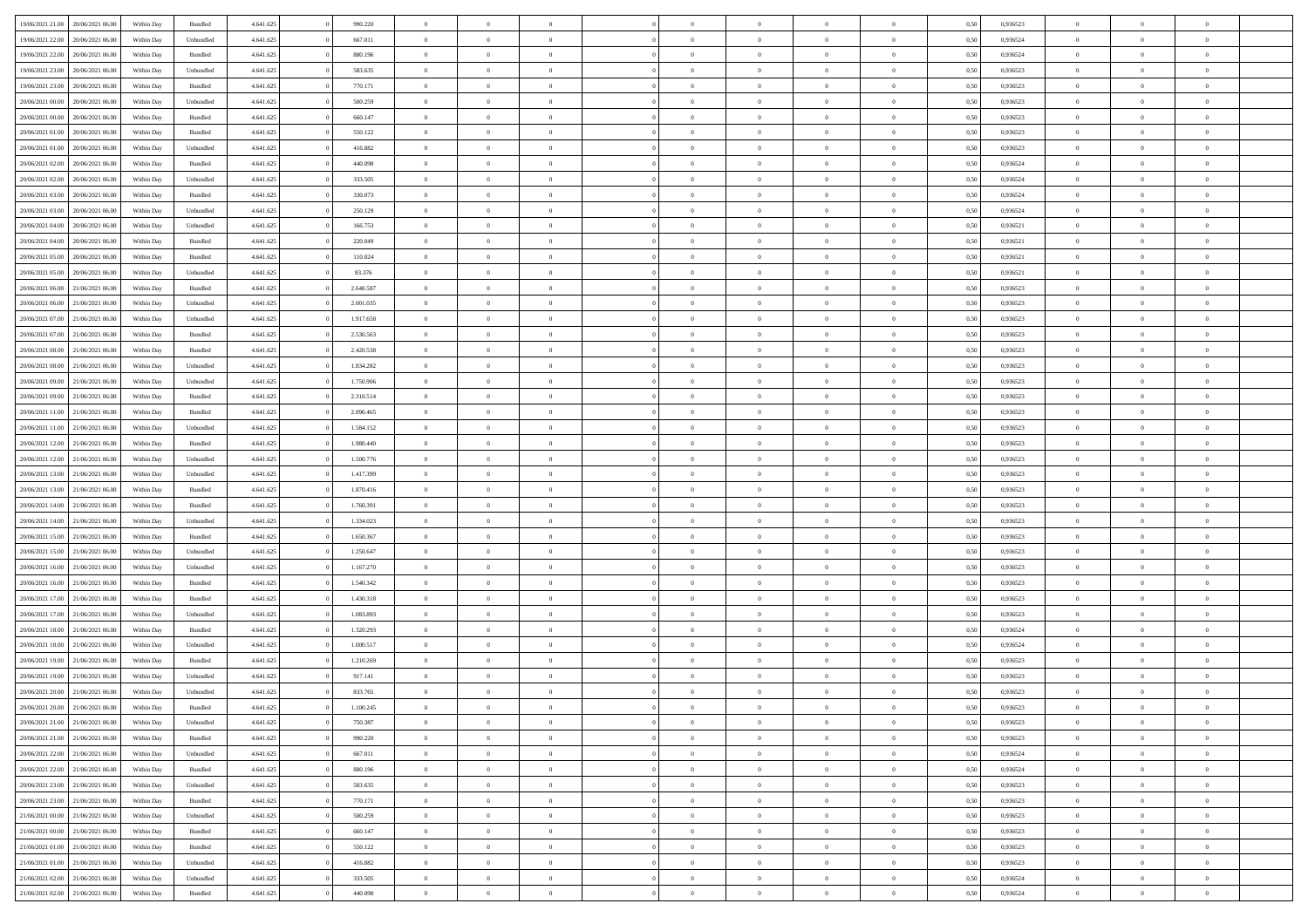| 19/06/2021 21:00 | 20/06/2021 06:00 | Within Day | Bundled | 4.641.625 | 0 | 990.220 | 0 | 0 | 0 | | 0 | 0 | 0 | 0 | 0,50 | 0,936523 | 0 | 0 | 0 | |
|---|---|---|---|---|---|---|---|---|---|---|---|---|---|---|---|---|---|---|---|---|
| 19/06/2021 22:00 | 20/06/2021 06:00 | Within Day | Unbundled | 4.641.625 | 0 | 667.011 | 0 | 0 | 0 | | 0 | 0 | 0 | 0 | 0,50 | 0,936524 | 0 | 0 | 0 | |
| 19/06/2021 22:00 | 20/06/2021 06:00 | Within Day | Bundled | 4.641.625 | 0 | 880.196 | 0 | 0 | 0 | | 0 | 0 | 0 | 0 | 0,50 | 0,936524 | 0 | 0 | 0 | |
| 19/06/2021 23:00 | 20/06/2021 06:00 | Within Day | Unbundled | 4.641.625 | 0 | 583.635 | 0 | 0 | 0 | | 0 | 0 | 0 | 0 | 0,50 | 0,936523 | 0 | 0 | 0 | |
| 19/06/2021 23:00 | 20/06/2021 06:00 | Within Day | Bundled | 4.641.625 | 0 | 770.171 | 0 | 0 | 0 | | 0 | 0 | 0 | 0 | 0,50 | 0,936523 | 0 | 0 | 0 | |
| 20/06/2021 00:00 | 20/06/2021 06:00 | Within Day | Unbundled | 4.641.625 | 0 | 500.259 | 0 | 0 | 0 | | 0 | 0 | 0 | 0 | 0,50 | 0,936523 | 0 | 0 | 0 | |
| 20/06/2021 00:00 | 20/06/2021 06:00 | Within Day | Bundled | 4.641.625 | 0 | 660.147 | 0 | 0 | 0 | | 0 | 0 | 0 | 0 | 0,50 | 0,936523 | 0 | 0 | 0 | |
| 20/06/2021 01:00 | 20/06/2021 06:00 | Within Day | Bundled | 4.641.625 | 0 | 550.122 | 0 | 0 | 0 | | 0 | 0 | 0 | 0 | 0,50 | 0,936523 | 0 | 0 | 0 | |
| 20/06/2021 01:00 | 20/06/2021 06:00 | Within Day | Unbundled | 4.641.625 | 0 | 416.882 | 0 | 0 | 0 | | 0 | 0 | 0 | 0 | 0,50 | 0,936523 | 0 | 0 | 0 | |
| 20/06/2021 02:00 | 20/06/2021 06:00 | Within Day | Bundled | 4.641.625 | 0 | 440.098 | 0 | 0 | 0 | | 0 | 0 | 0 | 0 | 0,50 | 0,936524 | 0 | 0 | 0 | |
| 20/06/2021 02:00 | 20/06/2021 06:00 | Within Day | Unbundled | 4.641.625 | 0 | 333.505 | 0 | 0 | 0 | | 0 | 0 | 0 | 0 | 0,50 | 0,936524 | 0 | 0 | 0 | |
| 20/06/2021 03:00 | 20/06/2021 06:00 | Within Day | Bundled | 4.641.625 | 0 | 330.073 | 0 | 0 | 0 | | 0 | 0 | 0 | 0 | 0,50 | 0,936524 | 0 | 0 | 0 | |
| 20/06/2021 03:00 | 20/06/2021 06:00 | Within Day | Unbundled | 4.641.625 | 0 | 250.129 | 0 | 0 | 0 | | 0 | 0 | 0 | 0 | 0,50 | 0,936524 | 0 | 0 | 0 | |
| 20/06/2021 04:00 | 20/06/2021 06:00 | Within Day | Unbundled | 4.641.625 | 0 | 166.753 | 0 | 0 | 0 | | 0 | 0 | 0 | 0 | 0,50 | 0,936521 | 0 | 0 | 0 | |
| 20/06/2021 04:00 | 20/06/2021 06:00 | Within Day | Bundled | 4.641.625 | 0 | 220.049 | 0 | 0 | 0 | | 0 | 0 | 0 | 0 | 0,50 | 0,936521 | 0 | 0 | 0 | |
| 20/06/2021 05:00 | 20/06/2021 06:00 | Within Day | Bundled | 4.641.625 | 0 | 110.024 | 0 | 0 | 0 | | 0 | 0 | 0 | 0 | 0,50 | 0,936521 | 0 | 0 | 0 | |
| 20/06/2021 05:00 | 20/06/2021 06:00 | Within Day | Unbundled | 4.641.625 | 0 | 83.376 | 0 | 0 | 0 | | 0 | 0 | 0 | 0 | 0,50 | 0,936521 | 0 | 0 | 0 | |
| 20/06/2021 06:00 | 21/06/2021 06:00 | Within Day | Bundled | 4.641.625 | 0 | 2.640.587 | 0 | 0 | 0 | | 0 | 0 | 0 | 0 | 0,50 | 0,936523 | 0 | 0 | 0 | |
| 20/06/2021 06:00 | 21/06/2021 06:00 | Within Day | Unbundled | 4.641.625 | 0 | 2.001.035 | 0 | 0 | 0 | | 0 | 0 | 0 | 0 | 0,50 | 0,936523 | 0 | 0 | 0 | |
| 20/06/2021 07:00 | 21/06/2021 06:00 | Within Day | Unbundled | 4.641.625 | 0 | 1.917.658 | 0 | 0 | 0 | | 0 | 0 | 0 | 0 | 0,50 | 0,936523 | 0 | 0 | 0 | |
| 20/06/2021 07:00 | 21/06/2021 06:00 | Within Day | Bundled | 4.641.625 | 0 | 2.530.563 | 0 | 0 | 0 | | 0 | 0 | 0 | 0 | 0,50 | 0,936523 | 0 | 0 | 0 | |
| 20/06/2021 08:00 | 21/06/2021 06:00 | Within Day | Bundled | 4.641.625 | 0 | 2.420.538 | 0 | 0 | 0 | | 0 | 0 | 0 | 0 | 0,50 | 0,936523 | 0 | 0 | 0 | |
| 20/06/2021 08:00 | 21/06/2021 06:00 | Within Day | Unbundled | 4.641.625 | 0 | 1.834.282 | 0 | 0 | 0 | | 0 | 0 | 0 | 0 | 0,50 | 0,936523 | 0 | 0 | 0 | |
| 20/06/2021 09:00 | 21/06/2021 06:00 | Within Day | Unbundled | 4.641.625 | 0 | 1.750.906 | 0 | 0 | 0 | | 0 | 0 | 0 | 0 | 0,50 | 0,936523 | 0 | 0 | 0 | |
| 20/06/2021 09:00 | 21/06/2021 06:00 | Within Day | Bundled | 4.641.625 | 0 | 2.310.514 | 0 | 0 | 0 | | 0 | 0 | 0 | 0 | 0,50 | 0,936523 | 0 | 0 | 0 | |
| 20/06/2021 11:00 | 21/06/2021 06:00 | Within Day | Bundled | 4.641.625 | 0 | 2.090.465 | 0 | 0 | 0 | | 0 | 0 | 0 | 0 | 0,50 | 0,936523 | 0 | 0 | 0 | |
| 20/06/2021 11:00 | 21/06/2021 06:00 | Within Day | Unbundled | 4.641.625 | 0 | 1.584.152 | 0 | 0 | 0 | | 0 | 0 | 0 | 0 | 0,50 | 0,936523 | 0 | 0 | 0 | |
| 20/06/2021 12:00 | 21/06/2021 06:00 | Within Day | Bundled | 4.641.625 | 0 | 1.980.440 | 0 | 0 | 0 | | 0 | 0 | 0 | 0 | 0,50 | 0,936523 | 0 | 0 | 0 | |
| 20/06/2021 12:00 | 21/06/2021 06:00 | Within Day | Unbundled | 4.641.625 | 0 | 1.500.776 | 0 | 0 | 0 | | 0 | 0 | 0 | 0 | 0,50 | 0,936523 | 0 | 0 | 0 | |
| 20/06/2021 13:00 | 21/06/2021 06:00 | Within Day | Unbundled | 4.641.625 | 0 | 1.417.399 | 0 | 0 | 0 | | 0 | 0 | 0 | 0 | 0,50 | 0,936523 | 0 | 0 | 0 | |
| 20/06/2021 13:00 | 21/06/2021 06:00 | Within Day | Bundled | 4.641.625 | 0 | 1.870.416 | 0 | 0 | 0 | | 0 | 0 | 0 | 0 | 0,50 | 0,936523 | 0 | 0 | 0 | |
| 20/06/2021 14:00 | 21/06/2021 06:00 | Within Day | Bundled | 4.641.625 | 0 | 1.760.391 | 0 | 0 | 0 | | 0 | 0 | 0 | 0 | 0,50 | 0,936523 | 0 | 0 | 0 | |
| 20/06/2021 14:00 | 21/06/2021 06:00 | Within Day | Unbundled | 4.641.625 | 0 | 1.334.023 | 0 | 0 | 0 | | 0 | 0 | 0 | 0 | 0,50 | 0,936523 | 0 | 0 | 0 | |
| 20/06/2021 15:00 | 21/06/2021 06:00 | Within Day | Bundled | 4.641.625 | 0 | 1.650.367 | 0 | 0 | 0 | | 0 | 0 | 0 | 0 | 0,50 | 0,936523 | 0 | 0 | 0 | |
| 20/06/2021 15:00 | 21/06/2021 06:00 | Within Day | Unbundled | 4.641.625 | 0 | 1.250.647 | 0 | 0 | 0 | | 0 | 0 | 0 | 0 | 0,50 | 0,936523 | 0 | 0 | 0 | |
| 20/06/2021 16:00 | 21/06/2021 06:00 | Within Day | Unbundled | 4.641.625 | 0 | 1.167.270 | 0 | 0 | 0 | | 0 | 0 | 0 | 0 | 0,50 | 0,936523 | 0 | 0 | 0 | |
| 20/06/2021 16:00 | 21/06/2021 06:00 | Within Day | Bundled | 4.641.625 | 0 | 1.540.342 | 0 | 0 | 0 | | 0 | 0 | 0 | 0 | 0,50 | 0,936523 | 0 | 0 | 0 | |
| 20/06/2021 17:00 | 21/06/2021 06:00 | Within Day | Bundled | 4.641.625 | 0 | 1.430.318 | 0 | 0 | 0 | | 0 | 0 | 0 | 0 | 0,50 | 0,936523 | 0 | 0 | 0 | |
| 20/06/2021 17:00 | 21/06/2021 06:00 | Within Day | Unbundled | 4.641.625 | 0 | 1.083.893 | 0 | 0 | 0 | | 0 | 0 | 0 | 0 | 0,50 | 0,936523 | 0 | 0 | 0 | |
| 20/06/2021 18:00 | 21/06/2021 06:00 | Within Day | Bundled | 4.641.625 | 0 | 1.320.293 | 0 | 0 | 0 | | 0 | 0 | 0 | 0 | 0,50 | 0,936524 | 0 | 0 | 0 | |
| 20/06/2021 18:00 | 21/06/2021 06:00 | Within Day | Unbundled | 4.641.625 | 0 | 1.000.517 | 0 | 0 | 0 | | 0 | 0 | 0 | 0 | 0,50 | 0,936524 | 0 | 0 | 0 | |
| 20/06/2021 19:00 | 21/06/2021 06:00 | Within Day | Bundled | 4.641.625 | 0 | 1.210.269 | 0 | 0 | 0 | | 0 | 0 | 0 | 0 | 0,50 | 0,936523 | 0 | 0 | 0 | |
| 20/06/2021 19:00 | 21/06/2021 06:00 | Within Day | Unbundled | 4.641.625 | 0 | 917.141 | 0 | 0 | 0 | | 0 | 0 | 0 | 0 | 0,50 | 0,936523 | 0 | 0 | 0 | |
| 20/06/2021 20:00 | 21/06/2021 06:00 | Within Day | Unbundled | 4.641.625 | 0 | 833.765 | 0 | 0 | 0 | | 0 | 0 | 0 | 0 | 0,50 | 0,936523 | 0 | 0 | 0 | |
| 20/06/2021 20:00 | 21/06/2021 06:00 | Within Day | Bundled | 4.641.625 | 0 | 1.100.245 | 0 | 0 | 0 | | 0 | 0 | 0 | 0 | 0,50 | 0,936523 | 0 | 0 | 0 | |
| 20/06/2021 21:00 | 21/06/2021 06:00 | Within Day | Unbundled | 4.641.625 | 0 | 750.387 | 0 | 0 | 0 | | 0 | 0 | 0 | 0 | 0,50 | 0,936523 | 0 | 0 | 0 | |
| 20/06/2021 21:00 | 21/06/2021 06:00 | Within Day | Bundled | 4.641.625 | 0 | 990.220 | 0 | 0 | 0 | | 0 | 0 | 0 | 0 | 0,50 | 0,936523 | 0 | 0 | 0 | |
| 20/06/2021 22:00 | 21/06/2021 06:00 | Within Day | Unbundled | 4.641.625 | 0 | 667.011 | 0 | 0 | 0 | | 0 | 0 | 0 | 0 | 0,50 | 0,936524 | 0 | 0 | 0 | |
| 20/06/2021 22:00 | 21/06/2021 06:00 | Within Day | Bundled | 4.641.625 | 0 | 880.196 | 0 | 0 | 0 | | 0 | 0 | 0 | 0 | 0,50 | 0,936524 | 0 | 0 | 0 | |
| 20/06/2021 23:00 | 21/06/2021 06:00 | Within Day | Unbundled | 4.641.625 | 0 | 583.635 | 0 | 0 | 0 | | 0 | 0 | 0 | 0 | 0,50 | 0,936523 | 0 | 0 | 0 | |
| 20/06/2021 23:00 | 21/06/2021 06:00 | Within Day | Bundled | 4.641.625 | 0 | 770.171 | 0 | 0 | 0 | | 0 | 0 | 0 | 0 | 0,50 | 0,936523 | 0 | 0 | 0 | |
| 21/06/2021 00:00 | 21/06/2021 06:00 | Within Day | Unbundled | 4.641.625 | 0 | 500.259 | 0 | 0 | 0 | | 0 | 0 | 0 | 0 | 0,50 | 0,936523 | 0 | 0 | 0 | |
| 21/06/2021 00:00 | 21/06/2021 06:00 | Within Day | Bundled | 4.641.625 | 0 | 660.147 | 0 | 0 | 0 | | 0 | 0 | 0 | 0 | 0,50 | 0,936523 | 0 | 0 | 0 | |
| 21/06/2021 01:00 | 21/06/2021 06:00 | Within Day | Bundled | 4.641.625 | 0 | 550.122 | 0 | 0 | 0 | | 0 | 0 | 0 | 0 | 0,50 | 0,936523 | 0 | 0 | 0 | |
| 21/06/2021 01:00 | 21/06/2021 06:00 | Within Day | Unbundled | 4.641.625 | 0 | 416.882 | 0 | 0 | 0 | | 0 | 0 | 0 | 0 | 0,50 | 0,936523 | 0 | 0 | 0 | |
| 21/06/2021 02:00 | 21/06/2021 06:00 | Within Day | Unbundled | 4.641.625 | 0 | 333.505 | 0 | 0 | 0 | | 0 | 0 | 0 | 0 | 0,50 | 0,936524 | 0 | 0 | 0 | |
| 21/06/2021 02:00 | 21/06/2021 06:00 | Within Day | Bundled | 4.641.625 | 0 | 440.098 | 0 | 0 | 0 | | 0 | 0 | 0 | 0 | 0,50 | 0,936524 | 0 | 0 | 0 | |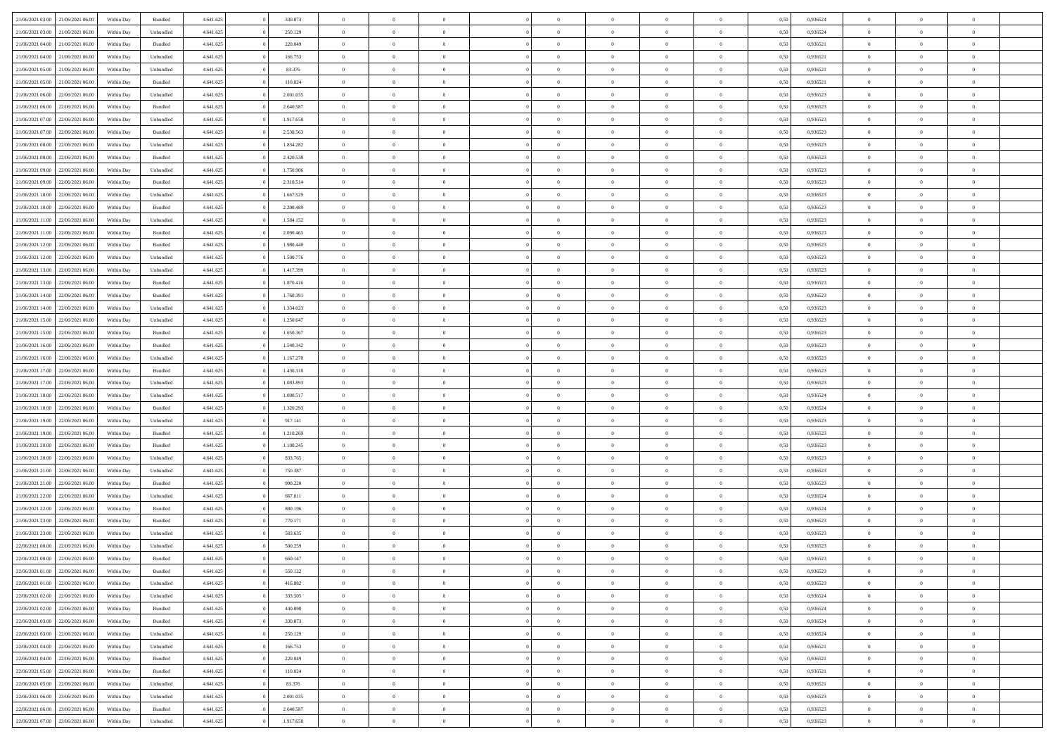| | | | | | | | | | | | | | | | | | | | | | |
|---|---|---|---|---|---|---|---|---|---|---|---|---|---|---|---|---|---|---|---|---|---|
| 21/06/2021 03:00 | 21/06/2021 06:00 | Within Day | Bundled | 4.641.625 | 0 | 330.073 | 0 | 0 | 0 | | 0 | 0 | 0 | 0 | 0,50 | 0,936524 | 0 | 0 | 0 | |
| 21/06/2021 03:00 | 21/06/2021 06:00 | Within Day | Unbundled | 4.641.625 | 0 | 250.129 | 0 | 0 | 0 | | 0 | 0 | 0 | 0 | 0,50 | 0,936524 | 0 | 0 | 0 | |
| 21/06/2021 04:00 | 21/06/2021 06:00 | Within Day | Bundled | 4.641.625 | 0 | 220.049 | 0 | 0 | 0 | | 0 | 0 | 0 | 0 | 0,50 | 0,936521 | 0 | 0 | 0 | |
| 21/06/2021 04:00 | 21/06/2021 06:00 | Within Day | Unbundled | 4.641.625 | 0 | 166.753 | 0 | 0 | 0 | | 0 | 0 | 0 | 0 | 0,50 | 0,936521 | 0 | 0 | 0 | |
| 21/06/2021 05:00 | 21/06/2021 06:00 | Within Day | Unbundled | 4.641.625 | 0 | 83.376 | 0 | 0 | 0 | | 0 | 0 | 0 | 0 | 0,50 | 0,936521 | 0 | 0 | 0 | |
| 21/06/2021 05:00 | 21/06/2021 06:00 | Within Day | Bundled | 4.641.625 | 0 | 110.024 | 0 | 0 | 0 | | 0 | 0 | 0 | 0 | 0,50 | 0,936521 | 0 | 0 | 0 | |
| 21/06/2021 06:00 | 22/06/2021 06:00 | Within Day | Unbundled | 4.641.625 | 0 | 2.001.035 | 0 | 0 | 0 | | 0 | 0 | 0 | 0 | 0,50 | 0,936523 | 0 | 0 | 0 | |
| 21/06/2021 06:00 | 22/06/2021 06:00 | Within Day | Bundled | 4.641.625 | 0 | 2.640.587 | 0 | 0 | 0 | | 0 | 0 | 0 | 0 | 0,50 | 0,936523 | 0 | 0 | 0 | |
| 21/06/2021 07:00 | 22/06/2021 06:00 | Within Day | Unbundled | 4.641.625 | 0 | 1.917.658 | 0 | 0 | 0 | | 0 | 0 | 0 | 0 | 0,50 | 0,936523 | 0 | 0 | 0 | |
| 21/06/2021 07:00 | 22/06/2021 06:00 | Within Day | Bundled | 4.641.625 | 0 | 2.530.563 | 0 | 0 | 0 | | 0 | 0 | 0 | 0 | 0,50 | 0,936523 | 0 | 0 | 0 | |
| 21/06/2021 08:00 | 22/06/2021 06:00 | Within Day | Unbundled | 4.641.625 | 0 | 1.834.282 | 0 | 0 | 0 | | 0 | 0 | 0 | 0 | 0,50 | 0,936523 | 0 | 0 | 0 | |
| 21/06/2021 08:00 | 22/06/2021 06:00 | Within Day | Bundled | 4.641.625 | 0 | 2.420.538 | 0 | 0 | 0 | | 0 | 0 | 0 | 0 | 0,50 | 0,936523 | 0 | 0 | 0 | |
| 21/06/2021 09:00 | 22/06/2021 06:00 | Within Day | Unbundled | 4.641.625 | 0 | 1.750.906 | 0 | 0 | 0 | | 0 | 0 | 0 | 0 | 0,50 | 0,936523 | 0 | 0 | 0 | |
| 21/06/2021 09:00 | 22/06/2021 06:00 | Within Day | Bundled | 4.641.625 | 0 | 2.310.514 | 0 | 0 | 0 | | 0 | 0 | 0 | 0 | 0,50 | 0,936523 | 0 | 0 | 0 | |
| 21/06/2021 10:00 | 22/06/2021 06:00 | Within Day | Unbundled | 4.641.625 | 0 | 1.667.529 | 0 | 0 | 0 | | 0 | 0 | 0 | 0 | 0,50 | 0,936523 | 0 | 0 | 0 | |
| 21/06/2021 10:00 | 22/06/2021 06:00 | Within Day | Bundled | 4.641.625 | 0 | 2.200.489 | 0 | 0 | 0 | | 0 | 0 | 0 | 0 | 0,50 | 0,936523 | 0 | 0 | 0 | |
| 21/06/2021 11:00 | 22/06/2021 06:00 | Within Day | Unbundled | 4.641.625 | 0 | 1.584.152 | 0 | 0 | 0 | | 0 | 0 | 0 | 0 | 0,50 | 0,936523 | 0 | 0 | 0 | |
| 21/06/2021 11:00 | 22/06/2021 06:00 | Within Day | Bundled | 4.641.625 | 0 | 2.090.465 | 0 | 0 | 0 | | 0 | 0 | 0 | 0 | 0,50 | 0,936523 | 0 | 0 | 0 | |
| 21/06/2021 12:00 | 22/06/2021 06:00 | Within Day | Bundled | 4.641.625 | 0 | 1.980.440 | 0 | 0 | 0 | | 0 | 0 | 0 | 0 | 0,50 | 0,936523 | 0 | 0 | 0 | |
| 21/06/2021 12:00 | 22/06/2021 06:00 | Within Day | Unbundled | 4.641.625 | 0 | 1.500.776 | 0 | 0 | 0 | | 0 | 0 | 0 | 0 | 0,50 | 0,936523 | 0 | 0 | 0 | |
| 21/06/2021 13:00 | 22/06/2021 06:00 | Within Day | Unbundled | 4.641.625 | 0 | 1.417.399 | 0 | 0 | 0 | | 0 | 0 | 0 | 0 | 0,50 | 0,936523 | 0 | 0 | 0 | |
| 21/06/2021 13:00 | 22/06/2021 06:00 | Within Day | Bundled | 4.641.625 | 0 | 1.870.416 | 0 | 0 | 0 | | 0 | 0 | 0 | 0 | 0,50 | 0,936523 | 0 | 0 | 0 | |
| 21/06/2021 14:00 | 22/06/2021 06:00 | Within Day | Bundled | 4.641.625 | 0 | 1.760.391 | 0 | 0 | 0 | | 0 | 0 | 0 | 0 | 0,50 | 0,936523 | 0 | 0 | 0 | |
| 21/06/2021 14:00 | 22/06/2021 06:00 | Within Day | Unbundled | 4.641.625 | 0 | 1.334.023 | 0 | 0 | 0 | | 0 | 0 | 0 | 0 | 0,50 | 0,936523 | 0 | 0 | 0 | |
| 21/06/2021 15:00 | 22/06/2021 06:00 | Within Day | Unbundled | 4.641.625 | 0 | 1.250.647 | 0 | 0 | 0 | | 0 | 0 | 0 | 0 | 0,50 | 0,936523 | 0 | 0 | 0 | |
| 21/06/2021 15:00 | 22/06/2021 06:00 | Within Day | Bundled | 4.641.625 | 0 | 1.650.367 | 0 | 0 | 0 | | 0 | 0 | 0 | 0 | 0,50 | 0,936523 | 0 | 0 | 0 | |
| 21/06/2021 16:00 | 22/06/2021 06:00 | Within Day | Bundled | 4.641.625 | 0 | 1.540.342 | 0 | 0 | 0 | | 0 | 0 | 0 | 0 | 0,50 | 0,936523 | 0 | 0 | 0 | |
| 21/06/2021 16:00 | 22/06/2021 06:00 | Within Day | Unbundled | 4.641.625 | 0 | 1.167.270 | 0 | 0 | 0 | | 0 | 0 | 0 | 0 | 0,50 | 0,936523 | 0 | 0 | 0 | |
| 21/06/2021 17:00 | 22/06/2021 06:00 | Within Day | Bundled | 4.641.625 | 0 | 1.430.318 | 0 | 0 | 0 | | 0 | 0 | 0 | 0 | 0,50 | 0,936523 | 0 | 0 | 0 | |
| 21/06/2021 17:00 | 22/06/2021 06:00 | Within Day | Unbundled | 4.641.625 | 0 | 1.083.893 | 0 | 0 | 0 | | 0 | 0 | 0 | 0 | 0,50 | 0,936523 | 0 | 0 | 0 | |
| 21/06/2021 18:00 | 22/06/2021 06:00 | Within Day | Unbundled | 4.641.625 | 0 | 1.000.517 | 0 | 0 | 0 | | 0 | 0 | 0 | 0 | 0,50 | 0,936524 | 0 | 0 | 0 | |
| 21/06/2021 18:00 | 22/06/2021 06:00 | Within Day | Bundled | 4.641.625 | 0 | 1.320.293 | 0 | 0 | 0 | | 0 | 0 | 0 | 0 | 0,50 | 0,936524 | 0 | 0 | 0 | |
| 21/06/2021 19:00 | 22/06/2021 06:00 | Within Day | Unbundled | 4.641.625 | 0 | 917.141 | 0 | 0 | 0 | | 0 | 0 | 0 | 0 | 0,50 | 0,936523 | 0 | 0 | 0 | |
| 21/06/2021 19:00 | 22/06/2021 06:00 | Within Day | Bundled | 4.641.625 | 0 | 1.210.269 | 0 | 0 | 0 | | 0 | 0 | 0 | 0 | 0,50 | 0,936523 | 0 | 0 | 0 | |
| 21/06/2021 20:00 | 22/06/2021 06:00 | Within Day | Bundled | 4.641.625 | 0 | 1.100.245 | 0 | 0 | 0 | | 0 | 0 | 0 | 0 | 0,50 | 0,936523 | 0 | 0 | 0 | |
| 21/06/2021 20:00 | 22/06/2021 06:00 | Within Day | Unbundled | 4.641.625 | 0 | 833.765 | 0 | 0 | 0 | | 0 | 0 | 0 | 0 | 0,50 | 0,936523 | 0 | 0 | 0 | |
| 21/06/2021 21:00 | 22/06/2021 06:00 | Within Day | Unbundled | 4.641.625 | 0 | 750.387 | 0 | 0 | 0 | | 0 | 0 | 0 | 0 | 0,50 | 0,936523 | 0 | 0 | 0 | |
| 21/06/2021 21:00 | 22/06/2021 06:00 | Within Day | Bundled | 4.641.625 | 0 | 990.220 | 0 | 0 | 0 | | 0 | 0 | 0 | 0 | 0,50 | 0,936523 | 0 | 0 | 0 | |
| 21/06/2021 22:00 | 22/06/2021 06:00 | Within Day | Unbundled | 4.641.625 | 0 | 667.011 | 0 | 0 | 0 | | 0 | 0 | 0 | 0 | 0,50 | 0,936524 | 0 | 0 | 0 | |
| 21/06/2021 22:00 | 22/06/2021 06:00 | Within Day | Bundled | 4.641.625 | 0 | 880.196 | 0 | 0 | 0 | | 0 | 0 | 0 | 0 | 0,50 | 0,936524 | 0 | 0 | 0 | |
| 21/06/2021 23:00 | 22/06/2021 06:00 | Within Day | Bundled | 4.641.625 | 0 | 770.171 | 0 | 0 | 0 | | 0 | 0 | 0 | 0 | 0,50 | 0,936523 | 0 | 0 | 0 | |
| 21/06/2021 23:00 | 22/06/2021 06:00 | Within Day | Unbundled | 4.641.625 | 0 | 583.635 | 0 | 0 | 0 | | 0 | 0 | 0 | 0 | 0,50 | 0,936523 | 0 | 0 | 0 | |
| 22/06/2021 00:00 | 22/06/2021 06:00 | Within Day | Unbundled | 4.641.625 | 0 | 500.259 | 0 | 0 | 0 | | 0 | 0 | 0 | 0 | 0,50 | 0,936523 | 0 | 0 | 0 | |
| 22/06/2021 00:00 | 22/06/2021 06:00 | Within Day | Bundled | 4.641.625 | 0 | 660.147 | 0 | 0 | 0 | | 0 | 0 | 0 | 0 | 0,50 | 0,936523 | 0 | 0 | 0 | |
| 22/06/2021 01:00 | 22/06/2021 06:00 | Within Day | Bundled | 4.641.625 | 0 | 550.122 | 0 | 0 | 0 | | 0 | 0 | 0 | 0 | 0,50 | 0,936523 | 0 | 0 | 0 | |
| 22/06/2021 01:00 | 22/06/2021 06:00 | Within Day | Unbundled | 4.641.625 | 0 | 416.882 | 0 | 0 | 0 | | 0 | 0 | 0 | 0 | 0,50 | 0,936523 | 0 | 0 | 0 | |
| 22/06/2021 02:00 | 22/06/2021 06:00 | Within Day | Unbundled | 4.641.625 | 0 | 333.505 | 0 | 0 | 0 | | 0 | 0 | 0 | 0 | 0,50 | 0,936524 | 0 | 0 | 0 | |
| 22/06/2021 02:00 | 22/06/2021 06:00 | Within Day | Bundled | 4.641.625 | 0 | 440.098 | 0 | 0 | 0 | | 0 | 0 | 0 | 0 | 0,50 | 0,936524 | 0 | 0 | 0 | |
| 22/06/2021 03:00 | 22/06/2021 06:00 | Within Day | Bundled | 4.641.625 | 0 | 330.073 | 0 | 0 | 0 | | 0 | 0 | 0 | 0 | 0,50 | 0,936524 | 0 | 0 | 0 | |
| 22/06/2021 03:00 | 22/06/2021 06:00 | Within Day | Unbundled | 4.641.625 | 0 | 250.129 | 0 | 0 | 0 | | 0 | 0 | 0 | 0 | 0,50 | 0,936524 | 0 | 0 | 0 | |
| 22/06/2021 04:00 | 22/06/2021 06:00 | Within Day | Unbundled | 4.641.625 | 0 | 166.753 | 0 | 0 | 0 | | 0 | 0 | 0 | 0 | 0,50 | 0,936521 | 0 | 0 | 0 | |
| 22/06/2021 04:00 | 22/06/2021 06:00 | Within Day | Bundled | 4.641.625 | 0 | 220.049 | 0 | 0 | 0 | | 0 | 0 | 0 | 0 | 0,50 | 0,936521 | 0 | 0 | 0 | |
| 22/06/2021 05:00 | 22/06/2021 06:00 | Within Day | Bundled | 4.641.625 | 0 | 110.024 | 0 | 0 | 0 | | 0 | 0 | 0 | 0 | 0,50 | 0,936521 | 0 | 0 | 0 | |
| 22/06/2021 05:00 | 22/06/2021 06:00 | Within Day | Unbundled | 4.641.625 | 0 | 83.376 | 0 | 0 | 0 | | 0 | 0 | 0 | 0 | 0,50 | 0,936521 | 0 | 0 | 0 | |
| 22/06/2021 06:00 | 23/06/2021 06:00 | Within Day | Unbundled | 4.641.625 | 0 | 2.001.035 | 0 | 0 | 0 | | 0 | 0 | 0 | 0 | 0,50 | 0,936523 | 0 | 0 | 0 | |
| 22/06/2021 06:00 | 23/06/2021 06:00 | Within Day | Bundled | 4.641.625 | 0 | 2.640.587 | 0 | 0 | 0 | | 0 | 0 | 0 | 0 | 0,50 | 0,936523 | 0 | 0 | 0 | |
| 22/06/2021 07:00 | 23/06/2021 06:00 | Within Day | Unbundled | 4.641.625 | 0 | 1.917.658 | 0 | 0 | 0 | | 0 | 0 | 0 | 0 | 0,50 | 0,936523 | 0 | 0 | 0 | |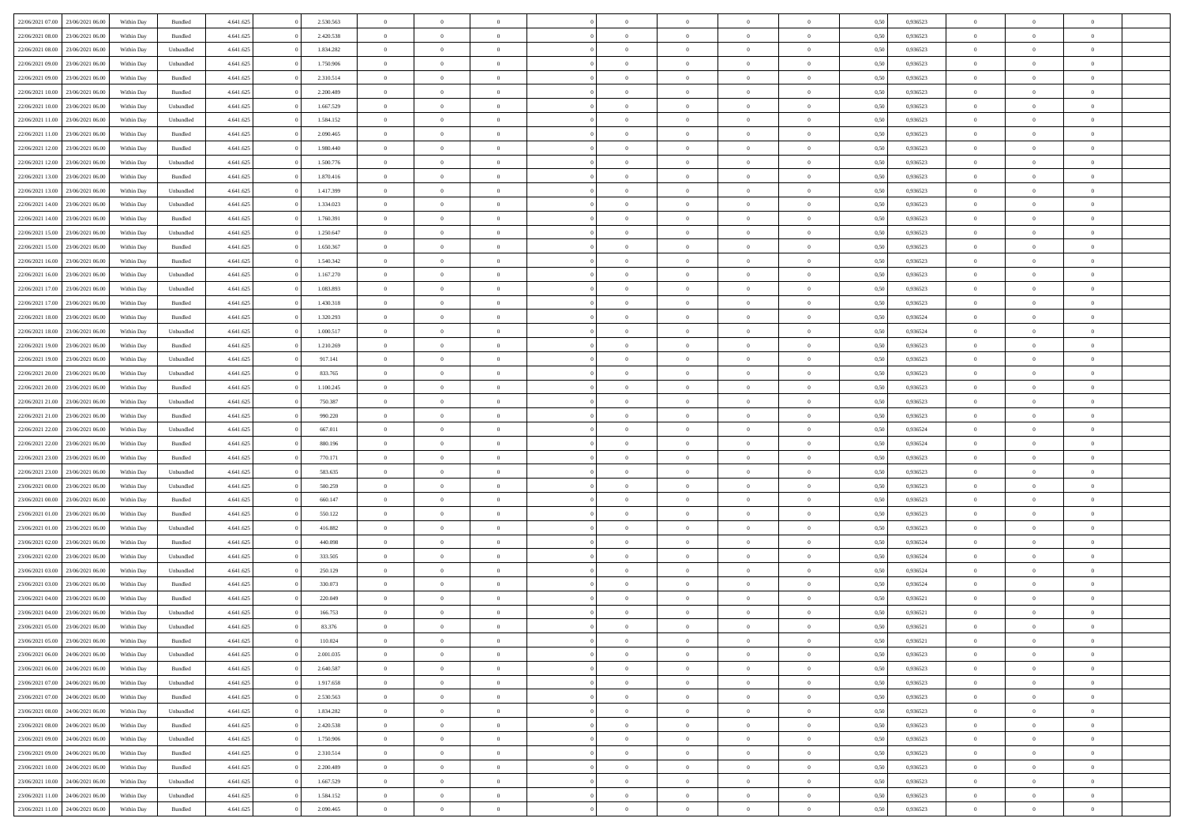| 22/06/2021 07:00 | 23/06/2021 06:00 | Within Day | Bundled | 4.641.625 | 0 | 2.530.563 | 0 | 0 | 0 | | 0 | 0 | 0 | 0 | 0,50 | 0,936523 | 0 | 0 | 0 | |
|---|---|---|---|---|---|---|---|---|---|---|---|---|---|---|---|---|---|---|---|---|
| 22/06/2021 08:00 | 23/06/2021 06:00 | Within Day | Bundled | 4.641.625 | 0 | 2.420.538 | 0 | 0 | 0 | | 0 | 0 | 0 | 0 | 0,50 | 0,936523 | 0 | 0 | 0 | |
| 22/06/2021 08:00 | 23/06/2021 06:00 | Within Day | Unbundled | 4.641.625 | 0 | 1.834.282 | 0 | 0 | 0 | | 0 | 0 | 0 | 0 | 0,50 | 0,936523 | 0 | 0 | 0 | |
| 22/06/2021 09:00 | 23/06/2021 06:00 | Within Day | Unbundled | 4.641.625 | 0 | 1.750.906 | 0 | 0 | 0 | | 0 | 0 | 0 | 0 | 0,50 | 0,936523 | 0 | 0 | 0 | |
| 22/06/2021 09:00 | 23/06/2021 06:00 | Within Day | Bundled | 4.641.625 | 0 | 2.310.514 | 0 | 0 | 0 | | 0 | 0 | 0 | 0 | 0,50 | 0,936523 | 0 | 0 | 0 | |
| 22/06/2021 10:00 | 23/06/2021 06:00 | Within Day | Bundled | 4.641.625 | 0 | 2.200.489 | 0 | 0 | 0 | | 0 | 0 | 0 | 0 | 0,50 | 0,936523 | 0 | 0 | 0 | |
| 22/06/2021 10:00 | 23/06/2021 06:00 | Within Day | Unbundled | 4.641.625 | 0 | 1.667.529 | 0 | 0 | 0 | | 0 | 0 | 0 | 0 | 0,50 | 0,936523 | 0 | 0 | 0 | |
| 22/06/2021 11:00 | 23/06/2021 06:00 | Within Day | Unbundled | 4.641.625 | 0 | 1.584.152 | 0 | 0 | 0 | | 0 | 0 | 0 | 0 | 0,50 | 0,936523 | 0 | 0 | 0 | |
| 22/06/2021 11:00 | 23/06/2021 06:00 | Within Day | Bundled | 4.641.625 | 0 | 2.090.465 | 0 | 0 | 0 | | 0 | 0 | 0 | 0 | 0,50 | 0,936523 | 0 | 0 | 0 | |
| 22/06/2021 12:00 | 23/06/2021 06:00 | Within Day | Bundled | 4.641.625 | 0 | 1.980.440 | 0 | 0 | 0 | | 0 | 0 | 0 | 0 | 0,50 | 0,936523 | 0 | 0 | 0 | |
| 22/06/2021 12:00 | 23/06/2021 06:00 | Within Day | Unbundled | 4.641.625 | 0 | 1.500.776 | 0 | 0 | 0 | | 0 | 0 | 0 | 0 | 0,50 | 0,936523 | 0 | 0 | 0 | |
| 22/06/2021 13:00 | 23/06/2021 06:00 | Within Day | Bundled | 4.641.625 | 0 | 1.870.416 | 0 | 0 | 0 | | 0 | 0 | 0 | 0 | 0,50 | 0,936523 | 0 | 0 | 0 | |
| 22/06/2021 13:00 | 23/06/2021 06:00 | Within Day | Unbundled | 4.641.625 | 0 | 1.417.399 | 0 | 0 | 0 | | 0 | 0 | 0 | 0 | 0,50 | 0,936523 | 0 | 0 | 0 | |
| 22/06/2021 14:00 | 23/06/2021 06:00 | Within Day | Unbundled | 4.641.625 | 0 | 1.334.023 | 0 | 0 | 0 | | 0 | 0 | 0 | 0 | 0,50 | 0,936523 | 0 | 0 | 0 | |
| 22/06/2021 14:00 | 23/06/2021 06:00 | Within Day | Bundled | 4.641.625 | 0 | 1.760.391 | 0 | 0 | 0 | | 0 | 0 | 0 | 0 | 0,50 | 0,936523 | 0 | 0 | 0 | |
| 22/06/2021 15:00 | 23/06/2021 06:00 | Within Day | Unbundled | 4.641.625 | 0 | 1.250.647 | 0 | 0 | 0 | | 0 | 0 | 0 | 0 | 0,50 | 0,936523 | 0 | 0 | 0 | |
| 22/06/2021 15:00 | 23/06/2021 06:00 | Within Day | Bundled | 4.641.625 | 0 | 1.650.367 | 0 | 0 | 0 | | 0 | 0 | 0 | 0 | 0,50 | 0,936523 | 0 | 0 | 0 | |
| 22/06/2021 16:00 | 23/06/2021 06:00 | Within Day | Bundled | 4.641.625 | 0 | 1.540.342 | 0 | 0 | 0 | | 0 | 0 | 0 | 0 | 0,50 | 0,936523 | 0 | 0 | 0 | |
| 22/06/2021 16:00 | 23/06/2021 06:00 | Within Day | Unbundled | 4.641.625 | 0 | 1.167.270 | 0 | 0 | 0 | | 0 | 0 | 0 | 0 | 0,50 | 0,936523 | 0 | 0 | 0 | |
| 22/06/2021 17:00 | 23/06/2021 06:00 | Within Day | Unbundled | 4.641.625 | 0 | 1.083.893 | 0 | 0 | 0 | | 0 | 0 | 0 | 0 | 0,50 | 0,936523 | 0 | 0 | 0 | |
| 22/06/2021 17:00 | 23/06/2021 06:00 | Within Day | Bundled | 4.641.625 | 0 | 1.430.318 | 0 | 0 | 0 | | 0 | 0 | 0 | 0 | 0,50 | 0,936523 | 0 | 0 | 0 | |
| 22/06/2021 18:00 | 23/06/2021 06:00 | Within Day | Bundled | 4.641.625 | 0 | 1.320.293 | 0 | 0 | 0 | | 0 | 0 | 0 | 0 | 0,50 | 0,936524 | 0 | 0 | 0 | |
| 22/06/2021 18:00 | 23/06/2021 06:00 | Within Day | Unbundled | 4.641.625 | 0 | 1.000.517 | 0 | 0 | 0 | | 0 | 0 | 0 | 0 | 0,50 | 0,936524 | 0 | 0 | 0 | |
| 22/06/2021 19:00 | 23/06/2021 06:00 | Within Day | Bundled | 4.641.625 | 0 | 1.210.269 | 0 | 0 | 0 | | 0 | 0 | 0 | 0 | 0,50 | 0,936523 | 0 | 0 | 0 | |
| 22/06/2021 19:00 | 23/06/2021 06:00 | Within Day | Unbundled | 4.641.625 | 0 | 917.141 | 0 | 0 | 0 | | 0 | 0 | 0 | 0 | 0,50 | 0,936523 | 0 | 0 | 0 | |
| 22/06/2021 20:00 | 23/06/2021 06:00 | Within Day | Unbundled | 4.641.625 | 0 | 833.765 | 0 | 0 | 0 | | 0 | 0 | 0 | 0 | 0,50 | 0,936523 | 0 | 0 | 0 | |
| 22/06/2021 20:00 | 23/06/2021 06:00 | Within Day | Bundled | 4.641.625 | 0 | 1.100.245 | 0 | 0 | 0 | | 0 | 0 | 0 | 0 | 0,50 | 0,936523 | 0 | 0 | 0 | |
| 22/06/2021 21:00 | 23/06/2021 06:00 | Within Day | Unbundled | 4.641.625 | 0 | 750.387 | 0 | 0 | 0 | | 0 | 0 | 0 | 0 | 0,50 | 0,936523 | 0 | 0 | 0 | |
| 22/06/2021 21:00 | 23/06/2021 06:00 | Within Day | Bundled | 4.641.625 | 0 | 990.220 | 0 | 0 | 0 | | 0 | 0 | 0 | 0 | 0,50 | 0,936523 | 0 | 0 | 0 | |
| 22/06/2021 22:00 | 23/06/2021 06:00 | Within Day | Unbundled | 4.641.625 | 0 | 667.011 | 0 | 0 | 0 | | 0 | 0 | 0 | 0 | 0,50 | 0,936524 | 0 | 0 | 0 | |
| 22/06/2021 22:00 | 23/06/2021 06:00 | Within Day | Bundled | 4.641.625 | 0 | 880.196 | 0 | 0 | 0 | | 0 | 0 | 0 | 0 | 0,50 | 0,936524 | 0 | 0 | 0 | |
| 22/06/2021 23:00 | 23/06/2021 06:00 | Within Day | Bundled | 4.641.625 | 0 | 770.171 | 0 | 0 | 0 | | 0 | 0 | 0 | 0 | 0,50 | 0,936523 | 0 | 0 | 0 | |
| 22/06/2021 23:00 | 23/06/2021 06:00 | Within Day | Unbundled | 4.641.625 | 0 | 583.635 | 0 | 0 | 0 | | 0 | 0 | 0 | 0 | 0,50 | 0,936523 | 0 | 0 | 0 | |
| 23/06/2021 00:00 | 23/06/2021 06:00 | Within Day | Unbundled | 4.641.625 | 0 | 500.259 | 0 | 0 | 0 | | 0 | 0 | 0 | 0 | 0,50 | 0,936523 | 0 | 0 | 0 | |
| 23/06/2021 00:00 | 23/06/2021 06:00 | Within Day | Bundled | 4.641.625 | 0 | 660.147 | 0 | 0 | 0 | | 0 | 0 | 0 | 0 | 0,50 | 0,936523 | 0 | 0 | 0 | |
| 23/06/2021 01:00 | 23/06/2021 06:00 | Within Day | Bundled | 4.641.625 | 0 | 550.122 | 0 | 0 | 0 | | 0 | 0 | 0 | 0 | 0,50 | 0,936523 | 0 | 0 | 0 | |
| 23/06/2021 01:00 | 23/06/2021 06:00 | Within Day | Unbundled | 4.641.625 | 0 | 416.882 | 0 | 0 | 0 | | 0 | 0 | 0 | 0 | 0,50 | 0,936523 | 0 | 0 | 0 | |
| 23/06/2021 02:00 | 23/06/2021 06:00 | Within Day | Bundled | 4.641.625 | 0 | 440.098 | 0 | 0 | 0 | | 0 | 0 | 0 | 0 | 0,50 | 0,936524 | 0 | 0 | 0 | |
| 23/06/2021 02:00 | 23/06/2021 06:00 | Within Day | Unbundled | 4.641.625 | 0 | 333.505 | 0 | 0 | 0 | | 0 | 0 | 0 | 0 | 0,50 | 0,936524 | 0 | 0 | 0 | |
| 23/06/2021 03:00 | 23/06/2021 06:00 | Within Day | Unbundled | 4.641.625 | 0 | 250.129 | 0 | 0 | 0 | | 0 | 0 | 0 | 0 | 0,50 | 0,936524 | 0 | 0 | 0 | |
| 23/06/2021 03:00 | 23/06/2021 06:00 | Within Day | Bundled | 4.641.625 | 0 | 330.073 | 0 | 0 | 0 | | 0 | 0 | 0 | 0 | 0,50 | 0,936524 | 0 | 0 | 0 | |
| 23/06/2021 04:00 | 23/06/2021 06:00 | Within Day | Bundled | 4.641.625 | 0 | 220.049 | 0 | 0 | 0 | | 0 | 0 | 0 | 0 | 0,50 | 0,936521 | 0 | 0 | 0 | |
| 23/06/2021 04:00 | 23/06/2021 06:00 | Within Day | Unbundled | 4.641.625 | 0 | 166.753 | 0 | 0 | 0 | | 0 | 0 | 0 | 0 | 0,50 | 0,936521 | 0 | 0 | 0 | |
| 23/06/2021 05:00 | 23/06/2021 06:00 | Within Day | Unbundled | 4.641.625 | 0 | 83.376 | 0 | 0 | 0 | | 0 | 0 | 0 | 0 | 0,50 | 0,936521 | 0 | 0 | 0 | |
| 23/06/2021 05:00 | 23/06/2021 06:00 | Within Day | Bundled | 4.641.625 | 0 | 110.024 | 0 | 0 | 0 | | 0 | 0 | 0 | 0 | 0,50 | 0,936521 | 0 | 0 | 0 | |
| 23/06/2021 06:00 | 24/06/2021 06:00 | Within Day | Unbundled | 4.641.625 | 0 | 2.001.035 | 0 | 0 | 0 | | 0 | 0 | 0 | 0 | 0,50 | 0,936523 | 0 | 0 | 0 | |
| 23/06/2021 06:00 | 24/06/2021 06:00 | Within Day | Bundled | 4.641.625 | 0 | 2.640.587 | 0 | 0 | 0 | | 0 | 0 | 0 | 0 | 0,50 | 0,936523 | 0 | 0 | 0 | |
| 23/06/2021 07:00 | 24/06/2021 06:00 | Within Day | Unbundled | 4.641.625 | 0 | 1.917.658 | 0 | 0 | 0 | | 0 | 0 | 0 | 0 | 0,50 | 0,936523 | 0 | 0 | 0 | |
| 23/06/2021 07:00 | 24/06/2021 06:00 | Within Day | Bundled | 4.641.625 | 0 | 2.530.563 | 0 | 0 | 0 | | 0 | 0 | 0 | 0 | 0,50 | 0,936523 | 0 | 0 | 0 | |
| 23/06/2021 08:00 | 24/06/2021 06:00 | Within Day | Unbundled | 4.641.625 | 0 | 1.834.282 | 0 | 0 | 0 | | 0 | 0 | 0 | 0 | 0,50 | 0,936523 | 0 | 0 | 0 | |
| 23/06/2021 08:00 | 24/06/2021 06:00 | Within Day | Bundled | 4.641.625 | 0 | 2.420.538 | 0 | 0 | 0 | | 0 | 0 | 0 | 0 | 0,50 | 0,936523 | 0 | 0 | 0 | |
| 23/06/2021 09:00 | 24/06/2021 06:00 | Within Day | Unbundled | 4.641.625 | 0 | 1.750.906 | 0 | 0 | 0 | | 0 | 0 | 0 | 0 | 0,50 | 0,936523 | 0 | 0 | 0 | |
| 23/06/2021 09:00 | 24/06/2021 06:00 | Within Day | Bundled | 4.641.625 | 0 | 2.310.514 | 0 | 0 | 0 | | 0 | 0 | 0 | 0 | 0,50 | 0,936523 | 0 | 0 | 0 | |
| 23/06/2021 10:00 | 24/06/2021 06:00 | Within Day | Bundled | 4.641.625 | 0 | 2.200.489 | 0 | 0 | 0 | | 0 | 0 | 0 | 0 | 0,50 | 0,936523 | 0 | 0 | 0 | |
| 23/06/2021 10:00 | 24/06/2021 06:00 | Within Day | Unbundled | 4.641.625 | 0 | 1.667.529 | 0 | 0 | 0 | | 0 | 0 | 0 | 0 | 0,50 | 0,936523 | 0 | 0 | 0 | |
| 23/06/2021 11:00 | 24/06/2021 06:00 | Within Day | Unbundled | 4.641.625 | 0 | 1.584.152 | 0 | 0 | 0 | | 0 | 0 | 0 | 0 | 0,50 | 0,936523 | 0 | 0 | 0 | |
| 23/06/2021 11:00 | 24/06/2021 06:00 | Within Day | Bundled | 4.641.625 | 0 | 2.090.465 | 0 | 0 | 0 | | 0 | 0 | 0 | 0 | 0,50 | 0,936523 | 0 | 0 | 0 | |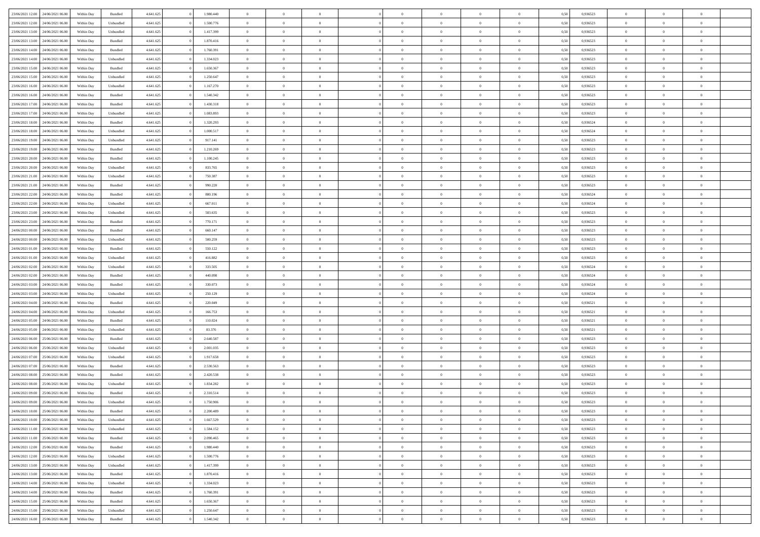| | | | | | | | | | | | | | | | | | | | | | |
|---|---|---|---|---|---|---|---|---|---|---|---|---|---|---|---|---|---|---|---|---|---|
| 23/06/2021 12:00 | 24/06/2021 06:00 | Within Day | Bundled | 4.641.625 | 0 | 1.980.440 | 0 | 0 | 0 | | 0 | 0 | 0 | 0 | 0,50 | 0,936523 | 0 | 0 | 0 | |
| 23/06/2021 12:00 | 24/06/2021 06:00 | Within Day | Unbundled | 4.641.625 | 0 | 1.500.776 | 0 | 0 | 0 | | 0 | 0 | 0 | 0 | 0,50 | 0,936523 | 0 | 0 | 0 | |
| 23/06/2021 13:00 | 24/06/2021 06:00 | Within Day | Unbundled | 4.641.625 | 0 | 1.417.399 | 0 | 0 | 0 | | 0 | 0 | 0 | 0 | 0,50 | 0,936523 | 0 | 0 | 0 | |
| 23/06/2021 13:00 | 24/06/2021 06:00 | Within Day | Bundled | 4.641.625 | 0 | 1.870.416 | 0 | 0 | 0 | | 0 | 0 | 0 | 0 | 0,50 | 0,936523 | 0 | 0 | 0 | |
| 23/06/2021 14:00 | 24/06/2021 06:00 | Within Day | Bundled | 4.641.625 | 0 | 1.760.391 | 0 | 0 | 0 | | 0 | 0 | 0 | 0 | 0,50 | 0,936523 | 0 | 0 | 0 | |
| 23/06/2021 14:00 | 24/06/2021 06:00 | Within Day | Unbundled | 4.641.625 | 0 | 1.334.023 | 0 | 0 | 0 | | 0 | 0 | 0 | 0 | 0,50 | 0,936523 | 0 | 0 | 0 | |
| 23/06/2021 15:00 | 24/06/2021 06:00 | Within Day | Bundled | 4.641.625 | 0 | 1.650.367 | 0 | 0 | 0 | | 0 | 0 | 0 | 0 | 0,50 | 0,936523 | 0 | 0 | 0 | |
| 23/06/2021 15:00 | 24/06/2021 06:00 | Within Day | Unbundled | 4.641.625 | 0 | 1.250.647 | 0 | 0 | 0 | | 0 | 0 | 0 | 0 | 0,50 | 0,936523 | 0 | 0 | 0 | |
| 23/06/2021 16:00 | 24/06/2021 06:00 | Within Day | Unbundled | 4.641.625 | 0 | 1.167.270 | 0 | 0 | 0 | | 0 | 0 | 0 | 0 | 0,50 | 0,936523 | 0 | 0 | 0 | |
| 23/06/2021 16:00 | 24/06/2021 06:00 | Within Day | Bundled | 4.641.625 | 0 | 1.540.342 | 0 | 0 | 0 | | 0 | 0 | 0 | 0 | 0,50 | 0,936523 | 0 | 0 | 0 | |
| 23/06/2021 17:00 | 24/06/2021 06:00 | Within Day | Bundled | 4.641.625 | 0 | 1.430.318 | 0 | 0 | 0 | | 0 | 0 | 0 | 0 | 0,50 | 0,936523 | 0 | 0 | 0 | |
| 23/06/2021 17:00 | 24/06/2021 06:00 | Within Day | Unbundled | 4.641.625 | 0 | 1.083.893 | 0 | 0 | 0 | | 0 | 0 | 0 | 0 | 0,50 | 0,936523 | 0 | 0 | 0 | |
| 23/06/2021 18:00 | 24/06/2021 06:00 | Within Day | Bundled | 4.641.625 | 0 | 1.320.293 | 0 | 0 | 0 | | 0 | 0 | 0 | 0 | 0,50 | 0,936524 | 0 | 0 | 0 | |
| 23/06/2021 18:00 | 24/06/2021 06:00 | Within Day | Unbundled | 4.641.625 | 0 | 1.000.517 | 0 | 0 | 0 | | 0 | 0 | 0 | 0 | 0,50 | 0,936524 | 0 | 0 | 0 | |
| 23/06/2021 19:00 | 24/06/2021 06:00 | Within Day | Unbundled | 4.641.625 | 0 | 917.141 | 0 | 0 | 0 | | 0 | 0 | 0 | 0 | 0,50 | 0,936523 | 0 | 0 | 0 | |
| 23/06/2021 19:00 | 24/06/2021 06:00 | Within Day | Bundled | 4.641.625 | 0 | 1.210.269 | 0 | 0 | 0 | | 0 | 0 | 0 | 0 | 0,50 | 0,936523 | 0 | 0 | 0 | |
| 23/06/2021 20:00 | 24/06/2021 06:00 | Within Day | Bundled | 4.641.625 | 0 | 1.100.245 | 0 | 0 | 0 | | 0 | 0 | 0 | 0 | 0,50 | 0,936523 | 0 | 0 | 0 | |
| 23/06/2021 20:00 | 24/06/2021 06:00 | Within Day | Unbundled | 4.641.625 | 0 | 833.765 | 0 | 0 | 0 | | 0 | 0 | 0 | 0 | 0,50 | 0,936523 | 0 | 0 | 0 | |
| 23/06/2021 21:00 | 24/06/2021 06:00 | Within Day | Unbundled | 4.641.625 | 0 | 750.387 | 0 | 0 | 0 | | 0 | 0 | 0 | 0 | 0,50 | 0,936523 | 0 | 0 | 0 | |
| 23/06/2021 21:00 | 24/06/2021 06:00 | Within Day | Bundled | 4.641.625 | 0 | 990.220 | 0 | 0 | 0 | | 0 | 0 | 0 | 0 | 0,50 | 0,936523 | 0 | 0 | 0 | |
| 23/06/2021 22:00 | 24/06/2021 06:00 | Within Day | Bundled | 4.641.625 | 0 | 880.196 | 0 | 0 | 0 | | 0 | 0 | 0 | 0 | 0,50 | 0,936524 | 0 | 0 | 0 | |
| 23/06/2021 22:00 | 24/06/2021 06:00 | Within Day | Unbundled | 4.641.625 | 0 | 667.011 | 0 | 0 | 0 | | 0 | 0 | 0 | 0 | 0,50 | 0,936524 | 0 | 0 | 0 | |
| 23/06/2021 23:00 | 24/06/2021 06:00 | Within Day | Unbundled | 4.641.625 | 0 | 583.635 | 0 | 0 | 0 | | 0 | 0 | 0 | 0 | 0,50 | 0,936523 | 0 | 0 | 0 | |
| 23/06/2021 23:00 | 24/06/2021 06:00 | Within Day | Bundled | 4.641.625 | 0 | 770.171 | 0 | 0 | 0 | | 0 | 0 | 0 | 0 | 0,50 | 0,936523 | 0 | 0 | 0 | |
| 24/06/2021 00:00 | 24/06/2021 06:00 | Within Day | Bundled | 4.641.625 | 0 | 660.147 | 0 | 0 | 0 | | 0 | 0 | 0 | 0 | 0,50 | 0,936523 | 0 | 0 | 0 | |
| 24/06/2021 00:00 | 24/06/2021 06:00 | Within Day | Unbundled | 4.641.625 | 0 | 500.259 | 0 | 0 | 0 | | 0 | 0 | 0 | 0 | 0,50 | 0,936523 | 0 | 0 | 0 | |
| 24/06/2021 01:00 | 24/06/2021 06:00 | Within Day | Bundled | 4.641.625 | 0 | 550.122 | 0 | 0 | 0 | | 0 | 0 | 0 | 0 | 0,50 | 0,936523 | 0 | 0 | 0 | |
| 24/06/2021 01:00 | 24/06/2021 06:00 | Within Day | Unbundled | 4.641.625 | 0 | 416.882 | 0 | 0 | 0 | | 0 | 0 | 0 | 0 | 0,50 | 0,936523 | 0 | 0 | 0 | |
| 24/06/2021 02:00 | 24/06/2021 06:00 | Within Day | Unbundled | 4.641.625 | 0 | 333.505 | 0 | 0 | 0 | | 0 | 0 | 0 | 0 | 0,50 | 0,936524 | 0 | 0 | 0 | |
| 24/06/2021 02:00 | 24/06/2021 06:00 | Within Day | Bundled | 4.641.625 | 0 | 440.098 | 0 | 0 | 0 | | 0 | 0 | 0 | 0 | 0,50 | 0,936524 | 0 | 0 | 0 | |
| 24/06/2021 03:00 | 24/06/2021 06:00 | Within Day | Bundled | 4.641.625 | 0 | 330.073 | 0 | 0 | 0 | | 0 | 0 | 0 | 0 | 0,50 | 0,936524 | 0 | 0 | 0 | |
| 24/06/2021 03:00 | 24/06/2021 06:00 | Within Day | Unbundled | 4.641.625 | 0 | 250.129 | 0 | 0 | 0 | | 0 | 0 | 0 | 0 | 0,50 | 0,936524 | 0 | 0 | 0 | |
| 24/06/2021 04:00 | 24/06/2021 06:00 | Within Day | Bundled | 4.641.625 | 0 | 220.049 | 0 | 0 | 0 | | 0 | 0 | 0 | 0 | 0,50 | 0,936521 | 0 | 0 | 0 | |
| 24/06/2021 04:00 | 24/06/2021 06:00 | Within Day | Unbundled | 4.641.625 | 0 | 166.753 | 0 | 0 | 0 | | 0 | 0 | 0 | 0 | 0,50 | 0,936521 | 0 | 0 | 0 | |
| 24/06/2021 05:00 | 24/06/2021 06:00 | Within Day | Bundled | 4.641.625 | 0 | 110.024 | 0 | 0 | 0 | | 0 | 0 | 0 | 0 | 0,50 | 0,936521 | 0 | 0 | 0 | |
| 24/06/2021 05:00 | 24/06/2021 06:00 | Within Day | Unbundled | 4.641.625 | 0 | 83.376 | 0 | 0 | 0 | | 0 | 0 | 0 | 0 | 0,50 | 0,936521 | 0 | 0 | 0 | |
| 24/06/2021 06:00 | 25/06/2021 06:00 | Within Day | Bundled | 4.641.625 | 0 | 2.640.587 | 0 | 0 | 0 | | 0 | 0 | 0 | 0 | 0,50 | 0,936523 | 0 | 0 | 0 | |
| 24/06/2021 06:00 | 25/06/2021 06:00 | Within Day | Unbundled | 4.641.625 | 0 | 2.001.035 | 0 | 0 | 0 | | 0 | 0 | 0 | 0 | 0,50 | 0,936523 | 0 | 0 | 0 | |
| 24/06/2021 07:00 | 25/06/2021 06:00 | Within Day | Unbundled | 4.641.625 | 0 | 1.917.658 | 0 | 0 | 0 | | 0 | 0 | 0 | 0 | 0,50 | 0,936523 | 0 | 0 | 0 | |
| 24/06/2021 07:00 | 25/06/2021 06:00 | Within Day | Bundled | 4.641.625 | 0 | 2.530.563 | 0 | 0 | 0 | | 0 | 0 | 0 | 0 | 0,50 | 0,936523 | 0 | 0 | 0 | |
| 24/06/2021 08:00 | 25/06/2021 06:00 | Within Day | Bundled | 4.641.625 | 0 | 2.420.538 | 0 | 0 | 0 | | 0 | 0 | 0 | 0 | 0,50 | 0,936523 | 0 | 0 | 0 | |
| 24/06/2021 08:00 | 25/06/2021 06:00 | Within Day | Unbundled | 4.641.625 | 0 | 1.834.282 | 0 | 0 | 0 | | 0 | 0 | 0 | 0 | 0,50 | 0,936523 | 0 | 0 | 0 | |
| 24/06/2021 09:00 | 25/06/2021 06:00 | Within Day | Bundled | 4.641.625 | 0 | 2.310.514 | 0 | 0 | 0 | | 0 | 0 | 0 | 0 | 0,50 | 0,936523 | 0 | 0 | 0 | |
| 24/06/2021 09:00 | 25/06/2021 06:00 | Within Day | Unbundled | 4.641.625 | 0 | 1.750.906 | 0 | 0 | 0 | | 0 | 0 | 0 | 0 | 0,50 | 0,936523 | 0 | 0 | 0 | |
| 24/06/2021 10:00 | 25/06/2021 06:00 | Within Day | Bundled | 4.641.625 | 0 | 2.200.489 | 0 | 0 | 0 | | 0 | 0 | 0 | 0 | 0,50 | 0,936523 | 0 | 0 | 0 | |
| 24/06/2021 10:00 | 25/06/2021 06:00 | Within Day | Unbundled | 4.641.625 | 0 | 1.667.529 | 0 | 0 | 0 | | 0 | 0 | 0 | 0 | 0,50 | 0,936523 | 0 | 0 | 0 | |
| 24/06/2021 11:00 | 25/06/2021 06:00 | Within Day | Unbundled | 4.641.625 | 0 | 1.584.152 | 0 | 0 | 0 | | 0 | 0 | 0 | 0 | 0,50 | 0,936523 | 0 | 0 | 0 | |
| 24/06/2021 11:00 | 25/06/2021 06:00 | Within Day | Bundled | 4.641.625 | 0 | 2.090.465 | 0 | 0 | 0 | | 0 | 0 | 0 | 0 | 0,50 | 0,936523 | 0 | 0 | 0 | |
| 24/06/2021 12:00 | 25/06/2021 06:00 | Within Day | Bundled | 4.641.625 | 0 | 1.980.440 | 0 | 0 | 0 | | 0 | 0 | 0 | 0 | 0,50 | 0,936523 | 0 | 0 | 0 | |
| 24/06/2021 12:00 | 25/06/2021 06:00 | Within Day | Unbundled | 4.641.625 | 0 | 1.500.776 | 0 | 0 | 0 | | 0 | 0 | 0 | 0 | 0,50 | 0,936523 | 0 | 0 | 0 | |
| 24/06/2021 13:00 | 25/06/2021 06:00 | Within Day | Unbundled | 4.641.625 | 0 | 1.417.399 | 0 | 0 | 0 | | 0 | 0 | 0 | 0 | 0,50 | 0,936523 | 0 | 0 | 0 | |
| 24/06/2021 13:00 | 25/06/2021 06:00 | Within Day | Bundled | 4.641.625 | 0 | 1.870.416 | 0 | 0 | 0 | | 0 | 0 | 0 | 0 | 0,50 | 0,936523 | 0 | 0 | 0 | |
| 24/06/2021 14:00 | 25/06/2021 06:00 | Within Day | Unbundled | 4.641.625 | 0 | 1.334.023 | 0 | 0 | 0 | | 0 | 0 | 0 | 0 | 0,50 | 0,936523 | 0 | 0 | 0 | |
| 24/06/2021 14:00 | 25/06/2021 06:00 | Within Day | Bundled | 4.641.625 | 0 | 1.760.391 | 0 | 0 | 0 | | 0 | 0 | 0 | 0 | 0,50 | 0,936523 | 0 | 0 | 0 | |
| 24/06/2021 15:00 | 25/06/2021 06:00 | Within Day | Bundled | 4.641.625 | 0 | 1.650.367 | 0 | 0 | 0 | | 0 | 0 | 0 | 0 | 0,50 | 0,936523 | 0 | 0 | 0 | |
| 24/06/2021 15:00 | 25/06/2021 06:00 | Within Day | Unbundled | 4.641.625 | 0 | 1.250.647 | 0 | 0 | 0 | | 0 | 0 | 0 | 0 | 0,50 | 0,936523 | 0 | 0 | 0 | |
| 24/06/2021 16:00 | 25/06/2021 06:00 | Within Day | Bundled | 4.641.625 | 0 | 1.540.342 | 0 | 0 | 0 | | 0 | 0 | 0 | 0 | 0,50 | 0,936523 | 0 | 0 | 0 | |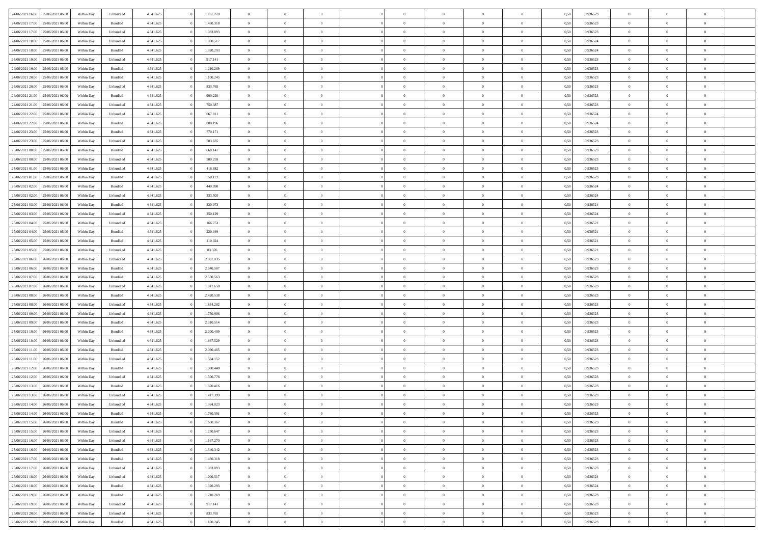| | | | | | | | | | | | | | | | | | | | | |
|---|---|---|---|---|---|---|---|---|---|---|---|---|---|---|---|---|---|---|---|---|
| 24/06/2021 16:00 | 25/06/2021 06:00 | Within Day | Unbundled | 4.641.625 | 0 | 1.167.270 | 0 | 0 | 0 | | 0 | 0 | 0 | 0 | 0,50 | 0,936523 | 0 | 0 | 0 | |
| 24/06/2021 17:00 | 25/06/2021 06:00 | Within Day | Bundled | 4.641.625 | 0 | 1.430.318 | 0 | 0 | 0 | | 0 | 0 | 0 | 0 | 0,50 | 0,936523 | 0 | 0 | 0 | |
| 24/06/2021 17:00 | 25/06/2021 06:00 | Within Day | Unbundled | 4.641.625 | 0 | 1.083.893 | 0 | 0 | 0 | | 0 | 0 | 0 | 0 | 0,50 | 0,936523 | 0 | 0 | 0 | |
| 24/06/2021 18:00 | 25/06/2021 06:00 | Within Day | Unbundled | 4.641.625 | 0 | 1.000.517 | 0 | 0 | 0 | | 0 | 0 | 0 | 0 | 0,50 | 0,936524 | 0 | 0 | 0 | |
| 24/06/2021 18:00 | 25/06/2021 06:00 | Within Day | Bundled | 4.641.625 | 0 | 1.320.293 | 0 | 0 | 0 | | 0 | 0 | 0 | 0 | 0,50 | 0,936524 | 0 | 0 | 0 | |
| 24/06/2021 19:00 | 25/06/2021 06:00 | Within Day | Unbundled | 4.641.625 | 0 | 917.141 | 0 | 0 | 0 | | 0 | 0 | 0 | 0 | 0,50 | 0,936523 | 0 | 0 | 0 | |
| 24/06/2021 19:00 | 25/06/2021 06:00 | Within Day | Bundled | 4.641.625 | 0 | 1.210.269 | 0 | 0 | 0 | | 0 | 0 | 0 | 0 | 0,50 | 0,936523 | 0 | 0 | 0 | |
| 24/06/2021 20:00 | 25/06/2021 06:00 | Within Day | Bundled | 4.641.625 | 0 | 1.100.245 | 0 | 0 | 0 | | 0 | 0 | 0 | 0 | 0,50 | 0,936523 | 0 | 0 | 0 | |
| 24/06/2021 20:00 | 25/06/2021 06:00 | Within Day | Unbundled | 4.641.625 | 0 | 833.765 | 0 | 0 | 0 | | 0 | 0 | 0 | 0 | 0,50 | 0,936523 | 0 | 0 | 0 | |
| 24/06/2021 21:00 | 25/06/2021 06:00 | Within Day | Bundled | 4.641.625 | 0 | 990.220 | 0 | 0 | 0 | | 0 | 0 | 0 | 0 | 0,50 | 0,936523 | 0 | 0 | 0 | |
| 24/06/2021 21:00 | 25/06/2021 06:00 | Within Day | Unbundled | 4.641.625 | 0 | 750.387 | 0 | 0 | 0 | | 0 | 0 | 0 | 0 | 0,50 | 0,936523 | 0 | 0 | 0 | |
| 24/06/2021 22:00 | 25/06/2021 06:00 | Within Day | Unbundled | 4.641.625 | 0 | 667.011 | 0 | 0 | 0 | | 0 | 0 | 0 | 0 | 0,50 | 0,936524 | 0 | 0 | 0 | |
| 24/06/2021 22:00 | 25/06/2021 06:00 | Within Day | Bundled | 4.641.625 | 0 | 880.196 | 0 | 0 | 0 | | 0 | 0 | 0 | 0 | 0,50 | 0,936524 | 0 | 0 | 0 | |
| 24/06/2021 23:00 | 25/06/2021 06:00 | Within Day | Bundled | 4.641.625 | 0 | 770.171 | 0 | 0 | 0 | | 0 | 0 | 0 | 0 | 0,50 | 0,936523 | 0 | 0 | 0 | |
| 24/06/2021 23:00 | 25/06/2021 06:00 | Within Day | Unbundled | 4.641.625 | 0 | 583.635 | 0 | 0 | 0 | | 0 | 0 | 0 | 0 | 0,50 | 0,936523 | 0 | 0 | 0 | |
| 25/06/2021 00:00 | 25/06/2021 06:00 | Within Day | Bundled | 4.641.625 | 0 | 660.147 | 0 | 0 | 0 | | 0 | 0 | 0 | 0 | 0,50 | 0,936523 | 0 | 0 | 0 | |
| 25/06/2021 00:00 | 25/06/2021 06:00 | Within Day | Unbundled | 4.641.625 | 0 | 500.259 | 0 | 0 | 0 | | 0 | 0 | 0 | 0 | 0,50 | 0,936523 | 0 | 0 | 0 | |
| 25/06/2021 01:00 | 25/06/2021 06:00 | Within Day | Unbundled | 4.641.625 | 0 | 416.882 | 0 | 0 | 0 | | 0 | 0 | 0 | 0 | 0,50 | 0,936523 | 0 | 0 | 0 | |
| 25/06/2021 01:00 | 25/06/2021 06:00 | Within Day | Bundled | 4.641.625 | 0 | 550.122 | 0 | 0 | 0 | | 0 | 0 | 0 | 0 | 0,50 | 0,936523 | 0 | 0 | 0 | |
| 25/06/2021 02:00 | 25/06/2021 06:00 | Within Day | Bundled | 4.641.625 | 0 | 440.098 | 0 | 0 | 0 | | 0 | 0 | 0 | 0 | 0,50 | 0,936524 | 0 | 0 | 0 | |
| 25/06/2021 02:00 | 25/06/2021 06:00 | Within Day | Unbundled | 4.641.625 | 0 | 333.505 | 0 | 0 | 0 | | 0 | 0 | 0 | 0 | 0,50 | 0,936524 | 0 | 0 | 0 | |
| 25/06/2021 03:00 | 25/06/2021 06:00 | Within Day | Bundled | 4.641.625 | 0 | 330.073 | 0 | 0 | 0 | | 0 | 0 | 0 | 0 | 0,50 | 0,936524 | 0 | 0 | 0 | |
| 25/06/2021 03:00 | 25/06/2021 06:00 | Within Day | Unbundled | 4.641.625 | 0 | 250.129 | 0 | 0 | 0 | | 0 | 0 | 0 | 0 | 0,50 | 0,936524 | 0 | 0 | 0 | |
| 25/06/2021 04:00 | 25/06/2021 06:00 | Within Day | Unbundled | 4.641.625 | 0 | 166.753 | 0 | 0 | 0 | | 0 | 0 | 0 | 0 | 0,50 | 0,936521 | 0 | 0 | 0 | |
| 25/06/2021 04:00 | 25/06/2021 06:00 | Within Day | Bundled | 4.641.625 | 0 | 220.049 | 0 | 0 | 0 | | 0 | 0 | 0 | 0 | 0,50 | 0,936521 | 0 | 0 | 0 | |
| 25/06/2021 05:00 | 25/06/2021 06:00 | Within Day | Bundled | 4.641.625 | 0 | 110.024 | 0 | 0 | 0 | | 0 | 0 | 0 | 0 | 0,50 | 0,936521 | 0 | 0 | 0 | |
| 25/06/2021 05:00 | 25/06/2021 06:00 | Within Day | Unbundled | 4.641.625 | 0 | 83.376 | 0 | 0 | 0 | | 0 | 0 | 0 | 0 | 0,50 | 0,936521 | 0 | 0 | 0 | |
| 25/06/2021 06:00 | 26/06/2021 06:00 | Within Day | Unbundled | 4.641.625 | 0 | 2.001.035 | 0 | 0 | 0 | | 0 | 0 | 0 | 0 | 0,50 | 0,936523 | 0 | 0 | 0 | |
| 25/06/2021 06:00 | 26/06/2021 06:00 | Within Day | Bundled | 4.641.625 | 0 | 2.640.587 | 0 | 0 | 0 | | 0 | 0 | 0 | 0 | 0,50 | 0,936523 | 0 | 0 | 0 | |
| 25/06/2021 07:00 | 26/06/2021 06:00 | Within Day | Bundled | 4.641.625 | 0 | 2.530.563 | 0 | 0 | 0 | | 0 | 0 | 0 | 0 | 0,50 | 0,936523 | 0 | 0 | 0 | |
| 25/06/2021 07:00 | 26/06/2021 06:00 | Within Day | Unbundled | 4.641.625 | 0 | 1.917.658 | 0 | 0 | 0 | | 0 | 0 | 0 | 0 | 0,50 | 0,936523 | 0 | 0 | 0 | |
| 25/06/2021 08:00 | 26/06/2021 06:00 | Within Day | Bundled | 4.641.625 | 0 | 2.420.538 | 0 | 0 | 0 | | 0 | 0 | 0 | 0 | 0,50 | 0,936523 | 0 | 0 | 0 | |
| 25/06/2021 08:00 | 26/06/2021 06:00 | Within Day | Unbundled | 4.641.625 | 0 | 1.834.282 | 0 | 0 | 0 | | 0 | 0 | 0 | 0 | 0,50 | 0,936523 | 0 | 0 | 0 | |
| 25/06/2021 09:00 | 26/06/2021 06:00 | Within Day | Unbundled | 4.641.625 | 0 | 1.750.906 | 0 | 0 | 0 | | 0 | 0 | 0 | 0 | 0,50 | 0,936523 | 0 | 0 | 0 | |
| 25/06/2021 09:00 | 26/06/2021 06:00 | Within Day | Bundled | 4.641.625 | 0 | 2.310.514 | 0 | 0 | 0 | | 0 | 0 | 0 | 0 | 0,50 | 0,936523 | 0 | 0 | 0 | |
| 25/06/2021 10:00 | 26/06/2021 06:00 | Within Day | Bundled | 4.641.625 | 0 | 2.200.489 | 0 | 0 | 0 | | 0 | 0 | 0 | 0 | 0,50 | 0,936523 | 0 | 0 | 0 | |
| 25/06/2021 10:00 | 26/06/2021 06:00 | Within Day | Unbundled | 4.641.625 | 0 | 1.667.529 | 0 | 0 | 0 | | 0 | 0 | 0 | 0 | 0,50 | 0,936523 | 0 | 0 | 0 | |
| 25/06/2021 11:00 | 26/06/2021 06:00 | Within Day | Bundled | 4.641.625 | 0 | 2.090.465 | 0 | 0 | 0 | | 0 | 0 | 0 | 0 | 0,50 | 0,936523 | 0 | 0 | 0 | |
| 25/06/2021 11:00 | 26/06/2021 06:00 | Within Day | Unbundled | 4.641.625 | 0 | 1.584.152 | 0 | 0 | 0 | | 0 | 0 | 0 | 0 | 0,50 | 0,936523 | 0 | 0 | 0 | |
| 25/06/2021 12:00 | 26/06/2021 06:00 | Within Day | Bundled | 4.641.625 | 0 | 1.980.440 | 0 | 0 | 0 | | 0 | 0 | 0 | 0 | 0,50 | 0,936523 | 0 | 0 | 0 | |
| 25/06/2021 12:00 | 26/06/2021 06:00 | Within Day | Unbundled | 4.641.625 | 0 | 1.500.776 | 0 | 0 | 0 | | 0 | 0 | 0 | 0 | 0,50 | 0,936523 | 0 | 0 | 0 | |
| 25/06/2021 13:00 | 26/06/2021 06:00 | Within Day | Bundled | 4.641.625 | 0 | 1.870.416 | 0 | 0 | 0 | | 0 | 0 | 0 | 0 | 0,50 | 0,936523 | 0 | 0 | 0 | |
| 25/06/2021 13:00 | 26/06/2021 06:00 | Within Day | Unbundled | 4.641.625 | 0 | 1.417.399 | 0 | 0 | 0 | | 0 | 0 | 0 | 0 | 0,50 | 0,936523 | 0 | 0 | 0 | |
| 25/06/2021 14:00 | 26/06/2021 06:00 | Within Day | Unbundled | 4.641.625 | 0 | 1.334.023 | 0 | 0 | 0 | | 0 | 0 | 0 | 0 | 0,50 | 0,936523 | 0 | 0 | 0 | |
| 25/06/2021 14:00 | 26/06/2021 06:00 | Within Day | Bundled | 4.641.625 | 0 | 1.760.391 | 0 | 0 | 0 | | 0 | 0 | 0 | 0 | 0,50 | 0,936523 | 0 | 0 | 0 | |
| 25/06/2021 15:00 | 26/06/2021 06:00 | Within Day | Bundled | 4.641.625 | 0 | 1.650.367 | 0 | 0 | 0 | | 0 | 0 | 0 | 0 | 0,50 | 0,936523 | 0 | 0 | 0 | |
| 25/06/2021 15:00 | 26/06/2021 06:00 | Within Day | Unbundled | 4.641.625 | 0 | 1.250.647 | 0 | 0 | 0 | | 0 | 0 | 0 | 0 | 0,50 | 0,936523 | 0 | 0 | 0 | |
| 25/06/2021 16:00 | 26/06/2021 06:00 | Within Day | Unbundled | 4.641.625 | 0 | 1.167.270 | 0 | 0 | 0 | | 0 | 0 | 0 | 0 | 0,50 | 0,936523 | 0 | 0 | 0 | |
| 25/06/2021 16:00 | 26/06/2021 06:00 | Within Day | Bundled | 4.641.625 | 0 | 1.540.342 | 0 | 0 | 0 | | 0 | 0 | 0 | 0 | 0,50 | 0,936523 | 0 | 0 | 0 | |
| 25/06/2021 17:00 | 26/06/2021 06:00 | Within Day | Bundled | 4.641.625 | 0 | 1.430.318 | 0 | 0 | 0 | | 0 | 0 | 0 | 0 | 0,50 | 0,936523 | 0 | 0 | 0 | |
| 25/06/2021 17:00 | 26/06/2021 06:00 | Within Day | Unbundled | 4.641.625 | 0 | 1.083.893 | 0 | 0 | 0 | | 0 | 0 | 0 | 0 | 0,50 | 0,936523 | 0 | 0 | 0 | |
| 25/06/2021 18:00 | 26/06/2021 06:00 | Within Day | Unbundled | 4.641.625 | 0 | 1.000.517 | 0 | 0 | 0 | | 0 | 0 | 0 | 0 | 0,50 | 0,936524 | 0 | 0 | 0 | |
| 25/06/2021 18:00 | 26/06/2021 06:00 | Within Day | Bundled | 4.641.625 | 0 | 1.320.293 | 0 | 0 | 0 | | 0 | 0 | 0 | 0 | 0,50 | 0,936524 | 0 | 0 | 0 | |
| 25/06/2021 19:00 | 26/06/2021 06:00 | Within Day | Bundled | 4.641.625 | 0 | 1.210.269 | 0 | 0 | 0 | | 0 | 0 | 0 | 0 | 0,50 | 0,936523 | 0 | 0 | 0 | |
| 25/06/2021 19:00 | 26/06/2021 06:00 | Within Day | Unbundled | 4.641.625 | 0 | 917.141 | 0 | 0 | 0 | | 0 | 0 | 0 | 0 | 0,50 | 0,936523 | 0 | 0 | 0 | |
| 25/06/2021 20:00 | 26/06/2021 06:00 | Within Day | Unbundled | 4.641.625 | 0 | 833.765 | 0 | 0 | 0 | | 0 | 0 | 0 | 0 | 0,50 | 0,936523 | 0 | 0 | 0 | |
| 25/06/2021 20:00 | 26/06/2021 06:00 | Within Day | Bundled | 4.641.625 | 0 | 1.100.245 | 0 | 0 | 0 | | 0 | 0 | 0 | 0 | 0,50 | 0,936523 | 0 | 0 | 0 | |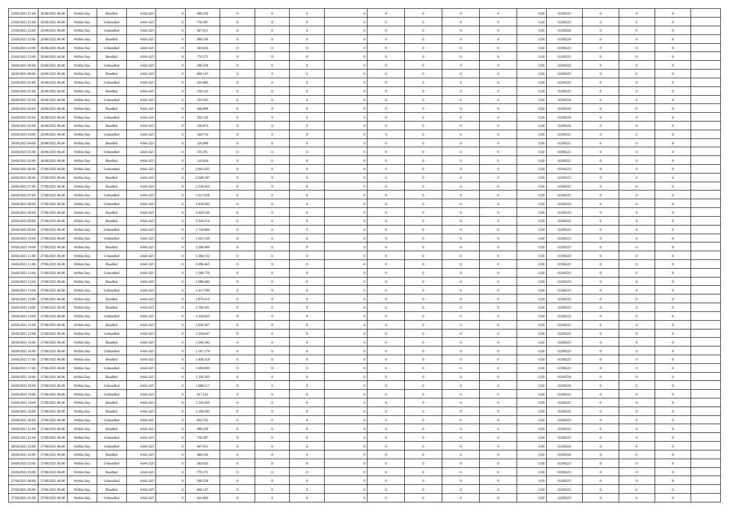| | | | | | | | | | | | | | | | | | | | | | |
|---|---|---|---|---|---|---|---|---|---|---|---|---|---|---|---|---|---|---|---|---|---|
| 25/06/2021 21:00 | 26/06/2021 06:00 | Within Day | Bundled | 4.641.625 | 0 | 990.220 | 0 | 0 | 0 | | 0 | 0 | 0 | 0 | 0,50 | 0,936523 | 0 | 0 | 0 | |
| 25/06/2021 21:00 | 26/06/2021 06:00 | Within Day | Unbundled | 4.641.625 | 0 | 750.387 | 0 | 0 | 0 | | 0 | 0 | 0 | 0 | 0,50 | 0,936523 | 0 | 0 | 0 | |
| 25/06/2021 22:00 | 26/06/2021 06:00 | Within Day | Unbundled | 4.641.625 | 0 | 667.011 | 0 | 0 | 0 | | 0 | 0 | 0 | 0 | 0,50 | 0,936524 | 0 | 0 | 0 | |
| 25/06/2021 22:00 | 26/06/2021 06:00 | Within Day | Bundled | 4.641.625 | 0 | 880.196 | 0 | 0 | 0 | | 0 | 0 | 0 | 0 | 0,50 | 0,936524 | 0 | 0 | 0 | |
| 25/06/2021 23:00 | 26/06/2021 06:00 | Within Day | Unbundled | 4.641.625 | 0 | 583.635 | 0 | 0 | 0 | | 0 | 0 | 0 | 0 | 0,50 | 0,936523 | 0 | 0 | 0 | |
| 25/06/2021 23:00 | 26/06/2021 06:00 | Within Day | Bundled | 4.641.625 | 0 | 770.171 | 0 | 0 | 0 | | 0 | 0 | 0 | 0 | 0,50 | 0,936523 | 0 | 0 | 0 | |
| 26/06/2021 00:00 | 26/06/2021 06:00 | Within Day | Unbundled | 4.641.625 | 0 | 500.259 | 0 | 0 | 0 | | 0 | 0 | 0 | 0 | 0,50 | 0,936523 | 0 | 0 | 0 | |
| 26/06/2021 00:00 | 26/06/2021 06:00 | Within Day | Bundled | 4.641.625 | 0 | 660.147 | 0 | 0 | 0 | | 0 | 0 | 0 | 0 | 0,50 | 0,936523 | 0 | 0 | 0 | |
| 26/06/2021 01:00 | 26/06/2021 06:00 | Within Day | Unbundled | 4.641.625 | 0 | 416.882 | 0 | 0 | 0 | | 0 | 0 | 0 | 0 | 0,50 | 0,936523 | 0 | 0 | 0 | |
| 26/06/2021 01:00 | 26/06/2021 06:00 | Within Day | Bundled | 4.641.625 | 0 | 550.122 | 0 | 0 | 0 | | 0 | 0 | 0 | 0 | 0,50 | 0,936523 | 0 | 0 | 0 | |
| 26/06/2021 02:00 | 26/06/2021 06:00 | Within Day | Unbundled | 4.641.625 | 0 | 333.505 | 0 | 0 | 0 | | 0 | 0 | 0 | 0 | 0,50 | 0,936524 | 0 | 0 | 0 | |
| 26/06/2021 02:00 | 26/06/2021 06:00 | Within Day | Bundled | 4.641.625 | 0 | 440.098 | 0 | 0 | 0 | | 0 | 0 | 0 | 0 | 0,50 | 0,936524 | 0 | 0 | 0 | |
| 26/06/2021 03:00 | 26/06/2021 06:00 | Within Day | Unbundled | 4.641.625 | 0 | 250.129 | 0 | 0 | 0 | | 0 | 0 | 0 | 0 | 0,50 | 0,936524 | 0 | 0 | 0 | |
| 26/06/2021 03:00 | 26/06/2021 06:00 | Within Day | Bundled | 4.641.625 | 0 | 330.073 | 0 | 0 | 0 | | 0 | 0 | 0 | 0 | 0,50 | 0,936524 | 0 | 0 | 0 | |
| 26/06/2021 04:00 | 26/06/2021 06:00 | Within Day | Unbundled | 4.641.625 | 0 | 166.753 | 0 | 0 | 0 | | 0 | 0 | 0 | 0 | 0,50 | 0,936521 | 0 | 0 | 0 | |
| 26/06/2021 04:00 | 26/06/2021 06:00 | Within Day | Bundled | 4.641.625 | 0 | 220.049 | 0 | 0 | 0 | | 0 | 0 | 0 | 0 | 0,50 | 0,936521 | 0 | 0 | 0 | |
| 26/06/2021 05:00 | 26/06/2021 06:00 | Within Day | Unbundled | 4.641.625 | 0 | 83.376 | 0 | 0 | 0 | | 0 | 0 | 0 | 0 | 0,50 | 0,936521 | 0 | 0 | 0 | |
| 26/06/2021 05:00 | 26/06/2021 06:00 | Within Day | Bundled | 4.641.625 | 0 | 110.024 | 0 | 0 | 0 | | 0 | 0 | 0 | 0 | 0,50 | 0,936521 | 0 | 0 | 0 | |
| 26/06/2021 06:00 | 27/06/2021 06:00 | Within Day | Unbundled | 4.641.625 | 0 | 2.001.035 | 0 | 0 | 0 | | 0 | 0 | 0 | 0 | 0,50 | 0,936523 | 0 | 0 | 0 | |
| 26/06/2021 06:00 | 27/06/2021 06:00 | Within Day | Bundled | 4.641.625 | 0 | 2.640.587 | 0 | 0 | 0 | | 0 | 0 | 0 | 0 | 0,50 | 0,936523 | 0 | 0 | 0 | |
| 26/06/2021 07:00 | 27/06/2021 06:00 | Within Day | Bundled | 4.641.625 | 0 | 2.530.563 | 0 | 0 | 0 | | 0 | 0 | 0 | 0 | 0,50 | 0,936523 | 0 | 0 | 0 | |
| 26/06/2021 07:00 | 27/06/2021 06:00 | Within Day | Unbundled | 4.641.625 | 0 | 1.917.658 | 0 | 0 | 0 | | 0 | 0 | 0 | 0 | 0,50 | 0,936523 | 0 | 0 | 0 | |
| 26/06/2021 08:00 | 27/06/2021 06:00 | Within Day | Unbundled | 4.641.625 | 0 | 1.834.282 | 0 | 0 | 0 | | 0 | 0 | 0 | 0 | 0,50 | 0,936523 | 0 | 0 | 0 | |
| 26/06/2021 08:00 | 27/06/2021 06:00 | Within Day | Bundled | 4.641.625 | 0 | 2.420.538 | 0 | 0 | 0 | | 0 | 0 | 0 | 0 | 0,50 | 0,936523 | 0 | 0 | 0 | |
| 26/06/2021 09:00 | 27/06/2021 06:00 | Within Day | Bundled | 4.641.625 | 0 | 2.310.514 | 0 | 0 | 0 | | 0 | 0 | 0 | 0 | 0,50 | 0,936523 | 0 | 0 | 0 | |
| 26/06/2021 09:00 | 27/06/2021 06:00 | Within Day | Unbundled | 4.641.625 | 0 | 1.750.906 | 0 | 0 | 0 | | 0 | 0 | 0 | 0 | 0,50 | 0,936523 | 0 | 0 | 0 | |
| 26/06/2021 10:00 | 27/06/2021 06:00 | Within Day | Unbundled | 4.641.625 | 0 | 1.667.529 | 0 | 0 | 0 | | 0 | 0 | 0 | 0 | 0,50 | 0,936523 | 0 | 0 | 0 | |
| 26/06/2021 10:00 | 27/06/2021 06:00 | Within Day | Bundled | 4.641.625 | 0 | 2.200.489 | 0 | 0 | 0 | | 0 | 0 | 0 | 0 | 0,50 | 0,936523 | 0 | 0 | 0 | |
| 26/06/2021 11:00 | 27/06/2021 06:00 | Within Day | Unbundled | 4.641.625 | 0 | 1.584.152 | 0 | 0 | 0 | | 0 | 0 | 0 | 0 | 0,50 | 0,936523 | 0 | 0 | 0 | |
| 26/06/2021 11:00 | 27/06/2021 06:00 | Within Day | Bundled | 4.641.625 | 0 | 2.090.465 | 0 | 0 | 0 | | 0 | 0 | 0 | 0 | 0,50 | 0,936523 | 0 | 0 | 0 | |
| 26/06/2021 12:00 | 27/06/2021 06:00 | Within Day | Unbundled | 4.641.625 | 0 | 1.500.776 | 0 | 0 | 0 | | 0 | 0 | 0 | 0 | 0,50 | 0,936523 | 0 | 0 | 0 | |
| 26/06/2021 12:00 | 27/06/2021 06:00 | Within Day | Bundled | 4.641.625 | 0 | 1.980.440 | 0 | 0 | 0 | | 0 | 0 | 0 | 0 | 0,50 | 0,936523 | 0 | 0 | 0 | |
| 26/06/2021 13:00 | 27/06/2021 06:00 | Within Day | Unbundled | 4.641.625 | 0 | 1.417.399 | 0 | 0 | 0 | | 0 | 0 | 0 | 0 | 0,50 | 0,936523 | 0 | 0 | 0 | |
| 26/06/2021 13:00 | 27/06/2021 06:00 | Within Day | Bundled | 4.641.625 | 0 | 1.870.416 | 0 | 0 | 0 | | 0 | 0 | 0 | 0 | 0,50 | 0,936523 | 0 | 0 | 0 | |
| 26/06/2021 14:00 | 27/06/2021 06:00 | Within Day | Bundled | 4.641.625 | 0 | 1.760.391 | 0 | 0 | 0 | | 0 | 0 | 0 | 0 | 0,50 | 0,936523 | 0 | 0 | 0 | |
| 26/06/2021 14:00 | 27/06/2021 06:00 | Within Day | Unbundled | 4.641.625 | 0 | 1.334.023 | 0 | 0 | 0 | | 0 | 0 | 0 | 0 | 0,50 | 0,936523 | 0 | 0 | 0 | |
| 26/06/2021 15:00 | 27/06/2021 06:00 | Within Day | Bundled | 4.641.625 | 0 | 1.650.367 | 0 | 0 | 0 | | 0 | 0 | 0 | 0 | 0,50 | 0,936523 | 0 | 0 | 0 | |
| 26/06/2021 15:00 | 27/06/2021 06:00 | Within Day | Unbundled | 4.641.625 | 0 | 1.250.647 | 0 | 0 | 0 | | 0 | 0 | 0 | 0 | 0,50 | 0,936523 | 0 | 0 | 0 | |
| 26/06/2021 16:00 | 27/06/2021 06:00 | Within Day | Bundled | 4.641.625 | 0 | 1.540.342 | 0 | 0 | 0 | | 0 | 0 | 0 | 0 | 0,50 | 0,936523 | 0 | 0 | 0 | |
| 26/06/2021 16:00 | 27/06/2021 06:00 | Within Day | Unbundled | 4.641.625 | 0 | 1.167.270 | 0 | 0 | 0 | | 0 | 0 | 0 | 0 | 0,50 | 0,936523 | 0 | 0 | 0 | |
| 26/06/2021 17:00 | 27/06/2021 06:00 | Within Day | Bundled | 4.641.625 | 0 | 1.430.318 | 0 | 0 | 0 | | 0 | 0 | 0 | 0 | 0,50 | 0,936523 | 0 | 0 | 0 | |
| 26/06/2021 17:00 | 27/06/2021 06:00 | Within Day | Unbundled | 4.641.625 | 0 | 1.083.893 | 0 | 0 | 0 | | 0 | 0 | 0 | 0 | 0,50 | 0,936523 | 0 | 0 | 0 | |
| 26/06/2021 18:00 | 27/06/2021 06:00 | Within Day | Bundled | 4.641.625 | 0 | 1.320.293 | 0 | 0 | 0 | | 0 | 0 | 0 | 0 | 0,50 | 0,936524 | 0 | 0 | 0 | |
| 26/06/2021 18:00 | 27/06/2021 06:00 | Within Day | Unbundled | 4.641.625 | 0 | 1.000.517 | 0 | 0 | 0 | | 0 | 0 | 0 | 0 | 0,50 | 0,936524 | 0 | 0 | 0 | |
| 26/06/2021 19:00 | 27/06/2021 06:00 | Within Day | Unbundled | 4.641.625 | 0 | 917.141 | 0 | 0 | 0 | | 0 | 0 | 0 | 0 | 0,50 | 0,936523 | 0 | 0 | 0 | |
| 26/06/2021 19:00 | 27/06/2021 06:00 | Within Day | Bundled | 4.641.625 | 0 | 1.210.269 | 0 | 0 | 0 | | 0 | 0 | 0 | 0 | 0,50 | 0,936523 | 0 | 0 | 0 | |
| 26/06/2021 20:00 | 27/06/2021 06:00 | Within Day | Bundled | 4.641.625 | 0 | 1.100.245 | 0 | 0 | 0 | | 0 | 0 | 0 | 0 | 0,50 | 0,936523 | 0 | 0 | 0 | |
| 26/06/2021 20:00 | 27/06/2021 06:00 | Within Day | Unbundled | 4.641.625 | 0 | 833.765 | 0 | 0 | 0 | | 0 | 0 | 0 | 0 | 0,50 | 0,936523 | 0 | 0 | 0 | |
| 26/06/2021 21:00 | 27/06/2021 06:00 | Within Day | Bundled | 4.641.625 | 0 | 990.220 | 0 | 0 | 0 | | 0 | 0 | 0 | 0 | 0,50 | 0,936523 | 0 | 0 | 0 | |
| 26/06/2021 21:00 | 27/06/2021 06:00 | Within Day | Unbundled | 4.641.625 | 0 | 750.387 | 0 | 0 | 0 | | 0 | 0 | 0 | 0 | 0,50 | 0,936523 | 0 | 0 | 0 | |
| 26/06/2021 22:00 | 27/06/2021 06:00 | Within Day | Unbundled | 4.641.625 | 0 | 667.011 | 0 | 0 | 0 | | 0 | 0 | 0 | 0 | 0,50 | 0,936524 | 0 | 0 | 0 | |
| 26/06/2021 22:00 | 27/06/2021 06:00 | Within Day | Bundled | 4.641.625 | 0 | 880.196 | 0 | 0 | 0 | | 0 | 0 | 0 | 0 | 0,50 | 0,936524 | 0 | 0 | 0 | |
| 26/06/2021 23:00 | 27/06/2021 06:00 | Within Day | Unbundled | 4.641.625 | 0 | 583.635 | 0 | 0 | 0 | | 0 | 0 | 0 | 0 | 0,50 | 0,936523 | 0 | 0 | 0 | |
| 26/06/2021 23:00 | 27/06/2021 06:00 | Within Day | Bundled | 4.641.625 | 0 | 770.171 | 0 | 0 | 0 | | 0 | 0 | 0 | 0 | 0,50 | 0,936523 | 0 | 0 | 0 | |
| 27/06/2021 00:00 | 27/06/2021 06:00 | Within Day | Unbundled | 4.641.625 | 0 | 500.259 | 0 | 0 | 0 | | 0 | 0 | 0 | 0 | 0,50 | 0,936523 | 0 | 0 | 0 | |
| 27/06/2021 00:00 | 27/06/2021 06:00 | Within Day | Bundled | 4.641.625 | 0 | 660.147 | 0 | 0 | 0 | | 0 | 0 | 0 | 0 | 0,50 | 0,936523 | 0 | 0 | 0 | |
| 27/06/2021 01:00 | 27/06/2021 06:00 | Within Day | Unbundled | 4.641.625 | 0 | 416.882 | 0 | 0 | 0 | | 0 | 0 | 0 | 0 | 0,50 | 0,936523 | 0 | 0 | 0 | |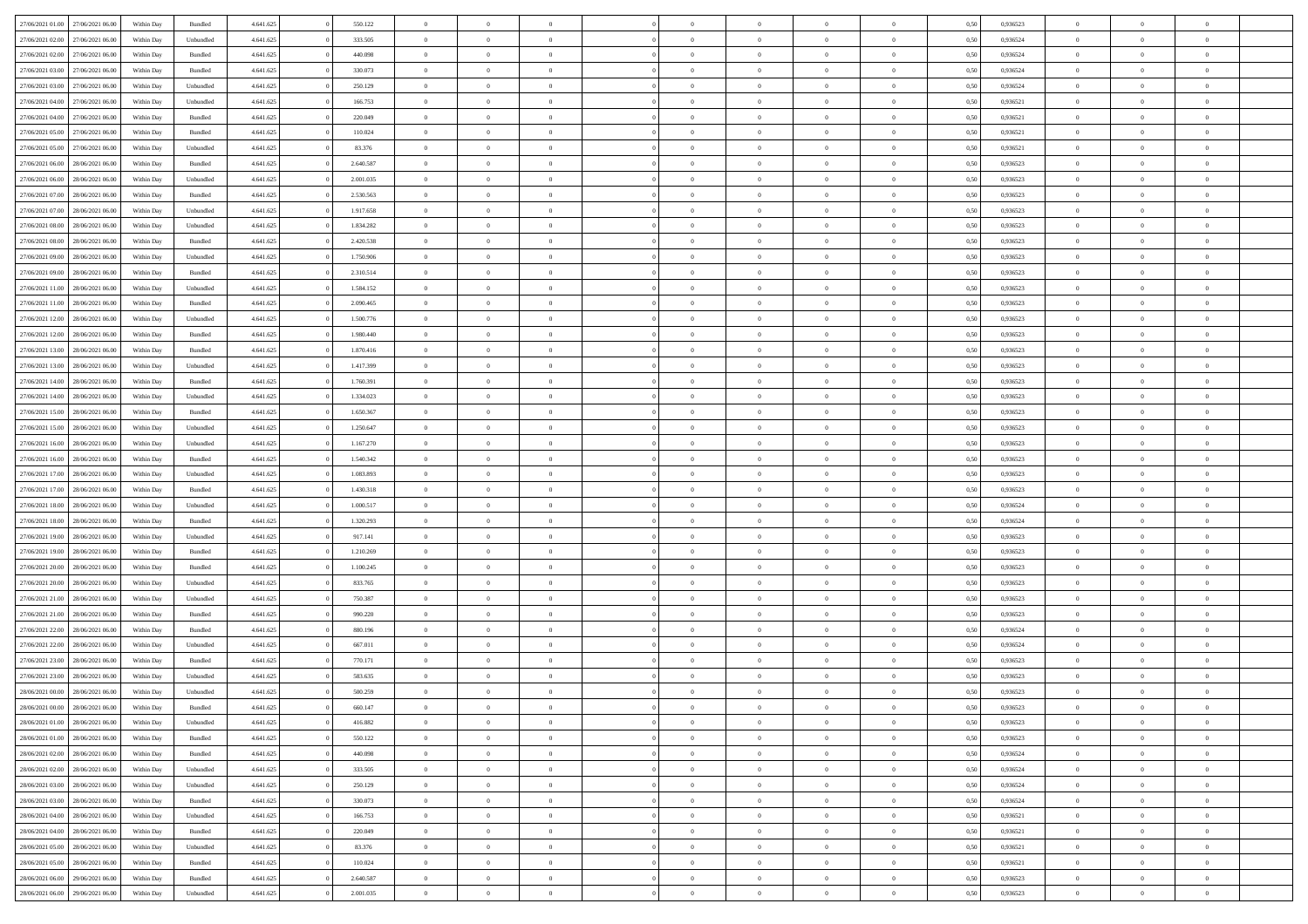| 27/06/2021 01:00 | 27/06/2021 06:00 | Within Day | Bundled | 4.641.625 | 0 | 550.122 | 0 | 0 | 0 | | 0 | 0 | 0 | 0 | 0,50 | 0,936523 | 0 | 0 | 0 | |
|---|---|---|---|---|---|---|---|---|---|---|---|---|---|---|---|---|---|---|---|---|
| 27/06/2021 02:00 | 27/06/2021 06:00 | Within Day | Unbundled | 4.641.625 | 0 | 333.505 | 0 | 0 | 0 | | 0 | 0 | 0 | 0 | 0,50 | 0,936524 | 0 | 0 | 0 | |
| 27/06/2021 02:00 | 27/06/2021 06:00 | Within Day | Bundled | 4.641.625 | 0 | 440.098 | 0 | 0 | 0 | | 0 | 0 | 0 | 0 | 0,50 | 0,936524 | 0 | 0 | 0 | |
| 27/06/2021 03:00 | 27/06/2021 06:00 | Within Day | Bundled | 4.641.625 | 0 | 330.073 | 0 | 0 | 0 | | 0 | 0 | 0 | 0 | 0,50 | 0,936524 | 0 | 0 | 0 | |
| 27/06/2021 03:00 | 27/06/2021 06:00 | Within Day | Unbundled | 4.641.625 | 0 | 250.129 | 0 | 0 | 0 | | 0 | 0 | 0 | 0 | 0,50 | 0,936524 | 0 | 0 | 0 | |
| 27/06/2021 04:00 | 27/06/2021 06:00 | Within Day | Unbundled | 4.641.625 | 0 | 166.753 | 0 | 0 | 0 | | 0 | 0 | 0 | 0 | 0,50 | 0,936521 | 0 | 0 | 0 | |
| 27/06/2021 04:00 | 27/06/2021 06:00 | Within Day | Bundled | 4.641.625 | 0 | 220.049 | 0 | 0 | 0 | | 0 | 0 | 0 | 0 | 0,50 | 0,936521 | 0 | 0 | 0 | |
| 27/06/2021 05:00 | 27/06/2021 06:00 | Within Day | Bundled | 4.641.625 | 0 | 110.024 | 0 | 0 | 0 | | 0 | 0 | 0 | 0 | 0,50 | 0,936521 | 0 | 0 | 0 | |
| 27/06/2021 05:00 | 27/06/2021 06:00 | Within Day | Unbundled | 4.641.625 | 0 | 83.376 | 0 | 0 | 0 | | 0 | 0 | 0 | 0 | 0,50 | 0,936521 | 0 | 0 | 0 | |
| 27/06/2021 06:00 | 28/06/2021 06:00 | Within Day | Bundled | 4.641.625 | 0 | 2.640.587 | 0 | 0 | 0 | | 0 | 0 | 0 | 0 | 0,50 | 0,936523 | 0 | 0 | 0 | |
| 27/06/2021 06:00 | 28/06/2021 06:00 | Within Day | Unbundled | 4.641.625 | 0 | 2.001.035 | 0 | 0 | 0 | | 0 | 0 | 0 | 0 | 0,50 | 0,936523 | 0 | 0 | 0 | |
| 27/06/2021 07:00 | 28/06/2021 06:00 | Within Day | Bundled | 4.641.625 | 0 | 2.530.563 | 0 | 0 | 0 | | 0 | 0 | 0 | 0 | 0,50 | 0,936523 | 0 | 0 | 0 | |
| 27/06/2021 07:00 | 28/06/2021 06:00 | Within Day | Unbundled | 4.641.625 | 0 | 1.917.658 | 0 | 0 | 0 | | 0 | 0 | 0 | 0 | 0,50 | 0,936523 | 0 | 0 | 0 | |
| 27/06/2021 08:00 | 28/06/2021 06:00 | Within Day | Unbundled | 4.641.625 | 0 | 1.834.282 | 0 | 0 | 0 | | 0 | 0 | 0 | 0 | 0,50 | 0,936523 | 0 | 0 | 0 | |
| 27/06/2021 08:00 | 28/06/2021 06:00 | Within Day | Bundled | 4.641.625 | 0 | 2.420.538 | 0 | 0 | 0 | | 0 | 0 | 0 | 0 | 0,50 | 0,936523 | 0 | 0 | 0 | |
| 27/06/2021 09:00 | 28/06/2021 06:00 | Within Day | Unbundled | 4.641.625 | 0 | 1.750.906 | 0 | 0 | 0 | | 0 | 0 | 0 | 0 | 0,50 | 0,936523 | 0 | 0 | 0 | |
| 27/06/2021 09:00 | 28/06/2021 06:00 | Within Day | Bundled | 4.641.625 | 0 | 2.310.514 | 0 | 0 | 0 | | 0 | 0 | 0 | 0 | 0,50 | 0,936523 | 0 | 0 | 0 | |
| 27/06/2021 11:00 | 28/06/2021 06:00 | Within Day | Unbundled | 4.641.625 | 0 | 1.584.152 | 0 | 0 | 0 | | 0 | 0 | 0 | 0 | 0,50 | 0,936523 | 0 | 0 | 0 | |
| 27/06/2021 11:00 | 28/06/2021 06:00 | Within Day | Bundled | 4.641.625 | 0 | 2.090.465 | 0 | 0 | 0 | | 0 | 0 | 0 | 0 | 0,50 | 0,936523 | 0 | 0 | 0 | |
| 27/06/2021 12:00 | 28/06/2021 06:00 | Within Day | Unbundled | 4.641.625 | 0 | 1.500.776 | 0 | 0 | 0 | | 0 | 0 | 0 | 0 | 0,50 | 0,936523 | 0 | 0 | 0 | |
| 27/06/2021 12:00 | 28/06/2021 06:00 | Within Day | Bundled | 4.641.625 | 0 | 1.980.440 | 0 | 0 | 0 | | 0 | 0 | 0 | 0 | 0,50 | 0,936523 | 0 | 0 | 0 | |
| 27/06/2021 13:00 | 28/06/2021 06:00 | Within Day | Bundled | 4.641.625 | 0 | 1.870.416 | 0 | 0 | 0 | | 0 | 0 | 0 | 0 | 0,50 | 0,936523 | 0 | 0 | 0 | |
| 27/06/2021 13:00 | 28/06/2021 06:00 | Within Day | Unbundled | 4.641.625 | 0 | 1.417.399 | 0 | 0 | 0 | | 0 | 0 | 0 | 0 | 0,50 | 0,936523 | 0 | 0 | 0 | |
| 27/06/2021 14:00 | 28/06/2021 06:00 | Within Day | Bundled | 4.641.625 | 0 | 1.760.391 | 0 | 0 | 0 | | 0 | 0 | 0 | 0 | 0,50 | 0,936523 | 0 | 0 | 0 | |
| 27/06/2021 14:00 | 28/06/2021 06:00 | Within Day | Unbundled | 4.641.625 | 0 | 1.334.023 | 0 | 0 | 0 | | 0 | 0 | 0 | 0 | 0,50 | 0,936523 | 0 | 0 | 0 | |
| 27/06/2021 15:00 | 28/06/2021 06:00 | Within Day | Bundled | 4.641.625 | 0 | 1.650.367 | 0 | 0 | 0 | | 0 | 0 | 0 | 0 | 0,50 | 0,936523 | 0 | 0 | 0 | |
| 27/06/2021 15:00 | 28/06/2021 06:00 | Within Day | Unbundled | 4.641.625 | 0 | 1.250.647 | 0 | 0 | 0 | | 0 | 0 | 0 | 0 | 0,50 | 0,936523 | 0 | 0 | 0 | |
| 27/06/2021 16:00 | 28/06/2021 06:00 | Within Day | Unbundled | 4.641.625 | 0 | 1.167.270 | 0 | 0 | 0 | | 0 | 0 | 0 | 0 | 0,50 | 0,936523 | 0 | 0 | 0 | |
| 27/06/2021 16:00 | 28/06/2021 06:00 | Within Day | Bundled | 4.641.625 | 0 | 1.540.342 | 0 | 0 | 0 | | 0 | 0 | 0 | 0 | 0,50 | 0,936523 | 0 | 0 | 0 | |
| 27/06/2021 17:00 | 28/06/2021 06:00 | Within Day | Unbundled | 4.641.625 | 0 | 1.083.893 | 0 | 0 | 0 | | 0 | 0 | 0 | 0 | 0,50 | 0,936523 | 0 | 0 | 0 | |
| 27/06/2021 17:00 | 28/06/2021 06:00 | Within Day | Bundled | 4.641.625 | 0 | 1.430.318 | 0 | 0 | 0 | | 0 | 0 | 0 | 0 | 0,50 | 0,936523 | 0 | 0 | 0 | |
| 27/06/2021 18:00 | 28/06/2021 06:00 | Within Day | Unbundled | 4.641.625 | 0 | 1.000.517 | 0 | 0 | 0 | | 0 | 0 | 0 | 0 | 0,50 | 0,936524 | 0 | 0 | 0 | |
| 27/06/2021 18:00 | 28/06/2021 06:00 | Within Day | Bundled | 4.641.625 | 0 | 1.320.293 | 0 | 0 | 0 | | 0 | 0 | 0 | 0 | 0,50 | 0,936524 | 0 | 0 | 0 | |
| 27/06/2021 19:00 | 28/06/2021 06:00 | Within Day | Unbundled | 4.641.625 | 0 | 917.141 | 0 | 0 | 0 | | 0 | 0 | 0 | 0 | 0,50 | 0,936523 | 0 | 0 | 0 | |
| 27/06/2021 19:00 | 28/06/2021 06:00 | Within Day | Bundled | 4.641.625 | 0 | 1.210.269 | 0 | 0 | 0 | | 0 | 0 | 0 | 0 | 0,50 | 0,936523 | 0 | 0 | 0 | |
| 27/06/2021 20:00 | 28/06/2021 06:00 | Within Day | Bundled | 4.641.625 | 0 | 1.100.245 | 0 | 0 | 0 | | 0 | 0 | 0 | 0 | 0,50 | 0,936523 | 0 | 0 | 0 | |
| 27/06/2021 20:00 | 28/06/2021 06:00 | Within Day | Unbundled | 4.641.625 | 0 | 833.765 | 0 | 0 | 0 | | 0 | 0 | 0 | 0 | 0,50 | 0,936523 | 0 | 0 | 0 | |
| 27/06/2021 21:00 | 28/06/2021 06:00 | Within Day | Unbundled | 4.641.625 | 0 | 750.387 | 0 | 0 | 0 | | 0 | 0 | 0 | 0 | 0,50 | 0,936523 | 0 | 0 | 0 | |
| 27/06/2021 21:00 | 28/06/2021 06:00 | Within Day | Bundled | 4.641.625 | 0 | 990.220 | 0 | 0 | 0 | | 0 | 0 | 0 | 0 | 0,50 | 0,936523 | 0 | 0 | 0 | |
| 27/06/2021 22:00 | 28/06/2021 06:00 | Within Day | Bundled | 4.641.625 | 0 | 880.196 | 0 | 0 | 0 | | 0 | 0 | 0 | 0 | 0,50 | 0,936524 | 0 | 0 | 0 | |
| 27/06/2021 22:00 | 28/06/2021 06:00 | Within Day | Unbundled | 4.641.625 | 0 | 667.011 | 0 | 0 | 0 | | 0 | 0 | 0 | 0 | 0,50 | 0,936524 | 0 | 0 | 0 | |
| 27/06/2021 23:00 | 28/06/2021 06:00 | Within Day | Bundled | 4.641.625 | 0 | 770.171 | 0 | 0 | 0 | | 0 | 0 | 0 | 0 | 0,50 | 0,936523 | 0 | 0 | 0 | |
| 27/06/2021 23:00 | 28/06/2021 06:00 | Within Day | Unbundled | 4.641.625 | 0 | 583.635 | 0 | 0 | 0 | | 0 | 0 | 0 | 0 | 0,50 | 0,936523 | 0 | 0 | 0 | |
| 28/06/2021 00:00 | 28/06/2021 06:00 | Within Day | Unbundled | 4.641.625 | 0 | 500.259 | 0 | 0 | 0 | | 0 | 0 | 0 | 0 | 0,50 | 0,936523 | 0 | 0 | 0 | |
| 28/06/2021 00:00 | 28/06/2021 06:00 | Within Day | Bundled | 4.641.625 | 0 | 660.147 | 0 | 0 | 0 | | 0 | 0 | 0 | 0 | 0,50 | 0,936523 | 0 | 0 | 0 | |
| 28/06/2021 01:00 | 28/06/2021 06:00 | Within Day | Unbundled | 4.641.625 | 0 | 416.882 | 0 | 0 | 0 | | 0 | 0 | 0 | 0 | 0,50 | 0,936523 | 0 | 0 | 0 | |
| 28/06/2021 01:00 | 28/06/2021 06:00 | Within Day | Bundled | 4.641.625 | 0 | 550.122 | 0 | 0 | 0 | | 0 | 0 | 0 | 0 | 0,50 | 0,936523 | 0 | 0 | 0 | |
| 28/06/2021 02:00 | 28/06/2021 06:00 | Within Day | Bundled | 4.641.625 | 0 | 440.098 | 0 | 0 | 0 | | 0 | 0 | 0 | 0 | 0,50 | 0,936524 | 0 | 0 | 0 | |
| 28/06/2021 02:00 | 28/06/2021 06:00 | Within Day | Unbundled | 4.641.625 | 0 | 333.505 | 0 | 0 | 0 | | 0 | 0 | 0 | 0 | 0,50 | 0,936524 | 0 | 0 | 0 | |
| 28/06/2021 03:00 | 28/06/2021 06:00 | Within Day | Unbundled | 4.641.625 | 0 | 250.129 | 0 | 0 | 0 | | 0 | 0 | 0 | 0 | 0,50 | 0,936524 | 0 | 0 | 0 | |
| 28/06/2021 03:00 | 28/06/2021 06:00 | Within Day | Bundled | 4.641.625 | 0 | 330.073 | 0 | 0 | 0 | | 0 | 0 | 0 | 0 | 0,50 | 0,936524 | 0 | 0 | 0 | |
| 28/06/2021 04:00 | 28/06/2021 06:00 | Within Day | Unbundled | 4.641.625 | 0 | 166.753 | 0 | 0 | 0 | | 0 | 0 | 0 | 0 | 0,50 | 0,936521 | 0 | 0 | 0 | |
| 28/06/2021 04:00 | 28/06/2021 06:00 | Within Day | Bundled | 4.641.625 | 0 | 220.049 | 0 | 0 | 0 | | 0 | 0 | 0 | 0 | 0,50 | 0,936521 | 0 | 0 | 0 | |
| 28/06/2021 05:00 | 28/06/2021 06:00 | Within Day | Unbundled | 4.641.625 | 0 | 83.376 | 0 | 0 | 0 | | 0 | 0 | 0 | 0 | 0,50 | 0,936521 | 0 | 0 | 0 | |
| 28/06/2021 05:00 | 28/06/2021 06:00 | Within Day | Bundled | 4.641.625 | 0 | 110.024 | 0 | 0 | 0 | | 0 | 0 | 0 | 0 | 0,50 | 0,936521 | 0 | 0 | 0 | |
| 28/06/2021 06:00 | 29/06/2021 06:00 | Within Day | Bundled | 4.641.625 | 0 | 2.640.587 | 0 | 0 | 0 | | 0 | 0 | 0 | 0 | 0,50 | 0,936523 | 0 | 0 | 0 | |
| 28/06/2021 06:00 | 29/06/2021 06:00 | Within Day | Unbundled | 4.641.625 | 0 | 2.001.035 | 0 | 0 | 0 | | 0 | 0 | 0 | 0 | 0,50 | 0,936523 | 0 | 0 | 0 | |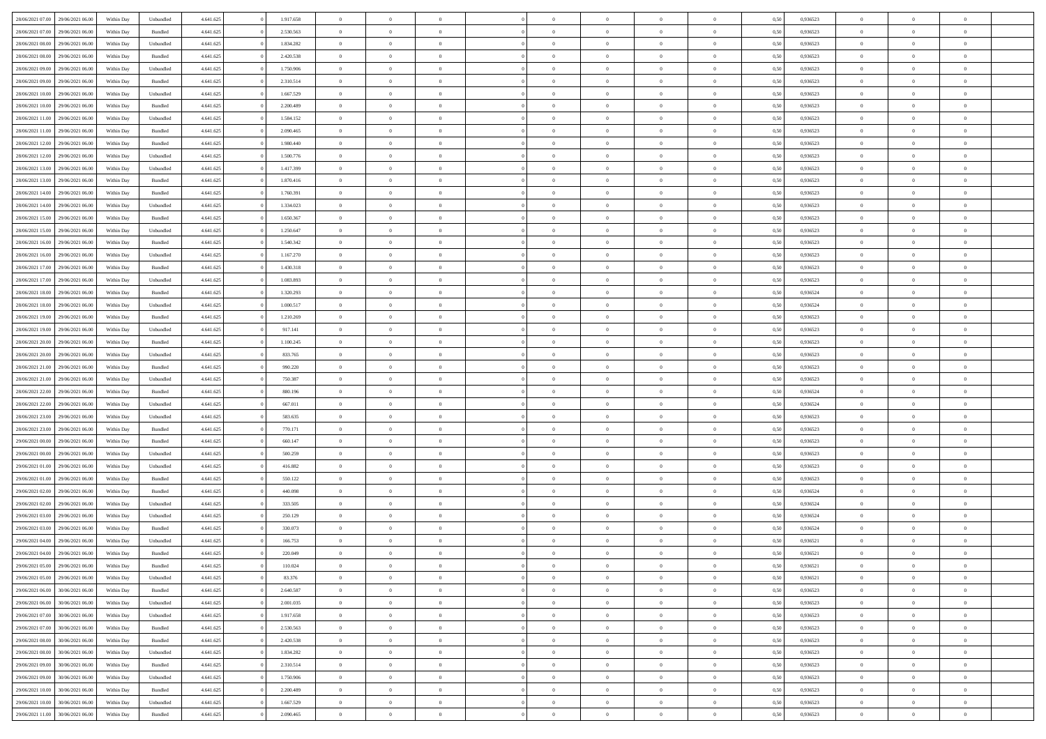| | | | | | | | | | | | | | | | | | | | | |
|---|---|---|---|---|---|---|---|---|---|---|---|---|---|---|---|---|---|---|---|---|
| 28/06/2021 07:00 | 29/06/2021 06:00 | Within Day | Unbundled | 4.641.625 | 0 | 1.917.658 | 0 | 0 | 0 | | 0 | 0 | 0 | 0 | 0,50 | 0,936523 | 0 | 0 | 0 | |
| 28/06/2021 07:00 | 29/06/2021 06:00 | Within Day | Bundled | 4.641.625 | 0 | 2.530.563 | 0 | 0 | 0 | | 0 | 0 | 0 | 0 | 0,50 | 0,936523 | 0 | 0 | 0 | |
| 28/06/2021 08:00 | 29/06/2021 06:00 | Within Day | Unbundled | 4.641.625 | 0 | 1.834.282 | 0 | 0 | 0 | | 0 | 0 | 0 | 0 | 0,50 | 0,936523 | 0 | 0 | 0 | |
| 28/06/2021 08:00 | 29/06/2021 06:00 | Within Day | Bundled | 4.641.625 | 0 | 2.420.538 | 0 | 0 | 0 | | 0 | 0 | 0 | 0 | 0,50 | 0,936523 | 0 | 0 | 0 | |
| 28/06/2021 09:00 | 29/06/2021 06:00 | Within Day | Unbundled | 4.641.625 | 0 | 1.750.906 | 0 | 0 | 0 | | 0 | 0 | 0 | 0 | 0,50 | 0,936523 | 0 | 0 | 0 | |
| 28/06/2021 09:00 | 29/06/2021 06:00 | Within Day | Bundled | 4.641.625 | 0 | 2.310.514 | 0 | 0 | 0 | | 0 | 0 | 0 | 0 | 0,50 | 0,936523 | 0 | 0 | 0 | |
| 28/06/2021 10:00 | 29/06/2021 06:00 | Within Day | Unbundled | 4.641.625 | 0 | 1.667.529 | 0 | 0 | 0 | | 0 | 0 | 0 | 0 | 0,50 | 0,936523 | 0 | 0 | 0 | |
| 28/06/2021 10:00 | 29/06/2021 06:00 | Within Day | Bundled | 4.641.625 | 0 | 2.200.489 | 0 | 0 | 0 | | 0 | 0 | 0 | 0 | 0,50 | 0,936523 | 0 | 0 | 0 | |
| 28/06/2021 11:00 | 29/06/2021 06:00 | Within Day | Unbundled | 4.641.625 | 0 | 1.584.152 | 0 | 0 | 0 | | 0 | 0 | 0 | 0 | 0,50 | 0,936523 | 0 | 0 | 0 | |
| 28/06/2021 11:00 | 29/06/2021 06:00 | Within Day | Bundled | 4.641.625 | 0 | 2.090.465 | 0 | 0 | 0 | | 0 | 0 | 0 | 0 | 0,50 | 0,936523 | 0 | 0 | 0 | |
| 28/06/2021 12:00 | 29/06/2021 06:00 | Within Day | Bundled | 4.641.625 | 0 | 1.980.440 | 0 | 0 | 0 | | 0 | 0 | 0 | 0 | 0,50 | 0,936523 | 0 | 0 | 0 | |
| 28/06/2021 12:00 | 29/06/2021 06:00 | Within Day | Unbundled | 4.641.625 | 0 | 1.500.776 | 0 | 0 | 0 | | 0 | 0 | 0 | 0 | 0,50 | 0,936523 | 0 | 0 | 0 | |
| 28/06/2021 13:00 | 29/06/2021 06:00 | Within Day | Unbundled | 4.641.625 | 0 | 1.417.399 | 0 | 0 | 0 | | 0 | 0 | 0 | 0 | 0,50 | 0,936523 | 0 | 0 | 0 | |
| 28/06/2021 13:00 | 29/06/2021 06:00 | Within Day | Bundled | 4.641.625 | 0 | 1.870.416 | 0 | 0 | 0 | | 0 | 0 | 0 | 0 | 0,50 | 0,936523 | 0 | 0 | 0 | |
| 28/06/2021 14:00 | 29/06/2021 06:00 | Within Day | Bundled | 4.641.625 | 0 | 1.760.391 | 0 | 0 | 0 | | 0 | 0 | 0 | 0 | 0,50 | 0,936523 | 0 | 0 | 0 | |
| 28/06/2021 14:00 | 29/06/2021 06:00 | Within Day | Unbundled | 4.641.625 | 0 | 1.334.023 | 0 | 0 | 0 | | 0 | 0 | 0 | 0 | 0,50 | 0,936523 | 0 | 0 | 0 | |
| 28/06/2021 15:00 | 29/06/2021 06:00 | Within Day | Bundled | 4.641.625 | 0 | 1.650.367 | 0 | 0 | 0 | | 0 | 0 | 0 | 0 | 0,50 | 0,936523 | 0 | 0 | 0 | |
| 28/06/2021 15:00 | 29/06/2021 06:00 | Within Day | Unbundled | 4.641.625 | 0 | 1.250.647 | 0 | 0 | 0 | | 0 | 0 | 0 | 0 | 0,50 | 0,936523 | 0 | 0 | 0 | |
| 28/06/2021 16:00 | 29/06/2021 06:00 | Within Day | Bundled | 4.641.625 | 0 | 1.540.342 | 0 | 0 | 0 | | 0 | 0 | 0 | 0 | 0,50 | 0,936523 | 0 | 0 | 0 | |
| 28/06/2021 16:00 | 29/06/2021 06:00 | Within Day | Unbundled | 4.641.625 | 0 | 1.167.270 | 0 | 0 | 0 | | 0 | 0 | 0 | 0 | 0,50 | 0,936523 | 0 | 0 | 0 | |
| 28/06/2021 17:00 | 29/06/2021 06:00 | Within Day | Bundled | 4.641.625 | 0 | 1.430.318 | 0 | 0 | 0 | | 0 | 0 | 0 | 0 | 0,50 | 0,936523 | 0 | 0 | 0 | |
| 28/06/2021 17:00 | 29/06/2021 06:00 | Within Day | Unbundled | 4.641.625 | 0 | 1.083.893 | 0 | 0 | 0 | | 0 | 0 | 0 | 0 | 0,50 | 0,936523 | 0 | 0 | 0 | |
| 28/06/2021 18:00 | 29/06/2021 06:00 | Within Day | Bundled | 4.641.625 | 0 | 1.320.293 | 0 | 0 | 0 | | 0 | 0 | 0 | 0 | 0,50 | 0,936524 | 0 | 0 | 0 | |
| 28/06/2021 18:00 | 29/06/2021 06:00 | Within Day | Unbundled | 4.641.625 | 0 | 1.000.517 | 0 | 0 | 0 | | 0 | 0 | 0 | 0 | 0,50 | 0,936524 | 0 | 0 | 0 | |
| 28/06/2021 19:00 | 29/06/2021 06:00 | Within Day | Bundled | 4.641.625 | 0 | 1.210.269 | 0 | 0 | 0 | | 0 | 0 | 0 | 0 | 0,50 | 0,936523 | 0 | 0 | 0 | |
| 28/06/2021 19:00 | 29/06/2021 06:00 | Within Day | Unbundled | 4.641.625 | 0 | 917.141 | 0 | 0 | 0 | | 0 | 0 | 0 | 0 | 0,50 | 0,936523 | 0 | 0 | 0 | |
| 28/06/2021 20:00 | 29/06/2021 06:00 | Within Day | Bundled | 4.641.625 | 0 | 1.100.245 | 0 | 0 | 0 | | 0 | 0 | 0 | 0 | 0,50 | 0,936523 | 0 | 0 | 0 | |
| 28/06/2021 20:00 | 29/06/2021 06:00 | Within Day | Unbundled | 4.641.625 | 0 | 833.765 | 0 | 0 | 0 | | 0 | 0 | 0 | 0 | 0,50 | 0,936523 | 0 | 0 | 0 | |
| 28/06/2021 21:00 | 29/06/2021 06:00 | Within Day | Bundled | 4.641.625 | 0 | 990.220 | 0 | 0 | 0 | | 0 | 0 | 0 | 0 | 0,50 | 0,936523 | 0 | 0 | 0 | |
| 28/06/2021 21:00 | 29/06/2021 06:00 | Within Day | Unbundled | 4.641.625 | 0 | 750.387 | 0 | 0 | 0 | | 0 | 0 | 0 | 0 | 0,50 | 0,936523 | 0 | 0 | 0 | |
| 28/06/2021 22:00 | 29/06/2021 06:00 | Within Day | Bundled | 4.641.625 | 0 | 880.196 | 0 | 0 | 0 | | 0 | 0 | 0 | 0 | 0,50 | 0,936524 | 0 | 0 | 0 | |
| 28/06/2021 22:00 | 29/06/2021 06:00 | Within Day | Unbundled | 4.641.625 | 0 | 667.011 | 0 | 0 | 0 | | 0 | 0 | 0 | 0 | 0,50 | 0,936524 | 0 | 0 | 0 | |
| 28/06/2021 23:00 | 29/06/2021 06:00 | Within Day | Unbundled | 4.641.625 | 0 | 583.635 | 0 | 0 | 0 | | 0 | 0 | 0 | 0 | 0,50 | 0,936523 | 0 | 0 | 0 | |
| 28/06/2021 23:00 | 29/06/2021 06:00 | Within Day | Bundled | 4.641.625 | 0 | 770.171 | 0 | 0 | 0 | | 0 | 0 | 0 | 0 | 0,50 | 0,936523 | 0 | 0 | 0 | |
| 29/06/2021 00:00 | 29/06/2021 06:00 | Within Day | Bundled | 4.641.625 | 0 | 660.147 | 0 | 0 | 0 | | 0 | 0 | 0 | 0 | 0,50 | 0,936523 | 0 | 0 | 0 | |
| 29/06/2021 00:00 | 29/06/2021 06:00 | Within Day | Unbundled | 4.641.625 | 0 | 500.259 | 0 | 0 | 0 | | 0 | 0 | 0 | 0 | 0,50 | 0,936523 | 0 | 0 | 0 | |
| 29/06/2021 01:00 | 29/06/2021 06:00 | Within Day | Unbundled | 4.641.625 | 0 | 416.882 | 0 | 0 | 0 | | 0 | 0 | 0 | 0 | 0,50 | 0,936523 | 0 | 0 | 0 | |
| 29/06/2021 01:00 | 29/06/2021 06:00 | Within Day | Bundled | 4.641.625 | 0 | 550.122 | 0 | 0 | 0 | | 0 | 0 | 0 | 0 | 0,50 | 0,936523 | 0 | 0 | 0 | |
| 29/06/2021 02:00 | 29/06/2021 06:00 | Within Day | Bundled | 4.641.625 | 0 | 440.098 | 0 | 0 | 0 | | 0 | 0 | 0 | 0 | 0,50 | 0,936524 | 0 | 0 | 0 | |
| 29/06/2021 02:00 | 29/06/2021 06:00 | Within Day | Unbundled | 4.641.625 | 0 | 333.505 | 0 | 0 | 0 | | 0 | 0 | 0 | 0 | 0,50 | 0,936524 | 0 | 0 | 0 | |
| 29/06/2021 03:00 | 29/06/2021 06:00 | Within Day | Unbundled | 4.641.625 | 0 | 250.129 | 0 | 0 | 0 | | 0 | 0 | 0 | 0 | 0,50 | 0,936524 | 0 | 0 | 0 | |
| 29/06/2021 03:00 | 29/06/2021 06:00 | Within Day | Bundled | 4.641.625 | 0 | 330.073 | 0 | 0 | 0 | | 0 | 0 | 0 | 0 | 0,50 | 0,936524 | 0 | 0 | 0 | |
| 29/06/2021 04:00 | 29/06/2021 06:00 | Within Day | Unbundled | 4.641.625 | 0 | 166.753 | 0 | 0 | 0 | | 0 | 0 | 0 | 0 | 0,50 | 0,936521 | 0 | 0 | 0 | |
| 29/06/2021 04:00 | 29/06/2021 06:00 | Within Day | Bundled | 4.641.625 | 0 | 220.049 | 0 | 0 | 0 | | 0 | 0 | 0 | 0 | 0,50 | 0,936521 | 0 | 0 | 0 | |
| 29/06/2021 05:00 | 29/06/2021 06:00 | Within Day | Bundled | 4.641.625 | 0 | 110.024 | 0 | 0 | 0 | | 0 | 0 | 0 | 0 | 0,50 | 0,936521 | 0 | 0 | 0 | |
| 29/06/2021 05:00 | 29/06/2021 06:00 | Within Day | Unbundled | 4.641.625 | 0 | 83.376 | 0 | 0 | 0 | | 0 | 0 | 0 | 0 | 0,50 | 0,936521 | 0 | 0 | 0 | |
| 29/06/2021 06:00 | 30/06/2021 06:00 | Within Day | Bundled | 4.641.625 | 0 | 2.640.587 | 0 | 0 | 0 | | 0 | 0 | 0 | 0 | 0,50 | 0,936523 | 0 | 0 | 0 | |
| 29/06/2021 06:00 | 30/06/2021 06:00 | Within Day | Unbundled | 4.641.625 | 0 | 2.001.035 | 0 | 0 | 0 | | 0 | 0 | 0 | 0 | 0,50 | 0,936523 | 0 | 0 | 0 | |
| 29/06/2021 07:00 | 30/06/2021 06:00 | Within Day | Unbundled | 4.641.625 | 0 | 1.917.658 | 0 | 0 | 0 | | 0 | 0 | 0 | 0 | 0,50 | 0,936523 | 0 | 0 | 0 | |
| 29/06/2021 07:00 | 30/06/2021 06:00 | Within Day | Bundled | 4.641.625 | 0 | 2.530.563 | 0 | 0 | 0 | | 0 | 0 | 0 | 0 | 0,50 | 0,936523 | 0 | 0 | 0 | |
| 29/06/2021 08:00 | 30/06/2021 06:00 | Within Day | Bundled | 4.641.625 | 0 | 2.420.538 | 0 | 0 | 0 | | 0 | 0 | 0 | 0 | 0,50 | 0,936523 | 0 | 0 | 0 | |
| 29/06/2021 08:00 | 30/06/2021 06:00 | Within Day | Unbundled | 4.641.625 | 0 | 1.834.282 | 0 | 0 | 0 | | 0 | 0 | 0 | 0 | 0,50 | 0,936523 | 0 | 0 | 0 | |
| 29/06/2021 09:00 | 30/06/2021 06:00 | Within Day | Bundled | 4.641.625 | 0 | 2.310.514 | 0 | 0 | 0 | | 0 | 0 | 0 | 0 | 0,50 | 0,936523 | 0 | 0 | 0 | |
| 29/06/2021 09:00 | 30/06/2021 06:00 | Within Day | Unbundled | 4.641.625 | 0 | 1.750.906 | 0 | 0 | 0 | | 0 | 0 | 0 | 0 | 0,50 | 0,936523 | 0 | 0 | 0 | |
| 29/06/2021 10:00 | 30/06/2021 06:00 | Within Day | Bundled | 4.641.625 | 0 | 2.200.489 | 0 | 0 | 0 | | 0 | 0 | 0 | 0 | 0,50 | 0,936523 | 0 | 0 | 0 | |
| 29/06/2021 10:00 | 30/06/2021 06:00 | Within Day | Unbundled | 4.641.625 | 0 | 1.667.529 | 0 | 0 | 0 | | 0 | 0 | 0 | 0 | 0,50 | 0,936523 | 0 | 0 | 0 | |
| 29/06/2021 11:00 | 30/06/2021 06:00 | Within Day | Bundled | 4.641.625 | 0 | 2.090.465 | 0 | 0 | 0 | | 0 | 0 | 0 | 0 | 0,50 | 0,936523 | 0 | 0 | 0 | |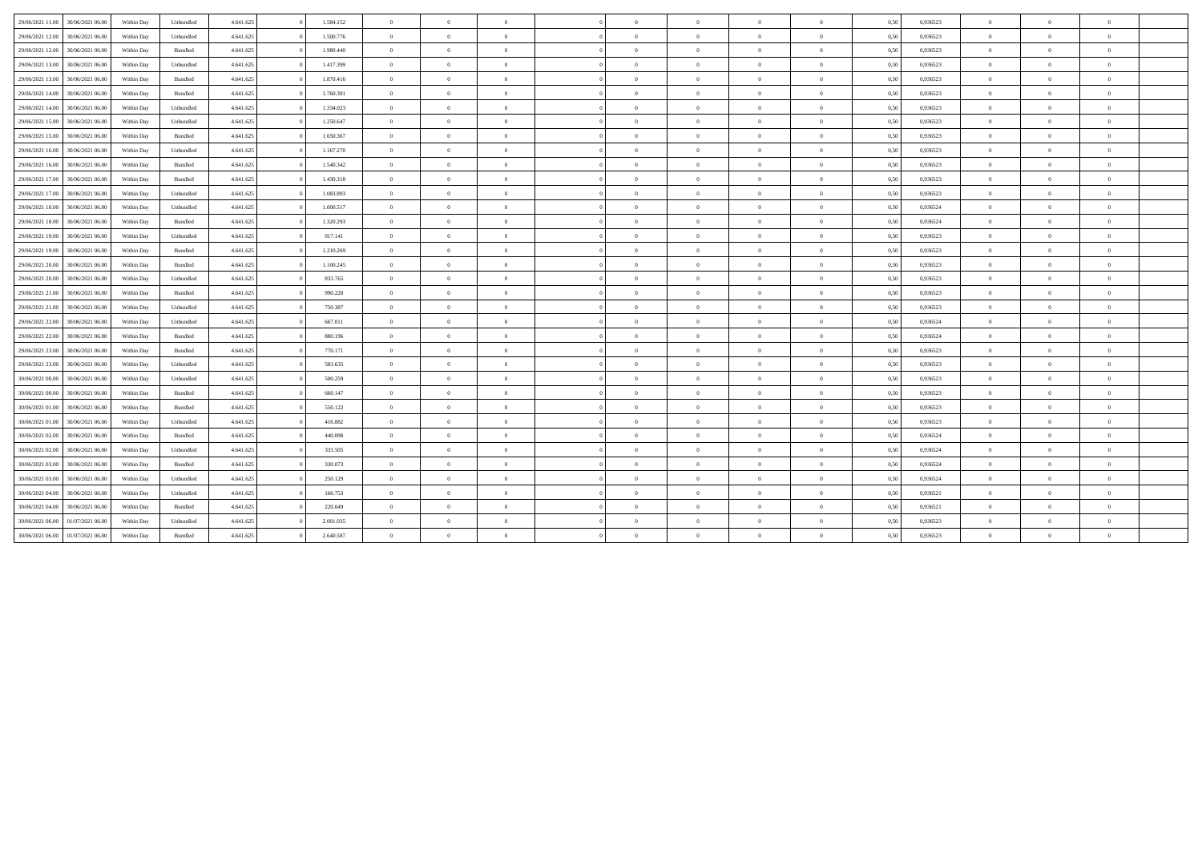| | | | | | | | | | | | | | | | | | | | | | |
|---|---|---|---|---|---|---|---|---|---|---|---|---|---|---|---|---|---|---|---|---|---|
| 29/06/2021 11:00 | 30/06/2021 06:00 | Within Day | Unbundled | 4.641.625 | 0 | 1.584.152 | 0 | 0 | 0 | | 0 | 0 | 0 | 0 | 0 | 0,50 | 0,936523 | 0 | 0 | 0 | |
| 29/06/2021 12:00 | 30/06/2021 06:00 | Within Day | Unbundled | 4.641.625 | 0 | 1.500.776 | 0 | 0 | 0 | | 0 | 0 | 0 | 0 | 0 | 0,50 | 0,936523 | 0 | 0 | 0 | |
| 29/06/2021 12:00 | 30/06/2021 06:00 | Within Day | Bundled | 4.641.625 | 0 | 1.980.440 | 0 | 0 | 0 | | 0 | 0 | 0 | 0 | 0 | 0,50 | 0,936523 | 0 | 0 | 0 | |
| 29/06/2021 13:00 | 30/06/2021 06:00 | Within Day | Unbundled | 4.641.625 | 0 | 1.417.399 | 0 | 0 | 0 | | 0 | 0 | 0 | 0 | 0 | 0,50 | 0,936523 | 0 | 0 | 0 | |
| 29/06/2021 13:00 | 30/06/2021 06:00 | Within Day | Bundled | 4.641.625 | 0 | 1.870.416 | 0 | 0 | 0 | | 0 | 0 | 0 | 0 | 0 | 0,50 | 0,936523 | 0 | 0 | 0 | |
| 29/06/2021 14:00 | 30/06/2021 06:00 | Within Day | Bundled | 4.641.625 | 0 | 1.760.391 | 0 | 0 | 0 | | 0 | 0 | 0 | 0 | 0 | 0,50 | 0,936523 | 0 | 0 | 0 | |
| 29/06/2021 14:00 | 30/06/2021 06:00 | Within Day | Unbundled | 4.641.625 | 0 | 1.334.023 | 0 | 0 | 0 | | 0 | 0 | 0 | 0 | 0 | 0,50 | 0,936523 | 0 | 0 | 0 | |
| 29/06/2021 15:00 | 30/06/2021 06:00 | Within Day | Unbundled | 4.641.625 | 0 | 1.250.647 | 0 | 0 | 0 | | 0 | 0 | 0 | 0 | 0 | 0,50 | 0,936523 | 0 | 0 | 0 | |
| 29/06/2021 15:00 | 30/06/2021 06:00 | Within Day | Bundled | 4.641.625 | 0 | 1.650.367 | 0 | 0 | 0 | | 0 | 0 | 0 | 0 | 0 | 0,50 | 0,936523 | 0 | 0 | 0 | |
| 29/06/2021 16:00 | 30/06/2021 06:00 | Within Day | Unbundled | 4.641.625 | 0 | 1.167.270 | 0 | 0 | 0 | | 0 | 0 | 0 | 0 | 0 | 0,50 | 0,936523 | 0 | 0 | 0 | |
| 29/06/2021 16:00 | 30/06/2021 06:00 | Within Day | Bundled | 4.641.625 | 0 | 1.540.342 | 0 | 0 | 0 | | 0 | 0 | 0 | 0 | 0 | 0,50 | 0,936523 | 0 | 0 | 0 | |
| 29/06/2021 17:00 | 30/06/2021 06:00 | Within Day | Bundled | 4.641.625 | 0 | 1.430.318 | 0 | 0 | 0 | | 0 | 0 | 0 | 0 | 0 | 0,50 | 0,936523 | 0 | 0 | 0 | |
| 29/06/2021 17:00 | 30/06/2021 06:00 | Within Day | Unbundled | 4.641.625 | 0 | 1.083.893 | 0 | 0 | 0 | | 0 | 0 | 0 | 0 | 0 | 0,50 | 0,936523 | 0 | 0 | 0 | |
| 29/06/2021 18:00 | 30/06/2021 06:00 | Within Day | Unbundled | 4.641.625 | 0 | 1.000.517 | 0 | 0 | 0 | | 0 | 0 | 0 | 0 | 0 | 0,50 | 0,936524 | 0 | 0 | 0 | |
| 29/06/2021 18:00 | 30/06/2021 06:00 | Within Day | Bundled | 4.641.625 | 0 | 1.320.293 | 0 | 0 | 0 | | 0 | 0 | 0 | 0 | 0 | 0,50 | 0,936524 | 0 | 0 | 0 | |
| 29/06/2021 19:00 | 30/06/2021 06:00 | Within Day | Unbundled | 4.641.625 | 0 | 917.141 | 0 | 0 | 0 | | 0 | 0 | 0 | 0 | 0 | 0,50 | 0,936523 | 0 | 0 | 0 | |
| 29/06/2021 19:00 | 30/06/2021 06:00 | Within Day | Bundled | 4.641.625 | 0 | 1.210.269 | 0 | 0 | 0 | | 0 | 0 | 0 | 0 | 0 | 0,50 | 0,936523 | 0 | 0 | 0 | |
| 29/06/2021 20:00 | 30/06/2021 06:00 | Within Day | Bundled | 4.641.625 | 0 | 1.100.245 | 0 | 0 | 0 | | 0 | 0 | 0 | 0 | 0 | 0,50 | 0,936523 | 0 | 0 | 0 | |
| 29/06/2021 20:00 | 30/06/2021 06:00 | Within Day | Unbundled | 4.641.625 | 0 | 833.765 | 0 | 0 | 0 | | 0 | 0 | 0 | 0 | 0 | 0,50 | 0,936523 | 0 | 0 | 0 | |
| 29/06/2021 21:00 | 30/06/2021 06:00 | Within Day | Bundled | 4.641.625 | 0 | 990.220 | 0 | 0 | 0 | | 0 | 0 | 0 | 0 | 0 | 0,50 | 0,936523 | 0 | 0 | 0 | |
| 29/06/2021 21:00 | 30/06/2021 06:00 | Within Day | Unbundled | 4.641.625 | 0 | 750.387 | 0 | 0 | 0 | | 0 | 0 | 0 | 0 | 0 | 0,50 | 0,936523 | 0 | 0 | 0 | |
| 29/06/2021 22:00 | 30/06/2021 06:00 | Within Day | Unbundled | 4.641.625 | 0 | 667.011 | 0 | 0 | 0 | | 0 | 0 | 0 | 0 | 0 | 0,50 | 0,936524 | 0 | 0 | 0 | |
| 29/06/2021 22:00 | 30/06/2021 06:00 | Within Day | Bundled | 4.641.625 | 0 | 880.196 | 0 | 0 | 0 | | 0 | 0 | 0 | 0 | 0 | 0,50 | 0,936524 | 0 | 0 | 0 | |
| 29/06/2021 23:00 | 30/06/2021 06:00 | Within Day | Bundled | 4.641.625 | 0 | 770.171 | 0 | 0 | 0 | | 0 | 0 | 0 | 0 | 0 | 0,50 | 0,936523 | 0 | 0 | 0 | |
| 29/06/2021 23:00 | 30/06/2021 06:00 | Within Day | Unbundled | 4.641.625 | 0 | 583.635 | 0 | 0 | 0 | | 0 | 0 | 0 | 0 | 0 | 0,50 | 0,936523 | 0 | 0 | 0 | |
| 30/06/2021 00:00 | 30/06/2021 06:00 | Within Day | Unbundled | 4.641.625 | 0 | 500.259 | 0 | 0 | 0 | | 0 | 0 | 0 | 0 | 0 | 0,50 | 0,936523 | 0 | 0 | 0 | |
| 30/06/2021 00:00 | 30/06/2021 06:00 | Within Day | Bundled | 4.641.625 | 0 | 660.147 | 0 | 0 | 0 | | 0 | 0 | 0 | 0 | 0 | 0,50 | 0,936523 | 0 | 0 | 0 | |
| 30/06/2021 01:00 | 30/06/2021 06:00 | Within Day | Bundled | 4.641.625 | 0 | 550.122 | 0 | 0 | 0 | | 0 | 0 | 0 | 0 | 0 | 0,50 | 0,936523 | 0 | 0 | 0 | |
| 30/06/2021 01:00 | 30/06/2021 06:00 | Within Day | Unbundled | 4.641.625 | 0 | 416.882 | 0 | 0 | 0 | | 0 | 0 | 0 | 0 | 0 | 0,50 | 0,936523 | 0 | 0 | 0 | |
| 30/06/2021 02:00 | 30/06/2021 06:00 | Within Day | Bundled | 4.641.625 | 0 | 440.098 | 0 | 0 | 0 | | 0 | 0 | 0 | 0 | 0 | 0,50 | 0,936524 | 0 | 0 | 0 | |
| 30/06/2021 02:00 | 30/06/2021 06:00 | Within Day | Unbundled | 4.641.625 | 0 | 333.505 | 0 | 0 | 0 | | 0 | 0 | 0 | 0 | 0 | 0,50 | 0,936524 | 0 | 0 | 0 | |
| 30/06/2021 03:00 | 30/06/2021 06:00 | Within Day | Bundled | 4.641.625 | 0 | 330.073 | 0 | 0 | 0 | | 0 | 0 | 0 | 0 | 0 | 0,50 | 0,936524 | 0 | 0 | 0 | |
| 30/06/2021 03:00 | 30/06/2021 06:00 | Within Day | Unbundled | 4.641.625 | 0 | 250.129 | 0 | 0 | 0 | | 0 | 0 | 0 | 0 | 0 | 0,50 | 0,936524 | 0 | 0 | 0 | |
| 30/06/2021 04:00 | 30/06/2021 06:00 | Within Day | Unbundled | 4.641.625 | 0 | 166.753 | 0 | 0 | 0 | | 0 | 0 | 0 | 0 | 0 | 0,50 | 0,936521 | 0 | 0 | 0 | |
| 30/06/2021 04:00 | 30/06/2021 06:00 | Within Day | Bundled | 4.641.625 | 0 | 220.049 | 0 | 0 | 0 | | 0 | 0 | 0 | 0 | 0 | 0,50 | 0,936521 | 0 | 0 | 0 | |
| 30/06/2021 06:00 | 01/07/2021 06:00 | Within Day | Unbundled | 4.641.625 | 0 | 2.001.035 | 0 | 0 | 0 | | 0 | 0 | 0 | 0 | 0 | 0,50 | 0,936523 | 0 | 0 | 0 | |
| 30/06/2021 06:00 | 01/07/2021 06:00 | Within Day | Bundled | 4.641.625 | 0 | 2.640.587 | 0 | 0 | 0 | | 0 | 0 | 0 | 0 | 0 | 0,50 | 0,936523 | 0 | 0 | 0 | |